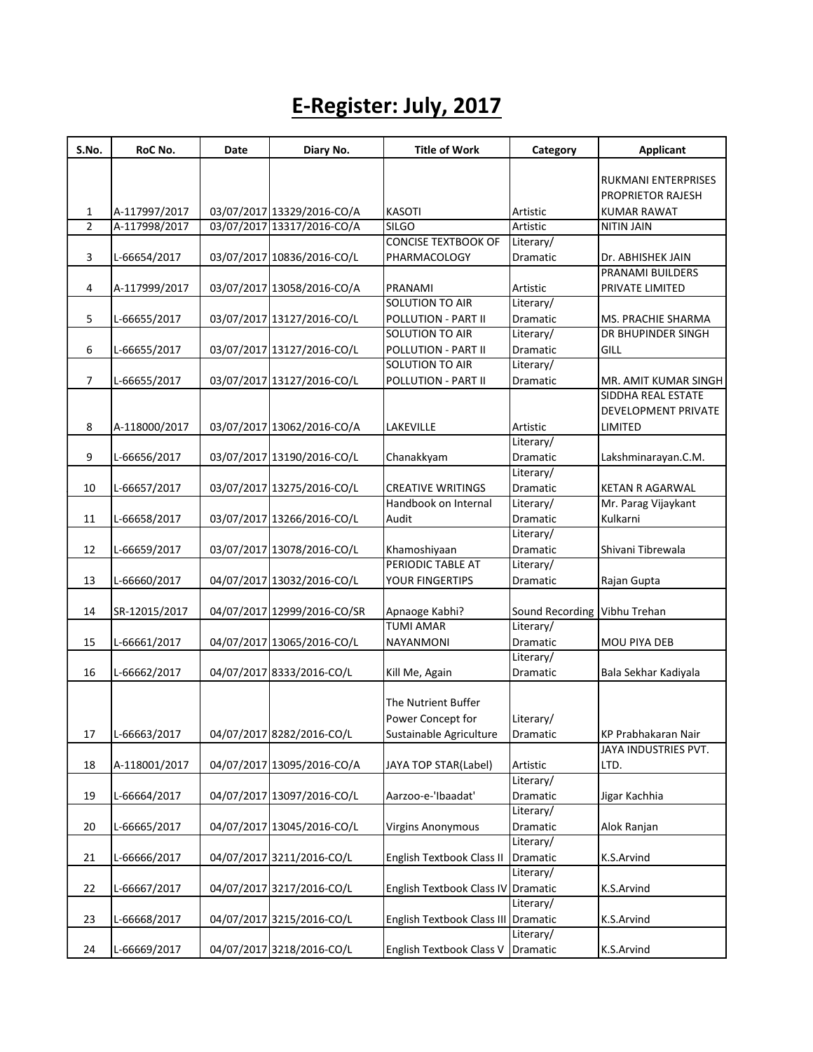# E-Register: July, 2017

| S.No. | RoC No. | Date | Diary No. | Title of Work | Category | Applicant |
|---|---|---|---|---|---|---|
| 1 | A-117997/2017 | 03/07/2017 | 13329/2016-CO/A | KASOTI | Artistic | RUKMANI ENTERPRISES PROPRIETOR RAJESH KUMAR RAWAT |
| 2 | A-117998/2017 | 03/07/2017 | 13317/2016-CO/A | SILGO | Artistic | NITIN JAIN |
| 3 | L-66654/2017 | 03/07/2017 | 10836/2016-CO/L | CONCISE TEXTBOOK OF PHARMACOLOGY | Literary/ Dramatic | Dr. ABHISHEK JAIN |
| 4 | A-117999/2017 | 03/07/2017 | 13058/2016-CO/A | PRANAMI | Artistic | PRANAMI BUILDERS PRIVATE LIMITED |
| 5 | L-66655/2017 | 03/07/2017 | 13127/2016-CO/L | SOLUTION TO AIR POLLUTION - PART II | Literary/ Dramatic | MS. PRACHIE SHARMA |
| 6 | L-66655/2017 | 03/07/2017 | 13127/2016-CO/L | SOLUTION TO AIR POLLUTION - PART II | Literary/ Dramatic | DR BHUPINDER SINGH GILL |
| 7 | L-66655/2017 | 03/07/2017 | 13127/2016-CO/L | SOLUTION TO AIR POLLUTION - PART II | Literary/ Dramatic | MR. AMIT KUMAR SINGH |
| 8 | A-118000/2017 | 03/07/2017 | 13062/2016-CO/A | LAKEVILLE | Artistic | SIDDHA REAL ESTATE DEVELOPMENT PRIVATE LIMITED |
| 9 | L-66656/2017 | 03/07/2017 | 13190/2016-CO/L | Chanakkyam | Literary/ Dramatic | Lakshminarayan.C.M. |
| 10 | L-66657/2017 | 03/07/2017 | 13275/2016-CO/L | CREATIVE WRITINGS | Literary/ Dramatic | KETAN R AGARWAL |
| 11 | L-66658/2017 | 03/07/2017 | 13266/2016-CO/L | Handbook on Internal Audit | Literary/ Dramatic | Mr. Parag Vijaykant Kulkarni |
| 12 | L-66659/2017 | 03/07/2017 | 13078/2016-CO/L | Khamoshiyaan | Literary/ Dramatic | Shivani Tibrewala |
| 13 | L-66660/2017 | 04/07/2017 | 13032/2016-CO/L | PERIODIC TABLE AT YOUR FINGERTIPS | Literary/ Dramatic | Rajan Gupta |
| 14 | SR-12015/2017 | 04/07/2017 | 12999/2016-CO/SR | Apnaoge Kabhi? | Sound Recording | Vibhu Trehan |
| 15 | L-66661/2017 | 04/07/2017 | 13065/2016-CO/L | TUMI AMAR NAYANMONI | Literary/ Dramatic | MOU PIYA DEB |
| 16 | L-66662/2017 | 04/07/2017 | 8333/2016-CO/L | Kill Me, Again | Literary/ Dramatic | Bala Sekhar Kadiyala |
| 17 | L-66663/2017 | 04/07/2017 | 8282/2016-CO/L | The Nutrient Buffer Power Concept for Sustainable Agriculture | Literary/ Dramatic | KP Prabhakaran Nair |
| 18 | A-118001/2017 | 04/07/2017 | 13095/2016-CO/A | JAYA TOP STAR(Label) | Artistic | JAYA INDUSTRIES PVT. LTD. |
| 19 | L-66664/2017 | 04/07/2017 | 13097/2016-CO/L | Aarzoo-e-'Ibaadat' | Literary/ Dramatic | Jigar Kachhia |
| 20 | L-66665/2017 | 04/07/2017 | 13045/2016-CO/L | Virgins Anonymous | Literary/ Dramatic | Alok Ranjan |
| 21 | L-66666/2017 | 04/07/2017 | 3211/2016-CO/L | English Textbook Class II | Literary/ Dramatic | K.S.Arvind |
| 22 | L-66667/2017 | 04/07/2017 | 3217/2016-CO/L | English Textbook Class IV | Literary/ Dramatic | K.S.Arvind |
| 23 | L-66668/2017 | 04/07/2017 | 3215/2016-CO/L | English Textbook Class III | Literary/ Dramatic | K.S.Arvind |
| 24 | L-66669/2017 | 04/07/2017 | 3218/2016-CO/L | English Textbook Class V | Literary/ Dramatic | K.S.Arvind |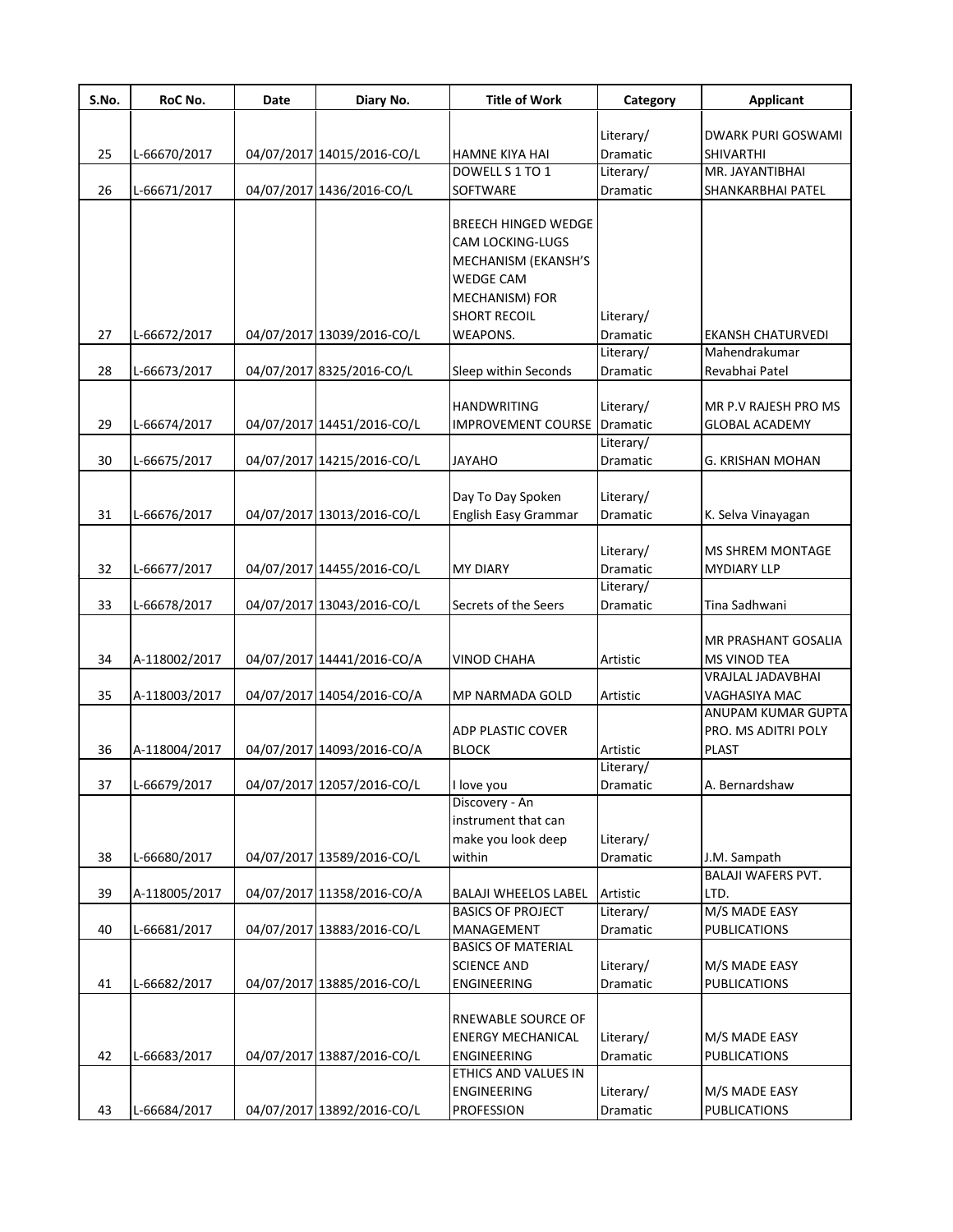| S.No. | RoC No. | Date | Diary No. | Title of Work | Category | Applicant |
|---|---|---|---|---|---|---|
| 25 | L-66670/2017 | 04/07/2017 | 14015/2016-CO/L | HAMNE KIYA HAI | Literary/ Dramatic | DWARK PURI GOSWAMI SHIVARTHI |
| 26 | L-66671/2017 | 04/07/2017 | 1436/2016-CO/L | DOWELL S 1 TO 1 SOFTWARE | Literary/ Dramatic | MR. JAYANTIBHAI SHANKARBHAI PATEL |
| 27 | L-66672/2017 | 04/07/2017 | 13039/2016-CO/L | BREECH HINGED WEDGE CAM LOCKING-LUGS MECHANISM (EKANSH'S WEDGE CAM MECHANISM) FOR SHORT RECOIL WEAPONS. | Literary/ Dramatic | EKANSH CHATURVEDI |
| 28 | L-66673/2017 | 04/07/2017 | 8325/2016-CO/L | Sleep within Seconds | Literary/ Dramatic | Mahendrakumar Revabhai Patel |
| 29 | L-66674/2017 | 04/07/2017 | 14451/2016-CO/L | HANDWRITING IMPROVEMENT COURSE | Literary/ Dramatic | MR P.V RAJESH PRO MS GLOBAL ACADEMY |
| 30 | L-66675/2017 | 04/07/2017 | 14215/2016-CO/L | JAYAHO | Literary/ Dramatic | G. KRISHAN MOHAN |
| 31 | L-66676/2017 | 04/07/2017 | 13013/2016-CO/L | Day To Day Spoken English Easy Grammar | Literary/ Dramatic | K. Selva Vinayagan |
| 32 | L-66677/2017 | 04/07/2017 | 14455/2016-CO/L | MY DIARY | Literary/ Dramatic | MS SHREM MONTAGE MYDIARY LLP |
| 33 | L-66678/2017 | 04/07/2017 | 13043/2016-CO/L | Secrets of the Seers | Literary/ Dramatic | Tina Sadhwani |
| 34 | A-118002/2017 | 04/07/2017 | 14441/2016-CO/A | VINOD CHAHA | Artistic | MR PRASHANT GOSALIA MS VINOD TEA |
| 35 | A-118003/2017 | 04/07/2017 | 14054/2016-CO/A | MP NARMADA GOLD | Artistic | VRAJLAL JADAVBHAI VAGHASIYA MAC |
| 36 | A-118004/2017 | 04/07/2017 | 14093/2016-CO/A | ADP PLASTIC COVER BLOCK | Artistic | ANUPAM KUMAR GUPTA PRO. MS ADITRI POLY PLAST |
| 37 | L-66679/2017 | 04/07/2017 | 12057/2016-CO/L | I love you | Literary/ Dramatic | A. Bernardshaw |
| 38 | L-66680/2017 | 04/07/2017 | 13589/2016-CO/L | Discovery - An instrument that can make you look deep within | Literary/ Dramatic | J.M. Sampath |
| 39 | A-118005/2017 | 04/07/2017 | 11358/2016-CO/A | BALAJI WHEELOS LABEL | Artistic | BALAJI WAFERS PVT. LTD. |
| 40 | L-66681/2017 | 04/07/2017 | 13883/2016-CO/L | BASICS OF PROJECT MANAGEMENT | Literary/ Dramatic | M/S MADE EASY PUBLICATIONS |
| 41 | L-66682/2017 | 04/07/2017 | 13885/2016-CO/L | BASICS OF MATERIAL SCIENCE AND ENGINEERING | Literary/ Dramatic | M/S MADE EASY PUBLICATIONS |
| 42 | L-66683/2017 | 04/07/2017 | 13887/2016-CO/L | RNEWABLE SOURCE OF ENERGY MECHANICAL ENGINEERING | Literary/ Dramatic | M/S MADE EASY PUBLICATIONS |
| 43 | L-66684/2017 | 04/07/2017 | 13892/2016-CO/L | ETHICS AND VALUES IN ENGINEERING PROFESSION | Literary/ Dramatic | M/S MADE EASY PUBLICATIONS |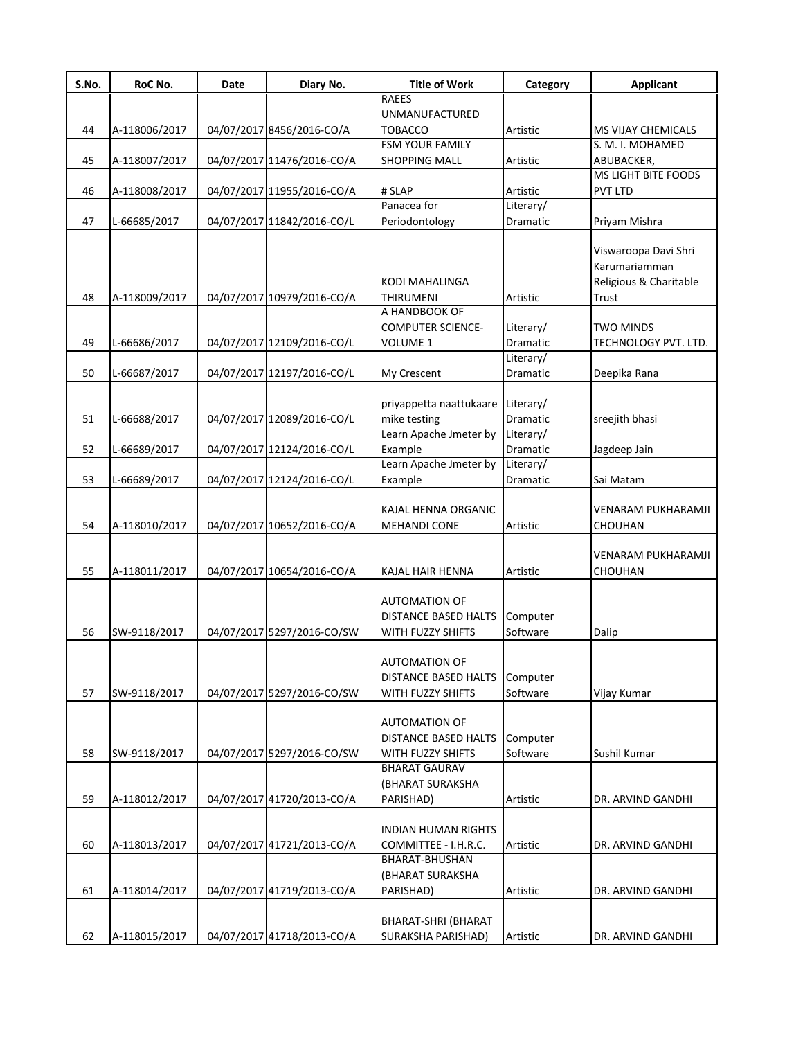| S.No. | RoC No. | Date | Diary No. | Title of Work | Category | Applicant |
|---|---|---|---|---|---|---|
| 44 | A-118006/2017 | 04/07/2017 | 8456/2016-CO/A | RAEES UNMANUFACTURED TOBACCO | Artistic | MS VIJAY CHEMICALS |
| 45 | A-118007/2017 | 04/07/2017 | 11476/2016-CO/A | FSM YOUR FAMILY SHOPPING MALL | Artistic | S. M. I. MOHAMED ABUBACKER, |
| 46 | A-118008/2017 | 04/07/2017 | 11955/2016-CO/A | # SLAP | Artistic | MS LIGHT BITE FOODS PVT LTD |
| 47 | L-66685/2017 | 04/07/2017 | 11842/2016-CO/L | Panacea for Periodontology | Literary/ Dramatic | Priyam Mishra |
| 48 | A-118009/2017 | 04/07/2017 | 10979/2016-CO/A | KODI MAHALINGA THIRUMENI | Artistic | Viswaroopa Davi Shri Karumariamman Religious & Charitable Trust |
| 49 | L-66686/2017 | 04/07/2017 | 12109/2016-CO/L | A HANDBOOK OF COMPUTER SCIENCE-VOLUME 1 | Literary/ Dramatic | TWO MINDS TECHNOLOGY PVT. LTD. |
| 50 | L-66687/2017 | 04/07/2017 | 12197/2016-CO/L | My Crescent | Literary/ Dramatic | Deepika Rana |
| 51 | L-66688/2017 | 04/07/2017 | 12089/2016-CO/L | priyappetta naattukaare mike testing | Literary/ Dramatic | sreejith bhasi |
| 52 | L-66689/2017 | 04/07/2017 | 12124/2016-CO/L | Learn Apache Jmeter by Example | Literary/ Dramatic | Jagdeep Jain |
| 53 | L-66689/2017 | 04/07/2017 | 12124/2016-CO/L | Learn Apache Jmeter by Example | Literary/ Dramatic | Sai Matam |
| 54 | A-118010/2017 | 04/07/2017 | 10652/2016-CO/A | KAJAL HENNA ORGANIC MEHANDI CONE | Artistic | VENARAM PUKHARAMJI CHOUHAN |
| 55 | A-118011/2017 | 04/07/2017 | 10654/2016-CO/A | KAJAL HAIR HENNA | Artistic | VENARAM PUKHARAMJI CHOUHAN |
| 56 | SW-9118/2017 | 04/07/2017 | 5297/2016-CO/SW | AUTOMATION OF DISTANCE BASED HALTS WITH FUZZY SHIFTS | Computer Software | Dalip |
| 57 | SW-9118/2017 | 04/07/2017 | 5297/2016-CO/SW | AUTOMATION OF DISTANCE BASED HALTS WITH FUZZY SHIFTS | Computer Software | Vijay Kumar |
| 58 | SW-9118/2017 | 04/07/2017 | 5297/2016-CO/SW | AUTOMATION OF DISTANCE BASED HALTS WITH FUZZY SHIFTS | Computer Software | Sushil Kumar |
| 59 | A-118012/2017 | 04/07/2017 | 41720/2013-CO/A | BHARAT GAURAV (BHARAT SURAKSHA PARISHAD) | Artistic | DR. ARVIND GANDHI |
| 60 | A-118013/2017 | 04/07/2017 | 41721/2013-CO/A | INDIAN HUMAN RIGHTS COMMITTEE - I.H.R.C. | Artistic | DR. ARVIND GANDHI |
| 61 | A-118014/2017 | 04/07/2017 | 41719/2013-CO/A | BHARAT-BHUSHAN (BHARAT SURAKSHA PARISHAD) | Artistic | DR. ARVIND GANDHI |
| 62 | A-118015/2017 | 04/07/2017 | 41718/2013-CO/A | BHARAT-SHRI (BHARAT SURAKSHA PARISHAD) | Artistic | DR. ARVIND GANDHI |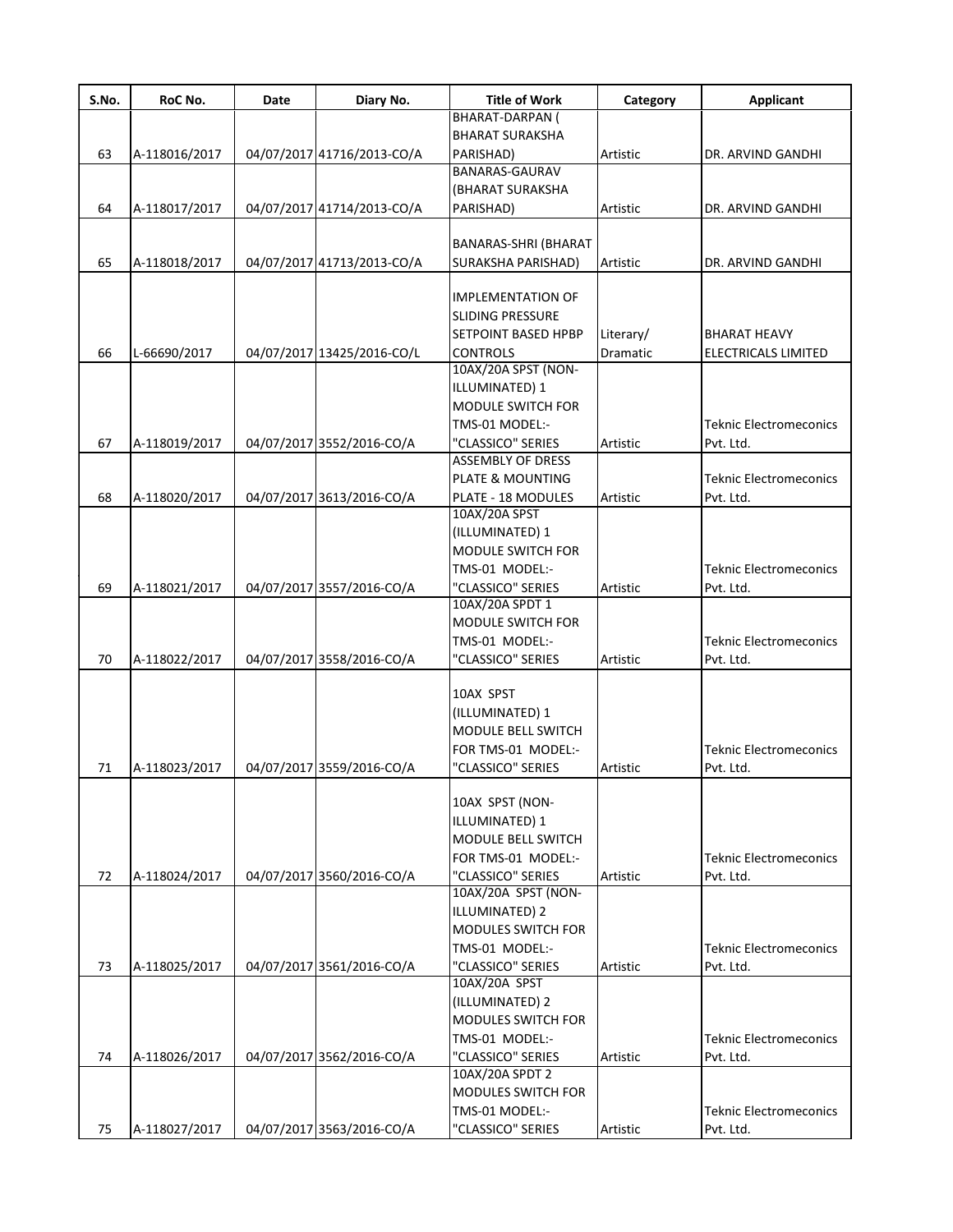| S.No. | RoC No. | Date | Diary No. | Title of Work | Category | Applicant |
|---|---|---|---|---|---|---|
| 63 | A-118016/2017 | 04/07/2017 | 41716/2013-CO/A | BHARAT-DARPAN ( BHARAT SURAKSHA PARISHAD) | Artistic | DR. ARVIND GANDHI |
| 64 | A-118017/2017 | 04/07/2017 | 41714/2013-CO/A | BANARAS-GAURAV (BHARAT SURAKSHA PARISHAD) | Artistic | DR. ARVIND GANDHI |
| 65 | A-118018/2017 | 04/07/2017 | 41713/2013-CO/A | BANARAS-SHRI (BHARAT SURAKSHA PARISHAD) | Artistic | DR. ARVIND GANDHI |
| 66 | L-66690/2017 | 04/07/2017 | 13425/2016-CO/L | IMPLEMENTATION OF SLIDING PRESSURE SETPOINT BASED HPBP CONTROLS | Literary/ Dramatic | BHARAT HEAVY ELECTRICALS LIMITED |
| 67 | A-118019/2017 | 04/07/2017 | 3552/2016-CO/A | 10AX/20A SPST (NON-ILLUMINATED) 1 MODULE SWITCH FOR TMS-01 MODEL:- "CLASSICO" SERIES | Artistic | Teknic Electromeconics Pvt. Ltd. |
| 68 | A-118020/2017 | 04/07/2017 | 3613/2016-CO/A | ASSEMBLY OF DRESS PLATE & MOUNTING PLATE - 18 MODULES | Artistic | Teknic Electromeconics Pvt. Ltd. |
| 69 | A-118021/2017 | 04/07/2017 | 3557/2016-CO/A | 10AX/20A SPST (ILLUMINATED) 1 MODULE SWITCH FOR TMS-01 MODEL:- "CLASSICO" SERIES | Artistic | Teknic Electromeconics Pvt. Ltd. |
| 70 | A-118022/2017 | 04/07/2017 | 3558/2016-CO/A | 10AX/20A SPDT 1 MODULE SWITCH FOR TMS-01 MODEL:- "CLASSICO" SERIES | Artistic | Teknic Electromeconics Pvt. Ltd. |
| 71 | A-118023/2017 | 04/07/2017 | 3559/2016-CO/A | 10AX SPST (ILLUMINATED) 1 MODULE BELL SWITCH FOR TMS-01 MODEL:- "CLASSICO" SERIES | Artistic | Teknic Electromeconics Pvt. Ltd. |
| 72 | A-118024/2017 | 04/07/2017 | 3560/2016-CO/A | 10AX SPST (NON-ILLUMINATED) 1 MODULE BELL SWITCH FOR TMS-01 MODEL:- "CLASSICO" SERIES | Artistic | Teknic Electromeconics Pvt. Ltd. |
| 73 | A-118025/2017 | 04/07/2017 | 3561/2016-CO/A | 10AX/20A SPST (NON-ILLUMINATED) 2 MODULES SWITCH FOR TMS-01 MODEL:- "CLASSICO" SERIES | Artistic | Teknic Electromeconics Pvt. Ltd. |
| 74 | A-118026/2017 | 04/07/2017 | 3562/2016-CO/A | 10AX/20A SPST (ILLUMINATED) 2 MODULES SWITCH FOR TMS-01 MODEL:- "CLASSICO" SERIES | Artistic | Teknic Electromeconics Pvt. Ltd. |
| 75 | A-118027/2017 | 04/07/2017 | 3563/2016-CO/A | 10AX/20A SPDT 2 MODULES SWITCH FOR TMS-01 MODEL:- "CLASSICO" SERIES | Artistic | Teknic Electromeconics Pvt. Ltd. |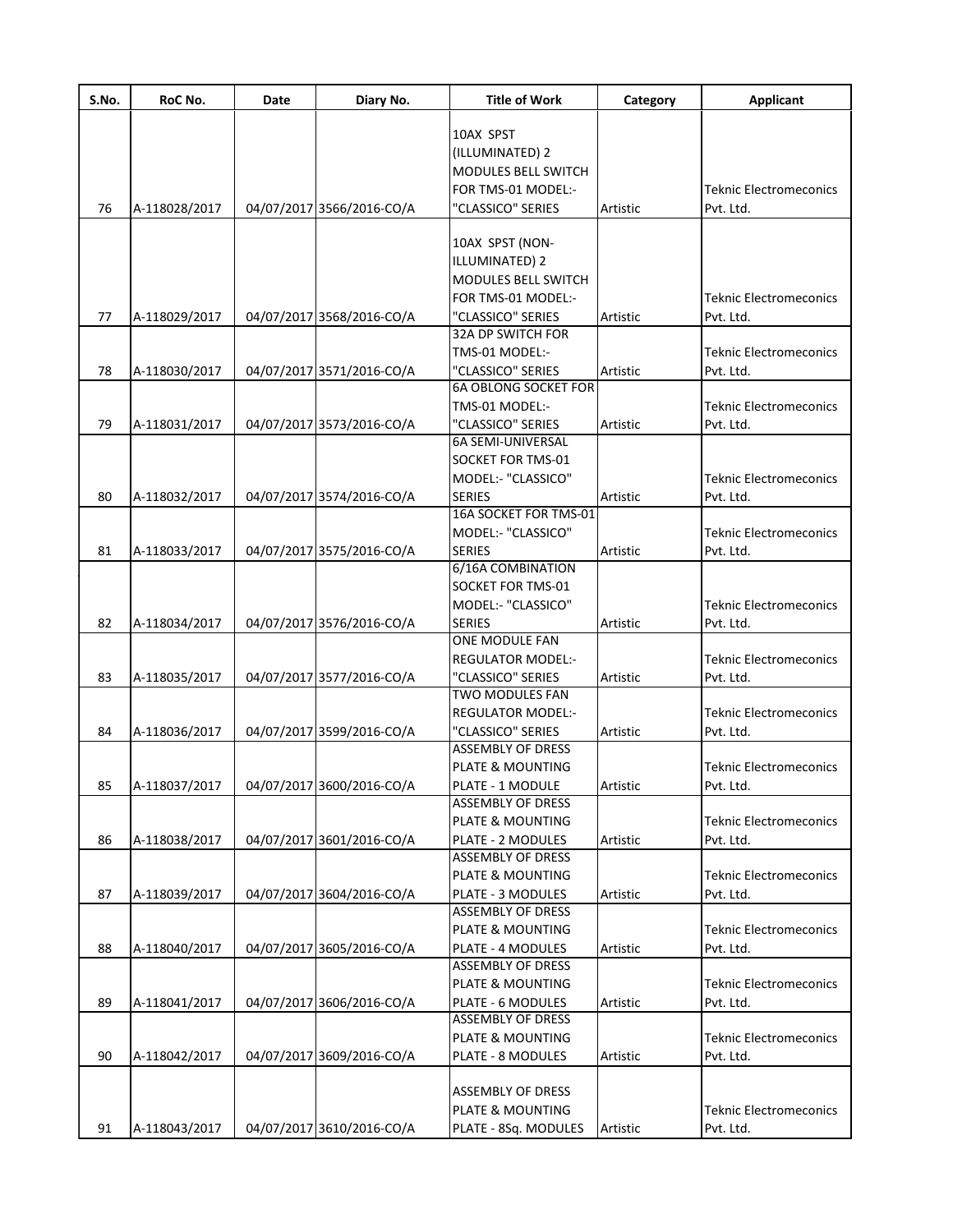| S.No. | RoC No. | Date | Diary No. | Title of Work | Category | Applicant |
| --- | --- | --- | --- | --- | --- | --- |
| 76 | A-118028/2017 | 04/07/2017 | 3566/2016-CO/A | 10AX SPST (ILLUMINATED) 2 MODULES BELL SWITCH FOR TMS-01 MODEL:- "CLASSICO" SERIES | Artistic | Teknic Electromeconics Pvt. Ltd. |
| 77 | A-118029/2017 | 04/07/2017 | 3568/2016-CO/A | 10AX SPST (NON-ILLUMINATED) 2 MODULES BELL SWITCH FOR TMS-01 MODEL:- "CLASSICO" SERIES | Artistic | Teknic Electromeconics Pvt. Ltd. |
| 78 | A-118030/2017 | 04/07/2017 | 3571/2016-CO/A | 32A DP SWITCH FOR TMS-01 MODEL:- "CLASSICO" SERIES | Artistic | Teknic Electromeconics Pvt. Ltd. |
| 79 | A-118031/2017 | 04/07/2017 | 3573/2016-CO/A | 6A OBLONG SOCKET FOR TMS-01 MODEL:- "CLASSICO" SERIES | Artistic | Teknic Electromeconics Pvt. Ltd. |
| 80 | A-118032/2017 | 04/07/2017 | 3574/2016-CO/A | 6A SEMI-UNIVERSAL SOCKET FOR TMS-01 MODEL:- "CLASSICO" SERIES | Artistic | Teknic Electromeconics Pvt. Ltd. |
| 81 | A-118033/2017 | 04/07/2017 | 3575/2016-CO/A | 16A SOCKET FOR TMS-01 MODEL:- "CLASSICO" SERIES | Artistic | Teknic Electromeconics Pvt. Ltd. |
| 82 | A-118034/2017 | 04/07/2017 | 3576/2016-CO/A | 6/16A COMBINATION SOCKET FOR TMS-01 MODEL:- "CLASSICO" SERIES | Artistic | Teknic Electromeconics Pvt. Ltd. |
| 83 | A-118035/2017 | 04/07/2017 | 3577/2016-CO/A | ONE MODULE FAN REGULATOR MODEL:- "CLASSICO" SERIES | Artistic | Teknic Electromeconics Pvt. Ltd. |
| 84 | A-118036/2017 | 04/07/2017 | 3599/2016-CO/A | TWO MODULES FAN REGULATOR MODEL:- "CLASSICO" SERIES | Artistic | Teknic Electromeconics Pvt. Ltd. |
| 85 | A-118037/2017 | 04/07/2017 | 3600/2016-CO/A | ASSEMBLY OF DRESS PLATE & MOUNTING PLATE - 1 MODULE | Artistic | Teknic Electromeconics Pvt. Ltd. |
| 86 | A-118038/2017 | 04/07/2017 | 3601/2016-CO/A | ASSEMBLY OF DRESS PLATE & MOUNTING PLATE - 2 MODULES | Artistic | Teknic Electromeconics Pvt. Ltd. |
| 87 | A-118039/2017 | 04/07/2017 | 3604/2016-CO/A | ASSEMBLY OF DRESS PLATE & MOUNTING PLATE - 3 MODULES | Artistic | Teknic Electromeconics Pvt. Ltd. |
| 88 | A-118040/2017 | 04/07/2017 | 3605/2016-CO/A | ASSEMBLY OF DRESS PLATE & MOUNTING PLATE - 4 MODULES | Artistic | Teknic Electromeconics Pvt. Ltd. |
| 89 | A-118041/2017 | 04/07/2017 | 3606/2016-CO/A | ASSEMBLY OF DRESS PLATE & MOUNTING PLATE - 6 MODULES | Artistic | Teknic Electromeconics Pvt. Ltd. |
| 90 | A-118042/2017 | 04/07/2017 | 3609/2016-CO/A | ASSEMBLY OF DRESS PLATE & MOUNTING PLATE - 8 MODULES | Artistic | Teknic Electromeconics Pvt. Ltd. |
| 91 | A-118043/2017 | 04/07/2017 | 3610/2016-CO/A | ASSEMBLY OF DRESS PLATE & MOUNTING PLATE - 8Sq. MODULES | Artistic | Teknic Electromeconics Pvt. Ltd. |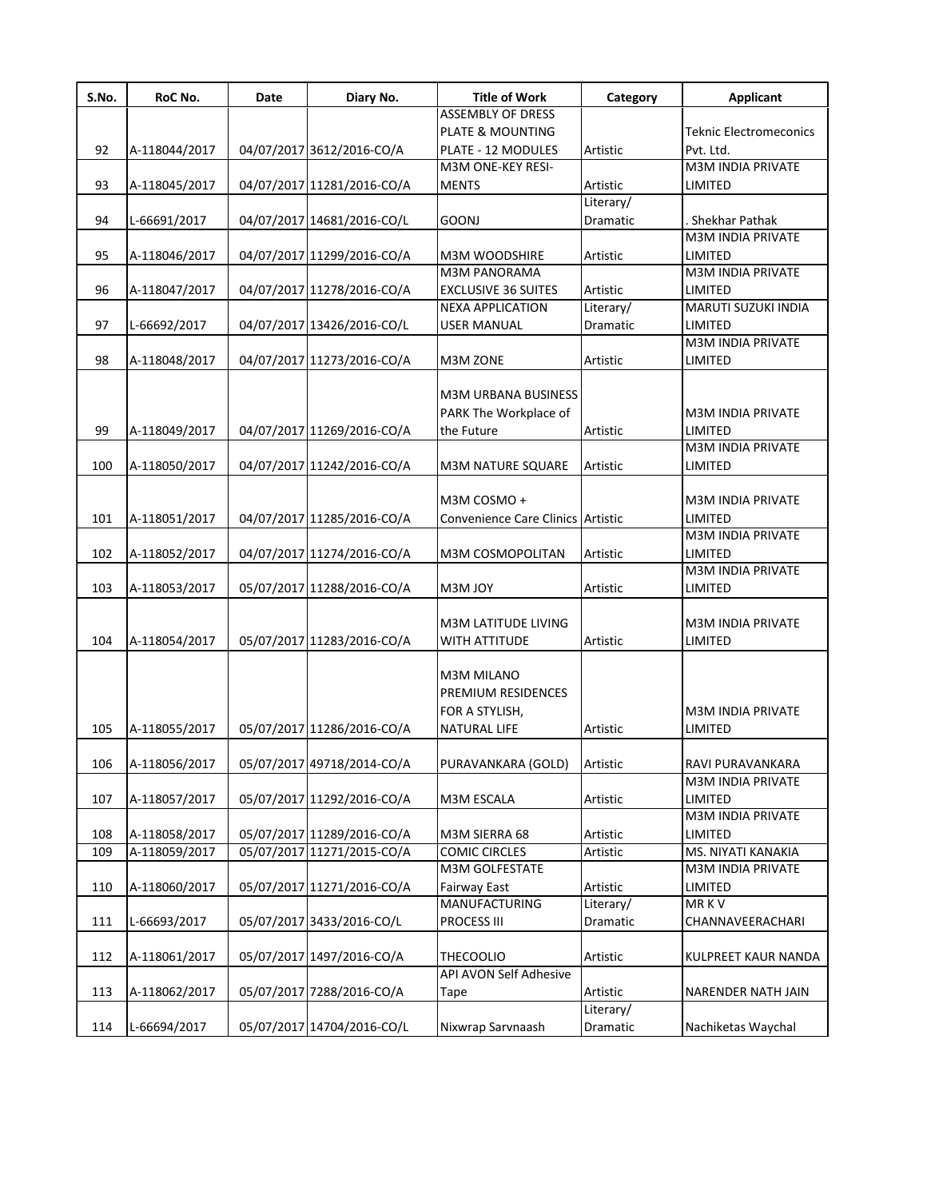| S.No. | RoC No. | Date | Diary No. | Title of Work | Category | Applicant |
|---|---|---|---|---|---|---|
| 92 | A-118044/2017 | 04/07/2017 | 3612/2016-CO/A | ASSEMBLY OF DRESS PLATE & MOUNTING PLATE - 12 MODULES | Artistic | Teknic Electromeconics Pvt. Ltd. |
| 93 | A-118045/2017 | 04/07/2017 | 11281/2016-CO/A | M3M ONE-KEY RESI-MENTS | Artistic | M3M INDIA PRIVATE LIMITED |
| 94 | L-66691/2017 | 04/07/2017 | 14681/2016-CO/L | GOONJ | Literary/ Dramatic | . Shekhar Pathak |
| 95 | A-118046/2017 | 04/07/2017 | 11299/2016-CO/A | M3M WOODSHIRE | Artistic | M3M INDIA PRIVATE LIMITED |
| 96 | A-118047/2017 | 04/07/2017 | 11278/2016-CO/A | M3M PANORAMA EXCLUSIVE 36 SUITES | Artistic | M3M INDIA PRIVATE LIMITED |
| 97 | L-66692/2017 | 04/07/2017 | 13426/2016-CO/L | NEXA APPLICATION USER MANUAL | Literary/ Dramatic | MARUTI SUZUKI INDIA LIMITED |
| 98 | A-118048/2017 | 04/07/2017 | 11273/2016-CO/A | M3M ZONE | Artistic | M3M INDIA PRIVATE LIMITED |
| 99 | A-118049/2017 | 04/07/2017 | 11269/2016-CO/A | M3M URBANA BUSINESS PARK The Workplace of the Future | Artistic | M3M INDIA PRIVATE LIMITED |
| 100 | A-118050/2017 | 04/07/2017 | 11242/2016-CO/A | M3M NATURE SQUARE | Artistic | M3M INDIA PRIVATE LIMITED |
| 101 | A-118051/2017 | 04/07/2017 | 11285/2016-CO/A | M3M COSMO + Convenience Care Clinics | Artistic | M3M INDIA PRIVATE LIMITED |
| 102 | A-118052/2017 | 04/07/2017 | 11274/2016-CO/A | M3M COSMOPOLITAN | Artistic | M3M INDIA PRIVATE LIMITED |
| 103 | A-118053/2017 | 05/07/2017 | 11288/2016-CO/A | M3M JOY | Artistic | M3M INDIA PRIVATE LIMITED |
| 104 | A-118054/2017 | 05/07/2017 | 11283/2016-CO/A | M3M LATITUDE LIVING WITH ATTITUDE | Artistic | M3M INDIA PRIVATE LIMITED |
| 105 | A-118055/2017 | 05/07/2017 | 11286/2016-CO/A | M3M MILANO PREMIUM RESIDENCES FOR A STYLISH, NATURAL LIFE | Artistic | M3M INDIA PRIVATE LIMITED |
| 106 | A-118056/2017 | 05/07/2017 | 49718/2014-CO/A | PURAVANKARA (GOLD) | Artistic | RAVI PURAVANKARA |
| 107 | A-118057/2017 | 05/07/2017 | 11292/2016-CO/A | M3M ESCALA | Artistic | M3M INDIA PRIVATE LIMITED |
| 108 | A-118058/2017 | 05/07/2017 | 11289/2016-CO/A | M3M SIERRA 68 | Artistic | M3M INDIA PRIVATE LIMITED |
| 109 | A-118059/2017 | 05/07/2017 | 11271/2015-CO/A | COMIC CIRCLES | Artistic | MS. NIYATI KANAKIA |
| 110 | A-118060/2017 | 05/07/2017 | 11271/2016-CO/A | M3M GOLFESTATE Fairway East | Artistic | M3M INDIA PRIVATE LIMITED |
| 111 | L-66693/2017 | 05/07/2017 | 3433/2016-CO/L | MANUFACTURING PROCESS III | Literary/ Dramatic | MR K V CHANNAVEERACHARI |
| 112 | A-118061/2017 | 05/07/2017 | 1497/2016-CO/A | THECOOLIO | Artistic | KULPREET KAUR NANDA |
| 113 | A-118062/2017 | 05/07/2017 | 7288/2016-CO/A | API AVON Self Adhesive Tape | Artistic | NARENDER NATH JAIN |
| 114 | L-66694/2017 | 05/07/2017 | 14704/2016-CO/L | Nixwrap Sarvnaash | Literary/ Dramatic | Nachiketas Waychal |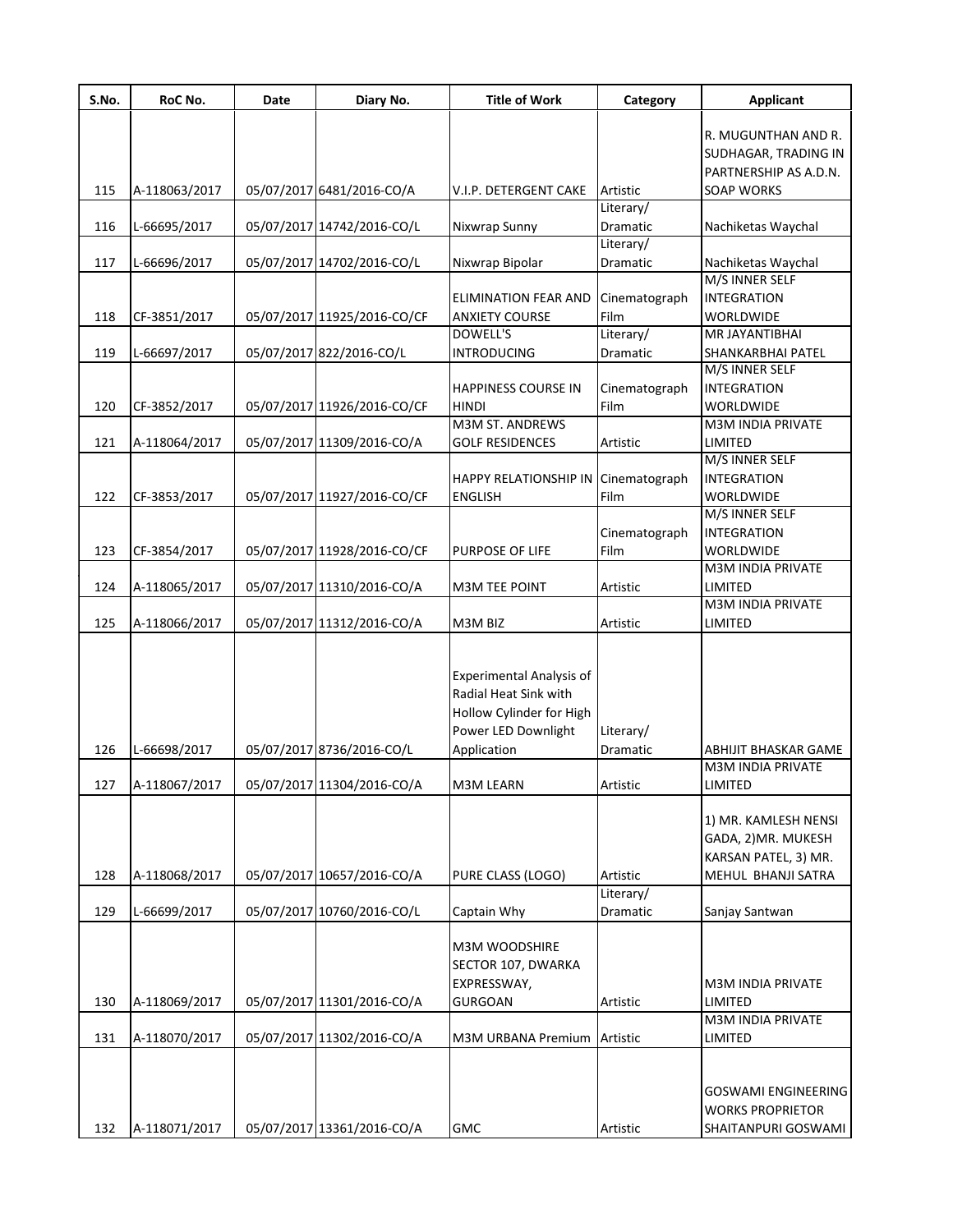| S.No. | RoC No. | Date | Diary No. | Title of Work | Category | Applicant |
|---|---|---|---|---|---|---|
| 115 | A-118063/2017 | 05/07/2017 | 6481/2016-CO/A | V.I.P. DETERGENT CAKE | Artistic | R. MUGUNTHAN AND R. SUDHAGAR, TRADING IN PARTNERSHIP AS A.D.N. SOAP WORKS |
| 116 | L-66695/2017 | 05/07/2017 | 14742/2016-CO/L | Nixwrap Sunny | Literary/ Dramatic | Nachiketas Waychal |
| 117 | L-66696/2017 | 05/07/2017 | 14702/2016-CO/L | Nixwrap Bipolar | Literary/ Dramatic | Nachiketas Waychal |
| 118 | CF-3851/2017 | 05/07/2017 | 11925/2016-CO/CF | ELIMINATION FEAR AND ANXIETY COURSE | Cinematograph Film | M/S INNER SELF INTEGRATION WORLDWIDE |
| 119 | L-66697/2017 | 05/07/2017 | 822/2016-CO/L | DOWELL'S INTRODUCING | Literary/ Dramatic | MR JAYANTIBHAI SHANKARBHAI PATEL |
| 120 | CF-3852/2017 | 05/07/2017 | 11926/2016-CO/CF | HAPPINESS COURSE IN HINDI | Cinematograph Film | M/S INNER SELF INTEGRATION WORLDWIDE |
| 121 | A-118064/2017 | 05/07/2017 | 11309/2016-CO/A | M3M ST. ANDREWS GOLF RESIDENCES | Artistic | M3M INDIA PRIVATE LIMITED |
| 122 | CF-3853/2017 | 05/07/2017 | 11927/2016-CO/CF | HAPPY RELATIONSHIP IN ENGLISH | Cinematograph Film | M/S INNER SELF INTEGRATION WORLDWIDE |
| 123 | CF-3854/2017 | 05/07/2017 | 11928/2016-CO/CF | PURPOSE OF LIFE | Cinematograph Film | M/S INNER SELF INTEGRATION WORLDWIDE |
| 124 | A-118065/2017 | 05/07/2017 | 11310/2016-CO/A | M3M TEE POINT | Artistic | M3M INDIA PRIVATE LIMITED |
| 125 | A-118066/2017 | 05/07/2017 | 11312/2016-CO/A | M3M BIZ | Artistic | M3M INDIA PRIVATE LIMITED |
| 126 | L-66698/2017 | 05/07/2017 | 8736/2016-CO/L | Experimental Analysis of Radial Heat Sink with Hollow Cylinder for High Power LED Downlight Application | Literary/ Dramatic | ABHIJIT BHASKAR GAME |
| 127 | A-118067/2017 | 05/07/2017 | 11304/2016-CO/A | M3M LEARN | Artistic | M3M INDIA PRIVATE LIMITED |
| 128 | A-118068/2017 | 05/07/2017 | 10657/2016-CO/A | PURE CLASS (LOGO) | Artistic | 1) MR. KAMLESH NENSI GADA, 2)MR. MUKESH KARSAN PATEL, 3) MR. MEHUL BHANJI SATRA |
| 129 | L-66699/2017 | 05/07/2017 | 10760/2016-CO/L | Captain Why | Literary/ Dramatic | Sanjay Santwan |
| 130 | A-118069/2017 | 05/07/2017 | 11301/2016-CO/A | M3M WOODSHIRE SECTOR 107, DWARKA EXPRESSWAY, GURGOAN | Artistic | M3M INDIA PRIVATE LIMITED |
| 131 | A-118070/2017 | 05/07/2017 | 11302/2016-CO/A | M3M URBANA Premium | Artistic | M3M INDIA PRIVATE LIMITED |
| 132 | A-118071/2017 | 05/07/2017 | 13361/2016-CO/A | GMC | Artistic | GOSWAMI ENGINEERING WORKS PROPRIETOR SHAITANPURI GOSWAMI |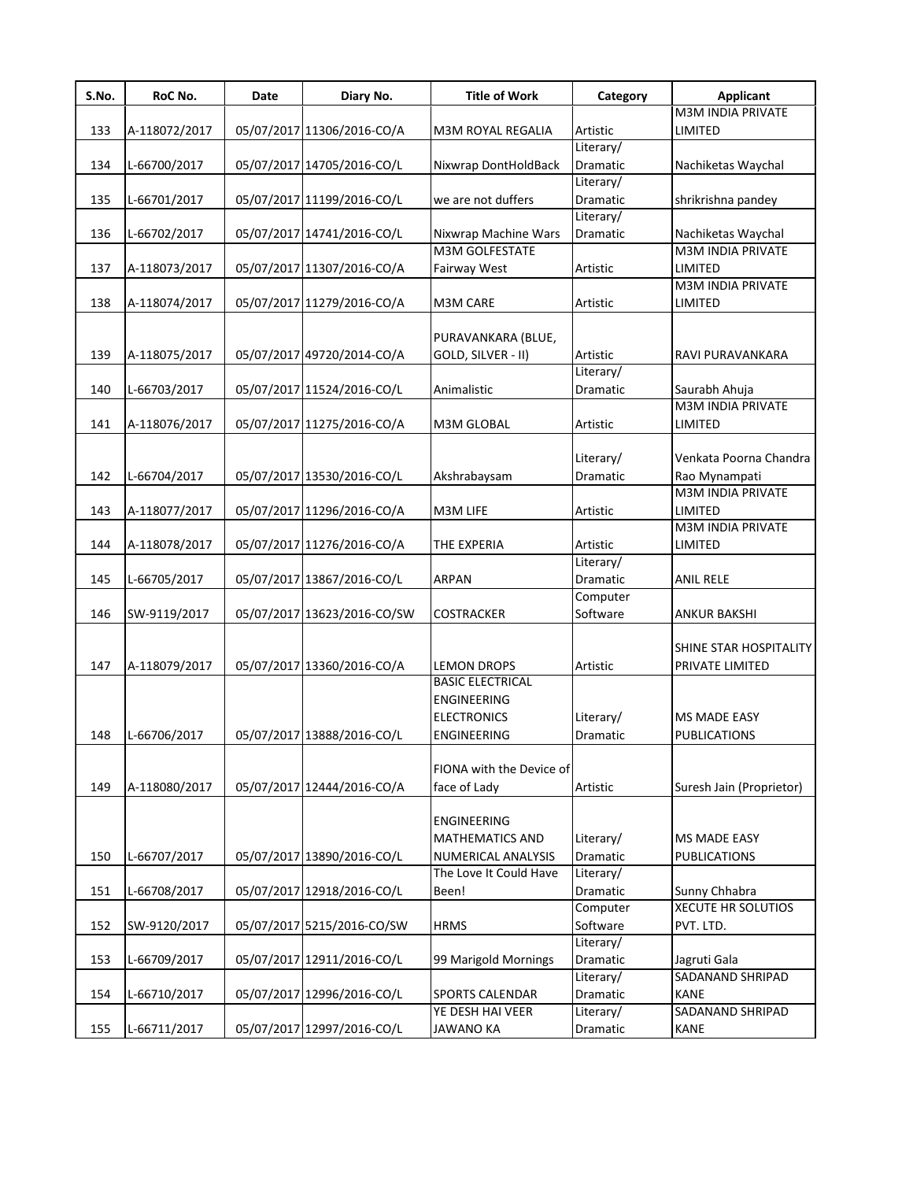| S.No. | RoC No. | Date | Diary No. | Title of Work | Category | Applicant |
|---|---|---|---|---|---|---|
| 133 | A-118072/2017 | 05/07/2017 | 11306/2016-CO/A | M3M ROYAL REGALIA | Artistic | M3M INDIA PRIVATE LIMITED |
| 134 | L-66700/2017 | 05/07/2017 | 14705/2016-CO/L | Nixwrap DontHoldBack | Literary/ Dramatic | Nachiketas Waychal |
| 135 | L-66701/2017 | 05/07/2017 | 11199/2016-CO/L | we are not duffers | Literary/ Dramatic | shrikrishna pandey |
| 136 | L-66702/2017 | 05/07/2017 | 14741/2016-CO/L | Nixwrap Machine Wars | Literary/ Dramatic | Nachiketas Waychal |
| 137 | A-118073/2017 | 05/07/2017 | 11307/2016-CO/A | M3M GOLFESTATE Fairway West | Artistic | M3M INDIA PRIVATE LIMITED |
| 138 | A-118074/2017 | 05/07/2017 | 11279/2016-CO/A | M3M CARE | Artistic | M3M INDIA PRIVATE LIMITED |
| 139 | A-118075/2017 | 05/07/2017 | 49720/2014-CO/A | PURAVANKARA (BLUE, GOLD, SILVER - II) | Artistic | RAVI PURAVANKARA |
| 140 | L-66703/2017 | 05/07/2017 | 11524/2016-CO/L | Animalistic | Literary/ Dramatic | Saurabh Ahuja |
| 141 | A-118076/2017 | 05/07/2017 | 11275/2016-CO/A | M3M GLOBAL | Artistic | M3M INDIA PRIVATE LIMITED |
| 142 | L-66704/2017 | 05/07/2017 | 13530/2016-CO/L | Akshrabaysam | Literary/ Dramatic | Venkata Poorna Chandra Rao Mynampati |
| 143 | A-118077/2017 | 05/07/2017 | 11296/2016-CO/A | M3M LIFE | Artistic | M3M INDIA PRIVATE LIMITED |
| 144 | A-118078/2017 | 05/07/2017 | 11276/2016-CO/A | THE EXPERIA | Artistic | M3M INDIA PRIVATE LIMITED |
| 145 | L-66705/2017 | 05/07/2017 | 13867/2016-CO/L | ARPAN | Literary/ Dramatic | ANIL RELE |
| 146 | SW-9119/2017 | 05/07/2017 | 13623/2016-CO/SW | COSTRACKER | Computer Software | ANKUR BAKSHI |
| 147 | A-118079/2017 | 05/07/2017 | 13360/2016-CO/A | LEMON DROPS | Artistic | SHINE STAR HOSPITALITY PRIVATE LIMITED |
| 148 | L-66706/2017 | 05/07/2017 | 13888/2016-CO/L | BASIC ELECTRICAL ENGINEERING ELECTRONICS ENGINEERING | Literary/ Dramatic | MS MADE EASY PUBLICATIONS |
| 149 | A-118080/2017 | 05/07/2017 | 12444/2016-CO/A | FIONA with the Device of face of Lady | Artistic | Suresh Jain (Proprietor) |
| 150 | L-66707/2017 | 05/07/2017 | 13890/2016-CO/L | ENGINEERING MATHEMATICS AND NUMERICAL ANALYSIS | Literary/ Dramatic | MS MADE EASY PUBLICATIONS |
| 151 | L-66708/2017 | 05/07/2017 | 12918/2016-CO/L | The Love It Could Have Been! | Literary/ Dramatic | Sunny Chhabra |
| 152 | SW-9120/2017 | 05/07/2017 | 5215/2016-CO/SW | HRMS | Computer Software | XECUTE HR SOLUTIOS PVT. LTD. |
| 153 | L-66709/2017 | 05/07/2017 | 12911/2016-CO/L | 99 Marigold Mornings | Literary/ Dramatic | Jagruti Gala |
| 154 | L-66710/2017 | 05/07/2017 | 12996/2016-CO/L | SPORTS CALENDAR | Literary/ Dramatic | SADANAND SHRIPAD KANE |
| 155 | L-66711/2017 | 05/07/2017 | 12997/2016-CO/L | YE DESH HAI VEER JAWANO KA | Literary/ Dramatic | SADANAND SHRIPAD KANE |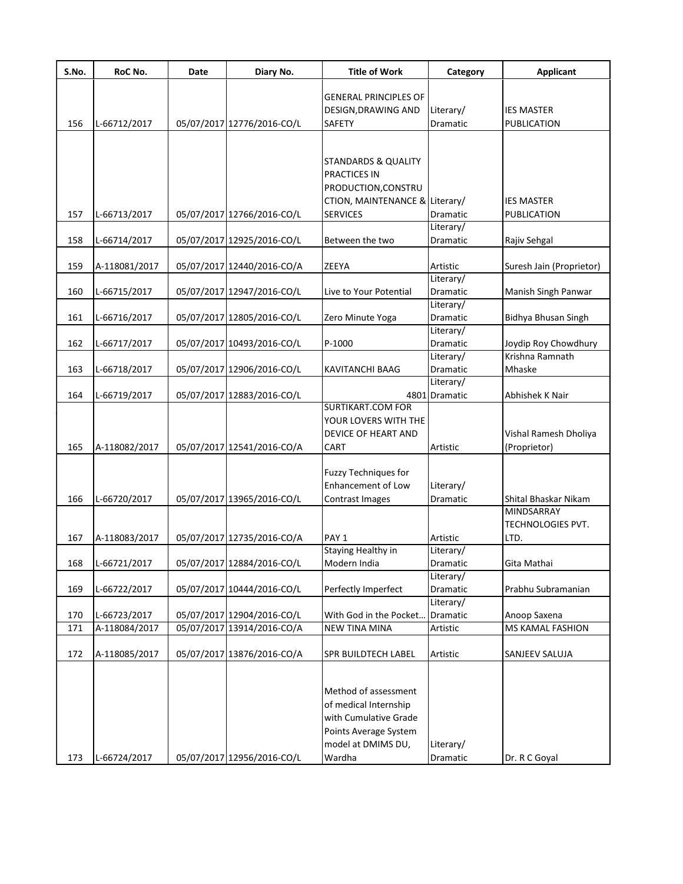| S.No. | RoC No. | Date | Diary No. | Title of Work | Category | Applicant |
|---|---|---|---|---|---|---|
| 156 | L-66712/2017 | 05/07/2017 | 12776/2016-CO/L | GENERAL PRINCIPLES OF DESIGN,DRAWING AND SAFETY | Literary/ Dramatic | IES MASTER PUBLICATION |
| 157 | L-66713/2017 | 05/07/2017 | 12766/2016-CO/L | STANDARDS & QUALITY PRACTICES IN PRODUCTION,CONSTRUCTION, MAINTENANCE & SERVICES | Literary/ Dramatic | IES MASTER PUBLICATION |
| 158 | L-66714/2017 | 05/07/2017 | 12925/2016-CO/L | Between the two | Literary/ Dramatic | Rajiv Sehgal |
| 159 | A-118081/2017 | 05/07/2017 | 12440/2016-CO/A | ZEEYA | Artistic | Suresh Jain (Proprietor) |
| 160 | L-66715/2017 | 05/07/2017 | 12947/2016-CO/L | Live to Your Potential | Literary/ Dramatic | Manish Singh Panwar |
| 161 | L-66716/2017 | 05/07/2017 | 12805/2016-CO/L | Zero Minute Yoga | Literary/ Dramatic | Bidhya Bhusan Singh |
| 162 | L-66717/2017 | 05/07/2017 | 10493/2016-CO/L | P-1000 | Literary/ Dramatic | Joydip Roy Chowdhury |
| 163 | L-66718/2017 | 05/07/2017 | 12906/2016-CO/L | KAVITANCHI BAAG | Literary/ Dramatic | Krishna Ramnath Mhaske |
| 164 | L-66719/2017 | 05/07/2017 | 12883/2016-CO/L | 4801 | Literary/ Dramatic | Abhishek K Nair |
| 165 | A-118082/2017 | 05/07/2017 | 12541/2016-CO/A | SURTIKART.COM FOR YOUR LOVERS WITH THE DEVICE OF HEART AND CART | Artistic | Vishal Ramesh Dholiya (Proprietor) |
| 166 | L-66720/2017 | 05/07/2017 | 13965/2016-CO/L | Fuzzy Techniques for Enhancement of Low Contrast Images | Literary/ Dramatic | Shital Bhaskar Nikam |
| 167 | A-118083/2017 | 05/07/2017 | 12735/2016-CO/A | PAY 1 | Artistic | MINDSARRAY TECHNOLOGIES PVT. LTD. |
| 168 | L-66721/2017 | 05/07/2017 | 12884/2016-CO/L | Staying Healthy in Modern India | Literary/ Dramatic | Gita Mathai |
| 169 | L-66722/2017 | 05/07/2017 | 10444/2016-CO/L | Perfectly Imperfect | Literary/ Dramatic | Prabhu Subramanian |
| 170 | L-66723/2017 | 05/07/2017 | 12904/2016-CO/L | With God in the Pocket… | Literary/ Dramatic | Anoop Saxena |
| 171 | A-118084/2017 | 05/07/2017 | 13914/2016-CO/A | NEW TINA MINA | Artistic | MS KAMAL FASHION |
| 172 | A-118085/2017 | 05/07/2017 | 13876/2016-CO/A | SPR BUILDTECH LABEL | Artistic | SANJEEV SALUJA |
| 173 | L-66724/2017 | 05/07/2017 | 12956/2016-CO/L | Method of assessment of medical Internship with Cumulative Grade Points Average System model at DMIMS DU, Wardha | Literary/ Dramatic | Dr. R C Goyal |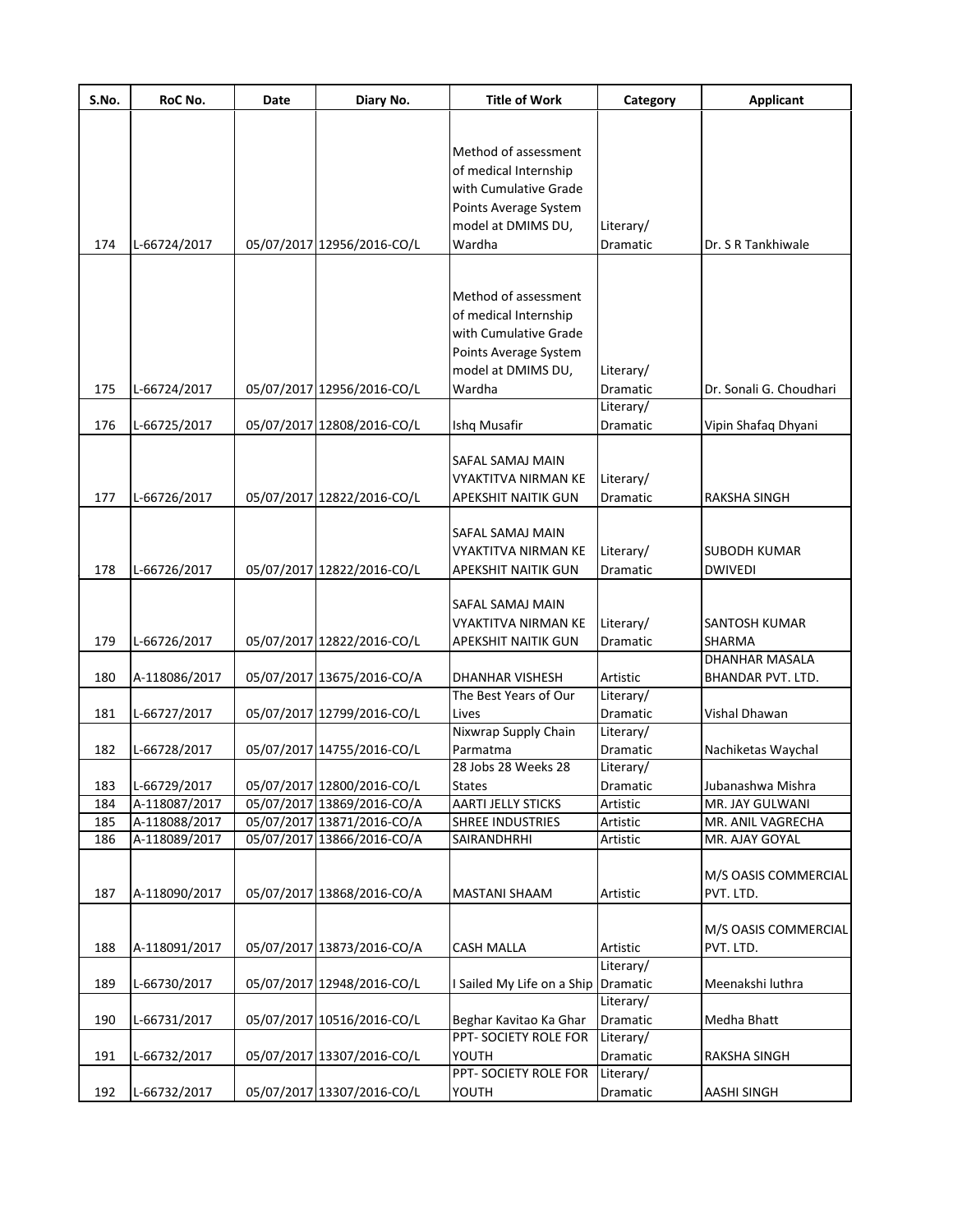| S.No. | RoC No. | Date | Diary No. | Title of Work | Category | Applicant |
|---|---|---|---|---|---|---|
| 174 | L-66724/2017 | 05/07/2017 | 12956/2016-CO/L | Method of assessment of medical Internship with Cumulative Grade Points Average System model at DMIMS DU, Wardha | Literary/ Dramatic | Dr. S R Tankhiwale |
| 175 | L-66724/2017 | 05/07/2017 | 12956/2016-CO/L | Method of assessment of medical Internship with Cumulative Grade Points Average System model at DMIMS DU, Wardha | Literary/ Dramatic | Dr. Sonali G. Choudhari |
| 176 | L-66725/2017 | 05/07/2017 | 12808/2016-CO/L | Ishq Musafir | Literary/ Dramatic | Vipin Shafaq Dhyani |
| 177 | L-66726/2017 | 05/07/2017 | 12822/2016-CO/L | SAFAL SAMAJ MAIN VYAKTITVA NIRMAN KE APEKSHIT NAITIK GUN | Literary/ Dramatic | RAKSHA SINGH |
| 178 | L-66726/2017 | 05/07/2017 | 12822/2016-CO/L | SAFAL SAMAJ MAIN VYAKTITVA NIRMAN KE APEKSHIT NAITIK GUN | Literary/ Dramatic | SUBODH KUMAR DWIVEDI |
| 179 | L-66726/2017 | 05/07/2017 | 12822/2016-CO/L | SAFAL SAMAJ MAIN VYAKTITVA NIRMAN KE APEKSHIT NAITIK GUN | Literary/ Dramatic | SANTOSH KUMAR SHARMA |
| 180 | A-118086/2017 | 05/07/2017 | 13675/2016-CO/A | DHANHAR VISHESH | Artistic | DHANHAR MASALA BHANDAR PVT. LTD. |
| 181 | L-66727/2017 | 05/07/2017 | 12799/2016-CO/L | The Best Years of Our Lives | Literary/ Dramatic | Vishal Dhawan |
| 182 | L-66728/2017 | 05/07/2017 | 14755/2016-CO/L | Nixwrap Supply Chain Parmatma | Literary/ Dramatic | Nachiketas Waychal |
| 183 | L-66729/2017 | 05/07/2017 | 12800/2016-CO/L | 28 Jobs 28 Weeks 28 States | Literary/ Dramatic | Jubanashwa Mishra |
| 184 | A-118087/2017 | 05/07/2017 | 13869/2016-CO/A | AARTI JELLY STICKS | Artistic | MR. JAY GULWANI |
| 185 | A-118088/2017 | 05/07/2017 | 13871/2016-CO/A | SHREE INDUSTRIES | Artistic | MR. ANIL VAGRECHA |
| 186 | A-118089/2017 | 05/07/2017 | 13866/2016-CO/A | SAIRANDHRHI | Artistic | MR. AJAY GOYAL |
| 187 | A-118090/2017 | 05/07/2017 | 13868/2016-CO/A | MASTANI SHAAM | Artistic | M/S OASIS COMMERCIAL PVT. LTD. |
| 188 | A-118091/2017 | 05/07/2017 | 13873/2016-CO/A | CASH MALLA | Artistic | M/S OASIS COMMERCIAL PVT. LTD. |
| 189 | L-66730/2017 | 05/07/2017 | 12948/2016-CO/L | I Sailed My Life on a Ship | Literary/ Dramatic | Meenakshi luthra |
| 190 | L-66731/2017 | 05/07/2017 | 10516/2016-CO/L | Beghar Kavitao Ka Ghar | Literary/ Dramatic | Medha Bhatt |
| 191 | L-66732/2017 | 05/07/2017 | 13307/2016-CO/L | PPT- SOCIETY ROLE FOR YOUTH | Literary/ Dramatic | RAKSHA SINGH |
| 192 | L-66732/2017 | 05/07/2017 | 13307/2016-CO/L | PPT- SOCIETY ROLE FOR YOUTH | Literary/ Dramatic | AASHI SINGH |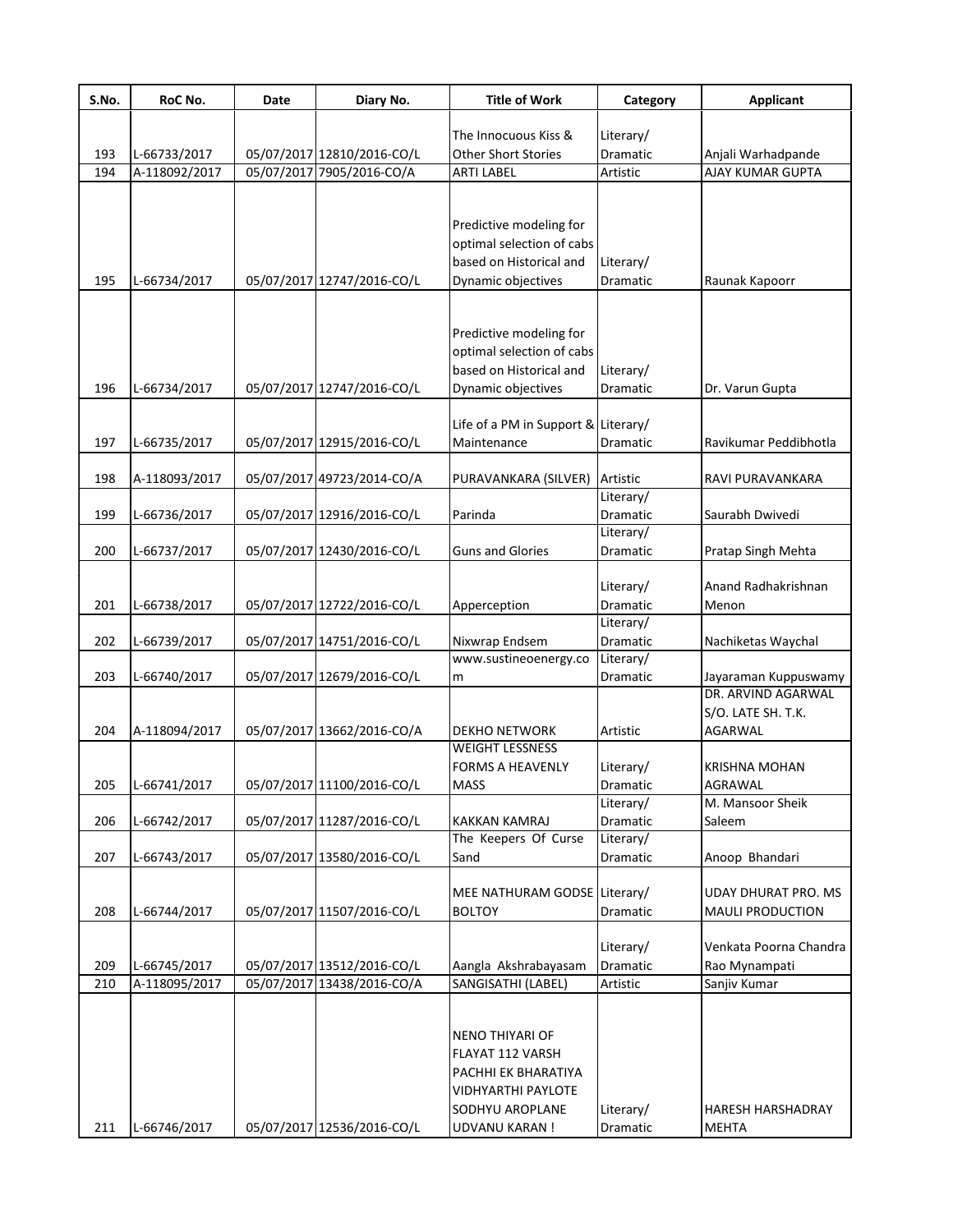| S.No. | RoC No. | Date | Diary No. | Title of Work | Category | Applicant |
|---|---|---|---|---|---|---|
| 193 | L-66733/2017 | 05/07/2017 | 12810/2016-CO/L | The Innocuous Kiss & Other Short Stories | Literary/ Dramatic | Anjali Warhadpande |
| 194 | A-118092/2017 | 05/07/2017 | 7905/2016-CO/A | ARTI LABEL | Artistic | AJAY KUMAR GUPTA |
| 195 | L-66734/2017 | 05/07/2017 | 12747/2016-CO/L | Predictive modeling for optimal selection of cabs based on Historical and Dynamic objectives | Literary/ Dramatic | Raunak Kapoorr |
| 196 | L-66734/2017 | 05/07/2017 | 12747/2016-CO/L | Predictive modeling for optimal selection of cabs based on Historical and Dynamic objectives | Literary/ Dramatic | Dr. Varun Gupta |
| 197 | L-66735/2017 | 05/07/2017 | 12915/2016-CO/L | Life of a PM in Support & Maintenance | Literary/ Dramatic | Ravikumar Peddibhotla |
| 198 | A-118093/2017 | 05/07/2017 | 49723/2014-CO/A | PURAVANKARA (SILVER) | Artistic | RAVI PURAVANKARA |
| 199 | L-66736/2017 | 05/07/2017 | 12916/2016-CO/L | Parinda | Literary/ Dramatic | Saurabh Dwivedi |
| 200 | L-66737/2017 | 05/07/2017 | 12430/2016-CO/L | Guns and Glories | Literary/ Dramatic | Pratap Singh Mehta |
| 201 | L-66738/2017 | 05/07/2017 | 12722/2016-CO/L | Apperception | Literary/ Dramatic | Anand Radhakrishnan Menon |
| 202 | L-66739/2017 | 05/07/2017 | 14751/2016-CO/L | Nixwrap Endsem | Literary/ Dramatic | Nachiketas Waychal |
| 203 | L-66740/2017 | 05/07/2017 | 12679/2016-CO/L | www.sustineoenergy.com | Literary/ Dramatic | Jayaraman Kuppuswamy |
| 204 | A-118094/2017 | 05/07/2017 | 13662/2016-CO/A | DEKHO NETWORK | Artistic | DR. ARVIND AGARWAL S/O. LATE SH. T.K. AGARWAL |
| 205 | L-66741/2017 | 05/07/2017 | 11100/2016-CO/L | WEIGHT LESSNESS FORMS A HEAVENLY MASS | Literary/ Dramatic | KRISHNA MOHAN AGRAWAL |
| 206 | L-66742/2017 | 05/07/2017 | 11287/2016-CO/L | KAKKAN KAMRAJ | Literary/ Dramatic | M. Mansoor Sheik Saleem |
| 207 | L-66743/2017 | 05/07/2017 | 13580/2016-CO/L | The Keepers Of Curse Sand | Literary/ Dramatic | Anoop Bhandari |
| 208 | L-66744/2017 | 05/07/2017 | 11507/2016-CO/L | MEE NATHURAM GODSE BOLTOY | Literary/ Dramatic | UDAY DHURAT PRO. MS MAULI PRODUCTION |
| 209 | L-66745/2017 | 05/07/2017 | 13512/2016-CO/L | Aangla Akshrabayasam | Literary/ Dramatic | Venkata Poorna Chandra Rao Mynampati |
| 210 | A-118095/2017 | 05/07/2017 | 13438/2016-CO/A | SANGISATHI (LABEL) | Artistic | Sanjiv Kumar |
| 211 | L-66746/2017 | 05/07/2017 | 12536/2016-CO/L | NENO THIYARI OF FLAYAT 112 VARSH PACHHI EK BHARATIYA VIDHYARTHI PAYLOTE SODHYU AROPLANE UDVANU KARAN ! | Literary/ Dramatic | HARESH HARSHADRAY MEHTA |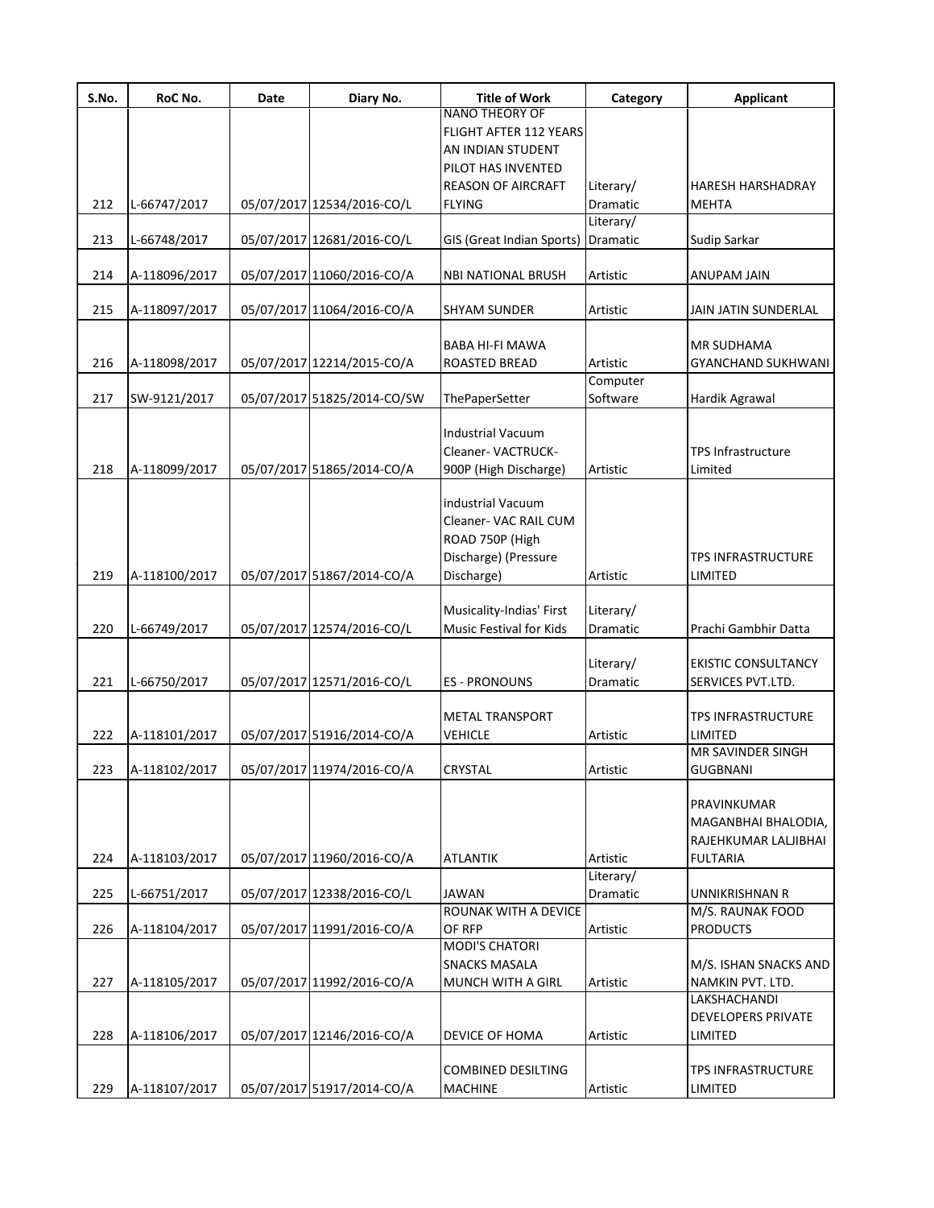| S.No. | RoC No. | Date | Diary No. | Title of Work | Category | Applicant |
|---|---|---|---|---|---|---|
| 212 | L-66747/2017 | 05/07/2017 | 12534/2016-CO/L | NANO THEORY OF FLIGHT AFTER 112 YEARS AN INDIAN STUDENT PILOT HAS INVENTED REASON OF AIRCRAFT FLYING | Literary/ Dramatic | HARESH HARSHADRAY MEHTA |
| 213 | L-66748/2017 | 05/07/2017 | 12681/2016-CO/L | GIS (Great Indian Sports) | Literary/ Dramatic | Sudip Sarkar |
| 214 | A-118096/2017 | 05/07/2017 | 11060/2016-CO/A | NBI NATIONAL BRUSH | Artistic | ANUPAM JAIN |
| 215 | A-118097/2017 | 05/07/2017 | 11064/2016-CO/A | SHYAM SUNDER | Artistic | JAIN JATIN SUNDERLAL |
| 216 | A-118098/2017 | 05/07/2017 | 12214/2015-CO/A | BABA HI-FI MAWA ROASTED BREAD | Artistic | MR SUDHAMA GYANCHAND SUKHWANI |
| 217 | SW-9121/2017 | 05/07/2017 | 51825/2014-CO/SW | ThePaperSetter | Computer Software | Hardik Agrawal |
| 218 | A-118099/2017 | 05/07/2017 | 51865/2014-CO/A | Industrial Vacuum Cleaner- VACTRUCK-900P (High Discharge) | Artistic | TPS Infrastructure Limited |
| 219 | A-118100/2017 | 05/07/2017 | 51867/2014-CO/A | industrial Vacuum Cleaner- VAC RAIL CUM ROAD 750P (High Discharge) (Pressure Discharge) | Artistic | TPS INFRASTRUCTURE LIMITED |
| 220 | L-66749/2017 | 05/07/2017 | 12574/2016-CO/L | Musicality-Indias' First Music Festival for Kids | Literary/ Dramatic | Prachi Gambhir Datta |
| 221 | L-66750/2017 | 05/07/2017 | 12571/2016-CO/L | ES - PRONOUNS | Literary/ Dramatic | EKISTIC CONSULTANCY SERVICES PVT.LTD. |
| 222 | A-118101/2017 | 05/07/2017 | 51916/2014-CO/A | METAL TRANSPORT VEHICLE | Artistic | TPS INFRASTRUCTURE LIMITED |
| 223 | A-118102/2017 | 05/07/2017 | 11974/2016-CO/A | CRYSTAL | Artistic | MR SAVINDER SINGH GUGBNANI |
| 224 | A-118103/2017 | 05/07/2017 | 11960/2016-CO/A | ATLANTIK | Artistic | PRAVINKUMAR MAGANBHAI BHALODIA, RAJEHKUMAR LALJIBHAI FULTARIA |
| 225 | L-66751/2017 | 05/07/2017 | 12338/2016-CO/L | JAWAN | Literary/ Dramatic | UNNIKRISHNAN R |
| 226 | A-118104/2017 | 05/07/2017 | 11991/2016-CO/A | ROUNAK WITH A DEVICE OF RFP | Artistic | M/S. RAUNAK FOOD PRODUCTS |
| 227 | A-118105/2017 | 05/07/2017 | 11992/2016-CO/A | MODI'S CHATORI SNACKS MASALA MUNCH WITH A GIRL | Artistic | M/S. ISHAN SNACKS AND NAMKIN PVT. LTD. |
| 228 | A-118106/2017 | 05/07/2017 | 12146/2016-CO/A | DEVICE OF HOMA | Artistic | LAKSHACHANDI DEVELOPERS PRIVATE LIMITED |
| 229 | A-118107/2017 | 05/07/2017 | 51917/2014-CO/A | COMBINED DESILTING MACHINE | Artistic | TPS INFRASTRUCTURE LIMITED |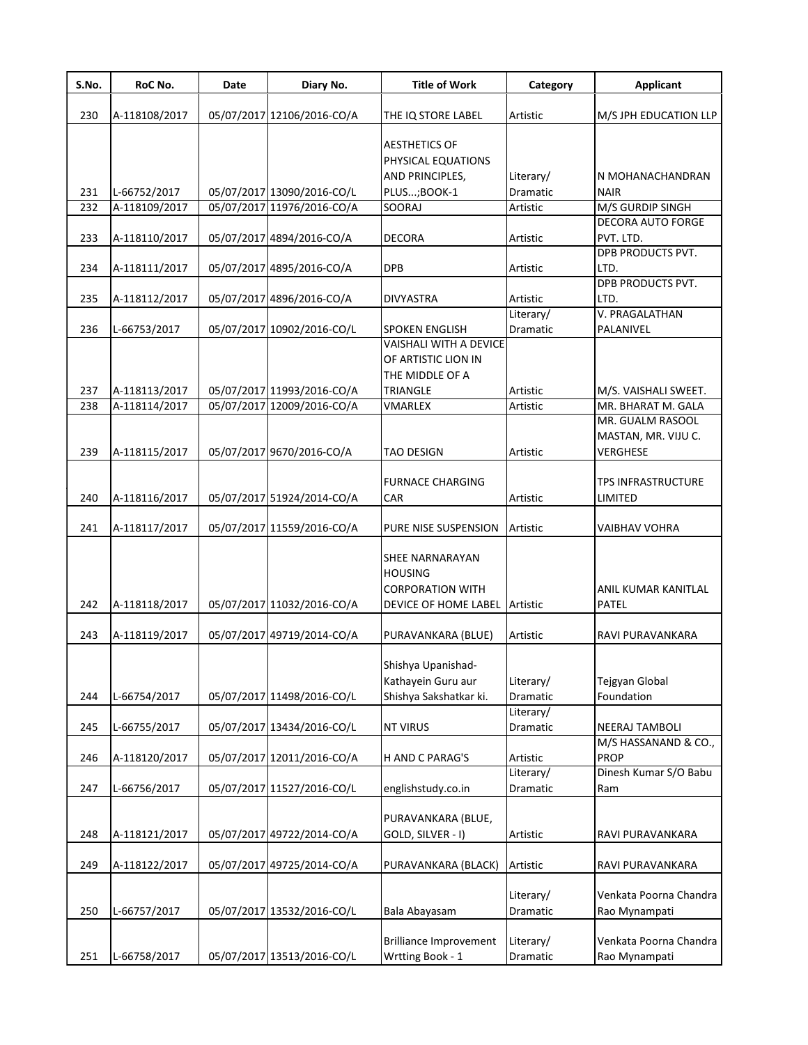| S.No. | RoC No. | Date | Diary No. | Title of Work | Category | Applicant |
|---|---|---|---|---|---|---|
| 230 | A-118108/2017 | 05/07/2017 | 12106/2016-CO/A | THE IQ STORE LABEL | Artistic | M/S JPH EDUCATION LLP |
| 231 | L-66752/2017 | 05/07/2017 | 13090/2016-CO/L | AESTHETICS OF PHYSICAL EQUATIONS AND PRINCIPLES, PLUS...;BOOK-1 | Literary/ Dramatic | N MOHANACHANDRAN NAIR |
| 232 | A-118109/2017 | 05/07/2017 | 11976/2016-CO/A | SOORAJ | Artistic | M/S GURDIP SINGH |
| 233 | A-118110/2017 | 05/07/2017 | 4894/2016-CO/A | DECORA | Artistic | DECORA AUTO FORGE PVT. LTD. |
| 234 | A-118111/2017 | 05/07/2017 | 4895/2016-CO/A | DPB | Artistic | DPB PRODUCTS PVT. LTD. |
| 235 | A-118112/2017 | 05/07/2017 | 4896/2016-CO/A | DIVYASTRA | Artistic | DPB PRODUCTS PVT. LTD. |
| 236 | L-66753/2017 | 05/07/2017 | 10902/2016-CO/L | SPOKEN ENGLISH | Literary/ Dramatic | V. PRAGALATHAN PALANIVEL |
| 237 | A-118113/2017 | 05/07/2017 | 11993/2016-CO/A | VAISHALI WITH A DEVICE OF ARTISTIC LION IN THE MIDDLE OF A TRIANGLE | Artistic | M/S. VAISHALI SWEET. |
| 238 | A-118114/2017 | 05/07/2017 | 12009/2016-CO/A | VMARLEX | Artistic | MR. BHARAT M. GALA |
| 239 | A-118115/2017 | 05/07/2017 | 9670/2016-CO/A | TAO DESIGN | Artistic | MR. GUALM RASOOL MASTAN, MR. VIJU C. VERGHESE |
| 240 | A-118116/2017 | 05/07/2017 | 51924/2014-CO/A | FURNACE CHARGING CAR | Artistic | TPS INFRASTRUCTURE LIMITED |
| 241 | A-118117/2017 | 05/07/2017 | 11559/2016-CO/A | PURE NISE SUSPENSION | Artistic | VAIBHAV VOHRA |
| 242 | A-118118/2017 | 05/07/2017 | 11032/2016-CO/A | SHEE NARNARAYAN HOUSING CORPORATION WITH DEVICE OF HOME LABEL | Artistic | ANIL KUMAR KANITLAL PATEL |
| 243 | A-118119/2017 | 05/07/2017 | 49719/2014-CO/A | PURAVANKARA (BLUE) | Artistic | RAVI PURAVANKARA |
| 244 | L-66754/2017 | 05/07/2017 | 11498/2016-CO/L | Shishya Upanishad-Kathayein Guru aur Shishya Sakshatkar ki. | Literary/ Dramatic | Tejgyan Global Foundation |
| 245 | L-66755/2017 | 05/07/2017 | 13434/2016-CO/L | NT VIRUS | Literary/ Dramatic | NEERAJ TAMBOLI |
| 246 | A-118120/2017 | 05/07/2017 | 12011/2016-CO/A | H AND C PARAG'S | Artistic | M/S HASSANAND & CO., PROP |
| 247 | L-66756/2017 | 05/07/2017 | 11527/2016-CO/L | englishstudy.co.in | Literary/ Dramatic | Dinesh Kumar S/O Babu Ram |
| 248 | A-118121/2017 | 05/07/2017 | 49722/2014-CO/A | PURAVANKARA (BLUE, GOLD, SILVER - I) | Artistic | RAVI PURAVANKARA |
| 249 | A-118122/2017 | 05/07/2017 | 49725/2014-CO/A | PURAVANKARA (BLACK) | Artistic | RAVI PURAVANKARA |
| 250 | L-66757/2017 | 05/07/2017 | 13532/2016-CO/L | Bala Abayasam | Literary/ Dramatic | Venkata Poorna Chandra Rao Mynampati |
| 251 | L-66758/2017 | 05/07/2017 | 13513/2016-CO/L | Brilliance Improvement Wrtting Book - 1 | Literary/ Dramatic | Venkata Poorna Chandra Rao Mynampati |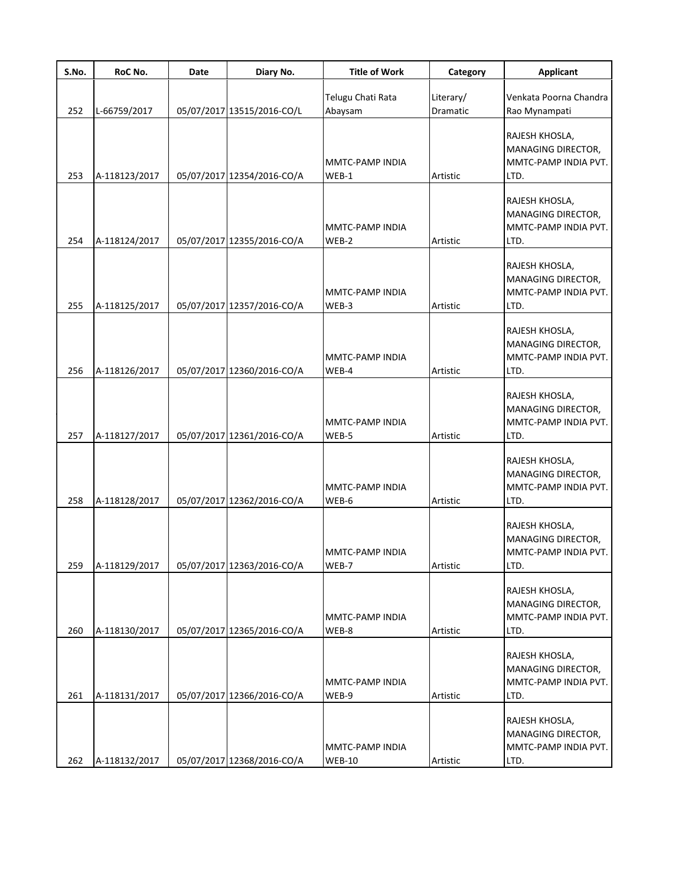| S.No. | RoC No. | Date | Diary No. | Title of Work | Category | Applicant |
|---|---|---|---|---|---|---|
| 252 | L-66759/2017 | 05/07/2017 | 13515/2016-CO/L | Telugu Chati Rata Abaysam | Literary/ Dramatic | Venkata Poorna Chandra Rao Mynampati |
| 253 | A-118123/2017 | 05/07/2017 | 12354/2016-CO/A | MMTC-PAMP INDIA WEB-1 | Artistic | RAJESH KHOSLA, MANAGING DIRECTOR, MMTC-PAMP INDIA PVT. LTD. |
| 254 | A-118124/2017 | 05/07/2017 | 12355/2016-CO/A | MMTC-PAMP INDIA WEB-2 | Artistic | RAJESH KHOSLA, MANAGING DIRECTOR, MMTC-PAMP INDIA PVT. LTD. |
| 255 | A-118125/2017 | 05/07/2017 | 12357/2016-CO/A | MMTC-PAMP INDIA WEB-3 | Artistic | RAJESH KHOSLA, MANAGING DIRECTOR, MMTC-PAMP INDIA PVT. LTD. |
| 256 | A-118126/2017 | 05/07/2017 | 12360/2016-CO/A | MMTC-PAMP INDIA WEB-4 | Artistic | RAJESH KHOSLA, MANAGING DIRECTOR, MMTC-PAMP INDIA PVT. LTD. |
| 257 | A-118127/2017 | 05/07/2017 | 12361/2016-CO/A | MMTC-PAMP INDIA WEB-5 | Artistic | RAJESH KHOSLA, MANAGING DIRECTOR, MMTC-PAMP INDIA PVT. LTD. |
| 258 | A-118128/2017 | 05/07/2017 | 12362/2016-CO/A | MMTC-PAMP INDIA WEB-6 | Artistic | RAJESH KHOSLA, MANAGING DIRECTOR, MMTC-PAMP INDIA PVT. LTD. |
| 259 | A-118129/2017 | 05/07/2017 | 12363/2016-CO/A | MMTC-PAMP INDIA WEB-7 | Artistic | RAJESH KHOSLA, MANAGING DIRECTOR, MMTC-PAMP INDIA PVT. LTD. |
| 260 | A-118130/2017 | 05/07/2017 | 12365/2016-CO/A | MMTC-PAMP INDIA WEB-8 | Artistic | RAJESH KHOSLA, MANAGING DIRECTOR, MMTC-PAMP INDIA PVT. LTD. |
| 261 | A-118131/2017 | 05/07/2017 | 12366/2016-CO/A | MMTC-PAMP INDIA WEB-9 | Artistic | RAJESH KHOSLA, MANAGING DIRECTOR, MMTC-PAMP INDIA PVT. LTD. |
| 262 | A-118132/2017 | 05/07/2017 | 12368/2016-CO/A | MMTC-PAMP INDIA WEB-10 | Artistic | RAJESH KHOSLA, MANAGING DIRECTOR, MMTC-PAMP INDIA PVT. LTD. |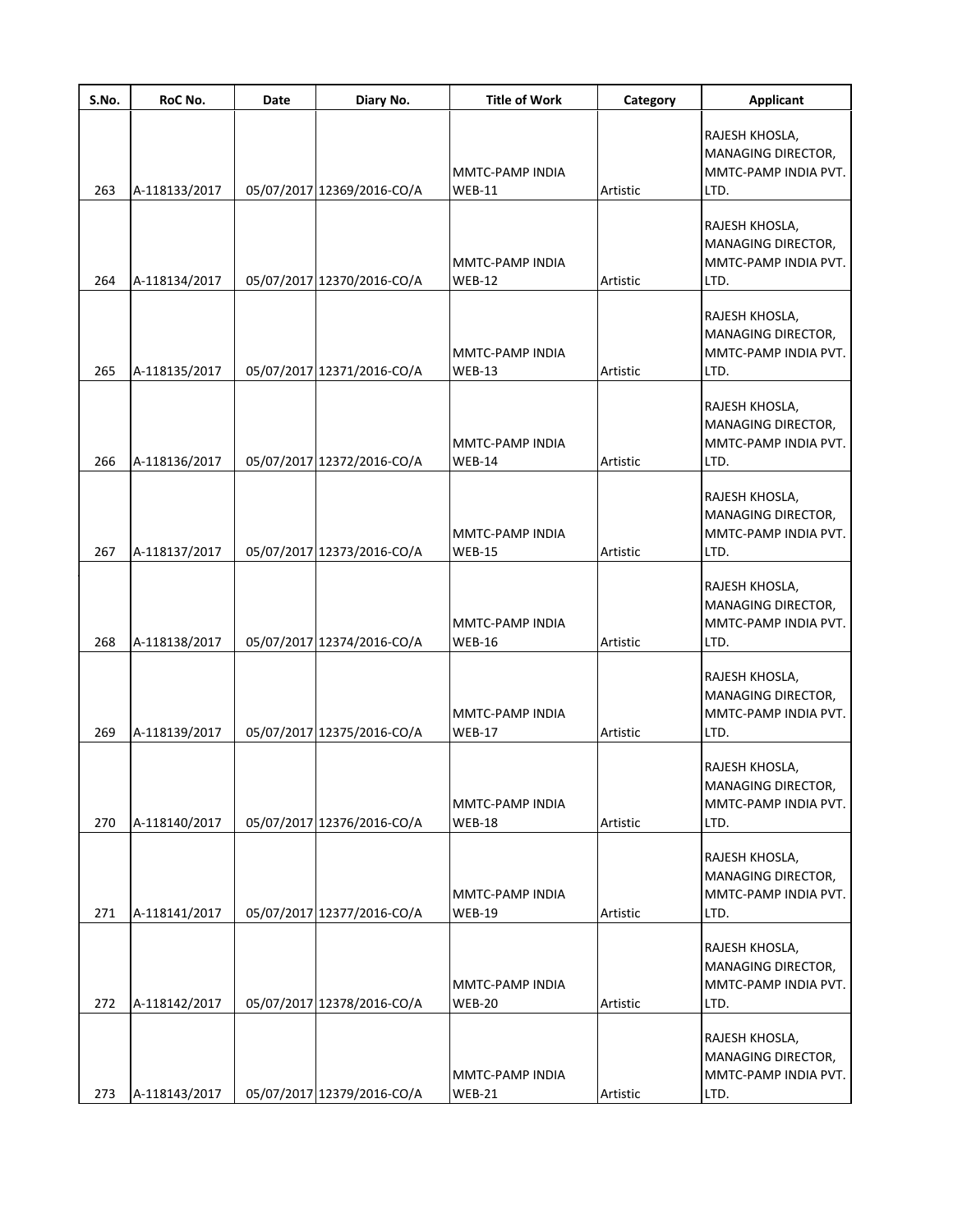| S.No. | RoC No. | Date | Diary No. | Title of Work | Category | Applicant |
|---|---|---|---|---|---|---|
| 263 | A-118133/2017 | 05/07/2017 | 12369/2016-CO/A | MMTC-PAMP INDIA WEB-11 | Artistic | RAJESH KHOSLA, MANAGING DIRECTOR, MMTC-PAMP INDIA PVT. LTD. |
| 264 | A-118134/2017 | 05/07/2017 | 12370/2016-CO/A | MMTC-PAMP INDIA WEB-12 | Artistic | RAJESH KHOSLA, MANAGING DIRECTOR, MMTC-PAMP INDIA PVT. LTD. |
| 265 | A-118135/2017 | 05/07/2017 | 12371/2016-CO/A | MMTC-PAMP INDIA WEB-13 | Artistic | RAJESH KHOSLA, MANAGING DIRECTOR, MMTC-PAMP INDIA PVT. LTD. |
| 266 | A-118136/2017 | 05/07/2017 | 12372/2016-CO/A | MMTC-PAMP INDIA WEB-14 | Artistic | RAJESH KHOSLA, MANAGING DIRECTOR, MMTC-PAMP INDIA PVT. LTD. |
| 267 | A-118137/2017 | 05/07/2017 | 12373/2016-CO/A | MMTC-PAMP INDIA WEB-15 | Artistic | RAJESH KHOSLA, MANAGING DIRECTOR, MMTC-PAMP INDIA PVT. LTD. |
| 268 | A-118138/2017 | 05/07/2017 | 12374/2016-CO/A | MMTC-PAMP INDIA WEB-16 | Artistic | RAJESH KHOSLA, MANAGING DIRECTOR, MMTC-PAMP INDIA PVT. LTD. |
| 269 | A-118139/2017 | 05/07/2017 | 12375/2016-CO/A | MMTC-PAMP INDIA WEB-17 | Artistic | RAJESH KHOSLA, MANAGING DIRECTOR, MMTC-PAMP INDIA PVT. LTD. |
| 270 | A-118140/2017 | 05/07/2017 | 12376/2016-CO/A | MMTC-PAMP INDIA WEB-18 | Artistic | RAJESH KHOSLA, MANAGING DIRECTOR, MMTC-PAMP INDIA PVT. LTD. |
| 271 | A-118141/2017 | 05/07/2017 | 12377/2016-CO/A | MMTC-PAMP INDIA WEB-19 | Artistic | RAJESH KHOSLA, MANAGING DIRECTOR, MMTC-PAMP INDIA PVT. LTD. |
| 272 | A-118142/2017 | 05/07/2017 | 12378/2016-CO/A | MMTC-PAMP INDIA WEB-20 | Artistic | RAJESH KHOSLA, MANAGING DIRECTOR, MMTC-PAMP INDIA PVT. LTD. |
| 273 | A-118143/2017 | 05/07/2017 | 12379/2016-CO/A | MMTC-PAMP INDIA WEB-21 | Artistic | RAJESH KHOSLA, MANAGING DIRECTOR, MMTC-PAMP INDIA PVT. LTD. |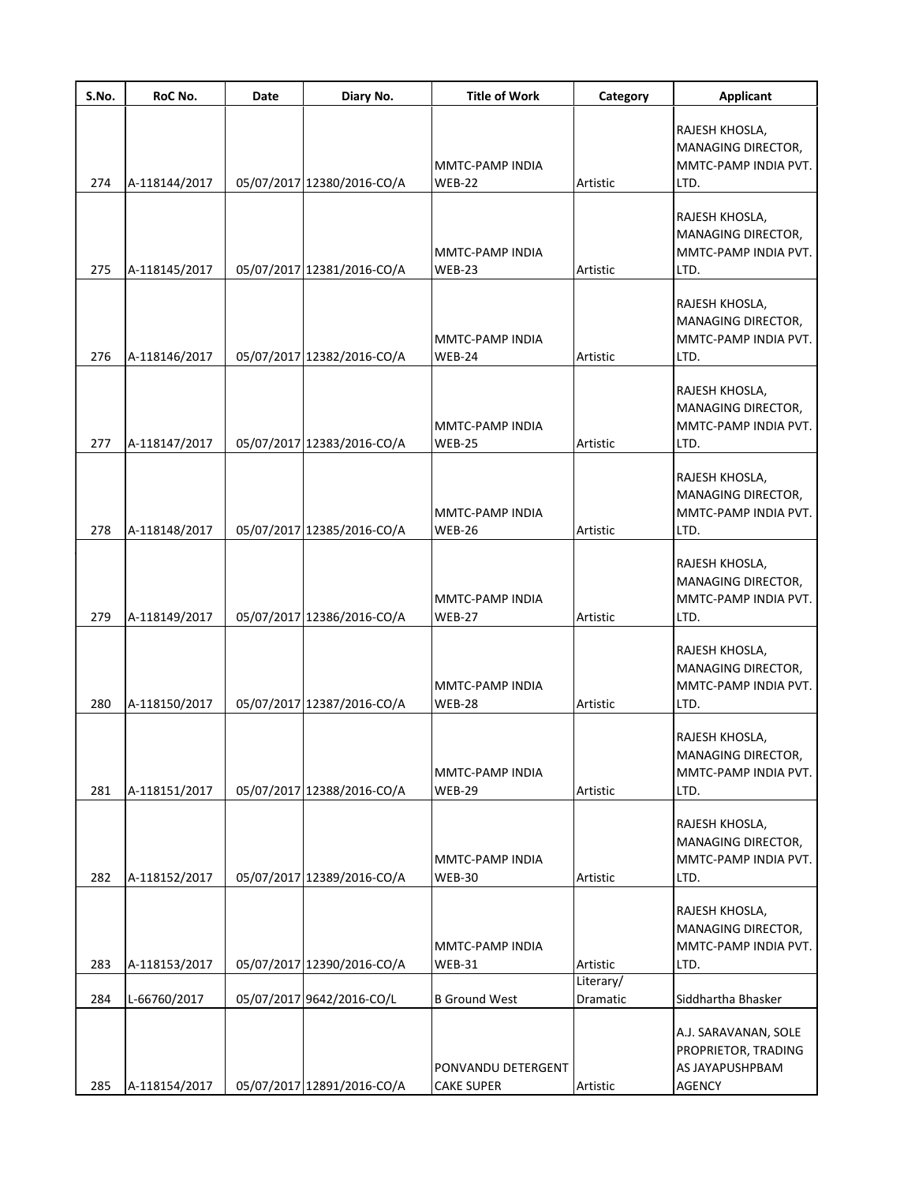| S.No. | RoC No. | Date | Diary No. | Title of Work | Category | Applicant |
|---|---|---|---|---|---|---|
| 274 | A-118144/2017 | 05/07/2017 | 12380/2016-CO/A | MMTC-PAMP INDIA WEB-22 | Artistic | RAJESH KHOSLA, MANAGING DIRECTOR, MMTC-PAMP INDIA PVT. LTD. |
| 275 | A-118145/2017 | 05/07/2017 | 12381/2016-CO/A | MMTC-PAMP INDIA WEB-23 | Artistic | RAJESH KHOSLA, MANAGING DIRECTOR, MMTC-PAMP INDIA PVT. LTD. |
| 276 | A-118146/2017 | 05/07/2017 | 12382/2016-CO/A | MMTC-PAMP INDIA WEB-24 | Artistic | RAJESH KHOSLA, MANAGING DIRECTOR, MMTC-PAMP INDIA PVT. LTD. |
| 277 | A-118147/2017 | 05/07/2017 | 12383/2016-CO/A | MMTC-PAMP INDIA WEB-25 | Artistic | RAJESH KHOSLA, MANAGING DIRECTOR, MMTC-PAMP INDIA PVT. LTD. |
| 278 | A-118148/2017 | 05/07/2017 | 12385/2016-CO/A | MMTC-PAMP INDIA WEB-26 | Artistic | RAJESH KHOSLA, MANAGING DIRECTOR, MMTC-PAMP INDIA PVT. LTD. |
| 279 | A-118149/2017 | 05/07/2017 | 12386/2016-CO/A | MMTC-PAMP INDIA WEB-27 | Artistic | RAJESH KHOSLA, MANAGING DIRECTOR, MMTC-PAMP INDIA PVT. LTD. |
| 280 | A-118150/2017 | 05/07/2017 | 12387/2016-CO/A | MMTC-PAMP INDIA WEB-28 | Artistic | RAJESH KHOSLA, MANAGING DIRECTOR, MMTC-PAMP INDIA PVT. LTD. |
| 281 | A-118151/2017 | 05/07/2017 | 12388/2016-CO/A | MMTC-PAMP INDIA WEB-29 | Artistic | RAJESH KHOSLA, MANAGING DIRECTOR, MMTC-PAMP INDIA PVT. LTD. |
| 282 | A-118152/2017 | 05/07/2017 | 12389/2016-CO/A | MMTC-PAMP INDIA WEB-30 | Artistic | RAJESH KHOSLA, MANAGING DIRECTOR, MMTC-PAMP INDIA PVT. LTD. |
| 283 | A-118153/2017 | 05/07/2017 | 12390/2016-CO/A | MMTC-PAMP INDIA WEB-31 | Artistic | RAJESH KHOSLA, MANAGING DIRECTOR, MMTC-PAMP INDIA PVT. LTD. |
| 284 | L-66760/2017 | 05/07/2017 | 9642/2016-CO/L | B Ground West | Literary/ Dramatic | Siddhartha Bhasker |
| 285 | A-118154/2017 | 05/07/2017 | 12891/2016-CO/A | PONVANDU DETERGENT CAKE SUPER | Artistic | A.J. SARAVANAN, SOLE PROPRIETOR, TRADING AS JAYAPUSHPBAM AGENCY |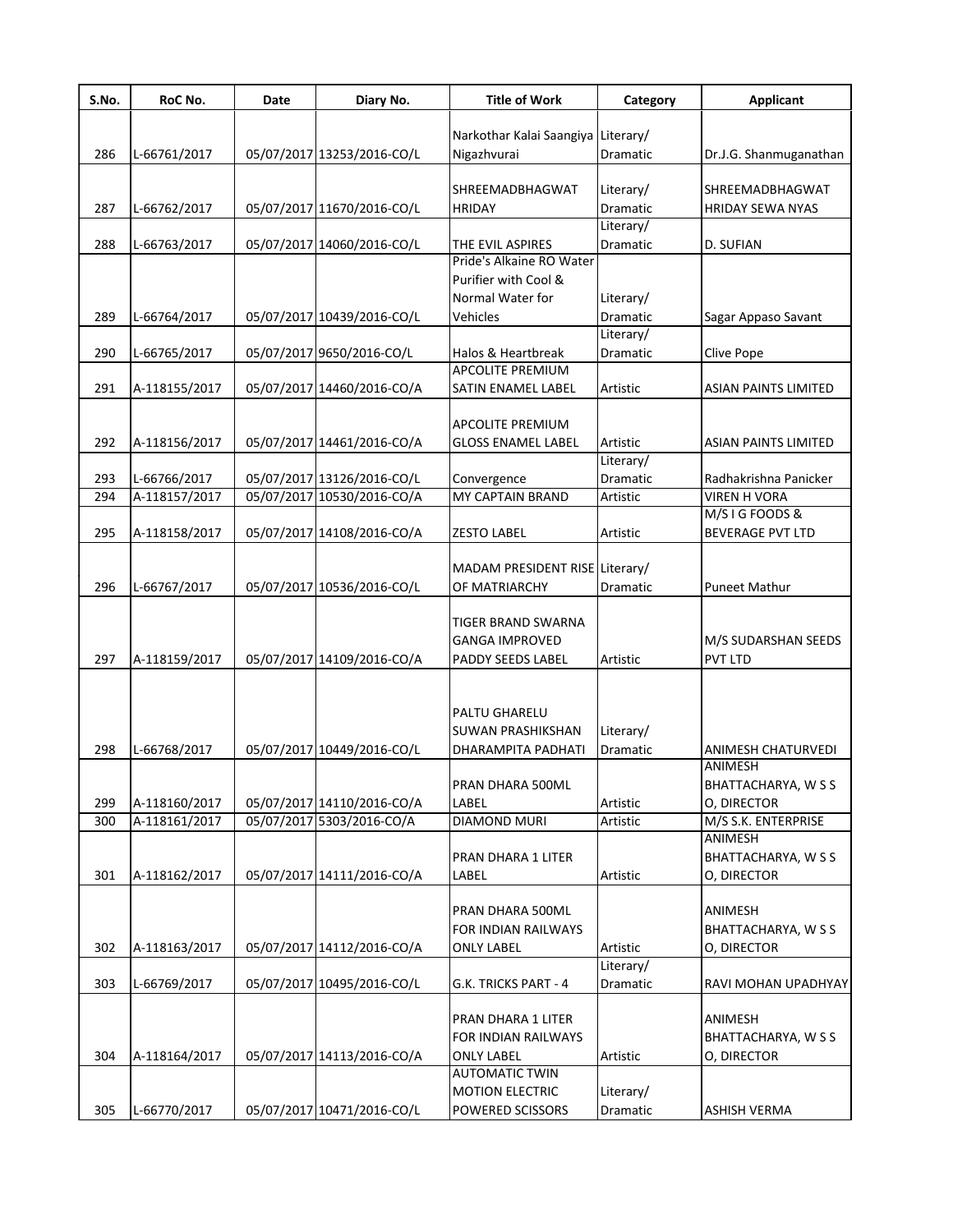| S.No. | RoC No. | Date | Diary No. | Title of Work | Category | Applicant |
|---|---|---|---|---|---|---|
| 286 | L-66761/2017 | 05/07/2017 | 13253/2016-CO/L | Narkothar Kalai Saangiya Nigazhvurai | Literary/ Dramatic | Dr.J.G. Shanmuganathan |
| 287 | L-66762/2017 | 05/07/2017 | 11670/2016-CO/L | SHREEMADBHAGWAT HRIDAY | Literary/ Dramatic | SHREEMADBHAGWAT HRIDAY SEWA NYAS |
| 288 | L-66763/2017 | 05/07/2017 | 14060/2016-CO/L | THE EVIL ASPIRES | Literary/ Dramatic | D. SUFIAN |
| 289 | L-66764/2017 | 05/07/2017 | 10439/2016-CO/L | Pride's Alkaine RO Water Purifier with Cool & Normal Water for Vehicles | Literary/ Dramatic | Sagar Appaso Savant |
| 290 | L-66765/2017 | 05/07/2017 | 9650/2016-CO/L | Halos & Heartbreak | Literary/ Dramatic | Clive Pope |
| 291 | A-118155/2017 | 05/07/2017 | 14460/2016-CO/A | APCOLITE PREMIUM SATIN ENAMEL LABEL | Artistic | ASIAN PAINTS LIMITED |
| 292 | A-118156/2017 | 05/07/2017 | 14461/2016-CO/A | APCOLITE PREMIUM GLOSS ENAMEL LABEL | Artistic | ASIAN PAINTS LIMITED |
| 293 | L-66766/2017 | 05/07/2017 | 13126/2016-CO/L | Convergence | Literary/ Dramatic | Radhakrishna Panicker |
| 294 | A-118157/2017 | 05/07/2017 | 10530/2016-CO/A | MY CAPTAIN BRAND | Artistic | VIREN H VORA |
| 295 | A-118158/2017 | 05/07/2017 | 14108/2016-CO/A | ZESTO LABEL | Artistic | M/S I G FOODS & BEVERAGE PVT LTD |
| 296 | L-66767/2017 | 05/07/2017 | 10536/2016-CO/L | MADAM PRESIDENT RISE OF MATRIARCHY | Literary/ Dramatic | Puneet Mathur |
| 297 | A-118159/2017 | 05/07/2017 | 14109/2016-CO/A | TIGER BRAND SWARNA GANGA IMPROVED PADDY SEEDS LABEL | Artistic | M/S SUDARSHAN SEEDS PVT LTD |
| 298 | L-66768/2017 | 05/07/2017 | 10449/2016-CO/L | PALTU GHARELU SUWAN PRASHIKSHAN DHARAMPITA PADHATI | Literary/ Dramatic | ANIMESH CHATURVEDI |
| 299 | A-118160/2017 | 05/07/2017 | 14110/2016-CO/A | PRAN DHARA 500ML LABEL | Artistic | ANIMESH BHATTACHARYA, W S S O, DIRECTOR |
| 300 | A-118161/2017 | 05/07/2017 | 5303/2016-CO/A | DIAMOND MURI | Artistic | M/S S.K. ENTERPRISE |
| 301 | A-118162/2017 | 05/07/2017 | 14111/2016-CO/A | PRAN DHARA 1 LITER LABEL | Artistic | ANIMESH BHATTACHARYA, W S S O, DIRECTOR |
| 302 | A-118163/2017 | 05/07/2017 | 14112/2016-CO/A | PRAN DHARA 500ML FOR INDIAN RAILWAYS ONLY LABEL | Artistic | ANIMESH BHATTACHARYA, W S S O, DIRECTOR |
| 303 | L-66769/2017 | 05/07/2017 | 10495/2016-CO/L | G.K. TRICKS PART - 4 | Literary/ Dramatic | RAVI MOHAN UPADHYAY |
| 304 | A-118164/2017 | 05/07/2017 | 14113/2016-CO/A | PRAN DHARA 1 LITER FOR INDIAN RAILWAYS ONLY LABEL | Artistic | ANIMESH BHATTACHARYA, W S S O, DIRECTOR |
| 305 | L-66770/2017 | 05/07/2017 | 10471/2016-CO/L | AUTOMATIC TWIN MOTION ELECTRIC POWERED SCISSORS | Literary/ Dramatic | ASHISH VERMA |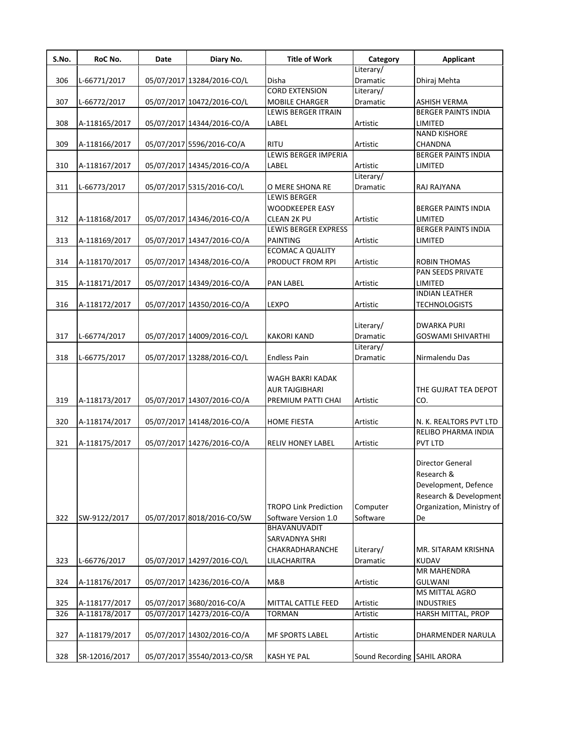| S.No. | RoC No. | Date | Diary No. | Title of Work | Category | Applicant |
|---|---|---|---|---|---|---|
| 306 | L-66771/2017 | 05/07/2017 | 13284/2016-CO/L | Disha | Literary/ Dramatic | Dhiraj Mehta |
| 307 | L-66772/2017 | 05/07/2017 | 10472/2016-CO/L | CORD EXTENSION MOBILE CHARGER | Literary/ Dramatic | ASHISH VERMA |
| 308 | A-118165/2017 | 05/07/2017 | 14344/2016-CO/A | LEWIS BERGER ITRAIN LABEL | Artistic | BERGER PAINTS INDIA LIMITED |
| 309 | A-118166/2017 | 05/07/2017 | 5596/2016-CO/A | RITU | Artistic | NAND KISHORE CHANDNA |
| 310 | A-118167/2017 | 05/07/2017 | 14345/2016-CO/A | LEWIS BERGER IMPERIA LABEL | Artistic | BERGER PAINTS INDIA LIMITED |
| 311 | L-66773/2017 | 05/07/2017 | 5315/2016-CO/L | O MERE SHONA RE | Literary/ Dramatic | RAJ RAJYANA |
| 312 | A-118168/2017 | 05/07/2017 | 14346/2016-CO/A | LEWIS BERGER WOODKEEPER EASY CLEAN 2K PU | Artistic | BERGER PAINTS INDIA LIMITED |
| 313 | A-118169/2017 | 05/07/2017 | 14347/2016-CO/A | LEWIS BERGER EXPRESS PAINTING | Artistic | BERGER PAINTS INDIA LIMITED |
| 314 | A-118170/2017 | 05/07/2017 | 14348/2016-CO/A | ECOMAC A QUALITY PRODUCT FROM RPI | Artistic | ROBIN THOMAS |
| 315 | A-118171/2017 | 05/07/2017 | 14349/2016-CO/A | PAN LABEL | Artistic | PAN SEEDS PRIVATE LIMITED |
| 316 | A-118172/2017 | 05/07/2017 | 14350/2016-CO/A | LEXPO | Artistic | INDIAN LEATHER TECHNOLOGISTS |
| 317 | L-66774/2017 | 05/07/2017 | 14009/2016-CO/L | KAKORI KAND | Literary/ Dramatic | DWARKA PURI GOSWAMI SHIVARTHI |
| 318 | L-66775/2017 | 05/07/2017 | 13288/2016-CO/L | Endless Pain | Literary/ Dramatic | Nirmalendu Das |
| 319 | A-118173/2017 | 05/07/2017 | 14307/2016-CO/A | WAGH BAKRI KADAK AUR TAJGIBHARI PREMIUM PATTI CHAI | Artistic | THE GUJRAT TEA DEPOT CO. |
| 320 | A-118174/2017 | 05/07/2017 | 14148/2016-CO/A | HOME FIESTA | Artistic | N. K. REALTORS PVT LTD |
| 321 | A-118175/2017 | 05/07/2017 | 14276/2016-CO/A | RELIV HONEY LABEL | Artistic | RELIBO PHARMA INDIA PVT LTD |
| 322 | SW-9122/2017 | 05/07/2017 | 8018/2016-CO/SW | TROPO Link Prediction Software Version 1.0 | Computer Software | Director General Research & Development, Defence Research & Development Organization, Ministry of De |
| 323 | L-66776/2017 | 05/07/2017 | 14297/2016-CO/L | BHAVANUVADIT SARVADNYA SHRI CHAKRADHARANCHE LILACHARITRA | Literary/ Dramatic | MR. SITARAM KRISHNA KUDAV |
| 324 | A-118176/2017 | 05/07/2017 | 14236/2016-CO/A | M&B | Artistic | MR MAHENDRA GULWANI |
| 325 | A-118177/2017 | 05/07/2017 | 3680/2016-CO/A | MITTAL CATTLE FEED | Artistic | MS MITTAL AGRO INDUSTRIES |
| 326 | A-118178/2017 | 05/07/2017 | 14273/2016-CO/A | TORMAN | Artistic | HARSH MITTAL, PROP |
| 327 | A-118179/2017 | 05/07/2017 | 14302/2016-CO/A | MF SPORTS LABEL | Artistic | DHARMENDER NARULA |
| 328 | SR-12016/2017 | 05/07/2017 | 35540/2013-CO/SR | KASH YE PAL | Sound Recording | SAHIL ARORA |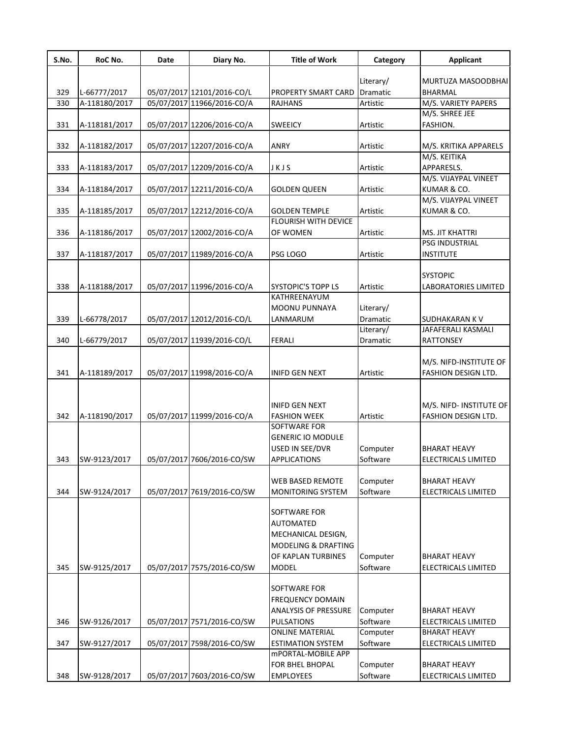| S.No. | RoC No. | Date | Diary No. | Title of Work | Category | Applicant |
|---|---|---|---|---|---|---|
| 329 | L-66777/2017 | 05/07/2017 | 12101/2016-CO/L | PROPERTY SMART CARD | Literary/ Dramatic | MURTUZA MASOODBHAI BHARMAL |
| 330 | A-118180/2017 | 05/07/2017 | 11966/2016-CO/A | RAJHANS | Artistic | M/S. VARIETY PAPERS |
| 331 | A-118181/2017 | 05/07/2017 | 12206/2016-CO/A | SWEEICY | Artistic | M/S. SHREE JEE FASHION. |
| 332 | A-118182/2017 | 05/07/2017 | 12207/2016-CO/A | ANRY | Artistic | M/S. KRITIKA APPARELS |
| 333 | A-118183/2017 | 05/07/2017 | 12209/2016-CO/A | J K J S | Artistic | M/S. KEITIKA APPARESLS. |
| 334 | A-118184/2017 | 05/07/2017 | 12211/2016-CO/A | GOLDEN QUEEN | Artistic | M/S. VIJAYPAL VINEET KUMAR & CO. |
| 335 | A-118185/2017 | 05/07/2017 | 12212/2016-CO/A | GOLDEN TEMPLE | Artistic | M/S. VIJAYPAL VINEET KUMAR & CO. |
| 336 | A-118186/2017 | 05/07/2017 | 12002/2016-CO/A | FLOURISH WITH DEVICE OF WOMEN | Artistic | MS. JIT KHATTRI |
| 337 | A-118187/2017 | 05/07/2017 | 11989/2016-CO/A | PSG LOGO | Artistic | PSG INDUSTRIAL INSTITUTE |
| 338 | A-118188/2017 | 05/07/2017 | 11996/2016-CO/A | SYSTOPIC'S TOPP LS | Artistic | SYSTOPIC LABORATORIES LIMITED |
| 339 | L-66778/2017 | 05/07/2017 | 12012/2016-CO/L | KATHREENAYUM MOONU PUNNAYA LANMARUM | Literary/ Dramatic | SUDHAKARAN K V |
| 340 | L-66779/2017 | 05/07/2017 | 11939/2016-CO/L | FERALI | Literary/ Dramatic | JAFAFERALI KASMALI RATTONSEY |
| 341 | A-118189/2017 | 05/07/2017 | 11998/2016-CO/A | INIFD GEN NEXT | Artistic | M/S. NIFD-INSTITUTE OF FASHION DESIGN LTD. |
| 342 | A-118190/2017 | 05/07/2017 | 11999/2016-CO/A | INIFD GEN NEXT FASHION WEEK | Artistic | M/S. NIFD- INSTITUTE OF FASHION DESIGN LTD. |
| 343 | SW-9123/2017 | 05/07/2017 | 7606/2016-CO/SW | SOFTWARE FOR GENERIC IO MODULE USED IN SEE/DVR APPLICATIONS | Computer Software | BHARAT HEAVY ELECTRICALS LIMITED |
| 344 | SW-9124/2017 | 05/07/2017 | 7619/2016-CO/SW | WEB BASED REMOTE MONITORING SYSTEM | Computer Software | BHARAT HEAVY ELECTRICALS LIMITED |
| 345 | SW-9125/2017 | 05/07/2017 | 7575/2016-CO/SW | SOFTWARE FOR AUTOMATED MECHANICAL DESIGN, MODELING & DRAFTING OF KAPLAN TURBINES MODEL | Computer Software | BHARAT HEAVY ELECTRICALS LIMITED |
| 346 | SW-9126/2017 | 05/07/2017 | 7571/2016-CO/SW | SOFTWARE FOR FREQUENCY DOMAIN ANALYSIS OF PRESSURE PULSATIONS | Computer Software | BHARAT HEAVY ELECTRICALS LIMITED |
| 347 | SW-9127/2017 | 05/07/2017 | 7598/2016-CO/SW | ONLINE MATERIAL ESTIMATION SYSTEM | Computer Software | BHARAT HEAVY ELECTRICALS LIMITED |
| 348 | SW-9128/2017 | 05/07/2017 | 7603/2016-CO/SW | mPORTAL-MOBILE APP FOR BHEL BHOPAL EMPLOYEES | Computer Software | BHARAT HEAVY ELECTRICALS LIMITED |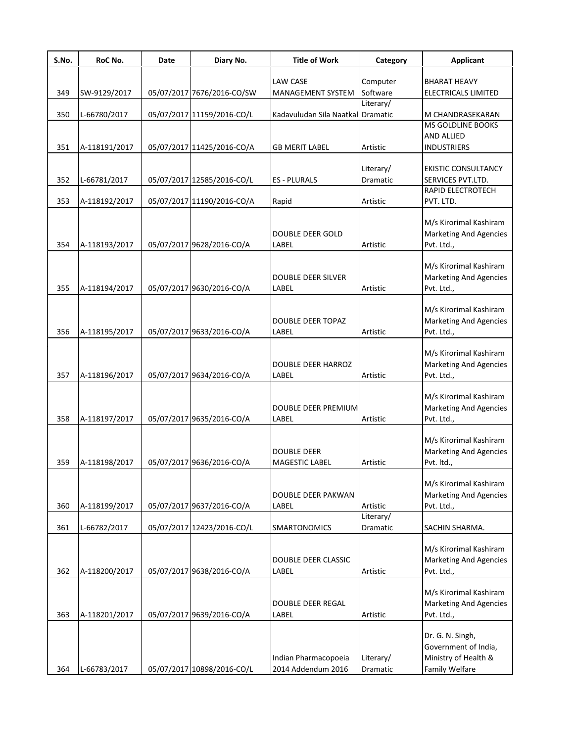| S.No. | RoC No. | Date | Diary No. | Title of Work | Category | Applicant |
|---|---|---|---|---|---|---|
| 349 | SW-9129/2017 | 05/07/2017 | 7676/2016-CO/SW | LAW CASE MANAGEMENT SYSTEM | Computer Software | BHARAT HEAVY ELECTRICALS LIMITED |
| 350 | L-66780/2017 | 05/07/2017 | 11159/2016-CO/L | Kadavuludan Sila Naatkal | Literary/ Dramatic | M CHANDRASEKARAN |
| 351 | A-118191/2017 | 05/07/2017 | 11425/2016-CO/A | GB MERIT LABEL | Artistic | MS GOLDLINE BOOKS AND ALLIED INDUSTRIERS |
| 352 | L-66781/2017 | 05/07/2017 | 12585/2016-CO/L | ES - PLURALS | Literary/ Dramatic | EKISTIC CONSULTANCY SERVICES PVT.LTD. |
| 353 | A-118192/2017 | 05/07/2017 | 11190/2016-CO/A | Rapid | Artistic | RAPID ELECTROTECH PVT. LTD. |
| 354 | A-118193/2017 | 05/07/2017 | 9628/2016-CO/A | DOUBLE DEER GOLD LABEL | Artistic | M/s Kirorimal Kashiram Marketing And Agencies Pvt. Ltd., |
| 355 | A-118194/2017 | 05/07/2017 | 9630/2016-CO/A | DOUBLE DEER SILVER LABEL | Artistic | M/s Kirorimal Kashiram Marketing And Agencies Pvt. Ltd., |
| 356 | A-118195/2017 | 05/07/2017 | 9633/2016-CO/A | DOUBLE DEER TOPAZ LABEL | Artistic | M/s Kirorimal Kashiram Marketing And Agencies Pvt. Ltd., |
| 357 | A-118196/2017 | 05/07/2017 | 9634/2016-CO/A | DOUBLE DEER HARROZ LABEL | Artistic | M/s Kirorimal Kashiram Marketing And Agencies Pvt. Ltd., |
| 358 | A-118197/2017 | 05/07/2017 | 9635/2016-CO/A | DOUBLE DEER PREMIUM LABEL | Artistic | M/s Kirorimal Kashiram Marketing And Agencies Pvt. Ltd., |
| 359 | A-118198/2017 | 05/07/2017 | 9636/2016-CO/A | DOUBLE DEER MAGESTIC LABEL | Artistic | M/s Kirorimal Kashiram Marketing And Agencies Pvt. ltd., |
| 360 | A-118199/2017 | 05/07/2017 | 9637/2016-CO/A | DOUBLE DEER PAKWAN LABEL | Artistic | M/s Kirorimal Kashiram Marketing And Agencies Pvt. Ltd., |
| 361 | L-66782/2017 | 05/07/2017 | 12423/2016-CO/L | SMARTONOMICS | Literary/ Dramatic | SACHIN SHARMA. |
| 362 | A-118200/2017 | 05/07/2017 | 9638/2016-CO/A | DOUBLE DEER CLASSIC LABEL | Artistic | M/s Kirorimal Kashiram Marketing And Agencies Pvt. Ltd., |
| 363 | A-118201/2017 | 05/07/2017 | 9639/2016-CO/A | DOUBLE DEER REGAL LABEL | Artistic | M/s Kirorimal Kashiram Marketing And Agencies Pvt. Ltd., |
| 364 | L-66783/2017 | 05/07/2017 | 10898/2016-CO/L | Indian Pharmacopoeia 2014 Addendum 2016 | Literary/ Dramatic | Dr. G. N. Singh, Government of India, Ministry of Health & Family Welfare |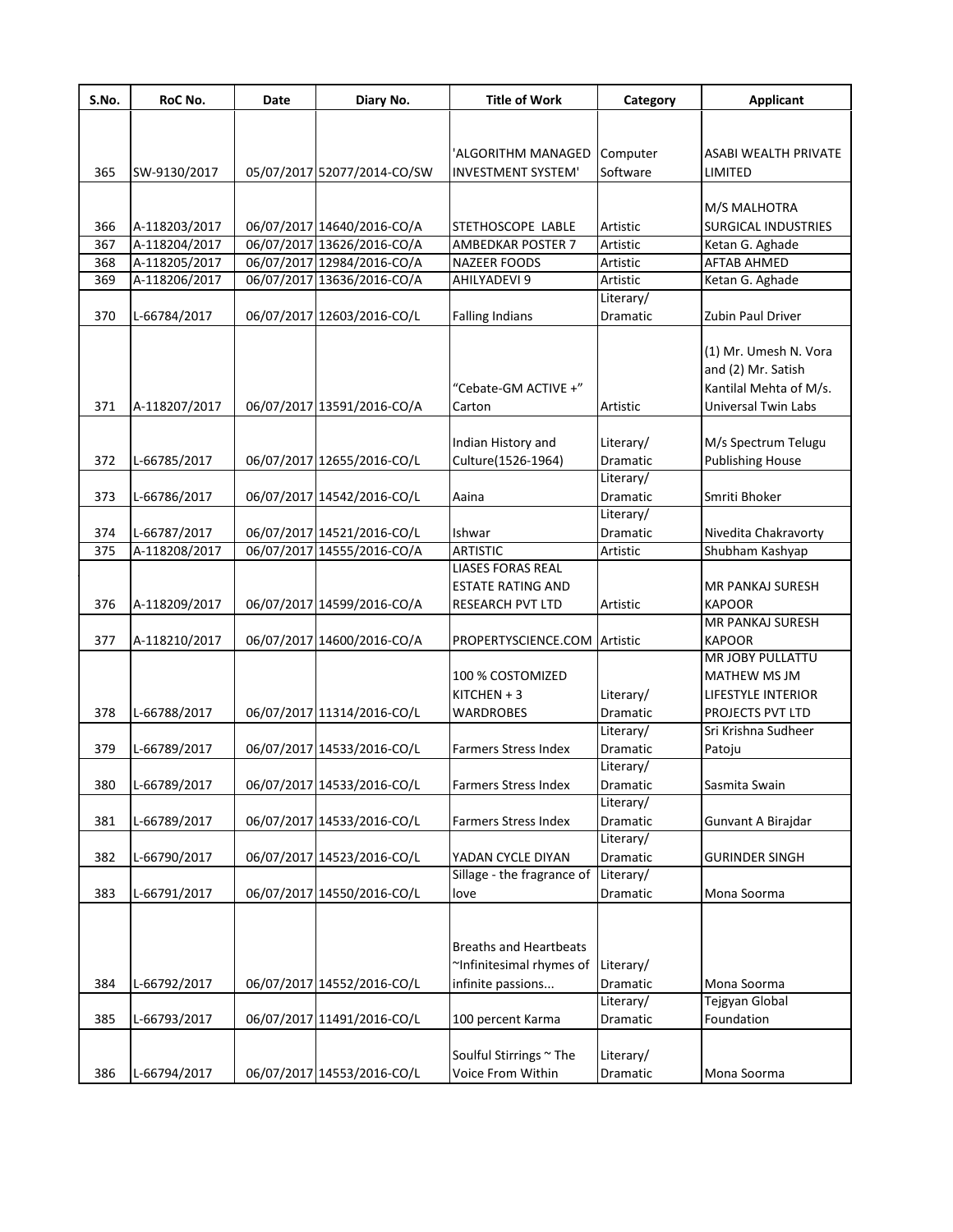| S.No. | RoC No. | Date | Diary No. | Title of Work | Category | Applicant |
|---|---|---|---|---|---|---|
| 365 | SW-9130/2017 | 05/07/2017 | 52077/2014-CO/SW | 'ALGORITHM MANAGED INVESTMENT SYSTEM' | Computer Software | ASABI WEALTH PRIVATE LIMITED |
| 366 | A-118203/2017 | 06/07/2017 | 14640/2016-CO/A | STETHOSCOPE LABLE | Artistic | M/S MALHOTRA SURGICAL INDUSTRIES |
| 367 | A-118204/2017 | 06/07/2017 | 13626/2016-CO/A | AMBEDKAR POSTER 7 | Artistic | Ketan G. Aghade |
| 368 | A-118205/2017 | 06/07/2017 | 12984/2016-CO/A | NAZEER FOODS | Artistic | AFTAB AHMED |
| 369 | A-118206/2017 | 06/07/2017 | 13636/2016-CO/A | AHILYADEVI 9 | Artistic | Ketan G. Aghade |
| 370 | L-66784/2017 | 06/07/2017 | 12603/2016-CO/L | Falling Indians | Literary/ Dramatic | Zubin Paul Driver |
| 371 | A-118207/2017 | 06/07/2017 | 13591/2016-CO/A | "Cebate-GM ACTIVE +" Carton | Artistic | (1) Mr. Umesh N. Vora and (2) Mr. Satish Kantilal Mehta of M/s. Universal Twin Labs |
| 372 | L-66785/2017 | 06/07/2017 | 12655/2016-CO/L | Indian History and Culture(1526-1964) | Literary/ Dramatic | M/s Spectrum Telugu Publishing House |
| 373 | L-66786/2017 | 06/07/2017 | 14542/2016-CO/L | Aaina | Literary/ Dramatic | Smriti Bhoker |
| 374 | L-66787/2017 | 06/07/2017 | 14521/2016-CO/L | Ishwar | Literary/ Dramatic | Nivedita Chakravorty |
| 375 | A-118208/2017 | 06/07/2017 | 14555/2016-CO/A | ARTISTIC | Artistic | Shubham Kashyap |
| 376 | A-118209/2017 | 06/07/2017 | 14599/2016-CO/A | LIASES FORAS REAL ESTATE RATING AND RESEARCH PVT LTD | Artistic | MR PANKAJ SURESH KAPOOR |
| 377 | A-118210/2017 | 06/07/2017 | 14600/2016-CO/A | PROPERTYSCIENCE.COM | Artistic | MR PANKAJ SURESH KAPOOR |
| 378 | L-66788/2017 | 06/07/2017 | 11314/2016-CO/L | 100 % COSTOMIZED KITCHEN + 3 WARDROBES | Literary/ Dramatic | MR JOBY PULLATTU MATHEW MS JM LIFESTYLE INTERIOR PROJECTS PVT LTD |
| 379 | L-66789/2017 | 06/07/2017 | 14533/2016-CO/L | Farmers Stress Index | Literary/ Dramatic | Sri Krishna Sudheer Patoju |
| 380 | L-66789/2017 | 06/07/2017 | 14533/2016-CO/L | Farmers Stress Index | Literary/ Dramatic | Sasmita Swain |
| 381 | L-66789/2017 | 06/07/2017 | 14533/2016-CO/L | Farmers Stress Index | Literary/ Dramatic | Gunvant A Birajdar |
| 382 | L-66790/2017 | 06/07/2017 | 14523/2016-CO/L | YADAN CYCLE DIYAN | Literary/ Dramatic | GURINDER SINGH |
| 383 | L-66791/2017 | 06/07/2017 | 14550/2016-CO/L | Sillage - the fragrance of love | Literary/ Dramatic | Mona Soorma |
| 384 | L-66792/2017 | 06/07/2017 | 14552/2016-CO/L | Breaths and Heartbeats ~Infinitesimal rhymes of infinite passions... | Literary/ Dramatic | Mona Soorma |
| 385 | L-66793/2017 | 06/07/2017 | 11491/2016-CO/L | 100 percent Karma | Literary/ Dramatic | Tejgyan Global Foundation |
| 386 | L-66794/2017 | 06/07/2017 | 14553/2016-CO/L | Soulful Stirrings ~ The Voice From Within | Literary/ Dramatic | Mona Soorma |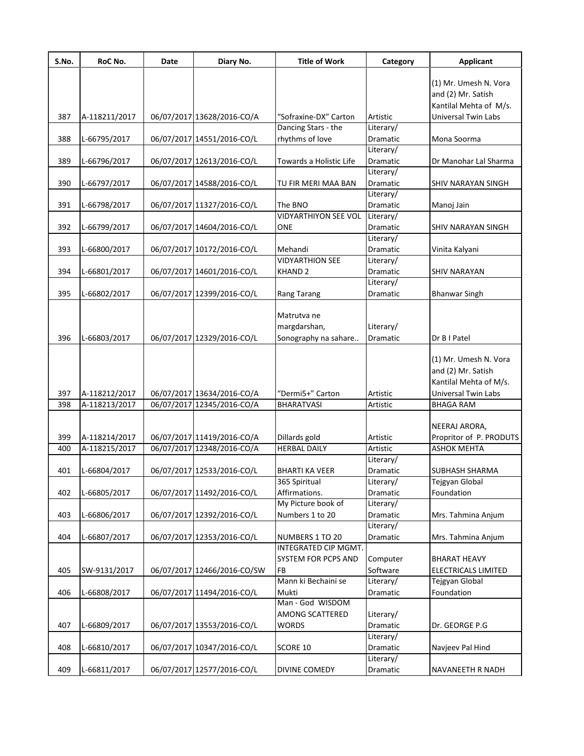| S.No. | RoC No. | Date | Diary No. | Title of Work | Category | Applicant |
|---|---|---|---|---|---|---|
| 387 | A-118211/2017 | 06/07/2017 | 13628/2016-CO/A | "Sofraxine-DX" Carton | Artistic | (1) Mr. Umesh N. Vora and (2) Mr. Satish Kantilal Mehta of M/s. Universal Twin Labs |
| 388 | L-66795/2017 | 06/07/2017 | 14551/2016-CO/L | Dancing Stars - the rhythms of love | Literary/ Dramatic | Mona Soorma |
| 389 | L-66796/2017 | 06/07/2017 | 12613/2016-CO/L | Towards a Holistic Life | Literary/ Dramatic | Dr Manohar Lal Sharma |
| 390 | L-66797/2017 | 06/07/2017 | 14588/2016-CO/L | TU FIR MERI MAA BAN | Literary/ Dramatic | SHIV NARAYAN SINGH |
| 391 | L-66798/2017 | 06/07/2017 | 11327/2016-CO/L | The BNO | Literary/ Dramatic | Manoj Jain |
| 392 | L-66799/2017 | 06/07/2017 | 14604/2016-CO/L | VIDYARTHIYON SEE VOL ONE | Literary/ Dramatic | SHIV NARAYAN SINGH |
| 393 | L-66800/2017 | 06/07/2017 | 10172/2016-CO/L | Mehandi | Literary/ Dramatic | Vinita Kalyani |
| 394 | L-66801/2017 | 06/07/2017 | 14601/2016-CO/L | VIDYARTHION SEE KHAND 2 | Literary/ Dramatic | SHIV NARAYAN |
| 395 | L-66802/2017 | 06/07/2017 | 12399/2016-CO/L | Rang Tarang | Literary/ Dramatic | Bhanwar Singh |
| 396 | L-66803/2017 | 06/07/2017 | 12329/2016-CO/L | Matrutva ne margdarshan, Sonography na sahare.. | Literary/ Dramatic | Dr B I Patel |
| 397 | A-118212/2017 | 06/07/2017 | 13634/2016-CO/A | "Dermi5+" Carton | Artistic | (1) Mr. Umesh N. Vora and (2) Mr. Satish Kantilal Mehta of M/s. Universal Twin Labs |
| 398 | A-118213/2017 | 06/07/2017 | 12345/2016-CO/A | BHARATVASI | Artistic | BHAGA RAM |
| 399 | A-118214/2017 | 06/07/2017 | 11419/2016-CO/A | Dillards gold | Artistic | NEERAJ ARORA, Propritor of P. PRODUTS |
| 400 | A-118215/2017 | 06/07/2017 | 12348/2016-CO/A | HERBAL DAILY | Artistic | ASHOK MEHTA |
| 401 | L-66804/2017 | 06/07/2017 | 12533/2016-CO/L | BHARTI KA VEER | Literary/ Dramatic | SUBHASH SHARMA |
| 402 | L-66805/2017 | 06/07/2017 | 11492/2016-CO/L | 365 Spiritual Affirmations. | Literary/ Dramatic | Tejgyan Global Foundation |
| 403 | L-66806/2017 | 06/07/2017 | 12392/2016-CO/L | My Picture book of Numbers 1 to 20 | Literary/ Dramatic | Mrs. Tahmina Anjum |
| 404 | L-66807/2017 | 06/07/2017 | 12353/2016-CO/L | NUMBERS 1 TO 20 | Literary/ Dramatic | Mrs. Tahmina Anjum |
| 405 | SW-9131/2017 | 06/07/2017 | 12466/2016-CO/SW | INTEGRATED CIP MGMT. SYSTEM FOR PCPS AND FB | Computer Software | BHARAT HEAVY ELECTRICALS LIMITED |
| 406 | L-66808/2017 | 06/07/2017 | 11494/2016-CO/L | Mann ki Bechaini se Mukti | Literary/ Dramatic | Tejgyan Global Foundation |
| 407 | L-66809/2017 | 06/07/2017 | 13553/2016-CO/L | Man - God WISDOM AMONG SCATTERED WORDS | Literary/ Dramatic | Dr. GEORGE P.G |
| 408 | L-66810/2017 | 06/07/2017 | 10347/2016-CO/L | SCORE 10 | Literary/ Dramatic | Navjeev Pal Hind |
| 409 | L-66811/2017 | 06/07/2017 | 12577/2016-CO/L | DIVINE COMEDY | Literary/ Dramatic | NAVANEETH R NADH |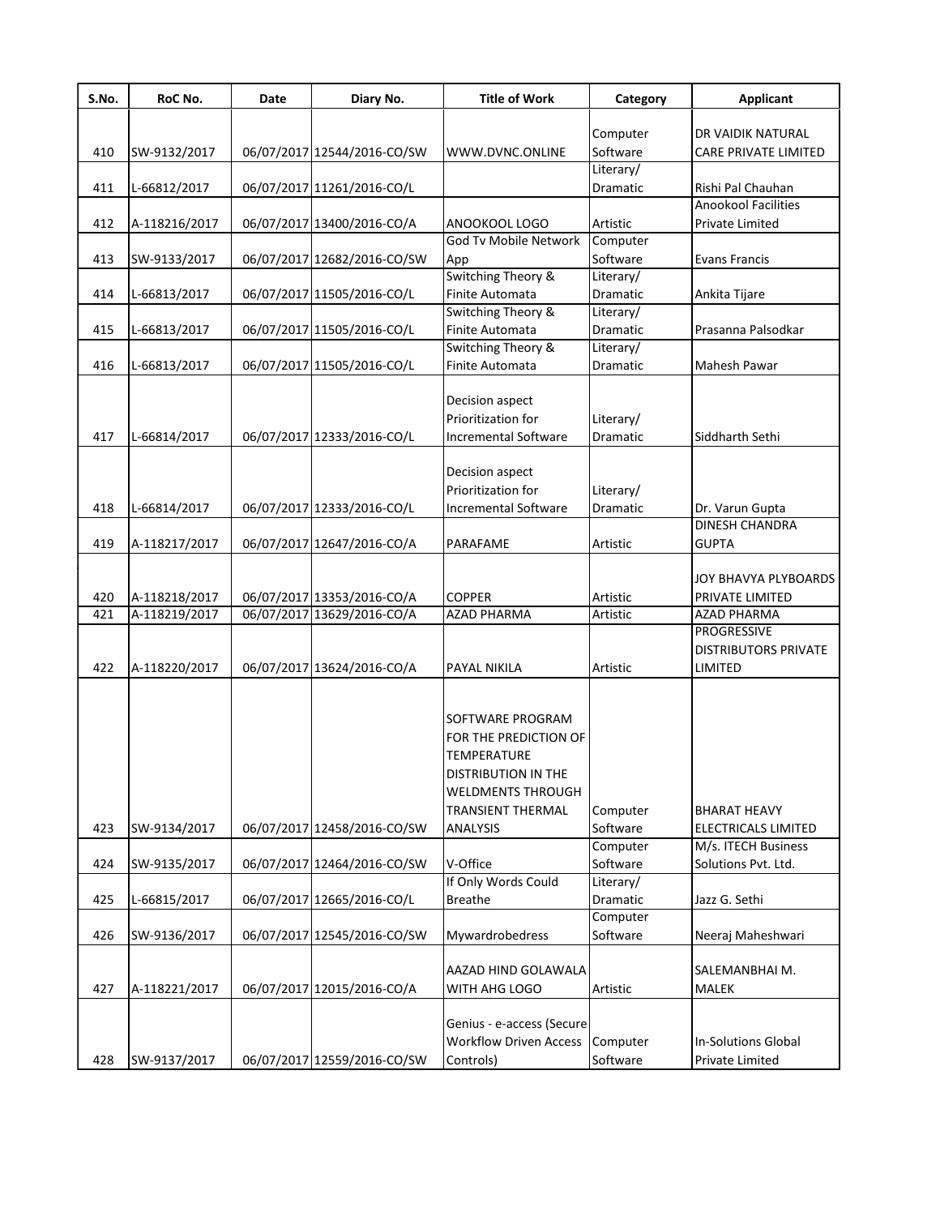| S.No. | RoC No. | Date | Diary No. | Title of Work | Category | Applicant |
|---|---|---|---|---|---|---|
| 410 | SW-9132/2017 | 06/07/2017 | 12544/2016-CO/SW | WWW.DVNC.ONLINE | Computer Software | DR VAIDIK NATURAL CARE PRIVATE LIMITED |
| 411 | L-66812/2017 | 06/07/2017 | 11261/2016-CO/L | | Literary/ Dramatic | Rishi Pal Chauhan |
| 412 | A-118216/2017 | 06/07/2017 | 13400/2016-CO/A | ANOOKOOL LOGO | Artistic | Anookool Facilities Private Limited |
| 413 | SW-9133/2017 | 06/07/2017 | 12682/2016-CO/SW | God Tv Mobile Network App | Computer Software | Evans Francis |
| 414 | L-66813/2017 | 06/07/2017 | 11505/2016-CO/L | Switching Theory & Finite Automata | Literary/ Dramatic | Ankita Tijare |
| 415 | L-66813/2017 | 06/07/2017 | 11505/2016-CO/L | Switching Theory & Finite Automata | Literary/ Dramatic | Prasanna Palsodkar |
| 416 | L-66813/2017 | 06/07/2017 | 11505/2016-CO/L | Switching Theory & Finite Automata | Literary/ Dramatic | Mahesh Pawar |
| 417 | L-66814/2017 | 06/07/2017 | 12333/2016-CO/L | Decision aspect Prioritization for Incremental Software | Literary/ Dramatic | Siddharth Sethi |
| 418 | L-66814/2017 | 06/07/2017 | 12333/2016-CO/L | Decision aspect Prioritization for Incremental Software | Literary/ Dramatic | Dr. Varun Gupta |
| 419 | A-118217/2017 | 06/07/2017 | 12647/2016-CO/A | PARAFAME | Artistic | DINESH CHANDRA GUPTA |
| 420 | A-118218/2017 | 06/07/2017 | 13353/2016-CO/A | COPPER | Artistic | JOY BHAVYA PLYBOARDS PRIVATE LIMITED |
| 421 | A-118219/2017 | 06/07/2017 | 13629/2016-CO/A | AZAD PHARMA | Artistic | AZAD PHARMA |
| 422 | A-118220/2017 | 06/07/2017 | 13624/2016-CO/A | PAYAL NIKILA | Artistic | PROGRESSIVE DISTRIBUTORS PRIVATE LIMITED |
| 423 | SW-9134/2017 | 06/07/2017 | 12458/2016-CO/SW | SOFTWARE PROGRAM FOR THE PREDICTION OF TEMPERATURE DISTRIBUTION IN THE WELDMENTS THROUGH TRANSIENT THERMAL ANALYSIS | Computer Software | BHARAT HEAVY ELECTRICALS LIMITED |
| 424 | SW-9135/2017 | 06/07/2017 | 12464/2016-CO/SW | V-Office | Computer Software | M/s. ITECH Business Solutions Pvt. Ltd. |
| 425 | L-66815/2017 | 06/07/2017 | 12665/2016-CO/L | If Only Words Could Breathe | Literary/ Dramatic | Jazz G. Sethi |
| 426 | SW-9136/2017 | 06/07/2017 | 12545/2016-CO/SW | Mywardrobedress | Computer Software | Neeraj Maheshwari |
| 427 | A-118221/2017 | 06/07/2017 | 12015/2016-CO/A | AAZAD HIND GOLAWALA WITH AHG LOGO | Artistic | SALEMANBHAI M. MALEK |
| 428 | SW-9137/2017 | 06/07/2017 | 12559/2016-CO/SW | Genius - e-access (Secure Workflow Driven Access Controls) | Computer Software | In-Solutions Global Private Limited |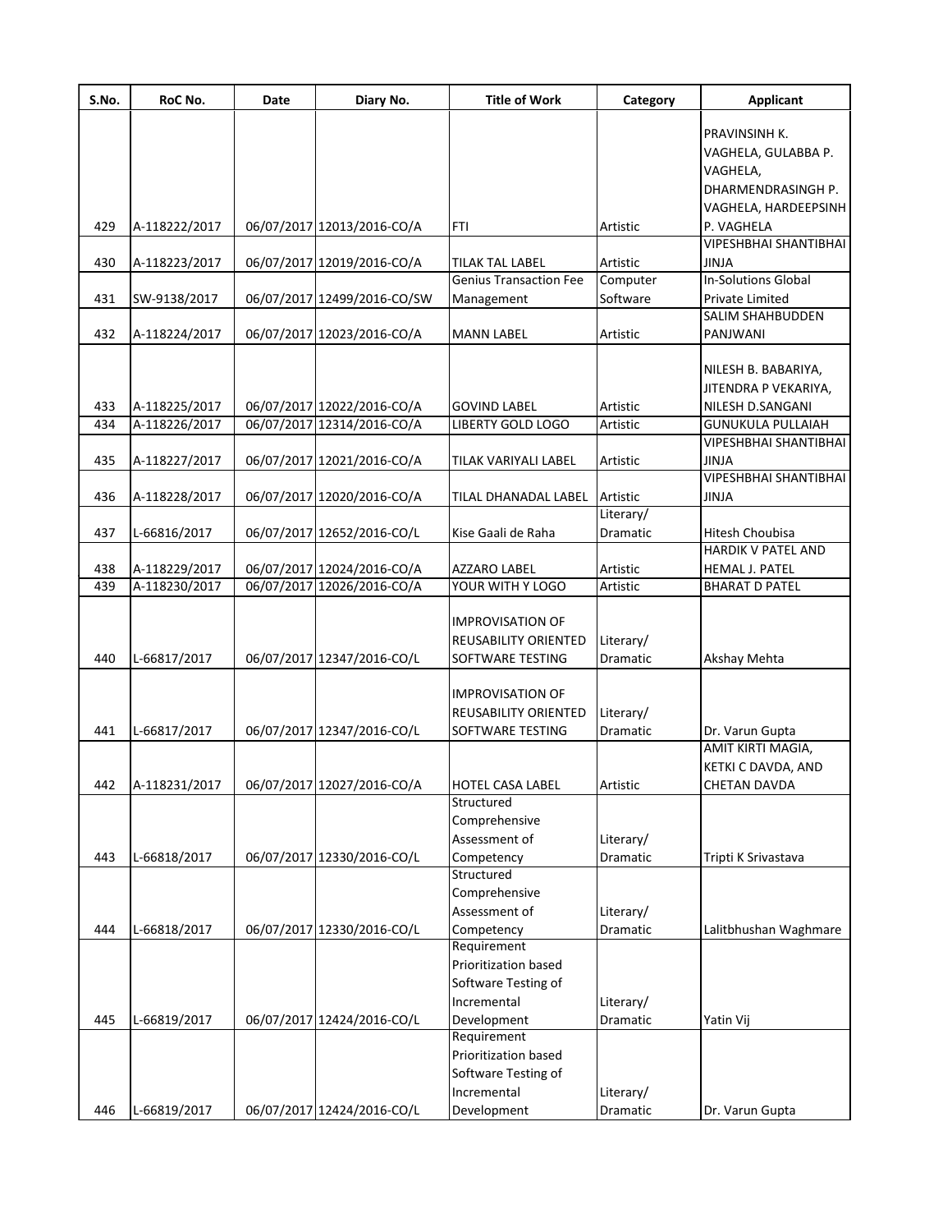| S.No. | RoC No. | Date | Diary No. | Title of Work | Category | Applicant |
|---|---|---|---|---|---|---|
| 429 | A-118222/2017 | 06/07/2017 | 12013/2016-CO/A | FTI | Artistic | PRAVINSINH K. VAGHELA, GULABBA P. VAGHELA, DHARMENDRASINGH P. VAGHELA, HARDEEPSINH P. VAGHELA |
| 430 | A-118223/2017 | 06/07/2017 | 12019/2016-CO/A | TILAK TAL LABEL | Artistic | VIPESHBHAI SHANTIBHAI JINJA |
| 431 | SW-9138/2017 | 06/07/2017 | 12499/2016-CO/SW | Genius Transaction Fee Management | Computer Software | In-Solutions Global Private Limited |
| 432 | A-118224/2017 | 06/07/2017 | 12023/2016-CO/A | MANN LABEL | Artistic | SALIM SHAHBUDDEN PANJWANI |
| 433 | A-118225/2017 | 06/07/2017 | 12022/2016-CO/A | GOVIND LABEL | Artistic | NILESH B. BABARIYA, JITENDRA P VEKARIYA, NILESH D.SANGANI |
| 434 | A-118226/2017 | 06/07/2017 | 12314/2016-CO/A | LIBERTY GOLD LOGO | Artistic | GUNUKULA PULLAIAH |
| 435 | A-118227/2017 | 06/07/2017 | 12021/2016-CO/A | TILAK VARIYALI LABEL | Artistic | VIPESHBHAI SHANTIBHAI JINJA |
| 436 | A-118228/2017 | 06/07/2017 | 12020/2016-CO/A | TILAL DHANADAL LABEL | Artistic | VIPESHBHAI SHANTIBHAI JINJA |
| 437 | L-66816/2017 | 06/07/2017 | 12652/2016-CO/L | Kise Gaali de Raha | Literary/ Dramatic | Hitesh Choubisa |
| 438 | A-118229/2017 | 06/07/2017 | 12024/2016-CO/A | AZZARO LABEL | Artistic | HARDIK V PATEL AND HEMAL J. PATEL |
| 439 | A-118230/2017 | 06/07/2017 | 12026/2016-CO/A | YOUR WITH Y LOGO | Artistic | BHARAT D PATEL |
| 440 | L-66817/2017 | 06/07/2017 | 12347/2016-CO/L | IMPROVISATION OF REUSABILITY ORIENTED SOFTWARE TESTING | Literary/ Dramatic | Akshay Mehta |
| 441 | L-66817/2017 | 06/07/2017 | 12347/2016-CO/L | IMPROVISATION OF REUSABILITY ORIENTED SOFTWARE TESTING | Literary/ Dramatic | Dr. Varun Gupta |
| 442 | A-118231/2017 | 06/07/2017 | 12027/2016-CO/A | HOTEL CASA LABEL | Artistic | AMIT KIRTI MAGIA, KETKI C DAVDA, AND CHETAN DAVDA |
| 443 | L-66818/2017 | 06/07/2017 | 12330/2016-CO/L | Structured Comprehensive Assessment of Competency | Literary/ Dramatic | Tripti K Srivastava |
| 444 | L-66818/2017 | 06/07/2017 | 12330/2016-CO/L | Structured Comprehensive Assessment of Competency | Literary/ Dramatic | Lalitbhushan Waghmare |
| 445 | L-66819/2017 | 06/07/2017 | 12424/2016-CO/L | Requirement Prioritization based Software Testing of Incremental Development | Literary/ Dramatic | Yatin Vij |
| 446 | L-66819/2017 | 06/07/2017 | 12424/2016-CO/L | Requirement Prioritization based Software Testing of Incremental Development | Literary/ Dramatic | Dr. Varun Gupta |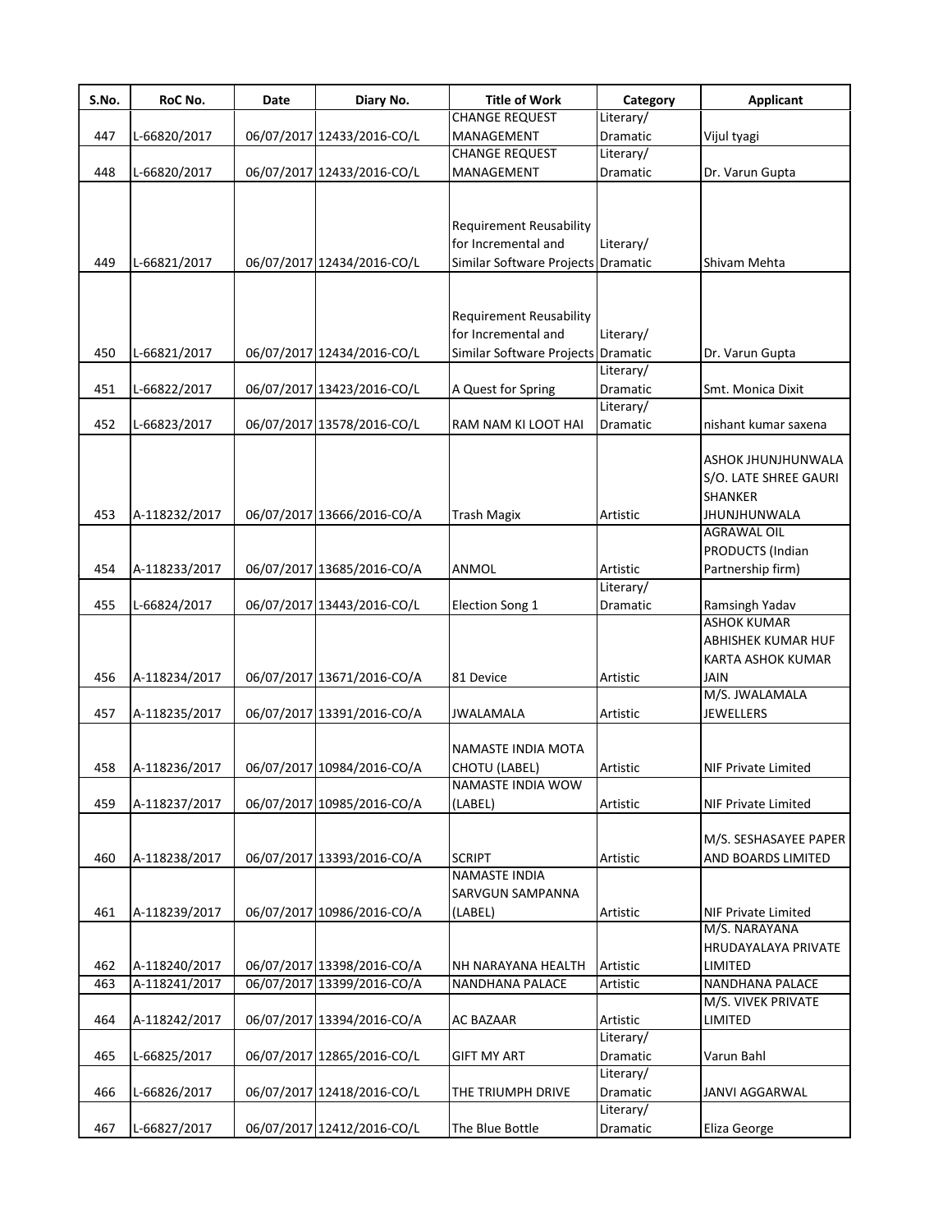| S.No. | RoC No. | Date | Diary No. | Title of Work | Category | Applicant |
|---|---|---|---|---|---|---|
| 447 | L-66820/2017 | 06/07/2017 | 12433/2016-CO/L | CHANGE REQUEST MANAGEMENT | Literary/ Dramatic | Vijul tyagi |
| 448 | L-66820/2017 | 06/07/2017 | 12433/2016-CO/L | CHANGE REQUEST MANAGEMENT | Literary/ Dramatic | Dr. Varun Gupta |
| 449 | L-66821/2017 | 06/07/2017 | 12434/2016-CO/L | Requirement Reusability for Incremental and Similar Software Projects | Literary/ Dramatic | Shivam Mehta |
| 450 | L-66821/2017 | 06/07/2017 | 12434/2016-CO/L | Requirement Reusability for Incremental and Similar Software Projects | Literary/ Dramatic | Dr. Varun Gupta |
| 451 | L-66822/2017 | 06/07/2017 | 13423/2016-CO/L | A Quest for Spring | Literary/ Dramatic | Smt. Monica Dixit |
| 452 | L-66823/2017 | 06/07/2017 | 13578/2016-CO/L | RAM NAM KI LOOT HAI | Literary/ Dramatic | nishant kumar saxena |
| 453 | A-118232/2017 | 06/07/2017 | 13666/2016-CO/A | Trash Magix | Artistic | ASHOK JHUNJHUNWALA S/O. LATE SHREE GAURI SHANKER JHUNJHUNWALA |
| 454 | A-118233/2017 | 06/07/2017 | 13685/2016-CO/A | ANMOL | Artistic | AGRAWAL OIL PRODUCTS (Indian Partnership firm) |
| 455 | L-66824/2017 | 06/07/2017 | 13443/2016-CO/L | Election Song 1 | Literary/ Dramatic | Ramsingh Yadav |
| 456 | A-118234/2017 | 06/07/2017 | 13671/2016-CO/A | 81 Device | Artistic | ASHOK KUMAR ABHISHEK KUMAR HUF KARTA ASHOK KUMAR JAIN |
| 457 | A-118235/2017 | 06/07/2017 | 13391/2016-CO/A | JWALAMALA | Artistic | M/S. JWALAMALA JEWELLERS |
| 458 | A-118236/2017 | 06/07/2017 | 10984/2016-CO/A | NAMASTE INDIA MOTA CHOTU (LABEL) | Artistic | NIF Private Limited |
| 459 | A-118237/2017 | 06/07/2017 | 10985/2016-CO/A | NAMASTE INDIA WOW (LABEL) | Artistic | NIF Private Limited |
| 460 | A-118238/2017 | 06/07/2017 | 13393/2016-CO/A | SCRIPT | Artistic | M/S. SESHASAYEE PAPER AND BOARDS LIMITED |
| 461 | A-118239/2017 | 06/07/2017 | 10986/2016-CO/A | NAMASTE INDIA SARVGUN SAMPANNA (LABEL) | Artistic | NIF Private Limited |
| 462 | A-118240/2017 | 06/07/2017 | 13398/2016-CO/A | NH NARAYANA HEALTH | Artistic | M/S. NARAYANA HRUDAYALAYA PRIVATE LIMITED |
| 463 | A-118241/2017 | 06/07/2017 | 13399/2016-CO/A | NANDHANA PALACE | Artistic | NANDHANA PALACE |
| 464 | A-118242/2017 | 06/07/2017 | 13394/2016-CO/A | AC BAZAAR | Artistic | M/S. VIVEK PRIVATE LIMITED |
| 465 | L-66825/2017 | 06/07/2017 | 12865/2016-CO/L | GIFT MY ART | Literary/ Dramatic | Varun Bahl |
| 466 | L-66826/2017 | 06/07/2017 | 12418/2016-CO/L | THE TRIUMPH DRIVE | Literary/ Dramatic | JANVI AGGARWAL |
| 467 | L-66827/2017 | 06/07/2017 | 12412/2016-CO/L | The Blue Bottle | Literary/ Dramatic | Eliza George |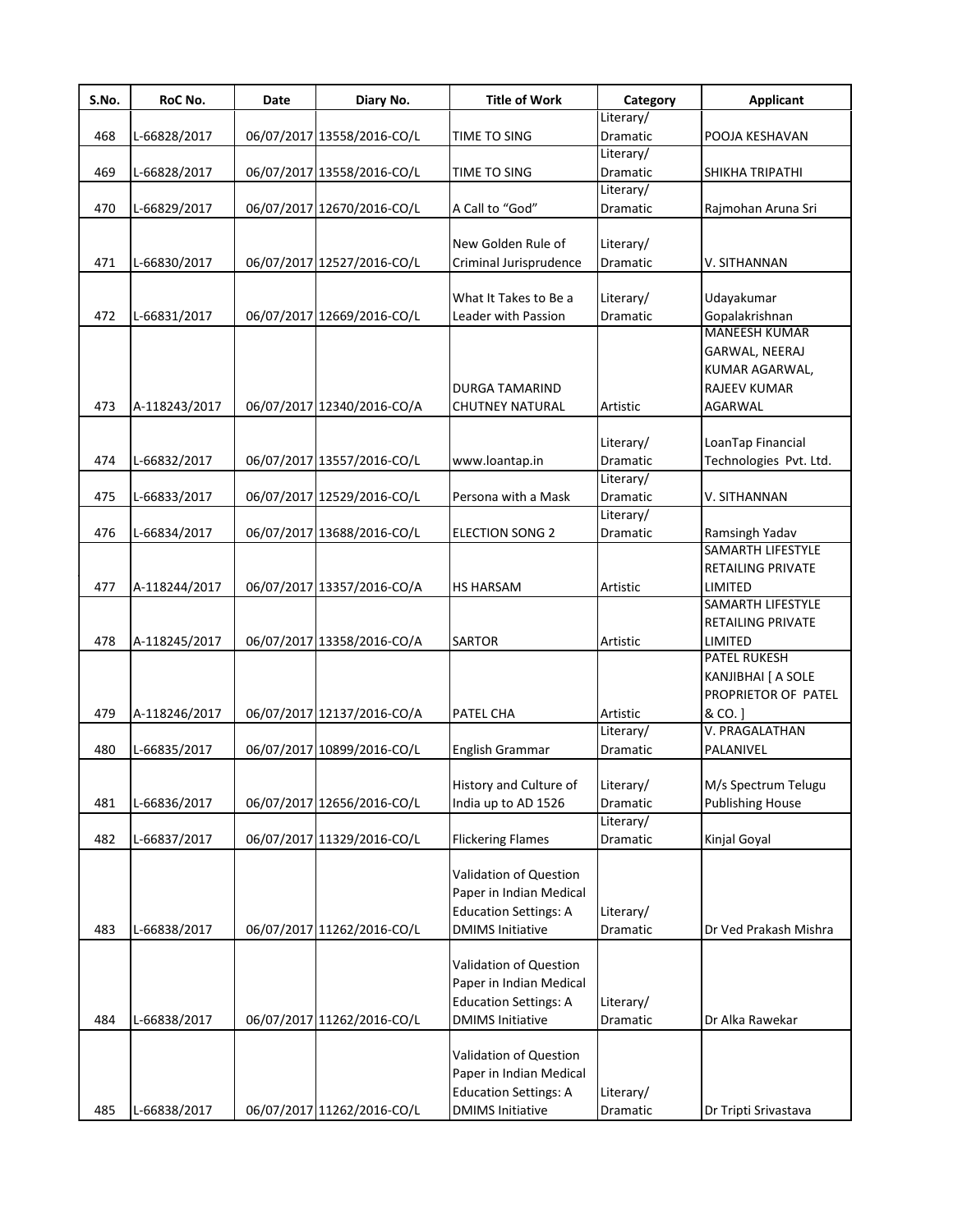| S.No. | RoC No. | Date | Diary No. | Title of Work | Category | Applicant |
|---|---|---|---|---|---|---|
| 468 | L-66828/2017 | 06/07/2017 | 13558/2016-CO/L | TIME TO SING | Literary/ Dramatic | POOJA KESHAVAN |
| 469 | L-66828/2017 | 06/07/2017 | 13558/2016-CO/L | TIME TO SING | Literary/ Dramatic | SHIKHA TRIPATHI |
| 470 | L-66829/2017 | 06/07/2017 | 12670/2016-CO/L | A Call to "God" | Literary/ Dramatic | Rajmohan Aruna Sri |
| 471 | L-66830/2017 | 06/07/2017 | 12527/2016-CO/L | New Golden Rule of Criminal Jurisprudence | Literary/ Dramatic | V. SITHANNAN |
| 472 | L-66831/2017 | 06/07/2017 | 12669/2016-CO/L | What It Takes to Be a Leader with Passion | Literary/ Dramatic | Udayakumar Gopalakrishnan |
| 473 | A-118243/2017 | 06/07/2017 | 12340/2016-CO/A | DURGA TAMARIND CHUTNEY NATURAL | Artistic | MANEESH KUMAR GARWAL, NEERAJ KUMAR AGARWAL, RAJEEV KUMAR AGARWAL |
| 474 | L-66832/2017 | 06/07/2017 | 13557/2016-CO/L | www.loantap.in | Literary/ Dramatic | LoanTap Financial Technologies Pvt. Ltd. |
| 475 | L-66833/2017 | 06/07/2017 | 12529/2016-CO/L | Persona with a Mask | Literary/ Dramatic | V. SITHANNAN |
| 476 | L-66834/2017 | 06/07/2017 | 13688/2016-CO/L | ELECTION SONG 2 | Literary/ Dramatic | Ramsingh Yadav |
| 477 | A-118244/2017 | 06/07/2017 | 13357/2016-CO/A | HS HARSAM | Artistic | SAMARTH LIFESTYLE RETAILING PRIVATE LIMITED |
| 478 | A-118245/2017 | 06/07/2017 | 13358/2016-CO/A | SARTOR | Artistic | SAMARTH LIFESTYLE RETAILING PRIVATE LIMITED |
| 479 | A-118246/2017 | 06/07/2017 | 12137/2016-CO/A | PATEL CHA | Artistic | PATEL RUKESH KANJIBHAI [ A SOLE PROPRIETOR OF PATEL & CO. ] |
| 480 | L-66835/2017 | 06/07/2017 | 10899/2016-CO/L | English Grammar | Literary/ Dramatic | V. PRAGALATHAN PALANIVEL |
| 481 | L-66836/2017 | 06/07/2017 | 12656/2016-CO/L | History and Culture of India up to AD 1526 | Literary/ Dramatic | M/s Spectrum Telugu Publishing House |
| 482 | L-66837/2017 | 06/07/2017 | 11329/2016-CO/L | Flickering Flames | Literary/ Dramatic | Kinjal Goyal |
| 483 | L-66838/2017 | 06/07/2017 | 11262/2016-CO/L | Validation of Question Paper in Indian Medical Education Settings: A DMIMS Initiative | Literary/ Dramatic | Dr Ved Prakash Mishra |
| 484 | L-66838/2017 | 06/07/2017 | 11262/2016-CO/L | Validation of Question Paper in Indian Medical Education Settings: A DMIMS Initiative | Literary/ Dramatic | Dr Alka Rawekar |
| 485 | L-66838/2017 | 06/07/2017 | 11262/2016-CO/L | Validation of Question Paper in Indian Medical Education Settings: A DMIMS Initiative | Literary/ Dramatic | Dr Tripti Srivastava |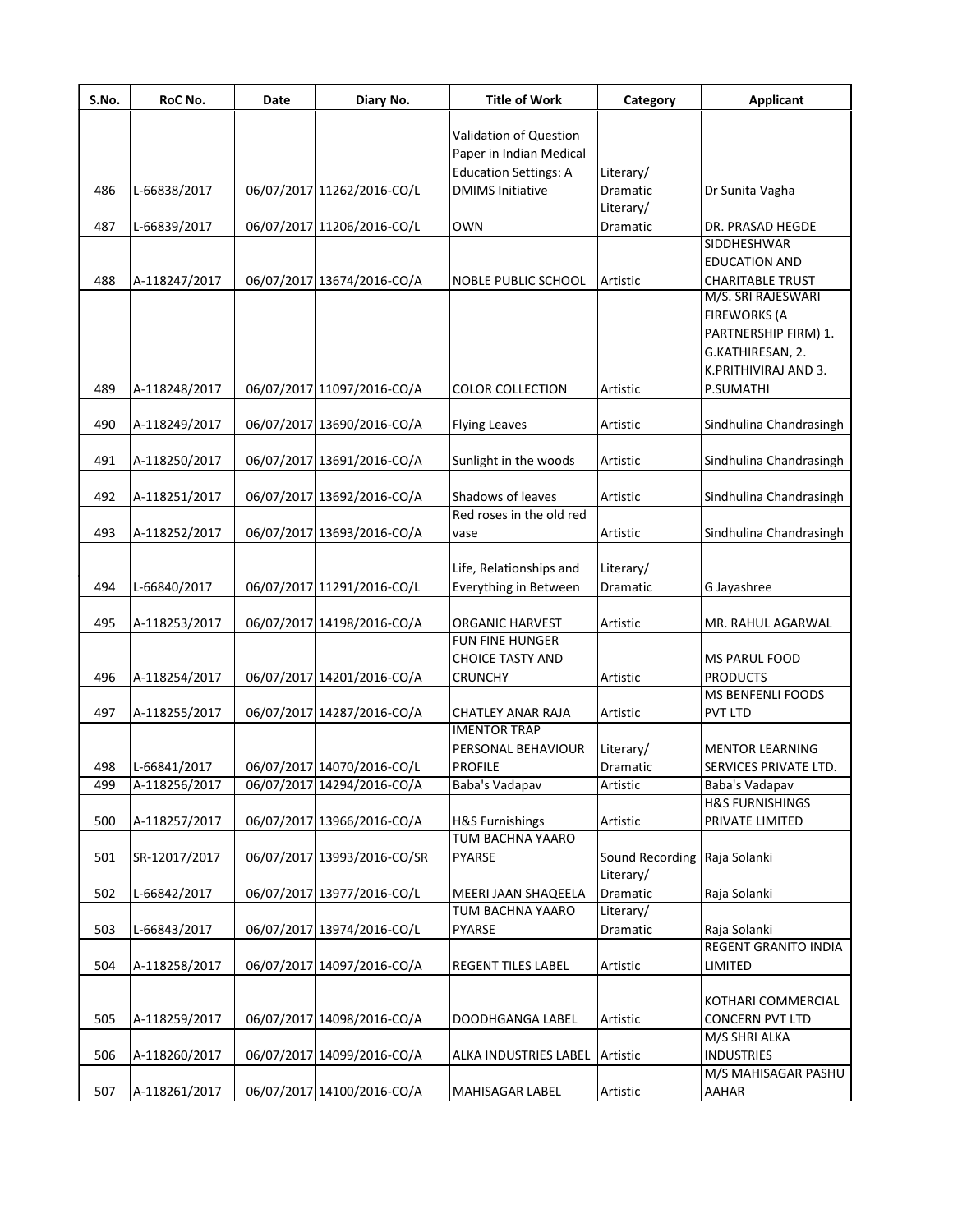| S.No. | RoC No. | Date | Diary No. | Title of Work | Category | Applicant |
|---|---|---|---|---|---|---|
| 486 | L-66838/2017 | 06/07/2017 | 11262/2016-CO/L | Validation of Question Paper in Indian Medical Education Settings: A DMIMS Initiative | Literary/ Dramatic | Dr Sunita Vagha |
| 487 | L-66839/2017 | 06/07/2017 | 11206/2016-CO/L | OWN | Literary/ Dramatic | DR. PRASAD HEGDE |
| 488 | A-118247/2017 | 06/07/2017 | 13674/2016-CO/A | NOBLE PUBLIC SCHOOL | Artistic | SIDDHESHWAR EDUCATION AND CHARITABLE TRUST |
| 489 | A-118248/2017 | 06/07/2017 | 11097/2016-CO/A | COLOR COLLECTION | Artistic | M/S. SRI RAJESWARI FIREWORKS (A PARTNERSHIP FIRM) 1. G.KATHIRESAN, 2. K.PRITHIVIRAJ AND 3. P.SUMATHI |
| 490 | A-118249/2017 | 06/07/2017 | 13690/2016-CO/A | Flying Leaves | Artistic | Sindhulina Chandrasingh |
| 491 | A-118250/2017 | 06/07/2017 | 13691/2016-CO/A | Sunlight in the woods | Artistic | Sindhulina Chandrasingh |
| 492 | A-118251/2017 | 06/07/2017 | 13692/2016-CO/A | Shadows of leaves | Artistic | Sindhulina Chandrasingh |
| 493 | A-118252/2017 | 06/07/2017 | 13693/2016-CO/A | Red roses in the old red vase | Artistic | Sindhulina Chandrasingh |
| 494 | L-66840/2017 | 06/07/2017 | 11291/2016-CO/L | Life, Relationships and Everything in Between | Literary/ Dramatic | G Jayashree |
| 495 | A-118253/2017 | 06/07/2017 | 14198/2016-CO/A | ORGANIC HARVEST | Artistic | MR. RAHUL AGARWAL |
| 496 | A-118254/2017 | 06/07/2017 | 14201/2016-CO/A | FUN FINE HUNGER CHOICE TASTY AND CRUNCHY | Artistic | MS PARUL FOOD PRODUCTS |
| 497 | A-118255/2017 | 06/07/2017 | 14287/2016-CO/A | CHATLEY ANAR RAJA | Artistic | MS BENFENLI FOODS PVT LTD |
| 498 | L-66841/2017 | 06/07/2017 | 14070/2016-CO/L | IMENTOR TRAP PERSONAL BEHAVIOUR PROFILE | Literary/ Dramatic | MENTOR LEARNING SERVICES PRIVATE LTD. |
| 499 | A-118256/2017 | 06/07/2017 | 14294/2016-CO/A | Baba's Vadapav | Artistic | Baba's Vadapav |
| 500 | A-118257/2017 | 06/07/2017 | 13966/2016-CO/A | H&S Furnishings | Artistic | H&S FURNISHINGS PRIVATE LIMITED |
| 501 | SR-12017/2017 | 06/07/2017 | 13993/2016-CO/SR | TUM BACHNA YAARO PYARSE | Sound Recording | Raja Solanki |
| 502 | L-66842/2017 | 06/07/2017 | 13977/2016-CO/L | MEERI JAAN SHAQEELA | Literary/ Dramatic | Raja Solanki |
| 503 | L-66843/2017 | 06/07/2017 | 13974/2016-CO/L | TUM BACHNA YAARO PYARSE | Literary/ Dramatic | Raja Solanki |
| 504 | A-118258/2017 | 06/07/2017 | 14097/2016-CO/A | REGENT TILES LABEL | Artistic | REGENT GRANITO INDIA LIMITED |
| 505 | A-118259/2017 | 06/07/2017 | 14098/2016-CO/A | DOODHGANGA LABEL | Artistic | KOTHARI COMMERCIAL CONCERN PVT LTD |
| 506 | A-118260/2017 | 06/07/2017 | 14099/2016-CO/A | ALKA INDUSTRIES LABEL | Artistic | M/S SHRI ALKA INDUSTRIES |
| 507 | A-118261/2017 | 06/07/2017 | 14100/2016-CO/A | MAHISAGAR LABEL | Artistic | M/S MAHISAGAR PASHU AAHAR |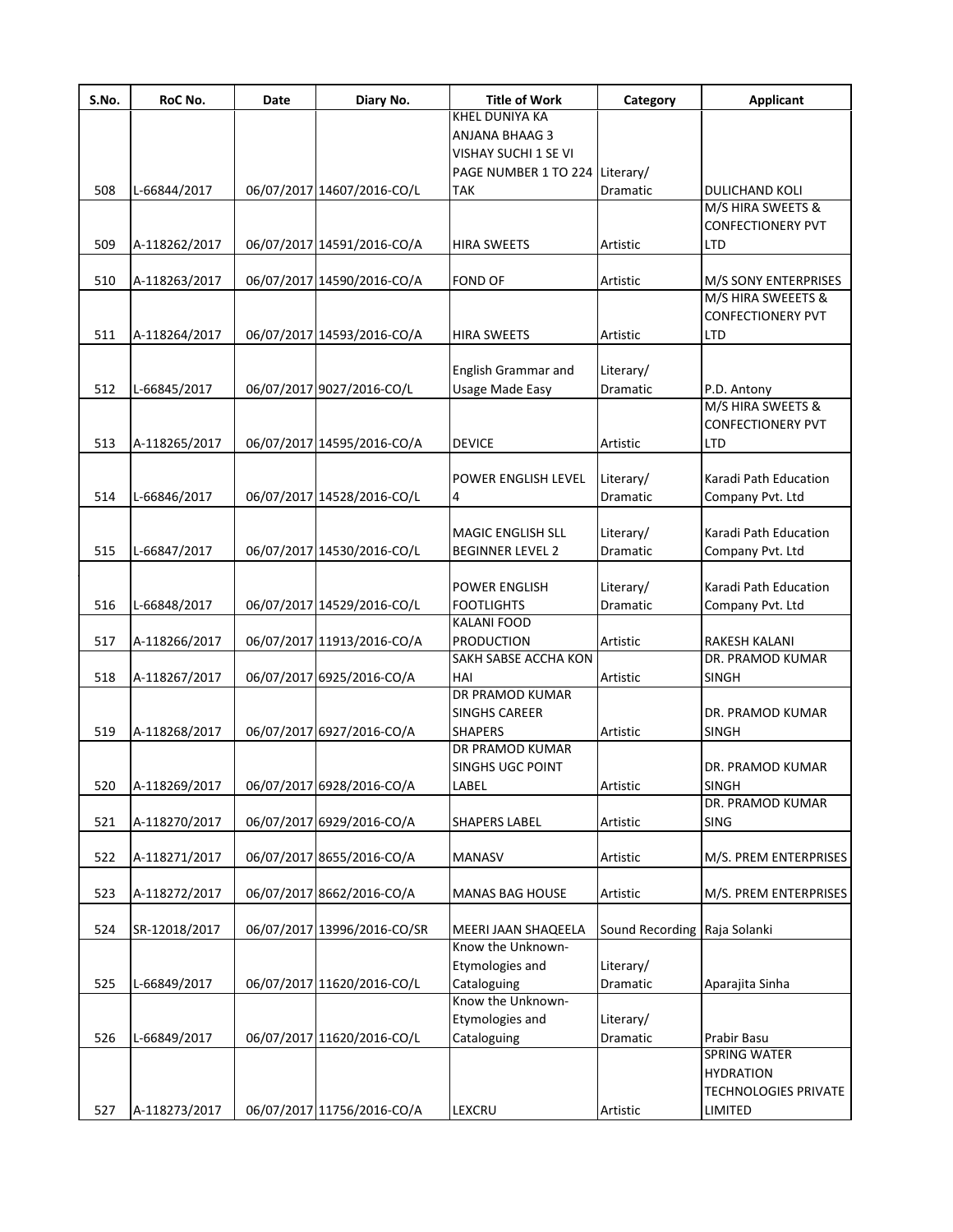| S.No. | RoC No. | Date | Diary No. | Title of Work | Category | Applicant |
|---|---|---|---|---|---|---|
| 508 | L-66844/2017 | 06/07/2017 | 14607/2016-CO/L | KHEL DUNIYA KA ANJANA BHAAG 3 VISHAY SUCHI 1 SE VI PAGE NUMBER 1 TO 224 TAK | Literary/ Dramatic | DULICHAND KOLI |
| 509 | A-118262/2017 | 06/07/2017 | 14591/2016-CO/A | HIRA SWEETS | Artistic | M/S HIRA SWEETS & CONFECTIONERY PVT LTD |
| 510 | A-118263/2017 | 06/07/2017 | 14590/2016-CO/A | FOND OF | Artistic | M/S SONY ENTERPRISES |
| 511 | A-118264/2017 | 06/07/2017 | 14593/2016-CO/A | HIRA SWEETS | Artistic | M/S HIRA SWEEETS & CONFECTIONERY PVT LTD |
| 512 | L-66845/2017 | 06/07/2017 | 9027/2016-CO/L | English Grammar and Usage Made Easy | Literary/ Dramatic | P.D. Antony |
| 513 | A-118265/2017 | 06/07/2017 | 14595/2016-CO/A | DEVICE | Artistic | M/S HIRA SWEETS & CONFECTIONERY PVT LTD |
| 514 | L-66846/2017 | 06/07/2017 | 14528/2016-CO/L | POWER ENGLISH LEVEL 4 | Literary/ Dramatic | Karadi Path Education Company Pvt. Ltd |
| 515 | L-66847/2017 | 06/07/2017 | 14530/2016-CO/L | MAGIC ENGLISH SLL BEGINNER LEVEL 2 | Literary/ Dramatic | Karadi Path Education Company Pvt. Ltd |
| 516 | L-66848/2017 | 06/07/2017 | 14529/2016-CO/L | POWER ENGLISH FOOTLIGHTS | Literary/ Dramatic | Karadi Path Education Company Pvt. Ltd |
| 517 | A-118266/2017 | 06/07/2017 | 11913/2016-CO/A | KALANI FOOD PRODUCTION | Artistic | RAKESH KALANI |
| 518 | A-118267/2017 | 06/07/2017 | 6925/2016-CO/A | SAKH SABSE ACCHA KON HAI | Artistic | DR. PRAMOD KUMAR SINGH |
| 519 | A-118268/2017 | 06/07/2017 | 6927/2016-CO/A | DR PRAMOD KUMAR SINGHS CAREER SHAPERS | Artistic | DR. PRAMOD KUMAR SINGH |
| 520 | A-118269/2017 | 06/07/2017 | 6928/2016-CO/A | DR PRAMOD KUMAR SINGHS UGC POINT LABEL | Artistic | DR. PRAMOD KUMAR SINGH |
| 521 | A-118270/2017 | 06/07/2017 | 6929/2016-CO/A | SHAPERS LABEL | Artistic | DR. PRAMOD KUMAR SING |
| 522 | A-118271/2017 | 06/07/2017 | 8655/2016-CO/A | MANASV | Artistic | M/S. PREM ENTERPRISES |
| 523 | A-118272/2017 | 06/07/2017 | 8662/2016-CO/A | MANAS BAG HOUSE | Artistic | M/S. PREM ENTERPRISES |
| 524 | SR-12018/2017 | 06/07/2017 | 13996/2016-CO/SR | MEERI JAAN SHAQEELA | Sound Recording | Raja Solanki |
| 525 | L-66849/2017 | 06/07/2017 | 11620/2016-CO/L | Know the Unknown-Etymologies and Cataloguing | Literary/ Dramatic | Aparajita Sinha |
| 526 | L-66849/2017 | 06/07/2017 | 11620/2016-CO/L | Know the Unknown-Etymologies and Cataloguing | Literary/ Dramatic | Prabir Basu |
| 527 | A-118273/2017 | 06/07/2017 | 11756/2016-CO/A | LEXCRU | Artistic | SPRING WATER HYDRATION TECHNOLOGIES PRIVATE LIMITED |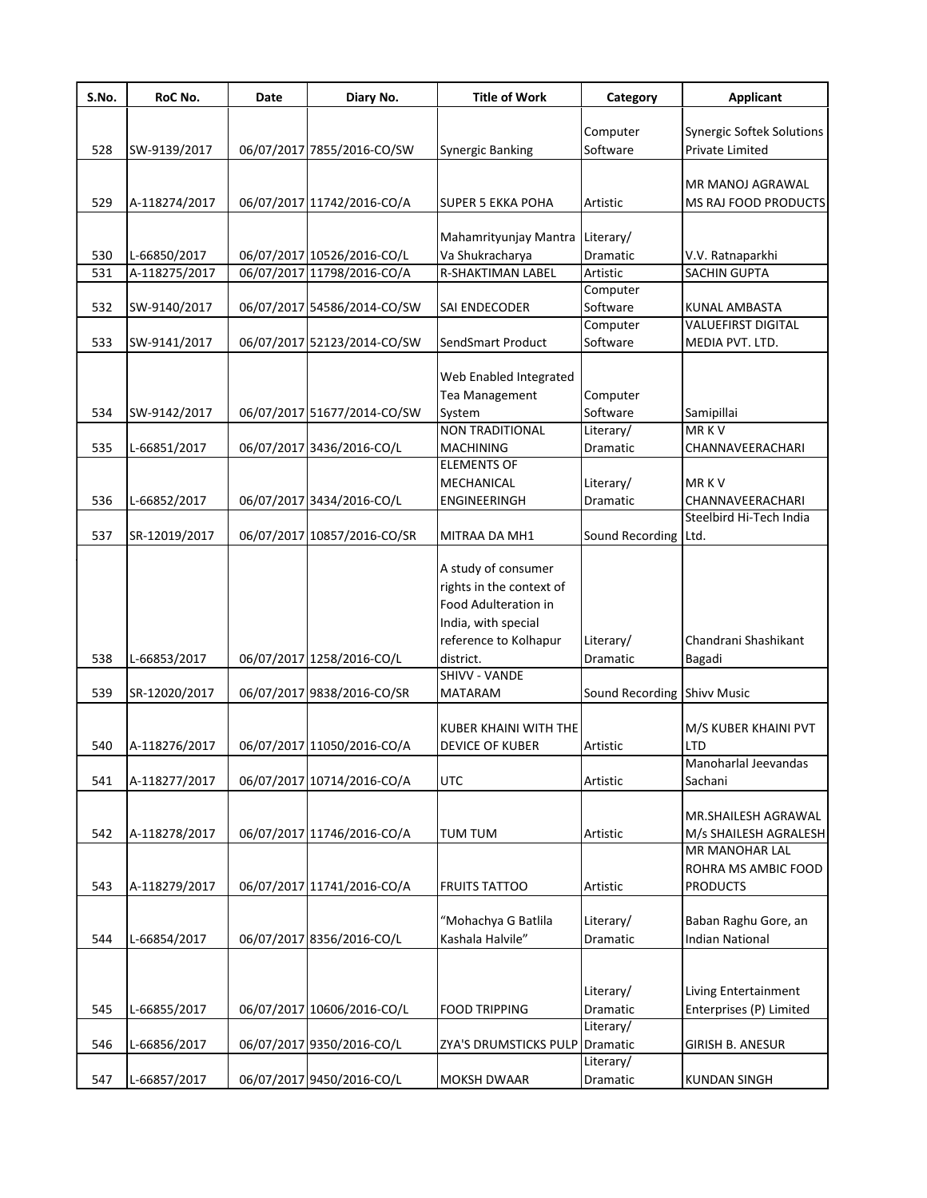| S.No. | RoC No. | Date | Diary No. | Title of Work | Category | Applicant |
|---|---|---|---|---|---|---|
| 528 | SW-9139/2017 | 06/07/2017 | 7855/2016-CO/SW | Synergic Banking | Computer Software | Synergic Softek Solutions Private Limited |
| 529 | A-118274/2017 | 06/07/2017 | 11742/2016-CO/A | SUPER 5 EKKA POHA | Artistic | MR MANOJ AGRAWAL MS RAJ FOOD PRODUCTS |
| 530 | L-66850/2017 | 06/07/2017 | 10526/2016-CO/L | Mahamrityunjay Mantra Va Shukracharya | Literary/ Dramatic | V.V. Ratnaparkhi |
| 531 | A-118275/2017 | 06/07/2017 | 11798/2016-CO/A | R-SHAKTIMAN LABEL | Artistic | SACHIN GUPTA |
| 532 | SW-9140/2017 | 06/07/2017 | 54586/2014-CO/SW | SAI ENDECODER | Computer Software | KUNAL AMBASTA |
| 533 | SW-9141/2017 | 06/07/2017 | 52123/2014-CO/SW | SendSmart Product | Computer Software | VALUEFIRST DIGITAL MEDIA PVT. LTD. |
| 534 | SW-9142/2017 | 06/07/2017 | 51677/2014-CO/SW | Web Enabled Integrated Tea Management System | Computer Software | Samipillai |
| 535 | L-66851/2017 | 06/07/2017 | 3436/2016-CO/L | NON TRADITIONAL MACHINING | Literary/ Dramatic | MR K V CHANNAVEERACHARI |
| 536 | L-66852/2017 | 06/07/2017 | 3434/2016-CO/L | ELEMENTS OF MECHANICAL ENGINEERINGH | Literary/ Dramatic | MR K V CHANNAVEERACHARI |
| 537 | SR-12019/2017 | 06/07/2017 | 10857/2016-CO/SR | MITRAA DA MH1 | Sound Recording | Steelbird Hi-Tech India Ltd. |
| 538 | L-66853/2017 | 06/07/2017 | 1258/2016-CO/L | A study of consumer rights in the context of Food Adulteration in India, with special reference to Kolhapur district. | Literary/ Dramatic | Chandrani Shashikant Bagadi |
| 539 | SR-12020/2017 | 06/07/2017 | 9838/2016-CO/SR | SHIVV - VANDE MATARAM | Sound Recording | Shivv Music |
| 540 | A-118276/2017 | 06/07/2017 | 11050/2016-CO/A | KUBER KHAINI WITH THE DEVICE OF KUBER | Artistic | M/S KUBER KHAINI PVT LTD |
| 541 | A-118277/2017 | 06/07/2017 | 10714/2016-CO/A | UTC | Artistic | Manoharlal Jeevandas Sachani |
| 542 | A-118278/2017 | 06/07/2017 | 11746/2016-CO/A | TUM TUM | Artistic | MR.SHAILESH AGRAWAL M/s SHAILESH AGRALESH |
| 543 | A-118279/2017 | 06/07/2017 | 11741/2016-CO/A | FRUITS TATTOO | Artistic | MR MANOHAR LAL ROHRA MS AMBIC FOOD PRODUCTS |
| 544 | L-66854/2017 | 06/07/2017 | 8356/2016-CO/L | "Mohachya G Batlila Kashala Halvile" | Literary/ Dramatic | Baban Raghu Gore, an Indian National |
| 545 | L-66855/2017 | 06/07/2017 | 10606/2016-CO/L | FOOD TRIPPING | Literary/ Dramatic | Living Entertainment Enterprises (P) Limited |
| 546 | L-66856/2017 | 06/07/2017 | 9350/2016-CO/L | ZYA'S DRUMSTICKS PULP | Literary/ Dramatic | GIRISH B. ANESUR |
| 547 | L-66857/2017 | 06/07/2017 | 9450/2016-CO/L | MOKSH DWAAR | Literary/ Dramatic | KUNDAN SINGH |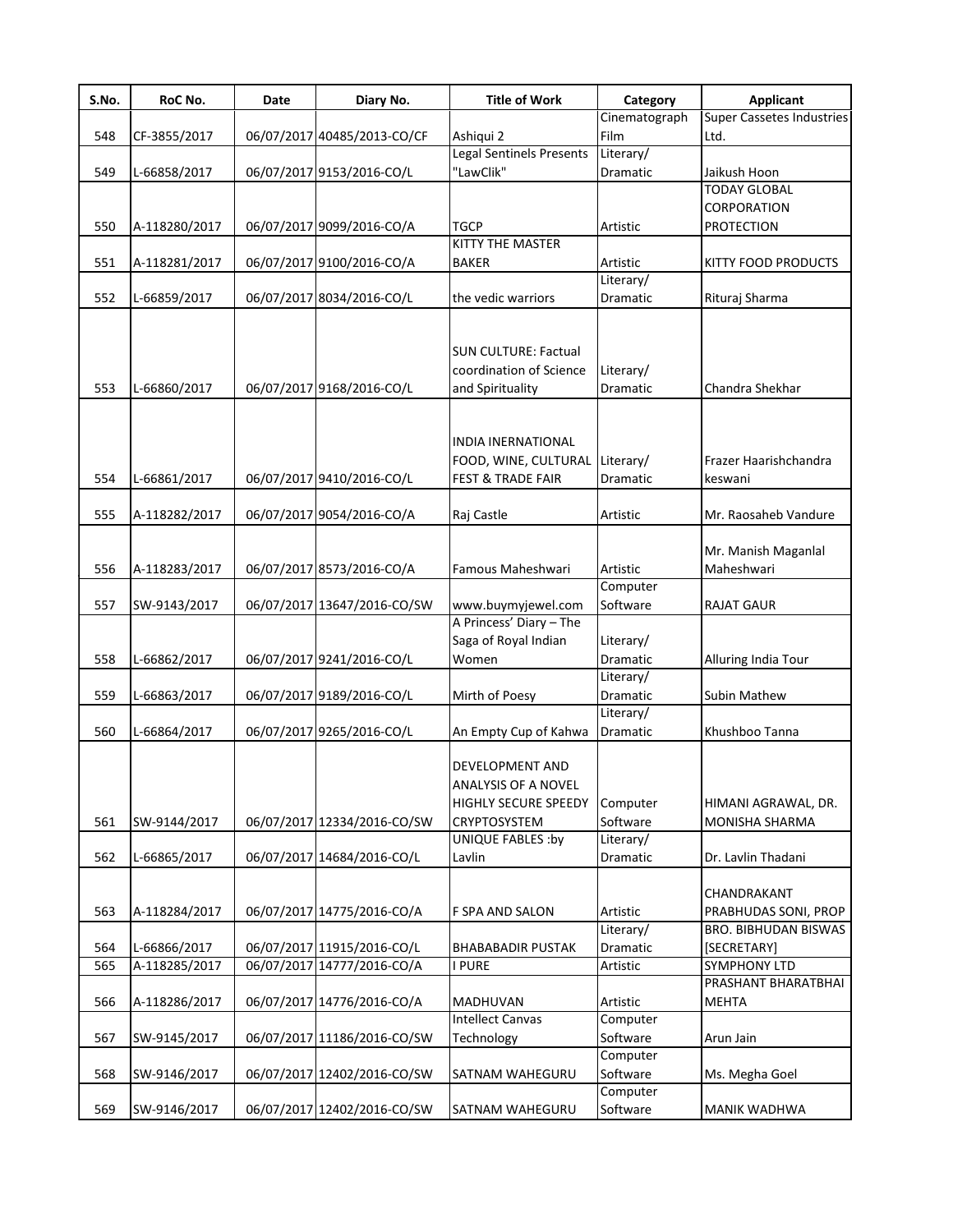| S.No. | RoC No. | Date | Diary No. | Title of Work | Category | Applicant |
|---|---|---|---|---|---|---|
| 548 | CF-3855/2017 | 06/07/2017 | 40485/2013-CO/CF | Ashiqui 2 | Cinematograph Film | Super Cassetes Industries Ltd. |
| 549 | L-66858/2017 | 06/07/2017 | 9153/2016-CO/L | Legal Sentinels Presents "LawClik" | Literary/ Dramatic | Jaikush Hoon |
| 550 | A-118280/2017 | 06/07/2017 | 9099/2016-CO/A | TGCP | Artistic | TODAY GLOBAL CORPORATION PROTECTION |
| 551 | A-118281/2017 | 06/07/2017 | 9100/2016-CO/A | KITTY THE MASTER BAKER | Artistic | KITTY FOOD PRODUCTS |
| 552 | L-66859/2017 | 06/07/2017 | 8034/2016-CO/L | the vedic warriors | Literary/ Dramatic | Rituraj Sharma |
| 553 | L-66860/2017 | 06/07/2017 | 9168/2016-CO/L | SUN CULTURE: Factual coordination of Science and Spirituality | Literary/ Dramatic | Chandra Shekhar |
| 554 | L-66861/2017 | 06/07/2017 | 9410/2016-CO/L | INDIA INERNATIONAL FOOD, WINE, CULTURAL FEST & TRADE FAIR | Literary/ Dramatic | Frazer Haarishchandra keswani |
| 555 | A-118282/2017 | 06/07/2017 | 9054/2016-CO/A | Raj Castle | Artistic | Mr. Raosaheb Vandure |
| 556 | A-118283/2017 | 06/07/2017 | 8573/2016-CO/A | Famous Maheshwari | Artistic | Mr. Manish Maganlal Maheshwari |
| 557 | SW-9143/2017 | 06/07/2017 | 13647/2016-CO/SW | www.buymyjewel.com | Computer Software | RAJAT GAUR |
| 558 | L-66862/2017 | 06/07/2017 | 9241/2016-CO/L | A Princess' Diary – The Saga of Royal Indian Women | Literary/ Dramatic | Alluring India Tour |
| 559 | L-66863/2017 | 06/07/2017 | 9189/2016-CO/L | Mirth of Poesy | Literary/ Dramatic | Subin Mathew |
| 560 | L-66864/2017 | 06/07/2017 | 9265/2016-CO/L | An Empty Cup of Kahwa | Literary/ Dramatic | Khushboo Tanna |
| 561 | SW-9144/2017 | 06/07/2017 | 12334/2016-CO/SW | DEVELOPMENT AND ANALYSIS OF A NOVEL HIGHLY SECURE SPEEDY CRYPTOSYSTEM | Computer Software | HIMANI AGRAWAL, DR. MONISHA SHARMA |
| 562 | L-66865/2017 | 06/07/2017 | 14684/2016-CO/L | UNIQUE FABLES :by Lavlin | Literary/ Dramatic | Dr. Lavlin Thadani |
| 563 | A-118284/2017 | 06/07/2017 | 14775/2016-CO/A | F SPA AND SALON | Artistic | CHANDRAKANT PRABHUDAS SONI, PROP |
| 564 | L-66866/2017 | 06/07/2017 | 11915/2016-CO/L | BHABABADIR PUSTAK | Literary/ Dramatic | BRO. BIBHUDAN BISWAS [SECRETARY] |
| 565 | A-118285/2017 | 06/07/2017 | 14777/2016-CO/A | I PURE | Artistic | SYMPHONY LTD |
| 566 | A-118286/2017 | 06/07/2017 | 14776/2016-CO/A | MADHUVAN | Artistic | PRASHANT BHARATBHAI MEHTA |
| 567 | SW-9145/2017 | 06/07/2017 | 11186/2016-CO/SW | Intellect Canvas Technology | Computer Software | Arun Jain |
| 568 | SW-9146/2017 | 06/07/2017 | 12402/2016-CO/SW | SATNAM WAHEGURU | Computer Software | Ms. Megha Goel |
| 569 | SW-9146/2017 | 06/07/2017 | 12402/2016-CO/SW | SATNAM WAHEGURU | Computer Software | MANIK WADHWA |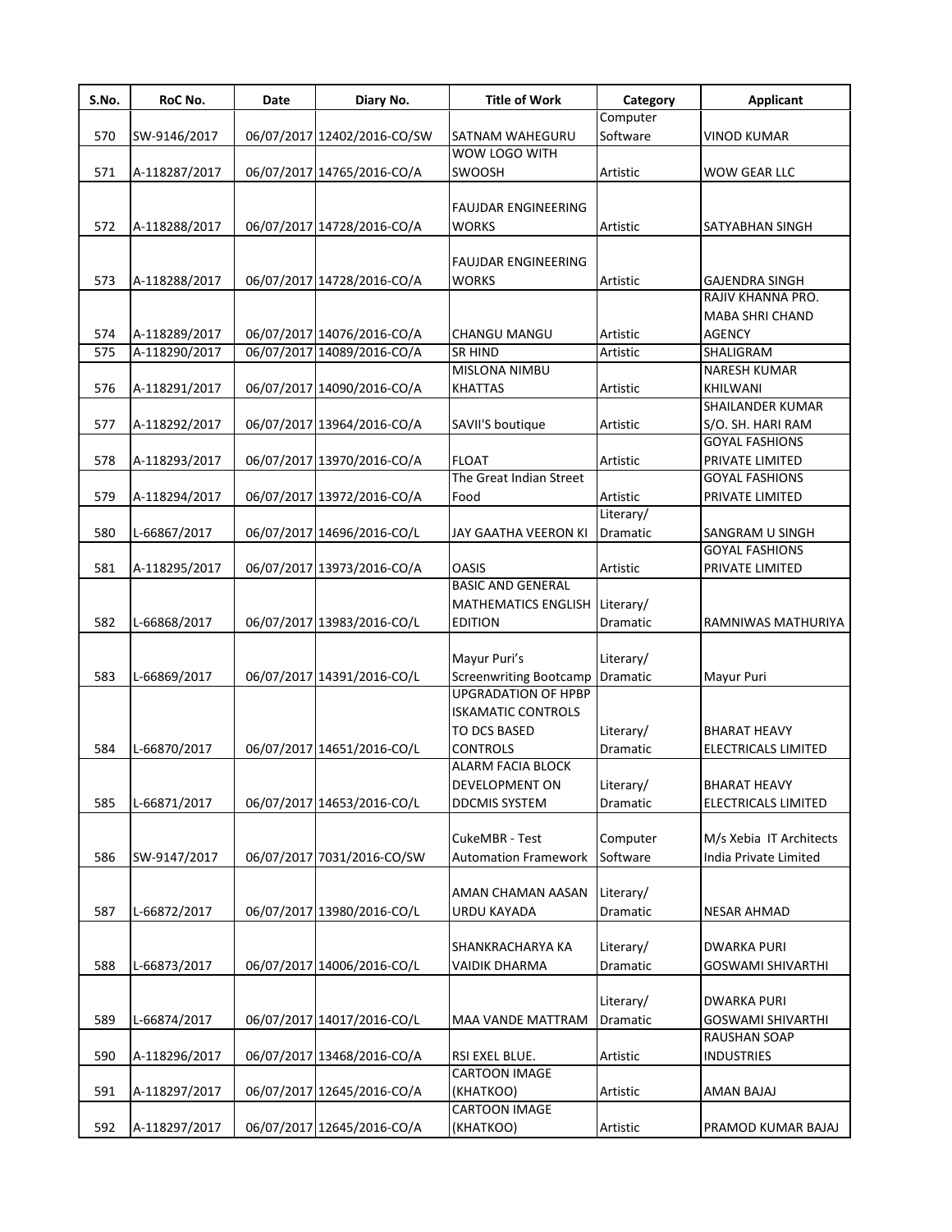| S.No. | RoC No. | Date | Diary No. | Title of Work | Category | Applicant |
|---|---|---|---|---|---|---|
| 570 | SW-9146/2017 | 06/07/2017 | 12402/2016-CO/SW | SATNAM WAHEGURU | Computer Software | VINOD KUMAR |
| 571 | A-118287/2017 | 06/07/2017 | 14765/2016-CO/A | WOW LOGO WITH SWOOSH | Artistic | WOW GEAR LLC |
| 572 | A-118288/2017 | 06/07/2017 | 14728/2016-CO/A | FAUJDAR ENGINEERING WORKS | Artistic | SATYABHAN SINGH |
| 573 | A-118288/2017 | 06/07/2017 | 14728/2016-CO/A | FAUJDAR ENGINEERING WORKS | Artistic | GAJENDRA SINGH |
| 574 | A-118289/2017 | 06/07/2017 | 14076/2016-CO/A | CHANGU MANGU | Artistic | RAJIV KHANNA PRO. MABA SHRI CHAND AGENCY |
| 575 | A-118290/2017 | 06/07/2017 | 14089/2016-CO/A | SR HIND | Artistic | SHALIGRAM |
| 576 | A-118291/2017 | 06/07/2017 | 14090/2016-CO/A | MISLONA NIMBU KHATTAS | Artistic | NARESH KUMAR KHILWANI |
| 577 | A-118292/2017 | 06/07/2017 | 13964/2016-CO/A | SAVII'S boutique | Artistic | SHAILANDER KUMAR S/O. SH. HARI RAM |
| 578 | A-118293/2017 | 06/07/2017 | 13970/2016-CO/A | FLOAT | Artistic | GOYAL FASHIONS PRIVATE LIMITED |
| 579 | A-118294/2017 | 06/07/2017 | 13972/2016-CO/A | The Great Indian Street Food | Artistic | GOYAL FASHIONS PRIVATE LIMITED |
| 580 | L-66867/2017 | 06/07/2017 | 14696/2016-CO/L | JAY GAATHA VEERON KI | Literary/ Dramatic | SANGRAM U SINGH |
| 581 | A-118295/2017 | 06/07/2017 | 13973/2016-CO/A | OASIS | Artistic | GOYAL FASHIONS PRIVATE LIMITED |
| 582 | L-66868/2017 | 06/07/2017 | 13983/2016-CO/L | BASIC AND GENERAL MATHEMATICS ENGLISH EDITION | Literary/ Dramatic | RAMNIWAS MATHURIYA |
| 583 | L-66869/2017 | 06/07/2017 | 14391/2016-CO/L | Mayur Puri's Screenwriting Bootcamp | Literary/ Dramatic | Mayur Puri |
| 584 | L-66870/2017 | 06/07/2017 | 14651/2016-CO/L | UPGRADATION OF HPBP ISKAMATIC CONTROLS TO DCS BASED CONTROLS | Literary/ Dramatic | BHARAT HEAVY ELECTRICALS LIMITED |
| 585 | L-66871/2017 | 06/07/2017 | 14653/2016-CO/L | ALARM FACIA BLOCK DEVELOPMENT ON DDCMIS SYSTEM | Literary/ Dramatic | BHARAT HEAVY ELECTRICALS LIMITED |
| 586 | SW-9147/2017 | 06/07/2017 | 7031/2016-CO/SW | CukeMBR - Test Automation Framework | Computer Software | M/s Xebia IT Architects India Private Limited |
| 587 | L-66872/2017 | 06/07/2017 | 13980/2016-CO/L | AMAN CHAMAN AASAN URDU KAYADA | Literary/ Dramatic | NESAR AHMAD |
| 588 | L-66873/2017 | 06/07/2017 | 14006/2016-CO/L | SHANKRACHARYA KA VAIDIK DHARMA | Literary/ Dramatic | DWARKA PURI GOSWAMI SHIVARTHI |
| 589 | L-66874/2017 | 06/07/2017 | 14017/2016-CO/L | MAA VANDE MATTRAM | Literary/ Dramatic | DWARKA PURI GOSWAMI SHIVARTHI |
| 590 | A-118296/2017 | 06/07/2017 | 13468/2016-CO/A | RSI EXEL BLUE. | Artistic | RAUSHAN SOAP INDUSTRIES |
| 591 | A-118297/2017 | 06/07/2017 | 12645/2016-CO/A | CARTOON IMAGE (KHATKOO) | Artistic | AMAN BAJAJ |
| 592 | A-118297/2017 | 06/07/2017 | 12645/2016-CO/A | CARTOON IMAGE (KHATKOO) | Artistic | PRAMOD KUMAR BAJAJ |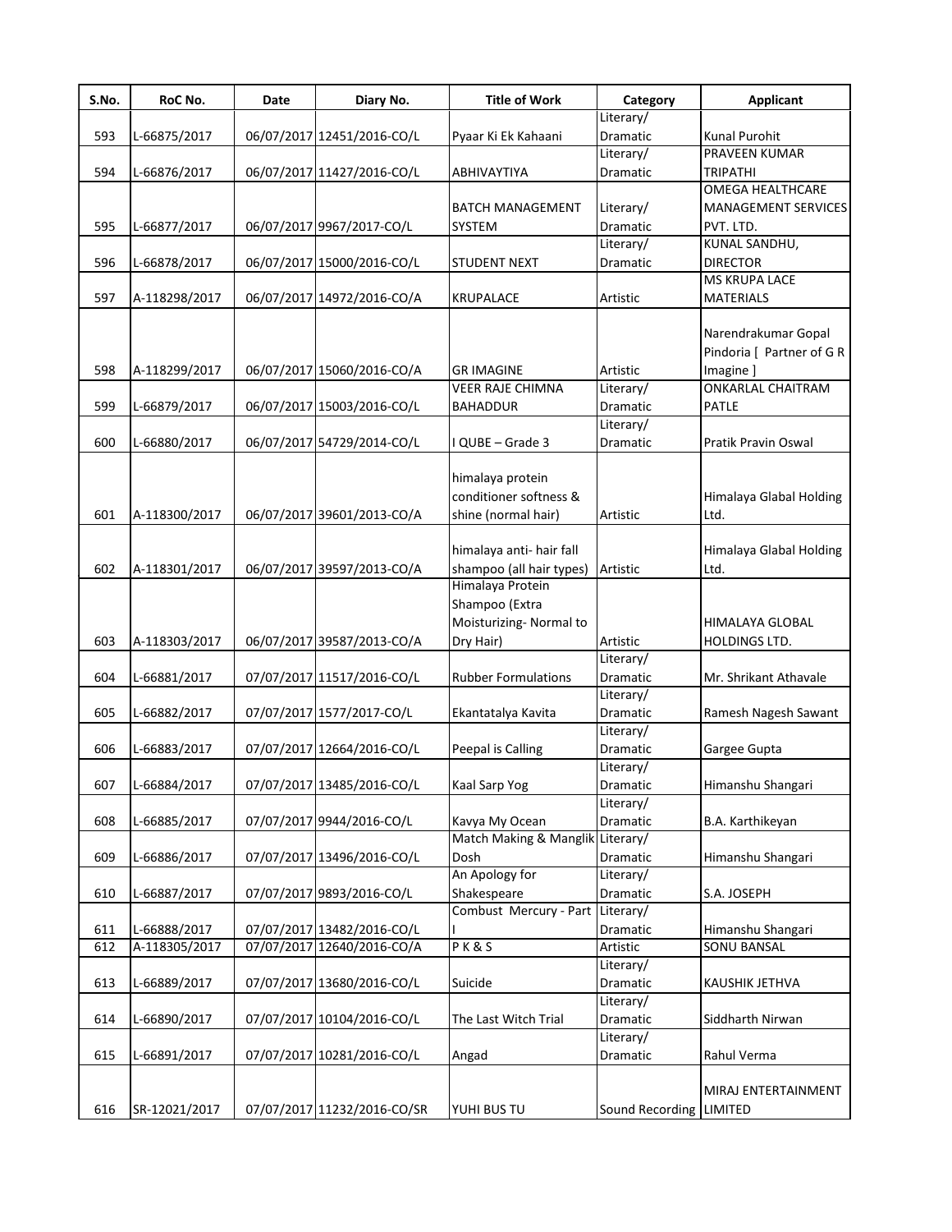| S.No. | RoC No. | Date | Diary No. | Title of Work | Category | Applicant |
|---|---|---|---|---|---|---|
| 593 | L-66875/2017 | 06/07/2017 | 12451/2016-CO/L | Pyaar Ki Ek Kahaani | Literary/ Dramatic | Kunal Purohit |
| 594 | L-66876/2017 | 06/07/2017 | 11427/2016-CO/L | ABHIVAYTIYA | Literary/ Dramatic | PRAVEEN KUMAR TRIPATHI |
| 595 | L-66877/2017 | 06/07/2017 | 9967/2017-CO/L | BATCH MANAGEMENT SYSTEM | Literary/ Dramatic | OMEGA HEALTHCARE MANAGEMENT SERVICES PVT. LTD. |
| 596 | L-66878/2017 | 06/07/2017 | 15000/2016-CO/L | STUDENT NEXT | Literary/ Dramatic | KUNAL SANDHU, DIRECTOR |
| 597 | A-118298/2017 | 06/07/2017 | 14972/2016-CO/A | KRUPALACE | Artistic | MS KRUPA LACE MATERIALS |
| 598 | A-118299/2017 | 06/07/2017 | 15060/2016-CO/A | GR IMAGINE | Artistic | Narendrakumar Gopal Pindoria [ Partner of G R Imagine ] |
| 599 | L-66879/2017 | 06/07/2017 | 15003/2016-CO/L | VEER RAJE CHIMNA BAHADDUR | Literary/ Dramatic | ONKARLAL CHAITRAM PATLE |
| 600 | L-66880/2017 | 06/07/2017 | 54729/2014-CO/L | I QUBE – Grade 3 | Literary/ Dramatic | Pratik Pravin Oswal |
| 601 | A-118300/2017 | 06/07/2017 | 39601/2013-CO/A | himalaya protein conditioner softness & shine (normal hair) | Artistic | Himalaya Glabal Holding Ltd. |
| 602 | A-118301/2017 | 06/07/2017 | 39597/2013-CO/A | himalaya anti- hair fall shampoo (all hair types) | Artistic | Himalaya Glabal Holding Ltd. |
| 603 | A-118303/2017 | 06/07/2017 | 39587/2013-CO/A | Himalaya Protein Shampoo (Extra Moisturizing- Normal to Dry Hair) | Artistic | HIMALAYA GLOBAL HOLDINGS LTD. |
| 604 | L-66881/2017 | 07/07/2017 | 11517/2016-CO/L | Rubber Formulations | Literary/ Dramatic | Mr. Shrikant Athavale |
| 605 | L-66882/2017 | 07/07/2017 | 1577/2017-CO/L | Ekantatalya Kavita | Literary/ Dramatic | Ramesh Nagesh Sawant |
| 606 | L-66883/2017 | 07/07/2017 | 12664/2016-CO/L | Peepal is Calling | Literary/ Dramatic | Gargee Gupta |
| 607 | L-66884/2017 | 07/07/2017 | 13485/2016-CO/L | Kaal Sarp Yog | Literary/ Dramatic | Himanshu Shangari |
| 608 | L-66885/2017 | 07/07/2017 | 9944/2016-CO/L | Kavya My Ocean | Literary/ Dramatic | B.A. Karthikeyan |
| 609 | L-66886/2017 | 07/07/2017 | 13496/2016-CO/L | Match Making & Manglik Dosh | Literary/ Dramatic | Himanshu Shangari |
| 610 | L-66887/2017 | 07/07/2017 | 9893/2016-CO/L | An Apology for Shakespeare | Literary/ Dramatic | S.A. JOSEPH |
| 611 | L-66888/2017 | 07/07/2017 | 13482/2016-CO/L | Combust Mercury - Part I | Literary/ Dramatic | Himanshu Shangari |
| 612 | A-118305/2017 | 07/07/2017 | 12640/2016-CO/A | P K & S | Artistic | SONU BANSAL |
| 613 | L-66889/2017 | 07/07/2017 | 13680/2016-CO/L | Suicide | Literary/ Dramatic | KAUSHIK JETHVA |
| 614 | L-66890/2017 | 07/07/2017 | 10104/2016-CO/L | The Last Witch Trial | Literary/ Dramatic | Siddharth Nirwan |
| 615 | L-66891/2017 | 07/07/2017 | 10281/2016-CO/L | Angad | Literary/ Dramatic | Rahul Verma |
| 616 | SR-12021/2017 | 07/07/2017 | 11232/2016-CO/SR | YUHI BUS TU | Sound Recording | MIRAJ ENTERTAINMENT LIMITED |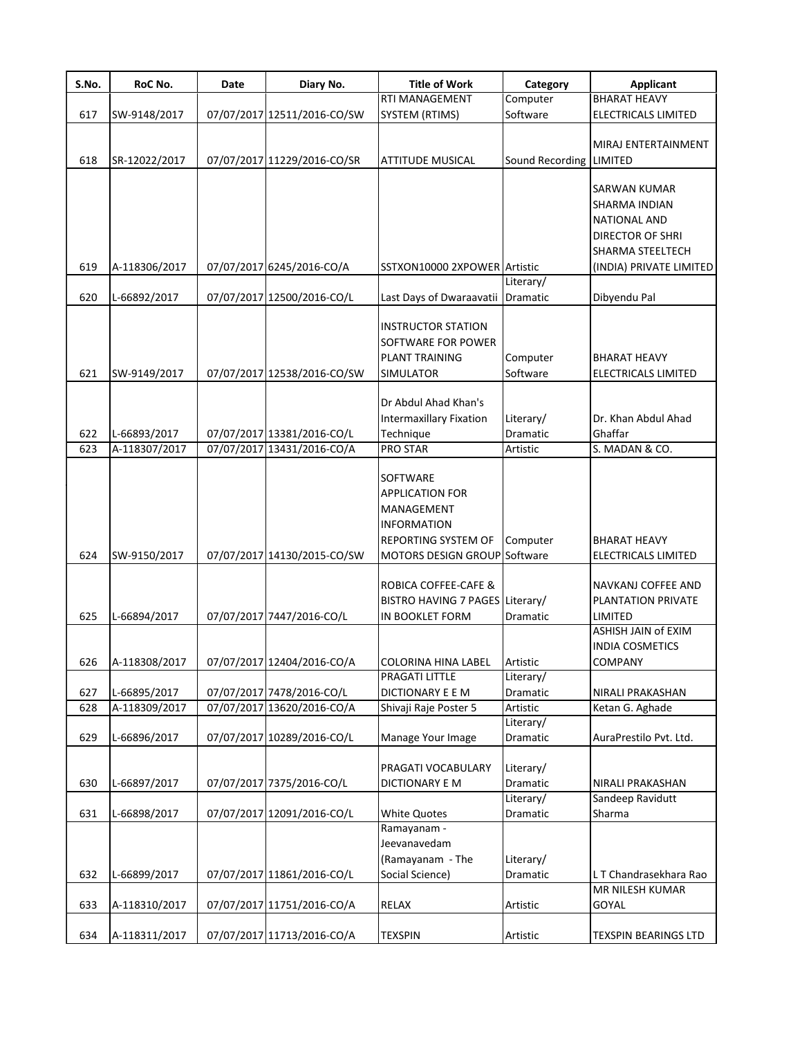| S.No. | RoC No. | Date | Diary No. | Title of Work | Category | Applicant |
|---|---|---|---|---|---|---|
| 617 | SW-9148/2017 | 07/07/2017 | 12511/2016-CO/SW | RTI MANAGEMENT SYSTEM (RTIMS) | Computer Software | BHARAT HEAVY ELECTRICALS LIMITED |
| 618 | SR-12022/2017 | 07/07/2017 | 11229/2016-CO/SR | ATTITUDE MUSICAL | Sound Recording | MIRAJ ENTERTAINMENT LIMITED |
| 619 | A-118306/2017 | 07/07/2017 | 6245/2016-CO/A | SSTXON10000 2XPOWER | Artistic | SARWAN KUMAR SHARMA INDIAN NATIONAL AND DIRECTOR OF SHRI SHARMA STEELTECH (INDIA) PRIVATE LIMITED |
| 620 | L-66892/2017 | 07/07/2017 | 12500/2016-CO/L | Last Days of Dwaraavatii | Literary/ Dramatic | Dibyendu Pal |
| 621 | SW-9149/2017 | 07/07/2017 | 12538/2016-CO/SW | INSTRUCTOR STATION SOFTWARE FOR POWER PLANT TRAINING SIMULATOR | Computer Software | BHARAT HEAVY ELECTRICALS LIMITED |
| 622 | L-66893/2017 | 07/07/2017 | 13381/2016-CO/L | Dr Abdul Ahad Khan's Intermaxillary Fixation Technique | Literary/ Dramatic | Dr. Khan Abdul Ahad Ghaffar |
| 623 | A-118307/2017 | 07/07/2017 | 13431/2016-CO/A | PRO STAR | Artistic | S. MADAN & CO. |
| 624 | SW-9150/2017 | 07/07/2017 | 14130/2015-CO/SW | SOFTWARE APPLICATION FOR MANAGEMENT INFORMATION REPORTING SYSTEM OF MOTORS DESIGN GROUP | Computer Software | BHARAT HEAVY ELECTRICALS LIMITED |
| 625 | L-66894/2017 | 07/07/2017 | 7447/2016-CO/L | ROBICA COFFEE-CAFE & BISTRO HAVING 7 PAGES IN BOOKLET FORM | Literary/ Dramatic | NAVKANJ COFFEE AND PLANTATION PRIVATE LIMITED |
| 626 | A-118308/2017 | 07/07/2017 | 12404/2016-CO/A | COLORINA HINA LABEL | Artistic | ASHISH JAIN of EXIM INDIA COSMETICS COMPANY |
| 627 | L-66895/2017 | 07/07/2017 | 7478/2016-CO/L | PRAGATI LITTLE DICTIONARY E E M | Literary/ Dramatic | NIRALI PRAKASHAN |
| 628 | A-118309/2017 | 07/07/2017 | 13620/2016-CO/A | Shivaji Raje Poster 5 | Artistic | Ketan G. Aghade |
| 629 | L-66896/2017 | 07/07/2017 | 10289/2016-CO/L | Manage Your Image | Literary/ Dramatic | AuraPrestilo Pvt. Ltd. |
| 630 | L-66897/2017 | 07/07/2017 | 7375/2016-CO/L | PRAGATI VOCABULARY DICTIONARY E M | Literary/ Dramatic | NIRALI PRAKASHAN |
| 631 | L-66898/2017 | 07/07/2017 | 12091/2016-CO/L | White Quotes | Literary/ Dramatic | Sandeep Ravidutt Sharma |
| 632 | L-66899/2017 | 07/07/2017 | 11861/2016-CO/L | Ramayanam - Jeevanavedam (Ramayanam - The Social Science) | Literary/ Dramatic | L T Chandrasekhara Rao |
| 633 | A-118310/2017 | 07/07/2017 | 11751/2016-CO/A | RELAX | Artistic | MR NILESH KUMAR GOYAL |
| 634 | A-118311/2017 | 07/07/2017 | 11713/2016-CO/A | TEXSPIN | Artistic | TEXSPIN BEARINGS LTD |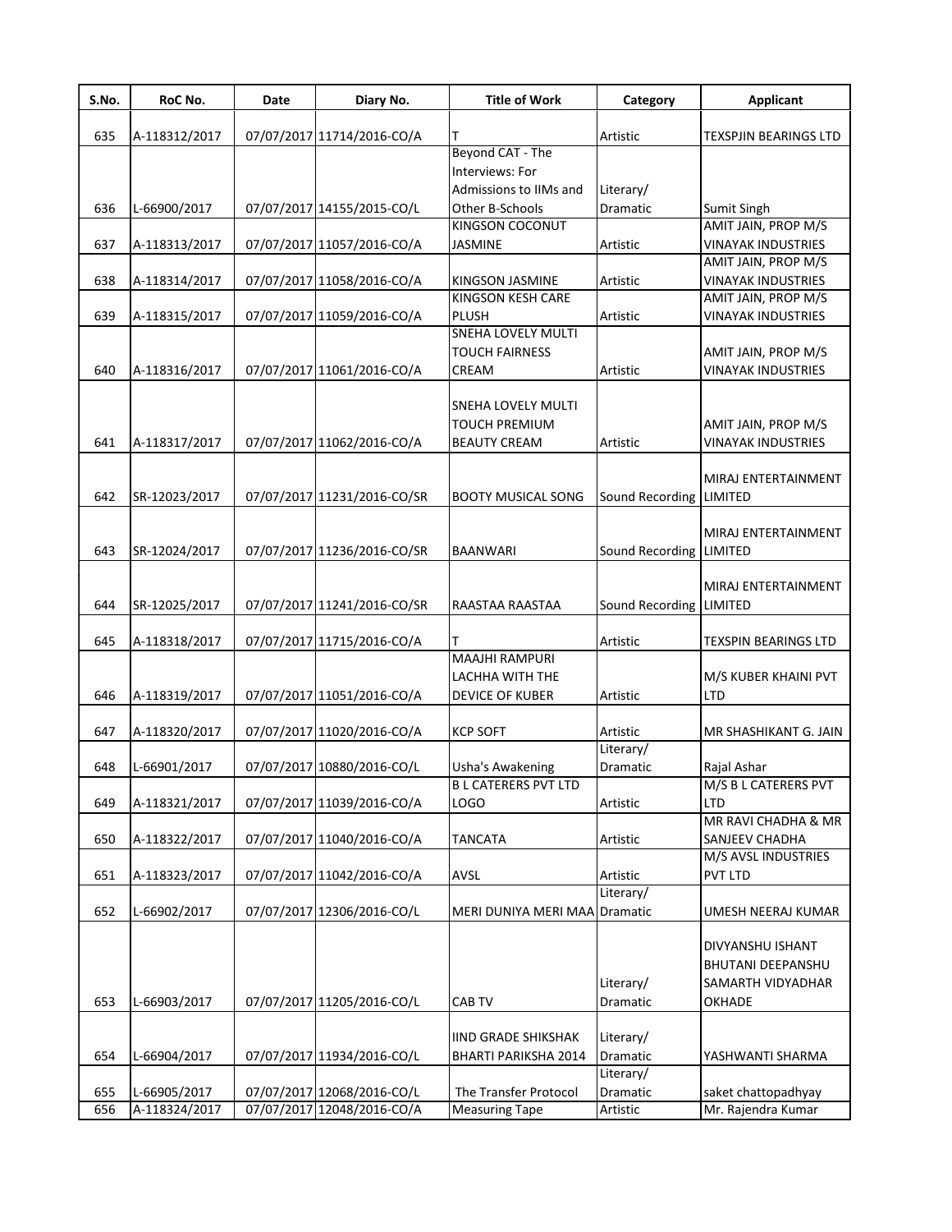| S.No. | RoC No. | Date | Diary No. | Title of Work | Category | Applicant |
|---|---|---|---|---|---|---|
| 635 | A-118312/2017 | 07/07/2017 | 11714/2016-CO/A | T | Artistic | TEXSPJIN BEARINGS LTD |
| 636 | L-66900/2017 | 07/07/2017 | 14155/2015-CO/L | Beyond CAT - The Interviews: For Admissions to IIMs and Other B-Schools | Literary/ Dramatic | Sumit Singh |
| 637 | A-118313/2017 | 07/07/2017 | 11057/2016-CO/A | KINGSON COCONUT JASMINE | Artistic | AMIT JAIN, PROP M/S VINAYAK INDUSTRIES |
| 638 | A-118314/2017 | 07/07/2017 | 11058/2016-CO/A | KINGSON JASMINE | Artistic | AMIT JAIN, PROP M/S VINAYAK INDUSTRIES |
| 639 | A-118315/2017 | 07/07/2017 | 11059/2016-CO/A | KINGSON KESH CARE PLUSH | Artistic | AMIT JAIN, PROP M/S VINAYAK INDUSTRIES |
| 640 | A-118316/2017 | 07/07/2017 | 11061/2016-CO/A | SNEHA LOVELY MULTI TOUCH FAIRNESS CREAM | Artistic | AMIT JAIN, PROP M/S VINAYAK INDUSTRIES |
| 641 | A-118317/2017 | 07/07/2017 | 11062/2016-CO/A | SNEHA LOVELY MULTI TOUCH PREMIUM BEAUTY CREAM | Artistic | AMIT JAIN, PROP M/S VINAYAK INDUSTRIES |
| 642 | SR-12023/2017 | 07/07/2017 | 11231/2016-CO/SR | BOOTY MUSICAL SONG | Sound Recording | MIRAJ ENTERTAINMENT LIMITED |
| 643 | SR-12024/2017 | 07/07/2017 | 11236/2016-CO/SR | BAANWARI | Sound Recording | MIRAJ ENTERTAINMENT LIMITED |
| 644 | SR-12025/2017 | 07/07/2017 | 11241/2016-CO/SR | RAASTAA RAASTAA | Sound Recording | MIRAJ ENTERTAINMENT LIMITED |
| 645 | A-118318/2017 | 07/07/2017 | 11715/2016-CO/A | T | Artistic | TEXSPIN BEARINGS LTD |
| 646 | A-118319/2017 | 07/07/2017 | 11051/2016-CO/A | MAAJHI RAMPURI LACHHA WITH THE DEVICE OF KUBER | Artistic | M/S KUBER KHAINI PVT LTD |
| 647 | A-118320/2017 | 07/07/2017 | 11020/2016-CO/A | KCP SOFT | Artistic | MR SHASHIKANT G. JAIN |
| 648 | L-66901/2017 | 07/07/2017 | 10880/2016-CO/L | Usha's Awakening | Literary/ Dramatic | Rajal Ashar |
| 649 | A-118321/2017 | 07/07/2017 | 11039/2016-CO/A | B L CATERERS PVT LTD LOGO | Artistic | M/S B L CATERERS PVT LTD |
| 650 | A-118322/2017 | 07/07/2017 | 11040/2016-CO/A | TANCATA | Artistic | MR RAVI CHADHA & MR SANJEEV CHADHA |
| 651 | A-118323/2017 | 07/07/2017 | 11042/2016-CO/A | AVSL | Artistic | M/S AVSL INDUSTRIES PVT LTD |
| 652 | L-66902/2017 | 07/07/2017 | 12306/2016-CO/L | MERI DUNIYA MERI MAA | Literary/ Dramatic | UMESH NEERAJ KUMAR |
| 653 | L-66903/2017 | 07/07/2017 | 11205/2016-CO/L | CAB TV | Literary/ Dramatic | DIVYANSHU ISHANT BHUTANI DEEPANSHU SAMARTH VIDYADHAR OKHADE |
| 654 | L-66904/2017 | 07/07/2017 | 11934/2016-CO/L | IIND GRADE SHIKSHAK BHARTI PARIKSHA 2014 | Literary/ Dramatic | YASHWANTI SHARMA |
| 655 | L-66905/2017 | 07/07/2017 | 12068/2016-CO/L | The Transfer Protocol | Literary/ Dramatic | saket chattopadhyay |
| 656 | A-118324/2017 | 07/07/2017 | 12048/2016-CO/A | Measuring Tape | Artistic | Mr. Rajendra Kumar |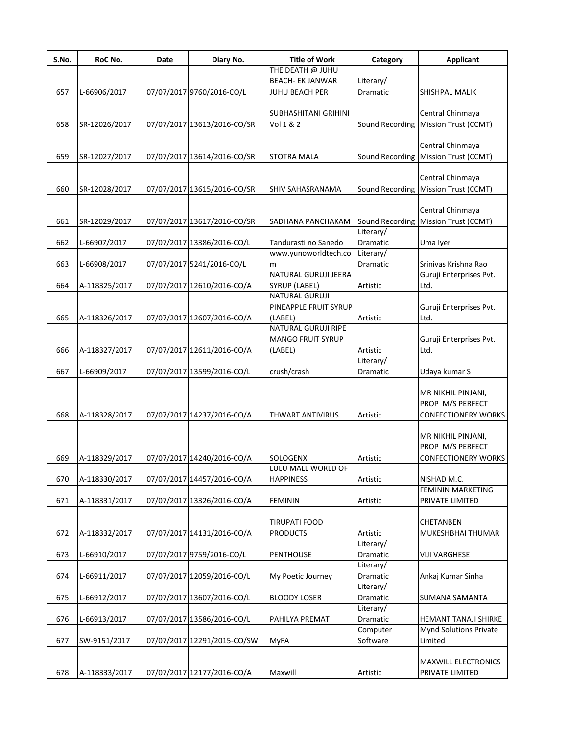| S.No. | RoC No. | Date | Diary No. | Title of Work | Category | Applicant |
|---|---|---|---|---|---|---|
| 657 | L-66906/2017 | 07/07/2017 | 9760/2016-CO/L | THE DEATH @ JUHU BEACH- EK JANWAR JUHU BEACH PER | Literary/ Dramatic | SHISHPAL MALIK |
| 658 | SR-12026/2017 | 07/07/2017 | 13613/2016-CO/SR | SUBHASHITANI GRIHINI Vol 1 & 2 | Sound Recording | Central Chinmaya Mission Trust (CCMT) |
| 659 | SR-12027/2017 | 07/07/2017 | 13614/2016-CO/SR | STOTRA MALA | Sound Recording | Central Chinmaya Mission Trust (CCMT) |
| 660 | SR-12028/2017 | 07/07/2017 | 13615/2016-CO/SR | SHIV SAHASRANAMA | Sound Recording | Central Chinmaya Mission Trust (CCMT) |
| 661 | SR-12029/2017 | 07/07/2017 | 13617/2016-CO/SR | SADHANA PANCHAKAM | Sound Recording | Central Chinmaya Mission Trust (CCMT) |
| 662 | L-66907/2017 | 07/07/2017 | 13386/2016-CO/L | Tandurasti no Sanedo | Literary/ Dramatic | Uma Iyer |
| 663 | L-66908/2017 | 07/07/2017 | 5241/2016-CO/L | www.yunoworldtech.com | Literary/ Dramatic | Srinivas Krishna Rao |
| 664 | A-118325/2017 | 07/07/2017 | 12610/2016-CO/A | NATURAL GURUJI JEERA SYRUP (LABEL) | Artistic | Guruji Enterprises Pvt. Ltd. |
| 665 | A-118326/2017 | 07/07/2017 | 12607/2016-CO/A | NATURAL GURUJI PINEAPPLE FRUIT SYRUP (LABEL) | Artistic | Guruji Enterprises Pvt. Ltd. |
| 666 | A-118327/2017 | 07/07/2017 | 12611/2016-CO/A | NATURAL GURUJI RIPE MANGO FRUIT SYRUP (LABEL) | Artistic | Guruji Enterprises Pvt. Ltd. |
| 667 | L-66909/2017 | 07/07/2017 | 13599/2016-CO/L | crush/crash | Literary/ Dramatic | Udaya kumar S |
| 668 | A-118328/2017 | 07/07/2017 | 14237/2016-CO/A | THWART ANTIVIRUS | Artistic | MR NIKHIL PINJANI, PROP M/S PERFECT CONFECTIONERY WORKS |
| 669 | A-118329/2017 | 07/07/2017 | 14240/2016-CO/A | SOLOGENX | Artistic | MR NIKHIL PINJANI, PROP M/S PERFECT CONFECTIONERY WORKS |
| 670 | A-118330/2017 | 07/07/2017 | 14457/2016-CO/A | LULU MALL WORLD OF HAPPINESS | Artistic | NISHAD M.C. |
| 671 | A-118331/2017 | 07/07/2017 | 13326/2016-CO/A | FEMININ | Artistic | FEMININ MARKETING PRIVATE LIMITED |
| 672 | A-118332/2017 | 07/07/2017 | 14131/2016-CO/A | TIRUPATI FOOD PRODUCTS | Artistic | CHETANBEN MUKESHBHAI THUMAR |
| 673 | L-66910/2017 | 07/07/2017 | 9759/2016-CO/L | PENTHOUSE | Literary/ Dramatic | VIJI VARGHESE |
| 674 | L-66911/2017 | 07/07/2017 | 12059/2016-CO/L | My Poetic Journey | Literary/ Dramatic | Ankaj Kumar Sinha |
| 675 | L-66912/2017 | 07/07/2017 | 13607/2016-CO/L | BLOODY LOSER | Literary/ Dramatic | SUMANA SAMANTA |
| 676 | L-66913/2017 | 07/07/2017 | 13586/2016-CO/L | PAHILYA PREMAT | Literary/ Dramatic | HEMANT TANAJI SHIRKE |
| 677 | SW-9151/2017 | 07/07/2017 | 12291/2015-CO/SW | MyFA | Computer Software | Mynd Solutions Private Limited |
| 678 | A-118333/2017 | 07/07/2017 | 12177/2016-CO/A | Maxwill | Artistic | MAXWILL ELECTRONICS PRIVATE LIMITED |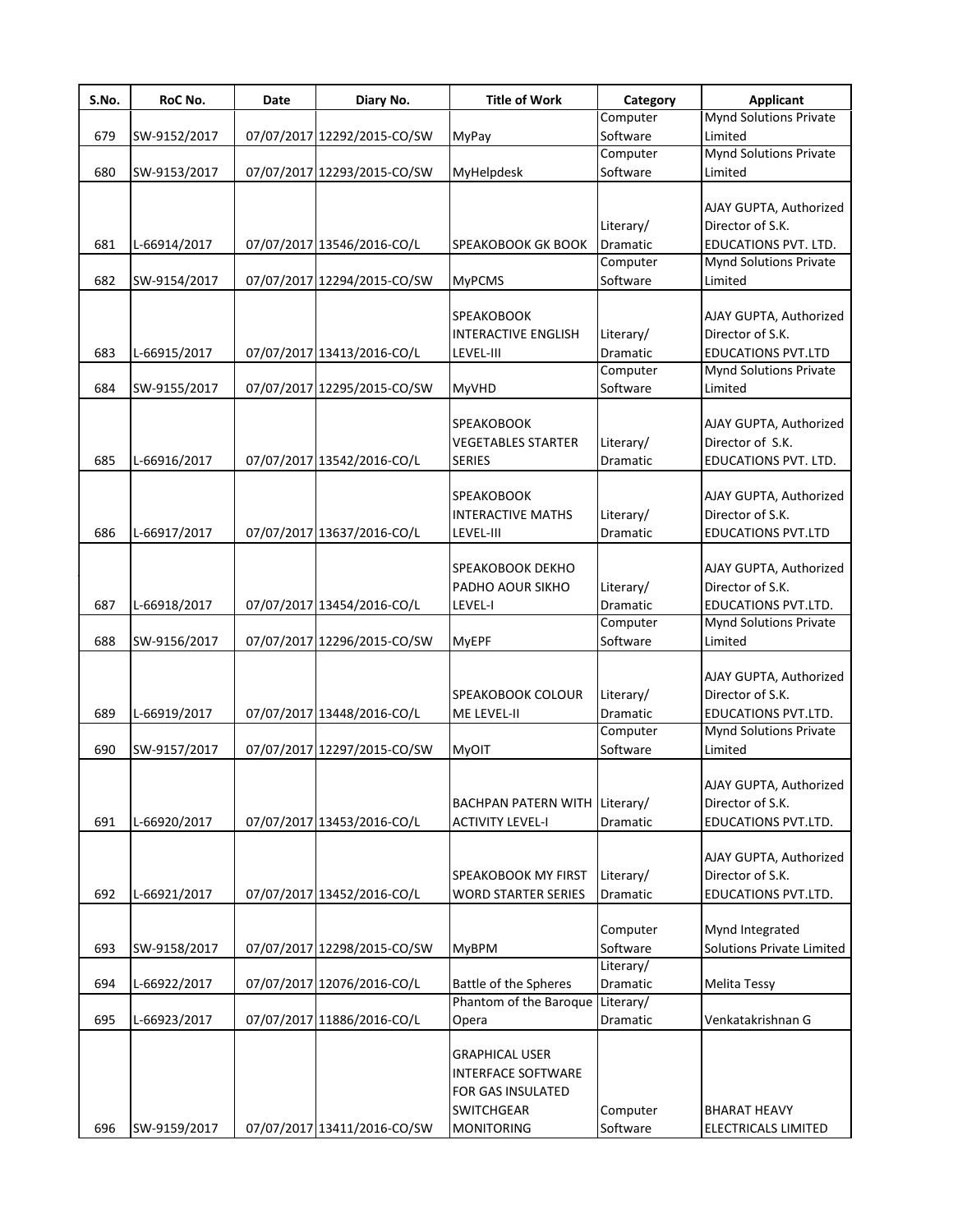| S.No. | RoC No. | Date | Diary No. | Title of Work | Category | Applicant |
|---|---|---|---|---|---|---|
| 679 | SW-9152/2017 | 07/07/2017 | 12292/2015-CO/SW | MyPay | Computer Software | Mynd Solutions Private Limited |
| 680 | SW-9153/2017 | 07/07/2017 | 12293/2015-CO/SW | MyHelpdesk | Computer Software | Mynd Solutions Private Limited |
| 681 | L-66914/2017 | 07/07/2017 | 13546/2016-CO/L | SPEAKOBOOK GK BOOK | Literary/ Dramatic | AJAY GUPTA, Authorized Director of S.K. EDUCATIONS PVT. LTD. |
| 682 | SW-9154/2017 | 07/07/2017 | 12294/2015-CO/SW | MyPCMS | Computer Software | Mynd Solutions Private Limited |
| 683 | L-66915/2017 | 07/07/2017 | 13413/2016-CO/L | SPEAKOBOOK INTERACTIVE ENGLISH LEVEL-III | Literary/ Dramatic | AJAY GUPTA, Authorized Director of S.K. EDUCATIONS PVT.LTD |
| 684 | SW-9155/2017 | 07/07/2017 | 12295/2015-CO/SW | MyVHD | Computer Software | Mynd Solutions Private Limited |
| 685 | L-66916/2017 | 07/07/2017 | 13542/2016-CO/L | SPEAKOBOOK VEGETABLES STARTER SERIES | Literary/ Dramatic | AJAY GUPTA, Authorized Director of S.K. EDUCATIONS PVT. LTD. |
| 686 | L-66917/2017 | 07/07/2017 | 13637/2016-CO/L | SPEAKOBOOK INTERACTIVE MATHS LEVEL-III | Literary/ Dramatic | AJAY GUPTA, Authorized Director of S.K. EDUCATIONS PVT.LTD |
| 687 | L-66918/2017 | 07/07/2017 | 13454/2016-CO/L | SPEAKOBOOK DEKHO PADHO AOUR SIKHO LEVEL-I | Literary/ Dramatic | AJAY GUPTA, Authorized Director of S.K. EDUCATIONS PVT.LTD. |
| 688 | SW-9156/2017 | 07/07/2017 | 12296/2015-CO/SW | MyEPF | Computer Software | Mynd Solutions Private Limited |
| 689 | L-66919/2017 | 07/07/2017 | 13448/2016-CO/L | SPEAKOBOOK COLOUR ME LEVEL-II | Literary/ Dramatic | AJAY GUPTA, Authorized Director of S.K. EDUCATIONS PVT.LTD. |
| 690 | SW-9157/2017 | 07/07/2017 | 12297/2015-CO/SW | MyOIT | Computer Software | Mynd Solutions Private Limited |
| 691 | L-66920/2017 | 07/07/2017 | 13453/2016-CO/L | BACHPAN PATERN WITH ACTIVITY LEVEL-I | Literary/ Dramatic | AJAY GUPTA, Authorized Director of S.K. EDUCATIONS PVT.LTD. |
| 692 | L-66921/2017 | 07/07/2017 | 13452/2016-CO/L | SPEAKOBOOK MY FIRST WORD STARTER SERIES | Literary/ Dramatic | AJAY GUPTA, Authorized Director of S.K. EDUCATIONS PVT.LTD. |
| 693 | SW-9158/2017 | 07/07/2017 | 12298/2015-CO/SW | MyBPM | Computer Software | Mynd Integrated Solutions Private Limited |
| 694 | L-66922/2017 | 07/07/2017 | 12076/2016-CO/L | Battle of the Spheres | Literary/ Dramatic | Melita Tessy |
| 695 | L-66923/2017 | 07/07/2017 | 11886/2016-CO/L | Phantom of the Baroque Opera | Literary/ Dramatic | Venkatakrishnan G |
| 696 | SW-9159/2017 | 07/07/2017 | 13411/2016-CO/SW | GRAPHICAL USER INTERFACE SOFTWARE FOR GAS INSULATED SWITCHGEAR MONITORING | Computer Software | BHARAT HEAVY ELECTRICALS LIMITED |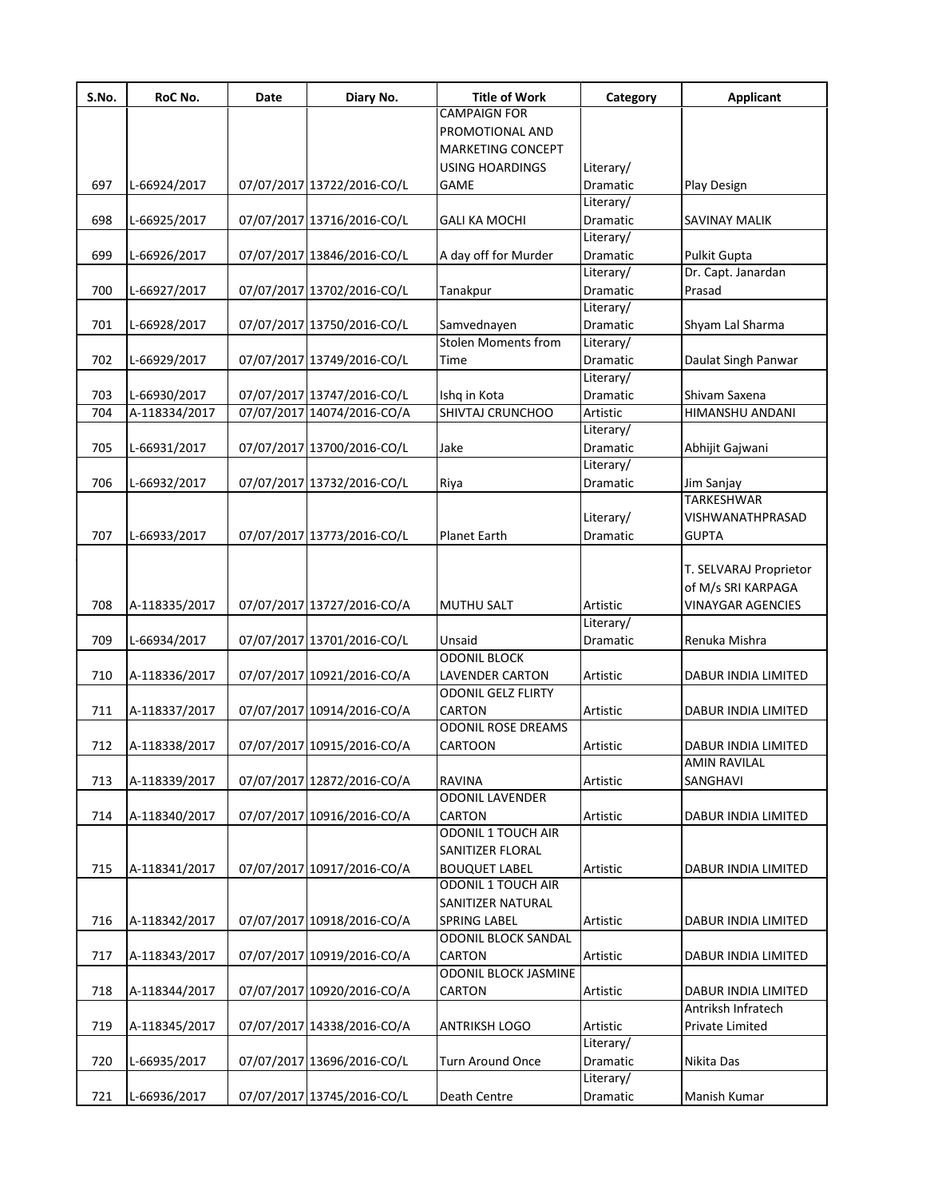| S.No. | RoC No. | Date | Diary No. | Title of Work | Category | Applicant |
|---|---|---|---|---|---|---|
| 697 | L-66924/2017 | 07/07/2017 | 13722/2016-CO/L | CAMPAIGN FOR PROMOTIONAL AND MARKETING CONCEPT USING HOARDINGS GAME | Literary/ Dramatic | Play Design |
| 698 | L-66925/2017 | 07/07/2017 | 13716/2016-CO/L | GALI KA MOCHI | Literary/ Dramatic | SAVINAY MALIK |
| 699 | L-66926/2017 | 07/07/2017 | 13846/2016-CO/L | A day off for Murder | Literary/ Dramatic | Pulkit Gupta |
| 700 | L-66927/2017 | 07/07/2017 | 13702/2016-CO/L | Tanakpur | Literary/ Dramatic | Dr. Capt. Janardan Prasad |
| 701 | L-66928/2017 | 07/07/2017 | 13750/2016-CO/L | Samvednayen | Literary/ Dramatic | Shyam Lal Sharma |
| 702 | L-66929/2017 | 07/07/2017 | 13749/2016-CO/L | Stolen Moments from Time | Literary/ Dramatic | Daulat Singh Panwar |
| 703 | L-66930/2017 | 07/07/2017 | 13747/2016-CO/L | Ishq in Kota | Literary/ Dramatic | Shivam Saxena |
| 704 | A-118334/2017 | 07/07/2017 | 14074/2016-CO/A | SHIVTAJ CRUNCHOO | Artistic | HIMANSHU ANDANI |
| 705 | L-66931/2017 | 07/07/2017 | 13700/2016-CO/L | Jake | Literary/ Dramatic | Abhijit Gajwani |
| 706 | L-66932/2017 | 07/07/2017 | 13732/2016-CO/L | Riya | Literary/ Dramatic | Jim Sanjay |
| 707 | L-66933/2017 | 07/07/2017 | 13773/2016-CO/L | Planet Earth | Literary/ Dramatic | TARKESHWAR VISHWANATHPRASAD GUPTA |
| 708 | A-118335/2017 | 07/07/2017 | 13727/2016-CO/A | MUTHU SALT | Artistic | T. SELVARAJ Proprietor of M/s SRI KARPAGA VINAYGAR AGENCIES |
| 709 | L-66934/2017 | 07/07/2017 | 13701/2016-CO/L | Unsaid | Literary/ Dramatic | Renuka Mishra |
| 710 | A-118336/2017 | 07/07/2017 | 10921/2016-CO/A | ODONIL BLOCK LAVENDER CARTON | Artistic | DABUR INDIA LIMITED |
| 711 | A-118337/2017 | 07/07/2017 | 10914/2016-CO/A | ODONIL GELZ FLIRTY CARTON | Artistic | DABUR INDIA LIMITED |
| 712 | A-118338/2017 | 07/07/2017 | 10915/2016-CO/A | ODONIL ROSE DREAMS CARTOON | Artistic | DABUR INDIA LIMITED |
| 713 | A-118339/2017 | 07/07/2017 | 12872/2016-CO/A | RAVINA | Artistic | AMIN RAVILAL SANGHAVI |
| 714 | A-118340/2017 | 07/07/2017 | 10916/2016-CO/A | ODONIL LAVENDER CARTON | Artistic | DABUR INDIA LIMITED |
| 715 | A-118341/2017 | 07/07/2017 | 10917/2016-CO/A | ODONIL 1 TOUCH AIR SANITIZER FLORAL BOUQUET LABEL | Artistic | DABUR INDIA LIMITED |
| 716 | A-118342/2017 | 07/07/2017 | 10918/2016-CO/A | ODONIL 1 TOUCH AIR SANITIZER NATURAL SPRING LABEL | Artistic | DABUR INDIA LIMITED |
| 717 | A-118343/2017 | 07/07/2017 | 10919/2016-CO/A | ODONIL BLOCK SANDAL CARTON | Artistic | DABUR INDIA LIMITED |
| 718 | A-118344/2017 | 07/07/2017 | 10920/2016-CO/A | ODONIL BLOCK JASMINE CARTON | Artistic | DABUR INDIA LIMITED |
| 719 | A-118345/2017 | 07/07/2017 | 14338/2016-CO/A | ANTRIKSH LOGO | Artistic | Antriksh Infratech Private Limited |
| 720 | L-66935/2017 | 07/07/2017 | 13696/2016-CO/L | Turn Around Once | Literary/ Dramatic | Nikita Das |
| 721 | L-66936/2017 | 07/07/2017 | 13745/2016-CO/L | Death Centre | Literary/ Dramatic | Manish Kumar |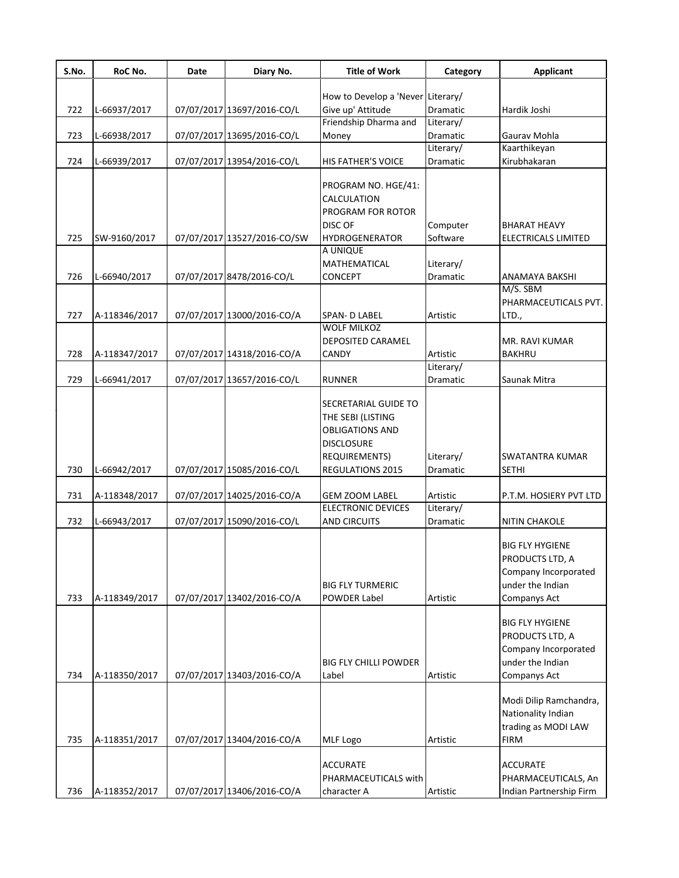| S.No. | RoC No. | Date | Diary No. | Title of Work | Category | Applicant |
|---|---|---|---|---|---|---|
| 722 | L-66937/2017 | 07/07/2017 | 13697/2016-CO/L | How to Develop a 'Never Give up' Attitude | Literary/ Dramatic | Hardik Joshi |
| 723 | L-66938/2017 | 07/07/2017 | 13695/2016-CO/L | Friendship Dharma and Money | Literary/ Dramatic | Gaurav Mohla |
| 724 | L-66939/2017 | 07/07/2017 | 13954/2016-CO/L | HIS FATHER'S VOICE | Literary/ Dramatic | Kaarthikeyan Kirubhakaran |
| 725 | SW-9160/2017 | 07/07/2017 | 13527/2016-CO/SW | PROGRAM NO. HGE/41: CALCULATION PROGRAM FOR ROTOR DISC OF HYDROGENERATOR | Computer Software | BHARAT HEAVY ELECTRICALS LIMITED |
| 726 | L-66940/2017 | 07/07/2017 | 8478/2016-CO/L | A UNIQUE MATHEMATICAL CONCEPT | Literary/ Dramatic | ANAMAYA BAKSHI |
| 727 | A-118346/2017 | 07/07/2017 | 13000/2016-CO/A | SPAN- D LABEL | Artistic | M/S. SBM PHARMACEUTICALS PVT. LTD., |
| 728 | A-118347/2017 | 07/07/2017 | 14318/2016-CO/A | WOLF MILKOZ DEPOSITED CARAMEL CANDY | Artistic | MR. RAVI KUMAR BAKHRU |
| 729 | L-66941/2017 | 07/07/2017 | 13657/2016-CO/L | RUNNER | Literary/ Dramatic | Saunak Mitra |
| 730 | L-66942/2017 | 07/07/2017 | 15085/2016-CO/L | SECRETARIAL GUIDE TO THE SEBI (LISTING OBLIGATIONS AND DISCLOSURE REQUIREMENTS) REGULATIONS 2015 | Literary/ Dramatic | SWATANTRA KUMAR SETHI |
| 731 | A-118348/2017 | 07/07/2017 | 14025/2016-CO/A | GEM ZOOM LABEL | Artistic | P.T.M. HOSIERY PVT LTD |
| 732 | L-66943/2017 | 07/07/2017 | 15090/2016-CO/L | ELECTRONIC DEVICES AND CIRCUITS | Literary/ Dramatic | NITIN CHAKOLE |
| 733 | A-118349/2017 | 07/07/2017 | 13402/2016-CO/A | BIG FLY TURMERIC POWDER Label | Artistic | BIG FLY HYGIENE PRODUCTS LTD, A Company Incorporated under the Indian Companys Act |
| 734 | A-118350/2017 | 07/07/2017 | 13403/2016-CO/A | BIG FLY CHILLI POWDER Label | Artistic | BIG FLY HYGIENE PRODUCTS LTD, A Company Incorporated under the Indian Companys Act |
| 735 | A-118351/2017 | 07/07/2017 | 13404/2016-CO/A | MLF Logo | Artistic | Modi Dilip Ramchandra, Nationality Indian trading as MODI LAW FIRM |
| 736 | A-118352/2017 | 07/07/2017 | 13406/2016-CO/A | ACCURATE PHARMACEUTICALS with character A | Artistic | ACCURATE PHARMACEUTICALS, An Indian Partnership Firm |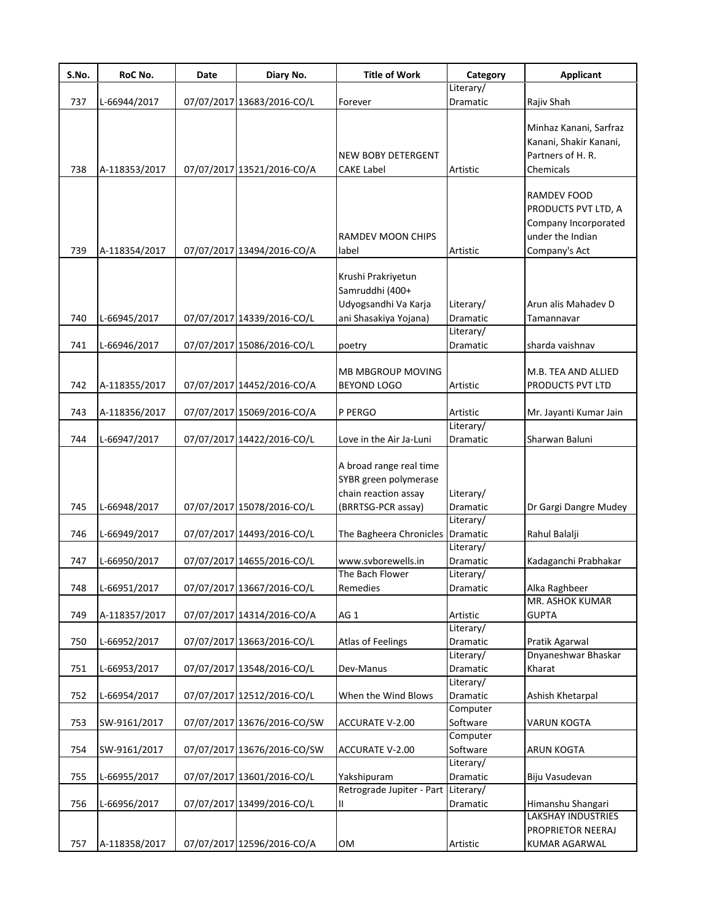| S.No. | RoC No. | Date | Diary No. | Title of Work | Category | Applicant |
|---|---|---|---|---|---|---|
| 737 | L-66944/2017 | 07/07/2017 | 13683/2016-CO/L | Forever | Literary/ Dramatic | Rajiv Shah |
| 738 | A-118353/2017 | 07/07/2017 | 13521/2016-CO/A | NEW BOBY DETERGENT CAKE Label | Artistic | Minhaz Kanani, Sarfraz Kanani, Shakir Kanani, Partners of H. R. Chemicals |
| 739 | A-118354/2017 | 07/07/2017 | 13494/2016-CO/A | RAMDEV MOON CHIPS label | Artistic | RAMDEV FOOD PRODUCTS PVT LTD, A Company Incorporated under the Indian Company's Act |
| 740 | L-66945/2017 | 07/07/2017 | 14339/2016-CO/L | Krushi Prakriyetun Samruddhi (400+ Udyogsandhi Va Karja ani Shasakiya Yojana) | Literary/ Dramatic | Arun alis Mahadev D Tamannavar |
| 741 | L-66946/2017 | 07/07/2017 | 15086/2016-CO/L | poetry | Literary/ Dramatic | sharda vaishnav |
| 742 | A-118355/2017 | 07/07/2017 | 14452/2016-CO/A | MB MBGROUP MOVING BEYOND LOGO | Artistic | M.B. TEA AND ALLIED PRODUCTS PVT LTD |
| 743 | A-118356/2017 | 07/07/2017 | 15069/2016-CO/A | P PERGO | Artistic | Mr. Jayanti Kumar Jain |
| 744 | L-66947/2017 | 07/07/2017 | 14422/2016-CO/L | Love in the Air Ja-Luni | Literary/ Dramatic | Sharwan Baluni |
| 745 | L-66948/2017 | 07/07/2017 | 15078/2016-CO/L | A broad range real time SYBR green polymerase chain reaction assay (BRRTSG-PCR assay) | Literary/ Dramatic | Dr Gargi Dangre Mudey |
| 746 | L-66949/2017 | 07/07/2017 | 14493/2016-CO/L | The Bagheera Chronicles | Literary/ Dramatic | Rahul Balalji |
| 747 | L-66950/2017 | 07/07/2017 | 14655/2016-CO/L | www.svborewells.in | Literary/ Dramatic | Kadaganchi Prabhakar |
| 748 | L-66951/2017 | 07/07/2017 | 13667/2016-CO/L | The Bach Flower Remedies | Literary/ Dramatic | Alka Raghbeer |
| 749 | A-118357/2017 | 07/07/2017 | 14314/2016-CO/A | AG 1 | Artistic | MR. ASHOK KUMAR GUPTA |
| 750 | L-66952/2017 | 07/07/2017 | 13663/2016-CO/L | Atlas of Feelings | Literary/ Dramatic | Pratik Agarwal |
| 751 | L-66953/2017 | 07/07/2017 | 13548/2016-CO/L | Dev-Manus | Literary/ Dramatic | Dnyaneshwar Bhaskar Kharat |
| 752 | L-66954/2017 | 07/07/2017 | 12512/2016-CO/L | When the Wind Blows | Literary/ Dramatic | Ashish Khetarpal |
| 753 | SW-9161/2017 | 07/07/2017 | 13676/2016-CO/SW | ACCURATE V-2.00 | Computer Software | VARUN KOGTA |
| 754 | SW-9161/2017 | 07/07/2017 | 13676/2016-CO/SW | ACCURATE V-2.00 | Computer Software | ARUN KOGTA |
| 755 | L-66955/2017 | 07/07/2017 | 13601/2016-CO/L | Yakshipuram | Literary/ Dramatic | Biju Vasudevan |
| 756 | L-66956/2017 | 07/07/2017 | 13499/2016-CO/L | Retrograde Jupiter - Part II | Literary/ Dramatic | Himanshu Shangari |
| 757 | A-118358/2017 | 07/07/2017 | 12596/2016-CO/A | OM | Artistic | LAKSHAY INDUSTRIES PROPRIETOR NEERAJ KUMAR AGARWAL |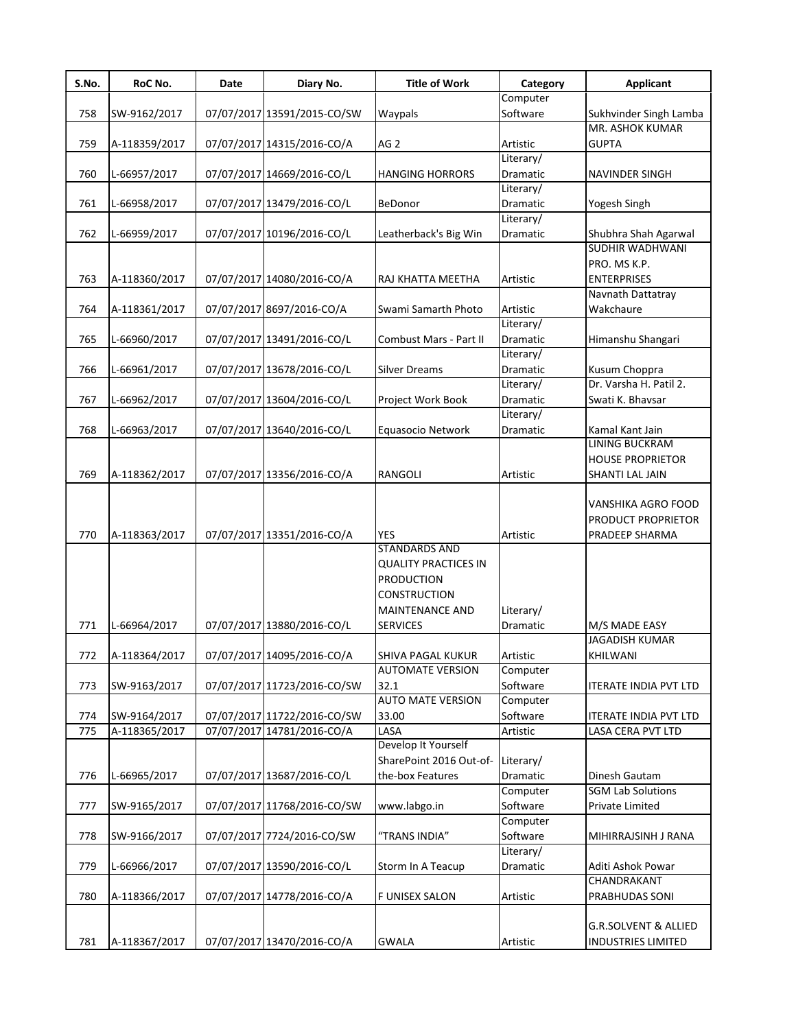| S.No. | RoC No. | Date | Diary No. | Title of Work | Category | Applicant |
|---|---|---|---|---|---|---|
| 758 | SW-9162/2017 | 07/07/2017 | 13591/2015-CO/SW | Waypals | Computer Software | Sukhvinder Singh Lamba |
| 759 | A-118359/2017 | 07/07/2017 | 14315/2016-CO/A | AG 2 | Artistic | MR. ASHOK KUMAR GUPTA |
| 760 | L-66957/2017 | 07/07/2017 | 14669/2016-CO/L | HANGING HORRORS | Literary/ Dramatic | NAVINDER SINGH |
| 761 | L-66958/2017 | 07/07/2017 | 13479/2016-CO/L | BeDonor | Literary/ Dramatic | Yogesh Singh |
| 762 | L-66959/2017 | 07/07/2017 | 10196/2016-CO/L | Leatherback's Big Win | Literary/ Dramatic | Shubhra Shah Agarwal |
| 763 | A-118360/2017 | 07/07/2017 | 14080/2016-CO/A | RAJ KHATTA MEETHA | Artistic | SUDHIR WADHWANI PRO. MS K.P. ENTERPRISES |
| 764 | A-118361/2017 | 07/07/2017 | 8697/2016-CO/A | Swami Samarth Photo | Artistic | Navnath Dattatray Wakchaure |
| 765 | L-66960/2017 | 07/07/2017 | 13491/2016-CO/L | Combust Mars - Part II | Literary/ Dramatic | Himanshu Shangari |
| 766 | L-66961/2017 | 07/07/2017 | 13678/2016-CO/L | Silver Dreams | Literary/ Dramatic | Kusum Choppra |
| 767 | L-66962/2017 | 07/07/2017 | 13604/2016-CO/L | Project Work Book | Literary/ Dramatic | Dr. Varsha H. Patil 2. Swati K. Bhavsar |
| 768 | L-66963/2017 | 07/07/2017 | 13640/2016-CO/L | Equasocio Network | Literary/ Dramatic | Kamal Kant Jain |
| 769 | A-118362/2017 | 07/07/2017 | 13356/2016-CO/A | RANGOLI | Artistic | LINING BUCKRAM HOUSE PROPRIETOR SHANTI LAL JAIN |
| 770 | A-118363/2017 | 07/07/2017 | 13351/2016-CO/A | YES | Artistic | VANSHIKA AGRO FOOD PRODUCT PROPRIETOR PRADEEP SHARMA |
| 771 | L-66964/2017 | 07/07/2017 | 13880/2016-CO/L | STANDARDS AND QUALITY PRACTICES IN PRODUCTION CONSTRUCTION MAINTENANCE AND SERVICES | Literary/ Dramatic | M/S MADE EASY |
| 772 | A-118364/2017 | 07/07/2017 | 14095/2016-CO/A | SHIVA PAGAL KUKUR | Artistic | JAGADISH KUMAR KHILWANI |
| 773 | SW-9163/2017 | 07/07/2017 | 11723/2016-CO/SW | AUTOMATE VERSION 32.1 | Computer Software | ITERATE INDIA PVT LTD |
| 774 | SW-9164/2017 | 07/07/2017 | 11722/2016-CO/SW | AUTO MATE VERSION 33.00 | Computer Software | ITERATE INDIA PVT LTD |
| 775 | A-118365/2017 | 07/07/2017 | 14781/2016-CO/A | LASA | Artistic | LASA CERA PVT LTD |
| 776 | L-66965/2017 | 07/07/2017 | 13687/2016-CO/L | Develop It Yourself SharePoint 2016 Out-of-the-box Features | Literary/ Dramatic | Dinesh Gautam |
| 777 | SW-9165/2017 | 07/07/2017 | 11768/2016-CO/SW | www.labgo.in | Computer Software | SGM Lab Solutions Private Limited |
| 778 | SW-9166/2017 | 07/07/2017 | 7724/2016-CO/SW | "TRANS INDIA" | Computer Software | MIHIRRAJSINH J RANA |
| 779 | L-66966/2017 | 07/07/2017 | 13590/2016-CO/L | Storm In A Teacup | Literary/ Dramatic | Aditi Ashok Powar |
| 780 | A-118366/2017 | 07/07/2017 | 14778/2016-CO/A | F UNISEX SALON | Artistic | CHANDRAKANT PRABHUDAS SONI |
| 781 | A-118367/2017 | 07/07/2017 | 13470/2016-CO/A | GWALA | Artistic | G.R.SOLVENT & ALLIED INDUSTRIES LIMITED |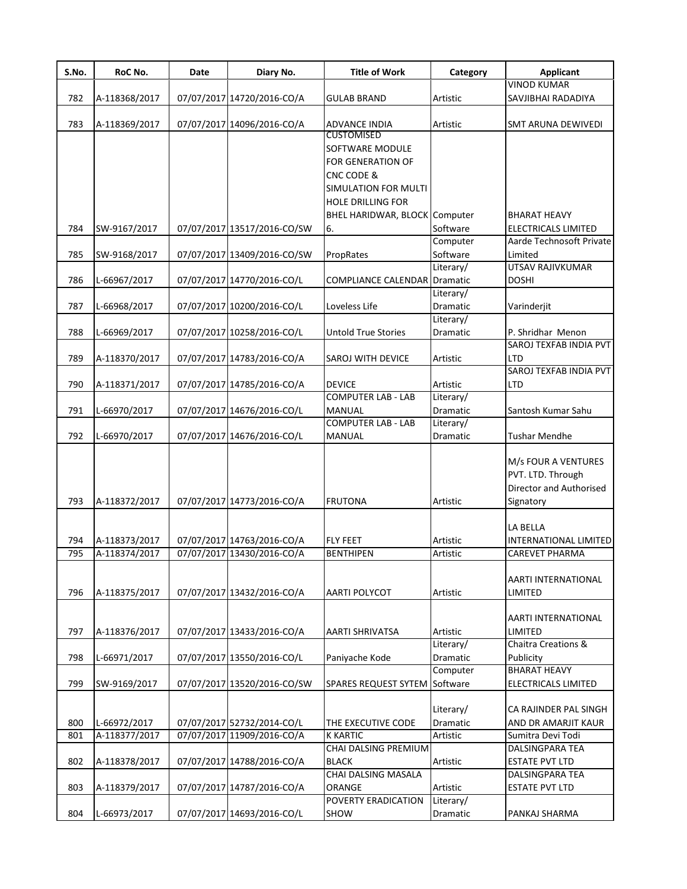| S.No. | RoC No. | Date | Diary No. | Title of Work | Category | Applicant |
|---|---|---|---|---|---|---|
| 782 | A-118368/2017 | 07/07/2017 | 14720/2016-CO/A | GULAB BRAND | Artistic | VINOD KUMAR SAVJIBHAI RADADIYA |
| 783 | A-118369/2017 | 07/07/2017 | 14096/2016-CO/A | ADVANCE INDIA | Artistic | SMT ARUNA DEWIVEDI |
| 784 | SW-9167/2017 | 07/07/2017 | 13517/2016-CO/SW | CUSTOMISED SOFTWARE MODULE FOR GENERATION OF CNC CODE & SIMULATION FOR MULTI HOLE DRILLING FOR BHEL HARIDWAR, BLOCK 6. | Computer Software | BHARAT HEAVY ELECTRICALS LIMITED |
| 785 | SW-9168/2017 | 07/07/2017 | 13409/2016-CO/SW | PropRates | Computer Software | Aarde Technosoft Private Limited |
| 786 | L-66967/2017 | 07/07/2017 | 14770/2016-CO/L | COMPLIANCE CALENDAR | Literary/ Dramatic | UTSAV RAJIVKUMAR DOSHI |
| 787 | L-66968/2017 | 07/07/2017 | 10200/2016-CO/L | Loveless Life | Literary/ Dramatic | Varinderjit |
| 788 | L-66969/2017 | 07/07/2017 | 10258/2016-CO/L | Untold True Stories | Literary/ Dramatic | P. Shridhar Menon |
| 789 | A-118370/2017 | 07/07/2017 | 14783/2016-CO/A | SAROJ WITH DEVICE | Artistic | SAROJ TEXFAB INDIA PVT LTD |
| 790 | A-118371/2017 | 07/07/2017 | 14785/2016-CO/A | DEVICE | Artistic | SAROJ TEXFAB INDIA PVT LTD |
| 791 | L-66970/2017 | 07/07/2017 | 14676/2016-CO/L | COMPUTER LAB - LAB MANUAL | Literary/ Dramatic | Santosh Kumar Sahu |
| 792 | L-66970/2017 | 07/07/2017 | 14676/2016-CO/L | COMPUTER LAB - LAB MANUAL | Literary/ Dramatic | Tushar Mendhe |
| 793 | A-118372/2017 | 07/07/2017 | 14773/2016-CO/A | FRUTONA | Artistic | M/s FOUR A VENTURES PVT. LTD. Through Director and Authorised Signatory |
| 794 | A-118373/2017 | 07/07/2017 | 14763/2016-CO/A | FLY FEET | Artistic | LA BELLA INTERNATIONAL LIMITED |
| 795 | A-118374/2017 | 07/07/2017 | 13430/2016-CO/A | BENTHIPEN | Artistic | CAREVET PHARMA |
| 796 | A-118375/2017 | 07/07/2017 | 13432/2016-CO/A | AARTI POLYCOT | Artistic | AARTI INTERNATIONAL LIMITED |
| 797 | A-118376/2017 | 07/07/2017 | 13433/2016-CO/A | AARTI SHRIVATSA | Artistic | AARTI INTERNATIONAL LIMITED |
| 798 | L-66971/2017 | 07/07/2017 | 13550/2016-CO/L | Paniyache Kode | Literary/ Dramatic | Chaitra Creations & Publicity |
| 799 | SW-9169/2017 | 07/07/2017 | 13520/2016-CO/SW | SPARES REQUEST SYTEM | Computer Software | BHARAT HEAVY ELECTRICALS LIMITED |
| 800 | L-66972/2017 | 07/07/2017 | 52732/2014-CO/L | THE EXECUTIVE CODE | Literary/ Dramatic | CA RAJINDER PAL SINGH AND DR AMARJIT KAUR |
| 801 | A-118377/2017 | 07/07/2017 | 11909/2016-CO/A | K KARTIC | Artistic | Sumitra Devi Todi |
| 802 | A-118378/2017 | 07/07/2017 | 14788/2016-CO/A | CHAI DALSING PREMIUM BLACK | Artistic | DALSINGPARA TEA ESTATE PVT LTD |
| 803 | A-118379/2017 | 07/07/2017 | 14787/2016-CO/A | CHAI DALSING MASALA ORANGE | Artistic | DALSINGPARA TEA ESTATE PVT LTD |
| 804 | L-66973/2017 | 07/07/2017 | 14693/2016-CO/L | POVERTY ERADICATION SHOW | Literary/ Dramatic | PANKAJ SHARMA |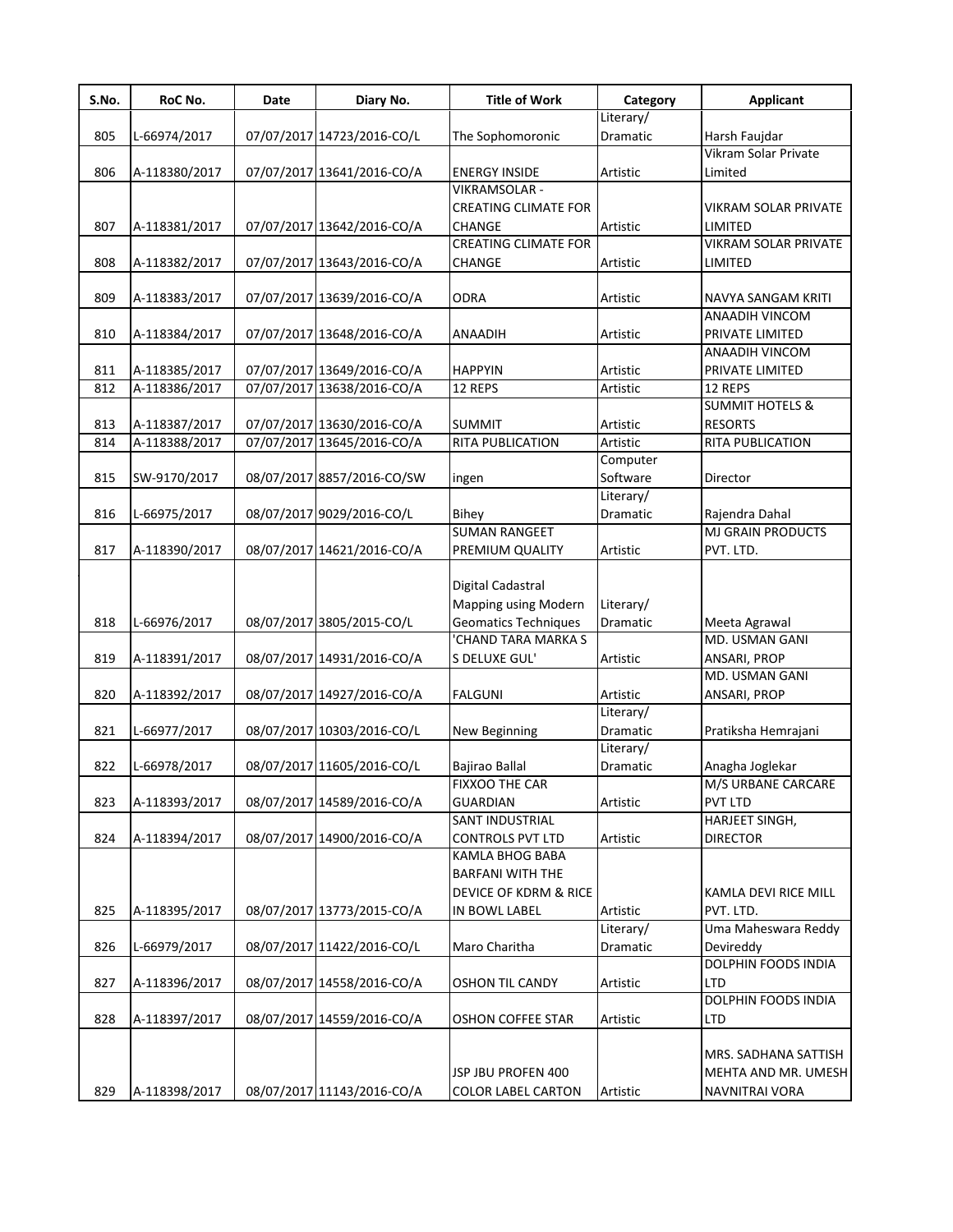| S.No. | RoC No. | Date | Diary No. | Title of Work | Category | Applicant |
|---|---|---|---|---|---|---|
| 805 | L-66974/2017 | 07/07/2017 | 14723/2016-CO/L | The Sophomoronic | Literary/ Dramatic | Harsh Faujdar |
| 806 | A-118380/2017 | 07/07/2017 | 13641/2016-CO/A | ENERGY INSIDE | Artistic | Vikram Solar Private Limited |
| 807 | A-118381/2017 | 07/07/2017 | 13642/2016-CO/A | VIKRAMSOLAR - CREATING CLIMATE FOR CHANGE | Artistic | VIKRAM SOLAR PRIVATE LIMITED |
| 808 | A-118382/2017 | 07/07/2017 | 13643/2016-CO/A | CREATING CLIMATE FOR CHANGE | Artistic | VIKRAM SOLAR PRIVATE LIMITED |
| 809 | A-118383/2017 | 07/07/2017 | 13639/2016-CO/A | ODRA | Artistic | NAVYA SANGAM KRITI |
| 810 | A-118384/2017 | 07/07/2017 | 13648/2016-CO/A | ANAADIH | Artistic | ANAADIH VINCOM PRIVATE LIMITED |
| 811 | A-118385/2017 | 07/07/2017 | 13649/2016-CO/A | HAPPYIN | Artistic | ANAADIH VINCOM PRIVATE LIMITED |
| 812 | A-118386/2017 | 07/07/2017 | 13638/2016-CO/A | 12 REPS | Artistic | 12 REPS |
| 813 | A-118387/2017 | 07/07/2017 | 13630/2016-CO/A | SUMMIT | Artistic | SUMMIT HOTELS & RESORTS |
| 814 | A-118388/2017 | 07/07/2017 | 13645/2016-CO/A | RITA PUBLICATION | Artistic | RITA PUBLICATION |
| 815 | SW-9170/2017 | 08/07/2017 | 8857/2016-CO/SW | ingen | Computer Software | Director |
| 816 | L-66975/2017 | 08/07/2017 | 9029/2016-CO/L | Bihey | Literary/ Dramatic | Rajendra Dahal |
| 817 | A-118390/2017 | 08/07/2017 | 14621/2016-CO/A | SUMAN RANGEET PREMIUM QUALITY | Artistic | MJ GRAIN PRODUCTS PVT. LTD. |
| 818 | L-66976/2017 | 08/07/2017 | 3805/2015-CO/L | Digital Cadastral Mapping using Modern Geomatics Techniques | Literary/ Dramatic | Meeta Agrawal |
| 819 | A-118391/2017 | 08/07/2017 | 14931/2016-CO/A | 'CHAND TARA MARKA S S DELUXE GUL' | Artistic | MD. USMAN GANI ANSARI, PROP |
| 820 | A-118392/2017 | 08/07/2017 | 14927/2016-CO/A | FALGUNI | Artistic | MD. USMAN GANI ANSARI, PROP |
| 821 | L-66977/2017 | 08/07/2017 | 10303/2016-CO/L | New Beginning | Literary/ Dramatic | Pratiksha Hemrajani |
| 822 | L-66978/2017 | 08/07/2017 | 11605/2016-CO/L | Bajirao Ballal | Literary/ Dramatic | Anagha Joglekar |
| 823 | A-118393/2017 | 08/07/2017 | 14589/2016-CO/A | FIXXOO THE CAR GUARDIAN | Artistic | M/S URBANE CARCARE PVT LTD |
| 824 | A-118394/2017 | 08/07/2017 | 14900/2016-CO/A | SANT INDUSTRIAL CONTROLS PVT LTD | Artistic | HARJEET SINGH, DIRECTOR |
| 825 | A-118395/2017 | 08/07/2017 | 13773/2015-CO/A | KAMLA BHOG BABA BARFANI WITH THE DEVICE OF KDRM & RICE IN BOWL LABEL | Artistic | KAMLA DEVI RICE MILL PVT. LTD. |
| 826 | L-66979/2017 | 08/07/2017 | 11422/2016-CO/L | Maro Charitha | Literary/ Dramatic | Uma Maheswara Reddy Devireddy |
| 827 | A-118396/2017 | 08/07/2017 | 14558/2016-CO/A | OSHON TIL CANDY | Artistic | DOLPHIN FOODS INDIA LTD |
| 828 | A-118397/2017 | 08/07/2017 | 14559/2016-CO/A | OSHON COFFEE STAR | Artistic | DOLPHIN FOODS INDIA LTD |
| 829 | A-118398/2017 | 08/07/2017 | 11143/2016-CO/A | JSP JBU PROFEN 400 COLOR LABEL CARTON | Artistic | MRS. SADHANA SATTISH MEHTA AND MR. UMESH NAVNITRAI VORA |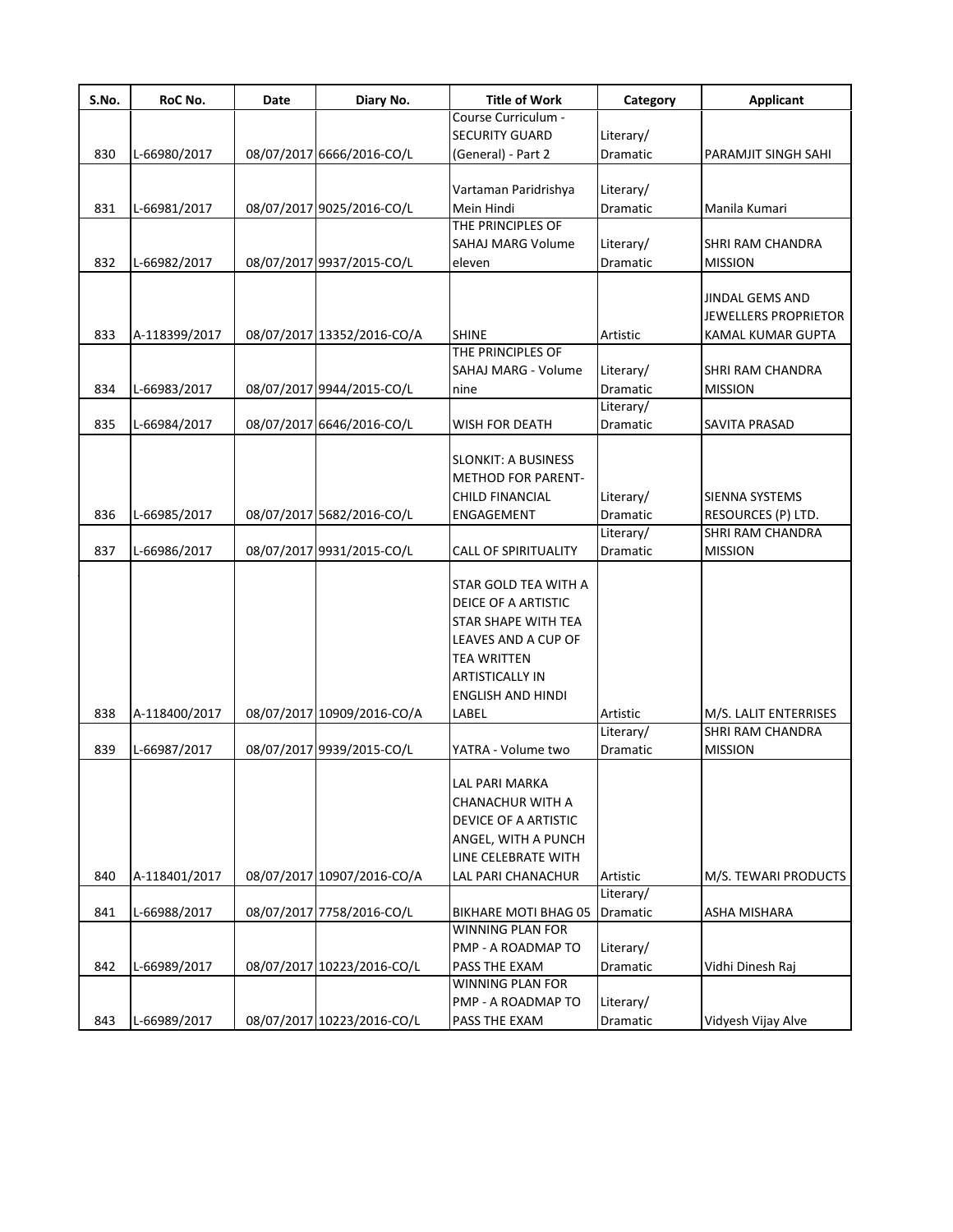| S.No. | RoC No. | Date | Diary No. | Title of Work | Category | Applicant |
|---|---|---|---|---|---|---|
| 830 | L-66980/2017 | 08/07/2017 | 6666/2016-CO/L | Course Curriculum - SECURITY GUARD (General) - Part 2 | Literary/ Dramatic | PARAMJIT SINGH SAHI |
| 831 | L-66981/2017 | 08/07/2017 | 9025/2016-CO/L | Vartaman Paridrishya Mein Hindi | Literary/ Dramatic | Manila Kumari |
| 832 | L-66982/2017 | 08/07/2017 | 9937/2015-CO/L | THE PRINCIPLES OF SAHAJ MARG Volume eleven | Literary/ Dramatic | SHRI RAM CHANDRA MISSION |
| 833 | A-118399/2017 | 08/07/2017 | 13352/2016-CO/A | SHINE | Artistic | JINDAL GEMS AND JEWELLERS PROPRIETOR KAMAL KUMAR GUPTA |
| 834 | L-66983/2017 | 08/07/2017 | 9944/2015-CO/L | THE PRINCIPLES OF SAHAJ MARG - Volume nine | Literary/ Dramatic | SHRI RAM CHANDRA MISSION |
| 835 | L-66984/2017 | 08/07/2017 | 6646/2016-CO/L | WISH FOR DEATH | Literary/ Dramatic | SAVITA PRASAD |
| 836 | L-66985/2017 | 08/07/2017 | 5682/2016-CO/L | SLONKIT: A BUSINESS METHOD FOR PARENT-CHILD FINANCIAL ENGAGEMENT | Literary/ Dramatic | SIENNA SYSTEMS RESOURCES (P) LTD. |
| 837 | L-66986/2017 | 08/07/2017 | 9931/2015-CO/L | CALL OF SPIRITUALITY | Literary/ Dramatic | SHRI RAM CHANDRA MISSION |
| 838 | A-118400/2017 | 08/07/2017 | 10909/2016-CO/A | STAR GOLD TEA WITH A DEICE OF A ARTISTIC STAR SHAPE WITH TEA LEAVES AND A CUP OF TEA WRITTEN ARTISTICALLY IN ENGLISH AND HINDI LABEL | Artistic | M/S. LALIT ENTERRISES |
| 839 | L-66987/2017 | 08/07/2017 | 9939/2015-CO/L | YATRA - Volume two | Literary/ Dramatic | SHRI RAM CHANDRA MISSION |
| 840 | A-118401/2017 | 08/07/2017 | 10907/2016-CO/A | LAL PARI MARKA CHANACHUR WITH A DEVICE OF A ARTISTIC ANGEL, WITH A PUNCH LINE CELEBRATE WITH LAL PARI CHANACHUR | Artistic | M/S. TEWARI PRODUCTS |
| 841 | L-66988/2017 | 08/07/2017 | 7758/2016-CO/L | BIKHARE MOTI BHAG 05 | Literary/ Dramatic | ASHA MISHARA |
| 842 | L-66989/2017 | 08/07/2017 | 10223/2016-CO/L | WINNING PLAN FOR PMP - A ROADMAP TO PASS THE EXAM | Literary/ Dramatic | Vidhi Dinesh Raj |
| 843 | L-66989/2017 | 08/07/2017 | 10223/2016-CO/L | WINNING PLAN FOR PMP - A ROADMAP TO PASS THE EXAM | Literary/ Dramatic | Vidyesh Vijay Alve |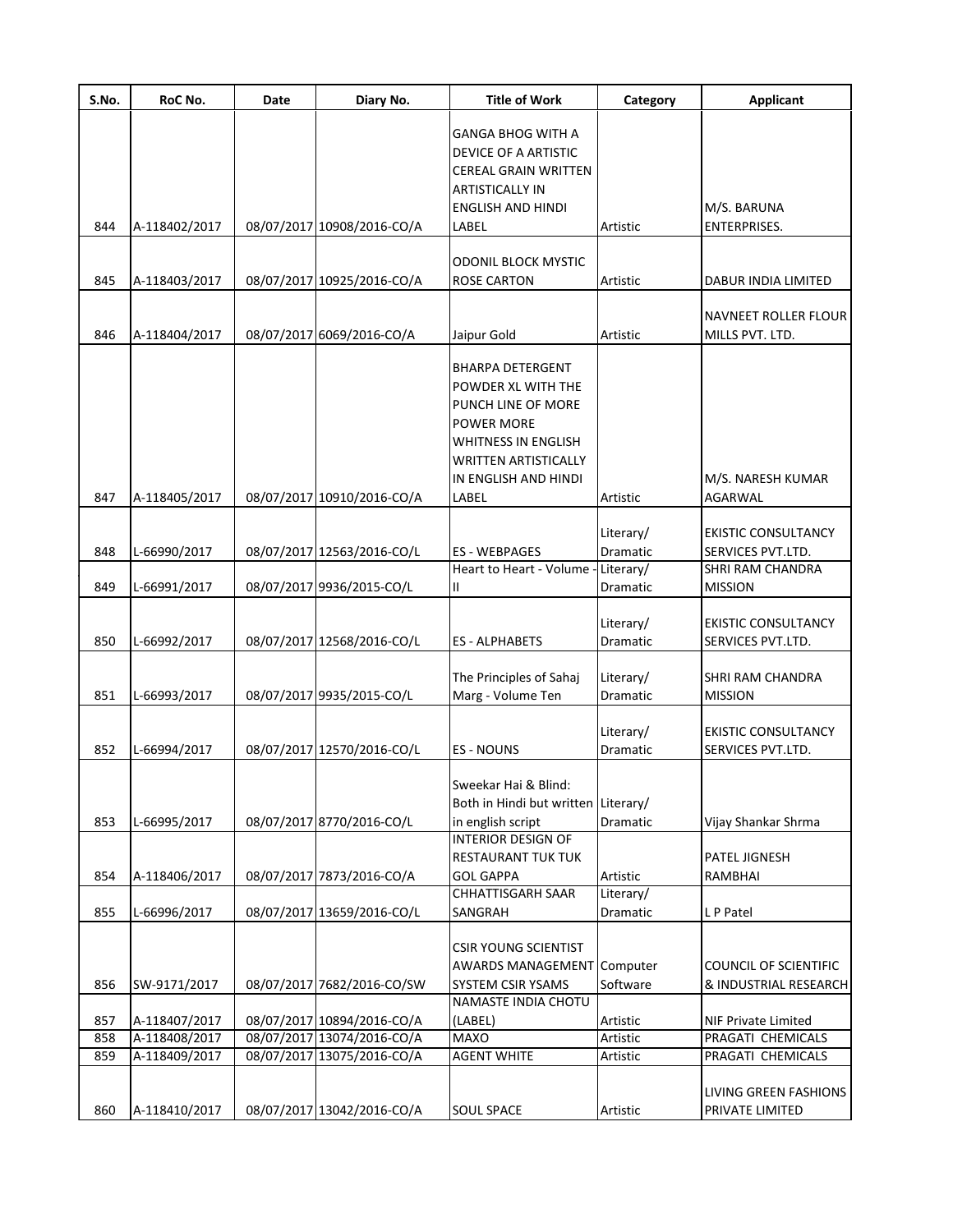| S.No. | RoC No. | Date | Diary No. | Title of Work | Category | Applicant |
|---|---|---|---|---|---|---|
| 844 | A-118402/2017 | 08/07/2017 | 10908/2016-CO/A | GANGA BHOG WITH A DEVICE OF A ARTISTIC CEREAL GRAIN WRITTEN ARTISTICALLY IN ENGLISH AND HINDI LABEL | Artistic | M/S. BARUNA ENTERPRISES. |
| 845 | A-118403/2017 | 08/07/2017 | 10925/2016-CO/A | ODONIL BLOCK MYSTIC ROSE CARTON | Artistic | DABUR INDIA LIMITED |
| 846 | A-118404/2017 | 08/07/2017 | 6069/2016-CO/A | Jaipur Gold | Artistic | NAVNEET ROLLER FLOUR MILLS PVT. LTD. |
| 847 | A-118405/2017 | 08/07/2017 | 10910/2016-CO/A | BHARPA DETERGENT POWDER XL WITH THE PUNCH LINE OF MORE POWER MORE WHITNESS IN ENGLISH WRITTEN ARTISTICALLY IN ENGLISH AND HINDI LABEL | Artistic | M/S. NARESH KUMAR AGARWAL |
| 848 | L-66990/2017 | 08/07/2017 | 12563/2016-CO/L | ES - WEBPAGES | Literary/ Dramatic | EKISTIC CONSULTANCY SERVICES PVT.LTD. |
| 849 | L-66991/2017 | 08/07/2017 | 9936/2015-CO/L | Heart to Heart - Volume - II | Literary/ Dramatic | SHRI RAM CHANDRA MISSION |
| 850 | L-66992/2017 | 08/07/2017 | 12568/2016-CO/L | ES - ALPHABETS | Literary/ Dramatic | EKISTIC CONSULTANCY SERVICES PVT.LTD. |
| 851 | L-66993/2017 | 08/07/2017 | 9935/2015-CO/L | The Principles of Sahaj Marg - Volume Ten | Literary/ Dramatic | SHRI RAM CHANDRA MISSION |
| 852 | L-66994/2017 | 08/07/2017 | 12570/2016-CO/L | ES - NOUNS | Literary/ Dramatic | EKISTIC CONSULTANCY SERVICES PVT.LTD. |
| 853 | L-66995/2017 | 08/07/2017 | 8770/2016-CO/L | Sweekar Hai & Blind: Both in Hindi but written in english script | Literary/ Dramatic | Vijay Shankar Shrma |
| 854 | A-118406/2017 | 08/07/2017 | 7873/2016-CO/A | INTERIOR DESIGN OF RESTAURANT TUK TUK GOL GAPPA | Artistic | PATEL JIGNESH RAMBHAI |
| 855 | L-66996/2017 | 08/07/2017 | 13659/2016-CO/L | CHHATTISGARH SAAR SANGRAH | Literary/ Dramatic | L P Patel |
| 856 | SW-9171/2017 | 08/07/2017 | 7682/2016-CO/SW | CSIR YOUNG SCIENTIST AWARDS MANAGEMENT SYSTEM CSIR YSAMS | Computer Software | COUNCIL OF SCIENTIFIC & INDUSTRIAL RESEARCH |
| 857 | A-118407/2017 | 08/07/2017 | 10894/2016-CO/A | NAMASTE INDIA CHOTU (LABEL) | Artistic | NIF Private Limited |
| 858 | A-118408/2017 | 08/07/2017 | 13074/2016-CO/A | MAXO | Artistic | PRAGATI CHEMICALS |
| 859 | A-118409/2017 | 08/07/2017 | 13075/2016-CO/A | AGENT WHITE | Artistic | PRAGATI CHEMICALS |
| 860 | A-118410/2017 | 08/07/2017 | 13042/2016-CO/A | SOUL SPACE | Artistic | LIVING GREEN FASHIONS PRIVATE LIMITED |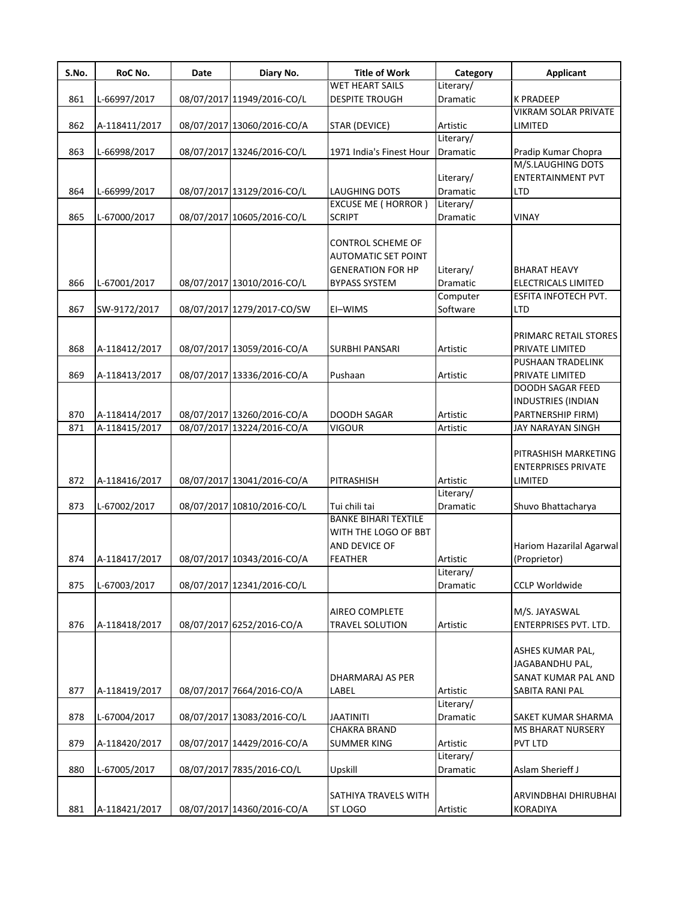| S.No. | RoC No. | Date | Diary No. | Title of Work | Category | Applicant |
|---|---|---|---|---|---|---|
| 861 | L-66997/2017 | 08/07/2017 | 11949/2016-CO/L | WET HEART SAILS DESPITE TROUGH | Literary/ Dramatic | K PRADEEP |
| 862 | A-118411/2017 | 08/07/2017 | 13060/2016-CO/A | STAR (DEVICE) | Artistic | VIKRAM SOLAR PRIVATE LIMITED |
| 863 | L-66998/2017 | 08/07/2017 | 13246/2016-CO/L | 1971 India's Finest Hour | Literary/ Dramatic | Pradip Kumar Chopra |
| 864 | L-66999/2017 | 08/07/2017 | 13129/2016-CO/L | LAUGHING DOTS | Literary/ Dramatic | M/S.LAUGHING DOTS ENTERTAINMENT PVT LTD |
| 865 | L-67000/2017 | 08/07/2017 | 10605/2016-CO/L | EXCUSE ME ( HORROR ) SCRIPT | Literary/ Dramatic | VINAY |
| 866 | L-67001/2017 | 08/07/2017 | 13010/2016-CO/L | CONTROL SCHEME OF AUTOMATIC SET POINT GENERATION FOR HP BYPASS SYSTEM | Literary/ Dramatic | BHARAT HEAVY ELECTRICALS LIMITED |
| 867 | SW-9172/2017 | 08/07/2017 | 1279/2017-CO/SW | EI–WIMS | Computer Software | ESFITA INFOTECH PVT. LTD |
| 868 | A-118412/2017 | 08/07/2017 | 13059/2016-CO/A | SURBHI PANSARI | Artistic | PRIMARC RETAIL STORES PRIVATE LIMITED |
| 869 | A-118413/2017 | 08/07/2017 | 13336/2016-CO/A | Pushaan | Artistic | PUSHAAN TRADELINK PRIVATE LIMITED |
| 870 | A-118414/2017 | 08/07/2017 | 13260/2016-CO/A | DOODH SAGAR | Artistic | DOODH SAGAR FEED INDUSTRIES (INDIAN PARTNERSHIP FIRM) |
| 871 | A-118415/2017 | 08/07/2017 | 13224/2016-CO/A | VIGOUR | Artistic | JAY NARAYAN SINGH |
| 872 | A-118416/2017 | 08/07/2017 | 13041/2016-CO/A | PITRASHISH | Artistic | PITRASHISH MARKETING ENTERPRISES PRIVATE LIMITED |
| 873 | L-67002/2017 | 08/07/2017 | 10810/2016-CO/L | Tui chili tai | Literary/ Dramatic | Shuvo Bhattacharya |
| 874 | A-118417/2017 | 08/07/2017 | 10343/2016-CO/A | BANKE BIHARI TEXTILE WITH THE LOGO OF BBT AND DEVICE OF FEATHER | Artistic | Hariom Hazarilal Agarwal (Proprietor) |
| 875 | L-67003/2017 | 08/07/2017 | 12341/2016-CO/L | | Literary/ Dramatic | CCLP Worldwide |
| 876 | A-118418/2017 | 08/07/2017 | 6252/2016-CO/A | AIREO COMPLETE TRAVEL SOLUTION | Artistic | M/S. JAYASWAL ENTERPRISES PVT. LTD. |
| 877 | A-118419/2017 | 08/07/2017 | 7664/2016-CO/A | DHARMARAJ AS PER LABEL | Artistic | ASHES KUMAR PAL, JAGABANDHU PAL, SANAT KUMAR PAL AND SABITA RANI PAL |
| 878 | L-67004/2017 | 08/07/2017 | 13083/2016-CO/L | JAATINITI | Literary/ Dramatic | SAKET KUMAR SHARMA |
| 879 | A-118420/2017 | 08/07/2017 | 14429/2016-CO/A | CHAKRA BRAND SUMMER KING | Artistic | MS BHARAT NURSERY PVT LTD |
| 880 | L-67005/2017 | 08/07/2017 | 7835/2016-CO/L | Upskill | Literary/ Dramatic | Aslam Sherieff J |
| 881 | A-118421/2017 | 08/07/2017 | 14360/2016-CO/A | SATHIYA TRAVELS WITH ST LOGO | Artistic | ARVINDBHAI DHIRUBHAI KORADIYA |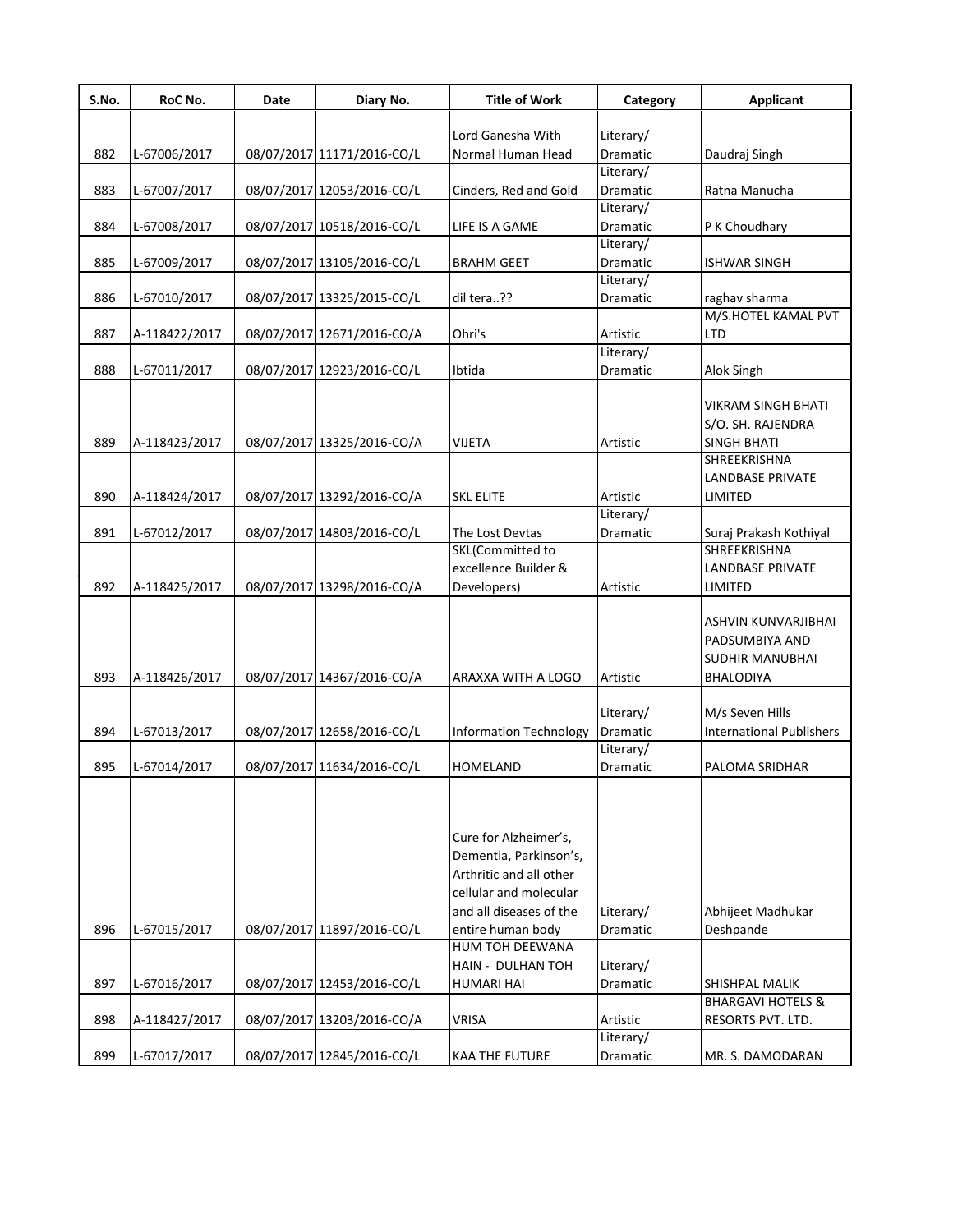| S.No. | RoC No. | Date | Diary No. | Title of Work | Category | Applicant |
|---|---|---|---|---|---|---|
| 882 | L-67006/2017 | 08/07/2017 | 11171/2016-CO/L | Lord Ganesha With Normal Human Head | Literary/ Dramatic | Daudraj Singh |
| 883 | L-67007/2017 | 08/07/2017 | 12053/2016-CO/L | Cinders, Red and Gold | Literary/ Dramatic | Ratna Manucha |
| 884 | L-67008/2017 | 08/07/2017 | 10518/2016-CO/L | LIFE IS A GAME | Literary/ Dramatic | P K Choudhary |
| 885 | L-67009/2017 | 08/07/2017 | 13105/2016-CO/L | BRAHM GEET | Literary/ Dramatic | ISHWAR SINGH |
| 886 | L-67010/2017 | 08/07/2017 | 13325/2015-CO/L | dil tera..?? | Literary/ Dramatic | raghav sharma |
| 887 | A-118422/2017 | 08/07/2017 | 12671/2016-CO/A | Ohri's | Artistic | M/S.HOTEL KAMAL PVT LTD |
| 888 | L-67011/2017 | 08/07/2017 | 12923/2016-CO/L | Ibtida | Literary/ Dramatic | Alok Singh |
| 889 | A-118423/2017 | 08/07/2017 | 13325/2016-CO/A | VIJETA | Artistic | VIKRAM SINGH BHATI S/O. SH. RAJENDRA SINGH BHATI |
| 890 | A-118424/2017 | 08/07/2017 | 13292/2016-CO/A | SKL ELITE | Artistic | SHREEKRISHNA LANDBASE PRIVATE LIMITED |
| 891 | L-67012/2017 | 08/07/2017 | 14803/2016-CO/L | The Lost Devtas | Literary/ Dramatic | Suraj Prakash Kothiyal |
| 892 | A-118425/2017 | 08/07/2017 | 13298/2016-CO/A | SKL(Committed to excellence Builder & Developers) | Artistic | SHREEKRISHNA LANDBASE PRIVATE LIMITED |
| 893 | A-118426/2017 | 08/07/2017 | 14367/2016-CO/A | ARAXXA WITH A LOGO | Artistic | ASHVIN KUNVARJIBHAI PADSUMBIYA AND SUDHIR MANUBHAI BHALODIYA |
| 894 | L-67013/2017 | 08/07/2017 | 12658/2016-CO/L | Information Technology | Literary/ Dramatic | M/s Seven Hills International Publishers |
| 895 | L-67014/2017 | 08/07/2017 | 11634/2016-CO/L | HOMELAND | Literary/ Dramatic | PALOMA SRIDHAR |
| 896 | L-67015/2017 | 08/07/2017 | 11897/2016-CO/L | Cure for Alzheimer's, Dementia, Parkinson's, Arthritic and all other cellular and molecular and all diseases of the entire human body | Literary/ Dramatic | Abhijeet Madhukar Deshpande |
| 897 | L-67016/2017 | 08/07/2017 | 12453/2016-CO/L | HUM TOH DEEWANA HAIN - DULHAN TOH HUMARI HAI | Literary/ Dramatic | SHISHPAL MALIK |
| 898 | A-118427/2017 | 08/07/2017 | 13203/2016-CO/A | VRISA | Artistic | BHARGAVI HOTELS & RESORTS PVT. LTD. |
| 899 | L-67017/2017 | 08/07/2017 | 12845/2016-CO/L | KAA THE FUTURE | Literary/ Dramatic | MR. S. DAMODARAN |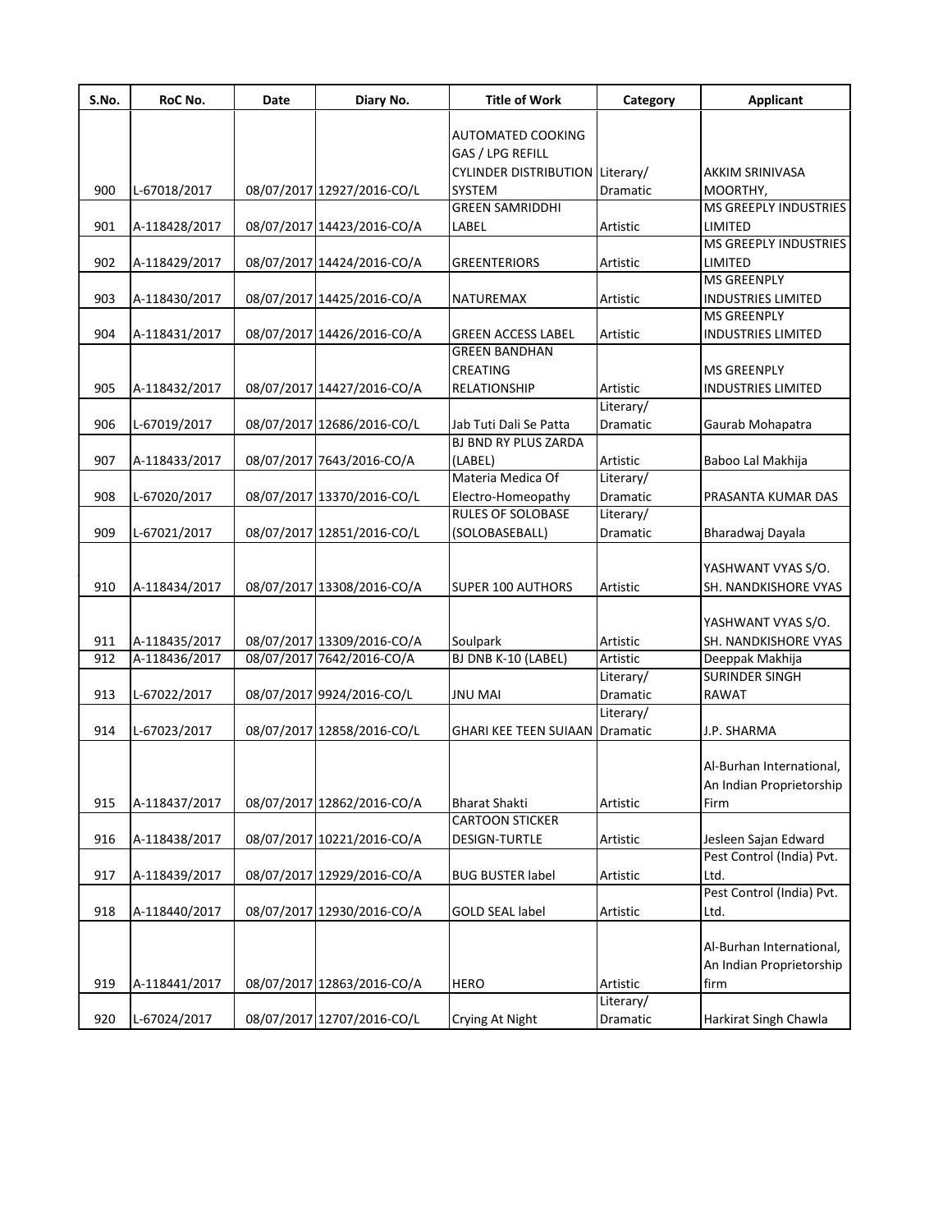| S.No. | RoC No. | Date | Diary No. | Title of Work | Category | Applicant |
|---|---|---|---|---|---|---|
| 900 | L-67018/2017 | 08/07/2017 | 12927/2016-CO/L | AUTOMATED COOKING GAS / LPG REFILL CYLINDER DISTRIBUTION SYSTEM | Literary/ Dramatic | AKKIM SRINIVASA MOORTHY, |
| 901 | A-118428/2017 | 08/07/2017 | 14423/2016-CO/A | GREEN SAMRIDDHI LABEL | Artistic | MS GREEPLY INDUSTRIES LIMITED |
| 902 | A-118429/2017 | 08/07/2017 | 14424/2016-CO/A | GREENTERIORS | Artistic | MS GREEPLY INDUSTRIES LIMITED |
| 903 | A-118430/2017 | 08/07/2017 | 14425/2016-CO/A | NATUREMAX | Artistic | MS GREENPLY INDUSTRIES LIMITED |
| 904 | A-118431/2017 | 08/07/2017 | 14426/2016-CO/A | GREEN ACCESS LABEL | Artistic | MS GREENPLY INDUSTRIES LIMITED |
| 905 | A-118432/2017 | 08/07/2017 | 14427/2016-CO/A | GREEN BANDHAN CREATING RELATIONSHIP | Artistic | MS GREENPLY INDUSTRIES LIMITED |
| 906 | L-67019/2017 | 08/07/2017 | 12686/2016-CO/L | Jab Tuti Dali Se Patta | Literary/ Dramatic | Gaurab Mohapatra |
| 907 | A-118433/2017 | 08/07/2017 | 7643/2016-CO/A | BJ BND RY PLUS ZARDA (LABEL) | Artistic | Baboo Lal Makhija |
| 908 | L-67020/2017 | 08/07/2017 | 13370/2016-CO/L | Materia Medica Of Electro-Homeopathy | Literary/ Dramatic | PRASANTA KUMAR DAS |
| 909 | L-67021/2017 | 08/07/2017 | 12851/2016-CO/L | RULES OF SOLOBASE (SOLOBASEBALL) | Literary/ Dramatic | Bharadwaj Dayala |
| 910 | A-118434/2017 | 08/07/2017 | 13308/2016-CO/A | SUPER 100 AUTHORS | Artistic | YASHWANT VYAS S/O. SH. NANDKISHORE VYAS |
| 911 | A-118435/2017 | 08/07/2017 | 13309/2016-CO/A | Soulpark | Artistic | YASHWANT VYAS S/O. SH. NANDKISHORE VYAS |
| 912 | A-118436/2017 | 08/07/2017 | 7642/2016-CO/A | BJ DNB K-10 (LABEL) | Artistic | Deeppak Makhija |
| 913 | L-67022/2017 | 08/07/2017 | 9924/2016-CO/L | JNU MAI | Literary/ Dramatic | SURINDER SINGH RAWAT |
| 914 | L-67023/2017 | 08/07/2017 | 12858/2016-CO/L | GHARI KEE TEEN SUIAAN | Literary/ Dramatic | J.P. SHARMA |
| 915 | A-118437/2017 | 08/07/2017 | 12862/2016-CO/A | Bharat Shakti | Artistic | Al-Burhan International, An Indian Proprietorship Firm |
| 916 | A-118438/2017 | 08/07/2017 | 10221/2016-CO/A | CARTOON STICKER DESIGN-TURTLE | Artistic | Jesleen Sajan Edward |
| 917 | A-118439/2017 | 08/07/2017 | 12929/2016-CO/A | BUG BUSTER label | Artistic | Pest Control (India) Pvt. Ltd. |
| 918 | A-118440/2017 | 08/07/2017 | 12930/2016-CO/A | GOLD SEAL label | Artistic | Pest Control (India) Pvt. Ltd. |
| 919 | A-118441/2017 | 08/07/2017 | 12863/2016-CO/A | HERO | Artistic | Al-Burhan International, An Indian Proprietorship firm |
| 920 | L-67024/2017 | 08/07/2017 | 12707/2016-CO/L | Crying At Night | Literary/ Dramatic | Harkirat Singh Chawla |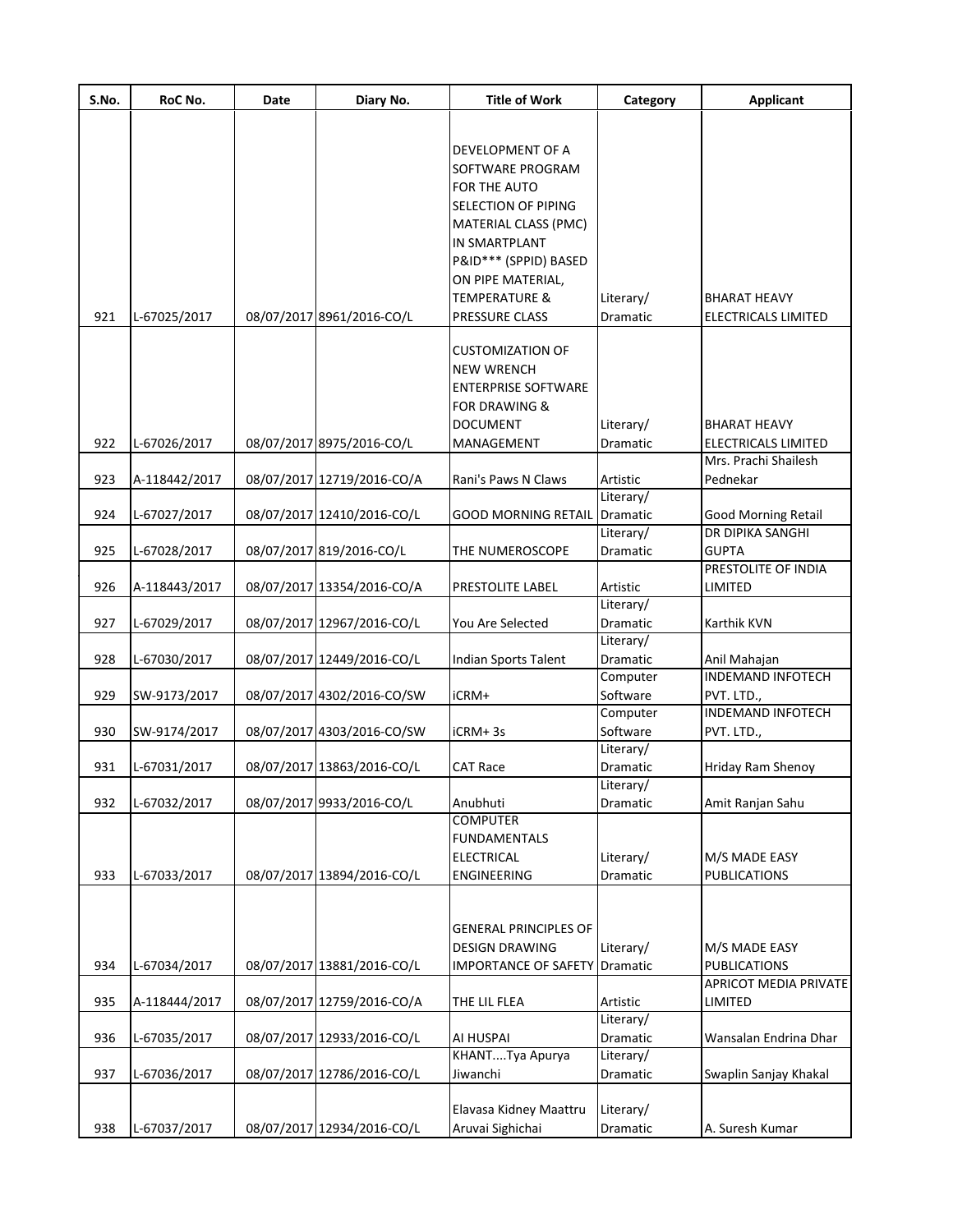| S.No. | RoC No. | Date | Diary No. | Title of Work | Category | Applicant |
|---|---|---|---|---|---|---|
| 921 | L-67025/2017 | 08/07/2017 | 8961/2016-CO/L | DEVELOPMENT OF A SOFTWARE PROGRAM FOR THE AUTO SELECTION OF PIPING MATERIAL CLASS (PMC) IN SMARTPLANT P&ID*** (SPPID) BASED ON PIPE MATERIAL, TEMPERATURE & PRESSURE CLASS | Literary/ Dramatic | BHARAT HEAVY ELECTRICALS LIMITED |
| 922 | L-67026/2017 | 08/07/2017 | 8975/2016-CO/L | CUSTOMIZATION OF NEW WRENCH ENTERPRISE SOFTWARE FOR DRAWING & DOCUMENT MANAGEMENT | Literary/ Dramatic | BHARAT HEAVY ELECTRICALS LIMITED |
| 923 | A-118442/2017 | 08/07/2017 | 12719/2016-CO/A | Rani's Paws N Claws | Artistic | Mrs. Prachi Shailesh Pednekar |
| 924 | L-67027/2017 | 08/07/2017 | 12410/2016-CO/L | GOOD MORNING RETAIL | Literary/ Dramatic | Good Morning Retail |
| 925 | L-67028/2017 | 08/07/2017 | 819/2016-CO/L | THE NUMEROSCOPE | Literary/ Dramatic | DR DIPIKA SANGHI GUPTA |
| 926 | A-118443/2017 | 08/07/2017 | 13354/2016-CO/A | PRESTOLITE LABEL | Artistic | PRESTOLITE OF INDIA LIMITED |
| 927 | L-67029/2017 | 08/07/2017 | 12967/2016-CO/L | You Are Selected | Literary/ Dramatic | Karthik KVN |
| 928 | L-67030/2017 | 08/07/2017 | 12449/2016-CO/L | Indian Sports Talent | Literary/ Dramatic | Anil Mahajan |
| 929 | SW-9173/2017 | 08/07/2017 | 4302/2016-CO/SW | iCRM+ | Computer Software | INDEMAND INFOTECH PVT. LTD., |
| 930 | SW-9174/2017 | 08/07/2017 | 4303/2016-CO/SW | iCRM+ 3s | Computer Software | INDEMAND INFOTECH PVT. LTD., |
| 931 | L-67031/2017 | 08/07/2017 | 13863/2016-CO/L | CAT Race | Literary/ Dramatic | Hriday Ram Shenoy |
| 932 | L-67032/2017 | 08/07/2017 | 9933/2016-CO/L | Anubhuti | Literary/ Dramatic | Amit Ranjan Sahu |
| 933 | L-67033/2017 | 08/07/2017 | 13894/2016-CO/L | COMPUTER FUNDAMENTALS ELECTRICAL ENGINEERING | Literary/ Dramatic | M/S MADE EASY PUBLICATIONS |
| 934 | L-67034/2017 | 08/07/2017 | 13881/2016-CO/L | GENERAL PRINCIPLES OF DESIGN DRAWING IMPORTANCE OF SAFETY | Literary/ Dramatic | M/S MADE EASY PUBLICATIONS |
| 935 | A-118444/2017 | 08/07/2017 | 12759/2016-CO/A | THE LIL FLEA | Artistic | APRICOT MEDIA PRIVATE LIMITED |
| 936 | L-67035/2017 | 08/07/2017 | 12933/2016-CO/L | AI HUSPAI | Literary/ Dramatic | Wansalan Endrina Dhar |
| 937 | L-67036/2017 | 08/07/2017 | 12786/2016-CO/L | KHANT....Tya Apurya Jiwanchi | Literary/ Dramatic | Swaplin Sanjay Khakal |
| 938 | L-67037/2017 | 08/07/2017 | 12934/2016-CO/L | Elavasa Kidney Maattru Aruvai Sighichai | Literary/ Dramatic | A. Suresh Kumar |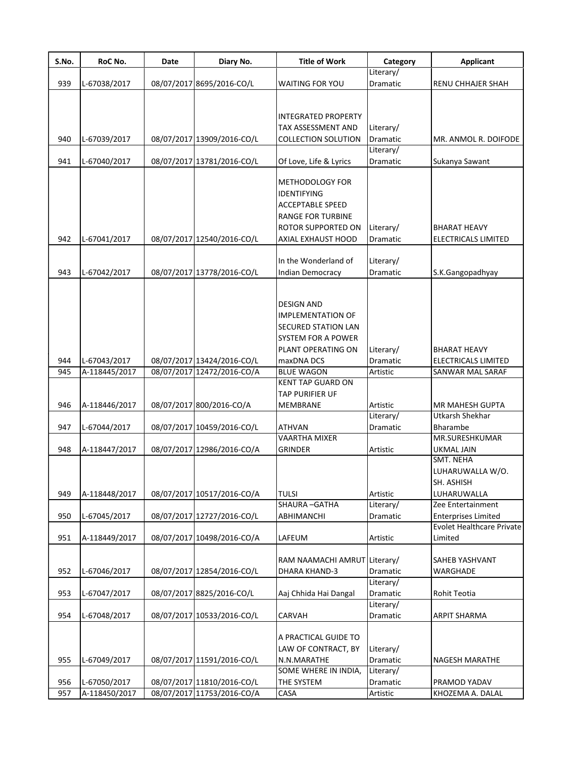| S.No. | RoC No. | Date | Diary No. | Title of Work | Category | Applicant |
|---|---|---|---|---|---|---|
| 939 | L-67038/2017 | 08/07/2017 | 8695/2016-CO/L | WAITING FOR YOU | Literary/ Dramatic | RENU CHHAJER SHAH |
| 940 | L-67039/2017 | 08/07/2017 | 13909/2016-CO/L | INTEGRATED PROPERTY TAX ASSESSMENT AND COLLECTION SOLUTION | Literary/ Dramatic | MR. ANMOL R. DOIFODE |
| 941 | L-67040/2017 | 08/07/2017 | 13781/2016-CO/L | Of Love, Life & Lyrics | Literary/ Dramatic | Sukanya Sawant |
| 942 | L-67041/2017 | 08/07/2017 | 12540/2016-CO/L | METHODOLOGY FOR IDENTIFYING ACCEPTABLE SPEED RANGE FOR TURBINE ROTOR SUPPORTED ON AXIAL EXHAUST HOOD | Literary/ Dramatic | BHARAT HEAVY ELECTRICALS LIMITED |
| 943 | L-67042/2017 | 08/07/2017 | 13778/2016-CO/L | In the Wonderland of Indian Democracy | Literary/ Dramatic | S.K.Gangopadhyay |
| 944 | L-67043/2017 | 08/07/2017 | 13424/2016-CO/L | DESIGN AND IMPLEMENTATION OF SECURED STATION LAN SYSTEM FOR A POWER PLANT OPERATING ON maxDNA DCS | Literary/ Dramatic | BHARAT HEAVY ELECTRICALS LIMITED |
| 945 | A-118445/2017 | 08/07/2017 | 12472/2016-CO/A | BLUE WAGON | Artistic | SANWAR MAL SARAF |
| 946 | A-118446/2017 | 08/07/2017 | 800/2016-CO/A | KENT TAP GUARD ON TAP PURIFIER UF MEMBRANE | Artistic | MR MAHESH GUPTA |
| 947 | L-67044/2017 | 08/07/2017 | 10459/2016-CO/L | ATHVAN | Literary/ Dramatic | Utkarsh Shekhar Bharambe |
| 948 | A-118447/2017 | 08/07/2017 | 12986/2016-CO/A | VAARTHA MIXER GRINDER | Artistic | MR.SURESHKUMAR UKMAL JAIN |
| 949 | A-118448/2017 | 08/07/2017 | 10517/2016-CO/A | TULSI | Artistic | SMT. NEHA LUHARUWALLA W/O. SH. ASHISH LUHARUWALLA |
| 950 | L-67045/2017 | 08/07/2017 | 12727/2016-CO/L | SHAURA –GATHA ABHIMANCHI | Literary/ Dramatic | Zee Entertainment Enterprises Limited |
| 951 | A-118449/2017 | 08/07/2017 | 10498/2016-CO/A | LAFEUM | Artistic | Evolet Healthcare Private Limited |
| 952 | L-67046/2017 | 08/07/2017 | 12854/2016-CO/L | RAM NAAMACHI AMRUT DHARA KHAND-3 | Literary/ Dramatic | SAHEB YASHVANT WARGHADE |
| 953 | L-67047/2017 | 08/07/2017 | 8825/2016-CO/L | Aaj Chhida Hai Dangal | Literary/ Dramatic | Rohit Teotia |
| 954 | L-67048/2017 | 08/07/2017 | 10533/2016-CO/L | CARVAH | Literary/ Dramatic | ARPIT SHARMA |
| 955 | L-67049/2017 | 08/07/2017 | 11591/2016-CO/L | A PRACTICAL GUIDE TO LAW OF CONTRACT, BY N.N.MARATHE | Literary/ Dramatic | NAGESH MARATHE |
| 956 | L-67050/2017 | 08/07/2017 | 11810/2016-CO/L | SOME WHERE IN INDIA, THE SYSTEM | Literary/ Dramatic | PRAMOD YADAV |
| 957 | A-118450/2017 | 08/07/2017 | 11753/2016-CO/A | CASA | Artistic | KHOZEMA A. DALAL |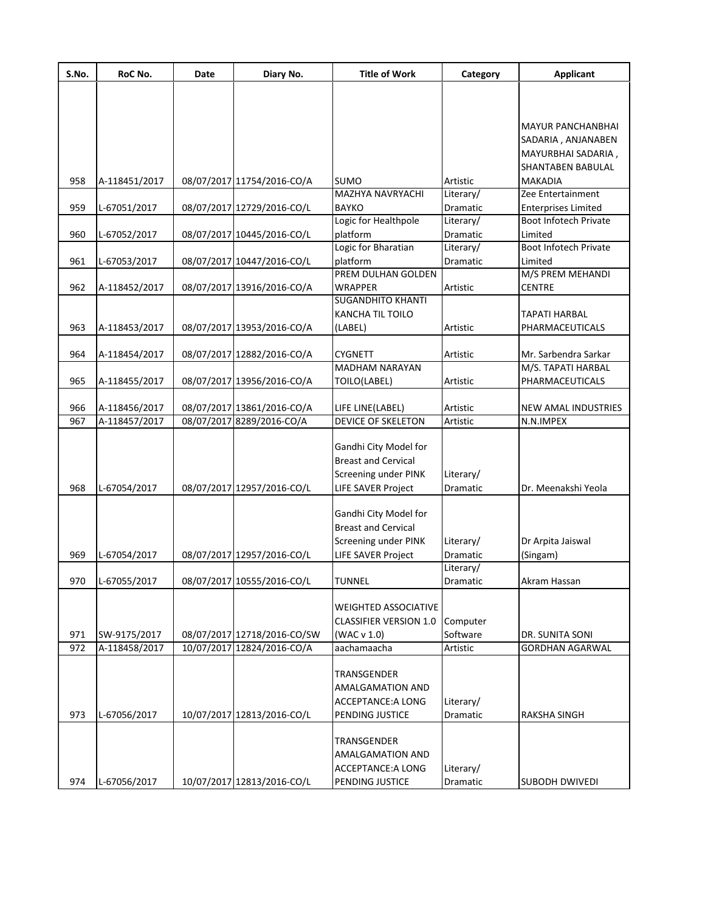| S.No. | RoC No. | Date | Diary No. | Title of Work | Category | Applicant |
|---|---|---|---|---|---|---|
| 958 | A-118451/2017 | 08/07/2017 | 11754/2016-CO/A | SUMO | Artistic | MAYUR PANCHANBHAI SADARIA , ANJANABEN MAYURBHAI SADARIA , SHANTABEN BABULAL MAKADIA |
| 959 | L-67051/2017 | 08/07/2017 | 12729/2016-CO/L | MAZHYA NAVRYACHI BAYKO | Literary/ Dramatic | Zee Entertainment Enterprises Limited |
| 960 | L-67052/2017 | 08/07/2017 | 10445/2016-CO/L | Logic for Healthpole platform | Literary/ Dramatic | Boot Infotech Private Limited |
| 961 | L-67053/2017 | 08/07/2017 | 10447/2016-CO/L | Logic for Bharatian platform | Literary/ Dramatic | Boot Infotech Private Limited |
| 962 | A-118452/2017 | 08/07/2017 | 13916/2016-CO/A | PREM DULHAN GOLDEN WRAPPER | Artistic | M/S PREM MEHANDI CENTRE |
| 963 | A-118453/2017 | 08/07/2017 | 13953/2016-CO/A | SUGANDHITO KHANTI KANCHA TIL TOILO (LABEL) | Artistic | TAPATI HARBAL PHARMACEUTICALS |
| 964 | A-118454/2017 | 08/07/2017 | 12882/2016-CO/A | CYGNETT | Artistic | Mr. Sarbendra Sarkar |
| 965 | A-118455/2017 | 08/07/2017 | 13956/2016-CO/A | MADHAM NARAYAN TOILO(LABEL) | Artistic | M/S. TAPATI HARBAL PHARMACEUTICALS |
| 966 | A-118456/2017 | 08/07/2017 | 13861/2016-CO/A | LIFE LINE(LABEL) | Artistic | NEW AMAL INDUSTRIES |
| 967 | A-118457/2017 | 08/07/2017 | 8289/2016-CO/A | DEVICE OF SKELETON | Artistic | N.N.IMPEX |
| 968 | L-67054/2017 | 08/07/2017 | 12957/2016-CO/L | Gandhi City Model for Breast and Cervical Screening under PINK LIFE SAVER Project | Literary/ Dramatic | Dr. Meenakshi Yeola |
| 969 | L-67054/2017 | 08/07/2017 | 12957/2016-CO/L | Gandhi City Model for Breast and Cervical Screening under PINK LIFE SAVER Project | Literary/ Dramatic | Dr Arpita Jaiswal (Singam) |
| 970 | L-67055/2017 | 08/07/2017 | 10555/2016-CO/L | TUNNEL | Literary/ Dramatic | Akram Hassan |
| 971 | SW-9175/2017 | 08/07/2017 | 12718/2016-CO/SW | WEIGHTED ASSOCIATIVE CLASSIFIER VERSION 1.0 (WAC v 1.0) | Computer Software | DR. SUNITA SONI |
| 972 | A-118458/2017 | 10/07/2017 | 12824/2016-CO/A | aachamaacha | Artistic | GORDHAN AGARWAL |
| 973 | L-67056/2017 | 10/07/2017 | 12813/2016-CO/L | TRANSGENDER AMALGAMATION AND ACCEPTANCE:A LONG PENDING JUSTICE | Literary/ Dramatic | RAKSHA SINGH |
| 974 | L-67056/2017 | 10/07/2017 | 12813/2016-CO/L | TRANSGENDER AMALGAMATION AND ACCEPTANCE:A LONG PENDING JUSTICE | Literary/ Dramatic | SUBODH DWIVEDI |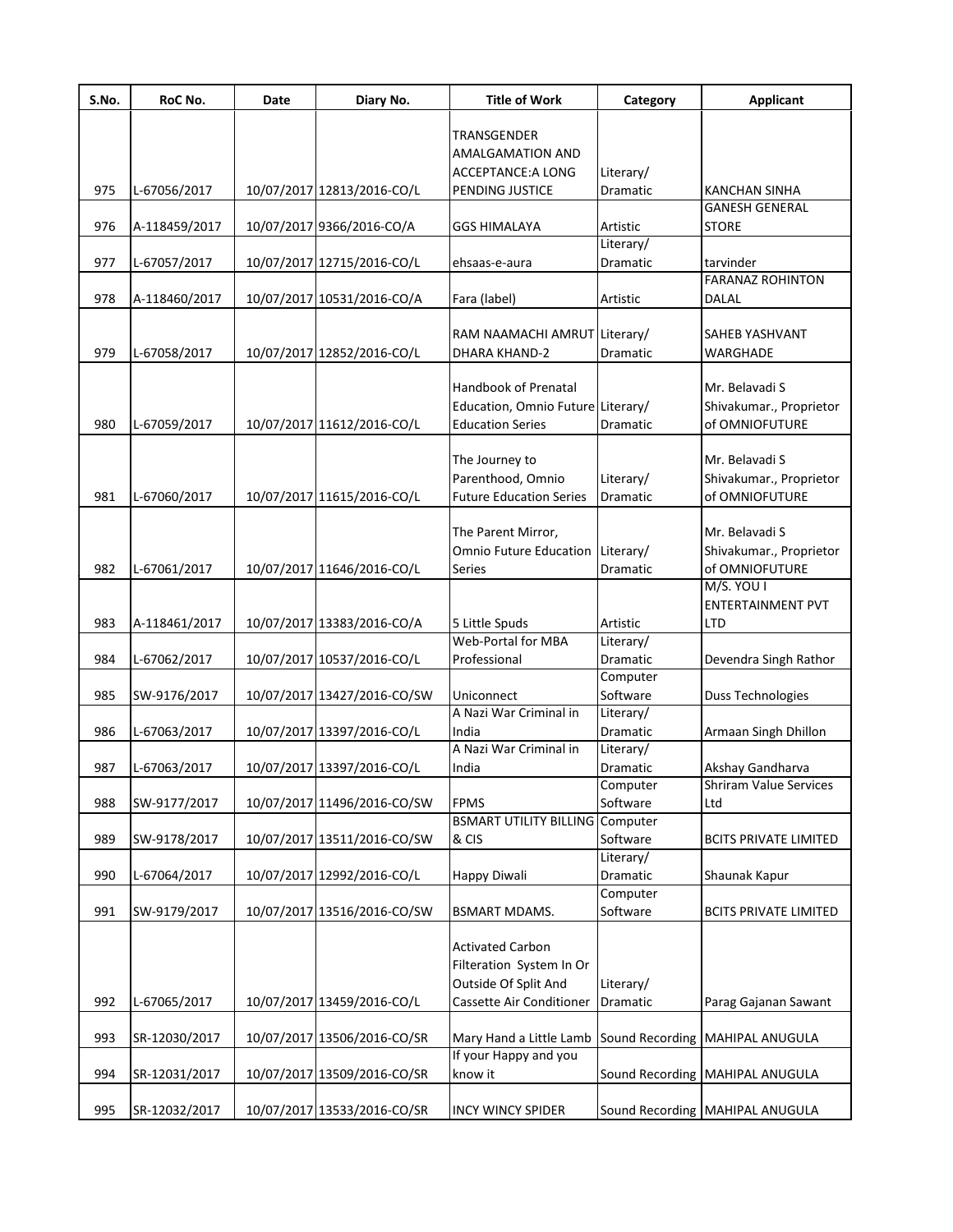| S.No. | RoC No. | Date | Diary No. | Title of Work | Category | Applicant |
|---|---|---|---|---|---|---|
| 975 | L-67056/2017 | 10/07/2017 | 12813/2016-CO/L | TRANSGENDER AMALGAMATION AND ACCEPTANCE:A LONG PENDING JUSTICE | Literary/ Dramatic | KANCHAN SINHA |
| 976 | A-118459/2017 | 10/07/2017 | 9366/2016-CO/A | GGS HIMALAYA | Artistic | GANESH GENERAL STORE |
| 977 | L-67057/2017 | 10/07/2017 | 12715/2016-CO/L | ehsaas-e-aura | Literary/ Dramatic | tarvinder |
| 978 | A-118460/2017 | 10/07/2017 | 10531/2016-CO/A | Fara (label) | Artistic | FARANAZ ROHINTON DALAL |
| 979 | L-67058/2017 | 10/07/2017 | 12852/2016-CO/L | RAM NAAMACHI AMRUT DHARA KHAND-2 | Literary/ Dramatic | SAHEB YASHVANT WARGHADE |
| 980 | L-67059/2017 | 10/07/2017 | 11612/2016-CO/L | Handbook of Prenatal Education, Omnio Future Education Series | Literary/ Dramatic | Mr. Belavadi S Shivakumar., Proprietor of OMNIOFUTURE |
| 981 | L-67060/2017 | 10/07/2017 | 11615/2016-CO/L | The Journey to Parenthood, Omnio Future Education Series | Literary/ Dramatic | Mr. Belavadi S Shivakumar., Proprietor of OMNIOFUTURE |
| 982 | L-67061/2017 | 10/07/2017 | 11646/2016-CO/L | The Parent Mirror, Omnio Future Education Series | Literary/ Dramatic | Mr. Belavadi S Shivakumar., Proprietor of OMNIOFUTURE |
| 983 | A-118461/2017 | 10/07/2017 | 13383/2016-CO/A | 5 Little Spuds | Artistic | M/S. YOU I ENTERTAINMENT PVT LTD |
| 984 | L-67062/2017 | 10/07/2017 | 10537/2016-CO/L | Web-Portal for MBA Professional | Literary/ Dramatic | Devendra Singh Rathor |
| 985 | SW-9176/2017 | 10/07/2017 | 13427/2016-CO/SW | Uniconnect | Computer Software | Duss Technologies |
| 986 | L-67063/2017 | 10/07/2017 | 13397/2016-CO/L | A Nazi War Criminal in India | Literary/ Dramatic | Armaan Singh Dhillon |
| 987 | L-67063/2017 | 10/07/2017 | 13397/2016-CO/L | A Nazi War Criminal in India | Literary/ Dramatic | Akshay Gandharva |
| 988 | SW-9177/2017 | 10/07/2017 | 11496/2016-CO/SW | FPMS | Computer Software | Shriram Value Services Ltd |
| 989 | SW-9178/2017 | 10/07/2017 | 13511/2016-CO/SW | BSMART UTILITY BILLING & CIS | Computer Software | BCITS PRIVATE LIMITED |
| 990 | L-67064/2017 | 10/07/2017 | 12992/2016-CO/L | Happy Diwali | Literary/ Dramatic | Shaunak Kapur |
| 991 | SW-9179/2017 | 10/07/2017 | 13516/2016-CO/SW | BSMART MDAMS. | Computer Software | BCITS PRIVATE LIMITED |
| 992 | L-67065/2017 | 10/07/2017 | 13459/2016-CO/L | Activated Carbon Filteration System In Or Outside Of Split And Cassette Air Conditioner | Literary/ Dramatic | Parag Gajanan Sawant |
| 993 | SR-12030/2017 | 10/07/2017 | 13506/2016-CO/SR | Mary Hand a Little Lamb | Sound Recording | MAHIPAL ANUGULA |
| 994 | SR-12031/2017 | 10/07/2017 | 13509/2016-CO/SR | If your Happy and you know it | Sound Recording | MAHIPAL ANUGULA |
| 995 | SR-12032/2017 | 10/07/2017 | 13533/2016-CO/SR | INCY WINCY SPIDER | Sound Recording | MAHIPAL ANUGULA |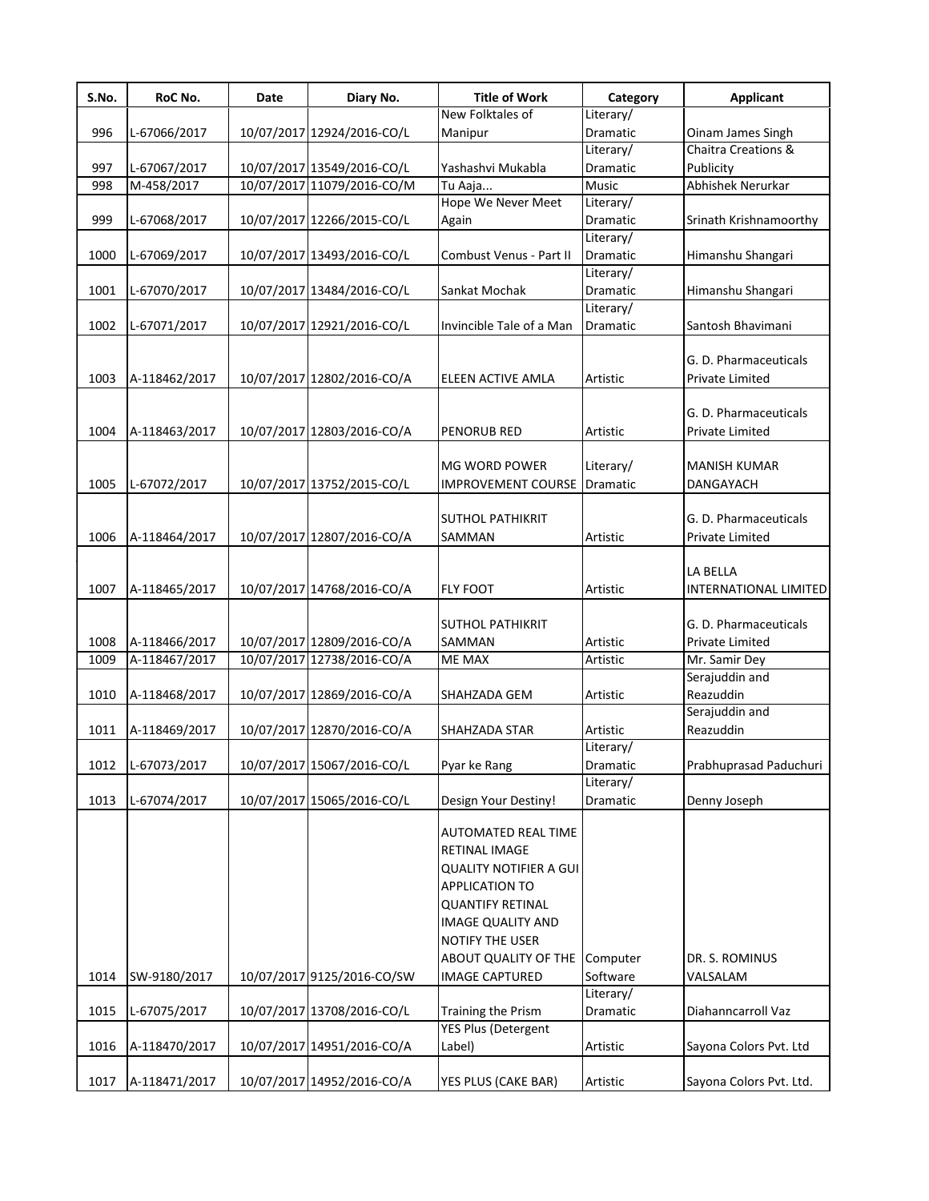| S.No. | RoC No. | Date | Diary No. | Title of Work | Category | Applicant |
|---|---|---|---|---|---|---|
| 996 | L-67066/2017 | 10/07/2017 | 12924/2016-CO/L | New Folktales of Manipur | Literary/ Dramatic | Oinam James Singh |
| 997 | L-67067/2017 | 10/07/2017 | 13549/2016-CO/L | Yashashvi Mukabla | Literary/ Dramatic | Chaitra Creations & Publicity |
| 998 | M-458/2017 | 10/07/2017 | 11079/2016-CO/M | Tu Aaja... | Music | Abhishek Nerurkar |
| 999 | L-67068/2017 | 10/07/2017 | 12266/2015-CO/L | Hope We Never Meet Again | Literary/ Dramatic | Srinath Krishnamoorthy |
| 1000 | L-67069/2017 | 10/07/2017 | 13493/2016-CO/L | Combust Venus - Part II | Literary/ Dramatic | Himanshu Shangari |
| 1001 | L-67070/2017 | 10/07/2017 | 13484/2016-CO/L | Sankat Mochak | Literary/ Dramatic | Himanshu Shangari |
| 1002 | L-67071/2017 | 10/07/2017 | 12921/2016-CO/L | Invincible Tale of a Man | Literary/ Dramatic | Santosh Bhavimani |
| 1003 | A-118462/2017 | 10/07/2017 | 12802/2016-CO/A | ELEEN ACTIVE AMLA | Artistic | G. D. Pharmaceuticals Private Limited |
| 1004 | A-118463/2017 | 10/07/2017 | 12803/2016-CO/A | PENORUB RED | Artistic | G. D. Pharmaceuticals Private Limited |
| 1005 | L-67072/2017 | 10/07/2017 | 13752/2015-CO/L | MG WORD POWER IMPROVEMENT COURSE | Literary/ Dramatic | MANISH KUMAR DANGAYACH |
| 1006 | A-118464/2017 | 10/07/2017 | 12807/2016-CO/A | SUTHOL PATHIKRIT SAMMAN | Artistic | G. D. Pharmaceuticals Private Limited |
| 1007 | A-118465/2017 | 10/07/2017 | 14768/2016-CO/A | FLY FOOT | Artistic | LA BELLA INTERNATIONAL LIMITED |
| 1008 | A-118466/2017 | 10/07/2017 | 12809/2016-CO/A | SUTHOL PATHIKRIT SAMMAN | Artistic | G. D. Pharmaceuticals Private Limited |
| 1009 | A-118467/2017 | 10/07/2017 | 12738/2016-CO/A | ME MAX | Artistic | Mr. Samir Dey |
| 1010 | A-118468/2017 | 10/07/2017 | 12869/2016-CO/A | SHAHZADA GEM | Artistic | Serajuddin and Reazuddin |
| 1011 | A-118469/2017 | 10/07/2017 | 12870/2016-CO/A | SHAHZADA STAR | Artistic | Serajuddin and Reazuddin |
| 1012 | L-67073/2017 | 10/07/2017 | 15067/2016-CO/L | Pyar ke Rang | Literary/ Dramatic | Prabhuprasad Paduchuri |
| 1013 | L-67074/2017 | 10/07/2017 | 15065/2016-CO/L | Design Your Destiny! | Literary/ Dramatic | Denny Joseph |
| 1014 | SW-9180/2017 | 10/07/2017 | 9125/2016-CO/SW | AUTOMATED REAL TIME RETINAL IMAGE QUALITY NOTIFIER A GUI APPLICATION TO QUANTIFY RETINAL IMAGE QUALITY AND NOTIFY THE USER ABOUT QUALITY OF THE IMAGE CAPTURED | Computer Software | DR. S. ROMINUS VALSALAM |
| 1015 | L-67075/2017 | 10/07/2017 | 13708/2016-CO/L | Training the Prism | Literary/ Dramatic | Diahanncarroll Vaz |
| 1016 | A-118470/2017 | 10/07/2017 | 14951/2016-CO/A | YES Plus (Detergent Label) | Artistic | Sayona Colors Pvt. Ltd |
| 1017 | A-118471/2017 | 10/07/2017 | 14952/2016-CO/A | YES PLUS (CAKE BAR) | Artistic | Sayona Colors Pvt. Ltd. |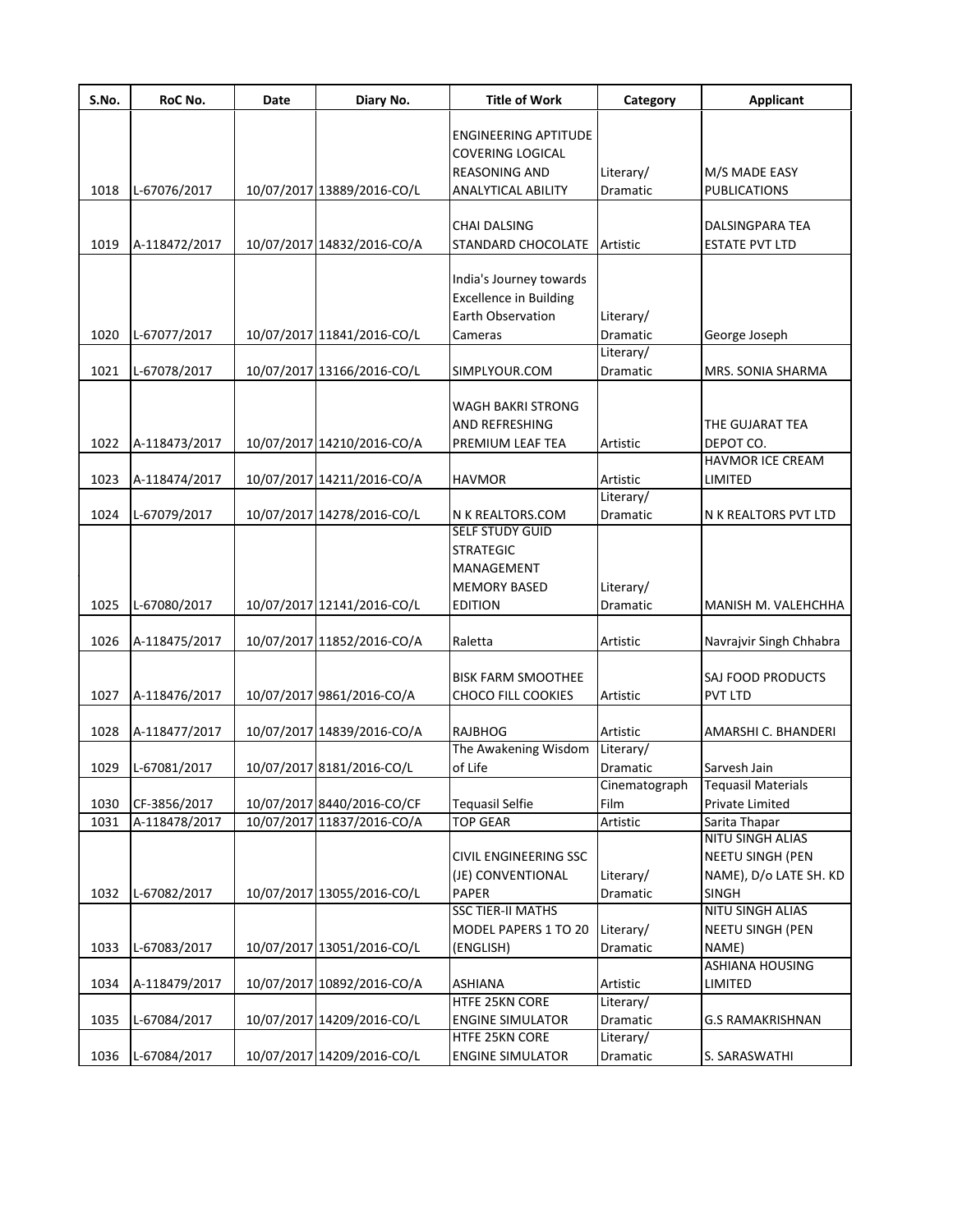| S.No. | RoC No. | Date | Diary No. | Title of Work | Category | Applicant |
|---|---|---|---|---|---|---|
| 1018 | L-67076/2017 | 10/07/2017 | 13889/2016-CO/L | ENGINEERING APTITUDE COVERING LOGICAL REASONING AND ANALYTICAL ABILITY | Literary/ Dramatic | M/S MADE EASY PUBLICATIONS |
| 1019 | A-118472/2017 | 10/07/2017 | 14832/2016-CO/A | CHAI DALSING STANDARD CHOCOLATE | Artistic | DALSINGPARA TEA ESTATE PVT LTD |
| 1020 | L-67077/2017 | 10/07/2017 | 11841/2016-CO/L | India's Journey towards Excellence in Building Earth Observation Cameras | Literary/ Dramatic | George Joseph |
| 1021 | L-67078/2017 | 10/07/2017 | 13166/2016-CO/L | SIMPLYOUR.COM | Literary/ Dramatic | MRS. SONIA SHARMA |
| 1022 | A-118473/2017 | 10/07/2017 | 14210/2016-CO/A | WAGH BAKRI STRONG AND REFRESHING PREMIUM LEAF TEA | Artistic | THE GUJARAT TEA DEPOT CO. |
| 1023 | A-118474/2017 | 10/07/2017 | 14211/2016-CO/A | HAVMOR | Artistic | HAVMOR ICE CREAM LIMITED |
| 1024 | L-67079/2017 | 10/07/2017 | 14278/2016-CO/L | N K REALTORS.COM | Literary/ Dramatic | N K REALTORS PVT LTD |
| 1025 | L-67080/2017 | 10/07/2017 | 12141/2016-CO/L | SELF STUDY GUID STRATEGIC MANAGEMENT MEMORY BASED EDITION | Literary/ Dramatic | MANISH M. VALEHCHHA |
| 1026 | A-118475/2017 | 10/07/2017 | 11852/2016-CO/A | Raletta | Artistic | Navrajvir Singh Chhabra |
| 1027 | A-118476/2017 | 10/07/2017 | 9861/2016-CO/A | BISK FARM SMOOTHEE CHOCO FILL COOKIES | Artistic | SAJ FOOD PRODUCTS PVT LTD |
| 1028 | A-118477/2017 | 10/07/2017 | 14839/2016-CO/A | RAJBHOG | Artistic | AMARSHI C. BHANDERI |
| 1029 | L-67081/2017 | 10/07/2017 | 8181/2016-CO/L | The Awakening Wisdom of Life | Literary/ Dramatic | Sarvesh Jain |
| 1030 | CF-3856/2017 | 10/07/2017 | 8440/2016-CO/CF | Tequasil Selfie | Cinematograph Film | Tequasil Materials Private Limited |
| 1031 | A-118478/2017 | 10/07/2017 | 11837/2016-CO/A | TOP GEAR | Artistic | Sarita Thapar |
| 1032 | L-67082/2017 | 10/07/2017 | 13055/2016-CO/L | CIVIL ENGINEERING SSC (JE) CONVENTIONAL PAPER | Literary/ Dramatic | NITU SINGH ALIAS NEETU SINGH (PEN NAME), D/o LATE SH. KD SINGH |
| 1033 | L-67083/2017 | 10/07/2017 | 13051/2016-CO/L | SSC TIER-II MATHS MODEL PAPERS 1 TO 20 (ENGLISH) | Literary/ Dramatic | NITU SINGH ALIAS NEETU SINGH (PEN NAME) |
| 1034 | A-118479/2017 | 10/07/2017 | 10892/2016-CO/A | ASHIANA | Artistic | ASHIANA HOUSING LIMITED |
| 1035 | L-67084/2017 | 10/07/2017 | 14209/2016-CO/L | HTFE 25KN CORE ENGINE SIMULATOR | Literary/ Dramatic | G.S RAMAKRISHNAN |
| 1036 | L-67084/2017 | 10/07/2017 | 14209/2016-CO/L | HTFE 25KN CORE ENGINE SIMULATOR | Literary/ Dramatic | S. SARASWATHI |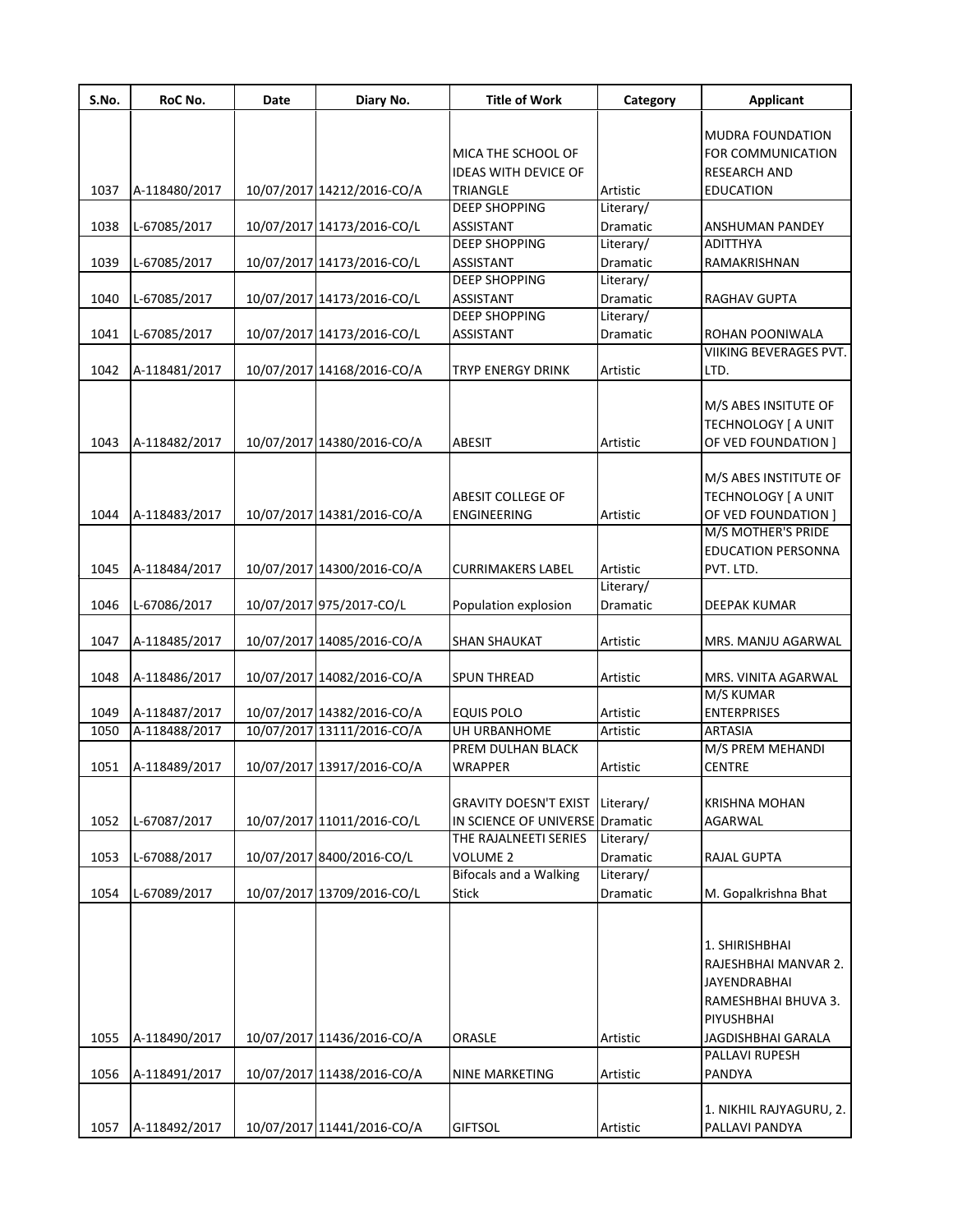| S.No. | RoC No. | Date | Diary No. | Title of Work | Category | Applicant |
|---|---|---|---|---|---|---|
| 1037 | A-118480/2017 | 10/07/2017 | 14212/2016-CO/A | MICA THE SCHOOL OF IDEAS WITH DEVICE OF TRIANGLE | Artistic | MUDRA FOUNDATION FOR COMMUNICATION RESEARCH AND EDUCATION |
| 1038 | L-67085/2017 | 10/07/2017 | 14173/2016-CO/L | DEEP SHOPPING ASSISTANT | Literary/ Dramatic | ANSHUMAN PANDEY |
| 1039 | L-67085/2017 | 10/07/2017 | 14173/2016-CO/L | DEEP SHOPPING ASSISTANT | Literary/ Dramatic | ADITTHYA RAMAKRISHNAN |
| 1040 | L-67085/2017 | 10/07/2017 | 14173/2016-CO/L | DEEP SHOPPING ASSISTANT | Literary/ Dramatic | RAGHAV GUPTA |
| 1041 | L-67085/2017 | 10/07/2017 | 14173/2016-CO/L | DEEP SHOPPING ASSISTANT | Literary/ Dramatic | ROHAN POONIWALA |
| 1042 | A-118481/2017 | 10/07/2017 | 14168/2016-CO/A | TRYP ENERGY DRINK | Artistic | VIIKING BEVERAGES PVT. LTD. |
| 1043 | A-118482/2017 | 10/07/2017 | 14380/2016-CO/A | ABESIT | Artistic | M/S ABES INSITUTE OF TECHNOLOGY [ A UNIT OF VED FOUNDATION ] |
| 1044 | A-118483/2017 | 10/07/2017 | 14381/2016-CO/A | ABESIT COLLEGE OF ENGINEERING | Artistic | M/S ABES INSTITUTE OF TECHNOLOGY [ A UNIT OF VED FOUNDATION ] |
| 1045 | A-118484/2017 | 10/07/2017 | 14300/2016-CO/A | CURRIMAKERS LABEL | Artistic | M/S MOTHER'S PRIDE EDUCATION PERSONNA PVT. LTD. |
| 1046 | L-67086/2017 | 10/07/2017 | 975/2017-CO/L | Population explosion | Literary/ Dramatic | DEEPAK KUMAR |
| 1047 | A-118485/2017 | 10/07/2017 | 14085/2016-CO/A | SHAN SHAUKAT | Artistic | MRS. MANJU AGARWAL |
| 1048 | A-118486/2017 | 10/07/2017 | 14082/2016-CO/A | SPUN THREAD | Artistic | MRS. VINITA AGARWAL |
| 1049 | A-118487/2017 | 10/07/2017 | 14382/2016-CO/A | EQUIS POLO | Artistic | M/S KUMAR ENTERPRISES |
| 1050 | A-118488/2017 | 10/07/2017 | 13111/2016-CO/A | UH URBANHOME | Artistic | ARTASIA |
| 1051 | A-118489/2017 | 10/07/2017 | 13917/2016-CO/A | PREM DULHAN BLACK WRAPPER | Artistic | M/S PREM MEHANDI CENTRE |
| 1052 | L-67087/2017 | 10/07/2017 | 11011/2016-CO/L | GRAVITY DOESN'T EXIST IN SCIENCE OF UNIVERSE | Literary/ Dramatic | KRISHNA MOHAN AGARWAL |
| 1053 | L-67088/2017 | 10/07/2017 | 8400/2016-CO/L | THE RAJALNEETI SERIES VOLUME 2 | Literary/ Dramatic | RAJAL GUPTA |
| 1054 | L-67089/2017 | 10/07/2017 | 13709/2016-CO/L | Bifocals and a Walking Stick | Literary/ Dramatic | M. Gopalkrishna Bhat |
| 1055 | A-118490/2017 | 10/07/2017 | 11436/2016-CO/A | ORASLE | Artistic | 1. SHIRISHBHAI RAJESHBHAI MANVAR 2. JAYENDRABHAI RAMESHBHAI BHUVA 3. PIYUSHBHAI JAGDISHBHAI GARALA |
| 1056 | A-118491/2017 | 10/07/2017 | 11438/2016-CO/A | NINE MARKETING | Artistic | PALLAVI RUPESH PANDYA |
| 1057 | A-118492/2017 | 10/07/2017 | 11441/2016-CO/A | GIFTSOL | Artistic | 1. NIKHIL RAJYAGURU, 2. PALLAVI PANDYA |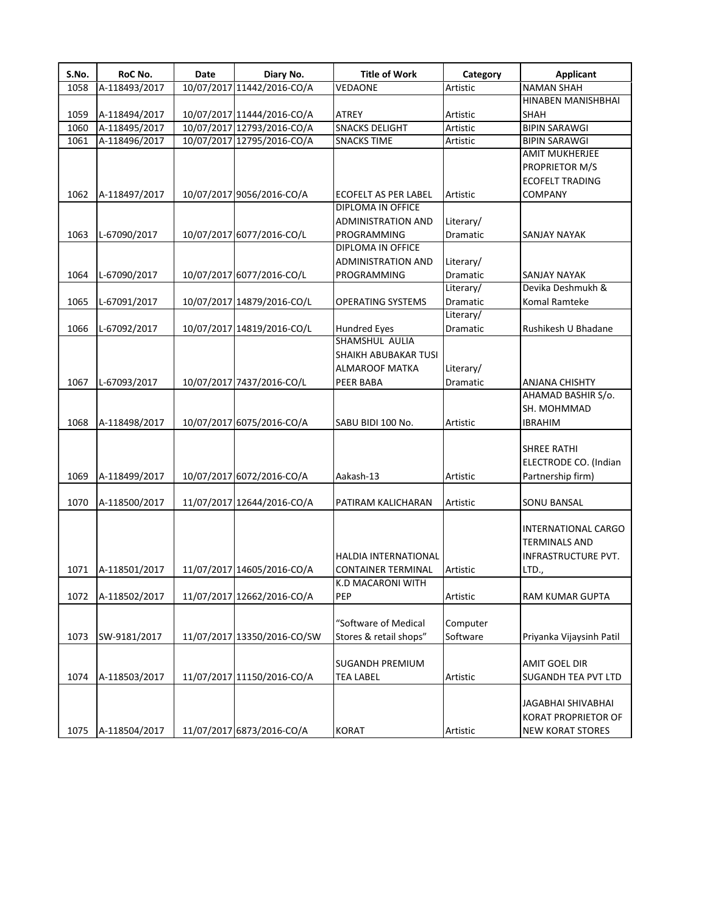| S.No. | RoC No. | Date | Diary No. | Title of Work | Category | Applicant |
|---|---|---|---|---|---|---|
| 1058 | A-118493/2017 | 10/07/2017 | 11442/2016-CO/A | VEDAONE | Artistic | NAMAN SHAH |
| 1059 | A-118494/2017 | 10/07/2017 | 11444/2016-CO/A | ATREY | Artistic | HINABEN MANISHBHAI SHAH |
| 1060 | A-118495/2017 | 10/07/2017 | 12793/2016-CO/A | SNACKS DELIGHT | Artistic | BIPIN SARAWGI |
| 1061 | A-118496/2017 | 10/07/2017 | 12795/2016-CO/A | SNACKS TIME | Artistic | BIPIN SARAWGI |
| 1062 | A-118497/2017 | 10/07/2017 | 9056/2016-CO/A | ECOFELT AS PER LABEL | Artistic | AMIT MUKHERJEE PROPRIETOR M/S ECOFELT TRADING COMPANY |
| 1063 | L-67090/2017 | 10/07/2017 | 6077/2016-CO/L | DIPLOMA IN OFFICE ADMINISTRATION AND PROGRAMMING | Literary/ Dramatic | SANJAY NAYAK |
| 1064 | L-67090/2017 | 10/07/2017 | 6077/2016-CO/L | DIPLOMA IN OFFICE ADMINISTRATION AND PROGRAMMING | Literary/ Dramatic | SANJAY NAYAK |
| 1065 | L-67091/2017 | 10/07/2017 | 14879/2016-CO/L | OPERATING SYSTEMS | Literary/ Dramatic | Devika Deshmukh & Komal Ramteke |
| 1066 | L-67092/2017 | 10/07/2017 | 14819/2016-CO/L | Hundred Eyes | Literary/ Dramatic | Rushikesh U Bhadane |
| 1067 | L-67093/2017 | 10/07/2017 | 7437/2016-CO/L | SHAMSHUL AULIA SHAIKH ABUBAKAR TUSI ALMAROOF MATKA PEER BABA | Literary/ Dramatic | ANJANA CHISHTY |
| 1068 | A-118498/2017 | 10/07/2017 | 6075/2016-CO/A | SABU BIDI 100 No. | Artistic | AHAMAD BASHIR S/o. SH. MOHMMAD IBRAHIM |
| 1069 | A-118499/2017 | 10/07/2017 | 6072/2016-CO/A | Aakash-13 | Artistic | SHREE RATHI ELECTRODE CO. (Indian Partnership firm) |
| 1070 | A-118500/2017 | 11/07/2017 | 12644/2016-CO/A | PATIRAM KALICHARAN | Artistic | SONU BANSAL |
| 1071 | A-118501/2017 | 11/07/2017 | 14605/2016-CO/A | HALDIA INTERNATIONAL CONTAINER TERMINAL | Artistic | INTERNATIONAL CARGO TERMINALS AND INFRASTRUCTURE PVT. LTD., |
| 1072 | A-118502/2017 | 11/07/2017 | 12662/2016-CO/A | K.D MACARONI WITH PEP | Artistic | RAM KUMAR GUPTA |
| 1073 | SW-9181/2017 | 11/07/2017 | 13350/2016-CO/SW | "Software of Medical Stores & retail shops" | Computer Software | Priyanka Vijaysinh Patil |
| 1074 | A-118503/2017 | 11/07/2017 | 11150/2016-CO/A | SUGANDH PREMIUM TEA LABEL | Artistic | AMIT GOEL DIR SUGANDH TEA PVT LTD |
| 1075 | A-118504/2017 | 11/07/2017 | 6873/2016-CO/A | KORAT | Artistic | JAGABHAI SHIVABHAI KORAT PROPRIETOR OF NEW KORAT STORES |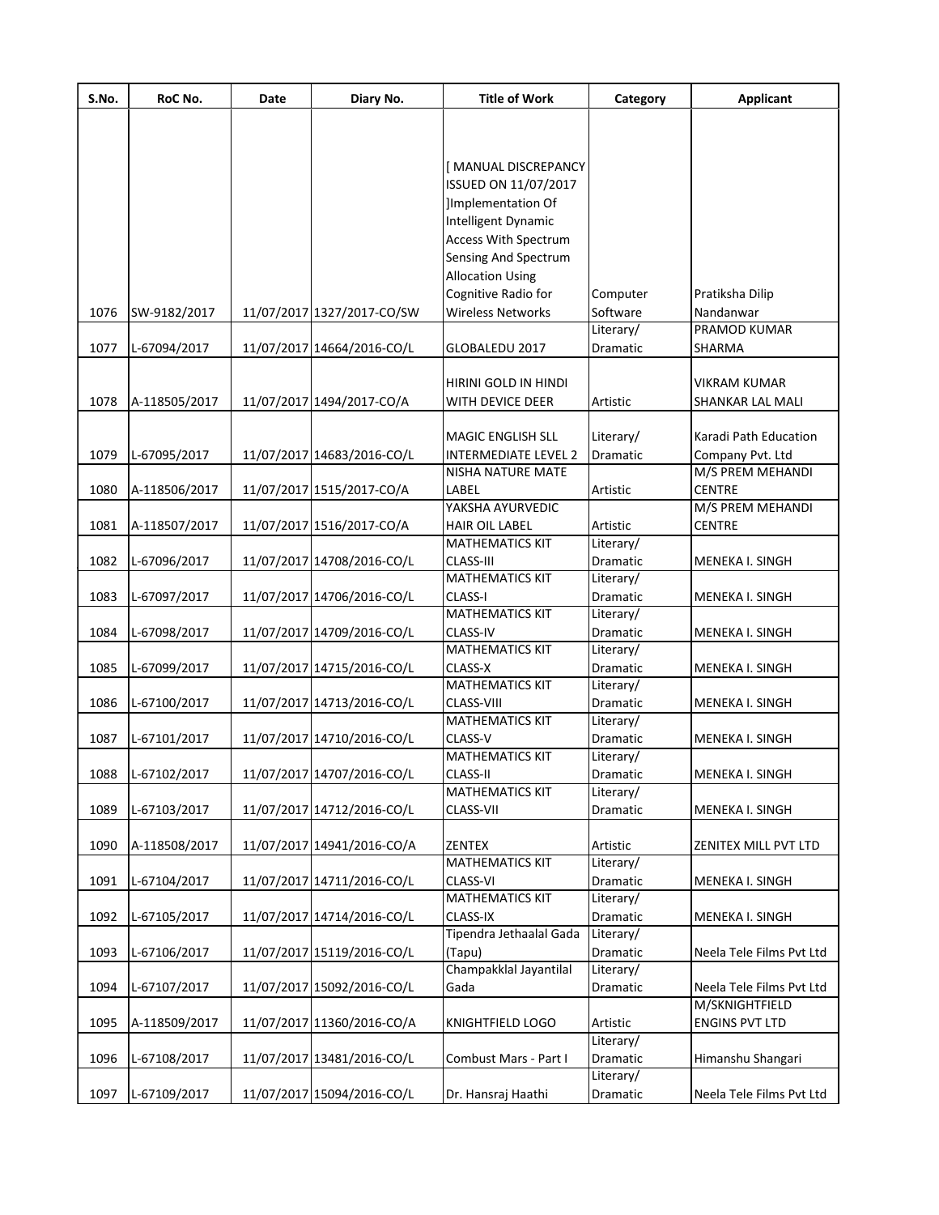| S.No. | RoC No. | Date | Diary No. | Title of Work | Category | Applicant |
|---|---|---|---|---|---|---|
| 1076 | SW-9182/2017 | 11/07/2017 | 1327/2017-CO/SW | [ MANUAL DISCREPANCY ISSUED ON 11/07/2017 ]Implementation Of Intelligent Dynamic Access With Spectrum Sensing And Spectrum Allocation Using Cognitive Radio for Wireless Networks | Computer Software | Pratiksha Dilip Nandanwar |
| 1077 | L-67094/2017 | 11/07/2017 | 14664/2016-CO/L | GLOBALEDU 2017 | Literary/ Dramatic | PRAMOD KUMAR SHARMA |
| 1078 | A-118505/2017 | 11/07/2017 | 1494/2017-CO/A | HIRINI GOLD IN HINDI WITH DEVICE DEER | Artistic | VIKRAM KUMAR SHANKAR LAL MALI |
| 1079 | L-67095/2017 | 11/07/2017 | 14683/2016-CO/L | MAGIC ENGLISH SLL INTERMEDIATE LEVEL 2 | Literary/ Dramatic | Karadi Path Education Company Pvt. Ltd |
| 1080 | A-118506/2017 | 11/07/2017 | 1515/2017-CO/A | NISHA NATURE MATE LABEL | Artistic | M/S PREM MEHANDI CENTRE |
| 1081 | A-118507/2017 | 11/07/2017 | 1516/2017-CO/A | YAKSHA AYURVEDIC HAIR OIL LABEL | Artistic | M/S PREM MEHANDI CENTRE |
| 1082 | L-67096/2017 | 11/07/2017 | 14708/2016-CO/L | MATHEMATICS KIT CLASS-III | Literary/ Dramatic | MENEKA I. SINGH |
| 1083 | L-67097/2017 | 11/07/2017 | 14706/2016-CO/L | MATHEMATICS KIT CLASS-I | Literary/ Dramatic | MENEKA I. SINGH |
| 1084 | L-67098/2017 | 11/07/2017 | 14709/2016-CO/L | MATHEMATICS KIT CLASS-IV | Literary/ Dramatic | MENEKA I. SINGH |
| 1085 | L-67099/2017 | 11/07/2017 | 14715/2016-CO/L | MATHEMATICS KIT CLASS-X | Literary/ Dramatic | MENEKA I. SINGH |
| 1086 | L-67100/2017 | 11/07/2017 | 14713/2016-CO/L | MATHEMATICS KIT CLASS-VIII | Literary/ Dramatic | MENEKA I. SINGH |
| 1087 | L-67101/2017 | 11/07/2017 | 14710/2016-CO/L | MATHEMATICS KIT CLASS-V | Literary/ Dramatic | MENEKA I. SINGH |
| 1088 | L-67102/2017 | 11/07/2017 | 14707/2016-CO/L | MATHEMATICS KIT CLASS-II | Literary/ Dramatic | MENEKA I. SINGH |
| 1089 | L-67103/2017 | 11/07/2017 | 14712/2016-CO/L | MATHEMATICS KIT CLASS-VII | Literary/ Dramatic | MENEKA I. SINGH |
| 1090 | A-118508/2017 | 11/07/2017 | 14941/2016-CO/A | ZENTEX | Artistic | ZENITEX MILL PVT LTD |
| 1091 | L-67104/2017 | 11/07/2017 | 14711/2016-CO/L | MATHEMATICS KIT CLASS-VI | Literary/ Dramatic | MENEKA I. SINGH |
| 1092 | L-67105/2017 | 11/07/2017 | 14714/2016-CO/L | MATHEMATICS KIT CLASS-IX | Literary/ Dramatic | MENEKA I. SINGH |
| 1093 | L-67106/2017 | 11/07/2017 | 15119/2016-CO/L | Tipendra Jethaalal Gada (Tapu) | Literary/ Dramatic | Neela Tele Films Pvt Ltd |
| 1094 | L-67107/2017 | 11/07/2017 | 15092/2016-CO/L | Champakklal Jayantilal Gada | Literary/ Dramatic | Neela Tele Films Pvt Ltd |
| 1095 | A-118509/2017 | 11/07/2017 | 11360/2016-CO/A | KNIGHTFIELD LOGO | Artistic | M/SKNIGHTFIELD ENGINS PVT LTD |
| 1096 | L-67108/2017 | 11/07/2017 | 13481/2016-CO/L | Combust Mars - Part I | Literary/ Dramatic | Himanshu Shangari |
| 1097 | L-67109/2017 | 11/07/2017 | 15094/2016-CO/L | Dr. Hansraj Haathi | Literary/ Dramatic | Neela Tele Films Pvt Ltd |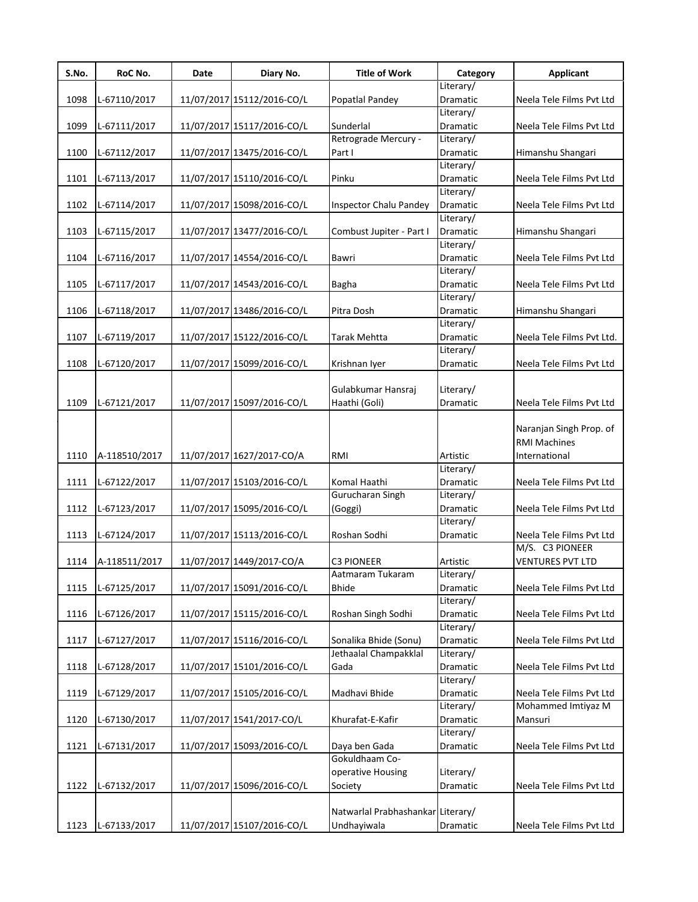| S.No. | RoC No. | Date | Diary No. | Title of Work | Category | Applicant |
|---|---|---|---|---|---|---|
| 1098 | L-67110/2017 | 11/07/2017 | 15112/2016-CO/L | Popatlal Pandey | Literary/ Dramatic | Neela Tele Films Pvt Ltd |
| 1099 | L-67111/2017 | 11/07/2017 | 15117/2016-CO/L | Sunderlal | Literary/ Dramatic | Neela Tele Films Pvt Ltd |
| 1100 | L-67112/2017 | 11/07/2017 | 13475/2016-CO/L | Retrograde Mercury - Part I | Literary/ Dramatic | Himanshu Shangari |
| 1101 | L-67113/2017 | 11/07/2017 | 15110/2016-CO/L | Pinku | Literary/ Dramatic | Neela Tele Films Pvt Ltd |
| 1102 | L-67114/2017 | 11/07/2017 | 15098/2016-CO/L | Inspector Chalu Pandey | Literary/ Dramatic | Neela Tele Films Pvt Ltd |
| 1103 | L-67115/2017 | 11/07/2017 | 13477/2016-CO/L | Combust Jupiter - Part I | Literary/ Dramatic | Himanshu Shangari |
| 1104 | L-67116/2017 | 11/07/2017 | 14554/2016-CO/L | Bawri | Literary/ Dramatic | Neela Tele Films Pvt Ltd |
| 1105 | L-67117/2017 | 11/07/2017 | 14543/2016-CO/L | Bagha | Literary/ Dramatic | Neela Tele Films Pvt Ltd |
| 1106 | L-67118/2017 | 11/07/2017 | 13486/2016-CO/L | Pitra Dosh | Literary/ Dramatic | Himanshu Shangari |
| 1107 | L-67119/2017 | 11/07/2017 | 15122/2016-CO/L | Tarak Mehtta | Literary/ Dramatic | Neela Tele Films Pvt Ltd. |
| 1108 | L-67120/2017 | 11/07/2017 | 15099/2016-CO/L | Krishnan Iyer | Literary/ Dramatic | Neela Tele Films Pvt Ltd |
| 1109 | L-67121/2017 | 11/07/2017 | 15097/2016-CO/L | Gulabkumar Hansraj Haathi (Goli) | Literary/ Dramatic | Neela Tele Films Pvt Ltd |
| 1110 | A-118510/2017 | 11/07/2017 | 1627/2017-CO/A | RMI | Artistic | Naranjan Singh Prop. of RMI Machines International |
| 1111 | L-67122/2017 | 11/07/2017 | 15103/2016-CO/L | Komal Haathi | Literary/ Dramatic | Neela Tele Films Pvt Ltd |
| 1112 | L-67123/2017 | 11/07/2017 | 15095/2016-CO/L | Gurucharan Singh (Goggi) | Literary/ Dramatic | Neela Tele Films Pvt Ltd |
| 1113 | L-67124/2017 | 11/07/2017 | 15113/2016-CO/L | Roshan Sodhi | Literary/ Dramatic | Neela Tele Films Pvt Ltd |
| 1114 | A-118511/2017 | 11/07/2017 | 1449/2017-CO/A | C3 PIONEER | Artistic | M/S. C3 PIONEER VENTURES PVT LTD |
| 1115 | L-67125/2017 | 11/07/2017 | 15091/2016-CO/L | Aatmaram Tukaram Bhide | Literary/ Dramatic | Neela Tele Films Pvt Ltd |
| 1116 | L-67126/2017 | 11/07/2017 | 15115/2016-CO/L | Roshan Singh Sodhi | Literary/ Dramatic | Neela Tele Films Pvt Ltd |
| 1117 | L-67127/2017 | 11/07/2017 | 15116/2016-CO/L | Sonalika Bhide (Sonu) | Literary/ Dramatic | Neela Tele Films Pvt Ltd |
| 1118 | L-67128/2017 | 11/07/2017 | 15101/2016-CO/L | Jethaalal Champakklal Gada | Literary/ Dramatic | Neela Tele Films Pvt Ltd |
| 1119 | L-67129/2017 | 11/07/2017 | 15105/2016-CO/L | Madhavi Bhide | Literary/ Dramatic | Neela Tele Films Pvt Ltd |
| 1120 | L-67130/2017 | 11/07/2017 | 1541/2017-CO/L | Khurafat-E-Kafir | Literary/ Dramatic | Mohammed Imtiyaz M Mansuri |
| 1121 | L-67131/2017 | 11/07/2017 | 15093/2016-CO/L | Daya ben Gada | Literary/ Dramatic | Neela Tele Films Pvt Ltd |
| 1122 | L-67132/2017 | 11/07/2017 | 15096/2016-CO/L | Gokuldhaam Co-operative Housing Society | Literary/ Dramatic | Neela Tele Films Pvt Ltd |
| 1123 | L-67133/2017 | 11/07/2017 | 15107/2016-CO/L | Natwarlal Prabhashankar Undhayiwala | Literary/ Dramatic | Neela Tele Films Pvt Ltd |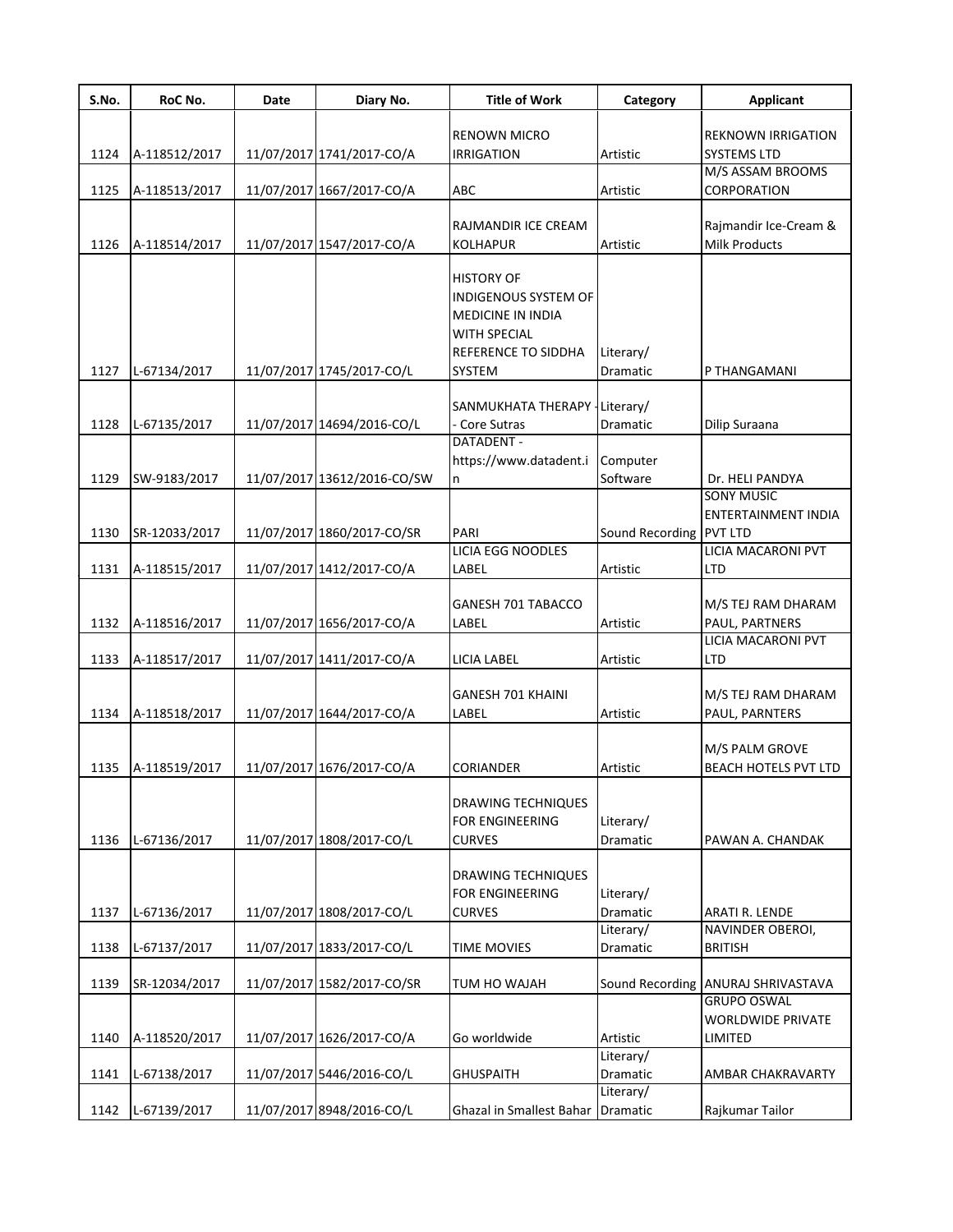| S.No. | RoC No. | Date | Diary No. | Title of Work | Category | Applicant |
|---|---|---|---|---|---|---|
| 1124 | A-118512/2017 | 11/07/2017 | 1741/2017-CO/A | RENOWN MICRO IRRIGATION | Artistic | REKNOWN IRRIGATION SYSTEMS LTD |
| 1125 | A-118513/2017 | 11/07/2017 | 1667/2017-CO/A | ABC | Artistic | M/S ASSAM BROOMS CORPORATION |
| 1126 | A-118514/2017 | 11/07/2017 | 1547/2017-CO/A | RAJMANDIR ICE CREAM KOLHAPUR | Artistic | Rajmandir Ice-Cream & Milk Products |
| 1127 | L-67134/2017 | 11/07/2017 | 1745/2017-CO/L | HISTORY OF INDIGENOUS SYSTEM OF MEDICINE IN INDIA WITH SPECIAL REFERENCE TO SIDDHA SYSTEM | Literary/ Dramatic | P THANGAMANI |
| 1128 | L-67135/2017 | 11/07/2017 | 14694/2016-CO/L | SANMUKHATA THERAPY - Core Sutras | Literary/ Dramatic | Dilip Suraana |
| 1129 | SW-9183/2017 | 11/07/2017 | 13612/2016-CO/SW | DATADENT - https://www.datadent.in | Computer Software | Dr. HELI PANDYA |
| 1130 | SR-12033/2017 | 11/07/2017 | 1860/2017-CO/SR | PARI | Sound Recording | SONY MUSIC ENTERTAINMENT INDIA PVT LTD |
| 1131 | A-118515/2017 | 11/07/2017 | 1412/2017-CO/A | LICIA EGG NOODLES LABEL | Artistic | LICIA MACARONI PVT LTD |
| 1132 | A-118516/2017 | 11/07/2017 | 1656/2017-CO/A | GANESH 701 TABACCO LABEL | Artistic | M/S TEJ RAM DHARAM PAUL, PARTNERS |
| 1133 | A-118517/2017 | 11/07/2017 | 1411/2017-CO/A | LICIA LABEL | Artistic | LICIA MACARONI PVT LTD |
| 1134 | A-118518/2017 | 11/07/2017 | 1644/2017-CO/A | GANESH 701 KHAINI LABEL | Artistic | M/S TEJ RAM DHARAM PAUL, PARNTERS |
| 1135 | A-118519/2017 | 11/07/2017 | 1676/2017-CO/A | CORIANDER | Artistic | M/S PALM GROVE BEACH HOTELS PVT LTD |
| 1136 | L-67136/2017 | 11/07/2017 | 1808/2017-CO/L | DRAWING TECHNIQUES FOR ENGINEERING CURVES | Literary/ Dramatic | PAWAN A. CHANDAK |
| 1137 | L-67136/2017 | 11/07/2017 | 1808/2017-CO/L | DRAWING TECHNIQUES FOR ENGINEERING CURVES | Literary/ Dramatic | ARATI R. LENDE |
| 1138 | L-67137/2017 | 11/07/2017 | 1833/2017-CO/L | TIME MOVIES | Literary/ Dramatic | NAVINDER OBEROI, BRITISH |
| 1139 | SR-12034/2017 | 11/07/2017 | 1582/2017-CO/SR | TUM HO WAJAH | Sound Recording | ANURAJ SHRIVASTAVA |
| 1140 | A-118520/2017 | 11/07/2017 | 1626/2017-CO/A | Go worldwide | Artistic | GRUPO OSWAL WORLDWIDE PRIVATE LIMITED |
| 1141 | L-67138/2017 | 11/07/2017 | 5446/2016-CO/L | GHUSPAITH | Literary/ Dramatic | AMBAR CHAKRAVARTY |
| 1142 | L-67139/2017 | 11/07/2017 | 8948/2016-CO/L | Ghazal in Smallest Bahar | Literary/ Dramatic | Rajkumar Tailor |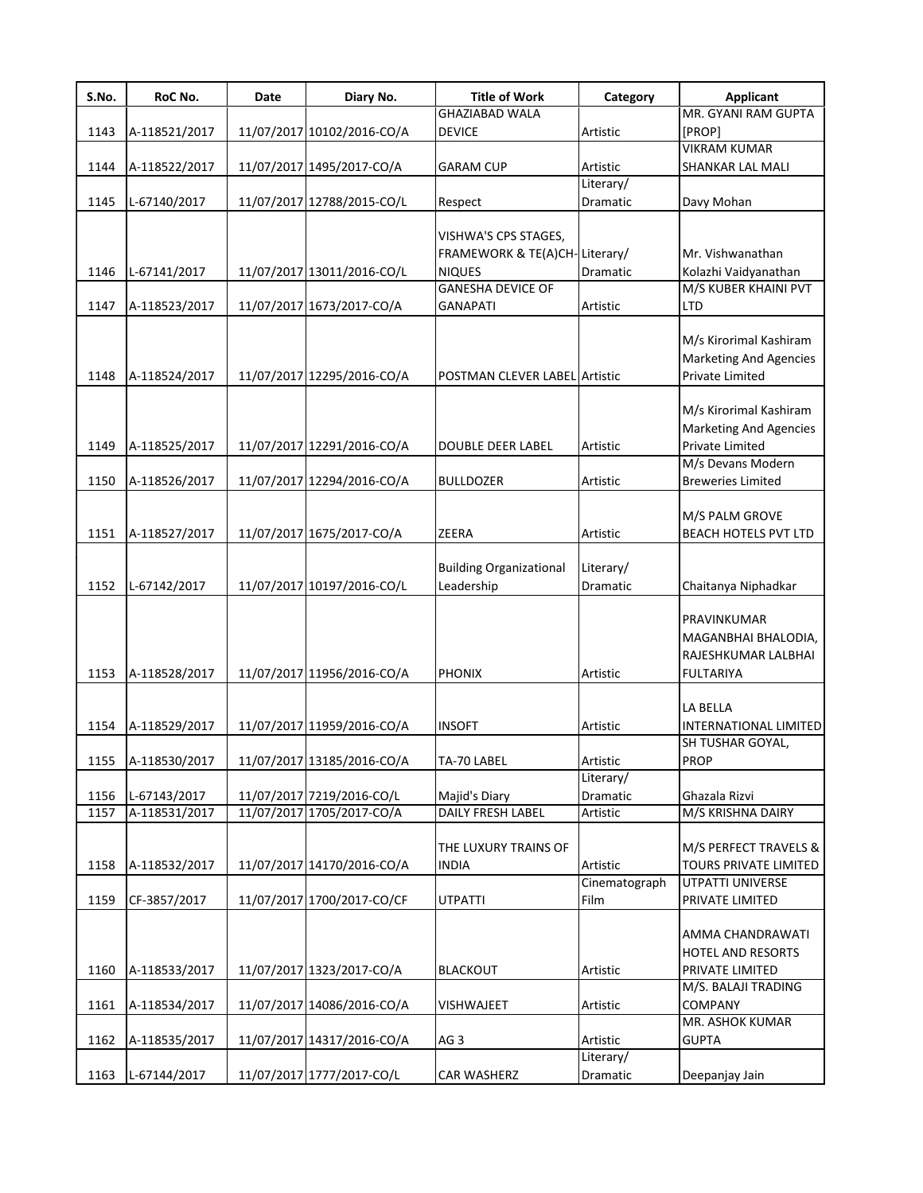| S.No. | RoC No. | Date | Diary No. | Title of Work | Category | Applicant |
|---|---|---|---|---|---|---|
| 1143 | A-118521/2017 | 11/07/2017 | 10102/2016-CO/A | GHAZIABAD WALA DEVICE | Artistic | MR. GYANI RAM GUPTA [PROP] |
| 1144 | A-118522/2017 | 11/07/2017 | 1495/2017-CO/A | GARAM CUP | Artistic | VIKRAM KUMAR SHANKAR LAL MALI |
| 1145 | L-67140/2017 | 11/07/2017 | 12788/2015-CO/L | Respect | Literary/ Dramatic | Davy Mohan |
| 1146 | L-67141/2017 | 11/07/2017 | 13011/2016-CO/L | VISHWA'S CPS STAGES, FRAMEWORK & TE(A)CH-NIQUES | Literary/ Dramatic | Mr. Vishwanathan Kolazhi Vaidyanathan |
| 1147 | A-118523/2017 | 11/07/2017 | 1673/2017-CO/A | GANESHA DEVICE OF GANAPATI | Artistic | M/S KUBER KHAINI PVT LTD |
| 1148 | A-118524/2017 | 11/07/2017 | 12295/2016-CO/A | POSTMAN CLEVER LABEL | Artistic | M/s Kirorimal Kashiram Marketing And Agencies Private Limited |
| 1149 | A-118525/2017 | 11/07/2017 | 12291/2016-CO/A | DOUBLE DEER LABEL | Artistic | M/s Kirorimal Kashiram Marketing And Agencies Private Limited |
| 1150 | A-118526/2017 | 11/07/2017 | 12294/2016-CO/A | BULLDOZER | Artistic | M/s Devans Modern Breweries Limited |
| 1151 | A-118527/2017 | 11/07/2017 | 1675/2017-CO/A | ZEERA | Artistic | M/S PALM GROVE BEACH HOTELS PVT LTD |
| 1152 | L-67142/2017 | 11/07/2017 | 10197/2016-CO/L | Building Organizational Leadership | Literary/ Dramatic | Chaitanya Niphadkar |
| 1153 | A-118528/2017 | 11/07/2017 | 11956/2016-CO/A | PHONIX | Artistic | PRAVINKUMAR MAGANBHAI BHALODIA, RAJESHKUMAR LALBHAI FULTARIYA |
| 1154 | A-118529/2017 | 11/07/2017 | 11959/2016-CO/A | INSOFT | Artistic | LA BELLA INTERNATIONAL LIMITED |
| 1155 | A-118530/2017 | 11/07/2017 | 13185/2016-CO/A | TA-70 LABEL | Artistic | SH TUSHAR GOYAL, PROP |
| 1156 | L-67143/2017 | 11/07/2017 | 7219/2016-CO/L | Majid's Diary | Literary/ Dramatic | Ghazala Rizvi |
| 1157 | A-118531/2017 | 11/07/2017 | 1705/2017-CO/A | DAILY FRESH LABEL | Artistic | M/S KRISHNA DAIRY |
| 1158 | A-118532/2017 | 11/07/2017 | 14170/2016-CO/A | THE LUXURY TRAINS OF INDIA | Artistic | M/S PERFECT TRAVELS & TOURS PRIVATE LIMITED |
| 1159 | CF-3857/2017 | 11/07/2017 | 1700/2017-CO/CF | UTPATTI | Cinematograph Film | UTPATTI UNIVERSE PRIVATE LIMITED |
| 1160 | A-118533/2017 | 11/07/2017 | 1323/2017-CO/A | BLACKOUT | Artistic | AMMA CHANDRAWATI HOTEL AND RESORTS PRIVATE LIMITED |
| 1161 | A-118534/2017 | 11/07/2017 | 14086/2016-CO/A | VISHWAJEET | Artistic | M/S. BALAJI TRADING COMPANY |
| 1162 | A-118535/2017 | 11/07/2017 | 14317/2016-CO/A | AG 3 | Artistic | MR. ASHOK KUMAR GUPTA |
| 1163 | L-67144/2017 | 11/07/2017 | 1777/2017-CO/L | CAR WASHERZ | Literary/ Dramatic | Deepanjay Jain |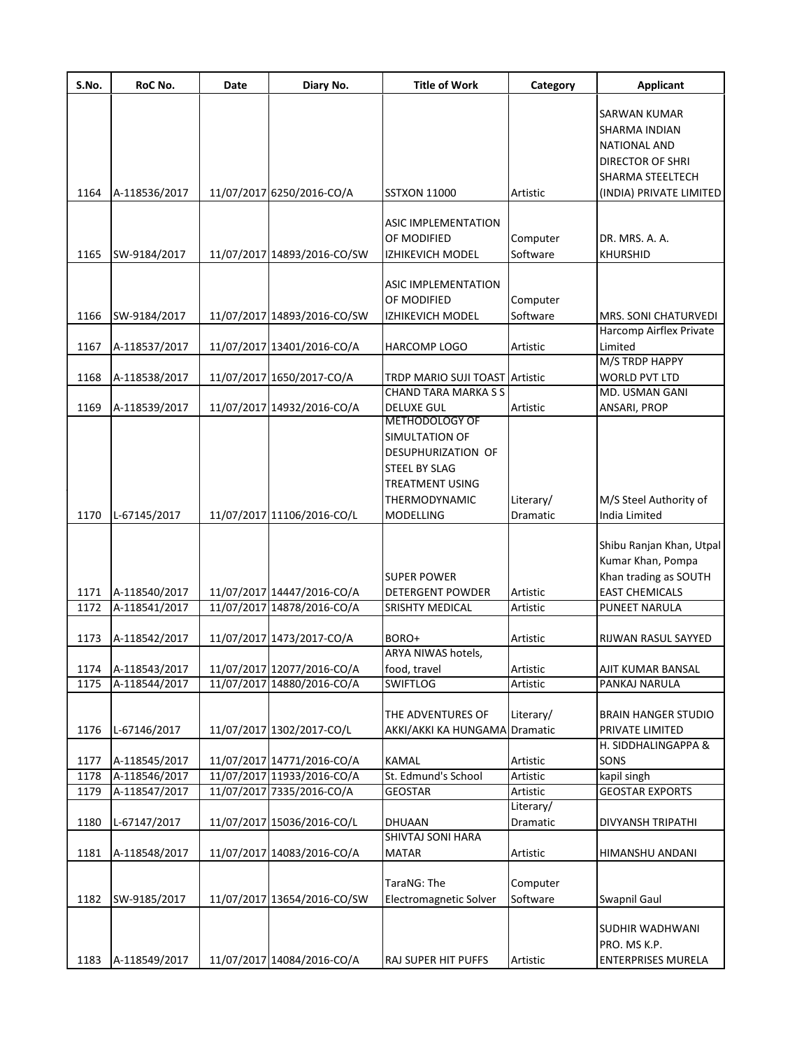| S.No. | RoC No. | Date | Diary No. | Title of Work | Category | Applicant |
|---|---|---|---|---|---|---|
| 1164 | A-118536/2017 | 11/07/2017 | 6250/2016-CO/A | SSTXON 11000 | Artistic | SARWAN KUMAR SHARMA INDIAN NATIONAL AND DIRECTOR OF SHRI SHARMA STEELTECH (INDIA) PRIVATE LIMITED |
| 1165 | SW-9184/2017 | 11/07/2017 | 14893/2016-CO/SW | ASIC IMPLEMENTATION OF MODIFIED IZHIKEVICH MODEL | Computer Software | DR. MRS. A. A. KHURSHID |
| 1166 | SW-9184/2017 | 11/07/2017 | 14893/2016-CO/SW | ASIC IMPLEMENTATION OF MODIFIED IZHIKEVICH MODEL | Computer Software | MRS. SONI CHATURVEDI |
| 1167 | A-118537/2017 | 11/07/2017 | 13401/2016-CO/A | HARCOMP LOGO | Artistic | Harcomp Airflex Private Limited |
| 1168 | A-118538/2017 | 11/07/2017 | 1650/2017-CO/A | TRDP MARIO SUJI TOAST | Artistic | M/S TRDP HAPPY WORLD PVT LTD |
| 1169 | A-118539/2017 | 11/07/2017 | 14932/2016-CO/A | CHAND TARA MARKA S S DELUXE GUL | Artistic | MD. USMAN GANI ANSARI, PROP |
| 1170 | L-67145/2017 | 11/07/2017 | 11106/2016-CO/L | METHODOLOGY OF SIMULTATION OF DESUPHURIZATION OF STEEL BY SLAG TREATMENT USING THERMODYNAMIC MODELLING | Literary/ Dramatic | M/S Steel Authority of India Limited |
| 1171 | A-118540/2017 | 11/07/2017 | 14447/2016-CO/A | SUPER POWER DETERGENT POWDER | Artistic | Shibu Ranjan Khan, Utpal Kumar Khan, Pompa Khan trading as SOUTH EAST CHEMICALS |
| 1172 | A-118541/2017 | 11/07/2017 | 14878/2016-CO/A | SRISHTY MEDICAL | Artistic | PUNEET NARULA |
| 1173 | A-118542/2017 | 11/07/2017 | 1473/2017-CO/A | BORO+ | Artistic | RIJWAN RASUL SAYYED |
| 1174 | A-118543/2017 | 11/07/2017 | 12077/2016-CO/A | ARYA NIWAS hotels, food, travel | Artistic | AJIT KUMAR BANSAL |
| 1175 | A-118544/2017 | 11/07/2017 | 14880/2016-CO/A | SWIFTLOG | Artistic | PANKAJ NARULA |
| 1176 | L-67146/2017 | 11/07/2017 | 1302/2017-CO/L | THE ADVENTURES OF AKKI/AKKI KA HUNGAMA | Literary/ Dramatic | BRAIN HANGER STUDIO PRIVATE LIMITED |
| 1177 | A-118545/2017 | 11/07/2017 | 14771/2016-CO/A | KAMAL | Artistic | H. SIDDHALINGAPPA & SONS |
| 1178 | A-118546/2017 | 11/07/2017 | 11933/2016-CO/A | St. Edmund's School | Artistic | kapil singh |
| 1179 | A-118547/2017 | 11/07/2017 | 7335/2016-CO/A | GEOSTAR | Artistic | GEOSTAR EXPORTS |
| 1180 | L-67147/2017 | 11/07/2017 | 15036/2016-CO/L | DHUAAN | Literary/ Dramatic | DIVYANSH TRIPATHI |
| 1181 | A-118548/2017 | 11/07/2017 | 14083/2016-CO/A | SHIVTAJ SONI HARA MATAR | Artistic | HIMANSHU ANDANI |
| 1182 | SW-9185/2017 | 11/07/2017 | 13654/2016-CO/SW | TaraNG: The Electromagnetic Solver | Computer Software | Swapnil Gaul |
| 1183 | A-118549/2017 | 11/07/2017 | 14084/2016-CO/A | RAJ SUPER HIT PUFFS | Artistic | SUDHIR WADHWANI PRO. MS K.P. ENTERPRISES MURELA |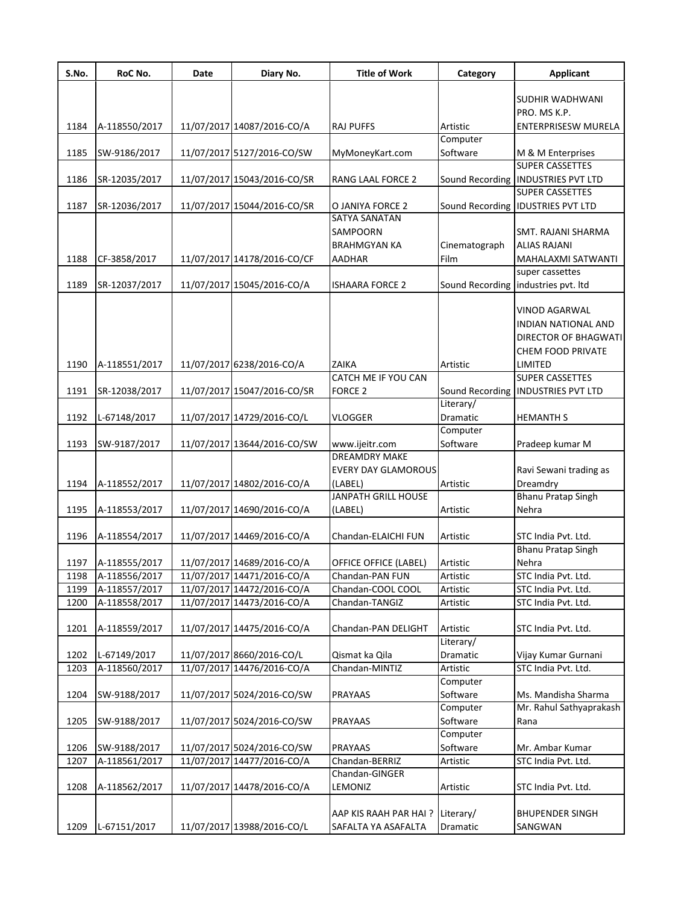| S.No. | RoC No. | Date | Diary No. | Title of Work | Category | Applicant |
|---|---|---|---|---|---|---|
| 1184 | A-118550/2017 | 11/07/2017 | 14087/2016-CO/A | RAJ PUFFS | Artistic | SUDHIR WADHWANI PRO. MS K.P. ENTERPRISESW MURELA |
| 1185 | SW-9186/2017 | 11/07/2017 | 5127/2016-CO/SW | MyMoneyKart.com | Computer Software | M & M Enterprises |
| 1186 | SR-12035/2017 | 11/07/2017 | 15043/2016-CO/SR | RANG LAAL FORCE 2 | Sound Recording | SUPER CASSETTES INDUSTRIES PVT LTD |
| 1187 | SR-12036/2017 | 11/07/2017 | 15044/2016-CO/SR | O JANIYA FORCE 2 | Sound Recording | SUPER CASSETTES IDUSTRIES PVT LTD |
| 1188 | CF-3858/2017 | 11/07/2017 | 14178/2016-CO/CF | SATYA SANATAN SAMPOORN BRAHMGYAN KA AADHAR | Cinematograph Film | SMT. RAJANI SHARMA ALIAS RAJANI MAHALAXMI SATWANTI |
| 1189 | SR-12037/2017 | 11/07/2017 | 15045/2016-CO/A | ISHAARA FORCE 2 | Sound Recording | super cassettes industries pvt. ltd |
| 1190 | A-118551/2017 | 11/07/2017 | 6238/2016-CO/A | ZAIKA | Artistic | VINOD AGARWAL INDIAN NATIONAL AND DIRECTOR OF BHAGWATI CHEM FOOD PRIVATE LIMITED |
| 1191 | SR-12038/2017 | 11/07/2017 | 15047/2016-CO/SR | CATCH ME IF YOU CAN FORCE 2 | Sound Recording | SUPER CASSETTES INDUSTRIES PVT LTD |
| 1192 | L-67148/2017 | 11/07/2017 | 14729/2016-CO/L | VLOGGER | Literary/ Dramatic | HEMANTH S |
| 1193 | SW-9187/2017 | 11/07/2017 | 13644/2016-CO/SW | www.ijeitr.com | Computer Software | Pradeep kumar M |
| 1194 | A-118552/2017 | 11/07/2017 | 14802/2016-CO/A | DREAMDRY MAKE EVERY DAY GLAMOROUS (LABEL) | Artistic | Ravi Sewani trading as Dreamdry |
| 1195 | A-118553/2017 | 11/07/2017 | 14690/2016-CO/A | JANPATH GRILL HOUSE (LABEL) | Artistic | Bhanu Pratap Singh Nehra |
| 1196 | A-118554/2017 | 11/07/2017 | 14469/2016-CO/A | Chandan-ELAICHI FUN | Artistic | STC India Pvt. Ltd. |
| 1197 | A-118555/2017 | 11/07/2017 | 14689/2016-CO/A | OFFICE OFFICE (LABEL) | Artistic | Bhanu Pratap Singh Nehra |
| 1198 | A-118556/2017 | 11/07/2017 | 14471/2016-CO/A | Chandan-PAN FUN | Artistic | STC India Pvt. Ltd. |
| 1199 | A-118557/2017 | 11/07/2017 | 14472/2016-CO/A | Chandan-COOL COOL | Artistic | STC India Pvt. Ltd. |
| 1200 | A-118558/2017 | 11/07/2017 | 14473/2016-CO/A | Chandan-TANGIZ | Artistic | STC India Pvt. Ltd. |
| 1201 | A-118559/2017 | 11/07/2017 | 14475/2016-CO/A | Chandan-PAN DELIGHT | Artistic | STC India Pvt. Ltd. |
| 1202 | L-67149/2017 | 11/07/2017 | 8660/2016-CO/L | Qismat ka Qila | Literary/ Dramatic | Vijay Kumar Gurnani |
| 1203 | A-118560/2017 | 11/07/2017 | 14476/2016-CO/A | Chandan-MINTIZ | Artistic | STC India Pvt. Ltd. |
| 1204 | SW-9188/2017 | 11/07/2017 | 5024/2016-CO/SW | PRAYAAS | Computer Software | Ms. Mandisha Sharma |
| 1205 | SW-9188/2017 | 11/07/2017 | 5024/2016-CO/SW | PRAYAAS | Computer Software | Mr. Rahul Sathyaprakash Rana |
| 1206 | SW-9188/2017 | 11/07/2017 | 5024/2016-CO/SW | PRAYAAS | Computer Software | Mr. Ambar Kumar |
| 1207 | A-118561/2017 | 11/07/2017 | 14477/2016-CO/A | Chandan-BERRIZ | Artistic | STC India Pvt. Ltd. |
| 1208 | A-118562/2017 | 11/07/2017 | 14478/2016-CO/A | Chandan-GINGER LEMONIZ | Artistic | STC India Pvt. Ltd. |
| 1209 | L-67151/2017 | 11/07/2017 | 13988/2016-CO/L | AAP KIS RAAH PAR HAI ? SAFALTA YA ASAFALTA | Literary/ Dramatic | BHUPENDER SINGH SANGWAN |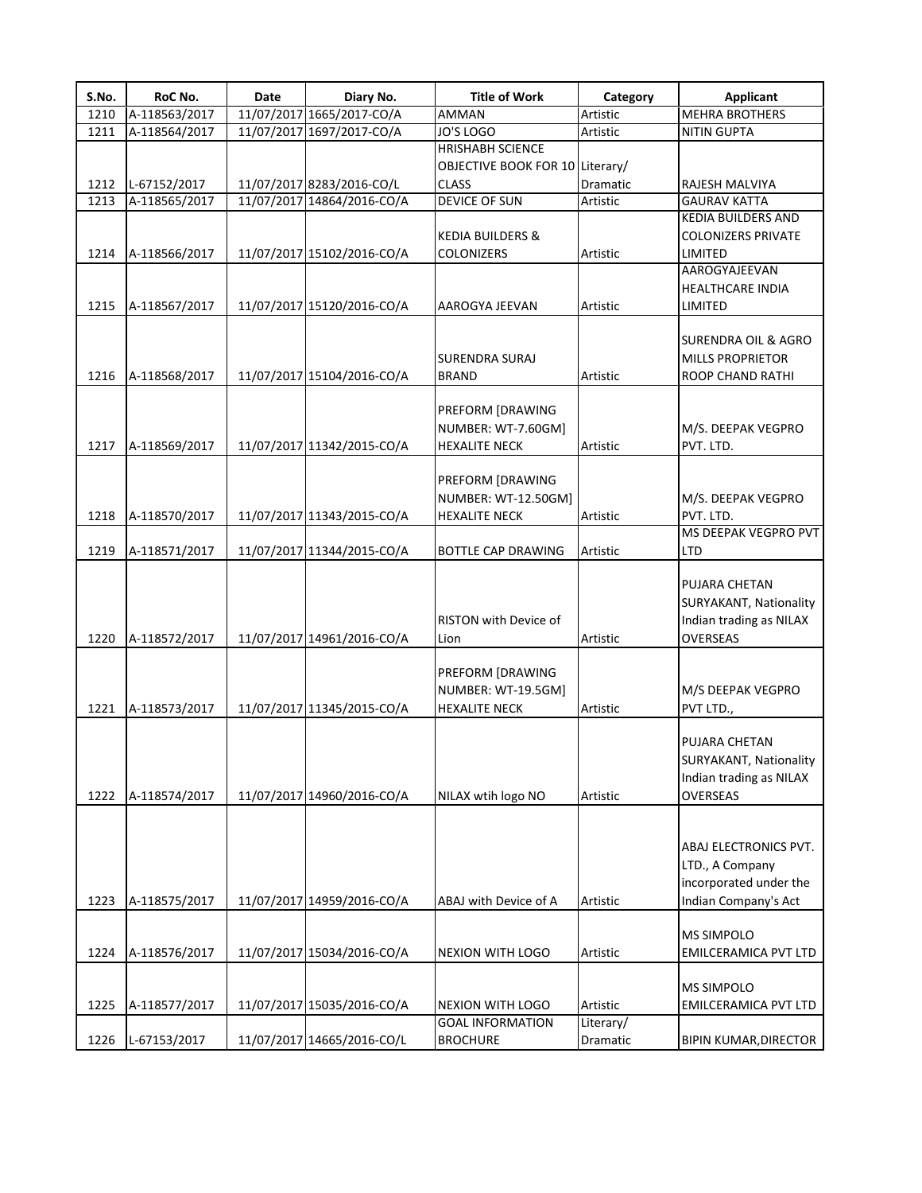| S.No. | RoC No. | Date | Diary No. | Title of Work | Category | Applicant |
|---|---|---|---|---|---|---|
| 1210 | A-118563/2017 | 11/07/2017 | 1665/2017-CO/A | AMMAN | Artistic | MEHRA BROTHERS |
| 1211 | A-118564/2017 | 11/07/2017 | 1697/2017-CO/A | JO'S LOGO | Artistic | NITIN GUPTA |
| 1212 | L-67152/2017 | 11/07/2017 | 8283/2016-CO/L | HRISHABH SCIENCE OBJECTIVE BOOK FOR 10 CLASS | Literary/ Dramatic | RAJESH MALVIYA |
| 1213 | A-118565/2017 | 11/07/2017 | 14864/2016-CO/A | DEVICE OF SUN | Artistic | GAURAV KATTA |
| 1214 | A-118566/2017 | 11/07/2017 | 15102/2016-CO/A | KEDIA BUILDERS & COLONIZERS | Artistic | KEDIA BUILDERS AND COLONIZERS PRIVATE LIMITED |
| 1215 | A-118567/2017 | 11/07/2017 | 15120/2016-CO/A | AAROGYA JEEVAN | Artistic | AAROGYAJEEVAN HEALTHCARE INDIA LIMITED |
| 1216 | A-118568/2017 | 11/07/2017 | 15104/2016-CO/A | SURENDRA SURAJ BRAND | Artistic | SURENDRA OIL & AGRO MILLS PROPRIETOR ROOP CHAND RATHI |
| 1217 | A-118569/2017 | 11/07/2017 | 11342/2015-CO/A | PREFORM [DRAWING NUMBER: WT-7.60GM] HEXALITE NECK | Artistic | M/S. DEEPAK VEGPRO PVT. LTD. |
| 1218 | A-118570/2017 | 11/07/2017 | 11343/2015-CO/A | PREFORM [DRAWING NUMBER: WT-12.50GM] HEXALITE NECK | Artistic | M/S. DEEPAK VEGPRO PVT. LTD. |
| 1219 | A-118571/2017 | 11/07/2017 | 11344/2015-CO/A | BOTTLE CAP DRAWING | Artistic | MS DEEPAK VEGPRO PVT LTD |
| 1220 | A-118572/2017 | 11/07/2017 | 14961/2016-CO/A | RISTON with Device of Lion | Artistic | PUJARA CHETAN SURYAKANT, Nationality Indian trading as NILAX OVERSEAS |
| 1221 | A-118573/2017 | 11/07/2017 | 11345/2015-CO/A | PREFORM [DRAWING NUMBER: WT-19.5GM] HEXALITE NECK | Artistic | M/S DEEPAK VEGPRO PVT LTD., |
| 1222 | A-118574/2017 | 11/07/2017 | 14960/2016-CO/A | NILAX wtih logo NO | Artistic | PUJARA CHETAN SURYAKANT, Nationality Indian trading as NILAX OVERSEAS |
| 1223 | A-118575/2017 | 11/07/2017 | 14959/2016-CO/A | ABAJ with Device of A | Artistic | ABAJ ELECTRONICS PVT. LTD., A Company incorporated under the Indian Company's Act |
| 1224 | A-118576/2017 | 11/07/2017 | 15034/2016-CO/A | NEXION WITH LOGO | Artistic | MS SIMPOLO EMILCERAMICA PVT LTD |
| 1225 | A-118577/2017 | 11/07/2017 | 15035/2016-CO/A | NEXION WITH LOGO | Artistic | MS SIMPOLO EMILCERAMICA PVT LTD |
| 1226 | L-67153/2017 | 11/07/2017 | 14665/2016-CO/L | GOAL INFORMATION BROCHURE | Literary/ Dramatic | BIPIN KUMAR,DIRECTOR |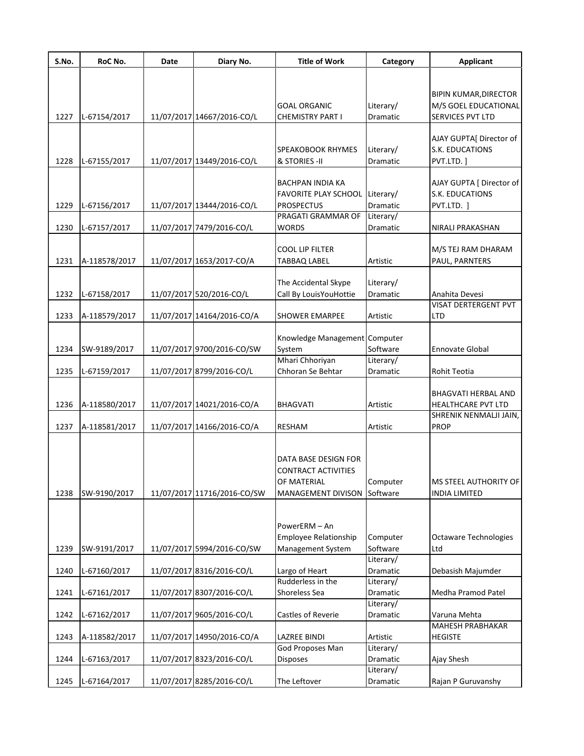| S.No. | RoC No. | Date | Diary No. | Title of Work | Category | Applicant |
|---|---|---|---|---|---|---|
| 1227 | L-67154/2017 | 11/07/2017 | 14667/2016-CO/L | GOAL ORGANIC CHEMISTRY PART I | Literary/ Dramatic | BIPIN KUMAR,DIRECTOR M/S GOEL EDUCATIONAL SERVICES PVT LTD |
| 1228 | L-67155/2017 | 11/07/2017 | 13449/2016-CO/L | SPEAKOBOOK RHYMES & STORIES -II | Literary/ Dramatic | AJAY GUPTA[ Director of S.K. EDUCATIONS PVT.LTD. ] |
| 1229 | L-67156/2017 | 11/07/2017 | 13444/2016-CO/L | BACHPAN INDIA KA FAVORITE PLAY SCHOOL PROSPECTUS | Literary/ Dramatic | AJAY GUPTA [ Director of S.K. EDUCATIONS PVT.LTD. ] |
| 1230 | L-67157/2017 | 11/07/2017 | 7479/2016-CO/L | PRAGATI GRAMMAR OF WORDS | Literary/ Dramatic | NIRALI PRAKASHAN |
| 1231 | A-118578/2017 | 11/07/2017 | 1653/2017-CO/A | COOL LIP FILTER TABBAQ LABEL | Artistic | M/S TEJ RAM DHARAM PAUL, PARNTERS |
| 1232 | L-67158/2017 | 11/07/2017 | 520/2016-CO/L | The Accidental Skype Call By LouisYouHottie | Literary/ Dramatic | Anahita Devesi |
| 1233 | A-118579/2017 | 11/07/2017 | 14164/2016-CO/A | SHOWER EMARPEE | Artistic | VISAT DERTERGENT PVT LTD |
| 1234 | SW-9189/2017 | 11/07/2017 | 9700/2016-CO/SW | Knowledge Management System | Computer Software | Ennovate Global |
| 1235 | L-67159/2017 | 11/07/2017 | 8799/2016-CO/L | Mhari Chhoriyan Chhoran Se Behtar | Literary/ Dramatic | Rohit Teotia |
| 1236 | A-118580/2017 | 11/07/2017 | 14021/2016-CO/A | BHAGVATI | Artistic | BHAGVATI HERBAL AND HEALTHCARE PVT LTD |
| 1237 | A-118581/2017 | 11/07/2017 | 14166/2016-CO/A | RESHAM | Artistic | SHRENIK NENMALJI JAIN, PROP |
| 1238 | SW-9190/2017 | 11/07/2017 | 11716/2016-CO/SW | DATA BASE DESIGN FOR CONTRACT ACTIVITIES OF MATERIAL MANAGEMENT DIVISON | Computer Software | MS STEEL AUTHORITY OF INDIA LIMITED |
| 1239 | SW-9191/2017 | 11/07/2017 | 5994/2016-CO/SW | PowerERM – An Employee Relationship Management System | Computer Software | Octaware Technologies Ltd |
| 1240 | L-67160/2017 | 11/07/2017 | 8316/2016-CO/L | Largo of Heart | Literary/ Dramatic | Debasish Majumder |
| 1241 | L-67161/2017 | 11/07/2017 | 8307/2016-CO/L | Rudderless in the Shoreless Sea | Literary/ Dramatic | Medha Pramod Patel |
| 1242 | L-67162/2017 | 11/07/2017 | 9605/2016-CO/L | Castles of Reverie | Literary/ Dramatic | Varuna Mehta |
| 1243 | A-118582/2017 | 11/07/2017 | 14950/2016-CO/A | LAZREE BINDI | Artistic | MAHESH PRABHAKAR HEGISTE |
| 1244 | L-67163/2017 | 11/07/2017 | 8323/2016-CO/L | God Proposes Man Disposes | Literary/ Dramatic | Ajay Shesh |
| 1245 | L-67164/2017 | 11/07/2017 | 8285/2016-CO/L | The Leftover | Literary/ Dramatic | Rajan P Guruvanshy |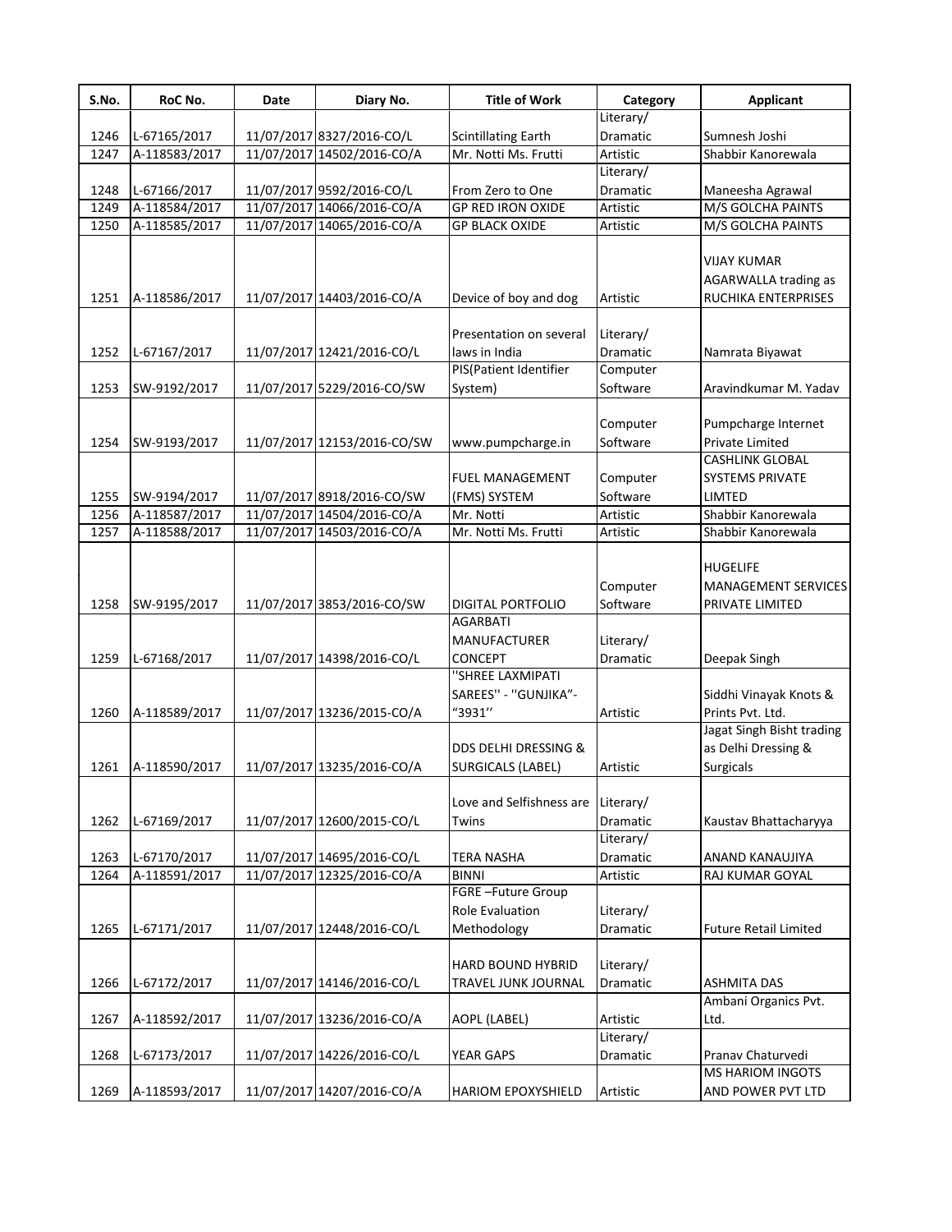| S.No. | RoC No. | Date | Diary No. | Title of Work | Category | Applicant |
|---|---|---|---|---|---|---|
| 1246 | L-67165/2017 | 11/07/2017 | 8327/2016-CO/L | Scintillating Earth | Literary/ Dramatic | Sumnesh Joshi |
| 1247 | A-118583/2017 | 11/07/2017 | 14502/2016-CO/A | Mr. Notti Ms. Frutti | Artistic | Shabbir Kanorewala |
| 1248 | L-67166/2017 | 11/07/2017 | 9592/2016-CO/L | From Zero to One | Literary/ Dramatic | Maneesha Agrawal |
| 1249 | A-118584/2017 | 11/07/2017 | 14066/2016-CO/A | GP RED IRON OXIDE | Artistic | M/S GOLCHA PAINTS |
| 1250 | A-118585/2017 | 11/07/2017 | 14065/2016-CO/A | GP BLACK OXIDE | Artistic | M/S GOLCHA PAINTS |
| 1251 | A-118586/2017 | 11/07/2017 | 14403/2016-CO/A | Device of boy and dog | Artistic | VIJAY KUMAR AGARWALLA trading as RUCHIKA ENTERPRISES |
| 1252 | L-67167/2017 | 11/07/2017 | 12421/2016-CO/L | Presentation on several laws in India | Literary/ Dramatic | Namrata Biyawat |
| 1253 | SW-9192/2017 | 11/07/2017 | 5229/2016-CO/SW | PIS(Patient Identifier System) | Computer Software | Aravindkumar M. Yadav |
| 1254 | SW-9193/2017 | 11/07/2017 | 12153/2016-CO/SW | www.pumpcharge.in | Computer Software | Pumpcharge Internet Private Limited |
| 1255 | SW-9194/2017 | 11/07/2017 | 8918/2016-CO/SW | FUEL MANAGEMENT (FMS) SYSTEM | Computer Software | CASHLINK GLOBAL SYSTEMS PRIVATE LIMTED |
| 1256 | A-118587/2017 | 11/07/2017 | 14504/2016-CO/A | Mr. Notti | Artistic | Shabbir Kanorewala |
| 1257 | A-118588/2017 | 11/07/2017 | 14503/2016-CO/A | Mr. Notti Ms. Frutti | Artistic | Shabbir Kanorewala |
| 1258 | SW-9195/2017 | 11/07/2017 | 3853/2016-CO/SW | DIGITAL PORTFOLIO | Computer Software | HUGELIFE MANAGEMENT SERVICES PRIVATE LIMITED |
| 1259 | L-67168/2017 | 11/07/2017 | 14398/2016-CO/L | AGARBATI MANUFACTURER CONCEPT | Literary/ Dramatic | Deepak Singh |
| 1260 | A-118589/2017 | 11/07/2017 | 13236/2015-CO/A | ''SHREE LAXMIPATI SAREES'' - ''GUNJIKA"- "3931'' | Artistic | Siddhi Vinayak Knots & Prints Pvt. Ltd. |
| 1261 | A-118590/2017 | 11/07/2017 | 13235/2016-CO/A | DDS DELHI DRESSING & SURGICALS (LABEL) | Artistic | Jagat Singh Bisht trading as Delhi Dressing & Surgicals |
| 1262 | L-67169/2017 | 11/07/2017 | 12600/2015-CO/L | Love and Selfishness are Twins | Literary/ Dramatic | Kaustav Bhattacharyya |
| 1263 | L-67170/2017 | 11/07/2017 | 14695/2016-CO/L | TERA NASHA | Literary/ Dramatic | ANAND KANAUJIYA |
| 1264 | A-118591/2017 | 11/07/2017 | 12325/2016-CO/A | BINNI | Artistic | RAJ KUMAR GOYAL |
| 1265 | L-67171/2017 | 11/07/2017 | 12448/2016-CO/L | FGRE –Future Group Role Evaluation Methodology | Literary/ Dramatic | Future Retail Limited |
| 1266 | L-67172/2017 | 11/07/2017 | 14146/2016-CO/L | HARD BOUND HYBRID TRAVEL JUNK JOURNAL | Literary/ Dramatic | ASHMITA DAS |
| 1267 | A-118592/2017 | 11/07/2017 | 13236/2016-CO/A | AOPL (LABEL) | Artistic | Ambani Organics Pvt. Ltd. |
| 1268 | L-67173/2017 | 11/07/2017 | 14226/2016-CO/L | YEAR GAPS | Literary/ Dramatic | Pranav Chaturvedi |
| 1269 | A-118593/2017 | 11/07/2017 | 14207/2016-CO/A | HARIOM EPOXYSHIELD | Artistic | MS HARIOM INGOTS AND POWER PVT LTD |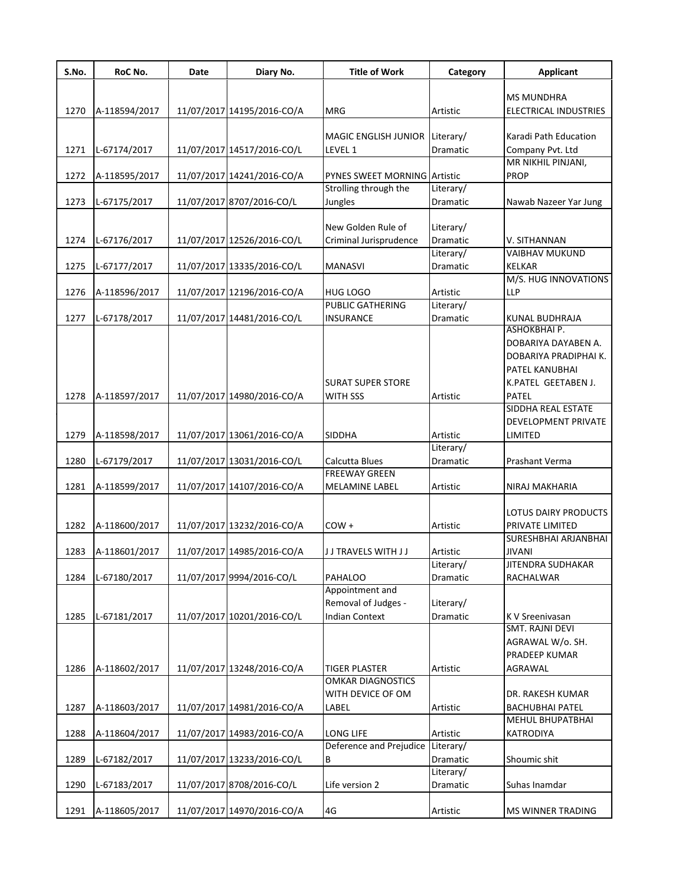| S.No. | RoC No. | Date | Diary No. | Title of Work | Category | Applicant |
|---|---|---|---|---|---|---|
| 1270 | A-118594/2017 | 11/07/2017 | 14195/2016-CO/A | MRG | Artistic | MS MUNDHRA ELECTRICAL INDUSTRIES |
| 1271 | L-67174/2017 | 11/07/2017 | 14517/2016-CO/L | MAGIC ENGLISH JUNIOR LEVEL 1 | Literary/ Dramatic | Karadi Path Education Company Pvt. Ltd |
| 1272 | A-118595/2017 | 11/07/2017 | 14241/2016-CO/A | PYNES SWEET MORNING | Artistic | MR NIKHIL PINJANI, PROP |
| 1273 | L-67175/2017 | 11/07/2017 | 8707/2016-CO/L | Strolling through the Jungles | Literary/ Dramatic | Nawab Nazeer Yar Jung |
| 1274 | L-67176/2017 | 11/07/2017 | 12526/2016-CO/L | New Golden Rule of Criminal Jurisprudence | Literary/ Dramatic | V. SITHANNAN |
| 1275 | L-67177/2017 | 11/07/2017 | 13335/2016-CO/L | MANASVI | Literary/ Dramatic | VAIBHAV MUKUND KELKAR |
| 1276 | A-118596/2017 | 11/07/2017 | 12196/2016-CO/A | HUG LOGO | Artistic | M/S. HUG INNOVATIONS LLP |
| 1277 | L-67178/2017 | 11/07/2017 | 14481/2016-CO/L | PUBLIC GATHERING INSURANCE | Literary/ Dramatic | KUNAL BUDHRAJA |
| 1278 | A-118597/2017 | 11/07/2017 | 14980/2016-CO/A | SURAT SUPER STORE WITH SSS | Artistic | ASHOKBHAI P. DOBARIYA DAYABEN A. DOBARIYA PRADIPHAI K. PATEL KANUBHAI K.PATEL GEETABEN J. PATEL |
| 1279 | A-118598/2017 | 11/07/2017 | 13061/2016-CO/A | SIDDHA | Artistic | SIDDHA REAL ESTATE DEVELOPMENT PRIVATE LIMITED |
| 1280 | L-67179/2017 | 11/07/2017 | 13031/2016-CO/L | Calcutta Blues | Literary/ Dramatic | Prashant Verma |
| 1281 | A-118599/2017 | 11/07/2017 | 14107/2016-CO/A | FREEWAY GREEN MELAMINE LABEL | Artistic | NIRAJ MAKHARIA |
| 1282 | A-118600/2017 | 11/07/2017 | 13232/2016-CO/A | COW + | Artistic | LOTUS DAIRY PRODUCTS PRIVATE LIMITED |
| 1283 | A-118601/2017 | 11/07/2017 | 14985/2016-CO/A | J J TRAVELS WITH J J | Artistic | SURESHBHAI ARJANBHAI JIVANI |
| 1284 | L-67180/2017 | 11/07/2017 | 9994/2016-CO/L | PAHALOO | Literary/ Dramatic | JITENDRA SUDHAKAR RACHALWAR |
| 1285 | L-67181/2017 | 11/07/2017 | 10201/2016-CO/L | Appointment and Removal of Judges - Indian Context | Literary/ Dramatic | K V Sreenivasan |
| 1286 | A-118602/2017 | 11/07/2017 | 13248/2016-CO/A | TIGER PLASTER | Artistic | SMT. RAJNI DEVI AGRAWAL W/o. SH. PRADEEP KUMAR AGRAWAL |
| 1287 | A-118603/2017 | 11/07/2017 | 14981/2016-CO/A | OMKAR DIAGNOSTICS WITH DEVICE OF OM LABEL | Artistic | DR. RAKESH KUMAR BACHUBHAI PATEL |
| 1288 | A-118604/2017 | 11/07/2017 | 14983/2016-CO/A | LONG LIFE | Artistic | MEHUL BHUPATBHAI KATRODIYA |
| 1289 | L-67182/2017 | 11/07/2017 | 13233/2016-CO/L | Deference and Prejudice B | Literary/ Dramatic | Shoumic shit |
| 1290 | L-67183/2017 | 11/07/2017 | 8708/2016-CO/L | Life version 2 | Literary/ Dramatic | Suhas Inamdar |
| 1291 | A-118605/2017 | 11/07/2017 | 14970/2016-CO/A | 4G | Artistic | MS WINNER TRADING |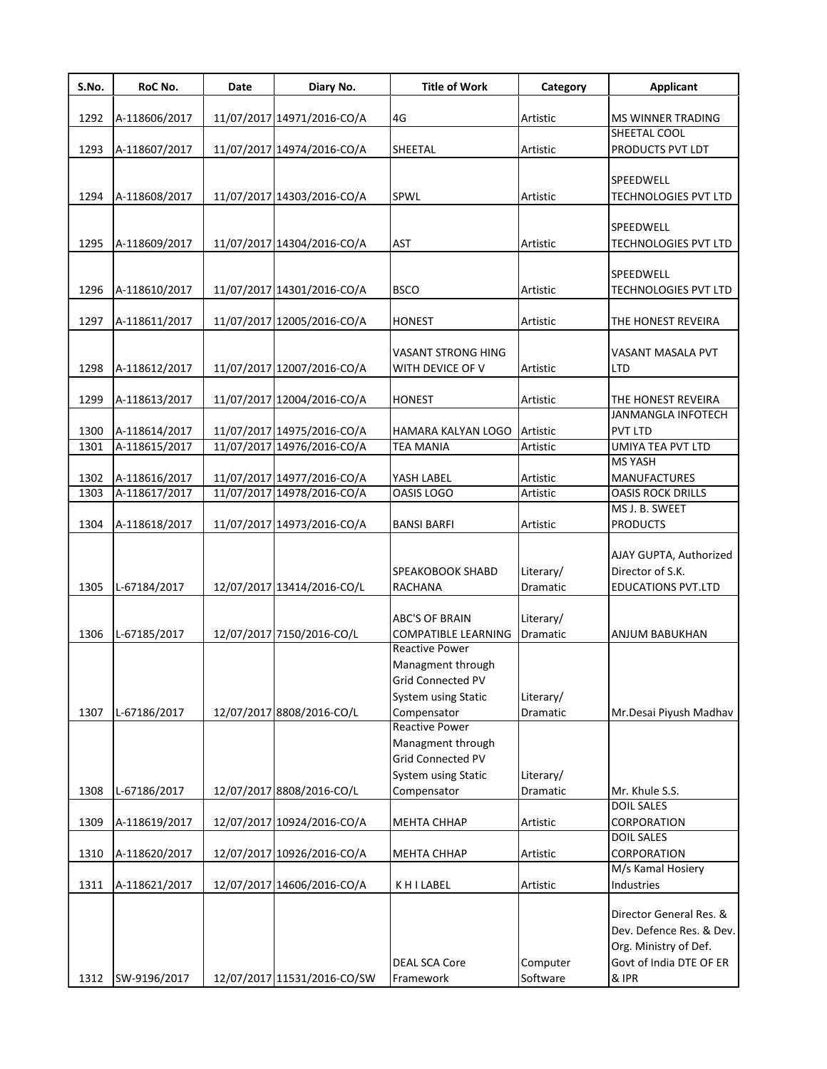| S.No. | RoC No. | Date | Diary No. | Title of Work | Category | Applicant |
|---|---|---|---|---|---|---|
| 1292 | A-118606/2017 | 11/07/2017 | 14971/2016-CO/A | 4G | Artistic | MS WINNER TRADING |
| 1293 | A-118607/2017 | 11/07/2017 | 14974/2016-CO/A | SHEETAL | Artistic | SHEETAL COOL PRODUCTS PVT LDT |
| 1294 | A-118608/2017 | 11/07/2017 | 14303/2016-CO/A | SPWL | Artistic | SPEEDWELL TECHNOLOGIES PVT LTD |
| 1295 | A-118609/2017 | 11/07/2017 | 14304/2016-CO/A | AST | Artistic | SPEEDWELL TECHNOLOGIES PVT LTD |
| 1296 | A-118610/2017 | 11/07/2017 | 14301/2016-CO/A | BSCO | Artistic | SPEEDWELL TECHNOLOGIES PVT LTD |
| 1297 | A-118611/2017 | 11/07/2017 | 12005/2016-CO/A | HONEST | Artistic | THE HONEST REVEIRA |
| 1298 | A-118612/2017 | 11/07/2017 | 12007/2016-CO/A | VASANT STRONG HING WITH DEVICE OF V | Artistic | VASANT MASALA PVT LTD |
| 1299 | A-118613/2017 | 11/07/2017 | 12004/2016-CO/A | HONEST | Artistic | THE HONEST REVEIRA |
| 1300 | A-118614/2017 | 11/07/2017 | 14975/2016-CO/A | HAMARA KALYAN LOGO | Artistic | JANMANGLA INFOTECH PVT LTD |
| 1301 | A-118615/2017 | 11/07/2017 | 14976/2016-CO/A | TEA MANIA | Artistic | UMIYA TEA PVT LTD |
| 1302 | A-118616/2017 | 11/07/2017 | 14977/2016-CO/A | YASH LABEL | Artistic | MS YASH MANUFACTURES |
| 1303 | A-118617/2017 | 11/07/2017 | 14978/2016-CO/A | OASIS LOGO | Artistic | OASIS ROCK DRILLS |
| 1304 | A-118618/2017 | 11/07/2017 | 14973/2016-CO/A | BANSI BARFI | Artistic | MS J. B. SWEET PRODUCTS |
| 1305 | L-67184/2017 | 12/07/2017 | 13414/2016-CO/L | SPEAKOBOOK SHABD RACHANA | Literary/ Dramatic | AJAY GUPTA, Authorized Director of S.K. EDUCATIONS PVT.LTD |
| 1306 | L-67185/2017 | 12/07/2017 | 7150/2016-CO/L | ABC'S OF BRAIN COMPATIBLE LEARNING | Literary/ Dramatic | ANJUM BABUKHAN |
| 1307 | L-67186/2017 | 12/07/2017 | 8808/2016-CO/L | Reactive Power Managment through Grid Connected PV System using Static Compensator | Literary/ Dramatic | Mr.Desai Piyush Madhav |
| 1308 | L-67186/2017 | 12/07/2017 | 8808/2016-CO/L | Reactive Power Managment through Grid Connected PV System using Static Compensator | Literary/ Dramatic | Mr. Khule S.S. |
| 1309 | A-118619/2017 | 12/07/2017 | 10924/2016-CO/A | MEHTA CHHAP | Artistic | DOIL SALES CORPORATION |
| 1310 | A-118620/2017 | 12/07/2017 | 10926/2016-CO/A | MEHTA CHHAP | Artistic | DOIL SALES CORPORATION |
| 1311 | A-118621/2017 | 12/07/2017 | 14606/2016-CO/A | K H I LABEL | Artistic | M/s Kamal Hosiery Industries |
| 1312 | SW-9196/2017 | 12/07/2017 | 11531/2016-CO/SW | DEAL SCA Core Framework | Computer Software | Director General Res. & Dev. Defence Res. & Dev. Org. Ministry of Def. Govt of India DTE OF ER & IPR |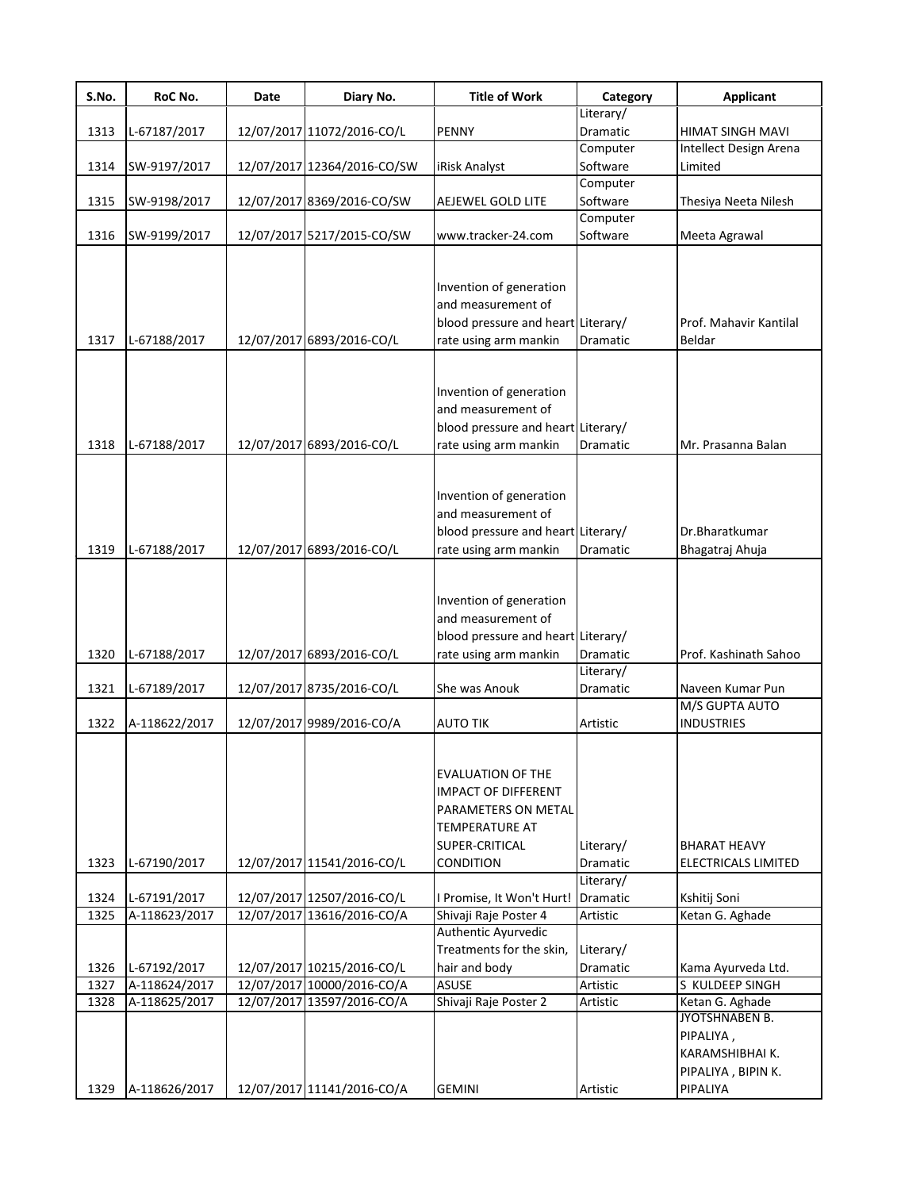| S.No. | RoC No. | Date | Diary No. | Title of Work | Category | Applicant |
|---|---|---|---|---|---|---|
| 1313 | L-67187/2017 | 12/07/2017 | 11072/2016-CO/L | PENNY | Literary/ Dramatic | HIMAT SINGH MAVI |
| 1314 | SW-9197/2017 | 12/07/2017 | 12364/2016-CO/SW | iRisk Analyst | Computer Software | Intellect Design Arena Limited |
| 1315 | SW-9198/2017 | 12/07/2017 | 8369/2016-CO/SW | AEJEWEL GOLD LITE | Computer Software | Thesiya Neeta Nilesh |
| 1316 | SW-9199/2017 | 12/07/2017 | 5217/2015-CO/SW | www.tracker-24.com | Computer Software | Meeta Agrawal |
| 1317 | L-67188/2017 | 12/07/2017 | 6893/2016-CO/L | Invention of generation and measurement of blood pressure and heart rate using arm mankin | Literary/ Dramatic | Prof. Mahavir Kantilal Beldar |
| 1318 | L-67188/2017 | 12/07/2017 | 6893/2016-CO/L | Invention of generation and measurement of blood pressure and heart rate using arm mankin | Literary/ Dramatic | Mr. Prasanna Balan |
| 1319 | L-67188/2017 | 12/07/2017 | 6893/2016-CO/L | Invention of generation and measurement of blood pressure and heart rate using arm mankin | Literary/ Dramatic | Dr.Bharatkumar Bhagatraj Ahuja |
| 1320 | L-67188/2017 | 12/07/2017 | 6893/2016-CO/L | Invention of generation and measurement of blood pressure and heart rate using arm mankin | Literary/ Dramatic | Prof. Kashinath Sahoo |
| 1321 | L-67189/2017 | 12/07/2017 | 8735/2016-CO/L | She was Anouk | Literary/ Dramatic | Naveen Kumar Pun |
| 1322 | A-118622/2017 | 12/07/2017 | 9989/2016-CO/A | AUTO TIK | Artistic | M/S GUPTA AUTO INDUSTRIES |
| 1323 | L-67190/2017 | 12/07/2017 | 11541/2016-CO/L | EVALUATION OF THE IMPACT OF DIFFERENT PARAMETERS ON METAL TEMPERATURE AT SUPER-CRITICAL CONDITION | Literary/ Dramatic | BHARAT HEAVY ELECTRICALS LIMITED |
| 1324 | L-67191/2017 | 12/07/2017 | 12507/2016-CO/L | I Promise, It Won't Hurt! | Literary/ Dramatic | Kshitij Soni |
| 1325 | A-118623/2017 | 12/07/2017 | 13616/2016-CO/A | Shivaji Raje Poster 4 | Artistic | Ketan G. Aghade |
| 1326 | L-67192/2017 | 12/07/2017 | 10215/2016-CO/L | Authentic Ayurvedic Treatments for the skin, hair and body | Literary/ Dramatic | Kama Ayurveda Ltd. |
| 1327 | A-118624/2017 | 12/07/2017 | 10000/2016-CO/A | ASUSE | Artistic | S KULDEEP SINGH |
| 1328 | A-118625/2017 | 12/07/2017 | 13597/2016-CO/A | Shivaji Raje Poster 2 | Artistic | Ketan G. Aghade |
| 1329 | A-118626/2017 | 12/07/2017 | 11141/2016-CO/A | GEMINI | Artistic | JYOTSHNABEN B. PIPALIYA , KARAMSHIBHAI K. PIPALIYA , BIPIN K. PIPALIYA |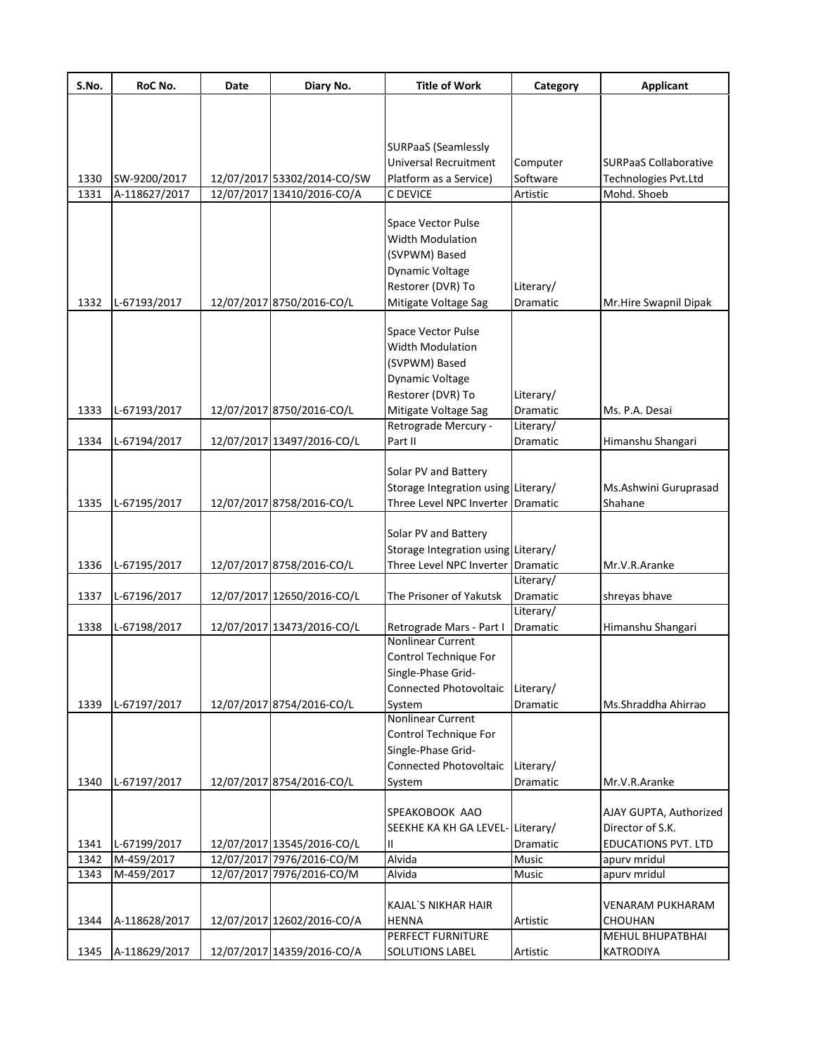| S.No. | RoC No. | Date | Diary No. | Title of Work | Category | Applicant |
|---|---|---|---|---|---|---|
| 1330 | SW-9200/2017 | 12/07/2017 | 53302/2014-CO/SW | SURPaaS (Seamlessly Universal Recruitment Platform as a Service) | Computer Software | SURPaaS Collaborative Technologies Pvt.Ltd |
| 1331 | A-118627/2017 | 12/07/2017 | 13410/2016-CO/A | C DEVICE | Artistic | Mohd. Shoeb |
| 1332 | L-67193/2017 | 12/07/2017 | 8750/2016-CO/L | Space Vector Pulse Width Modulation (SVPWM) Based Dynamic Voltage Restorer (DVR) To Mitigate Voltage Sag | Literary/ Dramatic | Mr.Hire Swapnil Dipak |
| 1333 | L-67193/2017 | 12/07/2017 | 8750/2016-CO/L | Space Vector Pulse Width Modulation (SVPWM) Based Dynamic Voltage Restorer (DVR) To Mitigate Voltage Sag | Literary/ Dramatic | Ms. P.A. Desai |
| 1334 | L-67194/2017 | 12/07/2017 | 13497/2016-CO/L | Retrograde Mercury - Part II | Literary/ Dramatic | Himanshu Shangari |
| 1335 | L-67195/2017 | 12/07/2017 | 8758/2016-CO/L | Solar PV and Battery Storage Integration using Three Level NPC Inverter | Literary/ Dramatic | Ms.Ashwini Guruprasad Shahane |
| 1336 | L-67195/2017 | 12/07/2017 | 8758/2016-CO/L | Solar PV and Battery Storage Integration using Three Level NPC Inverter | Literary/ Dramatic | Mr.V.R.Aranke |
| 1337 | L-67196/2017 | 12/07/2017 | 12650/2016-CO/L | The Prisoner of Yakutsk | Literary/ Dramatic | shreyas bhave |
| 1338 | L-67198/2017 | 12/07/2017 | 13473/2016-CO/L | Retrograde Mars - Part I | Literary/ Dramatic | Himanshu Shangari |
| 1339 | L-67197/2017 | 12/07/2017 | 8754/2016-CO/L | Nonlinear Current Control Technique For Single-Phase Grid-Connected Photovoltaic System | Literary/ Dramatic | Ms.Shraddha Ahirrao |
| 1340 | L-67197/2017 | 12/07/2017 | 8754/2016-CO/L | Nonlinear Current Control Technique For Single-Phase Grid-Connected Photovoltaic System | Literary/ Dramatic | Mr.V.R.Aranke |
| 1341 | L-67199/2017 | 12/07/2017 | 13545/2016-CO/L | SPEAKOBOOK AAO SEEKHE KA KH GA LEVEL-II | Literary/ Dramatic | AJAY GUPTA, Authorized Director of S.K. EDUCATIONS PVT. LTD |
| 1342 | M-459/2017 | 12/07/2017 | 7976/2016-CO/M | Alvida | Music | apurv mridul |
| 1343 | M-459/2017 | 12/07/2017 | 7976/2016-CO/M | Alvida | Music | apurv mridul |
| 1344 | A-118628/2017 | 12/07/2017 | 12602/2016-CO/A | KAJAL`S NIKHAR HAIR HENNA | Artistic | VENARAM PUKHARAM CHOUHAN |
| 1345 | A-118629/2017 | 12/07/2017 | 14359/2016-CO/A | PERFECT FURNITURE SOLUTIONS LABEL | Artistic | MEHUL BHUPATBHAI KATRODIYA |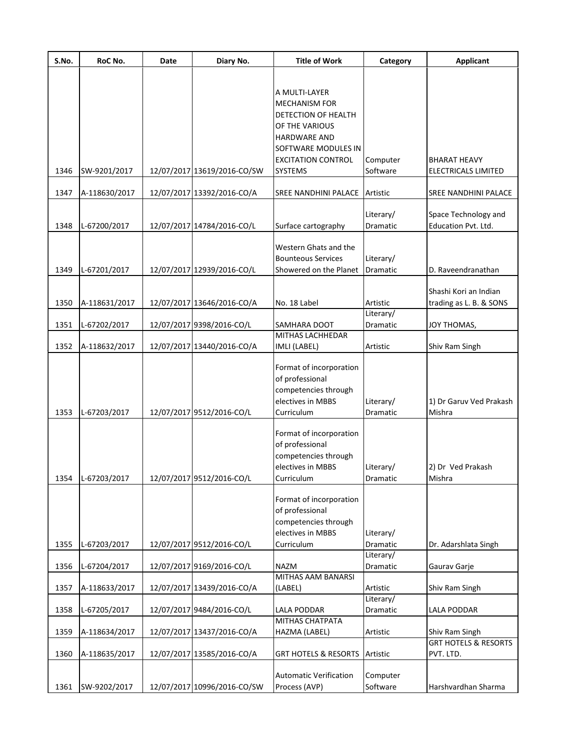| S.No. | RoC No. | Date | Diary No. | Title of Work | Category | Applicant |
|---|---|---|---|---|---|---|
| 1346 | SW-9201/2017 | 12/07/2017 | 13619/2016-CO/SW | A MULTI-LAYER MECHANISM FOR DETECTION OF HEALTH OF THE VARIOUS HARDWARE AND SOFTWARE MODULES IN EXCITATION CONTROL SYSTEMS | Computer Software | BHARAT HEAVY ELECTRICALS LIMITED |
| 1347 | A-118630/2017 | 12/07/2017 | 13392/2016-CO/A | SREE NANDHINI PALACE | Artistic | SREE NANDHINI PALACE |
| 1348 | L-67200/2017 | 12/07/2017 | 14784/2016-CO/L | Surface cartography | Literary/ Dramatic | Space Technology and Education Pvt. Ltd. |
| 1349 | L-67201/2017 | 12/07/2017 | 12939/2016-CO/L | Western Ghats and the Bounteous Services Showered on the Planet | Literary/ Dramatic | D. Raveendranathan |
| 1350 | A-118631/2017 | 12/07/2017 | 13646/2016-CO/A | No. 18 Label | Artistic | Shashi Kori an Indian trading as L. B. & SONS |
| 1351 | L-67202/2017 | 12/07/2017 | 9398/2016-CO/L | SAMHARA DOOT | Literary/ Dramatic | JOY THOMAS, |
| 1352 | A-118632/2017 | 12/07/2017 | 13440/2016-CO/A | MITHAS LACHHEDAR IMLI (LABEL) | Artistic | Shiv Ram Singh |
| 1353 | L-67203/2017 | 12/07/2017 | 9512/2016-CO/L | Format of incorporation of professional competencies through electives in MBBS Curriculum | Literary/ Dramatic | 1) Dr Garuv Ved Prakash Mishra |
| 1354 | L-67203/2017 | 12/07/2017 | 9512/2016-CO/L | Format of incorporation of professional competencies through electives in MBBS Curriculum | Literary/ Dramatic | 2) Dr Ved Prakash Mishra |
| 1355 | L-67203/2017 | 12/07/2017 | 9512/2016-CO/L | Format of incorporation of professional competencies through electives in MBBS Curriculum | Literary/ Dramatic | Dr. Adarshlata Singh |
| 1356 | L-67204/2017 | 12/07/2017 | 9169/2016-CO/L | NAZM | Literary/ Dramatic | Gaurav Garje |
| 1357 | A-118633/2017 | 12/07/2017 | 13439/2016-CO/A | MITHAS AAM BANARSI (LABEL) | Artistic | Shiv Ram Singh |
| 1358 | L-67205/2017 | 12/07/2017 | 9484/2016-CO/L | LALA PODDAR | Literary/ Dramatic | LALA PODDAR |
| 1359 | A-118634/2017 | 12/07/2017 | 13437/2016-CO/A | MITHAS CHATPATA HAZMA (LABEL) | Artistic | Shiv Ram Singh |
| 1360 | A-118635/2017 | 12/07/2017 | 13585/2016-CO/A | GRT HOTELS & RESORTS | Artistic | GRT HOTELS & RESORTS PVT. LTD. |
| 1361 | SW-9202/2017 | 12/07/2017 | 10996/2016-CO/SW | Automatic Verification Process (AVP) | Computer Software | Harshvardhan Sharma |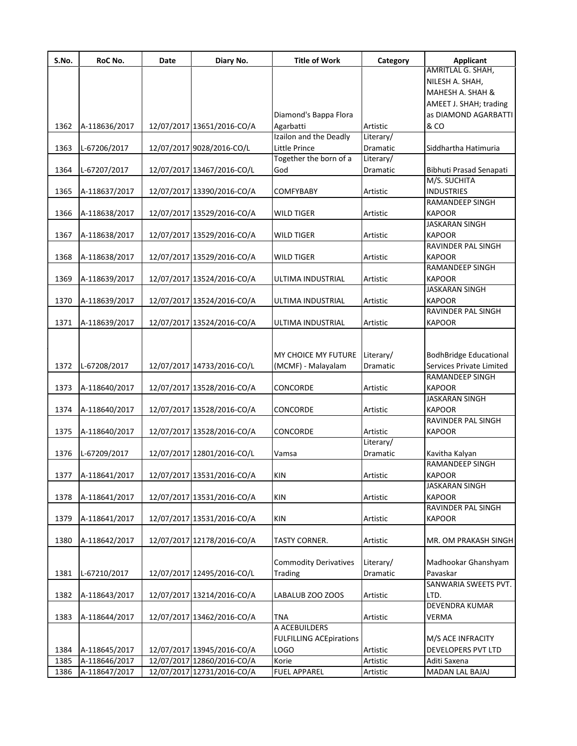| S.No. | RoC No. | Date | Diary No. | Title of Work | Category | Applicant |
|---|---|---|---|---|---|---|
| 1362 | A-118636/2017 | 12/07/2017 | 13651/2016-CO/A | Diamond's Bappa Flora Agarbatti | Artistic | AMRITLAL G. SHAH, NILESH A. SHAH, MAHESH A. SHAH & AMEET J. SHAH; trading as DIAMOND AGARBATTI & CO |
| 1363 | L-67206/2017 | 12/07/2017 | 9028/2016-CO/L | Izailon and the Deadly Little Prince | Literary/ Dramatic | Siddhartha Hatimuria |
| 1364 | L-67207/2017 | 12/07/2017 | 13467/2016-CO/L | Together the born of a God | Literary/ Dramatic | Bibhuti Prasad Senapati |
| 1365 | A-118637/2017 | 12/07/2017 | 13390/2016-CO/A | COMFYBABY | Artistic | M/S. SUCHITA INDUSTRIES |
| 1366 | A-118638/2017 | 12/07/2017 | 13529/2016-CO/A | WILD TIGER | Artistic | RAMANDEEP SINGH KAPOOR |
| 1367 | A-118638/2017 | 12/07/2017 | 13529/2016-CO/A | WILD TIGER | Artistic | JASKARAN SINGH KAPOOR |
| 1368 | A-118638/2017 | 12/07/2017 | 13529/2016-CO/A | WILD TIGER | Artistic | RAVINDER PAL SINGH KAPOOR |
| 1369 | A-118639/2017 | 12/07/2017 | 13524/2016-CO/A | ULTIMA INDUSTRIAL | Artistic | RAMANDEEP SINGH KAPOOR |
| 1370 | A-118639/2017 | 12/07/2017 | 13524/2016-CO/A | ULTIMA INDUSTRIAL | Artistic | JASKARAN SINGH KAPOOR |
| 1371 | A-118639/2017 | 12/07/2017 | 13524/2016-CO/A | ULTIMA INDUSTRIAL | Artistic | RAVINDER PAL SINGH KAPOOR |
| 1372 | L-67208/2017 | 12/07/2017 | 14733/2016-CO/L | MY CHOICE MY FUTURE (MCMF) - Malayalam | Literary/ Dramatic | BodhBridge Educational Services Private Limited |
| 1373 | A-118640/2017 | 12/07/2017 | 13528/2016-CO/A | CONCORDE | Artistic | RAMANDEEP SINGH KAPOOR |
| 1374 | A-118640/2017 | 12/07/2017 | 13528/2016-CO/A | CONCORDE | Artistic | JASKARAN SINGH KAPOOR |
| 1375 | A-118640/2017 | 12/07/2017 | 13528/2016-CO/A | CONCORDE | Artistic | RAVINDER PAL SINGH KAPOOR |
| 1376 | L-67209/2017 | 12/07/2017 | 12801/2016-CO/L | Vamsa | Literary/ Dramatic | Kavitha Kalyan |
| 1377 | A-118641/2017 | 12/07/2017 | 13531/2016-CO/A | KIN | Artistic | RAMANDEEP SINGH KAPOOR |
| 1378 | A-118641/2017 | 12/07/2017 | 13531/2016-CO/A | KIN | Artistic | JASKARAN SINGH KAPOOR |
| 1379 | A-118641/2017 | 12/07/2017 | 13531/2016-CO/A | KIN | Artistic | RAVINDER PAL SINGH KAPOOR |
| 1380 | A-118642/2017 | 12/07/2017 | 12178/2016-CO/A | TASTY CORNER. | Artistic | MR. OM PRAKASH SINGH |
| 1381 | L-67210/2017 | 12/07/2017 | 12495/2016-CO/L | Commodity Derivatives Trading | Literary/ Dramatic | Madhookar Ghanshyam Pavaskar |
| 1382 | A-118643/2017 | 12/07/2017 | 13214/2016-CO/A | LABALUB ZOO ZOOS | Artistic | SANWARIA SWEETS PVT. LTD. |
| 1383 | A-118644/2017 | 12/07/2017 | 13462/2016-CO/A | TNA | Artistic | DEVENDRA KUMAR VERMA |
| 1384 | A-118645/2017 | 12/07/2017 | 13945/2016-CO/A | A ACEBUILDERS FULFILLING ACEpirations LOGO | Artistic | M/S ACE INFRACITY DEVELOPERS PVT LTD |
| 1385 | A-118646/2017 | 12/07/2017 | 12860/2016-CO/A | Korie | Artistic | Aditi Saxena |
| 1386 | A-118647/2017 | 12/07/2017 | 12731/2016-CO/A | FUEL APPAREL | Artistic | MADAN LAL BAJAJ |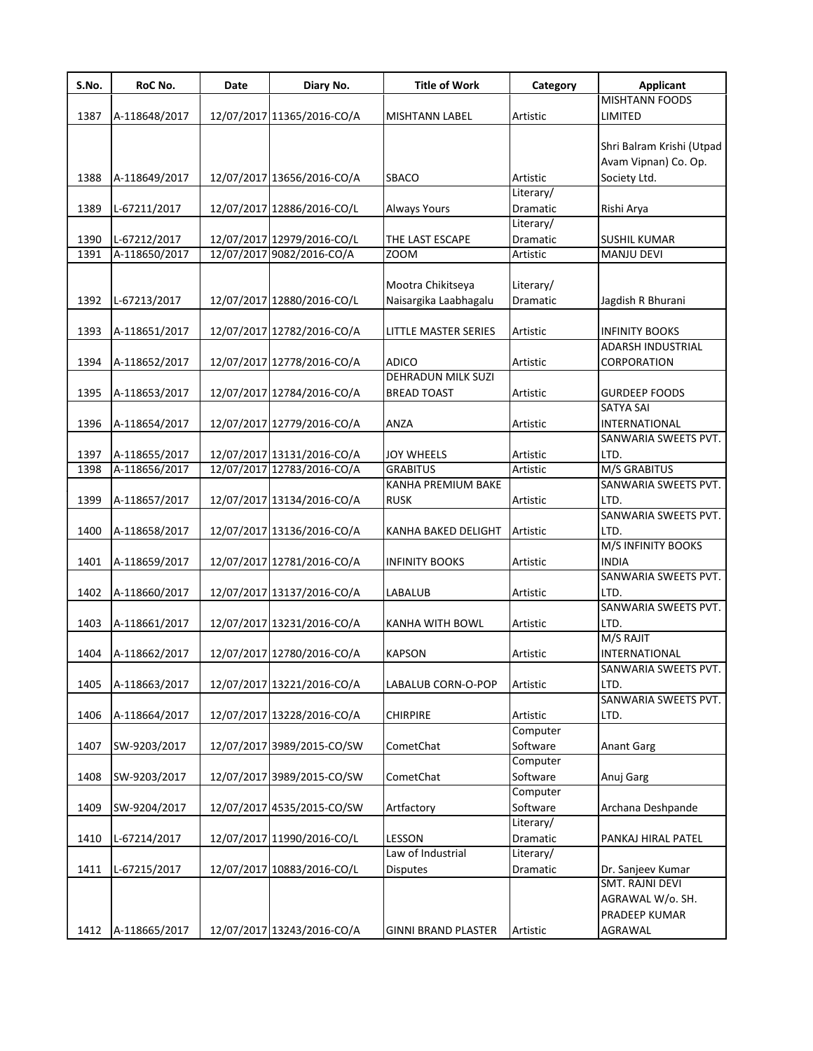| S.No. | RoC No. | Date | Diary No. | Title of Work | Category | Applicant |
|---|---|---|---|---|---|---|
| 1387 | A-118648/2017 | 12/07/2017 | 11365/2016-CO/A | MISHTANN LABEL | Artistic | MISHTANN FOODS LIMITED |
| 1388 | A-118649/2017 | 12/07/2017 | 13656/2016-CO/A | SBACO | Artistic | Shri Balram Krishi (Utpad Avam Vipnan) Co. Op. Society Ltd. |
| 1389 | L-67211/2017 | 12/07/2017 | 12886/2016-CO/L | Always Yours | Literary/ Dramatic | Rishi Arya |
| 1390 | L-67212/2017 | 12/07/2017 | 12979/2016-CO/L | THE LAST ESCAPE | Literary/ Dramatic | SUSHIL KUMAR |
| 1391 | A-118650/2017 | 12/07/2017 | 9082/2016-CO/A | ZOOM | Artistic | MANJU DEVI |
| 1392 | L-67213/2017 | 12/07/2017 | 12880/2016-CO/L | Mootra Chikitseya Naisargika Laabhagalu | Literary/ Dramatic | Jagdish R Bhurani |
| 1393 | A-118651/2017 | 12/07/2017 | 12782/2016-CO/A | LITTLE MASTER SERIES | Artistic | INFINITY BOOKS |
| 1394 | A-118652/2017 | 12/07/2017 | 12778/2016-CO/A | ADICO | Artistic | ADARSH INDUSTRIAL CORPORATION |
| 1395 | A-118653/2017 | 12/07/2017 | 12784/2016-CO/A | DEHRADUN MILK SUZI BREAD TOAST | Artistic | GURDEEP FOODS |
| 1396 | A-118654/2017 | 12/07/2017 | 12779/2016-CO/A | ANZA | Artistic | SATYA SAI INTERNATIONAL |
| 1397 | A-118655/2017 | 12/07/2017 | 13131/2016-CO/A | JOY WHEELS | Artistic | SANWARIA SWEETS PVT. LTD. |
| 1398 | A-118656/2017 | 12/07/2017 | 12783/2016-CO/A | GRABITUS | Artistic | M/S GRABITUS |
| 1399 | A-118657/2017 | 12/07/2017 | 13134/2016-CO/A | KANHA PREMIUM BAKE RUSK | Artistic | SANWARIA SWEETS PVT. LTD. |
| 1400 | A-118658/2017 | 12/07/2017 | 13136/2016-CO/A | KANHA BAKED DELIGHT | Artistic | SANWARIA SWEETS PVT. LTD. |
| 1401 | A-118659/2017 | 12/07/2017 | 12781/2016-CO/A | INFINITY BOOKS | Artistic | M/S INFINITY BOOKS INDIA |
| 1402 | A-118660/2017 | 12/07/2017 | 13137/2016-CO/A | LABALUB | Artistic | SANWARIA SWEETS PVT. LTD. |
| 1403 | A-118661/2017 | 12/07/2017 | 13231/2016-CO/A | KANHA WITH BOWL | Artistic | SANWARIA SWEETS PVT. LTD. |
| 1404 | A-118662/2017 | 12/07/2017 | 12780/2016-CO/A | KAPSON | Artistic | M/S RAJIT INTERNATIONAL |
| 1405 | A-118663/2017 | 12/07/2017 | 13221/2016-CO/A | LABALUB CORN-O-POP | Artistic | SANWARIA SWEETS PVT. LTD. |
| 1406 | A-118664/2017 | 12/07/2017 | 13228/2016-CO/A | CHIRPIRE | Artistic | SANWARIA SWEETS PVT. LTD. |
| 1407 | SW-9203/2017 | 12/07/2017 | 3989/2015-CO/SW | CometChat | Computer Software | Anant Garg |
| 1408 | SW-9203/2017 | 12/07/2017 | 3989/2015-CO/SW | CometChat | Computer Software | Anuj Garg |
| 1409 | SW-9204/2017 | 12/07/2017 | 4535/2015-CO/SW | Artfactory | Computer Software | Archana Deshpande |
| 1410 | L-67214/2017 | 12/07/2017 | 11990/2016-CO/L | LESSON | Literary/ Dramatic | PANKAJ HIRAL PATEL |
| 1411 | L-67215/2017 | 12/07/2017 | 10883/2016-CO/L | Law of Industrial Disputes | Literary/ Dramatic | Dr. Sanjeev Kumar |
| 1412 | A-118665/2017 | 12/07/2017 | 13243/2016-CO/A | GINNI BRAND PLASTER | Artistic | SMT. RAJNI DEVI AGRAWAL W/o. SH. PRADEEP KUMAR AGRAWAL |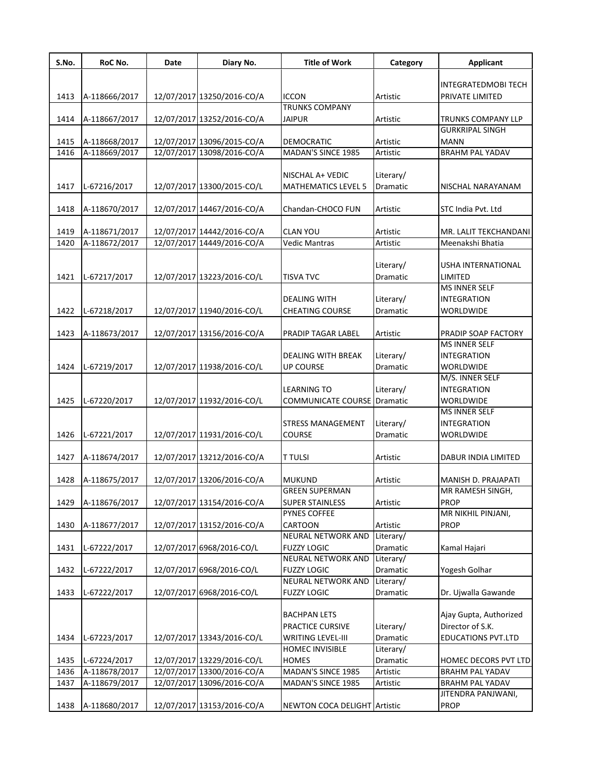| S.No. | RoC No. | Date | Diary No. | Title of Work | Category | Applicant |
|---|---|---|---|---|---|---|
| 1413 | A-118666/2017 | 12/07/2017 | 13250/2016-CO/A | ICCON | Artistic | INTEGRATEDMOBI TECH PRIVATE LIMITED |
| 1414 | A-118667/2017 | 12/07/2017 | 13252/2016-CO/A | TRUNKS COMPANY JAIPUR | Artistic | TRUNKS COMPANY LLP |
| 1415 | A-118668/2017 | 12/07/2017 | 13096/2015-CO/A | DEMOCRATIC | Artistic | GURKRIPAL SINGH MANN |
| 1416 | A-118669/2017 | 12/07/2017 | 13098/2016-CO/A | MADAN'S SINCE 1985 | Artistic | BRAHM PAL YADAV |
| 1417 | L-67216/2017 | 12/07/2017 | 13300/2015-CO/L | NISCHAL A+ VEDIC MATHEMATICS LEVEL 5 | Literary/ Dramatic | NISCHAL NARAYANAM |
| 1418 | A-118670/2017 | 12/07/2017 | 14467/2016-CO/A | Chandan-CHOCO FUN | Artistic | STC India Pvt. Ltd |
| 1419 | A-118671/2017 | 12/07/2017 | 14442/2016-CO/A | CLAN YOU | Artistic | MR. LALIT TEKCHANDANI |
| 1420 | A-118672/2017 | 12/07/2017 | 14449/2016-CO/A | Vedic Mantras | Artistic | Meenakshi Bhatia |
| 1421 | L-67217/2017 | 12/07/2017 | 13223/2016-CO/L | TISVA TVC | Literary/ Dramatic | USHA INTERNATIONAL LIMITED |
| 1422 | L-67218/2017 | 12/07/2017 | 11940/2016-CO/L | DEALING WITH CHEATING COURSE | Literary/ Dramatic | MS INNER SELF INTEGRATION WORLDWIDE |
| 1423 | A-118673/2017 | 12/07/2017 | 13156/2016-CO/A | PRADIP TAGAR LABEL | Artistic | PRADIP SOAP FACTORY |
| 1424 | L-67219/2017 | 12/07/2017 | 11938/2016-CO/L | DEALING WITH BREAK UP COURSE | Literary/ Dramatic | MS INNER SELF INTEGRATION WORLDWIDE |
| 1425 | L-67220/2017 | 12/07/2017 | 11932/2016-CO/L | LEARNING TO COMMUNICATE COURSE | Literary/ Dramatic | M/S. INNER SELF INTEGRATION WORLDWIDE |
| 1426 | L-67221/2017 | 12/07/2017 | 11931/2016-CO/L | STRESS MANAGEMENT COURSE | Literary/ Dramatic | MS INNER SELF INTEGRATION WORLDWIDE |
| 1427 | A-118674/2017 | 12/07/2017 | 13212/2016-CO/A | T TULSI | Artistic | DABUR INDIA LIMITED |
| 1428 | A-118675/2017 | 12/07/2017 | 13206/2016-CO/A | MUKUND | Artistic | MANISH D. PRAJAPATI |
| 1429 | A-118676/2017 | 12/07/2017 | 13154/2016-CO/A | GREEN SUPERMAN SUPER STAINLESS | Artistic | MR RAMESH SINGH, PROP |
| 1430 | A-118677/2017 | 12/07/2017 | 13152/2016-CO/A | PYNES COFFEE CARTOON | Artistic | MR NIKHIL PINJANI, PROP |
| 1431 | L-67222/2017 | 12/07/2017 | 6968/2016-CO/L | NEURAL NETWORK AND FUZZY LOGIC | Literary/ Dramatic | Kamal Hajari |
| 1432 | L-67222/2017 | 12/07/2017 | 6968/2016-CO/L | NEURAL NETWORK AND FUZZY LOGIC | Literary/ Dramatic | Yogesh Golhar |
| 1433 | L-67222/2017 | 12/07/2017 | 6968/2016-CO/L | NEURAL NETWORK AND FUZZY LOGIC | Literary/ Dramatic | Dr. Ujwalla Gawande |
| 1434 | L-67223/2017 | 12/07/2017 | 13343/2016-CO/L | BACHPAN LETS PRACTICE CURSIVE WRITING LEVEL-III | Literary/ Dramatic | Ajay Gupta, Authorized Director of S.K. EDUCATIONS PVT.LTD |
| 1435 | L-67224/2017 | 12/07/2017 | 13229/2016-CO/L | HOMEC INVISIBLE HOMES | Literary/ Dramatic | HOMEC DECORS PVT LTD |
| 1436 | A-118678/2017 | 12/07/2017 | 13300/2016-CO/A | MADAN'S SINCE 1985 | Artistic | BRAHM PAL YADAV |
| 1437 | A-118679/2017 | 12/07/2017 | 13096/2016-CO/A | MADAN'S SINCE 1985 | Artistic | BRAHM PAL YADAV |
| 1438 | A-118680/2017 | 12/07/2017 | 13153/2016-CO/A | NEWTON COCA DELIGHT | Artistic | JITENDRA PANJWANI, PROP |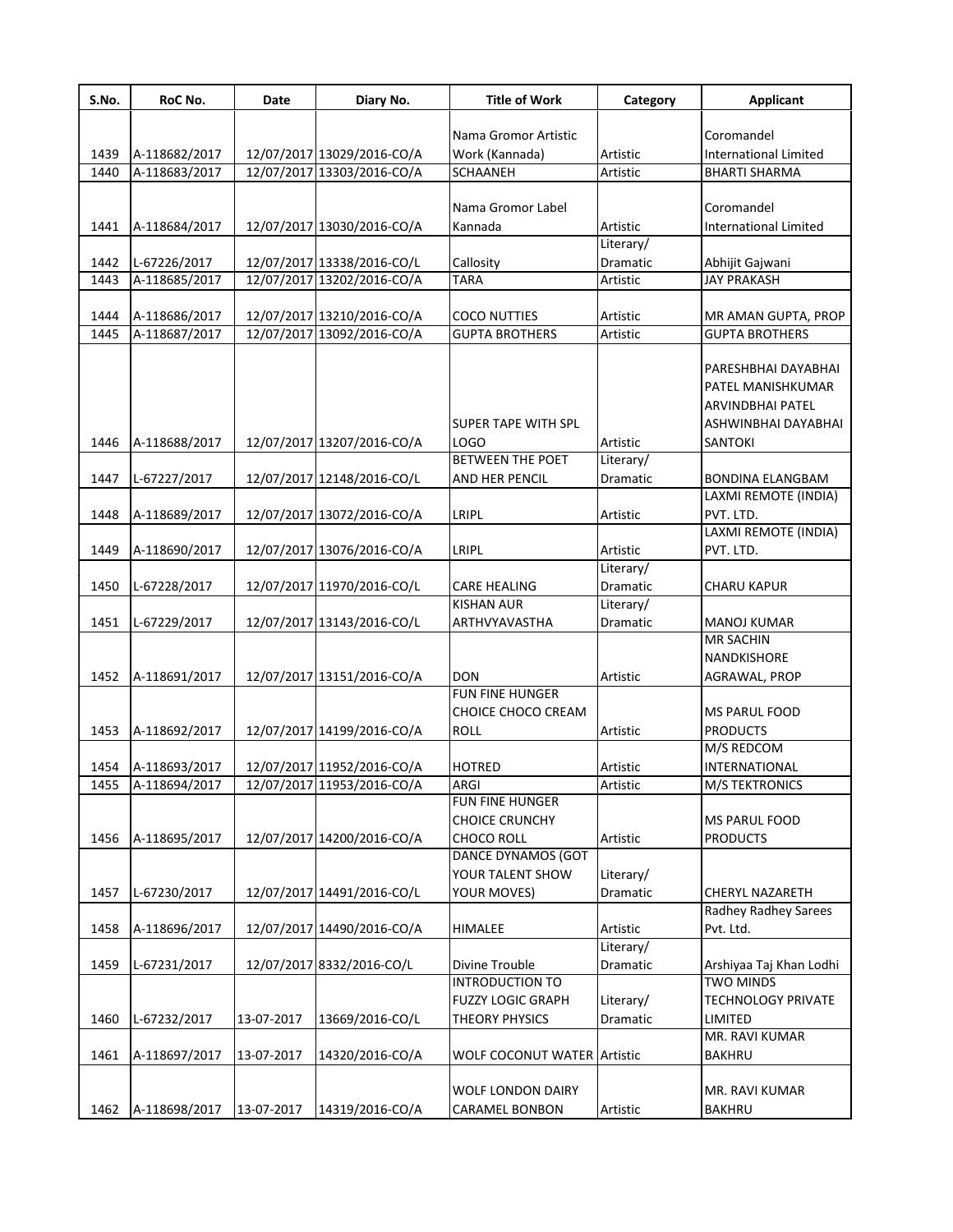| S.No. | RoC No. | Date | Diary No. | Title of Work | Category | Applicant |
|---|---|---|---|---|---|---|
| 1439 | A-118682/2017 | 12/07/2017 | 13029/2016-CO/A | Nama Gromor Artistic Work (Kannada) | Artistic | Coromandel International Limited |
| 1440 | A-118683/2017 | 12/07/2017 | 13303/2016-CO/A | SCHAANEH | Artistic | BHARTI SHARMA |
| 1441 | A-118684/2017 | 12/07/2017 | 13030/2016-CO/A | Nama Gromor Label Kannada | Artistic | Coromandel International Limited |
| 1442 | L-67226/2017 | 12/07/2017 | 13338/2016-CO/L | Callosity | Literary/ Dramatic | Abhijit Gajwani |
| 1443 | A-118685/2017 | 12/07/2017 | 13202/2016-CO/A | TARA | Artistic | JAY PRAKASH |
| 1444 | A-118686/2017 | 12/07/2017 | 13210/2016-CO/A | COCO NUTTIES | Artistic | MR AMAN GUPTA, PROP |
| 1445 | A-118687/2017 | 12/07/2017 | 13092/2016-CO/A | GUPTA BROTHERS | Artistic | GUPTA BROTHERS |
| 1446 | A-118688/2017 | 12/07/2017 | 13207/2016-CO/A | SUPER TAPE WITH SPL LOGO | Artistic | PARESHBHAI DAYABHAI PATEL MANISHKUMAR ARVINDBHAI PATEL ASHWINBHAI DAYABHAI SANTOKI |
| 1447 | L-67227/2017 | 12/07/2017 | 12148/2016-CO/L | BETWEEN THE POET AND HER PENCIL | Literary/ Dramatic | BONDINA ELANGBAM |
| 1448 | A-118689/2017 | 12/07/2017 | 13072/2016-CO/A | LRIPL | Artistic | LAXMI REMOTE (INDIA) PVT. LTD. |
| 1449 | A-118690/2017 | 12/07/2017 | 13076/2016-CO/A | LRIPL | Artistic | LAXMI REMOTE (INDIA) PVT. LTD. |
| 1450 | L-67228/2017 | 12/07/2017 | 11970/2016-CO/L | CARE HEALING | Literary/ Dramatic | CHARU KAPUR |
| 1451 | L-67229/2017 | 12/07/2017 | 13143/2016-CO/L | KISHAN AUR ARTHVYAVASTHA | Literary/ Dramatic | MANOJ KUMAR |
| 1452 | A-118691/2017 | 12/07/2017 | 13151/2016-CO/A | DON | Artistic | MR SACHIN NANDKISHORE AGRAWAL, PROP |
| 1453 | A-118692/2017 | 12/07/2017 | 14199/2016-CO/A | FUN FINE HUNGER CHOICE CHOCO CREAM ROLL | Artistic | MS PARUL FOOD PRODUCTS |
| 1454 | A-118693/2017 | 12/07/2017 | 11952/2016-CO/A | HOTRED | Artistic | M/S REDCOM INTERNATIONAL |
| 1455 | A-118694/2017 | 12/07/2017 | 11953/2016-CO/A | ARGI | Artistic | M/S TEKTRONICS |
| 1456 | A-118695/2017 | 12/07/2017 | 14200/2016-CO/A | FUN FINE HUNGER CHOICE CRUNCHY CHOCO ROLL | Artistic | MS PARUL FOOD PRODUCTS |
| 1457 | L-67230/2017 | 12/07/2017 | 14491/2016-CO/L | DANCE DYNAMOS (GOT YOUR TALENT SHOW YOUR MOVES) | Literary/ Dramatic | CHERYL NAZARETH |
| 1458 | A-118696/2017 | 12/07/2017 | 14490/2016-CO/A | HIMALEE | Artistic | Radhey Radhey Sarees Pvt. Ltd. |
| 1459 | L-67231/2017 | 12/07/2017 | 8332/2016-CO/L | Divine Trouble | Literary/ Dramatic | Arshiyaa Taj Khan Lodhi |
| 1460 | L-67232/2017 | 13-07-2017 | 13669/2016-CO/L | INTRODUCTION TO FUZZY LOGIC GRAPH THEORY PHYSICS | Literary/ Dramatic | TWO MINDS TECHNOLOGY PRIVATE LIMITED |
| 1461 | A-118697/2017 | 13-07-2017 | 14320/2016-CO/A | WOLF COCONUT WATER | Artistic | MR. RAVI KUMAR BAKHRU |
| 1462 | A-118698/2017 | 13-07-2017 | 14319/2016-CO/A | WOLF LONDON DAIRY CARAMEL BONBON | Artistic | MR. RAVI KUMAR BAKHRU |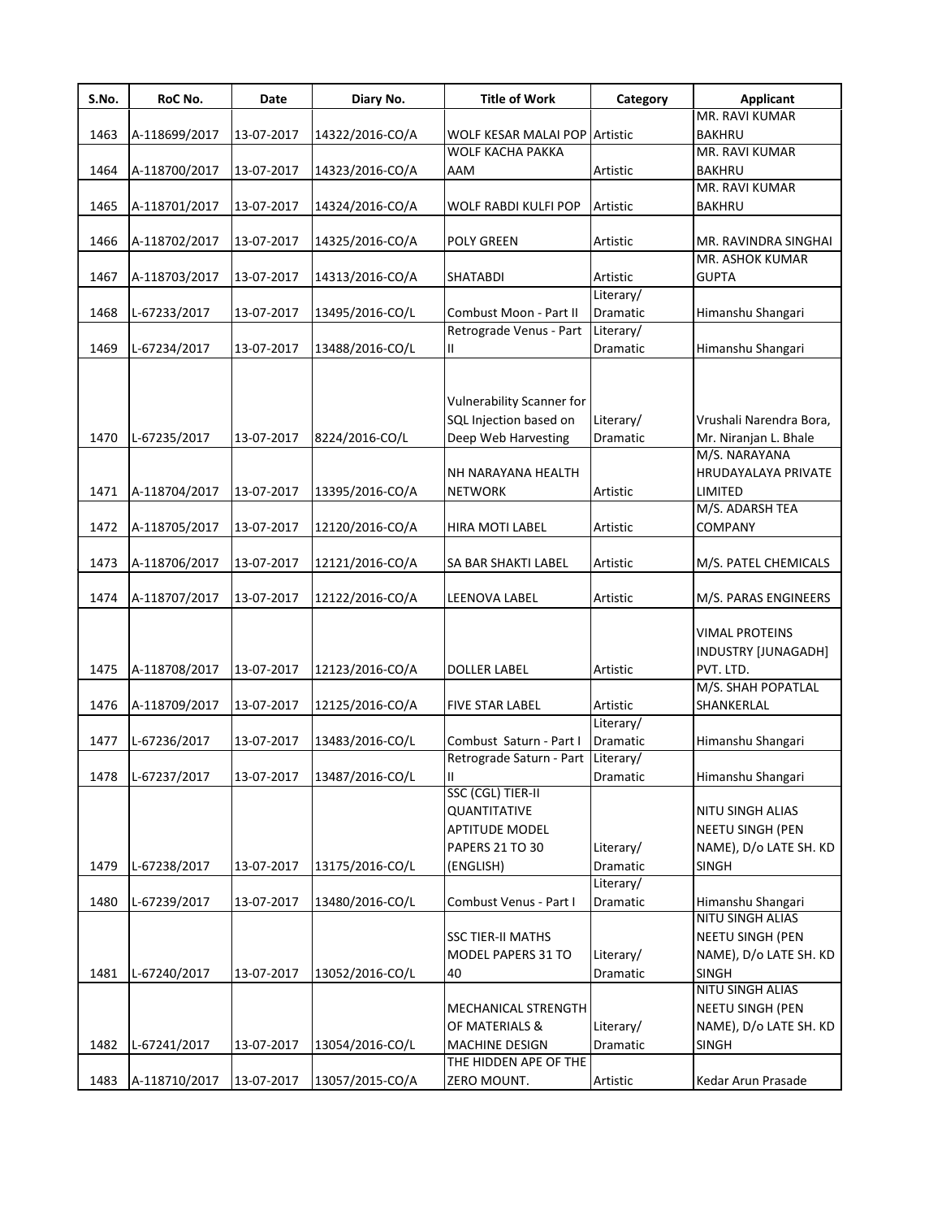| S.No. | RoC No. | Date | Diary No. | Title of Work | Category | Applicant |
|---|---|---|---|---|---|---|
| 1463 | A-118699/2017 | 13-07-2017 | 14322/2016-CO/A | WOLF KESAR MALAI POP | Artistic | MR. RAVI KUMAR BAKHRU |
| 1464 | A-118700/2017 | 13-07-2017 | 14323/2016-CO/A | WOLF KACHA PAKKA AAM | Artistic | MR. RAVI KUMAR BAKHRU |
| 1465 | A-118701/2017 | 13-07-2017 | 14324/2016-CO/A | WOLF RABDI KULFI POP | Artistic | MR. RAVI KUMAR BAKHRU |
| 1466 | A-118702/2017 | 13-07-2017 | 14325/2016-CO/A | POLY GREEN | Artistic | MR. RAVINDRA SINGHAI |
| 1467 | A-118703/2017 | 13-07-2017 | 14313/2016-CO/A | SHATABDI | Artistic | MR. ASHOK KUMAR GUPTA |
| 1468 | L-67233/2017 | 13-07-2017 | 13495/2016-CO/L | Combust Moon - Part II | Literary/ Dramatic | Himanshu Shangari |
| 1469 | L-67234/2017 | 13-07-2017 | 13488/2016-CO/L | Retrograde Venus - Part II | Literary/ Dramatic | Himanshu Shangari |
| 1470 | L-67235/2017 | 13-07-2017 | 8224/2016-CO/L | Vulnerability Scanner for SQL Injection based on Deep Web Harvesting | Literary/ Dramatic | Vrushali Narendra Bora, Mr. Niranjan L. Bhale |
| 1471 | A-118704/2017 | 13-07-2017 | 13395/2016-CO/A | NH NARAYANA HEALTH NETWORK | Artistic | M/S. NARAYANA HRUDAYALAYA PRIVATE LIMITED |
| 1472 | A-118705/2017 | 13-07-2017 | 12120/2016-CO/A | HIRA MOTI LABEL | Artistic | M/S. ADARSH TEA COMPANY |
| 1473 | A-118706/2017 | 13-07-2017 | 12121/2016-CO/A | SA BAR SHAKTI LABEL | Artistic | M/S. PATEL CHEMICALS |
| 1474 | A-118707/2017 | 13-07-2017 | 12122/2016-CO/A | LEENOVA LABEL | Artistic | M/S. PARAS ENGINEERS |
| 1475 | A-118708/2017 | 13-07-2017 | 12123/2016-CO/A | DOLLER LABEL | Artistic | VIMAL PROTEINS INDUSTRY [JUNAGADH] PVT. LTD. |
| 1476 | A-118709/2017 | 13-07-2017 | 12125/2016-CO/A | FIVE STAR LABEL | Artistic | M/S. SHAH POPATLAL SHANKERLAL |
| 1477 | L-67236/2017 | 13-07-2017 | 13483/2016-CO/L | Combust Saturn - Part I | Literary/ Dramatic | Himanshu Shangari |
| 1478 | L-67237/2017 | 13-07-2017 | 13487/2016-CO/L | Retrograde Saturn - Part II | Literary/ Dramatic | Himanshu Shangari |
| 1479 | L-67238/2017 | 13-07-2017 | 13175/2016-CO/L | SSC (CGL) TIER-II QUANTITATIVE APTITUDE MODEL PAPERS 21 TO 30 (ENGLISH) | Literary/ Dramatic | NITU SINGH ALIAS NEETU SINGH (PEN NAME), D/o LATE SH. KD SINGH |
| 1480 | L-67239/2017 | 13-07-2017 | 13480/2016-CO/L | Combust Venus - Part I | Literary/ Dramatic | Himanshu Shangari |
| 1481 | L-67240/2017 | 13-07-2017 | 13052/2016-CO/L | SSC TIER-II MATHS MODEL PAPERS 31 TO 40 | Literary/ Dramatic | NITU SINGH ALIAS NEETU SINGH (PEN NAME), D/o LATE SH. KD SINGH |
| 1482 | L-67241/2017 | 13-07-2017 | 13054/2016-CO/L | MECHANICAL STRENGTH OF MATERIALS & MACHINE DESIGN | Literary/ Dramatic | NITU SINGH ALIAS NEETU SINGH (PEN NAME), D/o LATE SH. KD SINGH |
| 1483 | A-118710/2017 | 13-07-2017 | 13057/2015-CO/A | THE HIDDEN APE OF THE ZERO MOUNT. | Artistic | Kedar Arun Prasade |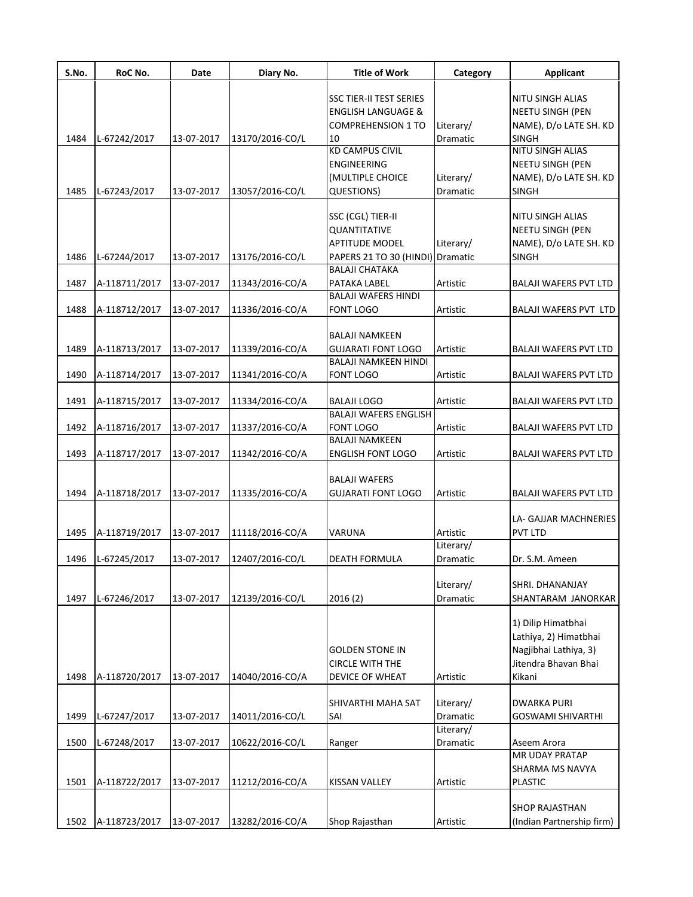| S.No. | RoC No. | Date | Diary No. | Title of Work | Category | Applicant |
|---|---|---|---|---|---|---|
| 1484 | L-67242/2017 | 13-07-2017 | 13170/2016-CO/L | SSC TIER-II TEST SERIES ENGLISH LANGUAGE & COMPREHENSION 1 TO 10 | Literary/ Dramatic | NITU SINGH ALIAS NEETU SINGH (PEN NAME), D/o LATE SH. KD SINGH |
| 1485 | L-67243/2017 | 13-07-2017 | 13057/2016-CO/L | KD CAMPUS CIVIL ENGINEERING (MULTIPLE CHOICE QUESTIONS) | Literary/ Dramatic | NITU SINGH ALIAS NEETU SINGH (PEN NAME), D/o LATE SH. KD SINGH |
| 1486 | L-67244/2017 | 13-07-2017 | 13176/2016-CO/L | SSC (CGL) TIER-II QUANTITATIVE APTITUDE MODEL PAPERS 21 TO 30 (HINDI) | Literary/ Dramatic | NITU SINGH ALIAS NEETU SINGH (PEN NAME), D/o LATE SH. KD SINGH |
| 1487 | A-118711/2017 | 13-07-2017 | 11343/2016-CO/A | BALAJI CHATAKA PATAKA LABEL | Artistic | BALAJI WAFERS PVT LTD |
| 1488 | A-118712/2017 | 13-07-2017 | 11336/2016-CO/A | BALAJI WAFERS HINDI FONT LOGO | Artistic | BALAJI WAFERS PVT LTD |
| 1489 | A-118713/2017 | 13-07-2017 | 11339/2016-CO/A | BALAJI NAMKEEN GUJARATI FONT LOGO | Artistic | BALAJI WAFERS PVT LTD |
| 1490 | A-118714/2017 | 13-07-2017 | 11341/2016-CO/A | BALAJI NAMKEEN HINDI FONT LOGO | Artistic | BALAJI WAFERS PVT LTD |
| 1491 | A-118715/2017 | 13-07-2017 | 11334/2016-CO/A | BALAJI LOGO | Artistic | BALAJI WAFERS PVT LTD |
| 1492 | A-118716/2017 | 13-07-2017 | 11337/2016-CO/A | BALAJI WAFERS ENGLISH FONT LOGO | Artistic | BALAJI WAFERS PVT LTD |
| 1493 | A-118717/2017 | 13-07-2017 | 11342/2016-CO/A | BALAJI NAMKEEN ENGLISH FONT LOGO | Artistic | BALAJI WAFERS PVT LTD |
| 1494 | A-118718/2017 | 13-07-2017 | 11335/2016-CO/A | BALAJI WAFERS GUJARATI FONT LOGO | Artistic | BALAJI WAFERS PVT LTD |
| 1495 | A-118719/2017 | 13-07-2017 | 11118/2016-CO/A | VARUNA | Artistic | LA- GAJJAR MACHNERIES PVT LTD |
| 1496 | L-67245/2017 | 13-07-2017 | 12407/2016-CO/L | DEATH FORMULA | Literary/ Dramatic | Dr. S.M. Ameen |
| 1497 | L-67246/2017 | 13-07-2017 | 12139/2016-CO/L | 2016 (2) | Literary/ Dramatic | SHRI. DHANANJAY SHANTARAM JANORKAR |
| 1498 | A-118720/2017 | 13-07-2017 | 14040/2016-CO/A | GOLDEN STONE IN CIRCLE WITH THE DEVICE OF WHEAT | Artistic | 1) Dilip Himatbhai Lathiya, 2) Himatbhai Nagjibhai Lathiya, 3) Jitendra Bhavan Bhai Kikani |
| 1499 | L-67247/2017 | 13-07-2017 | 14011/2016-CO/L | SHIVARTHI MAHA SAT SAI | Literary/ Dramatic | DWARKA PURI GOSWAMI SHIVARTHI |
| 1500 | L-67248/2017 | 13-07-2017 | 10622/2016-CO/L | Ranger | Literary/ Dramatic | Aseem Arora |
| 1501 | A-118722/2017 | 13-07-2017 | 11212/2016-CO/A | KISSAN VALLEY | Artistic | MR UDAY PRATAP SHARMA MS NAVYA PLASTIC |
| 1502 | A-118723/2017 | 13-07-2017 | 13282/2016-CO/A | Shop Rajasthan | Artistic | SHOP RAJASTHAN (Indian Partnership firm) |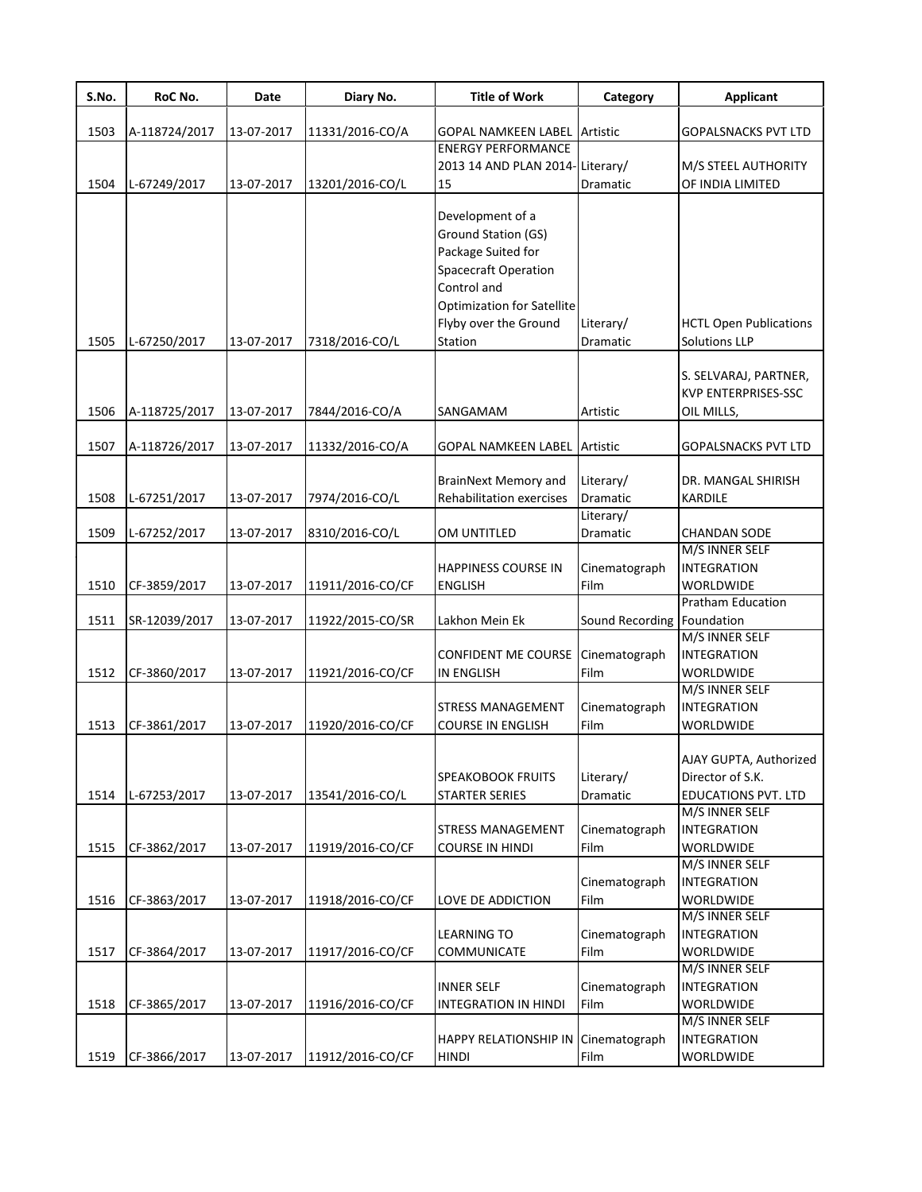| S.No. | RoC No. | Date | Diary No. | Title of Work | Category | Applicant |
|---|---|---|---|---|---|---|
| 1503 | A-118724/2017 | 13-07-2017 | 11331/2016-CO/A | GOPAL NAMKEEN LABEL | Artistic | GOPALSNACKS PVT LTD |
| 1504 | L-67249/2017 | 13-07-2017 | 13201/2016-CO/L | ENERGY PERFORMANCE 2013 14 AND PLAN 2014-15 | Literary/ Dramatic | M/S STEEL AUTHORITY OF INDIA LIMITED |
| 1505 | L-67250/2017 | 13-07-2017 | 7318/2016-CO/L | Development of a Ground Station (GS) Package Suited for Spacecraft Operation Control and Optimization for Satellite Flyby over the Ground Station | Literary/ Dramatic | HCTL Open Publications Solutions LLP |
| 1506 | A-118725/2017 | 13-07-2017 | 7844/2016-CO/A | SANGAMAM | Artistic | S. SELVARAJ, PARTNER, KVP ENTERPRISES-SSC OIL MILLS, |
| 1507 | A-118726/2017 | 13-07-2017 | 11332/2016-CO/A | GOPAL NAMKEEN LABEL | Artistic | GOPALSNACKS PVT LTD |
| 1508 | L-67251/2017 | 13-07-2017 | 7974/2016-CO/L | BrainNext Memory and Rehabilitation exercises | Literary/ Dramatic | DR. MANGAL SHIRISH KARDILE |
| 1509 | L-67252/2017 | 13-07-2017 | 8310/2016-CO/L | OM UNTITLED | Literary/ Dramatic | CHANDAN SODE |
| 1510 | CF-3859/2017 | 13-07-2017 | 11911/2016-CO/CF | HAPPINESS COURSE IN ENGLISH | Cinematograph Film | M/S INNER SELF INTEGRATION WORLDWIDE |
| 1511 | SR-12039/2017 | 13-07-2017 | 11922/2015-CO/SR | Lakhon Mein Ek | Sound Recording | Pratham Education Foundation |
| 1512 | CF-3860/2017 | 13-07-2017 | 11921/2016-CO/CF | CONFIDENT ME COURSE IN ENGLISH | Cinematograph Film | M/S INNER SELF INTEGRATION WORLDWIDE |
| 1513 | CF-3861/2017 | 13-07-2017 | 11920/2016-CO/CF | STRESS MANAGEMENT COURSE IN ENGLISH | Cinematograph Film | M/S INNER SELF INTEGRATION WORLDWIDE |
| 1514 | L-67253/2017 | 13-07-2017 | 13541/2016-CO/L | SPEAKOBOOK FRUITS STARTER SERIES | Literary/ Dramatic | AJAY GUPTA, Authorized Director of S.K. EDUCATIONS PVT. LTD |
| 1515 | CF-3862/2017 | 13-07-2017 | 11919/2016-CO/CF | STRESS MANAGEMENT COURSE IN HINDI | Cinematograph Film | M/S INNER SELF INTEGRATION WORLDWIDE |
| 1516 | CF-3863/2017 | 13-07-2017 | 11918/2016-CO/CF | LOVE DE ADDICTION | Cinematograph Film | M/S INNER SELF INTEGRATION WORLDWIDE |
| 1517 | CF-3864/2017 | 13-07-2017 | 11917/2016-CO/CF | LEARNING TO COMMUNICATE | Cinematograph Film | M/S INNER SELF INTEGRATION WORLDWIDE |
| 1518 | CF-3865/2017 | 13-07-2017 | 11916/2016-CO/CF | INNER SELF INTEGRATION IN HINDI | Cinematograph Film | M/S INNER SELF INTEGRATION WORLDWIDE |
| 1519 | CF-3866/2017 | 13-07-2017 | 11912/2016-CO/CF | HAPPY RELATIONSHIP IN HINDI | Cinematograph Film | M/S INNER SELF INTEGRATION WORLDWIDE |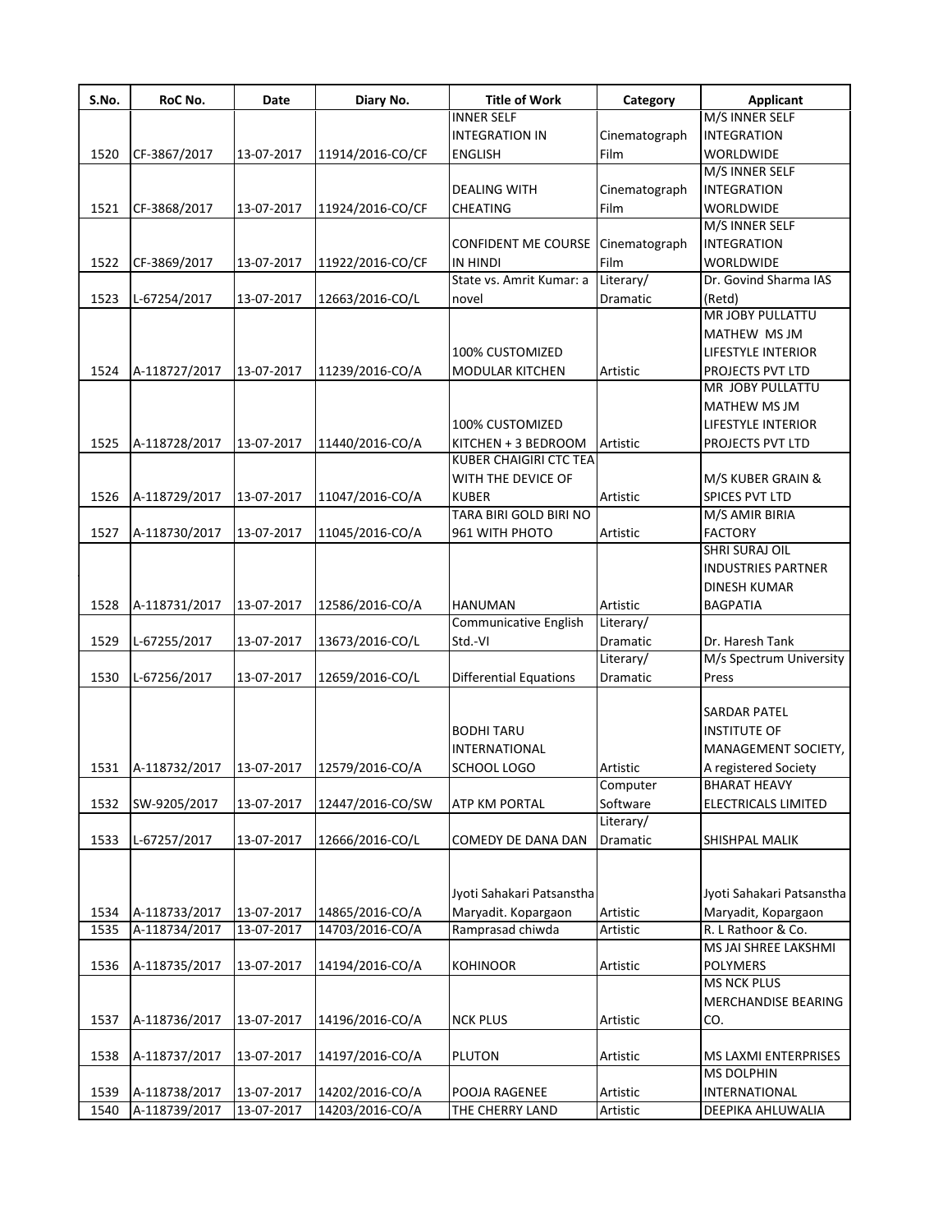| S.No. | RoC No. | Date | Diary No. | Title of Work | Category | Applicant |
|---|---|---|---|---|---|---|
| 1520 | CF-3867/2017 | 13-07-2017 | 11914/2016-CO/CF | INNER SELF INTEGRATION IN ENGLISH | Cinematograph Film | M/S INNER SELF INTEGRATION WORLDWIDE |
| 1521 | CF-3868/2017 | 13-07-2017 | 11924/2016-CO/CF | DEALING WITH CHEATING | Cinematograph Film | M/S INNER SELF INTEGRATION WORLDWIDE |
| 1522 | CF-3869/2017 | 13-07-2017 | 11922/2016-CO/CF | CONFIDENT ME COURSE IN HINDI | Cinematograph Film | M/S INNER SELF INTEGRATION WORLDWIDE |
| 1523 | L-67254/2017 | 13-07-2017 | 12663/2016-CO/L | State vs. Amrit Kumar: a novel | Literary/ Dramatic | Dr. Govind Sharma IAS (Retd) |
| 1524 | A-118727/2017 | 13-07-2017 | 11239/2016-CO/A | 100% CUSTOMIZED MODULAR KITCHEN | Artistic | MR JOBY PULLATTU MATHEW MS JM LIFESTYLE INTERIOR PROJECTS PVT LTD |
| 1525 | A-118728/2017 | 13-07-2017 | 11440/2016-CO/A | 100% CUSTOMIZED KITCHEN + 3 BEDROOM | Artistic | MR JOBY PULLATTU MATHEW MS JM LIFESTYLE INTERIOR PROJECTS PVT LTD |
| 1526 | A-118729/2017 | 13-07-2017 | 11047/2016-CO/A | KUBER CHAIGIRI CTC TEA WITH THE DEVICE OF KUBER | Artistic | M/S KUBER GRAIN & SPICES PVT LTD |
| 1527 | A-118730/2017 | 13-07-2017 | 11045/2016-CO/A | TARA BIRI GOLD BIRI NO 961 WITH PHOTO | Artistic | M/S AMIR BIRIA FACTORY |
| 1528 | A-118731/2017 | 13-07-2017 | 12586/2016-CO/A | HANUMAN | Artistic | SHRI SURAJ OIL INDUSTRIES PARTNER DINESH KUMAR BAGPATIA |
| 1529 | L-67255/2017 | 13-07-2017 | 13673/2016-CO/L | Communicative English Std.-VI | Literary/ Dramatic | Dr. Haresh Tank |
| 1530 | L-67256/2017 | 13-07-2017 | 12659/2016-CO/L | Differential Equations | Literary/ Dramatic | M/s Spectrum University Press |
| 1531 | A-118732/2017 | 13-07-2017 | 12579/2016-CO/A | BODHI TARU INTERNATIONAL SCHOOL LOGO | Artistic | SARDAR PATEL INSTITUTE OF MANAGEMENT SOCIETY, A registered Society |
| 1532 | SW-9205/2017 | 13-07-2017 | 12447/2016-CO/SW | ATP KM PORTAL | Computer Software | BHARAT HEAVY ELECTRICALS LIMITED |
| 1533 | L-67257/2017 | 13-07-2017 | 12666/2016-CO/L | COMEDY DE DANA DAN | Literary/ Dramatic | SHISHPAL MALIK |
| 1534 | A-118733/2017 | 13-07-2017 | 14865/2016-CO/A | Jyoti Sahakari Patsanstha Maryadit. Kopargaon | Artistic | Jyoti Sahakari Patsanstha Maryadit, Kopargaon |
| 1535 | A-118734/2017 | 13-07-2017 | 14703/2016-CO/A | Ramprasad chiwda | Artistic | R. L Rathoor & Co. |
| 1536 | A-118735/2017 | 13-07-2017 | 14194/2016-CO/A | KOHINOOR | Artistic | MS JAI SHREE LAKSHMI POLYMERS |
| 1537 | A-118736/2017 | 13-07-2017 | 14196/2016-CO/A | NCK PLUS | Artistic | MS NCK PLUS MERCHANDISE BEARING CO. |
| 1538 | A-118737/2017 | 13-07-2017 | 14197/2016-CO/A | PLUTON | Artistic | MS LAXMI ENTERPRISES |
| 1539 | A-118738/2017 | 13-07-2017 | 14202/2016-CO/A | POOJA RAGENEE | Artistic | MS DOLPHIN INTERNATIONAL |
| 1540 | A-118739/2017 | 13-07-2017 | 14203/2016-CO/A | THE CHERRY LAND | Artistic | DEEPIKA AHLUWALIA |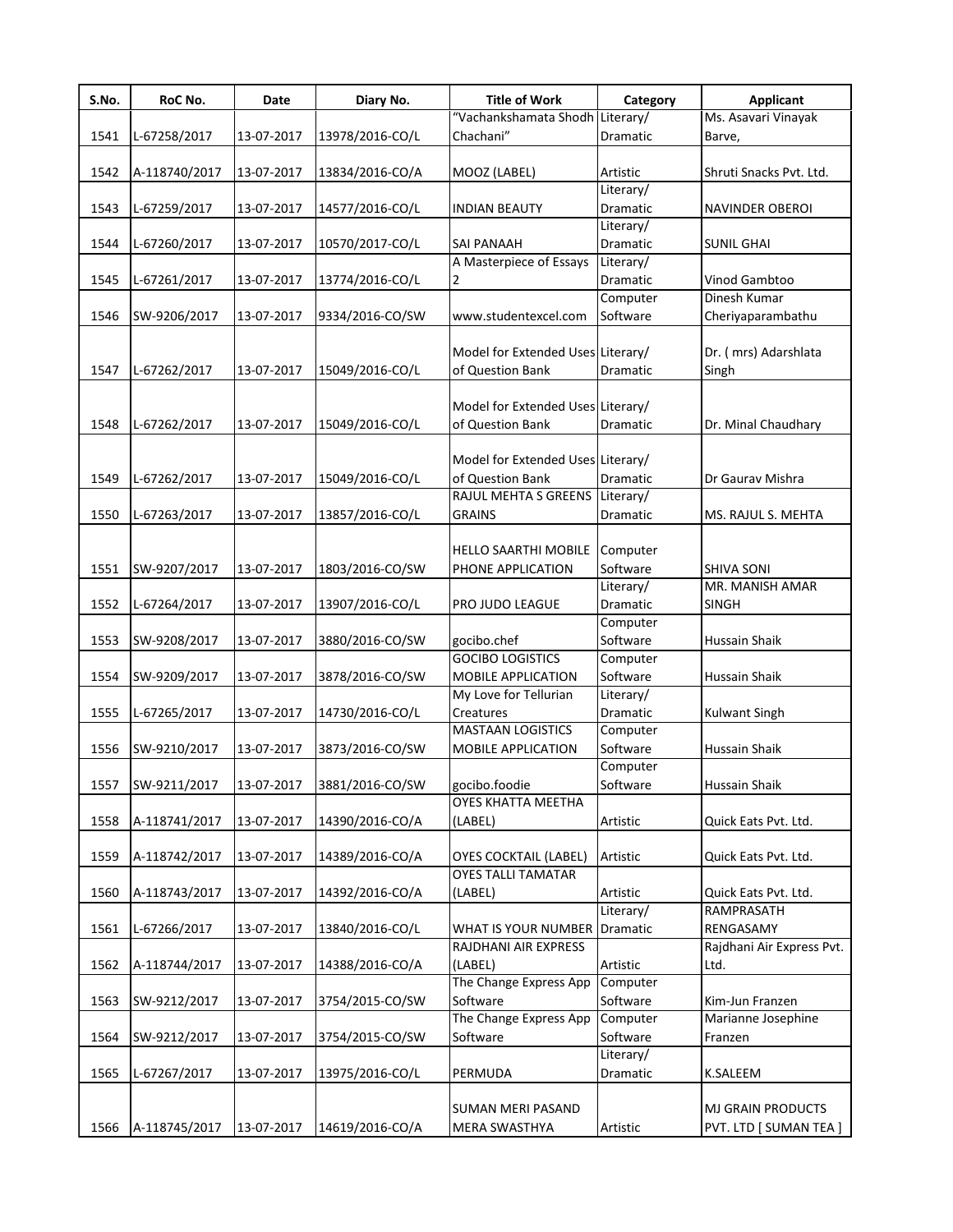| S.No. | RoC No. | Date | Diary No. | Title of Work | Category | Applicant |
|---|---|---|---|---|---|---|
| 1541 | L-67258/2017 | 13-07-2017 | 13978/2016-CO/L | "Vachankshamata Shodh Chachani" | Literary/ Dramatic | Ms. Asavari Vinayak Barve, |
| 1542 | A-118740/2017 | 13-07-2017 | 13834/2016-CO/A | MOOZ (LABEL) | Artistic | Shruti Snacks Pvt. Ltd. |
| 1543 | L-67259/2017 | 13-07-2017 | 14577/2016-CO/L | INDIAN BEAUTY | Literary/ Dramatic | NAVINDER OBEROI |
| 1544 | L-67260/2017 | 13-07-2017 | 10570/2017-CO/L | SAI PANAAH | Literary/ Dramatic | SUNIL GHAI |
| 1545 | L-67261/2017 | 13-07-2017 | 13774/2016-CO/L | A Masterpiece of Essays 2 | Literary/ Dramatic | Vinod Gambtoo |
| 1546 | SW-9206/2017 | 13-07-2017 | 9334/2016-CO/SW | www.studentexcel.com | Computer Software | Dinesh Kumar Cheriyaparambathu |
| 1547 | L-67262/2017 | 13-07-2017 | 15049/2016-CO/L | Model for Extended Uses of Question Bank | Literary/ Dramatic | Dr. ( mrs) Adarshlata Singh |
| 1548 | L-67262/2017 | 13-07-2017 | 15049/2016-CO/L | Model for Extended Uses of Question Bank | Literary/ Dramatic | Dr. Minal Chaudhary |
| 1549 | L-67262/2017 | 13-07-2017 | 15049/2016-CO/L | Model for Extended Uses of Question Bank | Literary/ Dramatic | Dr Gaurav Mishra |
| 1550 | L-67263/2017 | 13-07-2017 | 13857/2016-CO/L | RAJUL MEHTA S GREENS GRAINS | Literary/ Dramatic | MS. RAJUL S. MEHTA |
| 1551 | SW-9207/2017 | 13-07-2017 | 1803/2016-CO/SW | HELLO SAARTHI MOBILE PHONE APPLICATION | Computer Software | SHIVA SONI |
| 1552 | L-67264/2017 | 13-07-2017 | 13907/2016-CO/L | PRO JUDO LEAGUE | Literary/ Dramatic | MR. MANISH AMAR SINGH |
| 1553 | SW-9208/2017 | 13-07-2017 | 3880/2016-CO/SW | gocibo.chef | Computer Software | Hussain Shaik |
| 1554 | SW-9209/2017 | 13-07-2017 | 3878/2016-CO/SW | GOCIBO LOGISTICS MOBILE APPLICATION | Computer Software | Hussain Shaik |
| 1555 | L-67265/2017 | 13-07-2017 | 14730/2016-CO/L | My Love for Tellurian Creatures | Literary/ Dramatic | Kulwant Singh |
| 1556 | SW-9210/2017 | 13-07-2017 | 3873/2016-CO/SW | MASTAAN LOGISTICS MOBILE APPLICATION | Computer Software | Hussain Shaik |
| 1557 | SW-9211/2017 | 13-07-2017 | 3881/2016-CO/SW | gocibo.foodie | Computer Software | Hussain Shaik |
| 1558 | A-118741/2017 | 13-07-2017 | 14390/2016-CO/A | OYES KHATTA MEETHA (LABEL) | Artistic | Quick Eats Pvt. Ltd. |
| 1559 | A-118742/2017 | 13-07-2017 | 14389/2016-CO/A | OYES COCKTAIL (LABEL) | Artistic | Quick Eats Pvt. Ltd. |
| 1560 | A-118743/2017 | 13-07-2017 | 14392/2016-CO/A | OYES TALLI TAMATAR (LABEL) | Artistic | Quick Eats Pvt. Ltd. |
| 1561 | L-67266/2017 | 13-07-2017 | 13840/2016-CO/L | WHAT IS YOUR NUMBER | Literary/ Dramatic | RAMPRASATH RENGASAMY |
| 1562 | A-118744/2017 | 13-07-2017 | 14388/2016-CO/A | RAJDHANI AIR EXPRESS (LABEL) | Artistic | Rajdhani Air Express Pvt. Ltd. |
| 1563 | SW-9212/2017 | 13-07-2017 | 3754/2015-CO/SW | The Change Express App Software | Computer Software | Kim-Jun Franzen |
| 1564 | SW-9212/2017 | 13-07-2017 | 3754/2015-CO/SW | The Change Express App Software | Computer Software | Marianne Josephine Franzen |
| 1565 | L-67267/2017 | 13-07-2017 | 13975/2016-CO/L | PERMUDA | Literary/ Dramatic | K.SALEEM |
| 1566 | A-118745/2017 | 13-07-2017 | 14619/2016-CO/A | SUMAN MERI PASAND MERA SWASTHYA | Artistic | MJ GRAIN PRODUCTS PVT. LTD [ SUMAN TEA ] |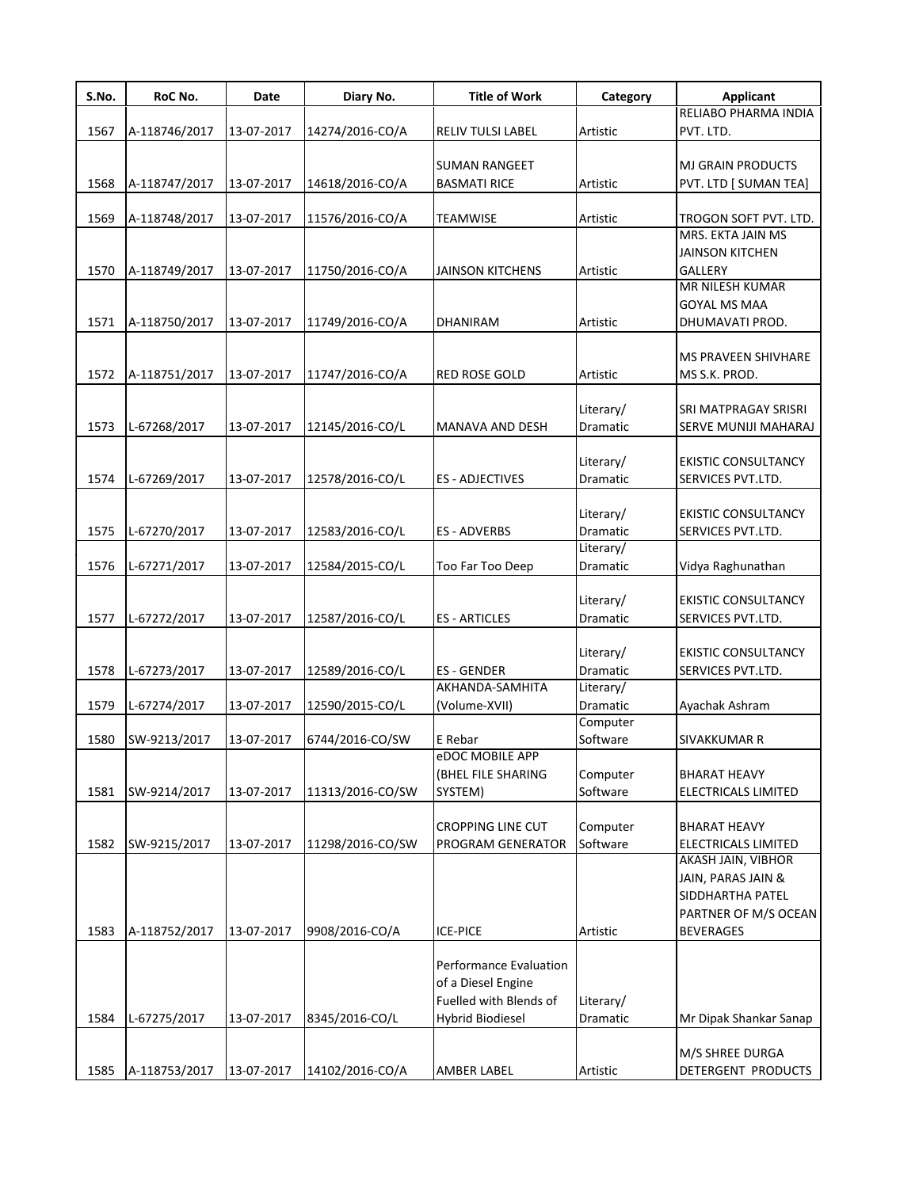| S.No. | RoC No. | Date | Diary No. | Title of Work | Category | Applicant |
|---|---|---|---|---|---|---|
| 1567 | A-118746/2017 | 13-07-2017 | 14274/2016-CO/A | RELIV TULSI LABEL | Artistic | RELIABO PHARMA INDIA PVT. LTD. |
| 1568 | A-118747/2017 | 13-07-2017 | 14618/2016-CO/A | SUMAN RANGEET BASMATI RICE | Artistic | MJ GRAIN PRODUCTS PVT. LTD [ SUMAN TEA] |
| 1569 | A-118748/2017 | 13-07-2017 | 11576/2016-CO/A | TEAMWISE | Artistic | TROGON SOFT PVT. LTD. |
| 1570 | A-118749/2017 | 13-07-2017 | 11750/2016-CO/A | JAINSON KITCHENS | Artistic | MRS. EKTA JAIN MS JAINSON KITCHEN GALLERY |
| 1571 | A-118750/2017 | 13-07-2017 | 11749/2016-CO/A | DHANIRAM | Artistic | MR NILESH KUMAR GOYAL MS MAA DHUMAVATI PROD. |
| 1572 | A-118751/2017 | 13-07-2017 | 11747/2016-CO/A | RED ROSE GOLD | Artistic | MS PRAVEEN SHIVHARE MS S.K. PROD. |
| 1573 | L-67268/2017 | 13-07-2017 | 12145/2016-CO/L | MANAVA AND DESH | Literary/ Dramatic | SRI MATPRAGAY SRISRI SERVE MUNIJI MAHARAJ |
| 1574 | L-67269/2017 | 13-07-2017 | 12578/2016-CO/L | ES - ADJECTIVES | Literary/ Dramatic | EKISTIC CONSULTANCY SERVICES PVT.LTD. |
| 1575 | L-67270/2017 | 13-07-2017 | 12583/2016-CO/L | ES - ADVERBS | Literary/ Dramatic | EKISTIC CONSULTANCY SERVICES PVT.LTD. |
| 1576 | L-67271/2017 | 13-07-2017 | 12584/2015-CO/L | Too Far Too Deep | Literary/ Dramatic | Vidya Raghunathan |
| 1577 | L-67272/2017 | 13-07-2017 | 12587/2016-CO/L | ES - ARTICLES | Literary/ Dramatic | EKISTIC CONSULTANCY SERVICES PVT.LTD. |
| 1578 | L-67273/2017 | 13-07-2017 | 12589/2016-CO/L | ES - GENDER | Literary/ Dramatic | EKISTIC CONSULTANCY SERVICES PVT.LTD. |
| 1579 | L-67274/2017 | 13-07-2017 | 12590/2015-CO/L | AKHANDA-SAMHITA (Volume-XVII) | Literary/ Dramatic | Ayachak Ashram |
| 1580 | SW-9213/2017 | 13-07-2017 | 6744/2016-CO/SW | E Rebar | Computer Software | SIVAKKUMAR R |
| 1581 | SW-9214/2017 | 13-07-2017 | 11313/2016-CO/SW | eDOC MOBILE APP (BHEL FILE SHARING SYSTEM) | Computer Software | BHARAT HEAVY ELECTRICALS LIMITED |
| 1582 | SW-9215/2017 | 13-07-2017 | 11298/2016-CO/SW | CROPPING LINE CUT PROGRAM GENERATOR | Computer Software | BHARAT HEAVY ELECTRICALS LIMITED |
| 1583 | A-118752/2017 | 13-07-2017 | 9908/2016-CO/A | ICE-PICE | Artistic | AKASH JAIN, VIBHOR JAIN, PARAS JAIN & SIDDHARTHA PATEL PARTNER OF M/S OCEAN BEVERAGES |
| 1584 | L-67275/2017 | 13-07-2017 | 8345/2016-CO/L | Performance Evaluation of a Diesel Engine Fuelled with Blends of Hybrid Biodiesel | Literary/ Dramatic | Mr Dipak Shankar Sanap |
| 1585 | A-118753/2017 | 13-07-2017 | 14102/2016-CO/A | AMBER LABEL | Artistic | M/S SHREE DURGA DETERGENT PRODUCTS |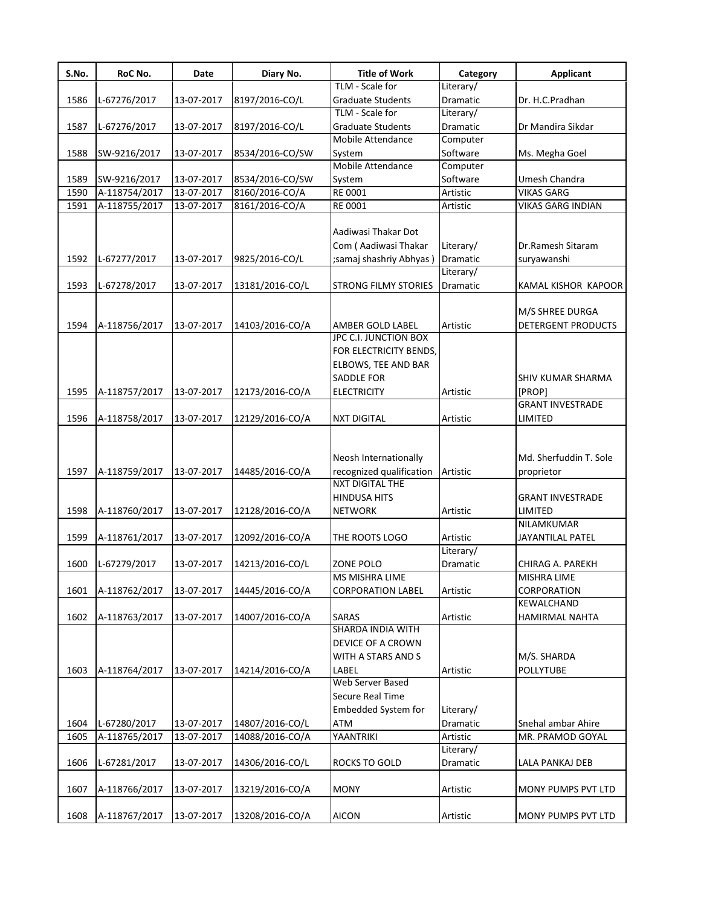| S.No. | RoC No. | Date | Diary No. | Title of Work | Category | Applicant |
|---|---|---|---|---|---|---|
| 1586 | L-67276/2017 | 13-07-2017 | 8197/2016-CO/L | TLM - Scale for Graduate Students | Literary/ Dramatic | Dr. H.C.Pradhan |
| 1587 | L-67276/2017 | 13-07-2017 | 8197/2016-CO/L | TLM - Scale for Graduate Students | Literary/ Dramatic | Dr Mandira Sikdar |
| 1588 | SW-9216/2017 | 13-07-2017 | 8534/2016-CO/SW | Mobile Attendance System | Computer Software | Ms. Megha Goel |
| 1589 | SW-9216/2017 | 13-07-2017 | 8534/2016-CO/SW | Mobile Attendance System | Computer Software | Umesh Chandra |
| 1590 | A-118754/2017 | 13-07-2017 | 8160/2016-CO/A | RE 0001 | Artistic | VIKAS GARG |
| 1591 | A-118755/2017 | 13-07-2017 | 8161/2016-CO/A | RE 0001 | Artistic | VIKAS GARG INDIAN |
| 1592 | L-67277/2017 | 13-07-2017 | 9825/2016-CO/L | Aadiwasi Thakar Dot Com ( Aadiwasi Thakar ;samaj shashriy Abhyas ) | Literary/ Dramatic | Dr.Ramesh Sitaram suryawanshi |
| 1593 | L-67278/2017 | 13-07-2017 | 13181/2016-CO/L | STRONG FILMY STORIES | Literary/ Dramatic | KAMAL KISHOR KAPOOR |
| 1594 | A-118756/2017 | 13-07-2017 | 14103/2016-CO/A | AMBER GOLD LABEL | Artistic | M/S SHREE DURGA DETERGENT PRODUCTS |
| 1595 | A-118757/2017 | 13-07-2017 | 12173/2016-CO/A | JPC C.I. JUNCTION BOX FOR ELECTRICITY BENDS, ELBOWS, TEE AND BAR SADDLE FOR ELECTRICITY | Artistic | SHIV KUMAR SHARMA [PROP] |
| 1596 | A-118758/2017 | 13-07-2017 | 12129/2016-CO/A | NXT DIGITAL | Artistic | GRANT INVESTRADE LIMITED |
| 1597 | A-118759/2017 | 13-07-2017 | 14485/2016-CO/A | Neosh Internationally recognized qualification | Artistic | Md. Sherfuddin T. Sole proprietor |
| 1598 | A-118760/2017 | 13-07-2017 | 12128/2016-CO/A | NXT DIGITAL THE HINDUSA HITS NETWORK | Artistic | GRANT INVESTRADE LIMITED |
| 1599 | A-118761/2017 | 13-07-2017 | 12092/2016-CO/A | THE ROOTS LOGO | Artistic | NILAMKUMAR JAYANTILAL PATEL |
| 1600 | L-67279/2017 | 13-07-2017 | 14213/2016-CO/L | ZONE POLO | Literary/ Dramatic | CHIRAG A. PAREKH |
| 1601 | A-118762/2017 | 13-07-2017 | 14445/2016-CO/A | MS MISHRA LIME CORPORATION LABEL | Artistic | MISHRA LIME CORPORATION |
| 1602 | A-118763/2017 | 13-07-2017 | 14007/2016-CO/A | SARAS | Artistic | KEWALCHAND HAMIRMAL NAHTA |
| 1603 | A-118764/2017 | 13-07-2017 | 14214/2016-CO/A | SHARDA INDIA WITH DEVICE OF A CROWN WITH A STARS AND S LABEL | Artistic | M/S. SHARDA POLLYTUBE |
| 1604 | L-67280/2017 | 13-07-2017 | 14807/2016-CO/L | Web Server Based Secure Real Time Embedded System for ATM | Literary/ Dramatic | Snehal ambar Ahire |
| 1605 | A-118765/2017 | 13-07-2017 | 14088/2016-CO/A | YAANTRIKI | Artistic | MR. PRAMOD GOYAL |
| 1606 | L-67281/2017 | 13-07-2017 | 14306/2016-CO/L | ROCKS TO GOLD | Literary/ Dramatic | LALA PANKAJ DEB |
| 1607 | A-118766/2017 | 13-07-2017 | 13219/2016-CO/A | MONY | Artistic | MONY PUMPS PVT LTD |
| 1608 | A-118767/2017 | 13-07-2017 | 13208/2016-CO/A | AICON | Artistic | MONY PUMPS PVT LTD |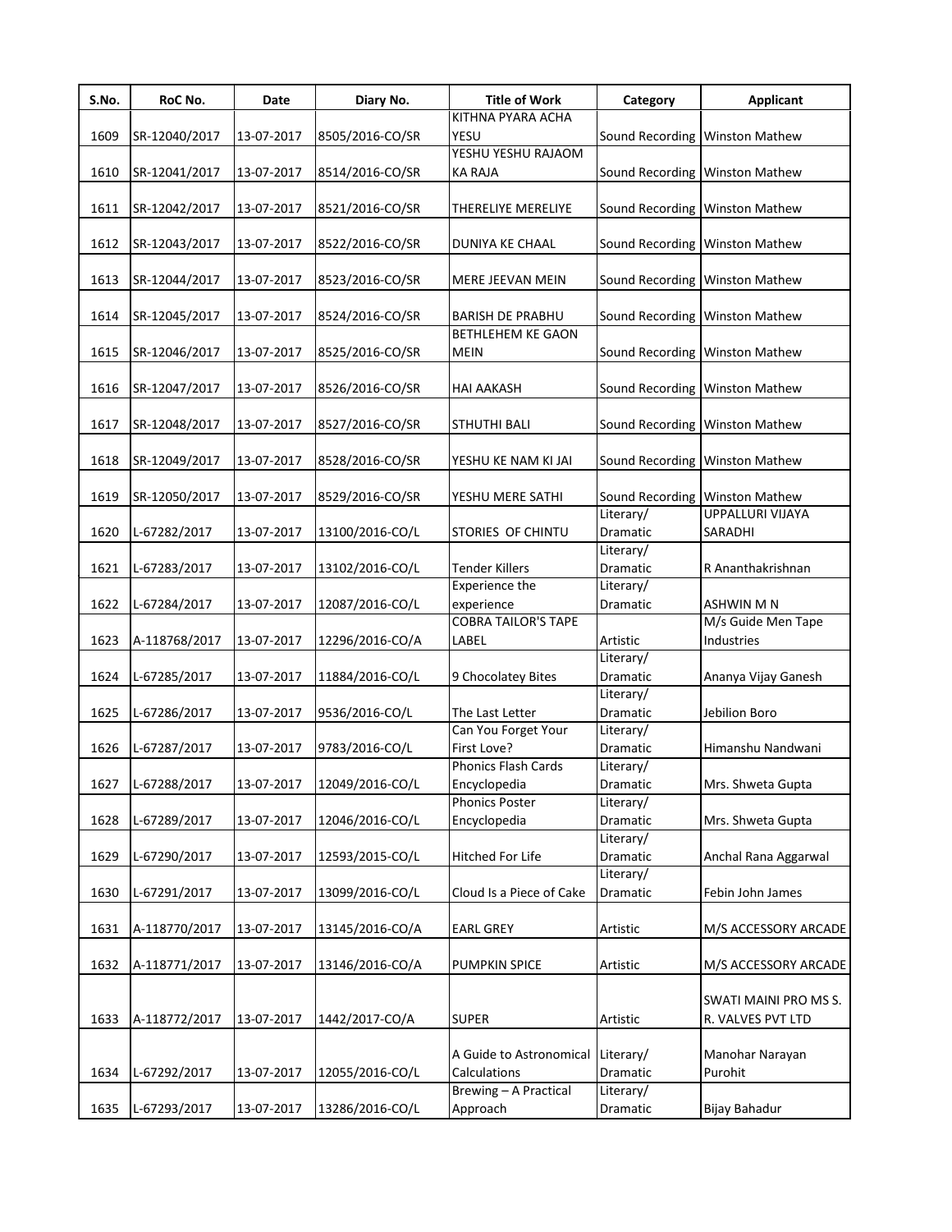| S.No. | RoC No. | Date | Diary No. | Title of Work | Category | Applicant |
|---|---|---|---|---|---|---|
| 1609 | SR-12040/2017 | 13-07-2017 | 8505/2016-CO/SR | KITHNA PYARA ACHA YESU | Sound Recording | Winston Mathew |
| 1610 | SR-12041/2017 | 13-07-2017 | 8514/2016-CO/SR | YESHU YESHU RAJAOM KA RAJA | Sound Recording | Winston Mathew |
| 1611 | SR-12042/2017 | 13-07-2017 | 8521/2016-CO/SR | THERELIYE MERELIYE | Sound Recording | Winston Mathew |
| 1612 | SR-12043/2017 | 13-07-2017 | 8522/2016-CO/SR | DUNIYA KE CHAAL | Sound Recording | Winston Mathew |
| 1613 | SR-12044/2017 | 13-07-2017 | 8523/2016-CO/SR | MERE JEEVAN MEIN | Sound Recording | Winston Mathew |
| 1614 | SR-12045/2017 | 13-07-2017 | 8524/2016-CO/SR | BARISH DE PRABHU | Sound Recording | Winston Mathew |
| 1615 | SR-12046/2017 | 13-07-2017 | 8525/2016-CO/SR | BETHLEHEM KE GAON MEIN | Sound Recording | Winston Mathew |
| 1616 | SR-12047/2017 | 13-07-2017 | 8526/2016-CO/SR | HAI AAKASH | Sound Recording | Winston Mathew |
| 1617 | SR-12048/2017 | 13-07-2017 | 8527/2016-CO/SR | STHUTHI BALI | Sound Recording | Winston Mathew |
| 1618 | SR-12049/2017 | 13-07-2017 | 8528/2016-CO/SR | YESHU KE NAM KI JAI | Sound Recording | Winston Mathew |
| 1619 | SR-12050/2017 | 13-07-2017 | 8529/2016-CO/SR | YESHU MERE SATHI | Sound Recording | Winston Mathew |
| 1620 | L-67282/2017 | 13-07-2017 | 13100/2016-CO/L | STORIES OF CHINTU | Literary/ Dramatic | UPPALLURI VIJAYA SARADHI |
| 1621 | L-67283/2017 | 13-07-2017 | 13102/2016-CO/L | Tender Killers | Literary/ Dramatic | R Ananthakrishnan |
| 1622 | L-67284/2017 | 13-07-2017 | 12087/2016-CO/L | Experience the experience | Literary/ Dramatic | ASHWIN M N |
| 1623 | A-118768/2017 | 13-07-2017 | 12296/2016-CO/A | COBRA TAILOR'S TAPE LABEL | Artistic | M/s Guide Men Tape Industries |
| 1624 | L-67285/2017 | 13-07-2017 | 11884/2016-CO/L | 9 Chocolatey Bites | Literary/ Dramatic | Ananya Vijay Ganesh |
| 1625 | L-67286/2017 | 13-07-2017 | 9536/2016-CO/L | The Last Letter | Literary/ Dramatic | Jebilion Boro |
| 1626 | L-67287/2017 | 13-07-2017 | 9783/2016-CO/L | Can You Forget Your First Love? | Literary/ Dramatic | Himanshu Nandwani |
| 1627 | L-67288/2017 | 13-07-2017 | 12049/2016-CO/L | Phonics Flash Cards Encyclopedia | Literary/ Dramatic | Mrs. Shweta Gupta |
| 1628 | L-67289/2017 | 13-07-2017 | 12046/2016-CO/L | Phonics Poster Encyclopedia | Literary/ Dramatic | Mrs. Shweta Gupta |
| 1629 | L-67290/2017 | 13-07-2017 | 12593/2015-CO/L | Hitched For Life | Literary/ Dramatic | Anchal Rana Aggarwal |
| 1630 | L-67291/2017 | 13-07-2017 | 13099/2016-CO/L | Cloud Is a Piece of Cake | Literary/ Dramatic | Febin John James |
| 1631 | A-118770/2017 | 13-07-2017 | 13145/2016-CO/A | EARL GREY | Artistic | M/S ACCESSORY ARCADE |
| 1632 | A-118771/2017 | 13-07-2017 | 13146/2016-CO/A | PUMPKIN SPICE | Artistic | M/S ACCESSORY ARCADE |
| 1633 | A-118772/2017 | 13-07-2017 | 1442/2017-CO/A | SUPER | Artistic | SWATI MAINI PRO MS S. R. VALVES PVT LTD |
| 1634 | L-67292/2017 | 13-07-2017 | 12055/2016-CO/L | A Guide to Astronomical Calculations | Literary/ Dramatic | Manohar Narayan Purohit |
| 1635 | L-67293/2017 | 13-07-2017 | 13286/2016-CO/L | Brewing – A Practical Approach | Literary/ Dramatic | Bijay Bahadur |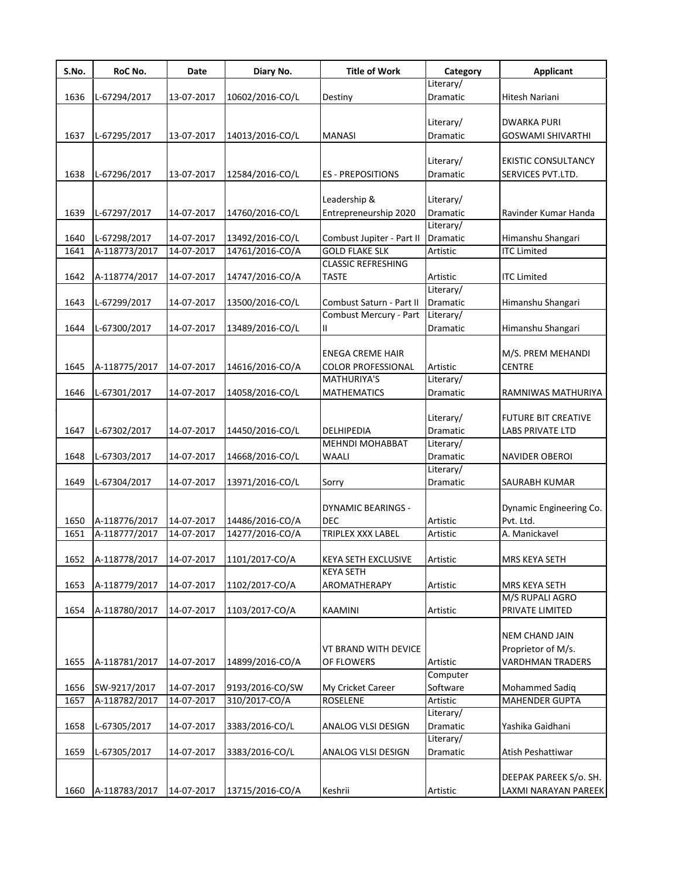| S.No. | RoC No. | Date | Diary No. | Title of Work | Category | Applicant |
|---|---|---|---|---|---|---|
| 1636 | L-67294/2017 | 13-07-2017 | 10602/2016-CO/L | Destiny | Literary/ Dramatic | Hitesh Nariani |
| 1637 | L-67295/2017 | 13-07-2017 | 14013/2016-CO/L | MANASI | Literary/ Dramatic | DWARKA PURI GOSWAMI SHIVARTHI |
| 1638 | L-67296/2017 | 13-07-2017 | 12584/2016-CO/L | ES - PREPOSITIONS | Literary/ Dramatic | EKISTIC CONSULTANCY SERVICES PVT.LTD. |
| 1639 | L-67297/2017 | 14-07-2017 | 14760/2016-CO/L | Leadership & Entrepreneurship 2020 | Literary/ Dramatic | Ravinder Kumar Handa |
| 1640 | L-67298/2017 | 14-07-2017 | 13492/2016-CO/L | Combust Jupiter - Part II | Literary/ Dramatic | Himanshu Shangari |
| 1641 | A-118773/2017 | 14-07-2017 | 14761/2016-CO/A | GOLD FLAKE SLK | Artistic | ITC Limited |
| 1642 | A-118774/2017 | 14-07-2017 | 14747/2016-CO/A | CLASSIC REFRESHING TASTE | Artistic | ITC Limited |
| 1643 | L-67299/2017 | 14-07-2017 | 13500/2016-CO/L | Combust Saturn - Part II | Literary/ Dramatic | Himanshu Shangari |
| 1644 | L-67300/2017 | 14-07-2017 | 13489/2016-CO/L | Combust Mercury - Part II | Literary/ Dramatic | Himanshu Shangari |
| 1645 | A-118775/2017 | 14-07-2017 | 14616/2016-CO/A | ENEGA CREME HAIR COLOR PROFESSIONAL | Artistic | M/S. PREM MEHANDI CENTRE |
| 1646 | L-67301/2017 | 14-07-2017 | 14058/2016-CO/L | MATHURIYA'S MATHEMATICS | Literary/ Dramatic | RAMNIWAS MATHURIYA |
| 1647 | L-67302/2017 | 14-07-2017 | 14450/2016-CO/L | DELHIPEDIA | Literary/ Dramatic | FUTURE BIT CREATIVE LABS PRIVATE LTD |
| 1648 | L-67303/2017 | 14-07-2017 | 14668/2016-CO/L | MEHNDI MOHABBAT WAALI | Literary/ Dramatic | NAVIDER OBEROI |
| 1649 | L-67304/2017 | 14-07-2017 | 13971/2016-CO/L | Sorry | Literary/ Dramatic | SAURABH KUMAR |
| 1650 | A-118776/2017 | 14-07-2017 | 14486/2016-CO/A | DYNAMIC BEARINGS - DEC | Artistic | Dynamic Engineering Co. Pvt. Ltd. |
| 1651 | A-118777/2017 | 14-07-2017 | 14277/2016-CO/A | TRIPLEX XXX LABEL | Artistic | A. Manickavel |
| 1652 | A-118778/2017 | 14-07-2017 | 1101/2017-CO/A | KEYA SETH EXCLUSIVE | Artistic | MRS KEYA SETH |
| 1653 | A-118779/2017 | 14-07-2017 | 1102/2017-CO/A | KEYA SETH AROMATHERAPY | Artistic | MRS KEYA SETH |
| 1654 | A-118780/2017 | 14-07-2017 | 1103/2017-CO/A | KAAMINI | Artistic | M/S RUPALI AGRO PRIVATE LIMITED |
| 1655 | A-118781/2017 | 14-07-2017 | 14899/2016-CO/A | VT BRAND WITH DEVICE OF FLOWERS | Artistic | NEM CHAND JAIN Proprietor of M/s. VARDHMAN TRADERS |
| 1656 | SW-9217/2017 | 14-07-2017 | 9193/2016-CO/SW | My Cricket Career | Computer Software | Mohammed Sadiq |
| 1657 | A-118782/2017 | 14-07-2017 | 310/2017-CO/A | ROSELENE | Artistic | MAHENDER GUPTA |
| 1658 | L-67305/2017 | 14-07-2017 | 3383/2016-CO/L | ANALOG VLSI DESIGN | Literary/ Dramatic | Yashika Gaidhani |
| 1659 | L-67305/2017 | 14-07-2017 | 3383/2016-CO/L | ANALOG VLSI DESIGN | Literary/ Dramatic | Atish Peshattiwar |
| 1660 | A-118783/2017 | 14-07-2017 | 13715/2016-CO/A | Keshrii | Artistic | DEEPAK PAREEK S/o. SH. LAXMI NARAYAN PAREEK |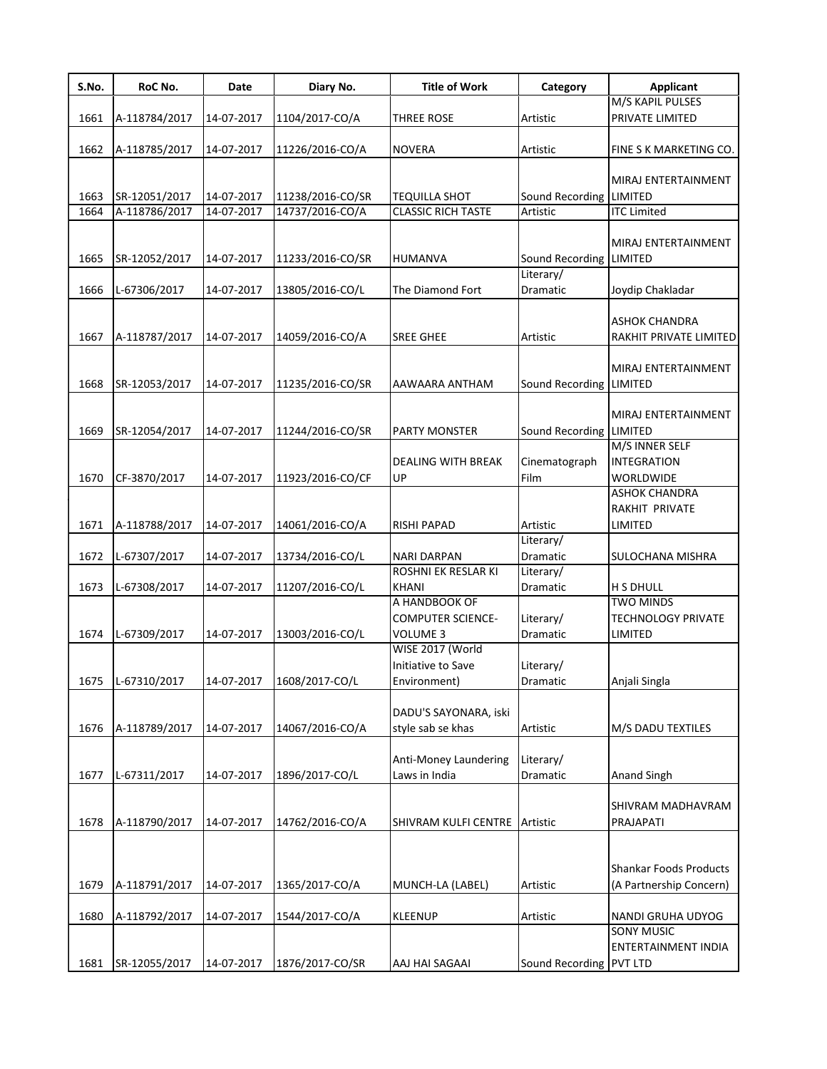| S.No. | RoC No. | Date | Diary No. | Title of Work | Category | Applicant |
|---|---|---|---|---|---|---|
| 1661 | A-118784/2017 | 14-07-2017 | 1104/2017-CO/A | THREE ROSE | Artistic | M/S KAPIL PULSES PRIVATE LIMITED |
| 1662 | A-118785/2017 | 14-07-2017 | 11226/2016-CO/A | NOVERA | Artistic | FINE S K MARKETING CO. |
| 1663 | SR-12051/2017 | 14-07-2017 | 11238/2016-CO/SR | TEQUILLA SHOT | Sound Recording | MIRAJ ENTERTAINMENT LIMITED |
| 1664 | A-118786/2017 | 14-07-2017 | 14737/2016-CO/A | CLASSIC RICH TASTE | Artistic | ITC Limited |
| 1665 | SR-12052/2017 | 14-07-2017 | 11233/2016-CO/SR | HUMANVA | Sound Recording | MIRAJ ENTERTAINMENT LIMITED |
| 1666 | L-67306/2017 | 14-07-2017 | 13805/2016-CO/L | The Diamond Fort | Literary/ Dramatic | Joydip Chakladar |
| 1667 | A-118787/2017 | 14-07-2017 | 14059/2016-CO/A | SREE GHEE | Artistic | ASHOK CHANDRA RAKHIT PRIVATE LIMITED |
| 1668 | SR-12053/2017 | 14-07-2017 | 11235/2016-CO/SR | AAWAARA ANTHAM | Sound Recording | MIRAJ ENTERTAINMENT LIMITED |
| 1669 | SR-12054/2017 | 14-07-2017 | 11244/2016-CO/SR | PARTY MONSTER | Sound Recording | MIRAJ ENTERTAINMENT LIMITED |
| 1670 | CF-3870/2017 | 14-07-2017 | 11923/2016-CO/CF | DEALING WITH BREAK UP | Cinematograph Film | M/S INNER SELF INTEGRATION WORLDWIDE |
| 1671 | A-118788/2017 | 14-07-2017 | 14061/2016-CO/A | RISHI PAPAD | Artistic | ASHOK CHANDRA RAKHIT PRIVATE LIMITED |
| 1672 | L-67307/2017 | 14-07-2017 | 13734/2016-CO/L | NARI DARPAN | Literary/ Dramatic | SULOCHANA MISHRA |
| 1673 | L-67308/2017 | 14-07-2017 | 11207/2016-CO/L | ROSHNI EK RESLAR KI KHANI | Literary/ Dramatic | H S DHULL |
| 1674 | L-67309/2017 | 14-07-2017 | 13003/2016-CO/L | A HANDBOOK OF COMPUTER SCIENCE-VOLUME 3 | Literary/ Dramatic | TWO MINDS TECHNOLOGY PRIVATE LIMITED |
| 1675 | L-67310/2017 | 14-07-2017 | 1608/2017-CO/L | WISE 2017 (World Initiative to Save Environment) | Literary/ Dramatic | Anjali Singla |
| 1676 | A-118789/2017 | 14-07-2017 | 14067/2016-CO/A | DADU'S SAYONARA, iski style sab se khas | Artistic | M/S DADU TEXTILES |
| 1677 | L-67311/2017 | 14-07-2017 | 1896/2017-CO/L | Anti-Money Laundering Laws in India | Literary/ Dramatic | Anand Singh |
| 1678 | A-118790/2017 | 14-07-2017 | 14762/2016-CO/A | SHIVRAM KULFI CENTRE | Artistic | SHIVRAM MADHAVRAM PRAJAPATI |
| 1679 | A-118791/2017 | 14-07-2017 | 1365/2017-CO/A | MUNCH-LA (LABEL) | Artistic | Shankar Foods Products (A Partnership Concern) |
| 1680 | A-118792/2017 | 14-07-2017 | 1544/2017-CO/A | KLEENUP | Artistic | NANDI GRUHA UDYOG |
| 1681 | SR-12055/2017 | 14-07-2017 | 1876/2017-CO/SR | AAJ HAI SAGAAI | Sound Recording | SONY MUSIC ENTERTAINMENT INDIA PVT LTD |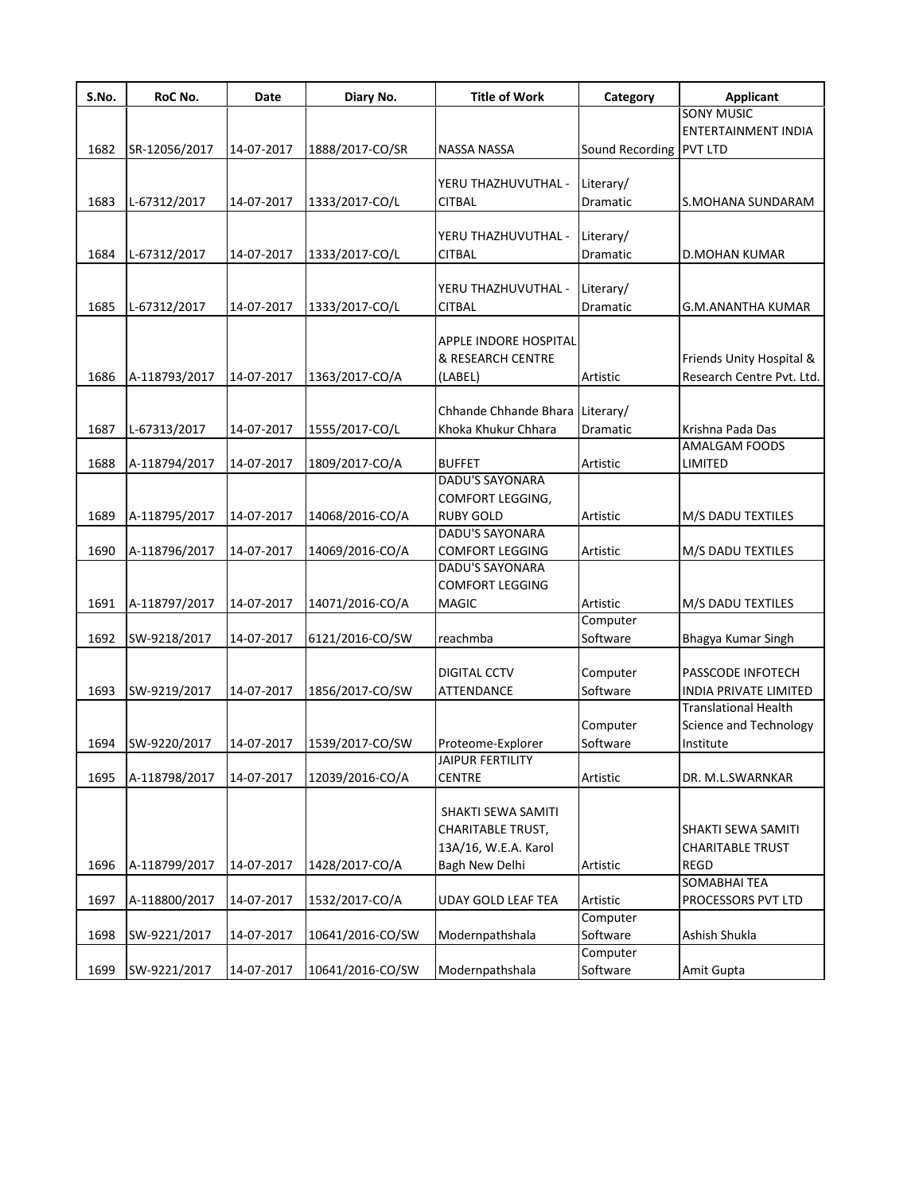| S.No. | RoC No. | Date | Diary No. | Title of Work | Category | Applicant |
|---|---|---|---|---|---|---|
| 1682 | SR-12056/2017 | 14-07-2017 | 1888/2017-CO/SR | NASSA NASSA | Sound Recording | SONY MUSIC ENTERTAINMENT INDIA PVT LTD |
| 1683 | L-67312/2017 | 14-07-2017 | 1333/2017-CO/L | YERU THAZHUVUTHAL - CITBAL | Literary/ Dramatic | S.MOHANA SUNDARAM |
| 1684 | L-67312/2017 | 14-07-2017 | 1333/2017-CO/L | YERU THAZHUVUTHAL - CITBAL | Literary/ Dramatic | D.MOHAN KUMAR |
| 1685 | L-67312/2017 | 14-07-2017 | 1333/2017-CO/L | YERU THAZHUVUTHAL - CITBAL | Literary/ Dramatic | G.M.ANANTHA KUMAR |
| 1686 | A-118793/2017 | 14-07-2017 | 1363/2017-CO/A | APPLE INDORE HOSPITAL & RESEARCH CENTRE (LABEL) | Artistic | Friends Unity Hospital & Research Centre Pvt. Ltd. |
| 1687 | L-67313/2017 | 14-07-2017 | 1555/2017-CO/L | Chhande Chhande Bhara Khoka Khukur Chhara | Literary/ Dramatic | Krishna Pada Das |
| 1688 | A-118794/2017 | 14-07-2017 | 1809/2017-CO/A | BUFFET | Artistic | AMALGAM FOODS LIMITED |
| 1689 | A-118795/2017 | 14-07-2017 | 14068/2016-CO/A | DADU'S SAYONARA COMFORT LEGGING, RUBY GOLD | Artistic | M/S DADU TEXTILES |
| 1690 | A-118796/2017 | 14-07-2017 | 14069/2016-CO/A | DADU'S SAYONARA COMFORT LEGGING | Artistic | M/S DADU TEXTILES |
| 1691 | A-118797/2017 | 14-07-2017 | 14071/2016-CO/A | DADU'S SAYONARA COMFORT LEGGING MAGIC | Artistic | M/S DADU TEXTILES |
| 1692 | SW-9218/2017 | 14-07-2017 | 6121/2016-CO/SW | reachmba | Computer Software | Bhagya Kumar Singh |
| 1693 | SW-9219/2017 | 14-07-2017 | 1856/2017-CO/SW | DIGITAL CCTV ATTENDANCE | Computer Software | PASSCODE INFOTECH INDIA PRIVATE LIMITED |
| 1694 | SW-9220/2017 | 14-07-2017 | 1539/2017-CO/SW | Proteome-Explorer | Computer Software | Translational Health Science and Technology Institute |
| 1695 | A-118798/2017 | 14-07-2017 | 12039/2016-CO/A | JAIPUR FERTILITY CENTRE | Artistic | DR. M.L.SWARNKAR |
| 1696 | A-118799/2017 | 14-07-2017 | 1428/2017-CO/A | SHAKTI SEWA SAMITI CHARITABLE TRUST, 13A/16, W.E.A. Karol Bagh New Delhi | Artistic | SHAKTI SEWA SAMITI CHARITABLE TRUST REGD |
| 1697 | A-118800/2017 | 14-07-2017 | 1532/2017-CO/A | UDAY GOLD LEAF TEA | Artistic | SOMABHAI TEA PROCESSORS PVT LTD |
| 1698 | SW-9221/2017 | 14-07-2017 | 10641/2016-CO/SW | Modernpathshala | Computer Software | Ashish Shukla |
| 1699 | SW-9221/2017 | 14-07-2017 | 10641/2016-CO/SW | Modernpathshala | Computer Software | Amit Gupta |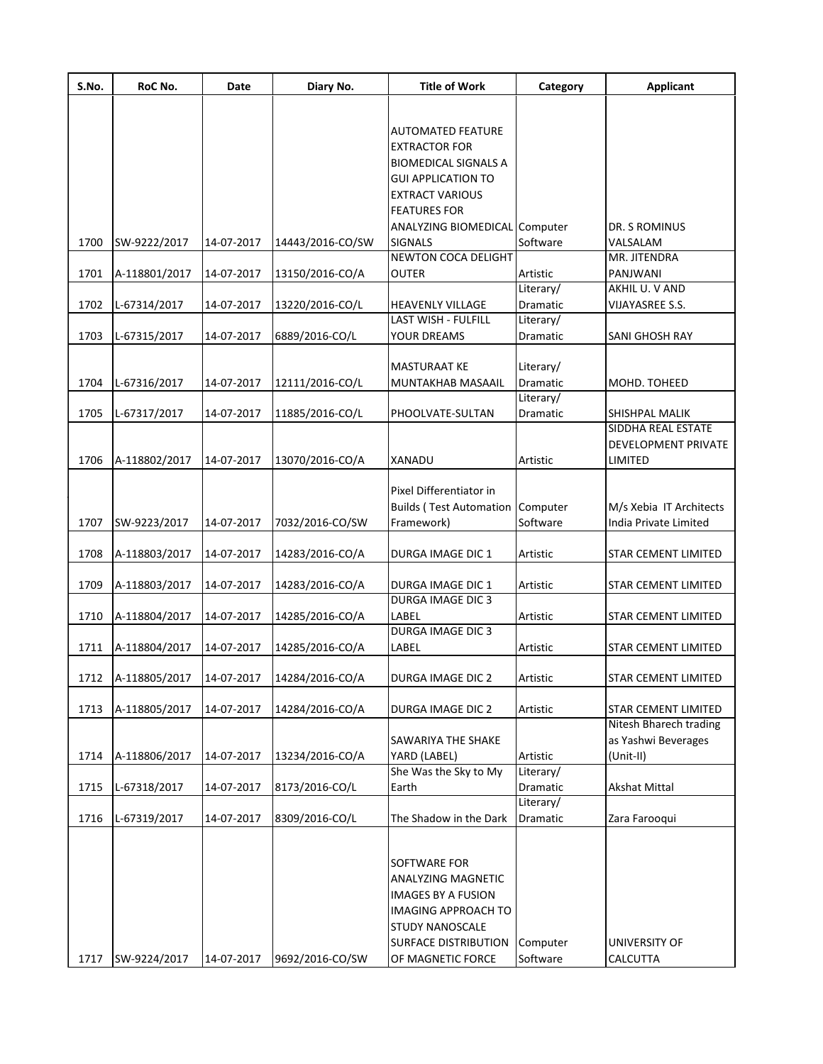| S.No. | RoC No. | Date | Diary No. | Title of Work | Category | Applicant |
|---|---|---|---|---|---|---|
| 1700 | SW-9222/2017 | 14-07-2017 | 14443/2016-CO/SW | AUTOMATED FEATURE EXTRACTOR FOR BIOMEDICAL SIGNALS A GUI APPLICATION TO EXTRACT VARIOUS FEATURES FOR ANALYZING BIOMEDICAL SIGNALS | Computer Software | DR. S ROMINUS VALSALAM |
| 1701 | A-118801/2017 | 14-07-2017 | 13150/2016-CO/A | NEWTON COCA DELIGHT OUTER | Artistic | MR. JITENDRA PANJWANI |
| 1702 | L-67314/2017 | 14-07-2017 | 13220/2016-CO/L | HEAVENLY VILLAGE | Literary/ Dramatic | AKHIL U. V AND VIJAYASREE S.S. |
| 1703 | L-67315/2017 | 14-07-2017 | 6889/2016-CO/L | LAST WISH - FULFILL YOUR DREAMS | Literary/ Dramatic | SANI GHOSH RAY |
| 1704 | L-67316/2017 | 14-07-2017 | 12111/2016-CO/L | MASTURAAT KE MUNTAKHAB MASAAIL | Literary/ Dramatic | MOHD. TOHEED |
| 1705 | L-67317/2017 | 14-07-2017 | 11885/2016-CO/L | PHOOLVATE-SULTAN | Literary/ Dramatic | SHISHPAL MALIK |
| 1706 | A-118802/2017 | 14-07-2017 | 13070/2016-CO/A | XANADU | Artistic | SIDDHA REAL ESTATE DEVELOPMENT PRIVATE LIMITED |
| 1707 | SW-9223/2017 | 14-07-2017 | 7032/2016-CO/SW | Pixel Differentiator in Builds ( Test Automation Framework) | Computer Software | M/s Xebia IT Architects India Private Limited |
| 1708 | A-118803/2017 | 14-07-2017 | 14283/2016-CO/A | DURGA IMAGE DIC 1 | Artistic | STAR CEMENT LIMITED |
| 1709 | A-118803/2017 | 14-07-2017 | 14283/2016-CO/A | DURGA IMAGE DIC 1 | Artistic | STAR CEMENT LIMITED |
| 1710 | A-118804/2017 | 14-07-2017 | 14285/2016-CO/A | DURGA IMAGE DIC 3 LABEL | Artistic | STAR CEMENT LIMITED |
| 1711 | A-118804/2017 | 14-07-2017 | 14285/2016-CO/A | DURGA IMAGE DIC 3 LABEL | Artistic | STAR CEMENT LIMITED |
| 1712 | A-118805/2017 | 14-07-2017 | 14284/2016-CO/A | DURGA IMAGE DIC 2 | Artistic | STAR CEMENT LIMITED |
| 1713 | A-118805/2017 | 14-07-2017 | 14284/2016-CO/A | DURGA IMAGE DIC 2 | Artistic | STAR CEMENT LIMITED |
| 1714 | A-118806/2017 | 14-07-2017 | 13234/2016-CO/A | SAWARIYA THE SHAKE YARD (LABEL) | Artistic | Nitesh Bharech trading as Yashwi Beverages (Unit-II) |
| 1715 | L-67318/2017 | 14-07-2017 | 8173/2016-CO/L | She Was the Sky to My Earth | Literary/ Dramatic | Akshat Mittal |
| 1716 | L-67319/2017 | 14-07-2017 | 8309/2016-CO/L | The Shadow in the Dark | Literary/ Dramatic | Zara Farooqui |
| 1717 | SW-9224/2017 | 14-07-2017 | 9692/2016-CO/SW | SOFTWARE FOR ANALYZING MAGNETIC IMAGES BY A FUSION IMAGING APPROACH TO STUDY NANOSCALE SURFACE DISTRIBUTION OF MAGNETIC FORCE | Computer Software | UNIVERSITY OF CALCUTTA |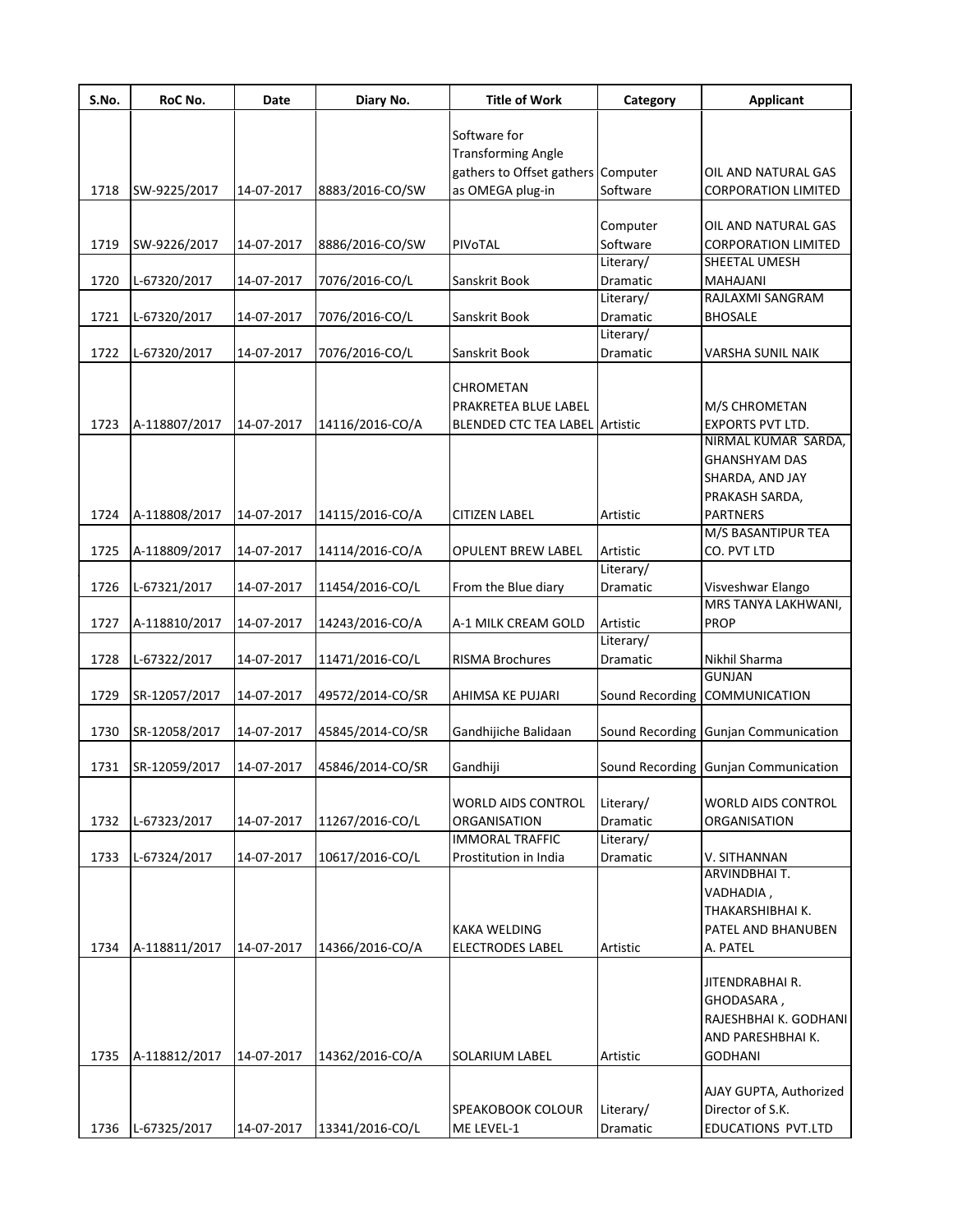| S.No. | RoC No. | Date | Diary No. | Title of Work | Category | Applicant |
|---|---|---|---|---|---|---|
| 1718 | SW-9225/2017 | 14-07-2017 | 8883/2016-CO/SW | Software for Transforming Angle gathers to Offset gathers as OMEGA plug-in | Computer Software | OIL AND NATURAL GAS CORPORATION LIMITED |
| 1719 | SW-9226/2017 | 14-07-2017 | 8886/2016-CO/SW | PIVoTAL | Computer Software | OIL AND NATURAL GAS CORPORATION LIMITED |
| 1720 | L-67320/2017 | 14-07-2017 | 7076/2016-CO/L | Sanskrit Book | Literary/ Dramatic | SHEETAL UMESH MAHAJANI |
| 1721 | L-67320/2017 | 14-07-2017 | 7076/2016-CO/L | Sanskrit Book | Literary/ Dramatic | RAJLAXMI SANGRAM BHOSALE |
| 1722 | L-67320/2017 | 14-07-2017 | 7076/2016-CO/L | Sanskrit Book | Literary/ Dramatic | VARSHA SUNIL NAIK |
| 1723 | A-118807/2017 | 14-07-2017 | 14116/2016-CO/A | CHROMETAN PRAKRETEA BLUE LABEL BLENDED CTC TEA LABEL | Artistic | M/S CHROMETAN EXPORTS PVT LTD. |
| 1724 | A-118808/2017 | 14-07-2017 | 14115/2016-CO/A | CITIZEN LABEL | Artistic | NIRMAL KUMAR SARDA, GHANSHYAM DAS SHARDA, AND JAY PRAKASH SARDA, PARTNERS |
| 1725 | A-118809/2017 | 14-07-2017 | 14114/2016-CO/A | OPULENT BREW LABEL | Artistic | M/S BASANTIPUR TEA CO. PVT LTD |
| 1726 | L-67321/2017 | 14-07-2017 | 11454/2016-CO/L | From the Blue diary | Literary/ Dramatic | Visveshwar Elango |
| 1727 | A-118810/2017 | 14-07-2017 | 14243/2016-CO/A | A-1 MILK CREAM GOLD | Artistic | MRS TANYA LAKHWANI, PROP |
| 1728 | L-67322/2017 | 14-07-2017 | 11471/2016-CO/L | RISMA Brochures | Literary/ Dramatic | Nikhil Sharma |
| 1729 | SR-12057/2017 | 14-07-2017 | 49572/2014-CO/SR | AHIMSA KE PUJARI | Sound Recording | GUNJAN COMMUNICATION |
| 1730 | SR-12058/2017 | 14-07-2017 | 45845/2014-CO/SR | Gandhijiche Balidaan | Sound Recording | Gunjan Communication |
| 1731 | SR-12059/2017 | 14-07-2017 | 45846/2014-CO/SR | Gandhiji | Sound Recording | Gunjan Communication |
| 1732 | L-67323/2017 | 14-07-2017 | 11267/2016-CO/L | WORLD AIDS CONTROL ORGANISATION | Literary/ Dramatic | WORLD AIDS CONTROL ORGANISATION |
| 1733 | L-67324/2017 | 14-07-2017 | 10617/2016-CO/L | IMMORAL TRAFFIC Prostitution in India | Literary/ Dramatic | V. SITHANNAN |
| 1734 | A-118811/2017 | 14-07-2017 | 14366/2016-CO/A | KAKA WELDING ELECTRODES LABEL | Artistic | ARVINDBHAI T. VADHADIA , THAKARSHIBHAI K. PATEL AND BHANUBEN A. PATEL |
| 1735 | A-118812/2017 | 14-07-2017 | 14362/2016-CO/A | SOLARIUM LABEL | Artistic | JITENDRABHAI R. GHODASARA , RAJESHBHAI K. GODHANI AND PARESHBHAI K. GODHANI |
| 1736 | L-67325/2017 | 14-07-2017 | 13341/2016-CO/L | SPEAKOBOOK COLOUR ME LEVEL-1 | Literary/ Dramatic | AJAY GUPTA, Authorized Director of S.K. EDUCATIONS PVT.LTD |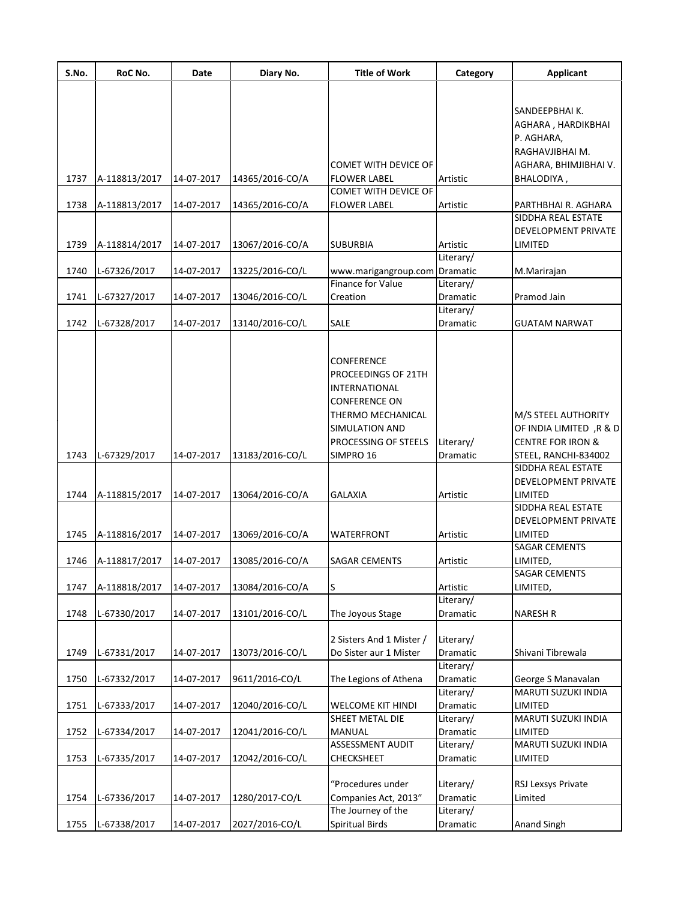| S.No. | RoC No. | Date | Diary No. | Title of Work | Category | Applicant |
|---|---|---|---|---|---|---|
| 1737 | A-118813/2017 | 14-07-2017 | 14365/2016-CO/A | COMET WITH DEVICE OF FLOWER LABEL | Artistic | SANDEEPBHAI K. AGHARA , HARDIKBHAI P. AGHARA, RAGHAVJIBHAI M. AGHARA, BHIMJIBHAI V. BHALODIYA , |
| 1738 | A-118813/2017 | 14-07-2017 | 14365/2016-CO/A | COMET WITH DEVICE OF FLOWER LABEL | Artistic | PARTHBHAI R. AGHARA |
| 1739 | A-118814/2017 | 14-07-2017 | 13067/2016-CO/A | SUBURBIA | Artistic | SIDDHA REAL ESTATE DEVELOPMENT PRIVATE LIMITED |
| 1740 | L-67326/2017 | 14-07-2017 | 13225/2016-CO/L | www.marigangroup.com | Literary/ Dramatic | M.Marirajan |
| 1741 | L-67327/2017 | 14-07-2017 | 13046/2016-CO/L | Finance for Value Creation | Literary/ Dramatic | Pramod Jain |
| 1742 | L-67328/2017 | 14-07-2017 | 13140/2016-CO/L | SALE | Literary/ Dramatic | GUATAM NARWAT |
| 1743 | L-67329/2017 | 14-07-2017 | 13183/2016-CO/L | CONFERENCE PROCEEDINGS OF 21TH INTERNATIONAL CONFERENCE ON THERMO MECHANICAL SIMULATION AND PROCESSING OF STEELS SIMPRO 16 | Literary/ Dramatic | M/S STEEL AUTHORITY OF INDIA LIMITED ,R & D CENTRE FOR IRON & STEEL, RANCHI-834002 |
| 1744 | A-118815/2017 | 14-07-2017 | 13064/2016-CO/A | GALAXIA | Artistic | SIDDHA REAL ESTATE DEVELOPMENT PRIVATE LIMITED |
| 1745 | A-118816/2017 | 14-07-2017 | 13069/2016-CO/A | WATERFRONT | Artistic | SIDDHA REAL ESTATE DEVELOPMENT PRIVATE LIMITED |
| 1746 | A-118817/2017 | 14-07-2017 | 13085/2016-CO/A | SAGAR CEMENTS | Artistic | SAGAR CEMENTS LIMITED, |
| 1747 | A-118818/2017 | 14-07-2017 | 13084/2016-CO/A | S | Artistic | SAGAR CEMENTS LIMITED, |
| 1748 | L-67330/2017 | 14-07-2017 | 13101/2016-CO/L | The Joyous Stage | Literary/ Dramatic | NARESH R |
| 1749 | L-67331/2017 | 14-07-2017 | 13073/2016-CO/L | 2 Sisters And 1 Mister / Do Sister aur 1 Mister | Literary/ Dramatic | Shivani Tibrewala |
| 1750 | L-67332/2017 | 14-07-2017 | 9611/2016-CO/L | The Legions of Athena | Literary/ Dramatic | George S Manavalan |
| 1751 | L-67333/2017 | 14-07-2017 | 12040/2016-CO/L | WELCOME KIT HINDI | Literary/ Dramatic | MARUTI SUZUKI INDIA LIMITED |
| 1752 | L-67334/2017 | 14-07-2017 | 12041/2016-CO/L | SHEET METAL DIE MANUAL | Literary/ Dramatic | MARUTI SUZUKI INDIA LIMITED |
| 1753 | L-67335/2017 | 14-07-2017 | 12042/2016-CO/L | ASSESSMENT AUDIT CHECKSHEET | Literary/ Dramatic | MARUTI SUZUKI INDIA LIMITED |
| 1754 | L-67336/2017 | 14-07-2017 | 1280/2017-CO/L | "Procedures under Companies Act, 2013" | Literary/ Dramatic | RSJ Lexsys Private Limited |
| 1755 | L-67338/2017 | 14-07-2017 | 2027/2016-CO/L | The Journey of the Spiritual Birds | Literary/ Dramatic | Anand Singh |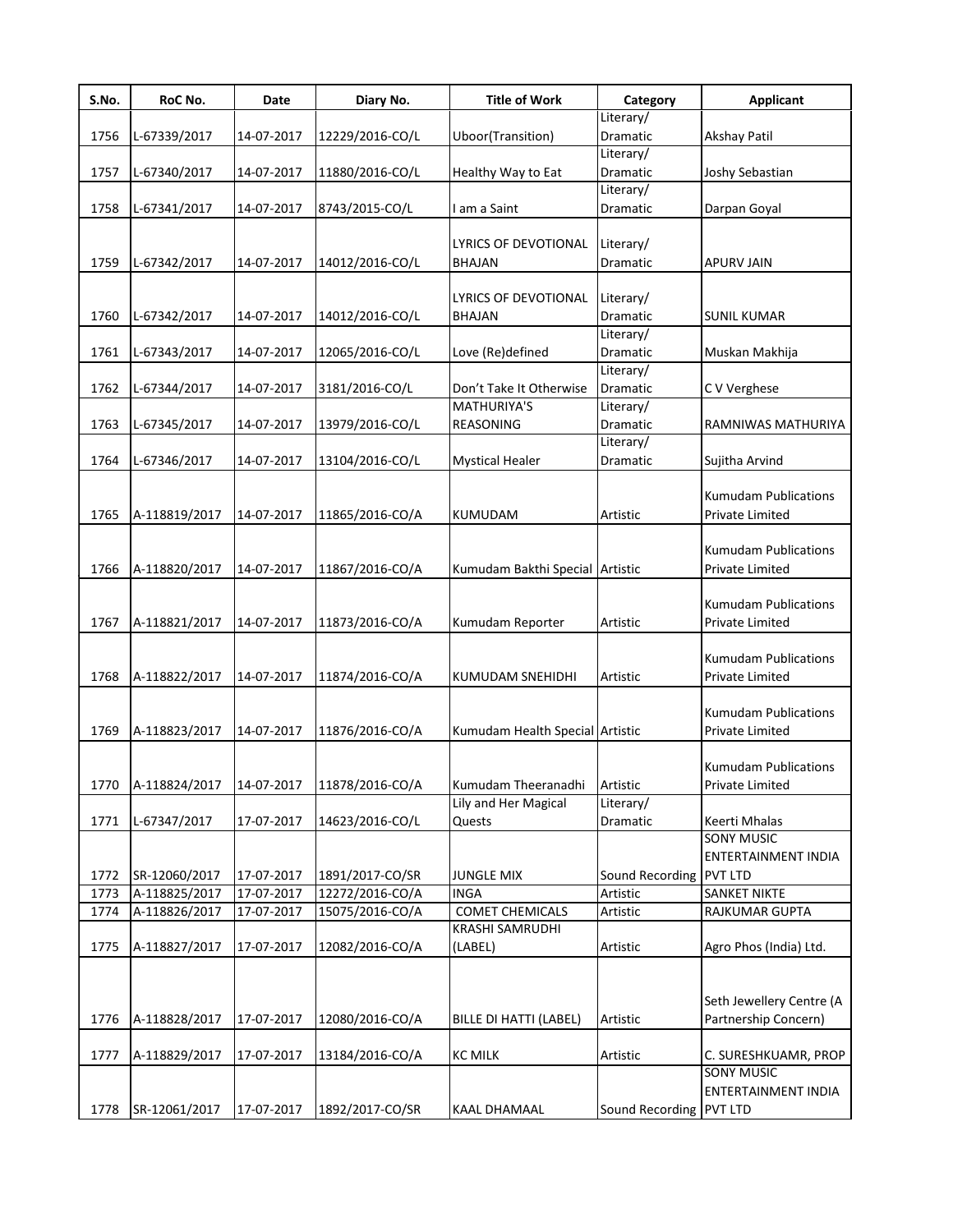| S.No. | RoC No. | Date | Diary No. | Title of Work | Category | Applicant |
|---|---|---|---|---|---|---|
| 1756 | L-67339/2017 | 14-07-2017 | 12229/2016-CO/L | Uboor(Transition) | Literary/ Dramatic | Akshay Patil |
| 1757 | L-67340/2017 | 14-07-2017 | 11880/2016-CO/L | Healthy Way to Eat | Literary/ Dramatic | Joshy Sebastian |
| 1758 | L-67341/2017 | 14-07-2017 | 8743/2015-CO/L | I am a Saint | Literary/ Dramatic | Darpan Goyal |
| 1759 | L-67342/2017 | 14-07-2017 | 14012/2016-CO/L | LYRICS OF DEVOTIONAL BHAJAN | Literary/ Dramatic | APURV JAIN |
| 1760 | L-67342/2017 | 14-07-2017 | 14012/2016-CO/L | LYRICS OF DEVOTIONAL BHAJAN | Literary/ Dramatic | SUNIL KUMAR |
| 1761 | L-67343/2017 | 14-07-2017 | 12065/2016-CO/L | Love (Re)defined | Literary/ Dramatic | Muskan Makhija |
| 1762 | L-67344/2017 | 14-07-2017 | 3181/2016-CO/L | Don't Take It Otherwise | Literary/ Dramatic | C V Verghese |
| 1763 | L-67345/2017 | 14-07-2017 | 13979/2016-CO/L | MATHURIYA'S REASONING | Literary/ Dramatic | RAMNIWAS MATHURIYA |
| 1764 | L-67346/2017 | 14-07-2017 | 13104/2016-CO/L | Mystical Healer | Literary/ Dramatic | Sujitha Arvind |
| 1765 | A-118819/2017 | 14-07-2017 | 11865/2016-CO/A | KUMUDAM | Artistic | Kumudam Publications Private Limited |
| 1766 | A-118820/2017 | 14-07-2017 | 11867/2016-CO/A | Kumudam Bakthi Special | Artistic | Kumudam Publications Private Limited |
| 1767 | A-118821/2017 | 14-07-2017 | 11873/2016-CO/A | Kumudam Reporter | Artistic | Kumudam Publications Private Limited |
| 1768 | A-118822/2017 | 14-07-2017 | 11874/2016-CO/A | KUMUDAM SNEHIDHI | Artistic | Kumudam Publications Private Limited |
| 1769 | A-118823/2017 | 14-07-2017 | 11876/2016-CO/A | Kumudam Health Special | Artistic | Kumudam Publications Private Limited |
| 1770 | A-118824/2017 | 14-07-2017 | 11878/2016-CO/A | Kumudam Theeranadhi | Artistic | Kumudam Publications Private Limited |
| 1771 | L-67347/2017 | 17-07-2017 | 14623/2016-CO/L | Lily and Her Magical Quests | Literary/ Dramatic | Keerti Mhalas |
| 1772 | SR-12060/2017 | 17-07-2017 | 1891/2017-CO/SR | JUNGLE MIX | Sound Recording | SONY MUSIC ENTERTAINMENT INDIA PVT LTD |
| 1773 | A-118825/2017 | 17-07-2017 | 12272/2016-CO/A | INGA | Artistic | SANKET NIKTE |
| 1774 | A-118826/2017 | 17-07-2017 | 15075/2016-CO/A | COMET CHEMICALS | Artistic | RAJKUMAR GUPTA |
| 1775 | A-118827/2017 | 17-07-2017 | 12082/2016-CO/A | KRASHI SAMRUDHI (LABEL) | Artistic | Agro Phos (India) Ltd. |
| 1776 | A-118828/2017 | 17-07-2017 | 12080/2016-CO/A | BILLE DI HATTI (LABEL) | Artistic | Seth Jewellery Centre (A Partnership Concern) |
| 1777 | A-118829/2017 | 17-07-2017 | 13184/2016-CO/A | KC MILK | Artistic | C. SURESHKUAMR, PROP |
| 1778 | SR-12061/2017 | 17-07-2017 | 1892/2017-CO/SR | KAAL DHAMAAL | Sound Recording | SONY MUSIC ENTERTAINMENT INDIA PVT LTD |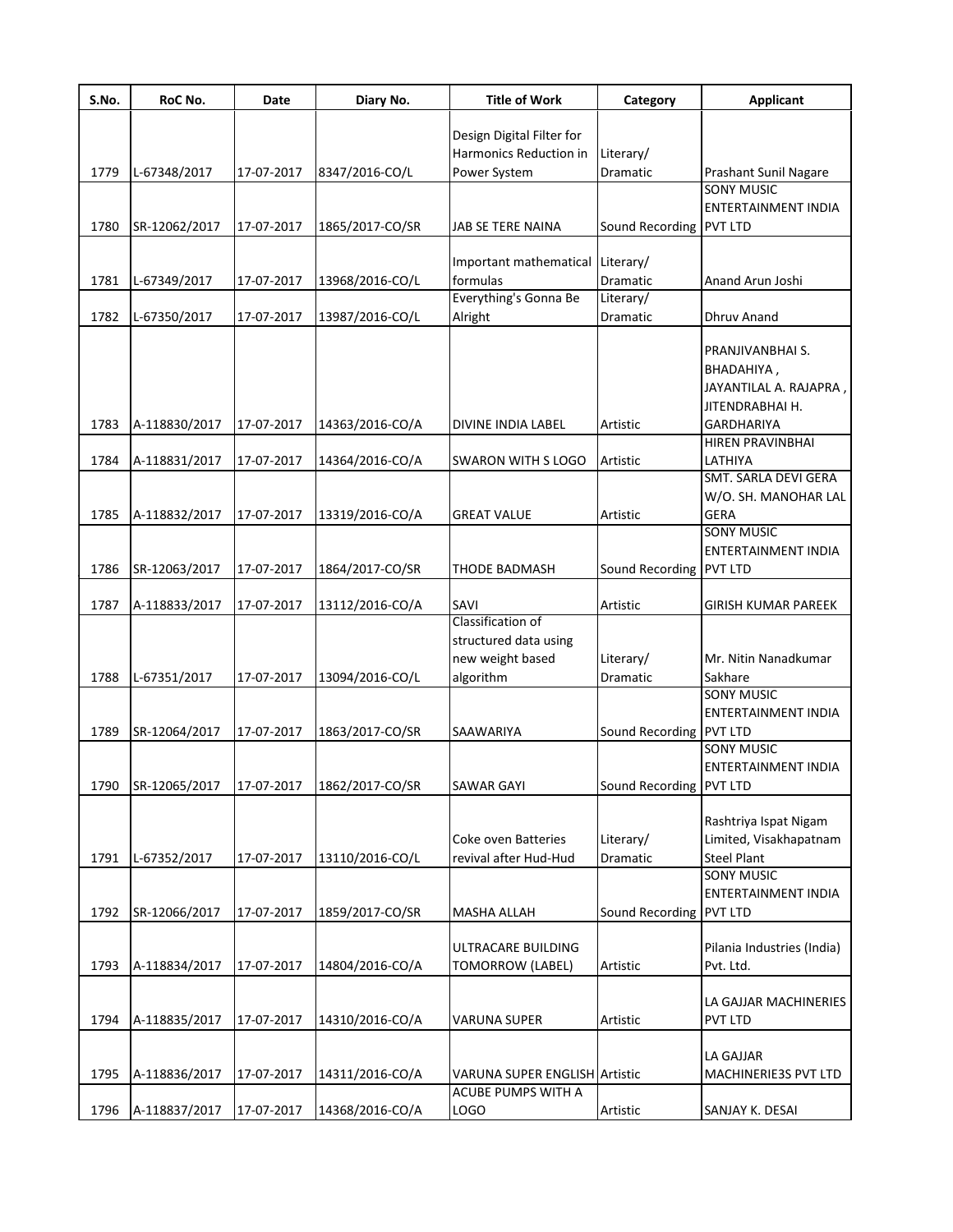| S.No. | RoC No. | Date | Diary No. | Title of Work | Category | Applicant |
|---|---|---|---|---|---|---|
| 1779 | L-67348/2017 | 17-07-2017 | 8347/2016-CO/L | Design Digital Filter for Harmonics Reduction in Power System | Literary/ Dramatic | Prashant Sunil Nagare |
| 1780 | SR-12062/2017 | 17-07-2017 | 1865/2017-CO/SR | JAB SE TERE NAINA | Sound Recording | SONY MUSIC ENTERTAINMENT INDIA PVT LTD |
| 1781 | L-67349/2017 | 17-07-2017 | 13968/2016-CO/L | Important mathematical formulas | Literary/ Dramatic | Anand Arun Joshi |
| 1782 | L-67350/2017 | 17-07-2017 | 13987/2016-CO/L | Everything's Gonna Be Alright | Literary/ Dramatic | Dhruv Anand |
| 1783 | A-118830/2017 | 17-07-2017 | 14363/2016-CO/A | DIVINE INDIA LABEL | Artistic | PRANJIVANBHAI S. BHADAHIYA , JAYANTILAL A. RAJAPRA , JITENDRABHAI H. GARDHARIYA |
| 1784 | A-118831/2017 | 17-07-2017 | 14364/2016-CO/A | SWARON WITH S LOGO | Artistic | HIREN PRAVINBHAI LATHIYA |
| 1785 | A-118832/2017 | 17-07-2017 | 13319/2016-CO/A | GREAT VALUE | Artistic | SMT. SARLA DEVI GERA W/O. SH. MANOHAR LAL GERA |
| 1786 | SR-12063/2017 | 17-07-2017 | 1864/2017-CO/SR | THODE BADMASH | Sound Recording | SONY MUSIC ENTERTAINMENT INDIA PVT LTD |
| 1787 | A-118833/2017 | 17-07-2017 | 13112/2016-CO/A | SAVI | Artistic | GIRISH KUMAR PAREEK |
| 1788 | L-67351/2017 | 17-07-2017 | 13094/2016-CO/L | Classification of structured data using new weight based algorithm | Literary/ Dramatic | Mr. Nitin Nanadkumar Sakhare |
| 1789 | SR-12064/2017 | 17-07-2017 | 1863/2017-CO/SR | SAAWARIYA | Sound Recording | SONY MUSIC ENTERTAINMENT INDIA PVT LTD |
| 1790 | SR-12065/2017 | 17-07-2017 | 1862/2017-CO/SR | SAWAR GAYI | Sound Recording | SONY MUSIC ENTERTAINMENT INDIA PVT LTD |
| 1791 | L-67352/2017 | 17-07-2017 | 13110/2016-CO/L | Coke oven Batteries revival after Hud-Hud | Literary/ Dramatic | Rashtriya Ispat Nigam Limited, Visakhapatnam Steel Plant |
| 1792 | SR-12066/2017 | 17-07-2017 | 1859/2017-CO/SR | MASHA ALLAH | Sound Recording | SONY MUSIC ENTERTAINMENT INDIA PVT LTD |
| 1793 | A-118834/2017 | 17-07-2017 | 14804/2016-CO/A | ULTRACARE BUILDING TOMORROW (LABEL) | Artistic | Pilania Industries (India) Pvt. Ltd. |
| 1794 | A-118835/2017 | 17-07-2017 | 14310/2016-CO/A | VARUNA SUPER | Artistic | LA GAJJAR MACHINERIES PVT LTD |
| 1795 | A-118836/2017 | 17-07-2017 | 14311/2016-CO/A | VARUNA SUPER ENGLISH | Artistic | LA GAJJAR MACHINERIE3S PVT LTD |
| 1796 | A-118837/2017 | 17-07-2017 | 14368/2016-CO/A | ACUBE PUMPS WITH A LOGO | Artistic | SANJAY K. DESAI |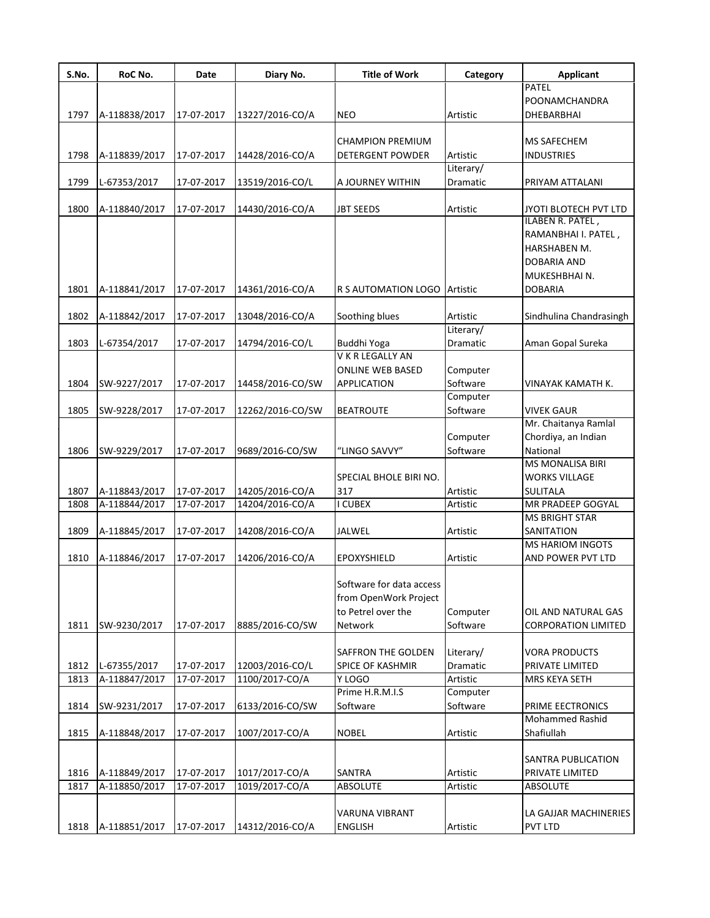| S.No. | RoC No. | Date | Diary No. | Title of Work | Category | Applicant |
|---|---|---|---|---|---|---|
| 1797 | A-118838/2017 | 17-07-2017 | 13227/2016-CO/A | NEO | Artistic | PATEL POONAMCHANDRA DHEBARBHAI |
| 1798 | A-118839/2017 | 17-07-2017 | 14428/2016-CO/A | CHAMPION PREMIUM DETERGENT POWDER | Artistic | MS SAFECHEM INDUSTRIES |
| 1799 | L-67353/2017 | 17-07-2017 | 13519/2016-CO/L | A JOURNEY WITHIN | Literary/ Dramatic | PRIYAM ATTALANI |
| 1800 | A-118840/2017 | 17-07-2017 | 14430/2016-CO/A | JBT SEEDS | Artistic | JYOTI BLOTECH PVT LTD |
| 1801 | A-118841/2017 | 17-07-2017 | 14361/2016-CO/A | R S AUTOMATION LOGO | Artistic | ILABEN R. PATEL , RAMANBHAI I. PATEL , HARSHABEN M. DOBARIA AND MUKESHBHAI N. DOBARIA |
| 1802 | A-118842/2017 | 17-07-2017 | 13048/2016-CO/A | Soothing blues | Artistic | Sindhulina Chandrasingh |
| 1803 | L-67354/2017 | 17-07-2017 | 14794/2016-CO/L | Buddhi Yoga | Literary/ Dramatic | Aman Gopal Sureka |
| 1804 | SW-9227/2017 | 17-07-2017 | 14458/2016-CO/SW | V K R LEGALLY AN ONLINE WEB BASED APPLICATION | Computer Software | VINAYAK KAMATH K. |
| 1805 | SW-9228/2017 | 17-07-2017 | 12262/2016-CO/SW | BEATROUTE | Computer Software | VIVEK GAUR |
| 1806 | SW-9229/2017 | 17-07-2017 | 9689/2016-CO/SW | "LINGO SAVVY" | Computer Software | Mr. Chaitanya Ramlal Chordiya, an Indian National |
| 1807 | A-118843/2017 | 17-07-2017 | 14205/2016-CO/A | SPECIAL BHOLE BIRI NO. 317 | Artistic | MS MONALISA BIRI WORKS VILLAGE SULITALA |
| 1808 | A-118844/2017 | 17-07-2017 | 14204/2016-CO/A | I CUBEX | Artistic | MR PRADEEP GOGYAL |
| 1809 | A-118845/2017 | 17-07-2017 | 14208/2016-CO/A | JALWEL | Artistic | MS BRIGHT STAR SANITATION |
| 1810 | A-118846/2017 | 17-07-2017 | 14206/2016-CO/A | EPOXYSHIELD | Artistic | MS HARIOM INGOTS AND POWER PVT LTD |
| 1811 | SW-9230/2017 | 17-07-2017 | 8885/2016-CO/SW | Software for data access from OpenWork Project to Petrel over the Network | Computer Software | OIL AND NATURAL GAS CORPORATION LIMITED |
| 1812 | L-67355/2017 | 17-07-2017 | 12003/2016-CO/L | SAFFRON THE GOLDEN SPICE OF KASHMIR | Literary/ Dramatic | VORA PRODUCTS PRIVATE LIMITED |
| 1813 | A-118847/2017 | 17-07-2017 | 1100/2017-CO/A | Y LOGO | Artistic | MRS KEYA SETH |
| 1814 | SW-9231/2017 | 17-07-2017 | 6133/2016-CO/SW | Prime H.R.M.I.S Software | Computer Software | PRIME EECTRONICS |
| 1815 | A-118848/2017 | 17-07-2017 | 1007/2017-CO/A | NOBEL | Artistic | Mohammed Rashid Shafiullah |
| 1816 | A-118849/2017 | 17-07-2017 | 1017/2017-CO/A | SANTRA | Artistic | SANTRA PUBLICATION PRIVATE LIMITED |
| 1817 | A-118850/2017 | 17-07-2017 | 1019/2017-CO/A | ABSOLUTE | Artistic | ABSOLUTE |
| 1818 | A-118851/2017 | 17-07-2017 | 14312/2016-CO/A | VARUNA VIBRANT ENGLISH | Artistic | LA GAJJAR MACHINERIES PVT LTD |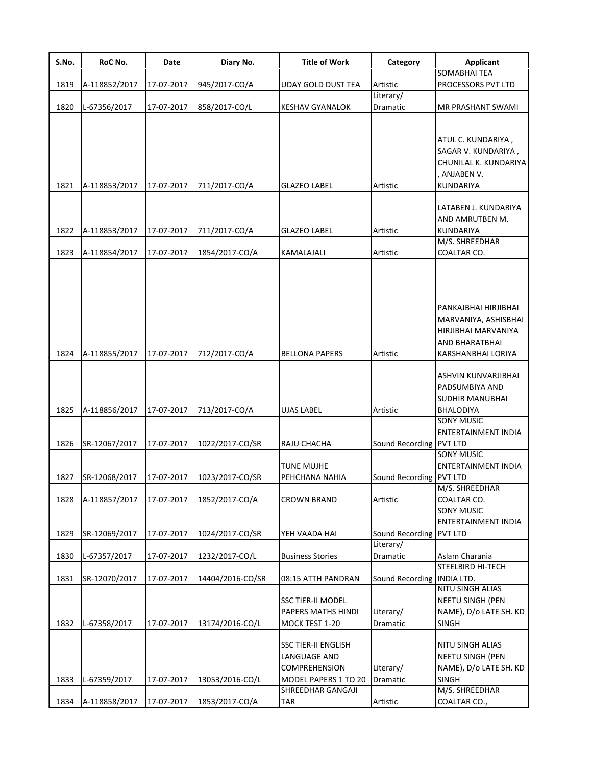| S.No. | RoC No. | Date | Diary No. | Title of Work | Category | Applicant |
|---|---|---|---|---|---|---|
| 1819 | A-118852/2017 | 17-07-2017 | 945/2017-CO/A | UDAY GOLD DUST TEA | Artistic | SOMABHAI TEA PROCESSORS PVT LTD |
| 1820 | L-67356/2017 | 17-07-2017 | 858/2017-CO/L | KESHAV GYANALOK | Literary/ Dramatic | MR PRASHANT SWAMI |
| 1821 | A-118853/2017 | 17-07-2017 | 711/2017-CO/A | GLAZEO LABEL | Artistic | ATUL C. KUNDARIYA , SAGAR V. KUNDARIYA , CHUNILAL K. KUNDARIYA , ANJABEN V. KUNDARIYA |
| 1822 | A-118853/2017 | 17-07-2017 | 711/2017-CO/A | GLAZEO LABEL | Artistic | LATABEN J. KUNDARIYA AND AMRUTBEN M. KUNDARIYA |
| 1823 | A-118854/2017 | 17-07-2017 | 1854/2017-CO/A | KAMALAJALI | Artistic | M/S. SHREEDHAR COALTAR CO. |
| 1824 | A-118855/2017 | 17-07-2017 | 712/2017-CO/A | BELLONA PAPERS | Artistic | PANKAJBHAI HIRJIBHAI MARVANIYA, ASHISBHAI HIRJIBHAI MARVANIYA AND BHARATBHAI KARSHANBHAI LORIYA |
| 1825 | A-118856/2017 | 17-07-2017 | 713/2017-CO/A | UJAS LABEL | Artistic | ASHVIN KUNVARJIBHAI PADSUMBIYA AND SUDHIR MANUBHAI BHALODIYA |
| 1826 | SR-12067/2017 | 17-07-2017 | 1022/2017-CO/SR | RAJU CHACHA | Sound Recording | SONY MUSIC ENTERTAINMENT INDIA PVT LTD |
| 1827 | SR-12068/2017 | 17-07-2017 | 1023/2017-CO/SR | TUNE MUJHE PEHCHANA NAHIA | Sound Recording | SONY MUSIC ENTERTAINMENT INDIA PVT LTD |
| 1828 | A-118857/2017 | 17-07-2017 | 1852/2017-CO/A | CROWN BRAND | Artistic | M/S. SHREEDHAR COALTAR CO. |
| 1829 | SR-12069/2017 | 17-07-2017 | 1024/2017-CO/SR | YEH VAADA HAI | Sound Recording | SONY MUSIC ENTERTAINMENT INDIA PVT LTD |
| 1830 | L-67357/2017 | 17-07-2017 | 1232/2017-CO/L | Business Stories | Literary/ Dramatic | Aslam Charania |
| 1831 | SR-12070/2017 | 17-07-2017 | 14404/2016-CO/SR | 08:15 ATTH PANDRAN | Sound Recording | STEELBIRD HI-TECH INDIA LTD. |
| 1832 | L-67358/2017 | 17-07-2017 | 13174/2016-CO/L | SSC TIER-II MODEL PAPERS MATHS HINDI MOCK TEST 1-20 | Literary/ Dramatic | NITU SINGH ALIAS NEETU SINGH (PEN NAME), D/o LATE SH. KD SINGH |
| 1833 | L-67359/2017 | 17-07-2017 | 13053/2016-CO/L | SSC TIER-II ENGLISH LANGUAGE AND COMPREHENSION MODEL PAPERS 1 TO 20 | Literary/ Dramatic | NITU SINGH ALIAS NEETU SINGH (PEN NAME), D/o LATE SH. KD SINGH |
| 1834 | A-118858/2017 | 17-07-2017 | 1853/2017-CO/A | SHREEDHAR GANGAJI TAR | Artistic | M/S. SHREEDHAR COALTAR CO., |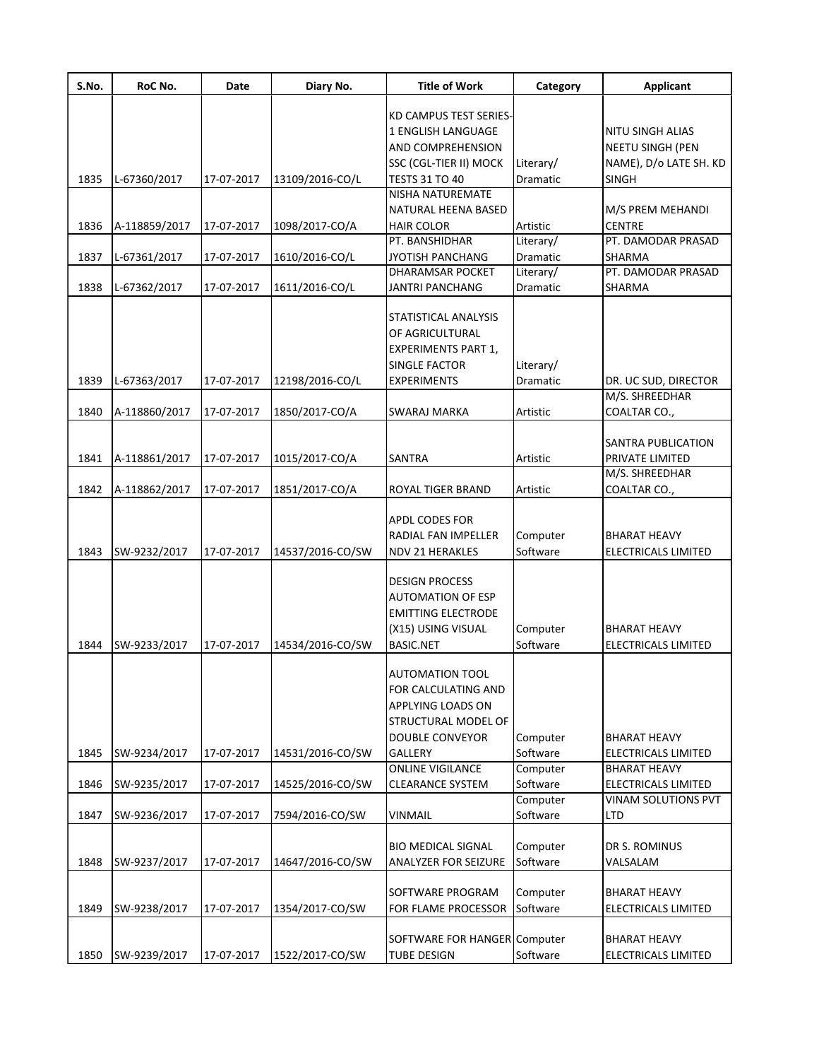| S.No. | RoC No. | Date | Diary No. | Title of Work | Category | Applicant |
|---|---|---|---|---|---|---|
| 1835 | L-67360/2017 | 17-07-2017 | 13109/2016-CO/L | KD CAMPUS TEST SERIES-1 ENGLISH LANGUAGE AND COMPREHENSION SSC (CGL-TIER II) MOCK TESTS 31 TO 40 | Literary/ Dramatic | NITU SINGH ALIAS NEETU SINGH (PEN NAME), D/o LATE SH. KD SINGH |
| 1836 | A-118859/2017 | 17-07-2017 | 1098/2017-CO/A | NISHA NATUREMATE NATURAL HEENA BASED HAIR COLOR | Artistic | M/S PREM MEHANDI CENTRE |
| 1837 | L-67361/2017 | 17-07-2017 | 1610/2016-CO/L | PT. BANSHIDHAR JYOTISH PANCHANG | Literary/ Dramatic | PT. DAMODAR PRASAD SHARMA |
| 1838 | L-67362/2017 | 17-07-2017 | 1611/2016-CO/L | DHARAMSAR POCKET JANTRI PANCHANG | Literary/ Dramatic | PT. DAMODAR PRASAD SHARMA |
| 1839 | L-67363/2017 | 17-07-2017 | 12198/2016-CO/L | STATISTICAL ANALYSIS OF AGRICULTURAL EXPERIMENTS PART 1, SINGLE FACTOR EXPERIMENTS | Literary/ Dramatic | DR. UC SUD, DIRECTOR |
| 1840 | A-118860/2017 | 17-07-2017 | 1850/2017-CO/A | SWARAJ MARKA | Artistic | M/S. SHREEDHAR COALTAR CO., |
| 1841 | A-118861/2017 | 17-07-2017 | 1015/2017-CO/A | SANTRA | Artistic | SANTRA PUBLICATION PRIVATE LIMITED |
| 1842 | A-118862/2017 | 17-07-2017 | 1851/2017-CO/A | ROYAL TIGER BRAND | Artistic | M/S. SHREEDHAR COALTAR CO., |
| 1843 | SW-9232/2017 | 17-07-2017 | 14537/2016-CO/SW | APDL CODES FOR RADIAL FAN IMPELLER NDV 21 HERAKLES | Computer Software | BHARAT HEAVY ELECTRICALS LIMITED |
| 1844 | SW-9233/2017 | 17-07-2017 | 14534/2016-CO/SW | DESIGN PROCESS AUTOMATION OF ESP EMITTING ELECTRODE (X15) USING VISUAL BASIC.NET | Computer Software | BHARAT HEAVY ELECTRICALS LIMITED |
| 1845 | SW-9234/2017 | 17-07-2017 | 14531/2016-CO/SW | AUTOMATION TOOL FOR CALCULATING AND APPLYING LOADS ON STRUCTURAL MODEL OF DOUBLE CONVEYOR GALLERY | Computer Software | BHARAT HEAVY ELECTRICALS LIMITED |
| 1846 | SW-9235/2017 | 17-07-2017 | 14525/2016-CO/SW | ONLINE VIGILANCE CLEARANCE SYSTEM | Computer Software | BHARAT HEAVY ELECTRICALS LIMITED |
| 1847 | SW-9236/2017 | 17-07-2017 | 7594/2016-CO/SW | VINMAIL | Computer Software | VINAM SOLUTIONS PVT LTD |
| 1848 | SW-9237/2017 | 17-07-2017 | 14647/2016-CO/SW | BIO MEDICAL SIGNAL ANALYZER FOR SEIZURE | Computer Software | DR S. ROMINUS VALSALAM |
| 1849 | SW-9238/2017 | 17-07-2017 | 1354/2017-CO/SW | SOFTWARE PROGRAM FOR FLAME PROCESSOR | Computer Software | BHARAT HEAVY ELECTRICALS LIMITED |
| 1850 | SW-9239/2017 | 17-07-2017 | 1522/2017-CO/SW | SOFTWARE FOR HANGER TUBE DESIGN | Computer Software | BHARAT HEAVY ELECTRICALS LIMITED |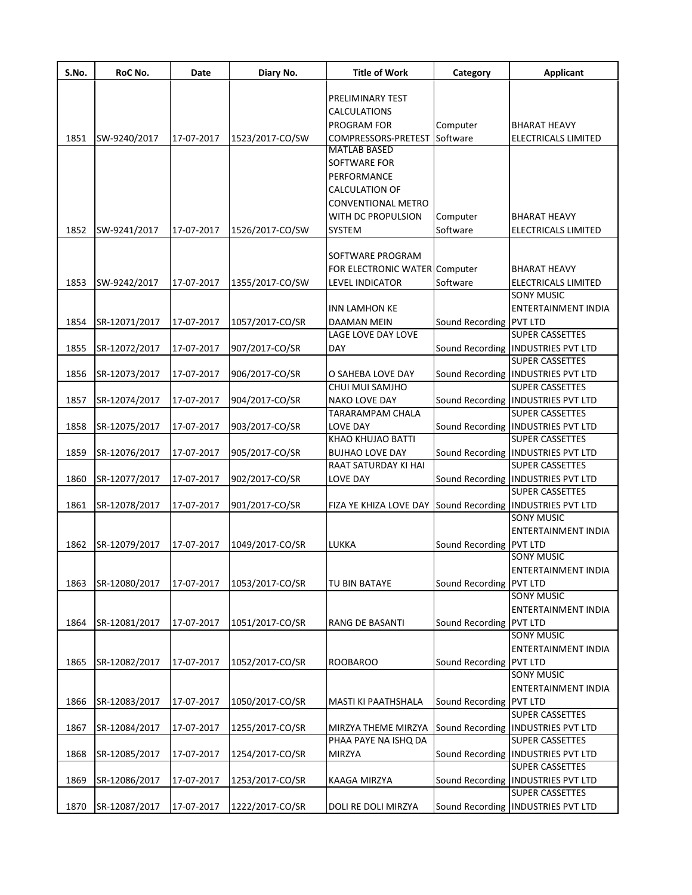| S.No. | RoC No. | Date | Diary No. | Title of Work | Category | Applicant |
|---|---|---|---|---|---|---|
| 1851 | SW-9240/2017 | 17-07-2017 | 1523/2017-CO/SW | PRELIMINARY TEST CALCULATIONS PROGRAM FOR COMPRESSORS-PRETEST | Computer Software | BHARAT HEAVY ELECTRICALS LIMITED |
| 1852 | SW-9241/2017 | 17-07-2017 | 1526/2017-CO/SW | MATLAB BASED SOFTWARE FOR PERFORMANCE CALCULATION OF CONVENTIONAL METRO WITH DC PROPULSION SYSTEM | Computer Software | BHARAT HEAVY ELECTRICALS LIMITED |
| 1853 | SW-9242/2017 | 17-07-2017 | 1355/2017-CO/SW | SOFTWARE PROGRAM FOR ELECTRONIC WATER LEVEL INDICATOR | Computer Software | BHARAT HEAVY ELECTRICALS LIMITED |
| 1854 | SR-12071/2017 | 17-07-2017 | 1057/2017-CO/SR | INN LAMHON KE DAAMAN MEIN | Sound Recording | SONY MUSIC ENTERTAINMENT INDIA PVT LTD |
| 1855 | SR-12072/2017 | 17-07-2017 | 907/2017-CO/SR | LAGE LOVE DAY LOVE DAY | Sound Recording | SUPER CASSETTES INDUSTRIES PVT LTD |
| 1856 | SR-12073/2017 | 17-07-2017 | 906/2017-CO/SR | O SAHEBA LOVE DAY | Sound Recording | SUPER CASSETTES INDUSTRIES PVT LTD |
| 1857 | SR-12074/2017 | 17-07-2017 | 904/2017-CO/SR | CHUI MUI SAMJHO NAKO LOVE DAY | Sound Recording | SUPER CASSETTES INDUSTRIES PVT LTD |
| 1858 | SR-12075/2017 | 17-07-2017 | 903/2017-CO/SR | TARARAMPAM CHALA LOVE DAY | Sound Recording | SUPER CASSETTES INDUSTRIES PVT LTD |
| 1859 | SR-12076/2017 | 17-07-2017 | 905/2017-CO/SR | KHAO KHUJAO BATTI BUJHAO LOVE DAY | Sound Recording | SUPER CASSETTES INDUSTRIES PVT LTD |
| 1860 | SR-12077/2017 | 17-07-2017 | 902/2017-CO/SR | RAAT SATURDAY KI HAI LOVE DAY | Sound Recording | SUPER CASSETTES INDUSTRIES PVT LTD |
| 1861 | SR-12078/2017 | 17-07-2017 | 901/2017-CO/SR | FIZA YE KHIZA LOVE DAY | Sound Recording | SUPER CASSETTES INDUSTRIES PVT LTD |
| 1862 | SR-12079/2017 | 17-07-2017 | 1049/2017-CO/SR | LUKKA | Sound Recording | SONY MUSIC ENTERTAINMENT INDIA PVT LTD |
| 1863 | SR-12080/2017 | 17-07-2017 | 1053/2017-CO/SR | TU BIN BATAYE | Sound Recording | SONY MUSIC ENTERTAINMENT INDIA PVT LTD |
| 1864 | SR-12081/2017 | 17-07-2017 | 1051/2017-CO/SR | RANG DE BASANTI | Sound Recording | SONY MUSIC ENTERTAINMENT INDIA PVT LTD |
| 1865 | SR-12082/2017 | 17-07-2017 | 1052/2017-CO/SR | ROOBAROO | Sound Recording | SONY MUSIC ENTERTAINMENT INDIA PVT LTD |
| 1866 | SR-12083/2017 | 17-07-2017 | 1050/2017-CO/SR | MASTI KI PAATHSHALA | Sound Recording | SONY MUSIC ENTERTAINMENT INDIA PVT LTD |
| 1867 | SR-12084/2017 | 17-07-2017 | 1255/2017-CO/SR | MIRZYA THEME MIRZYA | Sound Recording | SUPER CASSETTES INDUSTRIES PVT LTD |
| 1868 | SR-12085/2017 | 17-07-2017 | 1254/2017-CO/SR | PHAA PAYE NA ISHQ DA MIRZYA | Sound Recording | SUPER CASSETTES INDUSTRIES PVT LTD |
| 1869 | SR-12086/2017 | 17-07-2017 | 1253/2017-CO/SR | KAAGA MIRZYA | Sound Recording | SUPER CASSETTES INDUSTRIES PVT LTD |
| 1870 | SR-12087/2017 | 17-07-2017 | 1222/2017-CO/SR | DOLI RE DOLI MIRZYA | Sound Recording | SUPER CASSETTES INDUSTRIES PVT LTD |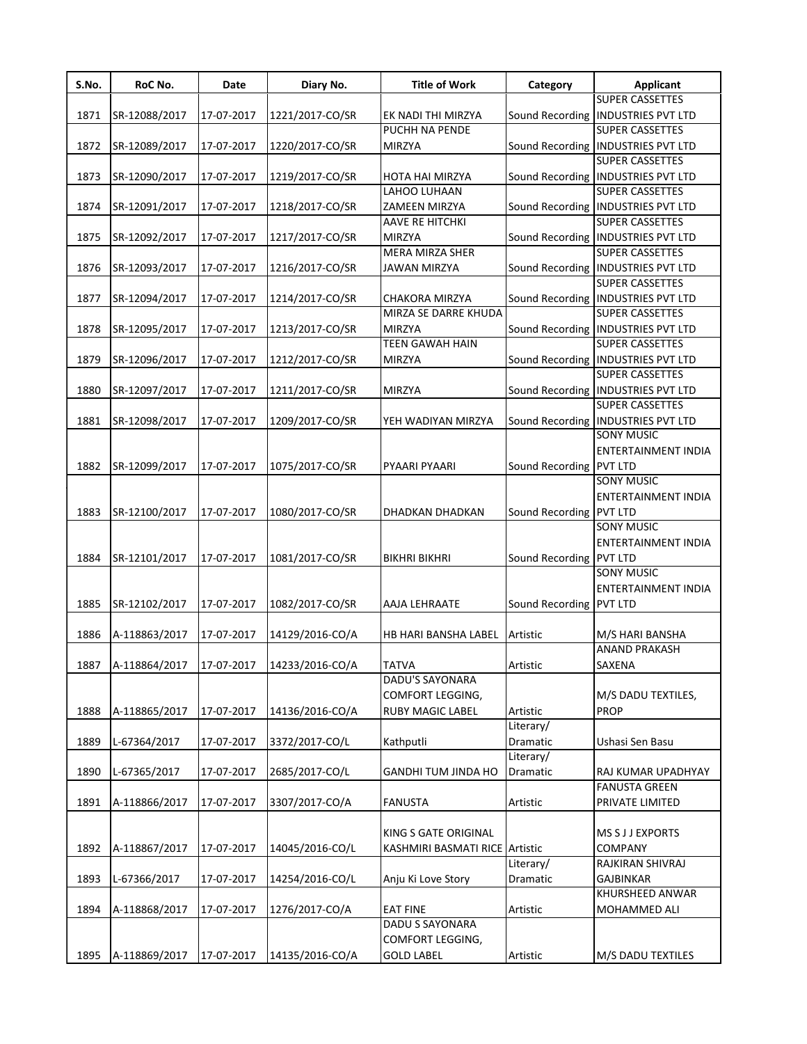| S.No. | RoC No. | Date | Diary No. | Title of Work | Category | Applicant |
|---|---|---|---|---|---|---|
| 1871 | SR-12088/2017 | 17-07-2017 | 1221/2017-CO/SR | EK NADI THI MIRZYA | Sound Recording | SUPER CASSETTES INDUSTRIES PVT LTD |
| 1872 | SR-12089/2017 | 17-07-2017 | 1220/2017-CO/SR | PUCHH NA PENDE MIRZYA | Sound Recording | SUPER CASSETTES INDUSTRIES PVT LTD |
| 1873 | SR-12090/2017 | 17-07-2017 | 1219/2017-CO/SR | HOTA HAI MIRZYA | Sound Recording | SUPER CASSETTES INDUSTRIES PVT LTD |
| 1874 | SR-12091/2017 | 17-07-2017 | 1218/2017-CO/SR | LAHOO LUHAAN ZAMEEN MIRZYA | Sound Recording | SUPER CASSETTES INDUSTRIES PVT LTD |
| 1875 | SR-12092/2017 | 17-07-2017 | 1217/2017-CO/SR | AAVE RE HITCHKI MIRZYA | Sound Recording | SUPER CASSETTES INDUSTRIES PVT LTD |
| 1876 | SR-12093/2017 | 17-07-2017 | 1216/2017-CO/SR | MERA MIRZA SHER JAWAN MIRZYA | Sound Recording | SUPER CASSETTES INDUSTRIES PVT LTD |
| 1877 | SR-12094/2017 | 17-07-2017 | 1214/2017-CO/SR | CHAKORA MIRZYA | Sound Recording | SUPER CASSETTES INDUSTRIES PVT LTD |
| 1878 | SR-12095/2017 | 17-07-2017 | 1213/2017-CO/SR | MIRZA SE DARRE KHUDA MIRZYA | Sound Recording | SUPER CASSETTES INDUSTRIES PVT LTD |
| 1879 | SR-12096/2017 | 17-07-2017 | 1212/2017-CO/SR | TEEN GAWAH HAIN MIRZYA | Sound Recording | SUPER CASSETTES INDUSTRIES PVT LTD |
| 1880 | SR-12097/2017 | 17-07-2017 | 1211/2017-CO/SR | MIRZYA | Sound Recording | SUPER CASSETTES INDUSTRIES PVT LTD |
| 1881 | SR-12098/2017 | 17-07-2017 | 1209/2017-CO/SR | YEH WADIYAN MIRZYA | Sound Recording | SUPER CASSETTES INDUSTRIES PVT LTD |
| 1882 | SR-12099/2017 | 17-07-2017 | 1075/2017-CO/SR | PYAARI PYAARI | Sound Recording | SONY MUSIC ENTERTAINMENT INDIA PVT LTD |
| 1883 | SR-12100/2017 | 17-07-2017 | 1080/2017-CO/SR | DHADKAN DHADKAN | Sound Recording | SONY MUSIC ENTERTAINMENT INDIA PVT LTD |
| 1884 | SR-12101/2017 | 17-07-2017 | 1081/2017-CO/SR | BIKHRI BIKHRI | Sound Recording | SONY MUSIC ENTERTAINMENT INDIA PVT LTD |
| 1885 | SR-12102/2017 | 17-07-2017 | 1082/2017-CO/SR | AAJA LEHRAATE | Sound Recording | SONY MUSIC ENTERTAINMENT INDIA PVT LTD |
| 1886 | A-118863/2017 | 17-07-2017 | 14129/2016-CO/A | HB HARI BANSHA LABEL | Artistic | M/S HARI BANSHA |
| 1887 | A-118864/2017 | 17-07-2017 | 14233/2016-CO/A | TATVA | Artistic | ANAND PRAKASH SAXENA |
| 1888 | A-118865/2017 | 17-07-2017 | 14136/2016-CO/A | DADU'S SAYONARA COMFORT LEGGING, RUBY MAGIC LABEL | Artistic | M/S DADU TEXTILES, PROP |
| 1889 | L-67364/2017 | 17-07-2017 | 3372/2017-CO/L | Kathputli | Literary/ Dramatic | Ushasi Sen Basu |
| 1890 | L-67365/2017 | 17-07-2017 | 2685/2017-CO/L | GANDHI TUM JINDA HO | Literary/ Dramatic | RAJ KUMAR UPADHYAY |
| 1891 | A-118866/2017 | 17-07-2017 | 3307/2017-CO/A | FANUSTA | Artistic | FANUSTA GREEN PRIVATE LIMITED |
| 1892 | A-118867/2017 | 17-07-2017 | 14045/2016-CO/L | KING S GATE ORIGINAL KASHMIRI BASMATI RICE | Artistic | MS S J J EXPORTS COMPANY |
| 1893 | L-67366/2017 | 17-07-2017 | 14254/2016-CO/L | Anju Ki Love Story | Literary/ Dramatic | RAJKIRAN SHIVRAJ GAJBINKAR |
| 1894 | A-118868/2017 | 17-07-2017 | 1276/2017-CO/A | EAT FINE | Artistic | KHURSHEED ANWAR MOHAMMED ALI |
| 1895 | A-118869/2017 | 17-07-2017 | 14135/2016-CO/A | DADU S SAYONARA COMFORT LEGGING, GOLD LABEL | Artistic | M/S DADU TEXTILES |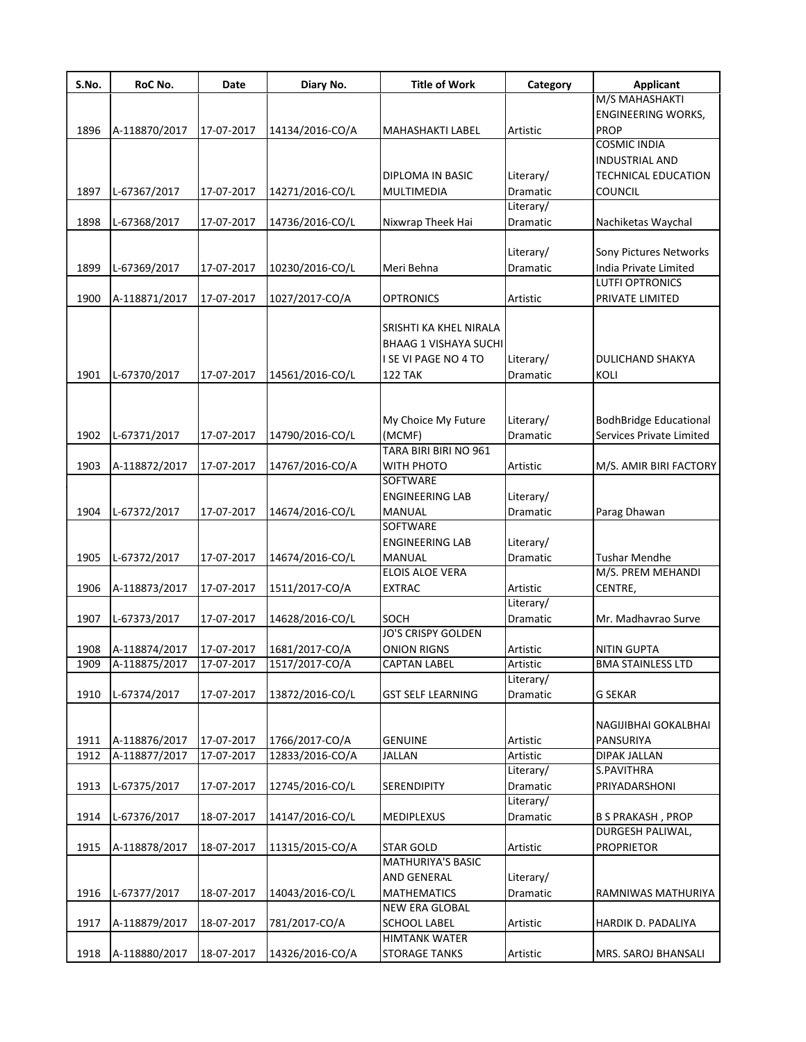| S.No. | RoC No. | Date | Diary No. | Title of Work | Category | Applicant |
|---|---|---|---|---|---|---|
| 1896 | A-118870/2017 | 17-07-2017 | 14134/2016-CO/A | MAHASHAKTI LABEL | Artistic | M/S MAHASHAKTI ENGINEERING WORKS, PROP |
| 1897 | L-67367/2017 | 17-07-2017 | 14271/2016-CO/L | DIPLOMA IN BASIC MULTIMEDIA | Literary/ Dramatic | COSMIC INDIA INDUSTRIAL AND TECHNICAL EDUCATION COUNCIL |
| 1898 | L-67368/2017 | 17-07-2017 | 14736/2016-CO/L | Nixwrap Theek Hai | Literary/ Dramatic | Nachiketas Waychal |
| 1899 | L-67369/2017 | 17-07-2017 | 10230/2016-CO/L | Meri Behna | Literary/ Dramatic | Sony Pictures Networks India Private Limited |
| 1900 | A-118871/2017 | 17-07-2017 | 1027/2017-CO/A | OPTRONICS | Artistic | LUTFI OPTRONICS PRIVATE LIMITED |
| 1901 | L-67370/2017 | 17-07-2017 | 14561/2016-CO/L | SRISHTI KA KHEL NIRALA BHAAG 1 VISHAYA SUCHI I SE VI PAGE NO 4 TO 122 TAK | Literary/ Dramatic | DULICHAND SHAKYA KOLI |
| 1902 | L-67371/2017 | 17-07-2017 | 14790/2016-CO/L | My Choice My Future (MCMF) | Literary/ Dramatic | BodhBridge Educational Services Private Limited |
| 1903 | A-118872/2017 | 17-07-2017 | 14767/2016-CO/A | TARA BIRI BIRI NO 961 WITH PHOTO | Artistic | M/S. AMIR BIRI FACTORY |
| 1904 | L-67372/2017 | 17-07-2017 | 14674/2016-CO/L | SOFTWARE ENGINEERING LAB MANUAL | Literary/ Dramatic | Parag Dhawan |
| 1905 | L-67372/2017 | 17-07-2017 | 14674/2016-CO/L | SOFTWARE ENGINEERING LAB MANUAL | Literary/ Dramatic | Tushar Mendhe |
| 1906 | A-118873/2017 | 17-07-2017 | 1511/2017-CO/A | ELOIS ALOE VERA EXTRAC | Artistic | M/S. PREM MEHANDI CENTRE, |
| 1907 | L-67373/2017 | 17-07-2017 | 14628/2016-CO/L | SOCH | Literary/ Dramatic | Mr. Madhavrao Surve |
| 1908 | A-118874/2017 | 17-07-2017 | 1681/2017-CO/A | JO'S CRISPY GOLDEN ONION RIGNS | Artistic | NITIN GUPTA |
| 1909 | A-118875/2017 | 17-07-2017 | 1517/2017-CO/A | CAPTAN LABEL | Artistic | BMA STAINLESS LTD |
| 1910 | L-67374/2017 | 17-07-2017 | 13872/2016-CO/L | GST SELF LEARNING | Literary/ Dramatic | G SEKAR |
| 1911 | A-118876/2017 | 17-07-2017 | 1766/2017-CO/A | GENUINE | Artistic | NAGIJIBHAI GOKALBHAI PANSURIYA |
| 1912 | A-118877/2017 | 17-07-2017 | 12833/2016-CO/A | JALLAN | Artistic | DIPAK JALLAN |
| 1913 | L-67375/2017 | 17-07-2017 | 12745/2016-CO/L | SERENDIPITY | Literary/ Dramatic | S.PAVITHRA PRIYADARSHONI |
| 1914 | L-67376/2017 | 18-07-2017 | 14147/2016-CO/L | MEDIPLEXUS | Literary/ Dramatic | B S PRAKASH , PROP |
| 1915 | A-118878/2017 | 18-07-2017 | 11315/2015-CO/A | STAR GOLD | Artistic | DURGESH PALIWAL, PROPRIETOR |
| 1916 | L-67377/2017 | 18-07-2017 | 14043/2016-CO/L | MATHURIYA'S BASIC AND GENERAL MATHEMATICS | Literary/ Dramatic | RAMNIWAS MATHURIYA |
| 1917 | A-118879/2017 | 18-07-2017 | 781/2017-CO/A | NEW ERA GLOBAL SCHOOL LABEL | Artistic | HARDIK D. PADALIYA |
| 1918 | A-118880/2017 | 18-07-2017 | 14326/2016-CO/A | HIMTANK WATER STORAGE TANKS | Artistic | MRS. SAROJ BHANSALI |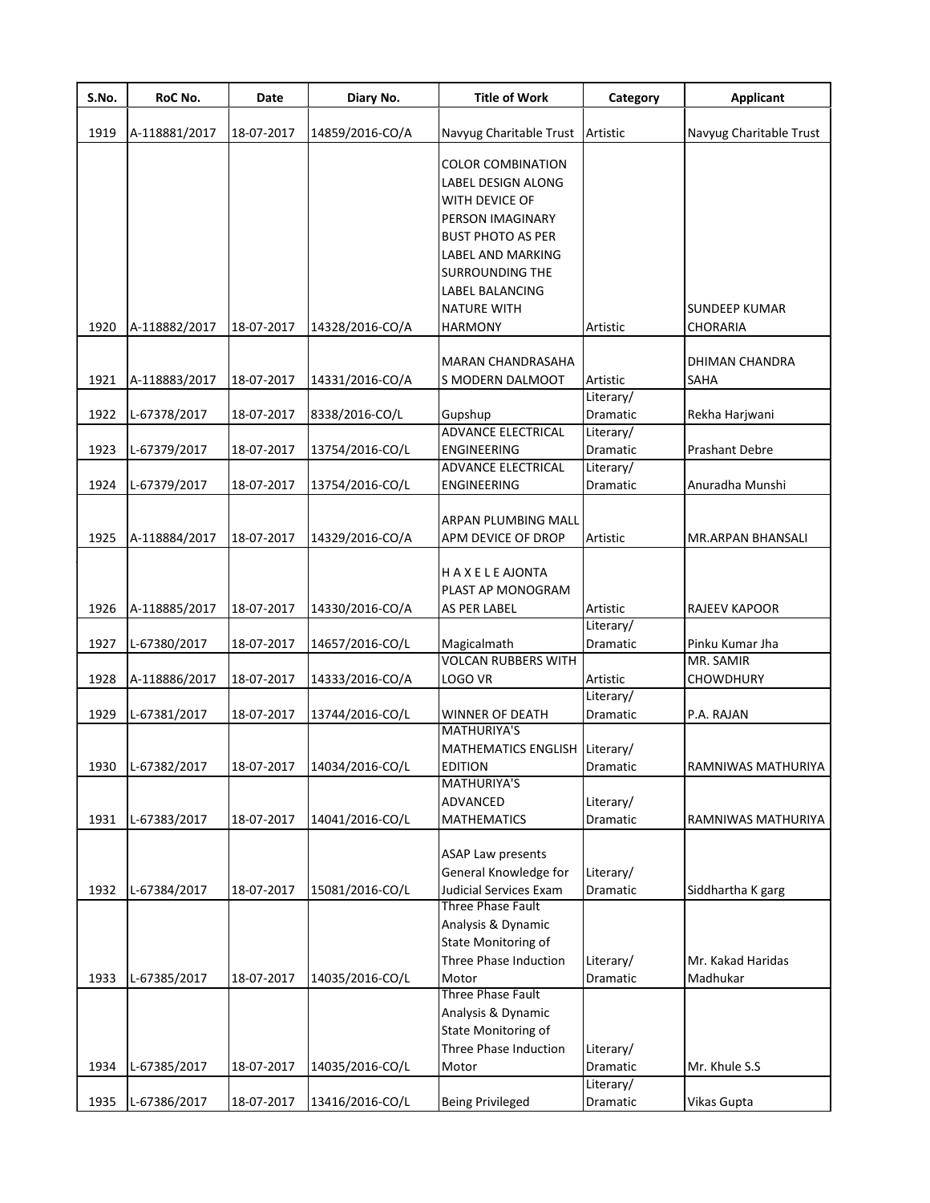| S.No. | RoC No. | Date | Diary No. | Title of Work | Category | Applicant |
|---|---|---|---|---|---|---|
| 1919 | A-118881/2017 | 18-07-2017 | 14859/2016-CO/A | Navyug Charitable Trust | Artistic | Navyug Charitable Trust |
| 1920 | A-118882/2017 | 18-07-2017 | 14328/2016-CO/A | COLOR COMBINATION LABEL DESIGN ALONG WITH DEVICE OF PERSON IMAGINARY BUST PHOTO AS PER LABEL AND MARKING SURROUNDING THE LABEL BALANCING NATURE WITH HARMONY | Artistic | SUNDEEP KUMAR CHORARIA |
| 1921 | A-118883/2017 | 18-07-2017 | 14331/2016-CO/A | MARAN CHANDRASAHA S MODERN DALMOOT | Artistic | DHIMAN CHANDRA SAHA |
| 1922 | L-67378/2017 | 18-07-2017 | 8338/2016-CO/L | Gupshup | Literary/ Dramatic | Rekha Harjwani |
| 1923 | L-67379/2017 | 18-07-2017 | 13754/2016-CO/L | ADVANCE ELECTRICAL ENGINEERING | Literary/ Dramatic | Prashant Debre |
| 1924 | L-67379/2017 | 18-07-2017 | 13754/2016-CO/L | ADVANCE ELECTRICAL ENGINEERING | Literary/ Dramatic | Anuradha Munshi |
| 1925 | A-118884/2017 | 18-07-2017 | 14329/2016-CO/A | ARPAN PLUMBING MALL APM DEVICE OF DROP | Artistic | MR.ARPAN BHANSALI |
| 1926 | A-118885/2017 | 18-07-2017 | 14330/2016-CO/A | H A X E L E AJONTA PLAST AP MONOGRAM AS PER LABEL | Artistic | RAJEEV KAPOOR |
| 1927 | L-67380/2017 | 18-07-2017 | 14657/2016-CO/L | Magicalmath | Literary/ Dramatic | Pinku Kumar Jha |
| 1928 | A-118886/2017 | 18-07-2017 | 14333/2016-CO/A | VOLCAN RUBBERS WITH LOGO VR | Artistic | MR. SAMIR CHOWDHURY |
| 1929 | L-67381/2017 | 18-07-2017 | 13744/2016-CO/L | WINNER OF DEATH | Literary/ Dramatic | P.A. RAJAN |
| 1930 | L-67382/2017 | 18-07-2017 | 14034/2016-CO/L | MATHURIYA'S MATHEMATICS ENGLISH EDITION | Literary/ Dramatic | RAMNIWAS MATHURIYA |
| 1931 | L-67383/2017 | 18-07-2017 | 14041/2016-CO/L | MATHURIYA'S ADVANCED MATHEMATICS | Literary/ Dramatic | RAMNIWAS MATHURIYA |
| 1932 | L-67384/2017 | 18-07-2017 | 15081/2016-CO/L | ASAP Law presents General Knowledge for Judicial Services Exam | Literary/ Dramatic | Siddhartha K garg |
| 1933 | L-67385/2017 | 18-07-2017 | 14035/2016-CO/L | Three Phase Fault Analysis & Dynamic State Monitoring of Three Phase Induction Motor | Literary/ Dramatic | Mr. Kakad Haridas Madhukar |
| 1934 | L-67385/2017 | 18-07-2017 | 14035/2016-CO/L | Three Phase Fault Analysis & Dynamic State Monitoring of Three Phase Induction Motor | Literary/ Dramatic | Mr. Khule S.S |
| 1935 | L-67386/2017 | 18-07-2017 | 13416/2016-CO/L | Being Privileged | Literary/ Dramatic | Vikas Gupta |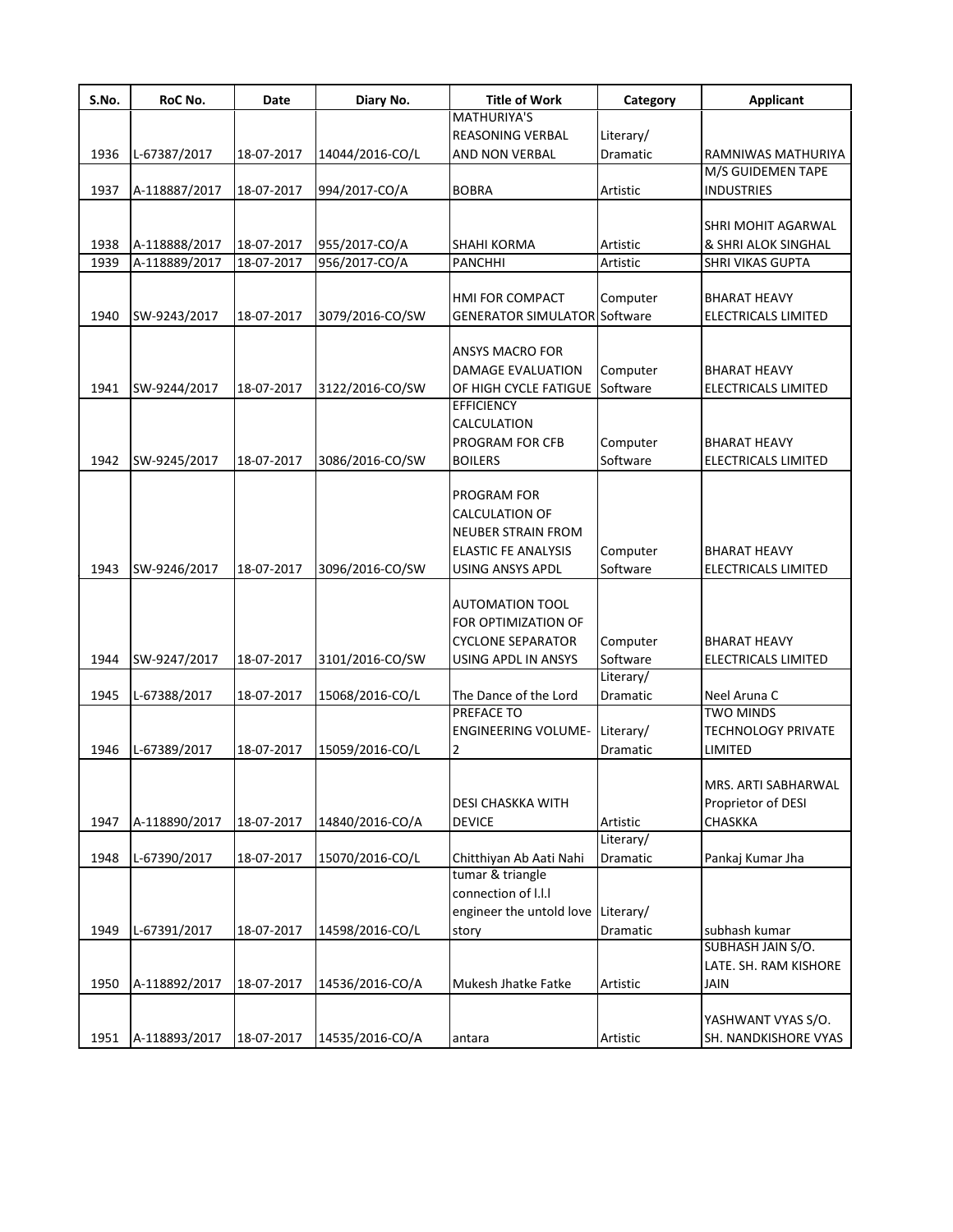| S.No. | RoC No. | Date | Diary No. | Title of Work | Category | Applicant |
|---|---|---|---|---|---|---|
| 1936 | L-67387/2017 | 18-07-2017 | 14044/2016-CO/L | MATHURIYA'S REASONING VERBAL AND NON VERBAL | Literary/ Dramatic | RAMNIWAS MATHURIYA |
| 1937 | A-118887/2017 | 18-07-2017 | 994/2017-CO/A | BOBRA | Artistic | M/S GUIDEMEN TAPE INDUSTRIES |
| 1938 | A-118888/2017 | 18-07-2017 | 955/2017-CO/A | SHAHI KORMA | Artistic | SHRI MOHIT AGARWAL & SHRI ALOK SINGHAL |
| 1939 | A-118889/2017 | 18-07-2017 | 956/2017-CO/A | PANCHHI | Artistic | SHRI VIKAS GUPTA |
| 1940 | SW-9243/2017 | 18-07-2017 | 3079/2016-CO/SW | HMI FOR COMPACT GENERATOR SIMULATOR | Computer Software | BHARAT HEAVY ELECTRICALS LIMITED |
| 1941 | SW-9244/2017 | 18-07-2017 | 3122/2016-CO/SW | ANSYS MACRO FOR DAMAGE EVALUATION OF HIGH CYCLE FATIGUE | Computer Software | BHARAT HEAVY ELECTRICALS LIMITED |
| 1942 | SW-9245/2017 | 18-07-2017 | 3086/2016-CO/SW | EFFICIENCY CALCULATION PROGRAM FOR CFB BOILERS | Computer Software | BHARAT HEAVY ELECTRICALS LIMITED |
| 1943 | SW-9246/2017 | 18-07-2017 | 3096/2016-CO/SW | PROGRAM FOR CALCULATION OF NEUBER STRAIN FROM ELASTIC FE ANALYSIS USING ANSYS APDL | Computer Software | BHARAT HEAVY ELECTRICALS LIMITED |
| 1944 | SW-9247/2017 | 18-07-2017 | 3101/2016-CO/SW | AUTOMATION TOOL FOR OPTIMIZATION OF CYCLONE SEPARATOR USING APDL IN ANSYS | Computer Software | BHARAT HEAVY ELECTRICALS LIMITED |
| 1945 | L-67388/2017 | 18-07-2017 | 15068/2016-CO/L | The Dance of the Lord | Literary/ Dramatic | Neel Aruna C |
| 1946 | L-67389/2017 | 18-07-2017 | 15059/2016-CO/L | PREFACE TO ENGINEERING VOLUME-2 | Literary/ Dramatic | TWO MINDS TECHNOLOGY PRIVATE LIMITED |
| 1947 | A-118890/2017 | 18-07-2017 | 14840/2016-CO/A | DESI CHASKKA WITH DEVICE | Artistic | MRS. ARTI SABHARWAL Proprietor of DESI CHASKKA |
| 1948 | L-67390/2017 | 18-07-2017 | 15070/2016-CO/L | Chitthiyan Ab Aati Nahi | Literary/ Dramatic | Pankaj Kumar Jha |
| 1949 | L-67391/2017 | 18-07-2017 | 14598/2016-CO/L | tumar & triangle connection of l.l.l engineer the untold love story | Literary/ Dramatic | subhash kumar |
| 1950 | A-118892/2017 | 18-07-2017 | 14536/2016-CO/A | Mukesh Jhatke Fatke | Artistic | SUBHASH JAIN S/O. LATE. SH. RAM KISHORE JAIN |
| 1951 | A-118893/2017 | 18-07-2017 | 14535/2016-CO/A | antara | Artistic | YASHWANT VYAS S/O. SH. NANDKISHORE VYAS |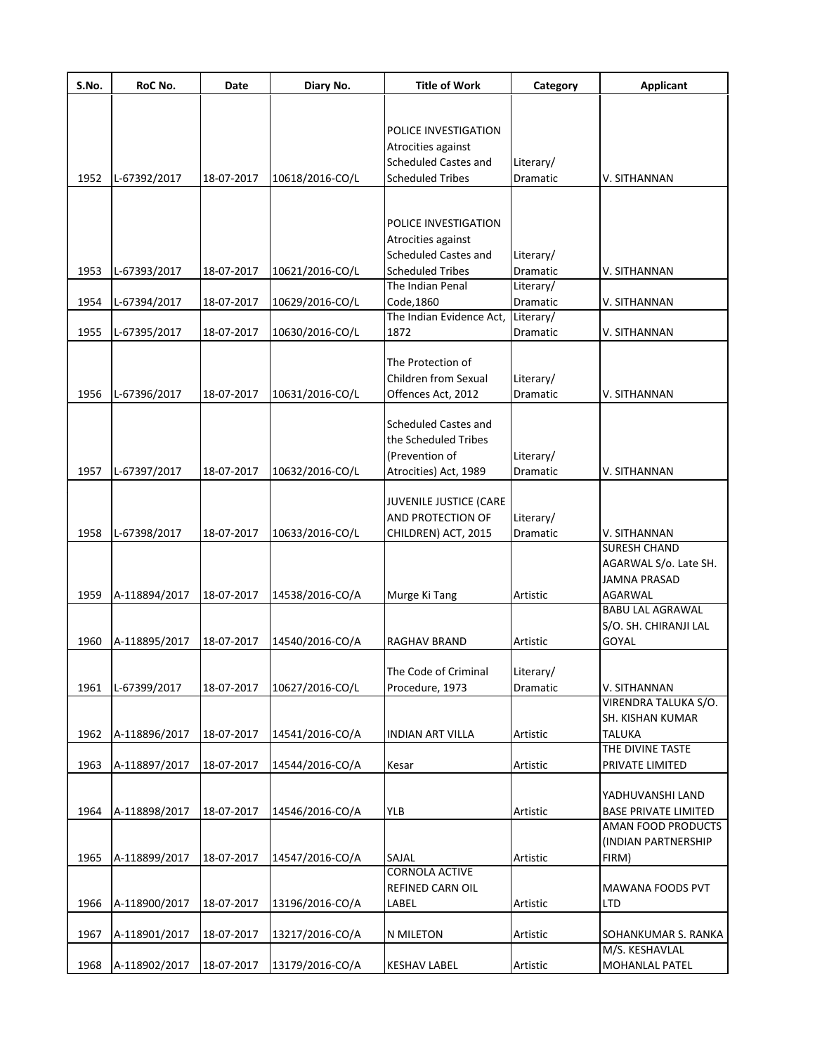| S.No. | RoC No. | Date | Diary No. | Title of Work | Category | Applicant |
|---|---|---|---|---|---|---|
| 1952 | L-67392/2017 | 18-07-2017 | 10618/2016-CO/L | POLICE INVESTIGATION Atrocities against Scheduled Castes and Scheduled Tribes | Literary/ Dramatic | V. SITHANNAN |
| 1953 | L-67393/2017 | 18-07-2017 | 10621/2016-CO/L | POLICE INVESTIGATION Atrocities against Scheduled Castes and Scheduled Tribes | Literary/ Dramatic | V. SITHANNAN |
| 1954 | L-67394/2017 | 18-07-2017 | 10629/2016-CO/L | The Indian Penal Code,1860 | Literary/ Dramatic | V. SITHANNAN |
| 1955 | L-67395/2017 | 18-07-2017 | 10630/2016-CO/L | The Indian Evidence Act, 1872 | Literary/ Dramatic | V. SITHANNAN |
| 1956 | L-67396/2017 | 18-07-2017 | 10631/2016-CO/L | The Protection of Children from Sexual Offences Act, 2012 | Literary/ Dramatic | V. SITHANNAN |
| 1957 | L-67397/2017 | 18-07-2017 | 10632/2016-CO/L | Scheduled Castes and the Scheduled Tribes (Prevention of Atrocities) Act, 1989 | Literary/ Dramatic | V. SITHANNAN |
| 1958 | L-67398/2017 | 18-07-2017 | 10633/2016-CO/L | JUVENILE JUSTICE (CARE AND PROTECTION OF CHILDREN) ACT, 2015 | Literary/ Dramatic | V. SITHANNAN |
| 1959 | A-118894/2017 | 18-07-2017 | 14538/2016-CO/A | Murge Ki Tang | Artistic | SURESH CHAND AGARWAL S/o. Late SH. JAMNA PRASAD AGARWAL |
| 1960 | A-118895/2017 | 18-07-2017 | 14540/2016-CO/A | RAGHAV BRAND | Artistic | BABU LAL AGRAWAL S/O. SH. CHIRANJI LAL GOYAL |
| 1961 | L-67399/2017 | 18-07-2017 | 10627/2016-CO/L | The Code of Criminal Procedure, 1973 | Literary/ Dramatic | V. SITHANNAN |
| 1962 | A-118896/2017 | 18-07-2017 | 14541/2016-CO/A | INDIAN ART VILLA | Artistic | VIRENDRA TALUKA S/O. SH. KISHAN KUMAR TALUKA |
| 1963 | A-118897/2017 | 18-07-2017 | 14544/2016-CO/A | Kesar | Artistic | THE DIVINE TASTE PRIVATE LIMITED |
| 1964 | A-118898/2017 | 18-07-2017 | 14546/2016-CO/A | YLB | Artistic | YADHUVANSHI LAND BASE PRIVATE LIMITED |
| 1965 | A-118899/2017 | 18-07-2017 | 14547/2016-CO/A | SAJAL | Artistic | AMAN FOOD PRODUCTS (INDIAN PARTNERSHIP FIRM) |
| 1966 | A-118900/2017 | 18-07-2017 | 13196/2016-CO/A | CORNOLA ACTIVE REFINED CARN OIL LABEL | Artistic | MAWANA FOODS PVT LTD |
| 1967 | A-118901/2017 | 18-07-2017 | 13217/2016-CO/A | N MILETON | Artistic | SOHANKUMAR S. RANKA |
| 1968 | A-118902/2017 | 18-07-2017 | 13179/2016-CO/A | KESHAV LABEL | Artistic | M/S. KESHAVLAL MOHANLAL PATEL |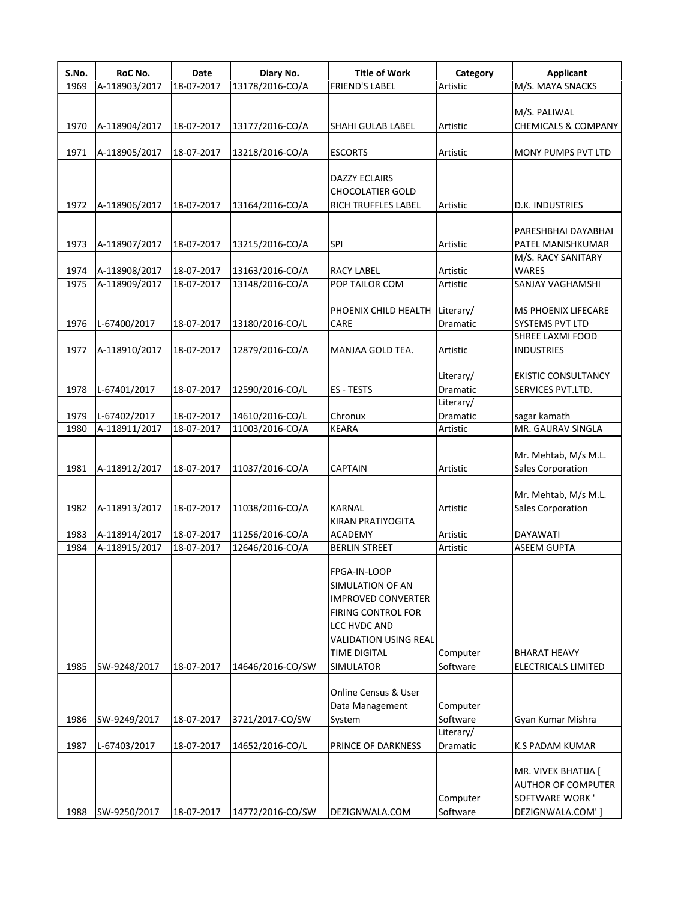| S.No. | RoC No. | Date | Diary No. | Title of Work | Category | Applicant |
|---|---|---|---|---|---|---|
| 1969 | A-118903/2017 | 18-07-2017 | 13178/2016-CO/A | FRIEND'S LABEL | Artistic | M/S. MAYA SNACKS |
| 1970 | A-118904/2017 | 18-07-2017 | 13177/2016-CO/A | SHAHI GULAB LABEL | Artistic | M/S. PALIWAL CHEMICALS & COMPANY |
| 1971 | A-118905/2017 | 18-07-2017 | 13218/2016-CO/A | ESCORTS | Artistic | MONY PUMPS PVT LTD |
| 1972 | A-118906/2017 | 18-07-2017 | 13164/2016-CO/A | DAZZY ECLAIRS CHOCOLATIER GOLD RICH TRUFFLES LABEL | Artistic | D.K. INDUSTRIES |
| 1973 | A-118907/2017 | 18-07-2017 | 13215/2016-CO/A | SPI | Artistic | PARESHBHAI DAYABHAI PATEL MANISHKUMAR |
| 1974 | A-118908/2017 | 18-07-2017 | 13163/2016-CO/A | RACY LABEL | Artistic | M/S. RACY SANITARY WARES |
| 1975 | A-118909/2017 | 18-07-2017 | 13148/2016-CO/A | POP TAILOR COM | Artistic | SANJAY VAGHAMSHI |
| 1976 | L-67400/2017 | 18-07-2017 | 13180/2016-CO/L | PHOENIX CHILD HEALTH CARE | Literary/ Dramatic | MS PHOENIX LIFECARE SYSTEMS PVT LTD |
| 1977 | A-118910/2017 | 18-07-2017 | 12879/2016-CO/A | MANJAA GOLD TEA. | Artistic | SHREE LAXMI FOOD INDUSTRIES |
| 1978 | L-67401/2017 | 18-07-2017 | 12590/2016-CO/L | ES - TESTS | Literary/ Dramatic | EKISTIC CONSULTANCY SERVICES PVT.LTD. |
| 1979 | L-67402/2017 | 18-07-2017 | 14610/2016-CO/L | Chronux | Literary/ Dramatic | sagar kamath |
| 1980 | A-118911/2017 | 18-07-2017 | 11003/2016-CO/A | KEARA | Artistic | MR. GAURAV SINGLA |
| 1981 | A-118912/2017 | 18-07-2017 | 11037/2016-CO/A | CAPTAIN | Artistic | Mr. Mehtab, M/s M.L. Sales Corporation |
| 1982 | A-118913/2017 | 18-07-2017 | 11038/2016-CO/A | KARNAL | Artistic | Mr. Mehtab, M/s M.L. Sales Corporation |
| 1983 | A-118914/2017 | 18-07-2017 | 11256/2016-CO/A | KIRAN PRATIYOGITA ACADEMY | Artistic | DAYAWATI |
| 1984 | A-118915/2017 | 18-07-2017 | 12646/2016-CO/A | BERLIN STREET | Artistic | ASEEM GUPTA |
| 1985 | SW-9248/2017 | 18-07-2017 | 14646/2016-CO/SW | FPGA-IN-LOOP SIMULATION OF AN IMPROVED CONVERTER FIRING CONTROL FOR LCC HVDC AND VALIDATION USING REAL TIME DIGITAL SIMULATOR | Computer Software | BHARAT HEAVY ELECTRICALS LIMITED |
| 1986 | SW-9249/2017 | 18-07-2017 | 3721/2017-CO/SW | Online Census & User Data Management System | Computer Software | Gyan Kumar Mishra |
| 1987 | L-67403/2017 | 18-07-2017 | 14652/2016-CO/L | PRINCE OF DARKNESS | Literary/ Dramatic | K.S PADAM KUMAR |
| 1988 | SW-9250/2017 | 18-07-2017 | 14772/2016-CO/SW | DEZIGNWALA.COM | Computer Software | MR. VIVEK BHATIJA [ AUTHOR OF COMPUTER SOFTWARE WORK ' DEZIGNWALA.COM' ] |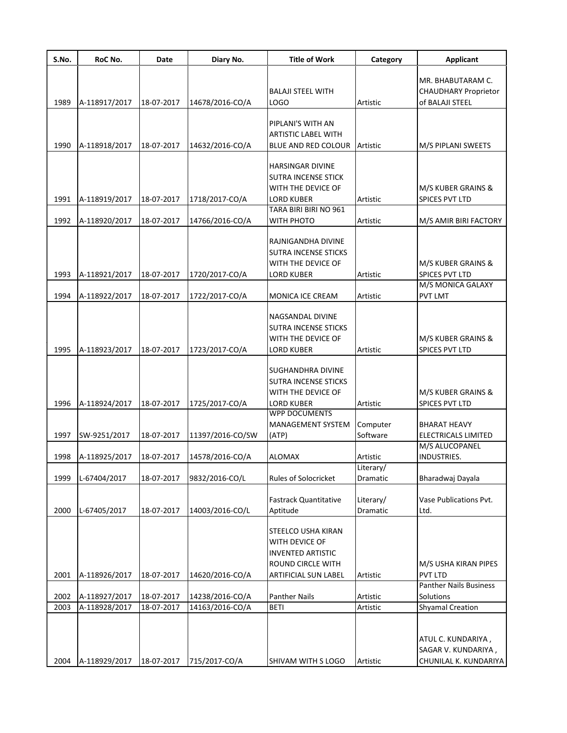| S.No. | RoC No. | Date | Diary No. | Title of Work | Category | Applicant |
|---|---|---|---|---|---|---|
| 1989 | A-118917/2017 | 18-07-2017 | 14678/2016-CO/A | BALAJI STEEL WITH LOGO | Artistic | MR. BHABUTARAM C. CHAUDHARY Proprietor of BALAJI STEEL |
| 1990 | A-118918/2017 | 18-07-2017 | 14632/2016-CO/A | PIPLANI'S WITH AN ARTISTIC LABEL WITH BLUE AND RED COLOUR | Artistic | M/S PIPLANI SWEETS |
| 1991 | A-118919/2017 | 18-07-2017 | 1718/2017-CO/A | HARSINGAR DIVINE SUTRA INCENSE STICK WITH THE DEVICE OF LORD KUBER | Artistic | M/S KUBER GRAINS & SPICES PVT LTD |
| 1992 | A-118920/2017 | 18-07-2017 | 14766/2016-CO/A | TARA BIRI BIRI NO 961 WITH PHOTO | Artistic | M/S AMIR BIRI FACTORY |
| 1993 | A-118921/2017 | 18-07-2017 | 1720/2017-CO/A | RAJNIGANDHA DIVINE SUTRA INCENSE STICKS WITH THE DEVICE OF LORD KUBER | Artistic | M/S KUBER GRAINS & SPICES PVT LTD |
| 1994 | A-118922/2017 | 18-07-2017 | 1722/2017-CO/A | MONICA ICE CREAM | Artistic | M/S MONICA GALAXY PVT LMT |
| 1995 | A-118923/2017 | 18-07-2017 | 1723/2017-CO/A | NAGSANDAL DIVINE SUTRA INCENSE STICKS WITH THE DEVICE OF LORD KUBER | Artistic | M/S KUBER GRAINS & SPICES PVT LTD |
| 1996 | A-118924/2017 | 18-07-2017 | 1725/2017-CO/A | SUGHANDHRA DIVINE SUTRA INCENSE STICKS WITH THE DEVICE OF LORD KUBER | Artistic | M/S KUBER GRAINS & SPICES PVT LTD |
| 1997 | SW-9251/2017 | 18-07-2017 | 11397/2016-CO/SW | WPP DOCUMENTS MANAGEMENT SYSTEM (ATP) | Computer Software | BHARAT HEAVY ELECTRICALS LIMITED |
| 1998 | A-118925/2017 | 18-07-2017 | 14578/2016-CO/A | ALOMAX | Artistic | M/S ALUCOPANEL INDUSTRIES. |
| 1999 | L-67404/2017 | 18-07-2017 | 9832/2016-CO/L | Rules of Solocricket | Literary/ Dramatic | Bharadwaj Dayala |
| 2000 | L-67405/2017 | 18-07-2017 | 14003/2016-CO/L | Fastrack Quantitative Aptitude | Literary/ Dramatic | Vase Publications Pvt. Ltd. |
| 2001 | A-118926/2017 | 18-07-2017 | 14620/2016-CO/A | STEELCO USHA KIRAN WITH DEVICE OF INVENTED ARTISTIC ROUND CIRCLE WITH ARTIFICIAL SUN LABEL | Artistic | M/S USHA KIRAN PIPES PVT LTD |
| 2002 | A-118927/2017 | 18-07-2017 | 14238/2016-CO/A | Panther Nails | Artistic | Panther Nails Business Solutions |
| 2003 | A-118928/2017 | 18-07-2017 | 14163/2016-CO/A | BETI | Artistic | Shyamal Creation |
| 2004 | A-118929/2017 | 18-07-2017 | 715/2017-CO/A | SHIVAM WITH S LOGO | Artistic | ATUL C. KUNDARIYA , SAGAR V. KUNDARIYA , CHUNILAL K. KUNDARIYA |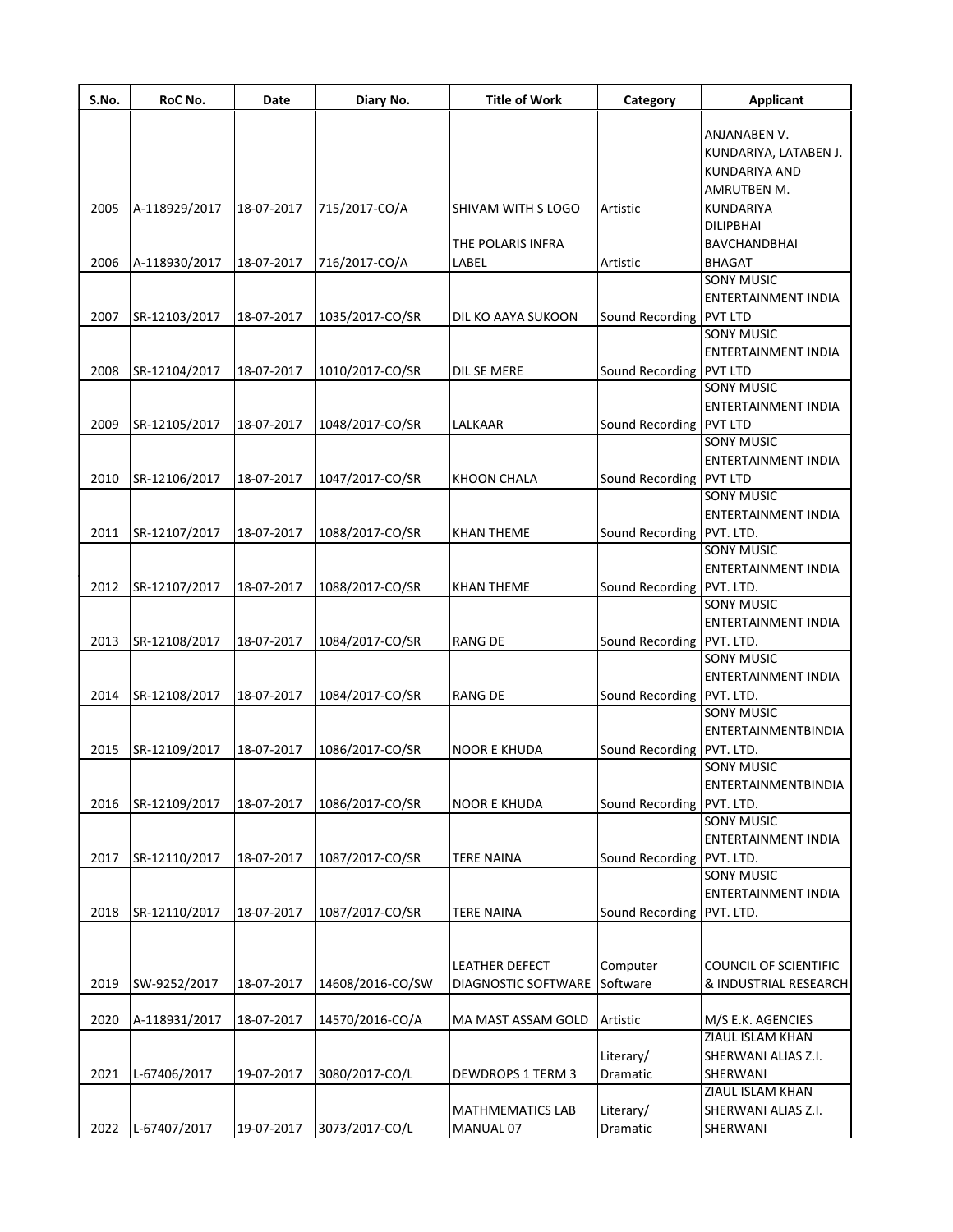| S.No. | RoC No. | Date | Diary No. | Title of Work | Category | Applicant |
|---|---|---|---|---|---|---|
| 2005 | A-118929/2017 | 18-07-2017 | 715/2017-CO/A | SHIVAM WITH S LOGO | Artistic | ANJANABEN V. KUNDARIYA, LATABEN J. KUNDARIYA AND AMRUTBEN M. KUNDARIYA |
| 2006 | A-118930/2017 | 18-07-2017 | 716/2017-CO/A | THE POLARIS INFRA LABEL | Artistic | DILIPBHAI BAVCHANDBHAI BHAGAT |
| 2007 | SR-12103/2017 | 18-07-2017 | 1035/2017-CO/SR | DIL KO AAYA SUKOON | Sound Recording | SONY MUSIC ENTERTAINMENT INDIA PVT LTD |
| 2008 | SR-12104/2017 | 18-07-2017 | 1010/2017-CO/SR | DIL SE MERE | Sound Recording | SONY MUSIC ENTERTAINMENT INDIA PVT LTD |
| 2009 | SR-12105/2017 | 18-07-2017 | 1048/2017-CO/SR | LALKAAR | Sound Recording | SONY MUSIC ENTERTAINMENT INDIA PVT LTD |
| 2010 | SR-12106/2017 | 18-07-2017 | 1047/2017-CO/SR | KHOON CHALA | Sound Recording | SONY MUSIC ENTERTAINMENT INDIA PVT LTD |
| 2011 | SR-12107/2017 | 18-07-2017 | 1088/2017-CO/SR | KHAN THEME | Sound Recording | SONY MUSIC ENTERTAINMENT INDIA PVT. LTD. |
| 2012 | SR-12107/2017 | 18-07-2017 | 1088/2017-CO/SR | KHAN THEME | Sound Recording | SONY MUSIC ENTERTAINMENT INDIA PVT. LTD. |
| 2013 | SR-12108/2017 | 18-07-2017 | 1084/2017-CO/SR | RANG DE | Sound Recording | SONY MUSIC ENTERTAINMENT INDIA PVT. LTD. |
| 2014 | SR-12108/2017 | 18-07-2017 | 1084/2017-CO/SR | RANG DE | Sound Recording | SONY MUSIC ENTERTAINMENT INDIA PVT. LTD. |
| 2015 | SR-12109/2017 | 18-07-2017 | 1086/2017-CO/SR | NOOR E KHUDA | Sound Recording | SONY MUSIC ENTERTAINMENTBINDIA PVT. LTD. |
| 2016 | SR-12109/2017 | 18-07-2017 | 1086/2017-CO/SR | NOOR E KHUDA | Sound Recording | SONY MUSIC ENTERTAINMENTBINDIA PVT. LTD. |
| 2017 | SR-12110/2017 | 18-07-2017 | 1087/2017-CO/SR | TERE NAINA | Sound Recording | SONY MUSIC ENTERTAINMENT INDIA PVT. LTD. |
| 2018 | SR-12110/2017 | 18-07-2017 | 1087/2017-CO/SR | TERE NAINA | Sound Recording | SONY MUSIC ENTERTAINMENT INDIA PVT. LTD. |
| 2019 | SW-9252/2017 | 18-07-2017 | 14608/2016-CO/SW | LEATHER DEFECT DIAGNOSTIC SOFTWARE | Computer Software | COUNCIL OF SCIENTIFIC & INDUSTRIAL RESEARCH |
| 2020 | A-118931/2017 | 18-07-2017 | 14570/2016-CO/A | MA MAST ASSAM GOLD | Artistic | M/S E.K. AGENCIES |
| 2021 | L-67406/2017 | 19-07-2017 | 3080/2017-CO/L | DEWDROPS 1 TERM 3 | Literary/ Dramatic | ZIAUL ISLAM KHAN SHERWANI ALIAS Z.I. SHERWANI |
| 2022 | L-67407/2017 | 19-07-2017 | 3073/2017-CO/L | MATHMEMATICS LAB MANUAL 07 | Literary/ Dramatic | ZIAUL ISLAM KHAN SHERWANI ALIAS Z.I. SHERWANI |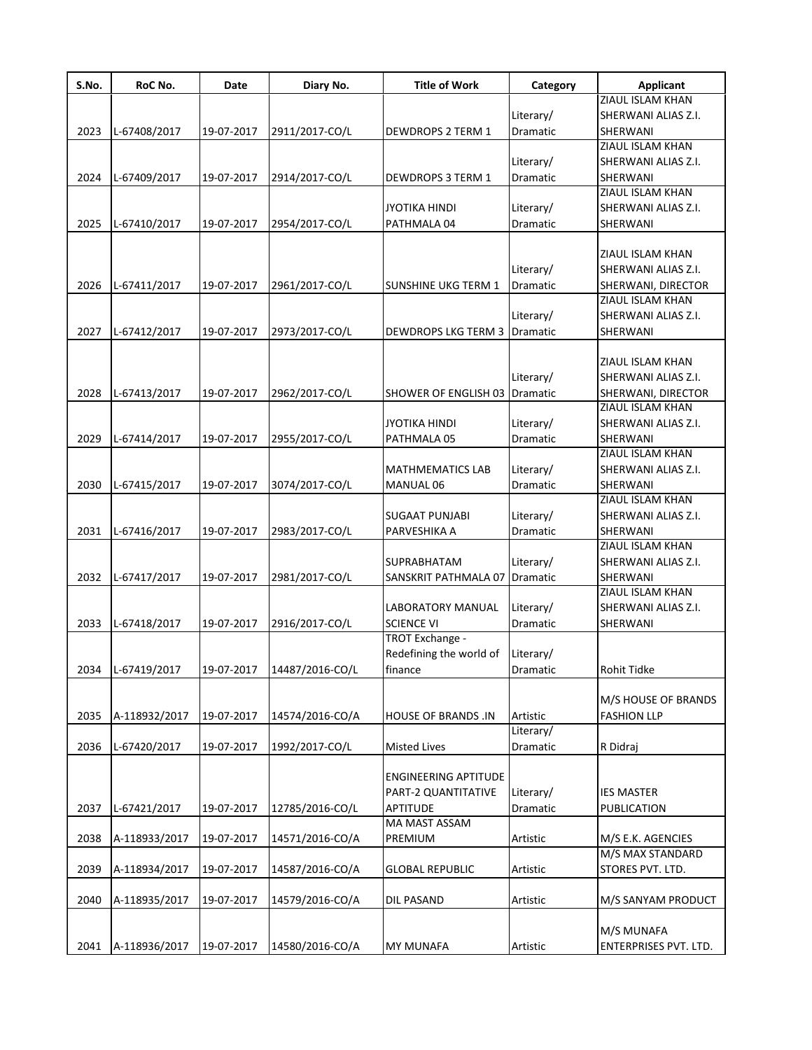| S.No. | RoC No. | Date | Diary No. | Title of Work | Category | Applicant |
| --- | --- | --- | --- | --- | --- | --- |
| 2023 | L-67408/2017 | 19-07-2017 | 2911/2017-CO/L | DEWDROPS 2 TERM 1 | Literary/ Dramatic | ZIAUL ISLAM KHAN SHERWANI ALIAS Z.I. SHERWANI |
| 2024 | L-67409/2017 | 19-07-2017 | 2914/2017-CO/L | DEWDROPS 3 TERM 1 | Literary/ Dramatic | ZIAUL ISLAM KHAN SHERWANI ALIAS Z.I. SHERWANI |
| 2025 | L-67410/2017 | 19-07-2017 | 2954/2017-CO/L | JYOTIKA HINDI PATHMALA 04 | Literary/ Dramatic | ZIAUL ISLAM KHAN SHERWANI ALIAS Z.I. SHERWANI |
| 2026 | L-67411/2017 | 19-07-2017 | 2961/2017-CO/L | SUNSHINE UKG TERM 1 | Literary/ Dramatic | ZIAUL ISLAM KHAN SHERWANI ALIAS Z.I. SHERWANI, DIRECTOR |
| 2027 | L-67412/2017 | 19-07-2017 | 2973/2017-CO/L | DEWDROPS LKG TERM 3 | Literary/ Dramatic | ZIAUL ISLAM KHAN SHERWANI ALIAS Z.I. SHERWANI |
| 2028 | L-67413/2017 | 19-07-2017 | 2962/2017-CO/L | SHOWER OF ENGLISH 03 | Literary/ Dramatic | ZIAUL ISLAM KHAN SHERWANI ALIAS Z.I. SHERWANI, DIRECTOR |
| 2029 | L-67414/2017 | 19-07-2017 | 2955/2017-CO/L | JYOTIKA HINDI PATHMALA 05 | Literary/ Dramatic | ZIAUL ISLAM KHAN SHERWANI ALIAS Z.I. SHERWANI |
| 2030 | L-67415/2017 | 19-07-2017 | 3074/2017-CO/L | MATHMEMATICS LAB MANUAL 06 | Literary/ Dramatic | ZIAUL ISLAM KHAN SHERWANI ALIAS Z.I. SHERWANI |
| 2031 | L-67416/2017 | 19-07-2017 | 2983/2017-CO/L | SUGAAT PUNJABI PARVESHIKA A | Literary/ Dramatic | ZIAUL ISLAM KHAN SHERWANI ALIAS Z.I. SHERWANI |
| 2032 | L-67417/2017 | 19-07-2017 | 2981/2017-CO/L | SUPRABHATAM SANSKRIT PATHMALA 07 | Literary/ Dramatic | ZIAUL ISLAM KHAN SHERWANI ALIAS Z.I. SHERWANI |
| 2033 | L-67418/2017 | 19-07-2017 | 2916/2017-CO/L | LABORATORY MANUAL SCIENCE VI | Literary/ Dramatic | ZIAUL ISLAM KHAN SHERWANI ALIAS Z.I. SHERWANI |
| 2034 | L-67419/2017 | 19-07-2017 | 14487/2016-CO/L | TROT Exchange - Redefining the world of finance | Literary/ Dramatic | Rohit Tidke |
| 2035 | A-118932/2017 | 19-07-2017 | 14574/2016-CO/A | HOUSE OF BRANDS .IN | Artistic | M/S HOUSE OF BRANDS FASHION LLP |
| 2036 | L-67420/2017 | 19-07-2017 | 1992/2017-CO/L | Misted Lives | Literary/ Dramatic | R Didraj |
| 2037 | L-67421/2017 | 19-07-2017 | 12785/2016-CO/L | ENGINEERING APTITUDE PART-2 QUANTITATIVE APTITUDE | Literary/ Dramatic | IES MASTER PUBLICATION |
| 2038 | A-118933/2017 | 19-07-2017 | 14571/2016-CO/A | MA MAST ASSAM PREMIUM | Artistic | M/S E.K. AGENCIES |
| 2039 | A-118934/2017 | 19-07-2017 | 14587/2016-CO/A | GLOBAL REPUBLIC | Artistic | M/S MAX STANDARD STORES PVT. LTD. |
| 2040 | A-118935/2017 | 19-07-2017 | 14579/2016-CO/A | DIL PASAND | Artistic | M/S SANYAM PRODUCT |
| 2041 | A-118936/2017 | 19-07-2017 | 14580/2016-CO/A | MY MUNAFA | Artistic | M/S MUNAFA ENTERPRISES PVT. LTD. |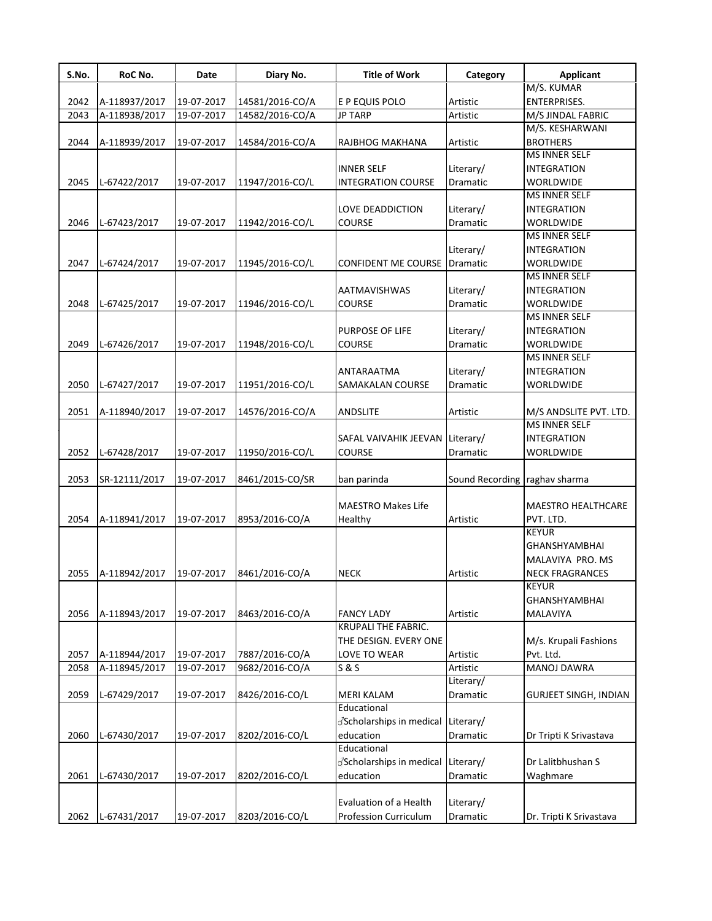| S.No. | RoC No. | Date | Diary No. | Title of Work | Category | Applicant |
|---|---|---|---|---|---|---|
| 2042 | A-118937/2017 | 19-07-2017 | 14581/2016-CO/A | E P EQUIS POLO | Artistic | M/S. KUMAR ENTERPRISES. |
| 2043 | A-118938/2017 | 19-07-2017 | 14582/2016-CO/A | JP TARP | Artistic | M/S JINDAL FABRIC |
| 2044 | A-118939/2017 | 19-07-2017 | 14584/2016-CO/A | RAJBHOG MAKHANA | Artistic | M/S. KESHARWANI BROTHERS |
| 2045 | L-67422/2017 | 19-07-2017 | 11947/2016-CO/L | INNER SELF INTEGRATION COURSE | Literary/ Dramatic | MS INNER SELF INTEGRATION WORLDWIDE |
| 2046 | L-67423/2017 | 19-07-2017 | 11942/2016-CO/L | LOVE DEADDICTION COURSE | Literary/ Dramatic | MS INNER SELF INTEGRATION WORLDWIDE |
| 2047 | L-67424/2017 | 19-07-2017 | 11945/2016-CO/L | CONFIDENT ME COURSE | Literary/ Dramatic | MS INNER SELF INTEGRATION WORLDWIDE |
| 2048 | L-67425/2017 | 19-07-2017 | 11946/2016-CO/L | AATMAVISHWAS COURSE | Literary/ Dramatic | MS INNER SELF INTEGRATION WORLDWIDE |
| 2049 | L-67426/2017 | 19-07-2017 | 11948/2016-CO/L | PURPOSE OF LIFE COURSE | Literary/ Dramatic | MS INNER SELF INTEGRATION WORLDWIDE |
| 2050 | L-67427/2017 | 19-07-2017 | 11951/2016-CO/L | ANTARAATMA SAMAKALAN COURSE | Literary/ Dramatic | MS INNER SELF INTEGRATION WORLDWIDE |
| 2051 | A-118940/2017 | 19-07-2017 | 14576/2016-CO/A | ANDSLITE | Artistic | M/S ANDSLITE PVT. LTD. |
| 2052 | L-67428/2017 | 19-07-2017 | 11950/2016-CO/L | SAFAL VAIVAHIK JEEVAN COURSE | Literary/ Dramatic | MS INNER SELF INTEGRATION WORLDWIDE |
| 2053 | SR-12111/2017 | 19-07-2017 | 8461/2015-CO/SR | ban parinda | Sound Recording | raghav sharma |
| 2054 | A-118941/2017 | 19-07-2017 | 8953/2016-CO/A | MAESTRO Makes Life Healthy | Artistic | MAESTRO HEALTHCARE PVT. LTD. |
| 2055 | A-118942/2017 | 19-07-2017 | 8461/2016-CO/A | NECK | Artistic | KEYUR GHANSHYAMBHAI MALAVIYA PRO. MS NECK FRAGRANCES |
| 2056 | A-118943/2017 | 19-07-2017 | 8463/2016-CO/A | FANCY LADY | Artistic | KEYUR GHANSHYAMBHAI MALAVIYA |
| 2057 | A-118944/2017 | 19-07-2017 | 7887/2016-CO/A | KRUPALI THE FABRIC. THE DESIGN. EVERY ONE LOVE TO WEAR | Artistic | M/s. Krupali Fashions Pvt. Ltd. |
| 2058 | A-118945/2017 | 19-07-2017 | 9682/2016-CO/A | S & S | Artistic | MANOJ DAWRA |
| 2059 | L-67429/2017 | 19-07-2017 | 8426/2016-CO/L | MERI KALAM | Literary/ Dramatic | GURJEET SINGH, INDIAN |
| 2060 | L-67430/2017 | 19-07-2017 | 8202/2016-CO/L | Educational Scholarships in medical education | Literary/ Dramatic | Dr Tripti K Srivastava |
| 2061 | L-67430/2017 | 19-07-2017 | 8202/2016-CO/L | Educational Scholarships in medical education | Literary/ Dramatic | Dr Lalitbhushan S Waghmare |
| 2062 | L-67431/2017 | 19-07-2017 | 8203/2016-CO/L | Evaluation of a Health Profession Curriculum | Literary/ Dramatic | Dr. Tripti K Srivastava |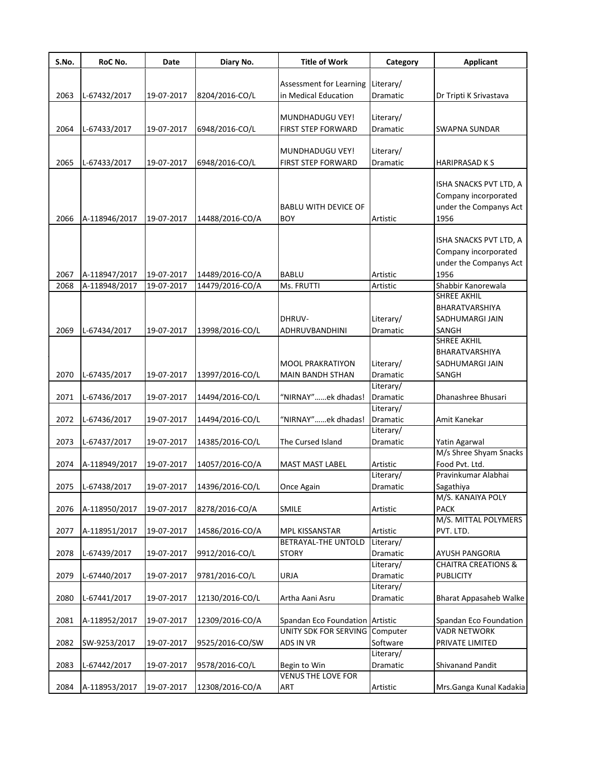| S.No. | RoC No. | Date | Diary No. | Title of Work | Category | Applicant |
|---|---|---|---|---|---|---|
| 2063 | L-67432/2017 | 19-07-2017 | 8204/2016-CO/L | Assessment for Learning in Medical Education | Literary/ Dramatic | Dr Tripti K Srivastava |
| 2064 | L-67433/2017 | 19-07-2017 | 6948/2016-CO/L | MUNDHADUGU VEY! FIRST STEP FORWARD | Literary/ Dramatic | SWAPNA SUNDAR |
| 2065 | L-67433/2017 | 19-07-2017 | 6948/2016-CO/L | MUNDHADUGU VEY! FIRST STEP FORWARD | Literary/ Dramatic | HARIPRASAD K S |
| 2066 | A-118946/2017 | 19-07-2017 | 14488/2016-CO/A | BABLU WITH DEVICE OF BOY | Artistic | ISHA SNACKS PVT LTD, A Company incorporated under the Companys Act 1956 |
| 2067 | A-118947/2017 | 19-07-2017 | 14489/2016-CO/A | BABLU | Artistic | ISHA SNACKS PVT LTD, A Company incorporated under the Companys Act 1956 |
| 2068 | A-118948/2017 | 19-07-2017 | 14479/2016-CO/A | Ms. FRUTTI | Artistic | Shabbir Kanorewala |
| 2069 | L-67434/2017 | 19-07-2017 | 13998/2016-CO/L | DHRUV-ADHRUVBANDHINI | Literary/ Dramatic | SHREE AKHIL BHARATVARSHIYA SADHUMARGI JAIN SANGH |
| 2070 | L-67435/2017 | 19-07-2017 | 13997/2016-CO/L | MOOL PRAKRATIYON MAIN BANDH STHAN | Literary/ Dramatic | SHREE AKHIL BHARATVARSHIYA SADHUMARGI JAIN SANGH |
| 2071 | L-67436/2017 | 19-07-2017 | 14494/2016-CO/L | "NIRNAY"……ek dhadas! | Literary/ Dramatic | Dhanashree Bhusari |
| 2072 | L-67436/2017 | 19-07-2017 | 14494/2016-CO/L | "NIRNAY"……ek dhadas! | Literary/ Dramatic | Amit Kanekar |
| 2073 | L-67437/2017 | 19-07-2017 | 14385/2016-CO/L | The Cursed Island | Literary/ Dramatic | Yatin Agarwal |
| 2074 | A-118949/2017 | 19-07-2017 | 14057/2016-CO/A | MAST MAST LABEL | Artistic | M/s Shree Shyam Snacks Food Pvt. Ltd. |
| 2075 | L-67438/2017 | 19-07-2017 | 14396/2016-CO/L | Once Again | Literary/ Dramatic | Pravinkumar Alabhai Sagathiya |
| 2076 | A-118950/2017 | 19-07-2017 | 8278/2016-CO/A | SMILE | Artistic | M/S. KANAIYA POLY PACK |
| 2077 | A-118951/2017 | 19-07-2017 | 14586/2016-CO/A | MPL KISSANSTAR | Artistic | M/S. MITTAL POLYMERS PVT. LTD. |
| 2078 | L-67439/2017 | 19-07-2017 | 9912/2016-CO/L | BETRAYAL-THE UNTOLD STORY | Literary/ Dramatic | AYUSH PANGORIA |
| 2079 | L-67440/2017 | 19-07-2017 | 9781/2016-CO/L | URJA | Literary/ Dramatic | CHAITRA CREATIONS & PUBLICITY |
| 2080 | L-67441/2017 | 19-07-2017 | 12130/2016-CO/L | Artha Aani Asru | Literary/ Dramatic | Bharat Appasaheb Walke |
| 2081 | A-118952/2017 | 19-07-2017 | 12309/2016-CO/A | Spandan Eco Foundation | Artistic | Spandan Eco Foundation |
| 2082 | SW-9253/2017 | 19-07-2017 | 9525/2016-CO/SW | UNITY SDK FOR SERVING ADS IN VR | Computer Software | VADR NETWORK PRIVATE LIMITED |
| 2083 | L-67442/2017 | 19-07-2017 | 9578/2016-CO/L | Begin to Win | Literary/ Dramatic | Shivanand Pandit |
| 2084 | A-118953/2017 | 19-07-2017 | 12308/2016-CO/A | VENUS THE LOVE FOR ART | Artistic | Mrs.Ganga Kunal Kadakia |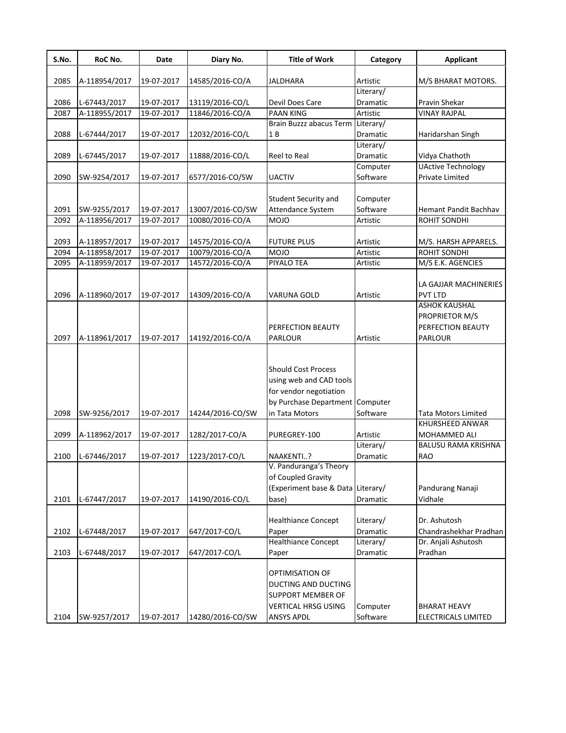| S.No. | RoC No. | Date | Diary No. | Title of Work | Category | Applicant |
|---|---|---|---|---|---|---|
| 2085 | A-118954/2017 | 19-07-2017 | 14585/2016-CO/A | JALDHARA | Artistic | M/S BHARAT MOTORS. |
| 2086 | L-67443/2017 | 19-07-2017 | 13119/2016-CO/L | Devil Does Care | Literary/ Dramatic | Pravin Shekar |
| 2087 | A-118955/2017 | 19-07-2017 | 11846/2016-CO/A | PAAN KING | Artistic | VINAY RAJPAL |
| 2088 | L-67444/2017 | 19-07-2017 | 12032/2016-CO/L | Brain Buzzz abacus Term 1 B | Literary/ Dramatic | Haridarshan Singh |
| 2089 | L-67445/2017 | 19-07-2017 | 11888/2016-CO/L | Reel to Real | Literary/ Dramatic | Vidya Chathoth |
| 2090 | SW-9254/2017 | 19-07-2017 | 6577/2016-CO/SW | UACTIV | Computer Software | UActive Technology Private Limited |
| 2091 | SW-9255/2017 | 19-07-2017 | 13007/2016-CO/SW | Student Security and Attendance System | Computer Software | Hemant Pandit Bachhav |
| 2092 | A-118956/2017 | 19-07-2017 | 10080/2016-CO/A | MOJO | Artistic | ROHIT SONDHI |
| 2093 | A-118957/2017 | 19-07-2017 | 14575/2016-CO/A | FUTURE PLUS | Artistic | M/S. HARSH APPARELS. |
| 2094 | A-118958/2017 | 19-07-2017 | 10079/2016-CO/A | MOJO | Artistic | ROHIT SONDHI |
| 2095 | A-118959/2017 | 19-07-2017 | 14572/2016-CO/A | PIYALO TEA | Artistic | M/S E.K. AGENCIES |
| 2096 | A-118960/2017 | 19-07-2017 | 14309/2016-CO/A | VARUNA GOLD | Artistic | LA GAJJAR MACHINERIES PVT LTD |
| 2097 | A-118961/2017 | 19-07-2017 | 14192/2016-CO/A | PERFECTION BEAUTY PARLOUR | Artistic | ASHOK KAUSHAL PROPRIETOR M/S PERFECTION BEAUTY PARLOUR |
| 2098 | SW-9256/2017 | 19-07-2017 | 14244/2016-CO/SW | Should Cost Process using web and CAD tools for vendor negotiation by Purchase Department in Tata Motors | Computer Software | Tata Motors Limited |
| 2099 | A-118962/2017 | 19-07-2017 | 1282/2017-CO/A | PUREGREY-100 | Artistic | KHURSHEED ANWAR MOHAMMED ALI |
| 2100 | L-67446/2017 | 19-07-2017 | 1223/2017-CO/L | NAAKENTI..? | Literary/ Dramatic | BALUSU RAMA KRISHNA RAO |
| 2101 | L-67447/2017 | 19-07-2017 | 14190/2016-CO/L | V. Panduranga's Theory of Coupled Gravity (Experiment base & Data base) | Literary/ Dramatic | Pandurang Nanaji Vidhale |
| 2102 | L-67448/2017 | 19-07-2017 | 647/2017-CO/L | Healthiance Concept Paper | Literary/ Dramatic | Dr. Ashutosh Chandrashekhar Pradhan |
| 2103 | L-67448/2017 | 19-07-2017 | 647/2017-CO/L | Healthiance Concept Paper | Literary/ Dramatic | Dr. Anjali Ashutosh Pradhan |
| 2104 | SW-9257/2017 | 19-07-2017 | 14280/2016-CO/SW | OPTIMISATION OF DUCTING AND DUCTING SUPPORT MEMBER OF VERTICAL HRSG USING ANSYS APDL | Computer Software | BHARAT HEAVY ELECTRICALS LIMITED |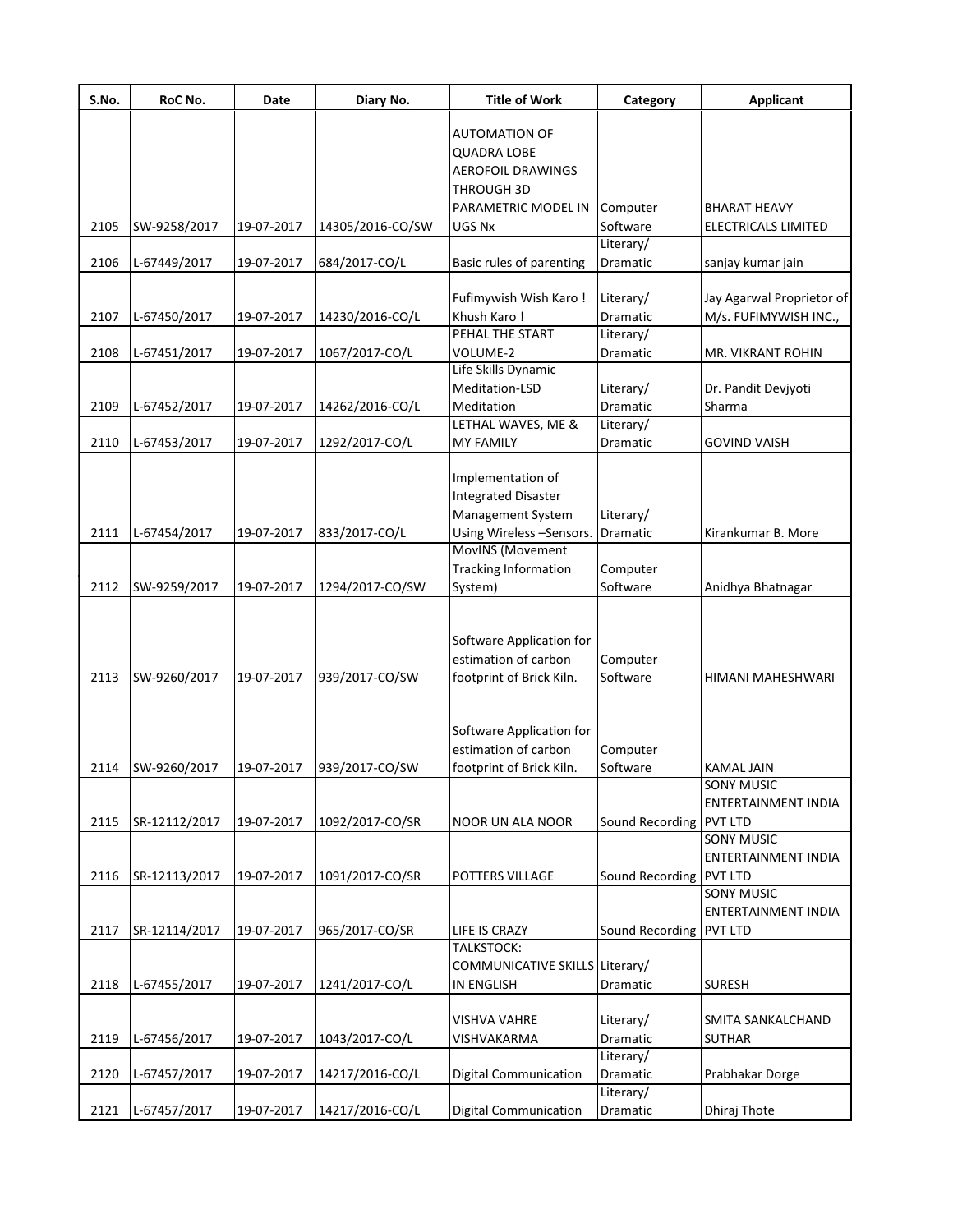| S.No. | RoC No. | Date | Diary No. | Title of Work | Category | Applicant |
|---|---|---|---|---|---|---|
| 2105 | SW-9258/2017 | 19-07-2017 | 14305/2016-CO/SW | AUTOMATION OF QUADRA LOBE AEROFOIL DRAWINGS THROUGH 3D PARAMETRIC MODEL IN UGS Nx | Computer Software | BHARAT HEAVY ELECTRICALS LIMITED |
| 2106 | L-67449/2017 | 19-07-2017 | 684/2017-CO/L | Basic rules of parenting | Literary/ Dramatic | sanjay kumar jain |
| 2107 | L-67450/2017 | 19-07-2017 | 14230/2016-CO/L | Fufimywish Wish Karo ! Khush Karo ! | Literary/ Dramatic | Jay Agarwal Proprietor of M/s. FUFIMYWISH INC., |
| 2108 | L-67451/2017 | 19-07-2017 | 1067/2017-CO/L | PEHAL THE START VOLUME-2 | Literary/ Dramatic | MR. VIKRANT ROHIN |
| 2109 | L-67452/2017 | 19-07-2017 | 14262/2016-CO/L | Life Skills Dynamic Meditation-LSD Meditation | Literary/ Dramatic | Dr. Pandit Devjyoti Sharma |
| 2110 | L-67453/2017 | 19-07-2017 | 1292/2017-CO/L | LETHAL WAVES, ME & MY FAMILY | Literary/ Dramatic | GOVIND VAISH |
| 2111 | L-67454/2017 | 19-07-2017 | 833/2017-CO/L | Implementation of Integrated Disaster Management System Using Wireless –Sensors. | Literary/ Dramatic | Kirankumar B. More |
| 2112 | SW-9259/2017 | 19-07-2017 | 1294/2017-CO/SW | MovINS (Movement Tracking Information System) | Computer Software | Anidhya Bhatnagar |
| 2113 | SW-9260/2017 | 19-07-2017 | 939/2017-CO/SW | Software Application for estimation of carbon footprint of Brick Kiln. | Computer Software | HIMANI MAHESHWARI |
| 2114 | SW-9260/2017 | 19-07-2017 | 939/2017-CO/SW | Software Application for estimation of carbon footprint of Brick Kiln. | Computer Software | KAMAL JAIN |
| 2115 | SR-12112/2017 | 19-07-2017 | 1092/2017-CO/SR | NOOR UN ALA NOOR | Sound Recording | SONY MUSIC ENTERTAINMENT INDIA PVT LTD |
| 2116 | SR-12113/2017 | 19-07-2017 | 1091/2017-CO/SR | POTTERS VILLAGE | Sound Recording | SONY MUSIC ENTERTAINMENT INDIA PVT LTD |
| 2117 | SR-12114/2017 | 19-07-2017 | 965/2017-CO/SR | LIFE IS CRAZY | Sound Recording | SONY MUSIC ENTERTAINMENT INDIA PVT LTD |
| 2118 | L-67455/2017 | 19-07-2017 | 1241/2017-CO/L | TALKSTOCK: COMMUNICATIVE SKILLS IN ENGLISH | Literary/ Dramatic | SURESH |
| 2119 | L-67456/2017 | 19-07-2017 | 1043/2017-CO/L | VISHVA VAHRE VISHVAKARMA | Literary/ Dramatic | SMITA SANKALCHAND SUTHAR |
| 2120 | L-67457/2017 | 19-07-2017 | 14217/2016-CO/L | Digital Communication | Literary/ Dramatic | Prabhakar Dorge |
| 2121 | L-67457/2017 | 19-07-2017 | 14217/2016-CO/L | Digital Communication | Literary/ Dramatic | Dhiraj Thote |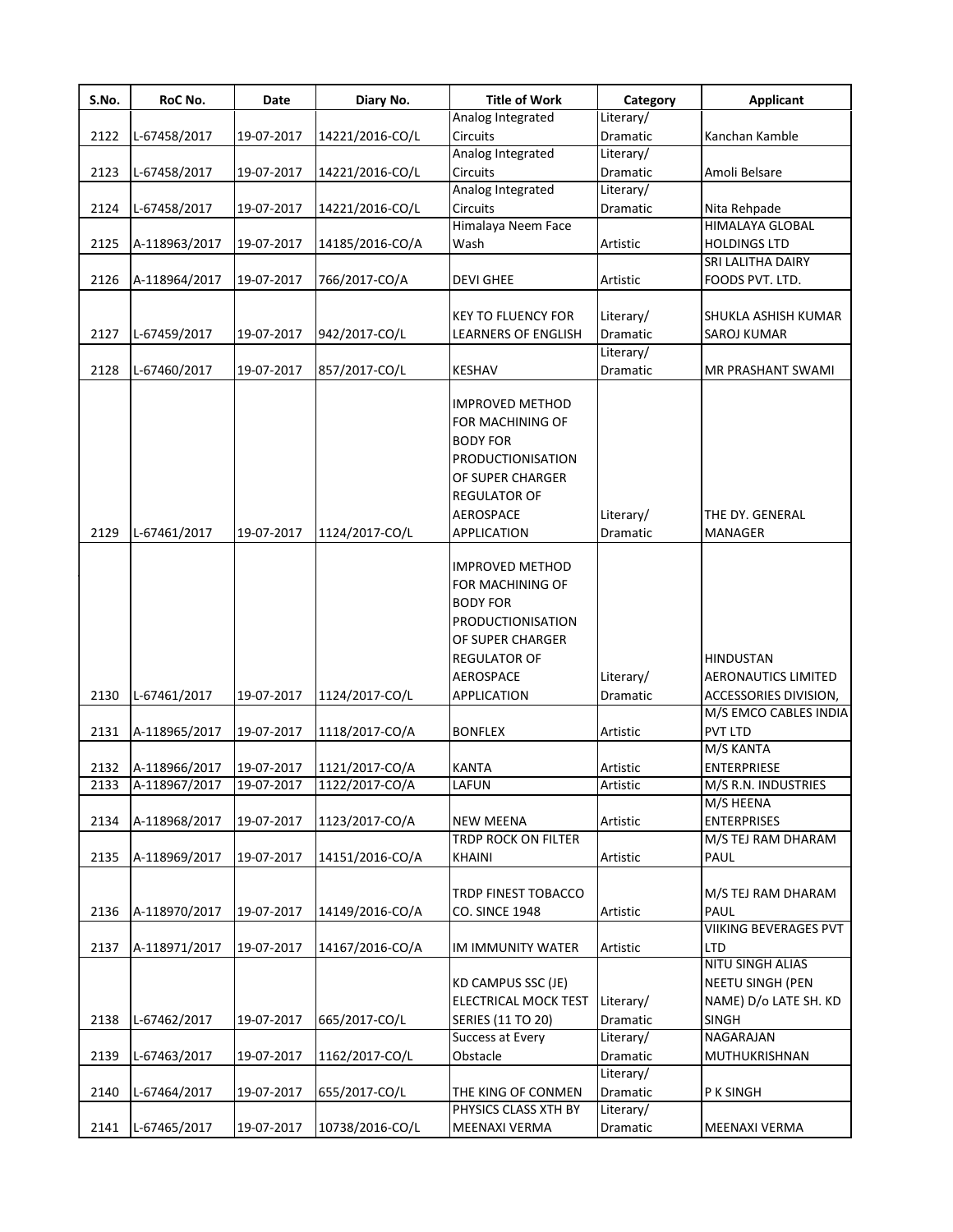| S.No. | RoC No. | Date | Diary No. | Title of Work | Category | Applicant |
|---|---|---|---|---|---|---|
| 2122 | L-67458/2017 | 19-07-2017 | 14221/2016-CO/L | Analog Integrated Circuits | Literary/ Dramatic | Kanchan Kamble |
| 2123 | L-67458/2017 | 19-07-2017 | 14221/2016-CO/L | Analog Integrated Circuits | Literary/ Dramatic | Amoli Belsare |
| 2124 | L-67458/2017 | 19-07-2017 | 14221/2016-CO/L | Analog Integrated Circuits | Literary/ Dramatic | Nita Rehpade |
| 2125 | A-118963/2017 | 19-07-2017 | 14185/2016-CO/A | Himalaya Neem Face Wash | Artistic | HIMALAYA GLOBAL HOLDINGS LTD |
| 2126 | A-118964/2017 | 19-07-2017 | 766/2017-CO/A | DEVI GHEE | Artistic | SRI LALITHA DAIRY FOODS PVT. LTD. |
| 2127 | L-67459/2017 | 19-07-2017 | 942/2017-CO/L | KEY TO FLUENCY FOR LEARNERS OF ENGLISH | Literary/ Dramatic | SHUKLA ASHISH KUMAR SAROJ KUMAR |
| 2128 | L-67460/2017 | 19-07-2017 | 857/2017-CO/L | KESHAV | Literary/ Dramatic | MR PRASHANT SWAMI |
| 2129 | L-67461/2017 | 19-07-2017 | 1124/2017-CO/L | IMPROVED METHOD FOR MACHINING OF BODY FOR PRODUCTIONISATION OF SUPER CHARGER REGULATOR OF AEROSPACE APPLICATION | Literary/ Dramatic | THE DY. GENERAL MANAGER |
| 2130 | L-67461/2017 | 19-07-2017 | 1124/2017-CO/L | IMPROVED METHOD FOR MACHINING OF BODY FOR PRODUCTIONISATION OF SUPER CHARGER REGULATOR OF AEROSPACE APPLICATION | Literary/ Dramatic | HINDUSTAN AERONAUTICS LIMITED ACCESSORIES DIVISION, |
| 2131 | A-118965/2017 | 19-07-2017 | 1118/2017-CO/A | BONFLEX | Artistic | M/S EMCO CABLES INDIA PVT LTD |
| 2132 | A-118966/2017 | 19-07-2017 | 1121/2017-CO/A | KANTA | Artistic | M/S KANTA ENTERPRIESE |
| 2133 | A-118967/2017 | 19-07-2017 | 1122/2017-CO/A | LAFUN | Artistic | M/S R.N. INDUSTRIES |
| 2134 | A-118968/2017 | 19-07-2017 | 1123/2017-CO/A | NEW MEENA | Artistic | M/S HEENA ENTERPRISES |
| 2135 | A-118969/2017 | 19-07-2017 | 14151/2016-CO/A | TRDP ROCK ON FILTER KHAINI | Artistic | M/S TEJ RAM DHARAM PAUL |
| 2136 | A-118970/2017 | 19-07-2017 | 14149/2016-CO/A | TRDP FINEST TOBACCO CO. SINCE 1948 | Artistic | M/S TEJ RAM DHARAM PAUL |
| 2137 | A-118971/2017 | 19-07-2017 | 14167/2016-CO/A | IM IMMUNITY WATER | Artistic | VIIKING BEVERAGES PVT LTD |
| 2138 | L-67462/2017 | 19-07-2017 | 665/2017-CO/L | KD CAMPUS SSC (JE) ELECTRICAL MOCK TEST SERIES (11 TO 20) | Literary/ Dramatic | NITU SINGH ALIAS NEETU SINGH (PEN NAME) D/o LATE SH. KD SINGH |
| 2139 | L-67463/2017 | 19-07-2017 | 1162/2017-CO/L | Success at Every Obstacle | Literary/ Dramatic | NAGARAJAN MUTHUKRISHNAN |
| 2140 | L-67464/2017 | 19-07-2017 | 655/2017-CO/L | THE KING OF CONMEN | Literary/ Dramatic | P K SINGH |
| 2141 | L-67465/2017 | 19-07-2017 | 10738/2016-CO/L | PHYSICS CLASS XTH BY MEENAXI VERMA | Literary/ Dramatic | MEENAXI VERMA |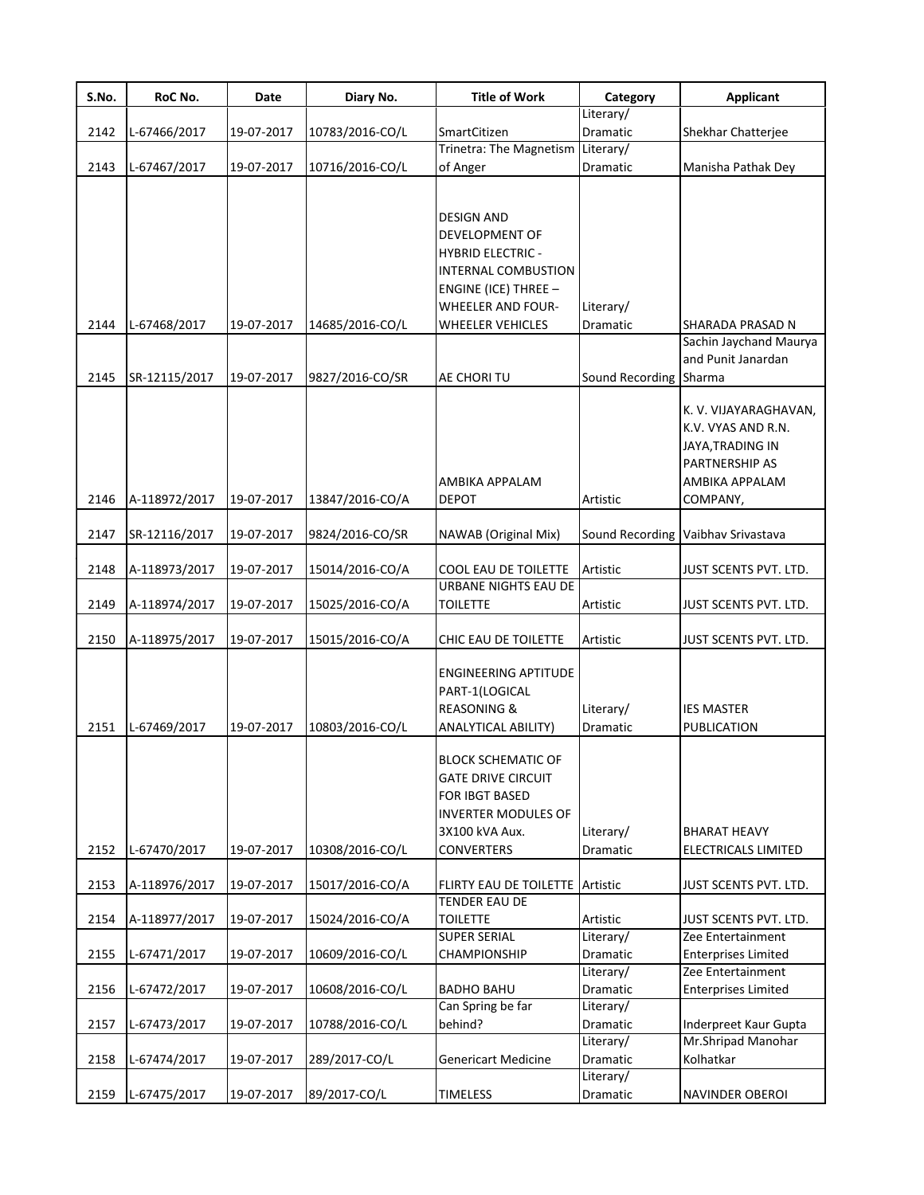| S.No. | RoC No. | Date | Diary No. | Title of Work | Category | Applicant |
|---|---|---|---|---|---|---|
| 2142 | L-67466/2017 | 19-07-2017 | 10783/2016-CO/L | SmartCitizen | Literary/ Dramatic | Shekhar Chatterjee |
| 2143 | L-67467/2017 | 19-07-2017 | 10716/2016-CO/L | Trinetra: The Magnetism of Anger | Literary/ Dramatic | Manisha Pathak Dey |
| 2144 | L-67468/2017 | 19-07-2017 | 14685/2016-CO/L | DESIGN AND DEVELOPMENT OF HYBRID ELECTRIC - INTERNAL COMBUSTION ENGINE (ICE) THREE – WHEELER AND FOUR-WHEELER VEHICLES | Literary/ Dramatic | SHARADA PRASAD N |
| 2145 | SR-12115/2017 | 19-07-2017 | 9827/2016-CO/SR | AE CHORI TU | Sound Recording | Sachin Jaychand Maurya and Punit Janardan Sharma |
| 2146 | A-118972/2017 | 19-07-2017 | 13847/2016-CO/A | AMBIKA APPALAM DEPOT | Artistic | K. V. VIJAYARAGHAVAN, K.V. VYAS AND R.N. JAYA,TRADING IN PARTNERSHIP AS AMBIKA APPALAM COMPANY, |
| 2147 | SR-12116/2017 | 19-07-2017 | 9824/2016-CO/SR | NAWAB (Original Mix) | Sound Recording | Vaibhav Srivastava |
| 2148 | A-118973/2017 | 19-07-2017 | 15014/2016-CO/A | COOL EAU DE TOILETTE | Artistic | JUST SCENTS PVT. LTD. |
| 2149 | A-118974/2017 | 19-07-2017 | 15025/2016-CO/A | URBANE NIGHTS EAU DE TOILETTE | Artistic | JUST SCENTS PVT. LTD. |
| 2150 | A-118975/2017 | 19-07-2017 | 15015/2016-CO/A | CHIC EAU DE TOILETTE | Artistic | JUST SCENTS PVT. LTD. |
| 2151 | L-67469/2017 | 19-07-2017 | 10803/2016-CO/L | ENGINEERING APTITUDE PART-1(LOGICAL REASONING & ANALYTICAL ABILITY) | Literary/ Dramatic | IES MASTER PUBLICATION |
| 2152 | L-67470/2017 | 19-07-2017 | 10308/2016-CO/L | BLOCK SCHEMATIC OF GATE DRIVE CIRCUIT FOR IBGT BASED INVERTER MODULES OF 3X100 kVA Aux. CONVERTERS | Literary/ Dramatic | BHARAT HEAVY ELECTRICALS LIMITED |
| 2153 | A-118976/2017 | 19-07-2017 | 15017/2016-CO/A | FLIRTY EAU DE TOILETTE | Artistic | JUST SCENTS PVT. LTD. |
| 2154 | A-118977/2017 | 19-07-2017 | 15024/2016-CO/A | TENDER EAU DE TOILETTE | Artistic | JUST SCENTS PVT. LTD. |
| 2155 | L-67471/2017 | 19-07-2017 | 10609/2016-CO/L | SUPER SERIAL CHAMPIONSHIP | Literary/ Dramatic | Zee Entertainment Enterprises Limited |
| 2156 | L-67472/2017 | 19-07-2017 | 10608/2016-CO/L | BADHO BAHU | Literary/ Dramatic | Zee Entertainment Enterprises Limited |
| 2157 | L-67473/2017 | 19-07-2017 | 10788/2016-CO/L | Can Spring be far behind? | Literary/ Dramatic | Inderpreet Kaur Gupta |
| 2158 | L-67474/2017 | 19-07-2017 | 289/2017-CO/L | Genericart Medicine | Literary/ Dramatic | Mr.Shripad Manohar Kolhatkar |
| 2159 | L-67475/2017 | 19-07-2017 | 89/2017-CO/L | TIMELESS | Literary/ Dramatic | NAVINDER OBEROI |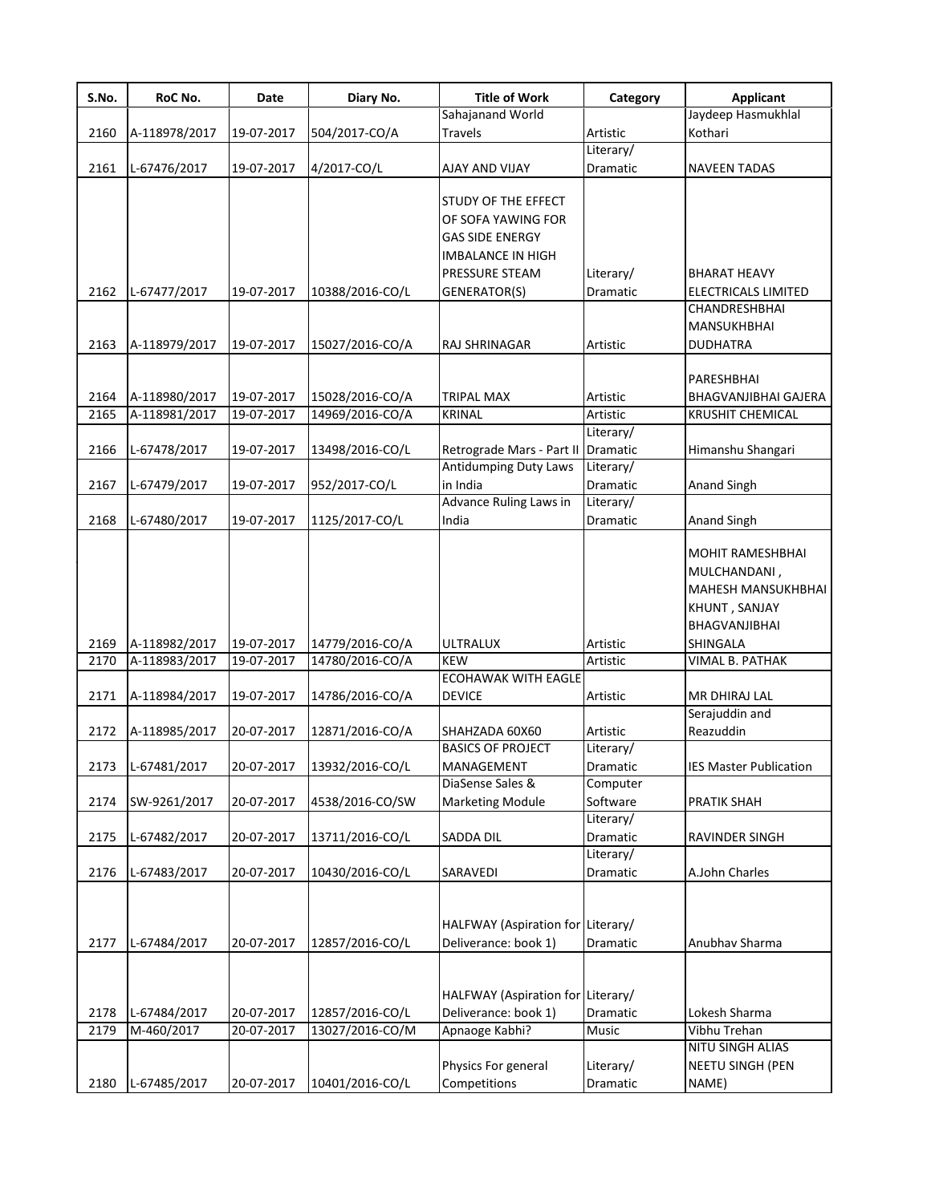| S.No. | RoC No. | Date | Diary No. | Title of Work | Category | Applicant |
|---|---|---|---|---|---|---|
| 2160 | A-118978/2017 | 19-07-2017 | 504/2017-CO/A | Sahajanand World Travels | Artistic | Jaydeep Hasmukhlal Kothari |
| 2161 | L-67476/2017 | 19-07-2017 | 4/2017-CO/L | AJAY AND VIJAY | Literary/ Dramatic | NAVEEN TADAS |
| 2162 | L-67477/2017 | 19-07-2017 | 10388/2016-CO/L | STUDY OF THE EFFECT OF SOFA YAWING FOR GAS SIDE ENERGY IMBALANCE IN HIGH PRESSURE STEAM GENERATOR(S) | Literary/ Dramatic | BHARAT HEAVY ELECTRICALS LIMITED |
| 2163 | A-118979/2017 | 19-07-2017 | 15027/2016-CO/A | RAJ SHRINAGAR | Artistic | CHANDRESHBHAI MANSUKHBHAI DUDHATRA |
| 2164 | A-118980/2017 | 19-07-2017 | 15028/2016-CO/A | TRIPAL MAX | Artistic | PARESHBHAI BHAGVANJIBHAI GAJERA |
| 2165 | A-118981/2017 | 19-07-2017 | 14969/2016-CO/A | KRINAL | Artistic | KRUSHIT CHEMICAL |
| 2166 | L-67478/2017 | 19-07-2017 | 13498/2016-CO/L | Retrograde Mars - Part II | Literary/ Dramatic | Himanshu Shangari |
| 2167 | L-67479/2017 | 19-07-2017 | 952/2017-CO/L | Antidumping Duty Laws in India | Literary/ Dramatic | Anand Singh |
| 2168 | L-67480/2017 | 19-07-2017 | 1125/2017-CO/L | Advance Ruling Laws in India | Literary/ Dramatic | Anand Singh |
| 2169 | A-118982/2017 | 19-07-2017 | 14779/2016-CO/A | ULTRALUX | Artistic | MOHIT RAMESHBHAI MULCHANDANI , MAHESH MANSUKHBHAI KHUNT , SANJAY BHAGVANJIBHAI SHINGALA |
| 2170 | A-118983/2017 | 19-07-2017 | 14780/2016-CO/A | KEW | Artistic | VIMAL B. PATHAK |
| 2171 | A-118984/2017 | 19-07-2017 | 14786/2016-CO/A | ECOHAWAK WITH EAGLE DEVICE | Artistic | MR DHIRAJ LAL |
| 2172 | A-118985/2017 | 20-07-2017 | 12871/2016-CO/A | SHAHZADA 60X60 | Artistic | Serajuddin and Reazuddin |
| 2173 | L-67481/2017 | 20-07-2017 | 13932/2016-CO/L | BASICS OF PROJECT MANAGEMENT | Literary/ Dramatic | IES Master Publication |
| 2174 | SW-9261/2017 | 20-07-2017 | 4538/2016-CO/SW | DiaSense Sales & Marketing Module | Computer Software | PRATIK SHAH |
| 2175 | L-67482/2017 | 20-07-2017 | 13711/2016-CO/L | SADDA DIL | Literary/ Dramatic | RAVINDER SINGH |
| 2176 | L-67483/2017 | 20-07-2017 | 10430/2016-CO/L | SARAVEDI | Literary/ Dramatic | A.John Charles |
| 2177 | L-67484/2017 | 20-07-2017 | 12857/2016-CO/L | HALFWAY (Aspiration for Deliverance: book 1) | Literary/ Dramatic | Anubhav Sharma |
| 2178 | L-67484/2017 | 20-07-2017 | 12857/2016-CO/L | HALFWAY (Aspiration for Deliverance: book 1) | Literary/ Dramatic | Lokesh Sharma |
| 2179 | M-460/2017 | 20-07-2017 | 13027/2016-CO/M | Apnaoge Kabhi? | Music | Vibhu Trehan |
| 2180 | L-67485/2017 | 20-07-2017 | 10401/2016-CO/L | Physics For general Competitions | Literary/ Dramatic | NITU SINGH ALIAS NEETU SINGH (PEN NAME) |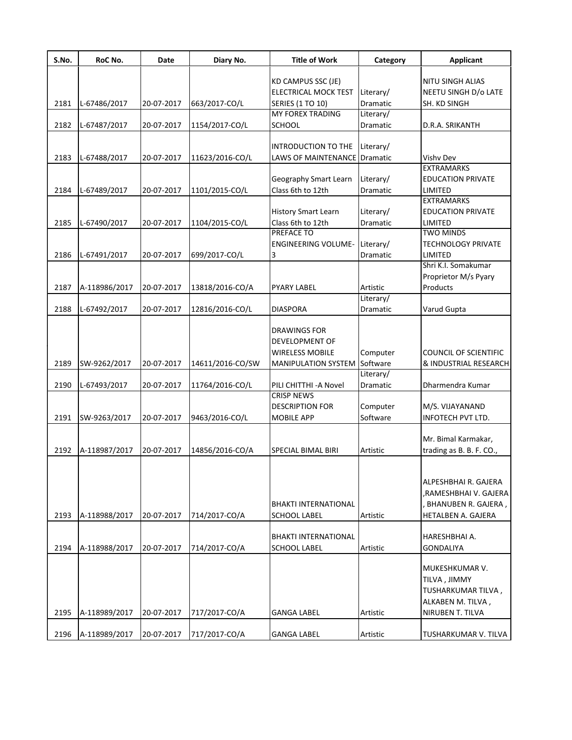| S.No. | RoC No. | Date | Diary No. | Title of Work | Category | Applicant |
|---|---|---|---|---|---|---|
| 2181 | L-67486/2017 | 20-07-2017 | 663/2017-CO/L | KD CAMPUS SSC (JE) ELECTRICAL MOCK TEST SERIES (1 TO 10) | Literary/ Dramatic | NITU SINGH ALIAS NEETU SINGH D/o LATE SH. KD SINGH |
| 2182 | L-67487/2017 | 20-07-2017 | 1154/2017-CO/L | MY FOREX TRADING SCHOOL | Literary/ Dramatic | D.R.A. SRIKANTH |
| 2183 | L-67488/2017 | 20-07-2017 | 11623/2016-CO/L | INTRODUCTION TO THE LAWS OF MAINTENANCE | Literary/ Dramatic | Vishv Dev |
| 2184 | L-67489/2017 | 20-07-2017 | 1101/2015-CO/L | Geography Smart Learn Class 6th to 12th | Literary/ Dramatic | EXTRAMARKS EDUCATION PRIVATE LIMITED |
| 2185 | L-67490/2017 | 20-07-2017 | 1104/2015-CO/L | History Smart Learn Class 6th to 12th | Literary/ Dramatic | EXTRAMARKS EDUCATION PRIVATE LIMITED |
| 2186 | L-67491/2017 | 20-07-2017 | 699/2017-CO/L | PREFACE TO ENGINEERING VOLUME-3 | Literary/ Dramatic | TWO MINDS TECHNOLOGY PRIVATE LIMITED |
| 2187 | A-118986/2017 | 20-07-2017 | 13818/2016-CO/A | PYARY LABEL | Artistic | Shri K.I. Somakumar Proprietor M/s Pyary Products |
| 2188 | L-67492/2017 | 20-07-2017 | 12816/2016-CO/L | DIASPORA | Literary/ Dramatic | Varud Gupta |
| 2189 | SW-9262/2017 | 20-07-2017 | 14611/2016-CO/SW | DRAWINGS FOR DEVELOPMENT OF WIRELESS MOBILE MANIPULATION SYSTEM | Computer Software | COUNCIL OF SCIENTIFIC & INDUSTRIAL RESEARCH |
| 2190 | L-67493/2017 | 20-07-2017 | 11764/2016-CO/L | PILI CHITTHI -A Novel | Literary/ Dramatic | Dharmendra Kumar |
| 2191 | SW-9263/2017 | 20-07-2017 | 9463/2016-CO/L | CRISP NEWS DESCRIPTION FOR MOBILE APP | Computer Software | M/S. VIJAYANAND INFOTECH PVT LTD. |
| 2192 | A-118987/2017 | 20-07-2017 | 14856/2016-CO/A | SPECIAL BIMAL BIRI | Artistic | Mr. Bimal Karmakar, trading as B. B. F. CO., |
| 2193 | A-118988/2017 | 20-07-2017 | 714/2017-CO/A | BHAKTI INTERNATIONAL SCHOOL LABEL | Artistic | ALPESHBHAI R. GAJERA ,RAMESHBHAI V. GAJERA , BHANUBEN R. GAJERA , HETALBEN A. GAJERA |
| 2194 | A-118988/2017 | 20-07-2017 | 714/2017-CO/A | BHAKTI INTERNATIONAL SCHOOL LABEL | Artistic | HARESHBHAI A. GONDALIYA |
| 2195 | A-118989/2017 | 20-07-2017 | 717/2017-CO/A | GANGA LABEL | Artistic | MUKESHKUMAR V. TILVA , JIMMY TUSHARKUMAR TILVA , ALKABEN M. TILVA , NIRUBEN T. TILVA |
| 2196 | A-118989/2017 | 20-07-2017 | 717/2017-CO/A | GANGA LABEL | Artistic | TUSHARKUMAR V. TILVA |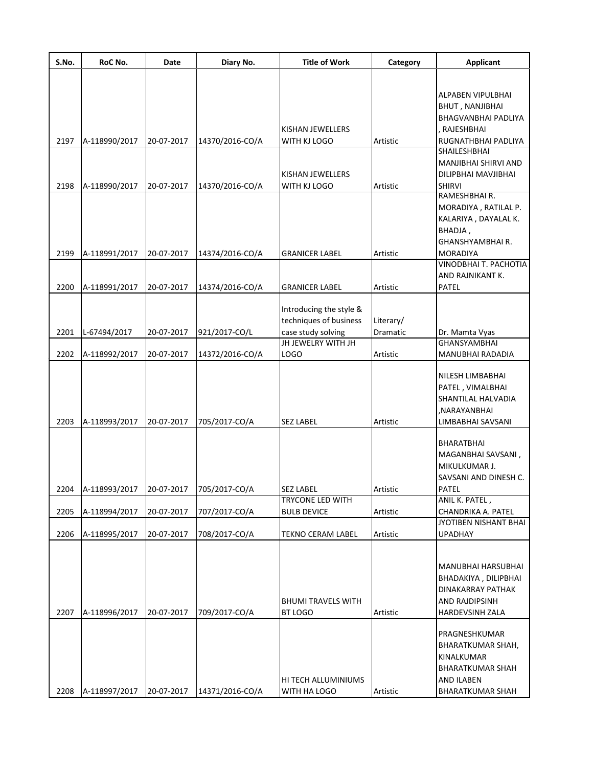| S.No. | RoC No. | Date | Diary No. | Title of Work | Category | Applicant |
|---|---|---|---|---|---|---|
| 2197 | A-118990/2017 | 20-07-2017 | 14370/2016-CO/A | KISHAN JEWELLERS WITH KJ LOGO | Artistic | ALPABEN VIPULBHAI BHUT , NANJIBHAI BHAGVANBHAI PADLIYA , RAJESHBHAI RUGNATHBHAI PADLIYA |
| 2198 | A-118990/2017 | 20-07-2017 | 14370/2016-CO/A | KISHAN JEWELLERS WITH KJ LOGO | Artistic | SHAILESHBHAI MANJIBHAI SHIRVI AND DILIPBHAI MAVJIBHAI SHIRVI |
| 2199 | A-118991/2017 | 20-07-2017 | 14374/2016-CO/A | GRANICER LABEL | Artistic | RAMESHBHAI R. MORADIYA , RATILAL P. KALARIYA , DAYALAL K. BHADJA , GHANSHYAMBHAI R. MORADIYA |
| 2200 | A-118991/2017 | 20-07-2017 | 14374/2016-CO/A | GRANICER LABEL | Artistic | VINODBHAI T. PACHOTIA AND RAJNIKANT K. PATEL |
| 2201 | L-67494/2017 | 20-07-2017 | 921/2017-CO/L | Introducing the style & techniques of business case study solving | Literary/ Dramatic | Dr. Mamta Vyas |
| 2202 | A-118992/2017 | 20-07-2017 | 14372/2016-CO/A | JH JEWELRY WITH JH LOGO | Artistic | GHANSYAMBHAI MANUBHAI RADADIA |
| 2203 | A-118993/2017 | 20-07-2017 | 705/2017-CO/A | SEZ LABEL | Artistic | NILESH LIMBABHAI PATEL , VIMALBHAI SHANTILAL HALVADIA ,NARAYANBHAI LIMBABHAI SAVSANI |
| 2204 | A-118993/2017 | 20-07-2017 | 705/2017-CO/A | SEZ LABEL | Artistic | BHARATBHAI MAGANBHAI SAVSANI , MIKULKUMAR J. SAVSANI AND DINESH C. PATEL |
| 2205 | A-118994/2017 | 20-07-2017 | 707/2017-CO/A | TRYCONE LED WITH BULB DEVICE | Artistic | ANIL K. PATEL , CHANDRIKA A. PATEL |
| 2206 | A-118995/2017 | 20-07-2017 | 708/2017-CO/A | TEKNO CERAM LABEL | Artistic | JYOTIBEN NISHANT BHAI UPADHAY |
| 2207 | A-118996/2017 | 20-07-2017 | 709/2017-CO/A | BHUMI TRAVELS WITH BT LOGO | Artistic | MANUBHAI HARSUBHAI BHADAKIYA , DILIPBHAI DINAKARRAY PATHAK AND RAJDIPSINH HARDEVSINH ZALA |
| 2208 | A-118997/2017 | 20-07-2017 | 14371/2016-CO/A | HI TECH ALLUMINIUMS WITH HA LOGO | Artistic | PRAGNESHKUMAR BHARATKUMAR SHAH, KINALKUMAR BHARATKUMAR SHAH AND ILABEN BHARATKUMAR SHAH |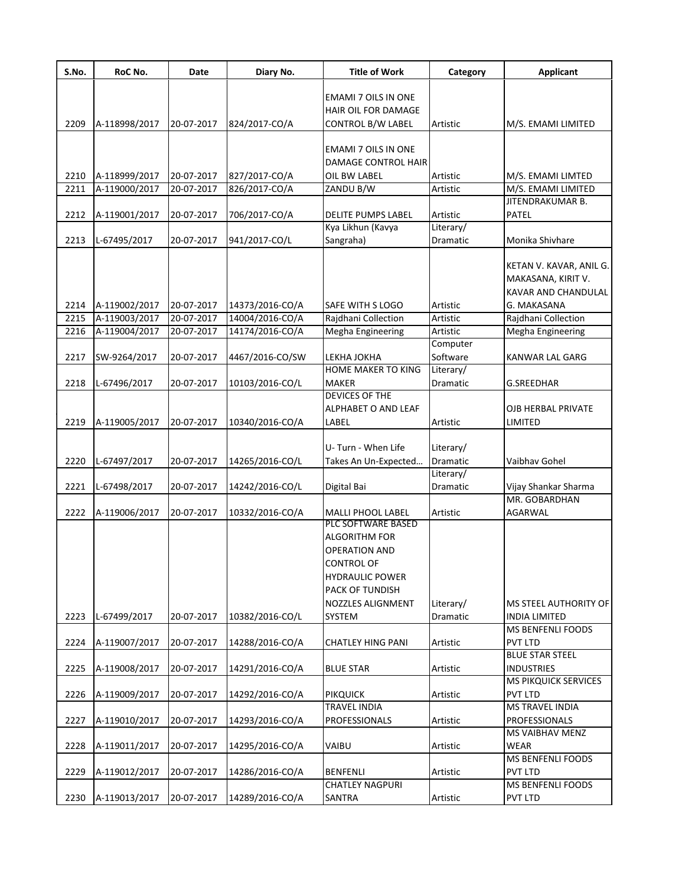| S.No. | RoC No. | Date | Diary No. | Title of Work | Category | Applicant |
|---|---|---|---|---|---|---|
| 2209 | A-118998/2017 | 20-07-2017 | 824/2017-CO/A | EMAMI 7 OILS IN ONE HAIR OIL FOR DAMAGE CONTROL B/W LABEL | Artistic | M/S. EMAMI LIMITED |
| 2210 | A-118999/2017 | 20-07-2017 | 827/2017-CO/A | EMAMI 7 OILS IN ONE DAMAGE CONTROL HAIR OIL BW LABEL | Artistic | M/S. EMAMI LIMTED |
| 2211 | A-119000/2017 | 20-07-2017 | 826/2017-CO/A | ZANDU B/W | Artistic | M/S. EMAMI LIMITED |
| 2212 | A-119001/2017 | 20-07-2017 | 706/2017-CO/A | DELITE PUMPS LABEL | Artistic | JITENDRAKUMAR B. PATEL |
| 2213 | L-67495/2017 | 20-07-2017 | 941/2017-CO/L | Kya Likhun (Kavya Sangraha) | Literary/ Dramatic | Monika Shivhare |
| 2214 | A-119002/2017 | 20-07-2017 | 14373/2016-CO/A | SAFE WITH S LOGO | Artistic | KETAN V. KAVAR, ANIL G. MAKASANA, KIRIT V. KAVAR AND CHANDULAL G. MAKASANA |
| 2215 | A-119003/2017 | 20-07-2017 | 14004/2016-CO/A | Rajdhani Collection | Artistic | Rajdhani Collection |
| 2216 | A-119004/2017 | 20-07-2017 | 14174/2016-CO/A | Megha Engineering | Artistic | Megha Engineering |
| 2217 | SW-9264/2017 | 20-07-2017 | 4467/2016-CO/SW | LEKHA JOKHA | Computer Software | KANWAR LAL GARG |
| 2218 | L-67496/2017 | 20-07-2017 | 10103/2016-CO/L | HOME MAKER TO KING MAKER | Literary/ Dramatic | G.SREEDHAR |
| 2219 | A-119005/2017 | 20-07-2017 | 10340/2016-CO/A | DEVICES OF THE ALPHABET O AND LEAF LABEL | Artistic | OJB HERBAL PRIVATE LIMITED |
| 2220 | L-67497/2017 | 20-07-2017 | 14265/2016-CO/L | U- Turn - When Life Takes An Un-Expected... | Literary/ Dramatic | Vaibhav Gohel |
| 2221 | L-67498/2017 | 20-07-2017 | 14242/2016-CO/L | Digital Bai | Literary/ Dramatic | Vijay Shankar Sharma |
| 2222 | A-119006/2017 | 20-07-2017 | 10332/2016-CO/A | MALLI PHOOL LABEL | Artistic | MR. GOBARDHAN AGARWAL |
| 2223 | L-67499/2017 | 20-07-2017 | 10382/2016-CO/L | PLC SOFTWARE BASED ALGORITHM FOR OPERATION AND CONTROL OF HYDRAULIC POWER PACK OF TUNDISH NOZZLES ALIGNMENT SYSTEM | Literary/ Dramatic | MS STEEL AUTHORITY OF INDIA LIMITED |
| 2224 | A-119007/2017 | 20-07-2017 | 14288/2016-CO/A | CHATLEY HING PANI | Artistic | MS BENFENLI FOODS PVT LTD |
| 2225 | A-119008/2017 | 20-07-2017 | 14291/2016-CO/A | BLUE STAR | Artistic | BLUE STAR STEEL INDUSTRIES |
| 2226 | A-119009/2017 | 20-07-2017 | 14292/2016-CO/A | PIKQUICK | Artistic | MS PIKQUICK SERVICES PVT LTD |
| 2227 | A-119010/2017 | 20-07-2017 | 14293/2016-CO/A | TRAVEL INDIA PROFESSIONALS | Artistic | MS TRAVEL INDIA PROFESSIONALS |
| 2228 | A-119011/2017 | 20-07-2017 | 14295/2016-CO/A | VAIBU | Artistic | MS VAIBHAV MENZ WEAR |
| 2229 | A-119012/2017 | 20-07-2017 | 14286/2016-CO/A | BENFENLI | Artistic | MS BENFENLI FOODS PVT LTD |
| 2230 | A-119013/2017 | 20-07-2017 | 14289/2016-CO/A | CHATLEY NAGPURI SANTRA | Artistic | MS BENFENLI FOODS PVT LTD |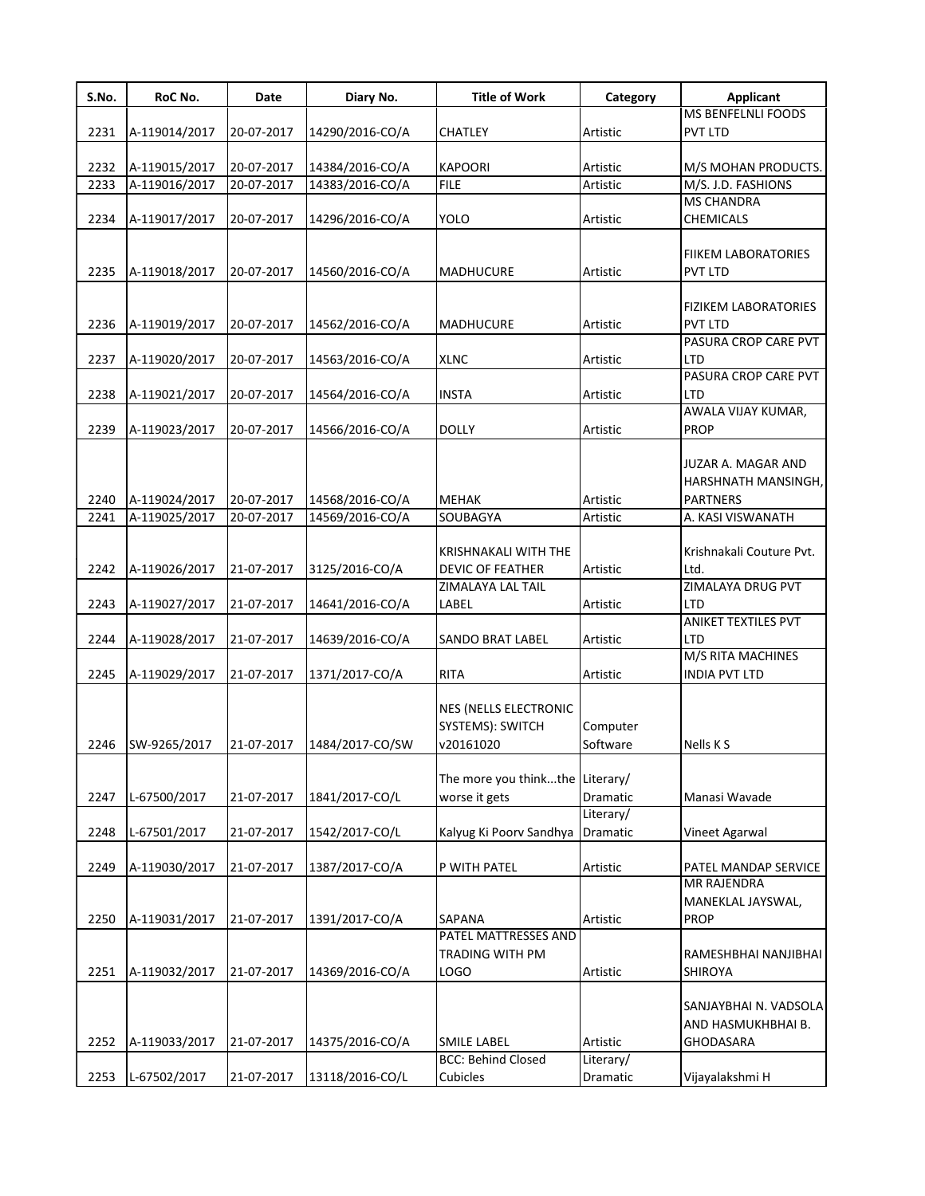| S.No. | RoC No. | Date | Diary No. | Title of Work | Category | Applicant |
|---|---|---|---|---|---|---|
| 2231 | A-119014/2017 | 20-07-2017 | 14290/2016-CO/A | CHATLEY | Artistic | MS BENFELNLI FOODS PVT LTD |
| 2232 | A-119015/2017 | 20-07-2017 | 14384/2016-CO/A | KAPOORI | Artistic | M/S MOHAN PRODUCTS. |
| 2233 | A-119016/2017 | 20-07-2017 | 14383/2016-CO/A | FILE | Artistic | M/S. J.D. FASHIONS |
| 2234 | A-119017/2017 | 20-07-2017 | 14296/2016-CO/A | YOLO | Artistic | MS CHANDRA CHEMICALS |
| 2235 | A-119018/2017 | 20-07-2017 | 14560/2016-CO/A | MADHUCURE | Artistic | FIIKEM LABORATORIES PVT LTD |
| 2236 | A-119019/2017 | 20-07-2017 | 14562/2016-CO/A | MADHUCURE | Artistic | FIZIKEM LABORATORIES PVT LTD |
| 2237 | A-119020/2017 | 20-07-2017 | 14563/2016-CO/A | XLNC | Artistic | PASURA CROP CARE PVT LTD |
| 2238 | A-119021/2017 | 20-07-2017 | 14564/2016-CO/A | INSTA | Artistic | PASURA CROP CARE PVT LTD |
| 2239 | A-119023/2017 | 20-07-2017 | 14566/2016-CO/A | DOLLY | Artistic | AWALA VIJAY KUMAR, PROP |
| 2240 | A-119024/2017 | 20-07-2017 | 14568/2016-CO/A | MEHAK | Artistic | JUZAR A. MAGAR AND HARSHNATH MANSINGH, PARTNERS |
| 2241 | A-119025/2017 | 20-07-2017 | 14569/2016-CO/A | SOUBAGYA | Artistic | A. KASI VISWANATH |
| 2242 | A-119026/2017 | 21-07-2017 | 3125/2016-CO/A | KRISHNAKALI WITH THE DEVIC OF FEATHER | Artistic | Krishnakali Couture Pvt. Ltd. |
| 2243 | A-119027/2017 | 21-07-2017 | 14641/2016-CO/A | ZIMALAYA LAL TAIL LABEL | Artistic | ZIMALAYA DRUG PVT LTD |
| 2244 | A-119028/2017 | 21-07-2017 | 14639/2016-CO/A | SANDO BRAT LABEL | Artistic | ANIKET TEXTILES PVT LTD |
| 2245 | A-119029/2017 | 21-07-2017 | 1371/2017-CO/A | RITA | Artistic | M/S RITA MACHINES INDIA PVT LTD |
| 2246 | SW-9265/2017 | 21-07-2017 | 1484/2017-CO/SW | NES (NELLS ELECTRONIC SYSTEMS): SWITCH v20161020 | Computer Software | Nells K S |
| 2247 | L-67500/2017 | 21-07-2017 | 1841/2017-CO/L | The more you think...the worse it gets | Literary/ Dramatic | Manasi Wavade |
| 2248 | L-67501/2017 | 21-07-2017 | 1542/2017-CO/L | Kalyug Ki Poorv Sandhya | Literary/ Dramatic | Vineet Agarwal |
| 2249 | A-119030/2017 | 21-07-2017 | 1387/2017-CO/A | P WITH PATEL | Artistic | PATEL MANDAP SERVICE |
| 2250 | A-119031/2017 | 21-07-2017 | 1391/2017-CO/A | SAPANA | Artistic | MR RAJENDRA MANEKLAL JAYSWAL, PROP |
| 2251 | A-119032/2017 | 21-07-2017 | 14369/2016-CO/A | PATEL MATTRESSES AND TRADING WITH PM LOGO | Artistic | RAMESHBHAI NANJIBHAI SHIROYA |
| 2252 | A-119033/2017 | 21-07-2017 | 14375/2016-CO/A | SMILE LABEL | Artistic | SANJAYBHAI N. VADSOLA AND HASMUKHBHAI B. GHODASARA |
| 2253 | L-67502/2017 | 21-07-2017 | 13118/2016-CO/L | BCC: Behind Closed Cubicles | Literary/ Dramatic | Vijayalakshmi H |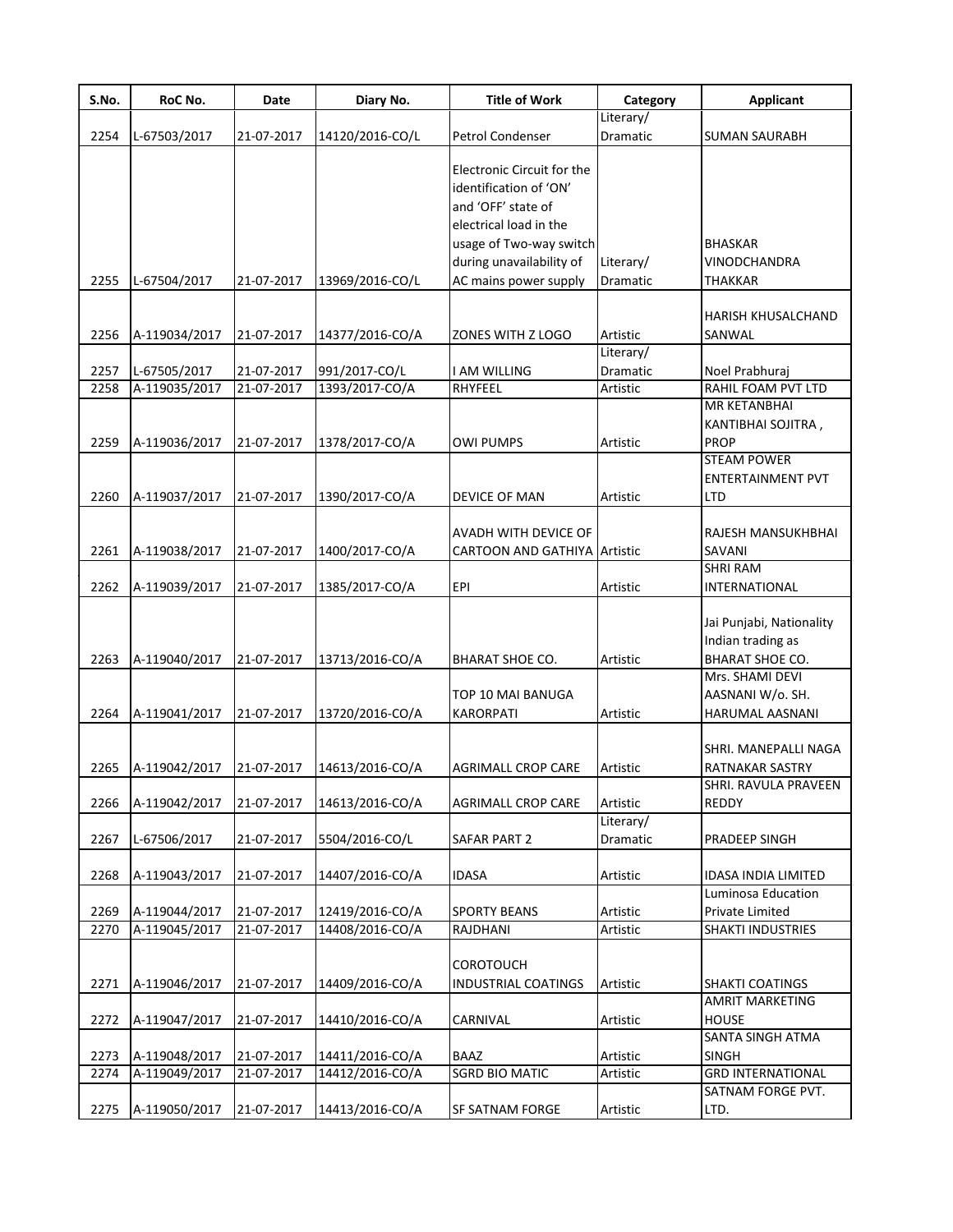| S.No. | RoC No. | Date | Diary No. | Title of Work | Category | Applicant |
|---|---|---|---|---|---|---|
| 2254 | L-67503/2017 | 21-07-2017 | 14120/2016-CO/L | Petrol Condenser | Literary/ Dramatic | SUMAN SAURABH |
| 2255 | L-67504/2017 | 21-07-2017 | 13969/2016-CO/L | Electronic Circuit for the identification of 'ON' and 'OFF' state of electrical load in the usage of Two-way switch during unavailability of AC mains power supply | Literary/ Dramatic | BHASKAR VINODCHANDRA THAKKAR |
| 2256 | A-119034/2017 | 21-07-2017 | 14377/2016-CO/A | ZONES WITH Z LOGO | Artistic | HARISH KHUSALCHAND SANWAL |
| 2257 | L-67505/2017 | 21-07-2017 | 991/2017-CO/L | I AM WILLING | Literary/ Dramatic | Noel Prabhuraj |
| 2258 | A-119035/2017 | 21-07-2017 | 1393/2017-CO/A | RHYFEEL | Artistic | RAHIL FOAM PVT LTD |
| 2259 | A-119036/2017 | 21-07-2017 | 1378/2017-CO/A | OWI PUMPS | Artistic | MR KETANBHAI KANTIBHAI SOJITRA , PROP |
| 2260 | A-119037/2017 | 21-07-2017 | 1390/2017-CO/A | DEVICE OF MAN | Artistic | STEAM POWER ENTERTAINMENT PVT LTD |
| 2261 | A-119038/2017 | 21-07-2017 | 1400/2017-CO/A | AVADH WITH DEVICE OF CARTOON AND GATHIYA | Artistic | RAJESH MANSUKHBHAI SAVANI |
| 2262 | A-119039/2017 | 21-07-2017 | 1385/2017-CO/A | EPI | Artistic | SHRI RAM INTERNATIONAL |
| 2263 | A-119040/2017 | 21-07-2017 | 13713/2016-CO/A | BHARAT SHOE CO. | Artistic | Jai Punjabi, Nationality Indian trading as BHARAT SHOE CO. |
| 2264 | A-119041/2017 | 21-07-2017 | 13720/2016-CO/A | TOP 10 MAI BANUGA KARORPATI | Artistic | Mrs. SHAMI DEVI AASNANI W/o. SH. HARUMAL AASNANI |
| 2265 | A-119042/2017 | 21-07-2017 | 14613/2016-CO/A | AGRIMALL CROP CARE | Artistic | SHRI. MANEPALLI NAGA RATNAKAR SASTRY |
| 2266 | A-119042/2017 | 21-07-2017 | 14613/2016-CO/A | AGRIMALL CROP CARE | Artistic | SHRI. RAVULA PRAVEEN REDDY |
| 2267 | L-67506/2017 | 21-07-2017 | 5504/2016-CO/L | SAFAR PART 2 | Literary/ Dramatic | PRADEEP SINGH |
| 2268 | A-119043/2017 | 21-07-2017 | 14407/2016-CO/A | IDASA | Artistic | IDASA INDIA LIMITED |
| 2269 | A-119044/2017 | 21-07-2017 | 12419/2016-CO/A | SPORTY BEANS | Artistic | Luminosa Education Private Limited |
| 2270 | A-119045/2017 | 21-07-2017 | 14408/2016-CO/A | RAJDHANI | Artistic | SHAKTI INDUSTRIES |
| 2271 | A-119046/2017 | 21-07-2017 | 14409/2016-CO/A | COROTOUCH INDUSTRIAL COATINGS | Artistic | SHAKTI COATINGS |
| 2272 | A-119047/2017 | 21-07-2017 | 14410/2016-CO/A | CARNIVAL | Artistic | AMRIT MARKETING HOUSE |
| 2273 | A-119048/2017 | 21-07-2017 | 14411/2016-CO/A | BAAZ | Artistic | SANTA SINGH ATMA SINGH |
| 2274 | A-119049/2017 | 21-07-2017 | 14412/2016-CO/A | SGRD BIO MATIC | Artistic | GRD INTERNATIONAL |
| 2275 | A-119050/2017 | 21-07-2017 | 14413/2016-CO/A | SF SATNAM FORGE | Artistic | SATNAM FORGE PVT. LTD. |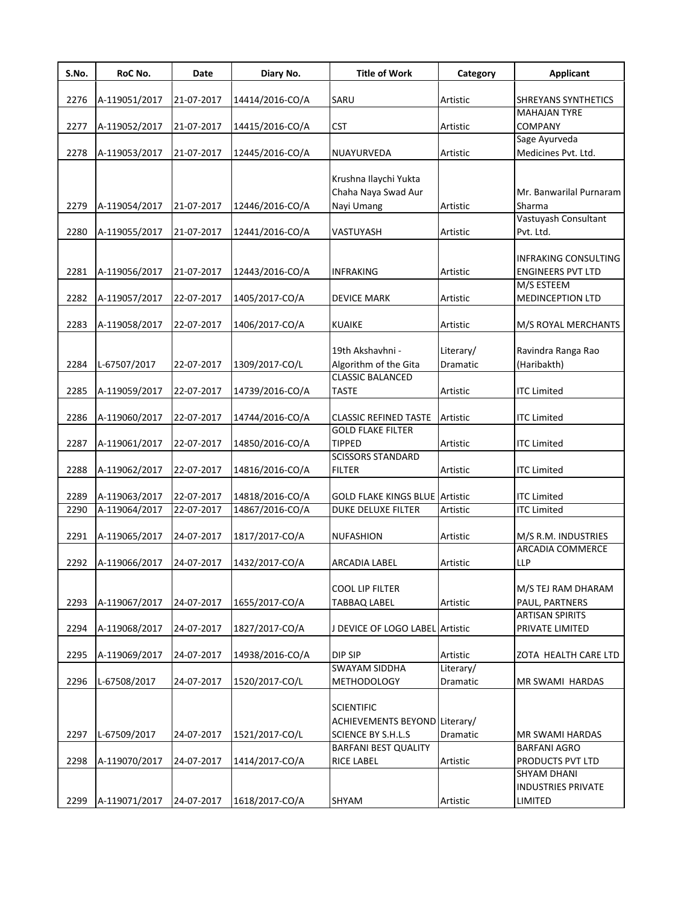| S.No. | RoC No. | Date | Diary No. | Title of Work | Category | Applicant |
|---|---|---|---|---|---|---|
| 2276 | A-119051/2017 | 21-07-2017 | 14414/2016-CO/A | SARU | Artistic | SHREYANS SYNTHETICS |
| 2277 | A-119052/2017 | 21-07-2017 | 14415/2016-CO/A | CST | Artistic | MAHAJAN TYRE COMPANY |
| 2278 | A-119053/2017 | 21-07-2017 | 12445/2016-CO/A | NUAYURVEDA | Artistic | Sage Ayurveda Medicines Pvt. Ltd. |
| 2279 | A-119054/2017 | 21-07-2017 | 12446/2016-CO/A | Krushna Ilaychi Yukta Chaha Naya Swad Aur Nayi Umang | Artistic | Mr. Banwarilal Purnaram Sharma |
| 2280 | A-119055/2017 | 21-07-2017 | 12441/2016-CO/A | VASTUYASH | Artistic | Vastuyash Consultant Pvt. Ltd. |
| 2281 | A-119056/2017 | 21-07-2017 | 12443/2016-CO/A | INFRAKING | Artistic | INFRAKING CONSULTING ENGINEERS PVT LTD |
| 2282 | A-119057/2017 | 22-07-2017 | 1405/2017-CO/A | DEVICE MARK | Artistic | M/S ESTEEM MEDINCEPTION LTD |
| 2283 | A-119058/2017 | 22-07-2017 | 1406/2017-CO/A | KUAIKE | Artistic | M/S ROYAL MERCHANTS |
| 2284 | L-67507/2017 | 22-07-2017 | 1309/2017-CO/L | 19th Akshavhni - Algorithm of the Gita | Literary/ Dramatic | Ravindra Ranga Rao (Haribakth) |
| 2285 | A-119059/2017 | 22-07-2017 | 14739/2016-CO/A | CLASSIC BALANCED TASTE | Artistic | ITC Limited |
| 2286 | A-119060/2017 | 22-07-2017 | 14744/2016-CO/A | CLASSIC REFINED TASTE | Artistic | ITC Limited |
| 2287 | A-119061/2017 | 22-07-2017 | 14850/2016-CO/A | GOLD FLAKE FILTER TIPPED | Artistic | ITC Limited |
| 2288 | A-119062/2017 | 22-07-2017 | 14816/2016-CO/A | SCISSORS STANDARD FILTER | Artistic | ITC Limited |
| 2289 | A-119063/2017 | 22-07-2017 | 14818/2016-CO/A | GOLD FLAKE KINGS BLUE | Artistic | ITC Limited |
| 2290 | A-119064/2017 | 22-07-2017 | 14867/2016-CO/A | DUKE DELUXE FILTER | Artistic | ITC Limited |
| 2291 | A-119065/2017 | 24-07-2017 | 1817/2017-CO/A | NUFASHION | Artistic | M/S R.M. INDUSTRIES |
| 2292 | A-119066/2017 | 24-07-2017 | 1432/2017-CO/A | ARCADIA LABEL | Artistic | ARCADIA COMMERCE LLP |
| 2293 | A-119067/2017 | 24-07-2017 | 1655/2017-CO/A | COOL LIP FILTER TABBAQ LABEL | Artistic | M/S TEJ RAM DHARAM PAUL, PARTNERS |
| 2294 | A-119068/2017 | 24-07-2017 | 1827/2017-CO/A | J DEVICE OF LOGO LABEL | Artistic | ARTISAN SPIRITS PRIVATE LIMITED |
| 2295 | A-119069/2017 | 24-07-2017 | 14938/2016-CO/A | DIP SIP | Artistic | ZOTA HEALTH CARE LTD |
| 2296 | L-67508/2017 | 24-07-2017 | 1520/2017-CO/L | SWAYAM SIDDHA METHODOLOGY | Literary/ Dramatic | MR SWAMI HARDAS |
| 2297 | L-67509/2017 | 24-07-2017 | 1521/2017-CO/L | SCIENTIFIC ACHIEVEMENTS BEYOND SCIENCE BY S.H.L.S | Literary/ Dramatic | MR SWAMI HARDAS |
| 2298 | A-119070/2017 | 24-07-2017 | 1414/2017-CO/A | BARFANI BEST QUALITY RICE LABEL | Artistic | BARFANI AGRO PRODUCTS PVT LTD |
| 2299 | A-119071/2017 | 24-07-2017 | 1618/2017-CO/A | SHYAM | Artistic | SHYAM DHANI INDUSTRIES PRIVATE LIMITED |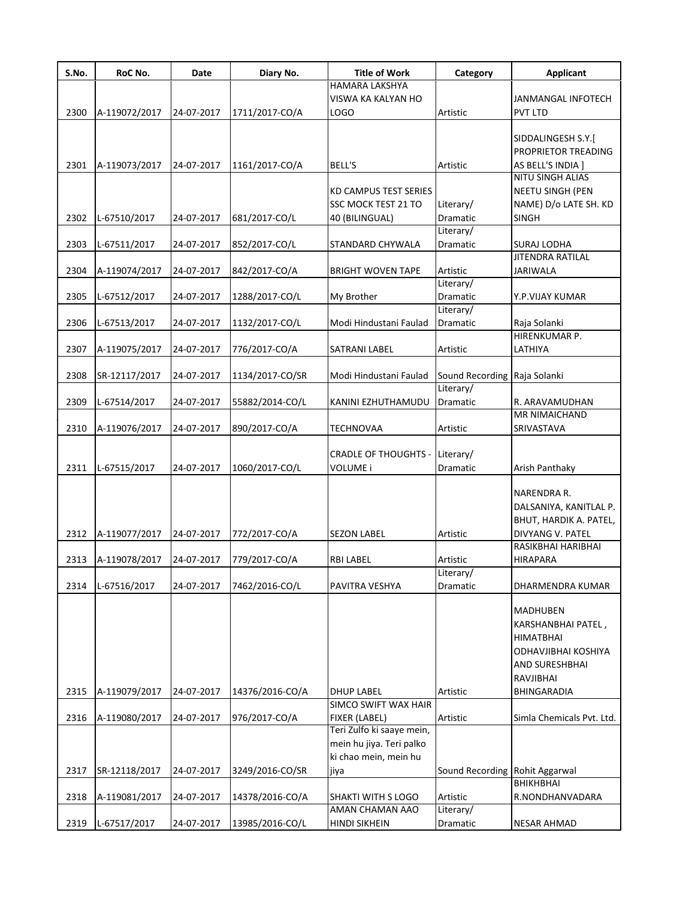| S.No. | RoC No. | Date | Diary No. | Title of Work | Category | Applicant |
|---|---|---|---|---|---|---|
| 2300 | A-119072/2017 | 24-07-2017 | 1711/2017-CO/A | HAMARA LAKSHYA VISWA KA KALYAN HO LOGO | Artistic | JANMANGAL INFOTECH PVT LTD |
| 2301 | A-119073/2017 | 24-07-2017 | 1161/2017-CO/A | BELL'S | Artistic | SIDDALINGESH S.Y.[ PROPRIETOR TREADING AS BELL'S INDIA ] |
| 2302 | L-67510/2017 | 24-07-2017 | 681/2017-CO/L | KD CAMPUS TEST SERIES SSC MOCK TEST 21 TO 40 (BILINGUAL) | Literary/ Dramatic | NITU SINGH ALIAS NEETU SINGH (PEN NAME) D/o LATE SH. KD SINGH |
| 2303 | L-67511/2017 | 24-07-2017 | 852/2017-CO/L | STANDARD CHYWALA | Literary/ Dramatic | SURAJ LODHA |
| 2304 | A-119074/2017 | 24-07-2017 | 842/2017-CO/A | BRIGHT WOVEN TAPE | Artistic | JITENDRA RATILAL JARIWALA |
| 2305 | L-67512/2017 | 24-07-2017 | 1288/2017-CO/L | My Brother | Literary/ Dramatic | Y.P.VIJAY KUMAR |
| 2306 | L-67513/2017 | 24-07-2017 | 1132/2017-CO/L | Modi Hindustani Faulad | Literary/ Dramatic | Raja Solanki |
| 2307 | A-119075/2017 | 24-07-2017 | 776/2017-CO/A | SATRANI LABEL | Artistic | HIRENKUMAR P. LATHIYA |
| 2308 | SR-12117/2017 | 24-07-2017 | 1134/2017-CO/SR | Modi Hindustani Faulad | Sound Recording | Raja Solanki |
| 2309 | L-67514/2017 | 24-07-2017 | 55882/2014-CO/L | KANINI EZHUTHAMUDU | Literary/ Dramatic | R. ARAVAMUDHAN |
| 2310 | A-119076/2017 | 24-07-2017 | 890/2017-CO/A | TECHNOVAA | Artistic | MR NIMAICHAND SRIVASTAVA |
| 2311 | L-67515/2017 | 24-07-2017 | 1060/2017-CO/L | CRADLE OF THOUGHTS - VOLUME i | Literary/ Dramatic | Arish Panthaky |
| 2312 | A-119077/2017 | 24-07-2017 | 772/2017-CO/A | SEZON LABEL | Artistic | NARENDRA R. DALSANIYA, KANITLAL P. BHUT, HARDIK A. PATEL, DIVYANG V. PATEL |
| 2313 | A-119078/2017 | 24-07-2017 | 779/2017-CO/A | RBI LABEL | Artistic | RASIKBHAI HARIBHAI HIRAPARA |
| 2314 | L-67516/2017 | 24-07-2017 | 7462/2016-CO/L | PAVITRA VESHYA | Literary/ Dramatic | DHARMENDRA KUMAR |
| 2315 | A-119079/2017 | 24-07-2017 | 14376/2016-CO/A | DHUP LABEL | Artistic | MADHUBEN KARSHANBHAI PATEL , HIMATBHAI ODHAVJIBHAI KOSHIYA AND SURESHBHAI RAVJIBHAI BHINGARADIA |
| 2316 | A-119080/2017 | 24-07-2017 | 976/2017-CO/A | SIMCO SWIFT WAX HAIR FIXER (LABEL) | Artistic | Simla Chemicals Pvt. Ltd. |
| 2317 | SR-12118/2017 | 24-07-2017 | 3249/2016-CO/SR | Teri Zulfo ki saaye mein, mein hu jiya. Teri palko ki chao mein, mein hu jiya | Sound Recording | Rohit Aggarwal |
| 2318 | A-119081/2017 | 24-07-2017 | 14378/2016-CO/A | SHAKTI WITH S LOGO | Artistic | BHIKHBHAI R.NONDHANVADARA |
| 2319 | L-67517/2017 | 24-07-2017 | 13985/2016-CO/L | AMAN CHAMAN AAO HINDI SIKHEIN | Literary/ Dramatic | NESAR AHMAD |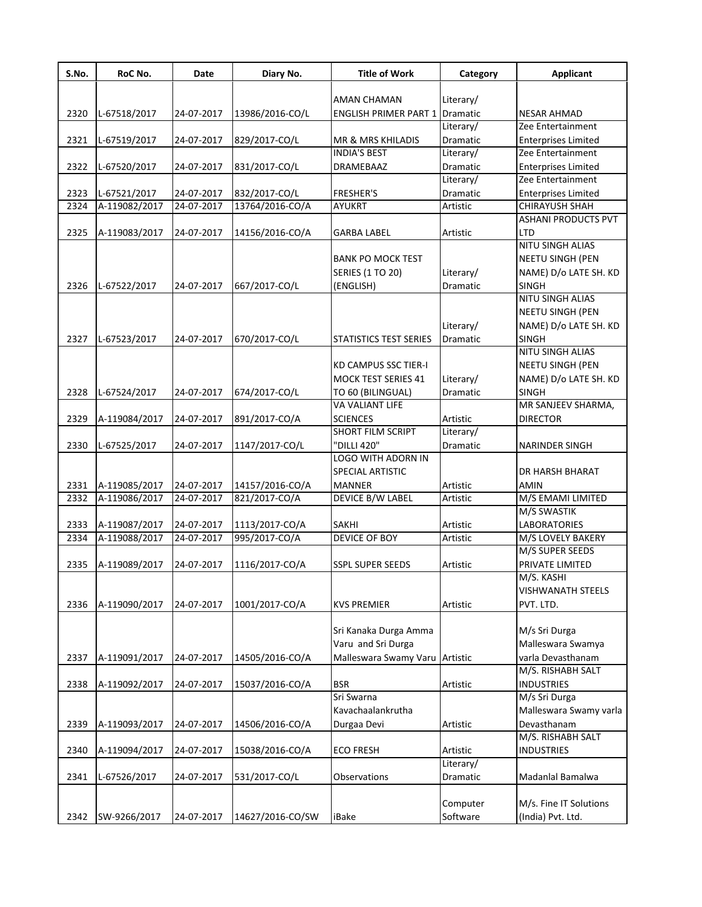| S.No. | RoC No. | Date | Diary No. | Title of Work | Category | Applicant |
|---|---|---|---|---|---|---|
| 2320 | L-67518/2017 | 24-07-2017 | 13986/2016-CO/L | AMAN CHAMAN ENGLISH PRIMER PART 1 | Literary/ Dramatic | NESAR AHMAD |
| 2321 | L-67519/2017 | 24-07-2017 | 829/2017-CO/L | MR & MRS KHILADIS | Literary/ Dramatic | Zee Entertainment Enterprises Limited |
| 2322 | L-67520/2017 | 24-07-2017 | 831/2017-CO/L | INDIA'S BEST DRAMEBAAZ | Literary/ Dramatic | Zee Entertainment Enterprises Limited |
| 2323 | L-67521/2017 | 24-07-2017 | 832/2017-CO/L | FRESHER'S | Literary/ Dramatic | Zee Entertainment Enterprises Limited |
| 2324 | A-119082/2017 | 24-07-2017 | 13764/2016-CO/A | AYUKRT | Artistic | CHIRAYUSH SHAH |
| 2325 | A-119083/2017 | 24-07-2017 | 14156/2016-CO/A | GARBA LABEL | Artistic | ASHANI PRODUCTS PVT LTD |
| 2326 | L-67522/2017 | 24-07-2017 | 667/2017-CO/L | BANK PO MOCK TEST SERIES (1 TO 20) (ENGLISH) | Literary/ Dramatic | NITU SINGH ALIAS NEETU SINGH (PEN NAME) D/o LATE SH. KD SINGH |
| 2327 | L-67523/2017 | 24-07-2017 | 670/2017-CO/L | STATISTICS TEST SERIES | Literary/ Dramatic | NITU SINGH ALIAS NEETU SINGH (PEN NAME) D/o LATE SH. KD SINGH |
| 2328 | L-67524/2017 | 24-07-2017 | 674/2017-CO/L | KD CAMPUS SSC TIER-I MOCK TEST SERIES 41 TO 60 (BILINGUAL) | Literary/ Dramatic | NITU SINGH ALIAS NEETU SINGH (PEN NAME) D/o LATE SH. KD SINGH |
| 2329 | A-119084/2017 | 24-07-2017 | 891/2017-CO/A | VA VALIANT LIFE SCIENCES | Artistic | MR SANJEEV SHARMA, DIRECTOR |
| 2330 | L-67525/2017 | 24-07-2017 | 1147/2017-CO/L | SHORT FILM SCRIPT "DILLI 420" | Literary/ Dramatic | NARINDER SINGH |
| 2331 | A-119085/2017 | 24-07-2017 | 14157/2016-CO/A | LOGO WITH ADORN IN SPECIAL ARTISTIC MANNER | Artistic | DR HARSH BHARAT AMIN |
| 2332 | A-119086/2017 | 24-07-2017 | 821/2017-CO/A | DEVICE B/W LABEL | Artistic | M/S EMAMI LIMITED |
| 2333 | A-119087/2017 | 24-07-2017 | 1113/2017-CO/A | SAKHI | Artistic | M/S SWASTIK LABORATORIES |
| 2334 | A-119088/2017 | 24-07-2017 | 995/2017-CO/A | DEVICE OF BOY | Artistic | M/S LOVELY BAKERY |
| 2335 | A-119089/2017 | 24-07-2017 | 1116/2017-CO/A | SSPL SUPER SEEDS | Artistic | M/S SUPER SEEDS PRIVATE LIMITED |
| 2336 | A-119090/2017 | 24-07-2017 | 1001/2017-CO/A | KVS PREMIER | Artistic | M/S. KASHI VISHWANATH STEELS PVT. LTD. |
| 2337 | A-119091/2017 | 24-07-2017 | 14505/2016-CO/A | Sri Kanaka Durga Amma Varu and Sri Durga Malleswara Swamy Varu | Artistic | M/s Sri Durga Malleswara Swamya varla Devasthanam |
| 2338 | A-119092/2017 | 24-07-2017 | 15037/2016-CO/A | BSR | Artistic | M/S. RISHABH SALT INDUSTRIES |
| 2339 | A-119093/2017 | 24-07-2017 | 14506/2016-CO/A | Sri Swarna Kavachaalankrutha Durgaa Devi | Artistic | M/s Sri Durga Malleswara Swamy varla Devasthanam |
| 2340 | A-119094/2017 | 24-07-2017 | 15038/2016-CO/A | ECO FRESH | Artistic | M/S. RISHABH SALT INDUSTRIES |
| 2341 | L-67526/2017 | 24-07-2017 | 531/2017-CO/L | Observations | Literary/ Dramatic | Madanlal Bamalwa |
| 2342 | SW-9266/2017 | 24-07-2017 | 14627/2016-CO/SW | iBake | Computer Software | M/s. Fine IT Solutions (India) Pvt. Ltd. |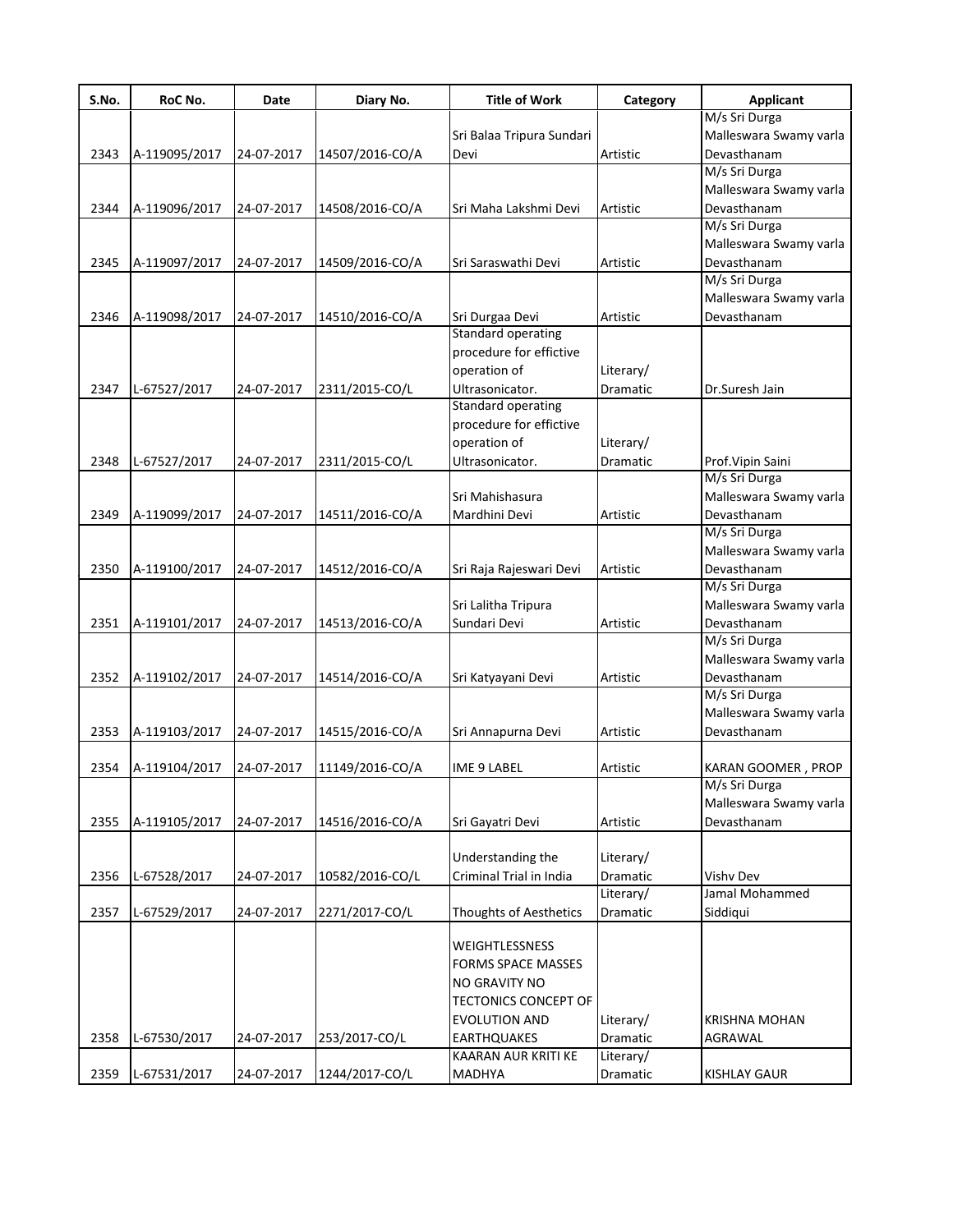| S.No. | RoC No. | Date | Diary No. | Title of Work | Category | Applicant |
|---|---|---|---|---|---|---|
| 2343 | A-119095/2017 | 24-07-2017 | 14507/2016-CO/A | Sri Balaa Tripura Sundari Devi | Artistic | M/s Sri Durga Malleswara Swamy varla Devasthanam |
| 2344 | A-119096/2017 | 24-07-2017 | 14508/2016-CO/A | Sri Maha Lakshmi Devi | Artistic | M/s Sri Durga Malleswara Swamy varla Devasthanam |
| 2345 | A-119097/2017 | 24-07-2017 | 14509/2016-CO/A | Sri Saraswathi Devi | Artistic | M/s Sri Durga Malleswara Swamy varla Devasthanam |
| 2346 | A-119098/2017 | 24-07-2017 | 14510/2016-CO/A | Sri Durgaa Devi | Artistic | M/s Sri Durga Malleswara Swamy varla Devasthanam |
| 2347 | L-67527/2017 | 24-07-2017 | 2311/2015-CO/L | Standard operating procedure for effictive operation of Ultrasonicator. | Literary/ Dramatic | Dr.Suresh Jain |
| 2348 | L-67527/2017 | 24-07-2017 | 2311/2015-CO/L | Standard operating procedure for effictive operation of Ultrasonicator. | Literary/ Dramatic | Prof.Vipin Saini |
| 2349 | A-119099/2017 | 24-07-2017 | 14511/2016-CO/A | Sri Mahishasura Mardhini Devi | Artistic | M/s Sri Durga Malleswara Swamy varla Devasthanam |
| 2350 | A-119100/2017 | 24-07-2017 | 14512/2016-CO/A | Sri Raja Rajeswari Devi | Artistic | M/s Sri Durga Malleswara Swamy varla Devasthanam |
| 2351 | A-119101/2017 | 24-07-2017 | 14513/2016-CO/A | Sri Lalitha Tripura Sundari Devi | Artistic | M/s Sri Durga Malleswara Swamy varla Devasthanam |
| 2352 | A-119102/2017 | 24-07-2017 | 14514/2016-CO/A | Sri Katyayani Devi | Artistic | M/s Sri Durga Malleswara Swamy varla Devasthanam |
| 2353 | A-119103/2017 | 24-07-2017 | 14515/2016-CO/A | Sri Annapurna Devi | Artistic | M/s Sri Durga Malleswara Swamy varla Devasthanam |
| 2354 | A-119104/2017 | 24-07-2017 | 11149/2016-CO/A | IME 9 LABEL | Artistic | KARAN GOOMER , PROP |
| 2355 | A-119105/2017 | 24-07-2017 | 14516/2016-CO/A | Sri Gayatri Devi | Artistic | M/s Sri Durga Malleswara Swamy varla Devasthanam |
| 2356 | L-67528/2017 | 24-07-2017 | 10582/2016-CO/L | Understanding the Criminal Trial in India | Literary/ Dramatic | Vishv Dev |
| 2357 | L-67529/2017 | 24-07-2017 | 2271/2017-CO/L | Thoughts of Aesthetics | Literary/ Dramatic | Jamal Mohammed Siddiqui |
| 2358 | L-67530/2017 | 24-07-2017 | 253/2017-CO/L | WEIGHTLESSNESS FORMS SPACE MASSES NO GRAVITY NO TECTONICS CONCEPT OF EVOLUTION AND EARTHQUAKES | Literary/ Dramatic | KRISHNA MOHAN AGRAWAL |
| 2359 | L-67531/2017 | 24-07-2017 | 1244/2017-CO/L | KAARAN AUR KRITI KE MADHYA | Literary/ Dramatic | KISHLAY GAUR |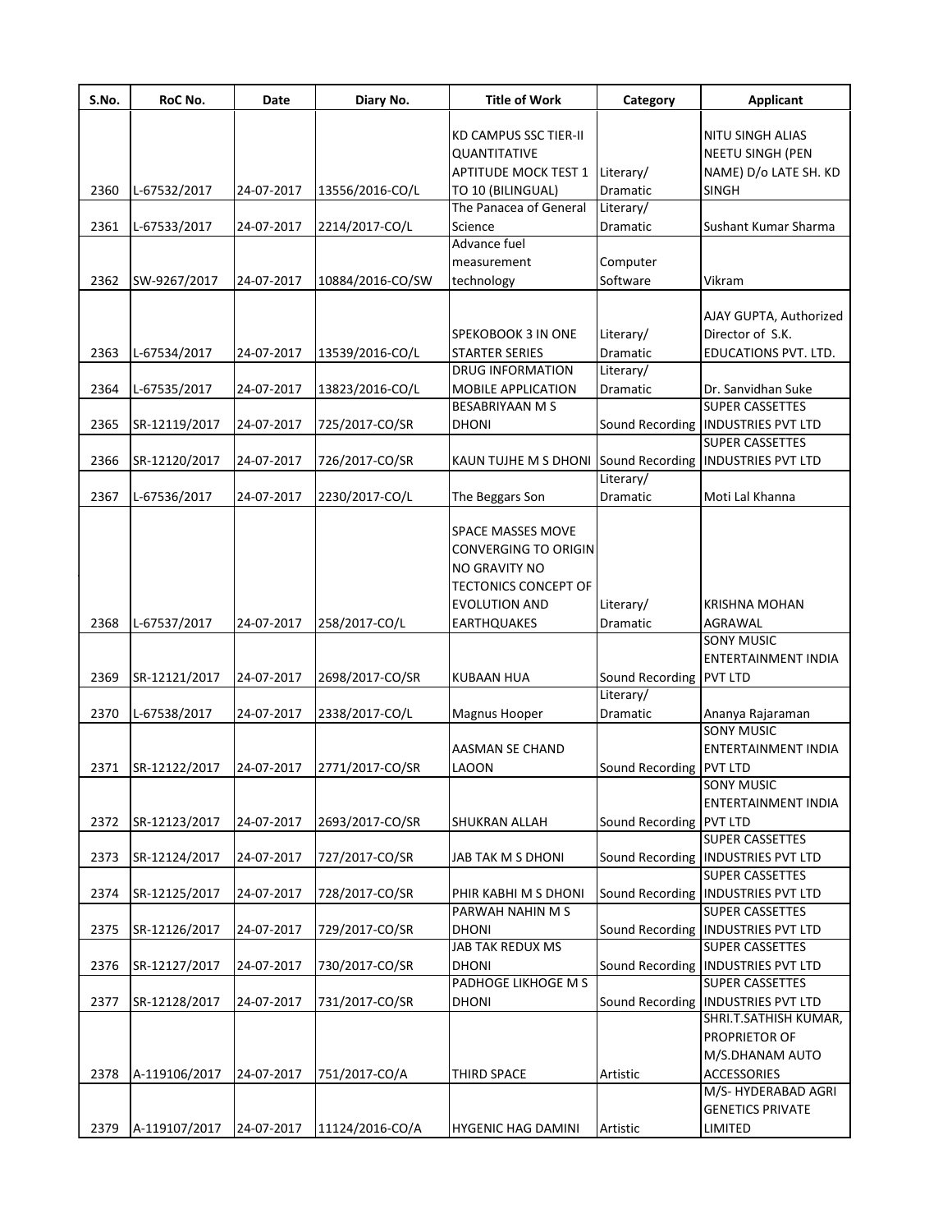| S.No. | RoC No. | Date | Diary No. | Title of Work | Category | Applicant |
|---|---|---|---|---|---|---|
| 2360 | L-67532/2017 | 24-07-2017 | 13556/2016-CO/L | KD CAMPUS SSC TIER-II QUANTITATIVE APTITUDE MOCK TEST 1 TO 10 (BILINGUAL) | Literary/ Dramatic | NITU SINGH ALIAS NEETU SINGH (PEN NAME) D/o LATE SH. KD SINGH |
| 2361 | L-67533/2017 | 24-07-2017 | 2214/2017-CO/L | The Panacea of General Science | Literary/ Dramatic | Sushant Kumar Sharma |
| 2362 | SW-9267/2017 | 24-07-2017 | 10884/2016-CO/SW | Advance fuel measurement technology | Computer Software | Vikram |
| 2363 | L-67534/2017 | 24-07-2017 | 13539/2016-CO/L | SPEKOBOOK 3 IN ONE STARTER SERIES | Literary/ Dramatic | AJAY GUPTA, Authorized Director of S.K. EDUCATIONS PVT. LTD. |
| 2364 | L-67535/2017 | 24-07-2017 | 13823/2016-CO/L | DRUG INFORMATION MOBILE APPLICATION | Literary/ Dramatic | Dr. Sanvidhan Suke |
| 2365 | SR-12119/2017 | 24-07-2017 | 725/2017-CO/SR | BESABRIYAAN M S DHONI | Sound Recording | SUPER CASSETTES INDUSTRIES PVT LTD |
| 2366 | SR-12120/2017 | 24-07-2017 | 726/2017-CO/SR | KAUN TUJHE M S DHONI | Sound Recording | SUPER CASSETTES INDUSTRIES PVT LTD |
| 2367 | L-67536/2017 | 24-07-2017 | 2230/2017-CO/L | The Beggars Son | Literary/ Dramatic | Moti Lal Khanna |
| 2368 | L-67537/2017 | 24-07-2017 | 258/2017-CO/L | SPACE MASSES MOVE CONVERGING TO ORIGIN NO GRAVITY NO TECTONICS CONCEPT OF EVOLUTION AND EARTHQUAKES | Literary/ Dramatic | KRISHNA MOHAN AGRAWAL |
| 2369 | SR-12121/2017 | 24-07-2017 | 2698/2017-CO/SR | KUBAAN HUA | Sound Recording | SONY MUSIC ENTERTAINMENT INDIA PVT LTD |
| 2370 | L-67538/2017 | 24-07-2017 | 2338/2017-CO/L | Magnus Hooper | Literary/ Dramatic | Ananya Rajaraman |
| 2371 | SR-12122/2017 | 24-07-2017 | 2771/2017-CO/SR | AASMAN SE CHAND LAOON | Sound Recording | SONY MUSIC ENTERTAINMENT INDIA PVT LTD |
| 2372 | SR-12123/2017 | 24-07-2017 | 2693/2017-CO/SR | SHUKRAN ALLAH | Sound Recording | SONY MUSIC ENTERTAINMENT INDIA PVT LTD |
| 2373 | SR-12124/2017 | 24-07-2017 | 727/2017-CO/SR | JAB TAK M S DHONI | Sound Recording | SUPER CASSETTES INDUSTRIES PVT LTD |
| 2374 | SR-12125/2017 | 24-07-2017 | 728/2017-CO/SR | PHIR KABHI M S DHONI | Sound Recording | SUPER CASSETTES INDUSTRIES PVT LTD |
| 2375 | SR-12126/2017 | 24-07-2017 | 729/2017-CO/SR | PARWAH NAHIN M S DHONI | Sound Recording | SUPER CASSETTES INDUSTRIES PVT LTD |
| 2376 | SR-12127/2017 | 24-07-2017 | 730/2017-CO/SR | JAB TAK REDUX MS DHONI | Sound Recording | SUPER CASSETTES INDUSTRIES PVT LTD |
| 2377 | SR-12128/2017 | 24-07-2017 | 731/2017-CO/SR | PADHOGE LIKHOGE M S DHONI | Sound Recording | SUPER CASSETTES INDUSTRIES PVT LTD |
| 2378 | A-119106/2017 | 24-07-2017 | 751/2017-CO/A | THIRD SPACE | Artistic | SHRI.T.SATHISH KUMAR, PROPRIETOR OF M/S.DHANAM AUTO ACCESSORIES |
| 2379 | A-119107/2017 | 24-07-2017 | 11124/2016-CO/A | HYGENIC HAG DAMINI | Artistic | M/S- HYDERABAD AGRI GENETICS PRIVATE LIMITED |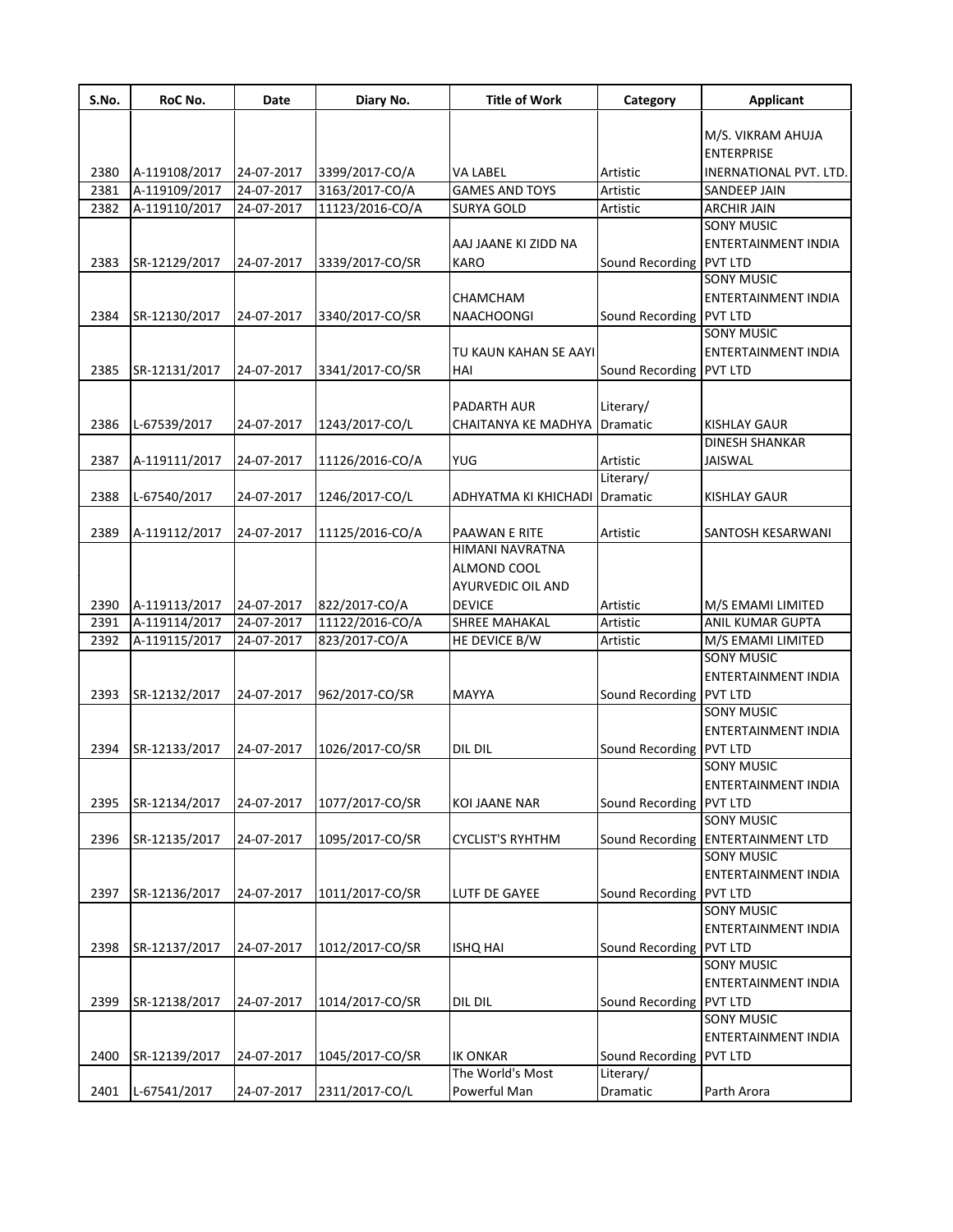| S.No. | RoC No. | Date | Diary No. | Title of Work | Category | Applicant |
|---|---|---|---|---|---|---|
| 2380 | A-119108/2017 | 24-07-2017 | 3399/2017-CO/A | VA LABEL | Artistic | M/S. VIKRAM AHUJA ENTERPRISE INERNATIONAL PVT. LTD. |
| 2381 | A-119109/2017 | 24-07-2017 | 3163/2017-CO/A | GAMES AND TOYS | Artistic | SANDEEP JAIN |
| 2382 | A-119110/2017 | 24-07-2017 | 11123/2016-CO/A | SURYA GOLD | Artistic | ARCHIR JAIN |
| 2383 | SR-12129/2017 | 24-07-2017 | 3339/2017-CO/SR | AAJ JAANE KI ZIDD NA KARO | Sound Recording | SONY MUSIC ENTERTAINMENT INDIA PVT LTD |
| 2384 | SR-12130/2017 | 24-07-2017 | 3340/2017-CO/SR | CHAMCHAM NAACHOONGI | Sound Recording | SONY MUSIC ENTERTAINMENT INDIA PVT LTD |
| 2385 | SR-12131/2017 | 24-07-2017 | 3341/2017-CO/SR | TU KAUN KAHAN SE AAYI HAI | Sound Recording | SONY MUSIC ENTERTAINMENT INDIA PVT LTD |
| 2386 | L-67539/2017 | 24-07-2017 | 1243/2017-CO/L | PADARTH AUR CHAITANYA KE MADHYA | Literary/ Dramatic | KISHLAY GAUR |
| 2387 | A-119111/2017 | 24-07-2017 | 11126/2016-CO/A | YUG | Artistic | DINESH SHANKAR JAISWAL |
| 2388 | L-67540/2017 | 24-07-2017 | 1246/2017-CO/L | ADHYATMA KI KHICHADI | Literary/ Dramatic | KISHLAY GAUR |
| 2389 | A-119112/2017 | 24-07-2017 | 11125/2016-CO/A | PAAWAN E RITE | Artistic | SANTOSH KESARWANI |
| 2390 | A-119113/2017 | 24-07-2017 | 822/2017-CO/A | HIMANI NAVRATNA ALMOND COOL AYURVEDIC OIL AND DEVICE | Artistic | M/S EMAMI LIMITED |
| 2391 | A-119114/2017 | 24-07-2017 | 11122/2016-CO/A | SHREE MAHAKAL | Artistic | ANIL KUMAR GUPTA |
| 2392 | A-119115/2017 | 24-07-2017 | 823/2017-CO/A | HE DEVICE B/W | Artistic | M/S EMAMI LIMITED |
| 2393 | SR-12132/2017 | 24-07-2017 | 962/2017-CO/SR | MAYYA | Sound Recording | SONY MUSIC ENTERTAINMENT INDIA PVT LTD |
| 2394 | SR-12133/2017 | 24-07-2017 | 1026/2017-CO/SR | DIL DIL | Sound Recording | SONY MUSIC ENTERTAINMENT INDIA PVT LTD |
| 2395 | SR-12134/2017 | 24-07-2017 | 1077/2017-CO/SR | KOI JAANE NAR | Sound Recording | SONY MUSIC ENTERTAINMENT INDIA PVT LTD |
| 2396 | SR-12135/2017 | 24-07-2017 | 1095/2017-CO/SR | CYCLIST'S RYHTHM | Sound Recording | SONY MUSIC ENTERTAINMENT LTD |
| 2397 | SR-12136/2017 | 24-07-2017 | 1011/2017-CO/SR | LUTF DE GAYEE | Sound Recording | SONY MUSIC ENTERTAINMENT INDIA PVT LTD |
| 2398 | SR-12137/2017 | 24-07-2017 | 1012/2017-CO/SR | ISHQ HAI | Sound Recording | SONY MUSIC ENTERTAINMENT INDIA PVT LTD |
| 2399 | SR-12138/2017 | 24-07-2017 | 1014/2017-CO/SR | DIL DIL | Sound Recording | SONY MUSIC ENTERTAINMENT INDIA PVT LTD |
| 2400 | SR-12139/2017 | 24-07-2017 | 1045/2017-CO/SR | IK ONKAR | Sound Recording | SONY MUSIC ENTERTAINMENT INDIA PVT LTD |
| 2401 | L-67541/2017 | 24-07-2017 | 2311/2017-CO/L | The World's Most Powerful Man | Literary/ Dramatic | Parth Arora |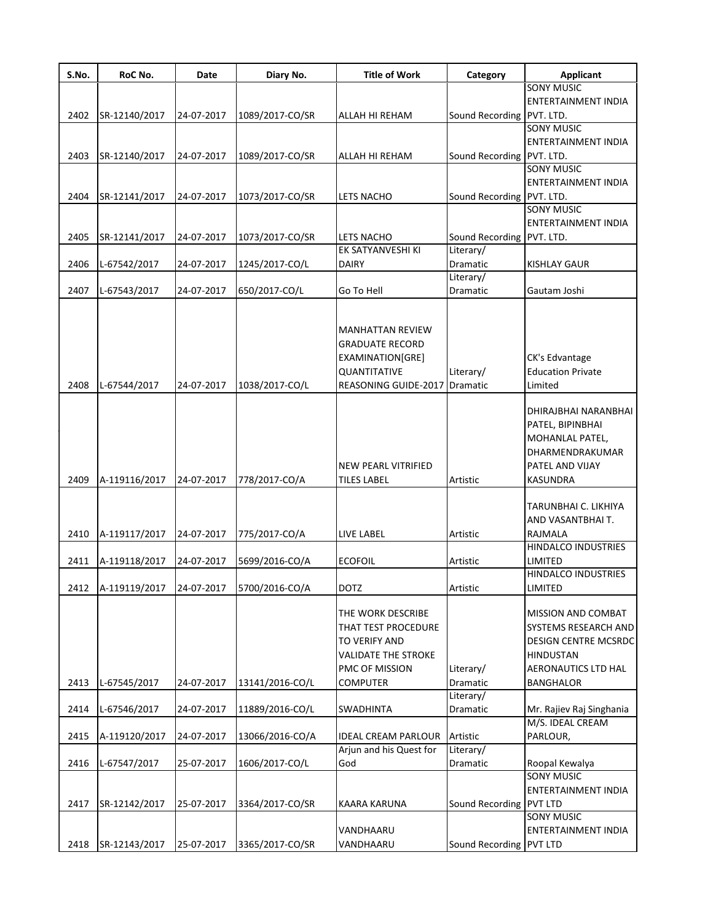| S.No. | RoC No. | Date | Diary No. | Title of Work | Category | Applicant |
|---|---|---|---|---|---|---|
| 2402 | SR-12140/2017 | 24-07-2017 | 1089/2017-CO/SR | ALLAH HI REHAM | Sound Recording | SONY MUSIC ENTERTAINMENT INDIA PVT. LTD. |
| 2403 | SR-12140/2017 | 24-07-2017 | 1089/2017-CO/SR | ALLAH HI REHAM | Sound Recording | SONY MUSIC ENTERTAINMENT INDIA PVT. LTD. |
| 2404 | SR-12141/2017 | 24-07-2017 | 1073/2017-CO/SR | LETS NACHO | Sound Recording | SONY MUSIC ENTERTAINMENT INDIA PVT. LTD. |
| 2405 | SR-12141/2017 | 24-07-2017 | 1073/2017-CO/SR | LETS NACHO | Sound Recording | SONY MUSIC ENTERTAINMENT INDIA PVT. LTD. |
| 2406 | L-67542/2017 | 24-07-2017 | 1245/2017-CO/L | EK SATYANVESHI KI DAIRY | Literary/ Dramatic | KISHLAY GAUR |
| 2407 | L-67543/2017 | 24-07-2017 | 650/2017-CO/L | Go To Hell | Literary/ Dramatic | Gautam Joshi |
| 2408 | L-67544/2017 | 24-07-2017 | 1038/2017-CO/L | MANHATTAN REVIEW GRADUATE RECORD EXAMINATION[GRE] QUANTITATIVE REASONING GUIDE-2017 | Literary/ Dramatic | CK's Edvantage Education Private Limited |
| 2409 | A-119116/2017 | 24-07-2017 | 778/2017-CO/A | NEW PEARL VITRIFIED TILES LABEL | Artistic | DHIRAJBHAI NARANBHAI PATEL, BIPINBHAI MOHANLAL PATEL, DHARMENDRAKUMAR PATEL AND VIJAY KASUNDRA |
| 2410 | A-119117/2017 | 24-07-2017 | 775/2017-CO/A | LIVE LABEL | Artistic | TARUNBHAI C. LIKHIYA AND VASANTBHAI T. RAJMALA |
| 2411 | A-119118/2017 | 24-07-2017 | 5699/2016-CO/A | ECOFOIL | Artistic | HINDALCO INDUSTRIES LIMITED |
| 2412 | A-119119/2017 | 24-07-2017 | 5700/2016-CO/A | DOTZ | Artistic | HINDALCO INDUSTRIES LIMITED |
| 2413 | L-67545/2017 | 24-07-2017 | 13141/2016-CO/L | THE WORK DESCRIBE THAT TEST PROCEDURE TO VERIFY AND VALIDATE THE STROKE PMC OF MISSION COMPUTER | Literary/ Dramatic | MISSION AND COMBAT SYSTEMS RESEARCH AND DESIGN CENTRE MCSRDC HINDUSTAN AERONAUTICS LTD HAL BANGHALOR |
| 2414 | L-67546/2017 | 24-07-2017 | 11889/2016-CO/L | SWADHINTA | Literary/ Dramatic | Mr. Rajiev Raj Singhania |
| 2415 | A-119120/2017 | 24-07-2017 | 13066/2016-CO/A | IDEAL CREAM PARLOUR | Artistic | M/S. IDEAL CREAM PARLOUR, |
| 2416 | L-67547/2017 | 25-07-2017 | 1606/2017-CO/L | Arjun and his Quest for God | Literary/ Dramatic | Roopal Kewalya |
| 2417 | SR-12142/2017 | 25-07-2017 | 3364/2017-CO/SR | KAARA KARUNA | Sound Recording | SONY MUSIC ENTERTAINMENT INDIA PVT LTD |
| 2418 | SR-12143/2017 | 25-07-2017 | 3365/2017-CO/SR | VANDHAARU VANDHAARU | Sound Recording | SONY MUSIC ENTERTAINMENT INDIA PVT LTD |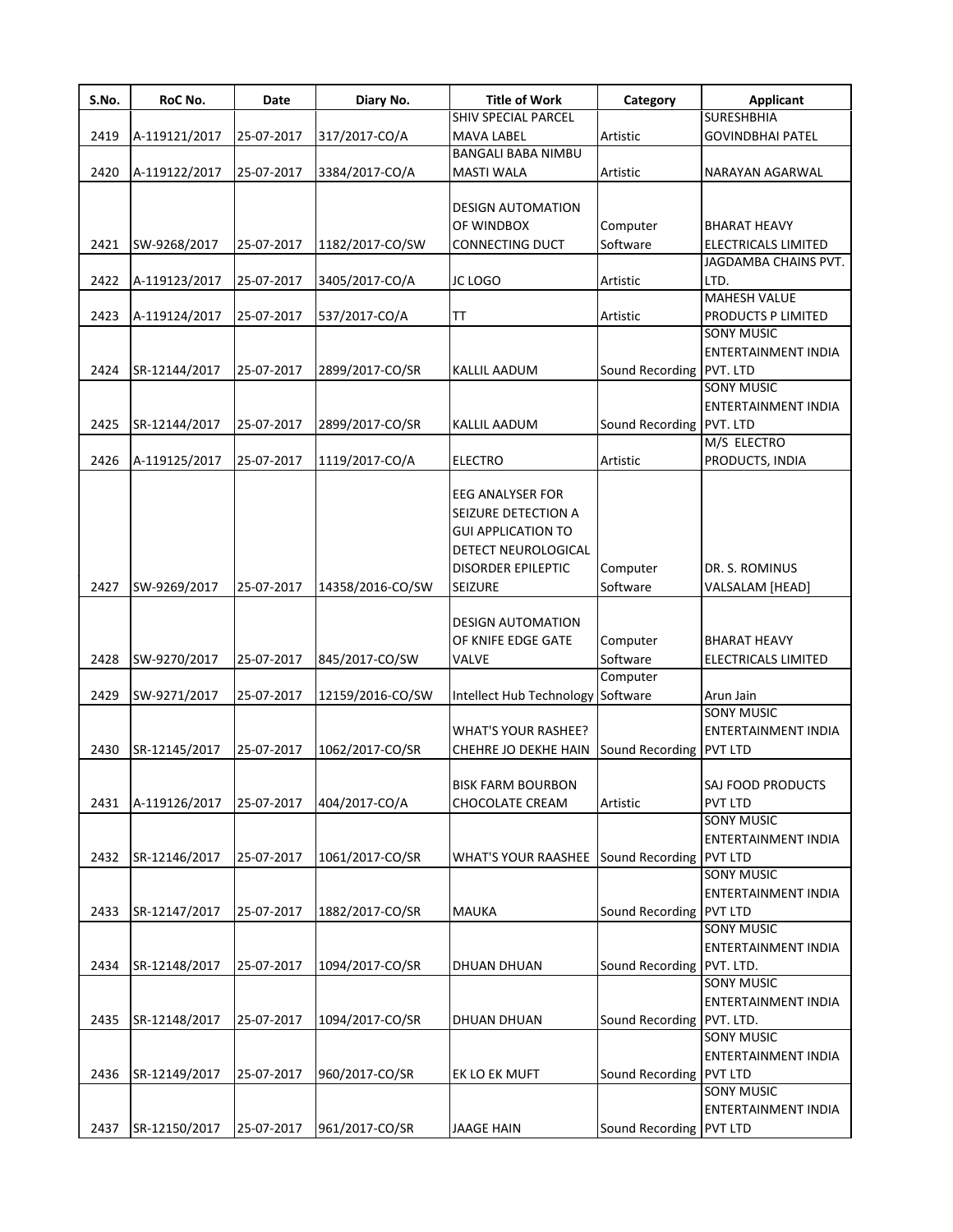| S.No. | RoC No. | Date | Diary No. | Title of Work | Category | Applicant |
|---|---|---|---|---|---|---|
| 2419 | A-119121/2017 | 25-07-2017 | 317/2017-CO/A | SHIV SPECIAL PARCEL MAVA LABEL | Artistic | SURESHBHIA GOVINDBHAI PATEL |
| 2420 | A-119122/2017 | 25-07-2017 | 3384/2017-CO/A | BANGALI BABA NIMBU MASTI WALA | Artistic | NARAYAN AGARWAL |
| 2421 | SW-9268/2017 | 25-07-2017 | 1182/2017-CO/SW | DESIGN AUTOMATION OF WINDBOX CONNECTING DUCT | Computer Software | BHARAT HEAVY ELECTRICALS LIMITED |
| 2422 | A-119123/2017 | 25-07-2017 | 3405/2017-CO/A | JC LOGO | Artistic | JAGDAMBA CHAINS PVT. LTD. |
| 2423 | A-119124/2017 | 25-07-2017 | 537/2017-CO/A | TT | Artistic | MAHESH VALUE PRODUCTS P LIMITED |
| 2424 | SR-12144/2017 | 25-07-2017 | 2899/2017-CO/SR | KALLIL AADUM | Sound Recording | SONY MUSIC ENTERTAINMENT INDIA PVT. LTD |
| 2425 | SR-12144/2017 | 25-07-2017 | 2899/2017-CO/SR | KALLIL AADUM | Sound Recording | SONY MUSIC ENTERTAINMENT INDIA PVT. LTD |
| 2426 | A-119125/2017 | 25-07-2017 | 1119/2017-CO/A | ELECTRO | Artistic | M/S ELECTRO PRODUCTS, INDIA |
| 2427 | SW-9269/2017 | 25-07-2017 | 14358/2016-CO/SW | EEG ANALYSER FOR SEIZURE DETECTION A GUI APPLICATION TO DETECT NEUROLOGICAL DISORDER EPILEPTIC SEIZURE | Computer Software | DR. S. ROMINUS VALSALAM [HEAD] |
| 2428 | SW-9270/2017 | 25-07-2017 | 845/2017-CO/SW | DESIGN AUTOMATION OF KNIFE EDGE GATE VALVE | Computer Software | BHARAT HEAVY ELECTRICALS LIMITED |
| 2429 | SW-9271/2017 | 25-07-2017 | 12159/2016-CO/SW | Intellect Hub Technology | Computer Software | Arun Jain |
| 2430 | SR-12145/2017 | 25-07-2017 | 1062/2017-CO/SR | WHAT'S YOUR RASHEE? CHEHRE JO DEKHE HAIN | Sound Recording | SONY MUSIC ENTERTAINMENT INDIA PVT LTD |
| 2431 | A-119126/2017 | 25-07-2017 | 404/2017-CO/A | BISK FARM BOURBON CHOCOLATE CREAM | Artistic | SAJ FOOD PRODUCTS PVT LTD |
| 2432 | SR-12146/2017 | 25-07-2017 | 1061/2017-CO/SR | WHAT'S YOUR RAASHEE | Sound Recording | SONY MUSIC ENTERTAINMENT INDIA PVT LTD |
| 2433 | SR-12147/2017 | 25-07-2017 | 1882/2017-CO/SR | MAUKA | Sound Recording | SONY MUSIC ENTERTAINMENT INDIA PVT LTD |
| 2434 | SR-12148/2017 | 25-07-2017 | 1094/2017-CO/SR | DHUAN DHUAN | Sound Recording | SONY MUSIC ENTERTAINMENT INDIA PVT. LTD. |
| 2435 | SR-12148/2017 | 25-07-2017 | 1094/2017-CO/SR | DHUAN DHUAN | Sound Recording | SONY MUSIC ENTERTAINMENT INDIA PVT. LTD. |
| 2436 | SR-12149/2017 | 25-07-2017 | 960/2017-CO/SR | EK LO EK MUFT | Sound Recording | SONY MUSIC ENTERTAINMENT INDIA PVT LTD |
| 2437 | SR-12150/2017 | 25-07-2017 | 961/2017-CO/SR | JAAGE HAIN | Sound Recording | SONY MUSIC ENTERTAINMENT INDIA PVT LTD |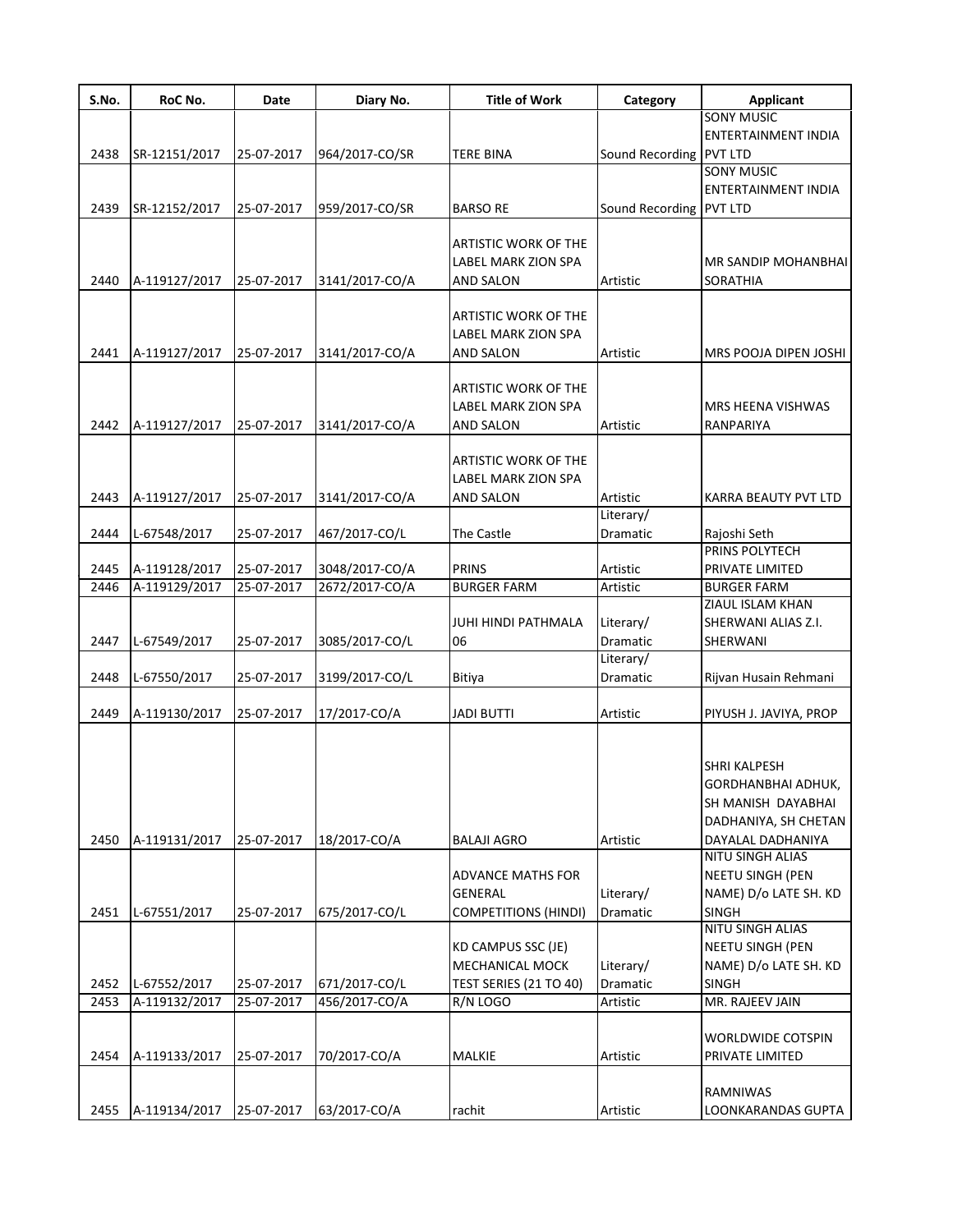| S.No. | RoC No. | Date | Diary No. | Title of Work | Category | Applicant |
|---|---|---|---|---|---|---|
| 2438 | SR-12151/2017 | 25-07-2017 | 964/2017-CO/SR | TERE BINA | Sound Recording | SONY MUSIC ENTERTAINMENT INDIA PVT LTD |
| 2439 | SR-12152/2017 | 25-07-2017 | 959/2017-CO/SR | BARSO RE | Sound Recording | SONY MUSIC ENTERTAINMENT INDIA PVT LTD |
| 2440 | A-119127/2017 | 25-07-2017 | 3141/2017-CO/A | ARTISTIC WORK OF THE LABEL MARK ZION SPA AND SALON | Artistic | MR SANDIP MOHANBHAI SORATHIA |
| 2441 | A-119127/2017 | 25-07-2017 | 3141/2017-CO/A | ARTISTIC WORK OF THE LABEL MARK ZION SPA AND SALON | Artistic | MRS POOJA DIPEN JOSHI |
| 2442 | A-119127/2017 | 25-07-2017 | 3141/2017-CO/A | ARTISTIC WORK OF THE LABEL MARK ZION SPA AND SALON | Artistic | MRS HEENA VISHWAS RANPARIYA |
| 2443 | A-119127/2017 | 25-07-2017 | 3141/2017-CO/A | ARTISTIC WORK OF THE LABEL MARK ZION SPA AND SALON | Artistic | KARRA BEAUTY PVT LTD |
| 2444 | L-67548/2017 | 25-07-2017 | 467/2017-CO/L | The Castle | Literary/ Dramatic | Rajoshi Seth |
| 2445 | A-119128/2017 | 25-07-2017 | 3048/2017-CO/A | PRINS | Artistic | PRINS POLYTECH PRIVATE LIMITED |
| 2446 | A-119129/2017 | 25-07-2017 | 2672/2017-CO/A | BURGER FARM | Artistic | BURGER FARM |
| 2447 | L-67549/2017 | 25-07-2017 | 3085/2017-CO/L | JUHI HINDI PATHMALA 06 | Literary/ Dramatic | ZIAUL ISLAM KHAN SHERWANI ALIAS Z.I. SHERWANI |
| 2448 | L-67550/2017 | 25-07-2017 | 3199/2017-CO/L | Bitiya | Literary/ Dramatic | Rijvan Husain Rehmani |
| 2449 | A-119130/2017 | 25-07-2017 | 17/2017-CO/A | JADI BUTTI | Artistic | PIYUSH J. JAVIYA, PROP |
| 2450 | A-119131/2017 | 25-07-2017 | 18/2017-CO/A | BALAJI AGRO | Artistic | SHRI KALPESH GORDHANBHAI ADHUK, SH MANISH DAYABHAI DADHANIYA, SH CHETAN DAYALAL DADHANIYA |
| 2451 | L-67551/2017 | 25-07-2017 | 675/2017-CO/L | ADVANCE MATHS FOR GENERAL COMPETITIONS (HINDI) | Literary/ Dramatic | NITU SINGH ALIAS NEETU SINGH (PEN NAME) D/o LATE SH. KD SINGH |
| 2452 | L-67552/2017 | 25-07-2017 | 671/2017-CO/L | KD CAMPUS SSC (JE) MECHANICAL MOCK TEST SERIES (21 TO 40) | Literary/ Dramatic | NITU SINGH ALIAS NEETU SINGH (PEN NAME) D/o LATE SH. KD SINGH |
| 2453 | A-119132/2017 | 25-07-2017 | 456/2017-CO/A | R/N LOGO | Artistic | MR. RAJEEV JAIN |
| 2454 | A-119133/2017 | 25-07-2017 | 70/2017-CO/A | MALKIE | Artistic | WORLDWIDE COTSPIN PRIVATE LIMITED |
| 2455 | A-119134/2017 | 25-07-2017 | 63/2017-CO/A | rachit | Artistic | RAMNIWAS LOONKARANDAS GUPTA |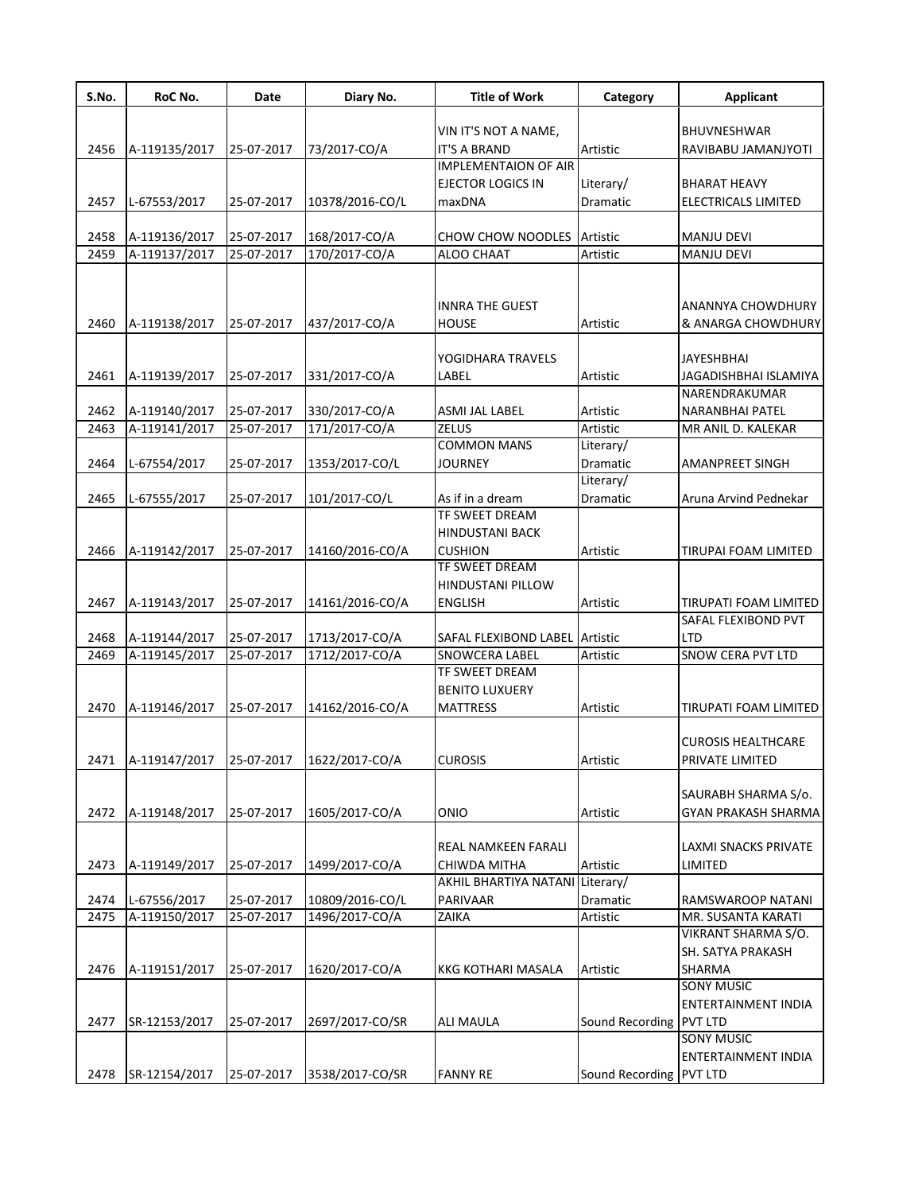| S.No. | RoC No. | Date | Diary No. | Title of Work | Category | Applicant |
|---|---|---|---|---|---|---|
| 2456 | A-119135/2017 | 25-07-2017 | 73/2017-CO/A | VIN IT'S NOT A NAME, IT'S A BRAND | Artistic | BHUVNESHWAR RAVIBABU JAMANJYOTI |
| 2457 | L-67553/2017 | 25-07-2017 | 10378/2016-CO/L | IMPLEMENTAION OF AIR EJECTOR LOGICS IN maxDNA | Literary/ Dramatic | BHARAT HEAVY ELECTRICALS LIMITED |
| 2458 | A-119136/2017 | 25-07-2017 | 168/2017-CO/A | CHOW CHOW NOODLES | Artistic | MANJU DEVI |
| 2459 | A-119137/2017 | 25-07-2017 | 170/2017-CO/A | ALOO CHAAT | Artistic | MANJU DEVI |
| 2460 | A-119138/2017 | 25-07-2017 | 437/2017-CO/A | INNRA THE GUEST HOUSE | Artistic | ANANNYA CHOWDHURY & ANARGA CHOWDHURY |
| 2461 | A-119139/2017 | 25-07-2017 | 331/2017-CO/A | YOGIDHARA TRAVELS LABEL | Artistic | JAYESHBHAI JAGADISHBHAI ISLAMIYA |
| 2462 | A-119140/2017 | 25-07-2017 | 330/2017-CO/A | ASMI JAL LABEL | Artistic | NARENDRAKUMAR NARANBHAI PATEL |
| 2463 | A-119141/2017 | 25-07-2017 | 171/2017-CO/A | ZELUS | Artistic | MR ANIL D. KALEKAR |
| 2464 | L-67554/2017 | 25-07-2017 | 1353/2017-CO/L | COMMON MANS JOURNEY | Literary/ Dramatic | AMANPREET SINGH |
| 2465 | L-67555/2017 | 25-07-2017 | 101/2017-CO/L | As if in a dream | Literary/ Dramatic | Aruna Arvind Pednekar |
| 2466 | A-119142/2017 | 25-07-2017 | 14160/2016-CO/A | TF SWEET DREAM HINDUSTANI BACK CUSHION | Artistic | TIRUPAI FOAM LIMITED |
| 2467 | A-119143/2017 | 25-07-2017 | 14161/2016-CO/A | TF SWEET DREAM HINDUSTANI PILLOW ENGLISH | Artistic | TIRUPATI FOAM LIMITED |
| 2468 | A-119144/2017 | 25-07-2017 | 1713/2017-CO/A | SAFAL FLEXIBOND LABEL | Artistic | SAFAL FLEXIBOND PVT LTD |
| 2469 | A-119145/2017 | 25-07-2017 | 1712/2017-CO/A | SNOWCERA LABEL | Artistic | SNOW CERA PVT LTD |
| 2470 | A-119146/2017 | 25-07-2017 | 14162/2016-CO/A | TF SWEET DREAM BENITO LUXUERY MATTRESS | Artistic | TIRUPATI FOAM LIMITED |
| 2471 | A-119147/2017 | 25-07-2017 | 1622/2017-CO/A | CUROSIS | Artistic | CUROSIS HEALTHCARE PRIVATE LIMITED |
| 2472 | A-119148/2017 | 25-07-2017 | 1605/2017-CO/A | ONIO | Artistic | SAURABH SHARMA S/o. GYAN PRAKASH SHARMA |
| 2473 | A-119149/2017 | 25-07-2017 | 1499/2017-CO/A | REAL NAMKEEN FARALI CHIWDA MITHA | Artistic | LAXMI SNACKS PRIVATE LIMITED |
| 2474 | L-67556/2017 | 25-07-2017 | 10809/2016-CO/L | AKHIL BHARTIYA NATANI PARIVAAR | Literary/ Dramatic | RAMSWAROOP NATANI |
| 2475 | A-119150/2017 | 25-07-2017 | 1496/2017-CO/A | ZAIKA | Artistic | MR. SUSANTA KARATI |
| 2476 | A-119151/2017 | 25-07-2017 | 1620/2017-CO/A | KKG KOTHARI MASALA | Artistic | VIKRANT SHARMA S/O. SH. SATYA PRAKASH SHARMA |
| 2477 | SR-12153/2017 | 25-07-2017 | 2697/2017-CO/SR | ALI MAULA | Sound Recording | SONY MUSIC ENTERTAINMENT INDIA PVT LTD |
| 2478 | SR-12154/2017 | 25-07-2017 | 3538/2017-CO/SR | FANNY RE | Sound Recording | SONY MUSIC ENTERTAINMENT INDIA PVT LTD |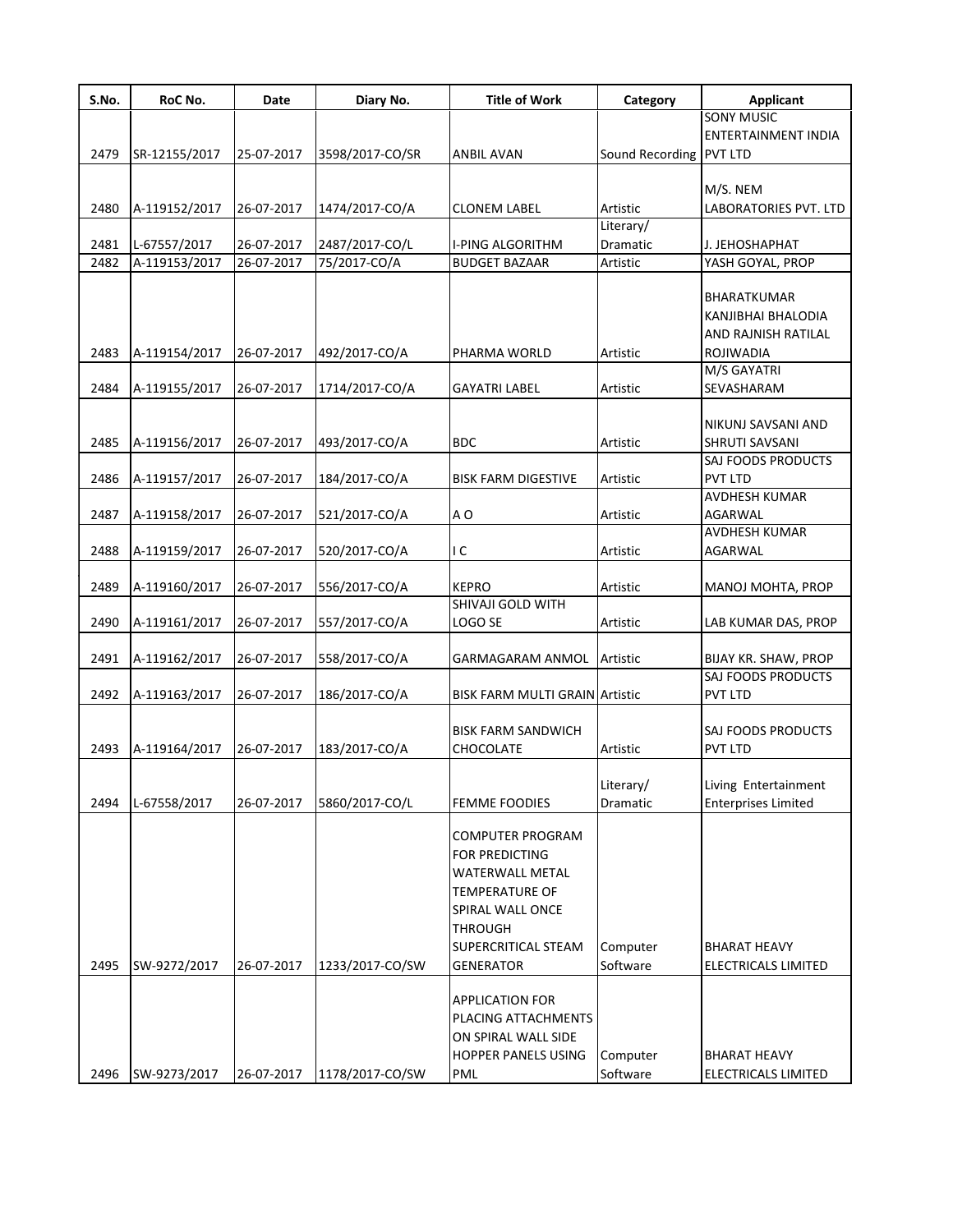| S.No. | RoC No. | Date | Diary No. | Title of Work | Category | Applicant |
|---|---|---|---|---|---|---|
| 2479 | SR-12155/2017 | 25-07-2017 | 3598/2017-CO/SR | ANBIL AVAN | Sound Recording | SONY MUSIC ENTERTAINMENT INDIA PVT LTD |
| 2480 | A-119152/2017 | 26-07-2017 | 1474/2017-CO/A | CLONEM LABEL | Artistic | M/S. NEM LABORATORIES PVT. LTD |
| 2481 | L-67557/2017 | 26-07-2017 | 2487/2017-CO/L | I-PING ALGORITHM | Literary/ Dramatic | J. JEHOSHAPHAT |
| 2482 | A-119153/2017 | 26-07-2017 | 75/2017-CO/A | BUDGET BAZAAR | Artistic | YASH GOYAL, PROP |
| 2483 | A-119154/2017 | 26-07-2017 | 492/2017-CO/A | PHARMA WORLD | Artistic | BHARATKUMAR KANJIBHAI BHALODIA AND RAJNISH RATILAL ROJIWADIA |
| 2484 | A-119155/2017 | 26-07-2017 | 1714/2017-CO/A | GAYATRI LABEL | Artistic | M/S GAYATRI SEVASHARAM |
| 2485 | A-119156/2017 | 26-07-2017 | 493/2017-CO/A | BDC | Artistic | NIKUNJ SAVSANI AND SHRUTI SAVSANI |
| 2486 | A-119157/2017 | 26-07-2017 | 184/2017-CO/A | BISK FARM DIGESTIVE | Artistic | SAJ FOODS PRODUCTS PVT LTD |
| 2487 | A-119158/2017 | 26-07-2017 | 521/2017-CO/A | A O | Artistic | AVDHESH KUMAR AGARWAL |
| 2488 | A-119159/2017 | 26-07-2017 | 520/2017-CO/A | I C | Artistic | AVDHESH KUMAR AGARWAL |
| 2489 | A-119160/2017 | 26-07-2017 | 556/2017-CO/A | KEPRO | Artistic | MANOJ MOHTA, PROP |
| 2490 | A-119161/2017 | 26-07-2017 | 557/2017-CO/A | SHIVAJI GOLD WITH LOGO SE | Artistic | LAB KUMAR DAS, PROP |
| 2491 | A-119162/2017 | 26-07-2017 | 558/2017-CO/A | GARMAGARAM ANMOL | Artistic | BIJAY KR. SHAW, PROP |
| 2492 | A-119163/2017 | 26-07-2017 | 186/2017-CO/A | BISK FARM MULTI GRAIN | Artistic | SAJ FOODS PRODUCTS PVT LTD |
| 2493 | A-119164/2017 | 26-07-2017 | 183/2017-CO/A | BISK FARM SANDWICH CHOCOLATE | Artistic | SAJ FOODS PRODUCTS PVT LTD |
| 2494 | L-67558/2017 | 26-07-2017 | 5860/2017-CO/L | FEMME FOODIES | Literary/ Dramatic | Living Entertainment Enterprises Limited |
| 2495 | SW-9272/2017 | 26-07-2017 | 1233/2017-CO/SW | COMPUTER PROGRAM FOR PREDICTING WATERWALL METAL TEMPERATURE OF SPIRAL WALL ONCE THROUGH SUPERCRITICAL STEAM GENERATOR | Computer Software | BHARAT HEAVY ELECTRICALS LIMITED |
| 2496 | SW-9273/2017 | 26-07-2017 | 1178/2017-CO/SW | APPLICATION FOR PLACING ATTACHMENTS ON SPIRAL WALL SIDE HOPPER PANELS USING PML | Computer Software | BHARAT HEAVY ELECTRICALS LIMITED |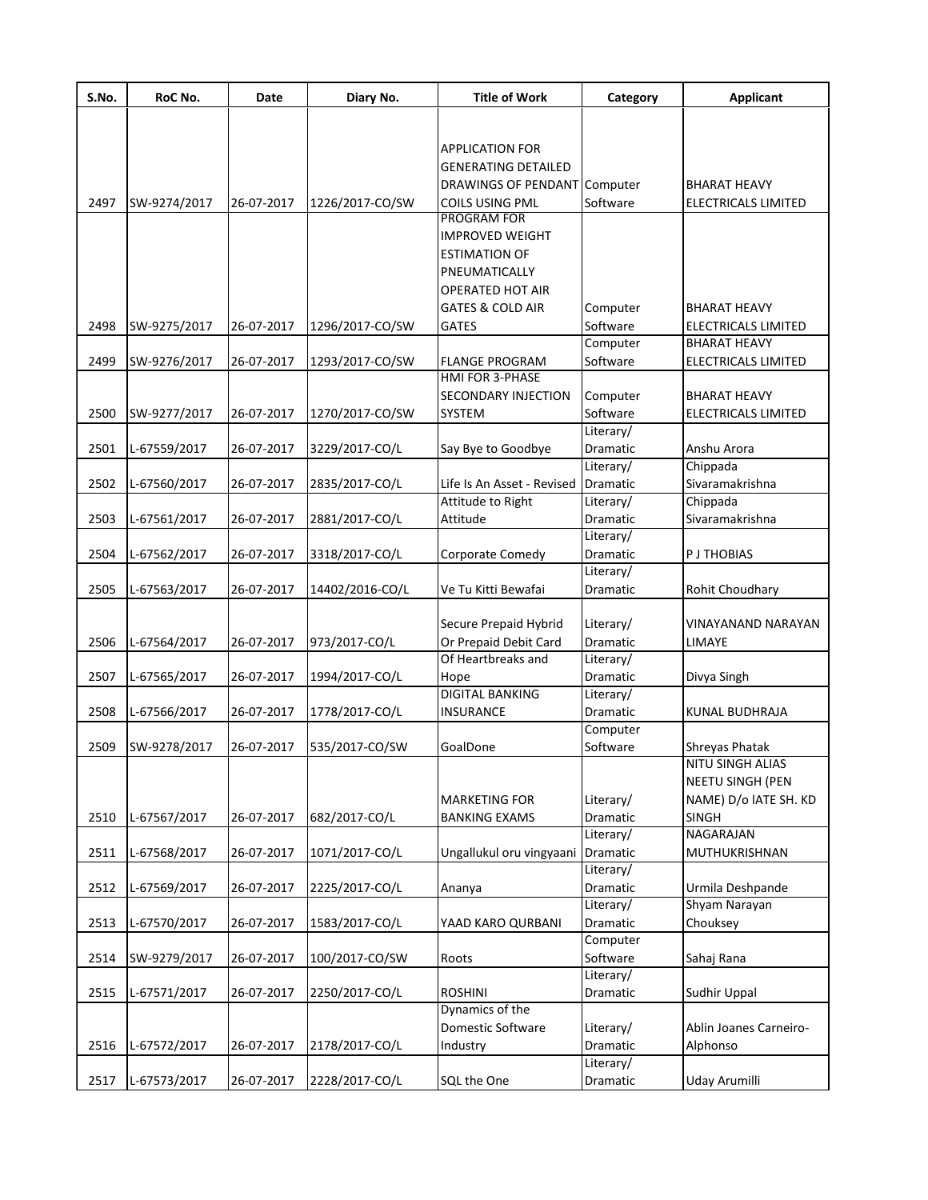| S.No. | RoC No. | Date | Diary No. | Title of Work | Category | Applicant |
|---|---|---|---|---|---|---|
| 2497 | SW-9274/2017 | 26-07-2017 | 1226/2017-CO/SW | APPLICATION FOR GENERATING DETAILED DRAWINGS OF PENDANT COILS USING PML | Computer Software | BHARAT HEAVY ELECTRICALS LIMITED |
| 2498 | SW-9275/2017 | 26-07-2017 | 1296/2017-CO/SW | PROGRAM FOR IMPROVED WEIGHT ESTIMATION OF PNEUMATICALLY OPERATED HOT AIR GATES & COLD AIR GATES | Computer Software | BHARAT HEAVY ELECTRICALS LIMITED |
| 2499 | SW-9276/2017 | 26-07-2017 | 1293/2017-CO/SW | FLANGE PROGRAM | Computer Software | BHARAT HEAVY ELECTRICALS LIMITED |
| 2500 | SW-9277/2017 | 26-07-2017 | 1270/2017-CO/SW | HMI FOR 3-PHASE SECONDARY INJECTION SYSTEM | Computer Software | BHARAT HEAVY ELECTRICALS LIMITED |
| 2501 | L-67559/2017 | 26-07-2017 | 3229/2017-CO/L | Say Bye to Goodbye | Literary/ Dramatic | Anshu Arora |
| 2502 | L-67560/2017 | 26-07-2017 | 2835/2017-CO/L | Life Is An Asset - Revised | Literary/ Dramatic | Chippada Sivaramakrishna |
| 2503 | L-67561/2017 | 26-07-2017 | 2881/2017-CO/L | Attitude to Right Attitude | Literary/ Dramatic | Chippada Sivaramakrishna |
| 2504 | L-67562/2017 | 26-07-2017 | 3318/2017-CO/L | Corporate Comedy | Literary/ Dramatic | P J THOBIAS |
| 2505 | L-67563/2017 | 26-07-2017 | 14402/2016-CO/L | Ve Tu Kitti Bewafai | Literary/ Dramatic | Rohit Choudhary |
| 2506 | L-67564/2017 | 26-07-2017 | 973/2017-CO/L | Secure Prepaid Hybrid Or Prepaid Debit Card | Literary/ Dramatic | VINAYANAND NARAYAN LIMAYE |
| 2507 | L-67565/2017 | 26-07-2017 | 1994/2017-CO/L | Of Heartbreaks and Hope | Literary/ Dramatic | Divya Singh |
| 2508 | L-67566/2017 | 26-07-2017 | 1778/2017-CO/L | DIGITAL BANKING INSURANCE | Literary/ Dramatic | KUNAL BUDHRAJA |
| 2509 | SW-9278/2017 | 26-07-2017 | 535/2017-CO/SW | GoalDone | Computer Software | Shreyas Phatak |
| 2510 | L-67567/2017 | 26-07-2017 | 682/2017-CO/L | MARKETING FOR BANKING EXAMS | Literary/ Dramatic | NITU SINGH ALIAS NEETU SINGH (PEN NAME) D/o lATE SH. KD SINGH |
| 2511 | L-67568/2017 | 26-07-2017 | 1071/2017-CO/L | Ungallukul oru vingyaani | Literary/ Dramatic | NAGARAJAN MUTHUKRISHNAN |
| 2512 | L-67569/2017 | 26-07-2017 | 2225/2017-CO/L | Ananya | Literary/ Dramatic | Urmila Deshpande |
| 2513 | L-67570/2017 | 26-07-2017 | 1583/2017-CO/L | YAAD KARO QURBANI | Literary/ Dramatic | Shyam Narayan Chouksey |
| 2514 | SW-9279/2017 | 26-07-2017 | 100/2017-CO/SW | Roots | Computer Software | Sahaj Rana |
| 2515 | L-67571/2017 | 26-07-2017 | 2250/2017-CO/L | ROSHINI | Literary/ Dramatic | Sudhir Uppal |
| 2516 | L-67572/2017 | 26-07-2017 | 2178/2017-CO/L | Dynamics of the Domestic Software Industry | Literary/ Dramatic | Ablin Joanes Carneiro-Alphonso |
| 2517 | L-67573/2017 | 26-07-2017 | 2228/2017-CO/L | SQL the One | Literary/ Dramatic | Uday Arumilli |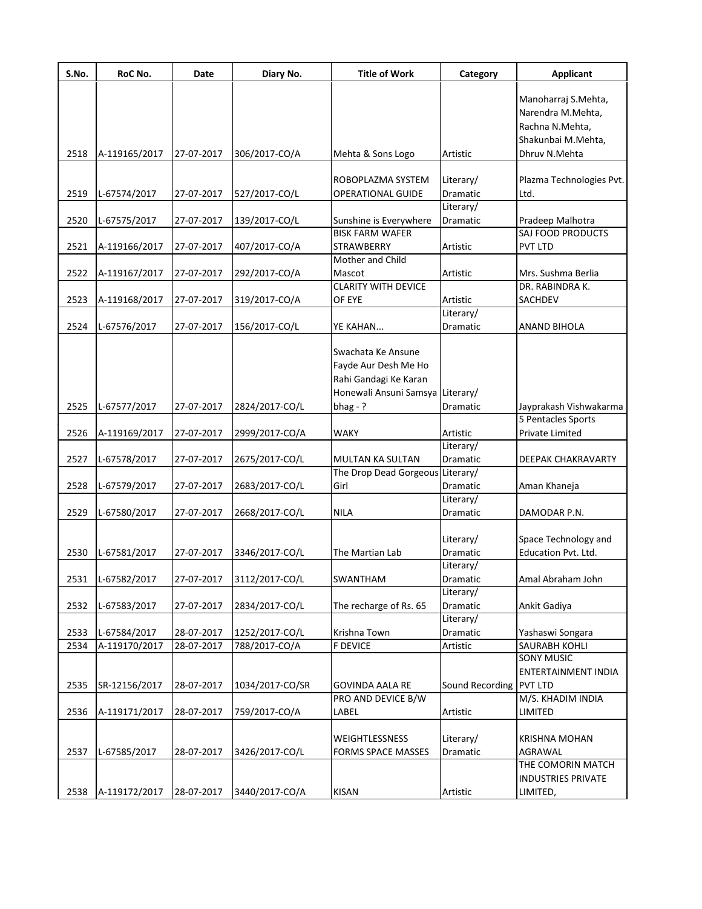| S.No. | RoC No. | Date | Diary No. | Title of Work | Category | Applicant |
|---|---|---|---|---|---|---|
| 2518 | A-119165/2017 | 27-07-2017 | 306/2017-CO/A | Mehta & Sons Logo | Artistic | Manoharraj S.Mehta, Narendra M.Mehta, Rachna N.Mehta, Shakunbai M.Mehta, Dhruv N.Mehta |
| 2519 | L-67574/2017 | 27-07-2017 | 527/2017-CO/L | ROBOPLAZMA SYSTEM OPERATIONAL GUIDE | Literary/ Dramatic | Plazma Technologies Pvt. Ltd. |
| 2520 | L-67575/2017 | 27-07-2017 | 139/2017-CO/L | Sunshine is Everywhere | Literary/ Dramatic | Pradeep Malhotra |
| 2521 | A-119166/2017 | 27-07-2017 | 407/2017-CO/A | BISK FARM WAFER STRAWBERRY | Artistic | SAJ FOOD PRODUCTS PVT LTD |
| 2522 | A-119167/2017 | 27-07-2017 | 292/2017-CO/A | Mother and Child Mascot | Artistic | Mrs. Sushma Berlia |
| 2523 | A-119168/2017 | 27-07-2017 | 319/2017-CO/A | CLARITY WITH DEVICE OF EYE | Artistic | DR. RABINDRA K. SACHDEV |
| 2524 | L-67576/2017 | 27-07-2017 | 156/2017-CO/L | YE KAHAN... | Literary/ Dramatic | ANAND BIHOLA |
| 2525 | L-67577/2017 | 27-07-2017 | 2824/2017-CO/L | Swachata Ke Ansune Fayde Aur Desh Me Ho Rahi Gandagi Ke Karan Honewali Ansuni Samsya bhag - ? | Literary/ Dramatic | Jayprakash Vishwakarma |
| 2526 | A-119169/2017 | 27-07-2017 | 2999/2017-CO/A | WAKY | Artistic | 5 Pentacles Sports Private Limited |
| 2527 | L-67578/2017 | 27-07-2017 | 2675/2017-CO/L | MULTAN KA SULTAN | Literary/ Dramatic | DEEPAK CHAKRAVARTY |
| 2528 | L-67579/2017 | 27-07-2017 | 2683/2017-CO/L | The Drop Dead Gorgeous Girl | Literary/ Dramatic | Aman Khaneja |
| 2529 | L-67580/2017 | 27-07-2017 | 2668/2017-CO/L | NILA | Literary/ Dramatic | DAMODAR P.N. |
| 2530 | L-67581/2017 | 27-07-2017 | 3346/2017-CO/L | The Martian Lab | Literary/ Dramatic | Space Technology and Education Pvt. Ltd. |
| 2531 | L-67582/2017 | 27-07-2017 | 3112/2017-CO/L | SWANTHAM | Literary/ Dramatic | Amal Abraham John |
| 2532 | L-67583/2017 | 27-07-2017 | 2834/2017-CO/L | The recharge of Rs. 65 | Literary/ Dramatic | Ankit Gadiya |
| 2533 | L-67584/2017 | 28-07-2017 | 1252/2017-CO/L | Krishna Town | Literary/ Dramatic | Yashaswi Songara |
| 2534 | A-119170/2017 | 28-07-2017 | 788/2017-CO/A | F DEVICE | Artistic | SAURABH KOHLI |
| 2535 | SR-12156/2017 | 28-07-2017 | 1034/2017-CO/SR | GOVINDA AALA RE | Sound Recording | SONY MUSIC ENTERTAINMENT INDIA PVT LTD |
| 2536 | A-119171/2017 | 28-07-2017 | 759/2017-CO/A | PRO AND DEVICE B/W LABEL | Artistic | M/S. KHADIM INDIA LIMITED |
| 2537 | L-67585/2017 | 28-07-2017 | 3426/2017-CO/L | WEIGHTLESSNESS FORMS SPACE MASSES | Literary/ Dramatic | KRISHNA MOHAN AGRAWAL |
| 2538 | A-119172/2017 | 28-07-2017 | 3440/2017-CO/A | KISAN | Artistic | THE COMORIN MATCH INDUSTRIES PRIVATE LIMITED, |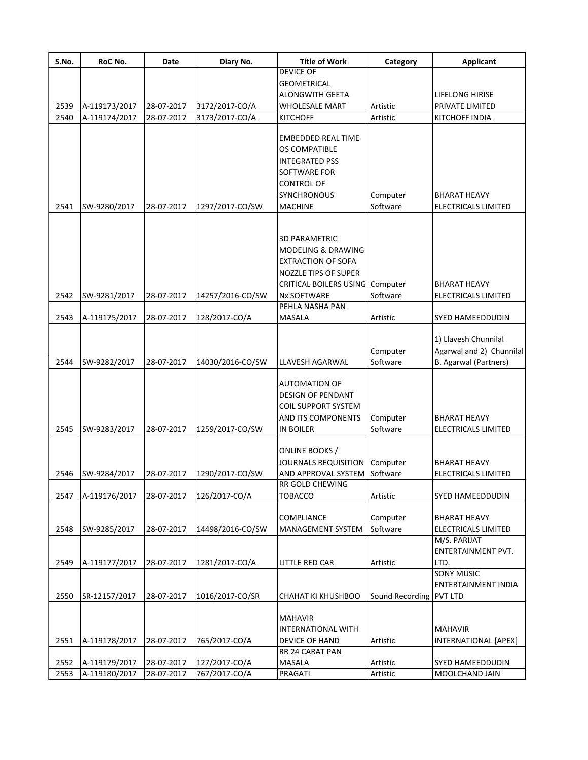| S.No. | RoC No. | Date | Diary No. | Title of Work | Category | Applicant |
|---|---|---|---|---|---|---|
| 2539 | A-119173/2017 | 28-07-2017 | 3172/2017-CO/A | DEVICE OF GEOMETRICAL ALONGWITH GEETA WHOLESALE MART | Artistic | LIFELONG HIRISE PRIVATE LIMITED |
| 2540 | A-119174/2017 | 28-07-2017 | 3173/2017-CO/A | KITCHOFF | Artistic | KITCHOFF INDIA |
| 2541 | SW-9280/2017 | 28-07-2017 | 1297/2017-CO/SW | EMBEDDED REAL TIME OS COMPATIBLE INTEGRATED PSS SOFTWARE FOR CONTROL OF SYNCHRONOUS MACHINE | Computer Software | BHARAT HEAVY ELECTRICALS LIMITED |
| 2542 | SW-9281/2017 | 28-07-2017 | 14257/2016-CO/SW | 3D PARAMETRIC MODELING & DRAWING EXTRACTION OF SOFA NOZZLE TIPS OF SUPER CRITICAL BOILERS USING Nx SOFTWARE | Computer Software | BHARAT HEAVY ELECTRICALS LIMITED |
| 2543 | A-119175/2017 | 28-07-2017 | 128/2017-CO/A | PEHLA NASHA PAN MASALA | Artistic | SYED HAMEEDDUDIN |
| 2544 | SW-9282/2017 | 28-07-2017 | 14030/2016-CO/SW | LLAVESH AGARWAL | Computer Software | 1) Llavesh Chunnilal Agarwal and 2) Chunnilal B. Agarwal (Partners) |
| 2545 | SW-9283/2017 | 28-07-2017 | 1259/2017-CO/SW | AUTOMATION OF DESIGN OF PENDANT COIL SUPPORT SYSTEM AND ITS COMPONENTS IN BOILER | Computer Software | BHARAT HEAVY ELECTRICALS LIMITED |
| 2546 | SW-9284/2017 | 28-07-2017 | 1290/2017-CO/SW | ONLINE BOOKS / JOURNALS REQUISITION AND APPROVAL SYSTEM | Computer Software | BHARAT HEAVY ELECTRICALS LIMITED |
| 2547 | A-119176/2017 | 28-07-2017 | 126/2017-CO/A | RR GOLD CHEWING TOBACCO | Artistic | SYED HAMEEDDUDIN |
| 2548 | SW-9285/2017 | 28-07-2017 | 14498/2016-CO/SW | COMPLIANCE MANAGEMENT SYSTEM | Computer Software | BHARAT HEAVY ELECTRICALS LIMITED |
| 2549 | A-119177/2017 | 28-07-2017 | 1281/2017-CO/A | LITTLE RED CAR | Artistic | M/S. PARIJAT ENTERTAINMENT PVT. LTD. |
| 2550 | SR-12157/2017 | 28-07-2017 | 1016/2017-CO/SR | CHAHAT KI KHUSHBOO | Sound Recording | SONY MUSIC ENTERTAINMENT INDIA PVT LTD |
| 2551 | A-119178/2017 | 28-07-2017 | 765/2017-CO/A | MAHAVIR INTERNATIONAL WITH DEVICE OF HAND | Artistic | MAHAVIR INTERNATIONAL [APEX] |
| 2552 | A-119179/2017 | 28-07-2017 | 127/2017-CO/A | RR 24 CARAT PAN MASALA | Artistic | SYED HAMEEDDUDIN |
| 2553 | A-119180/2017 | 28-07-2017 | 767/2017-CO/A | PRAGATI | Artistic | MOOLCHAND JAIN |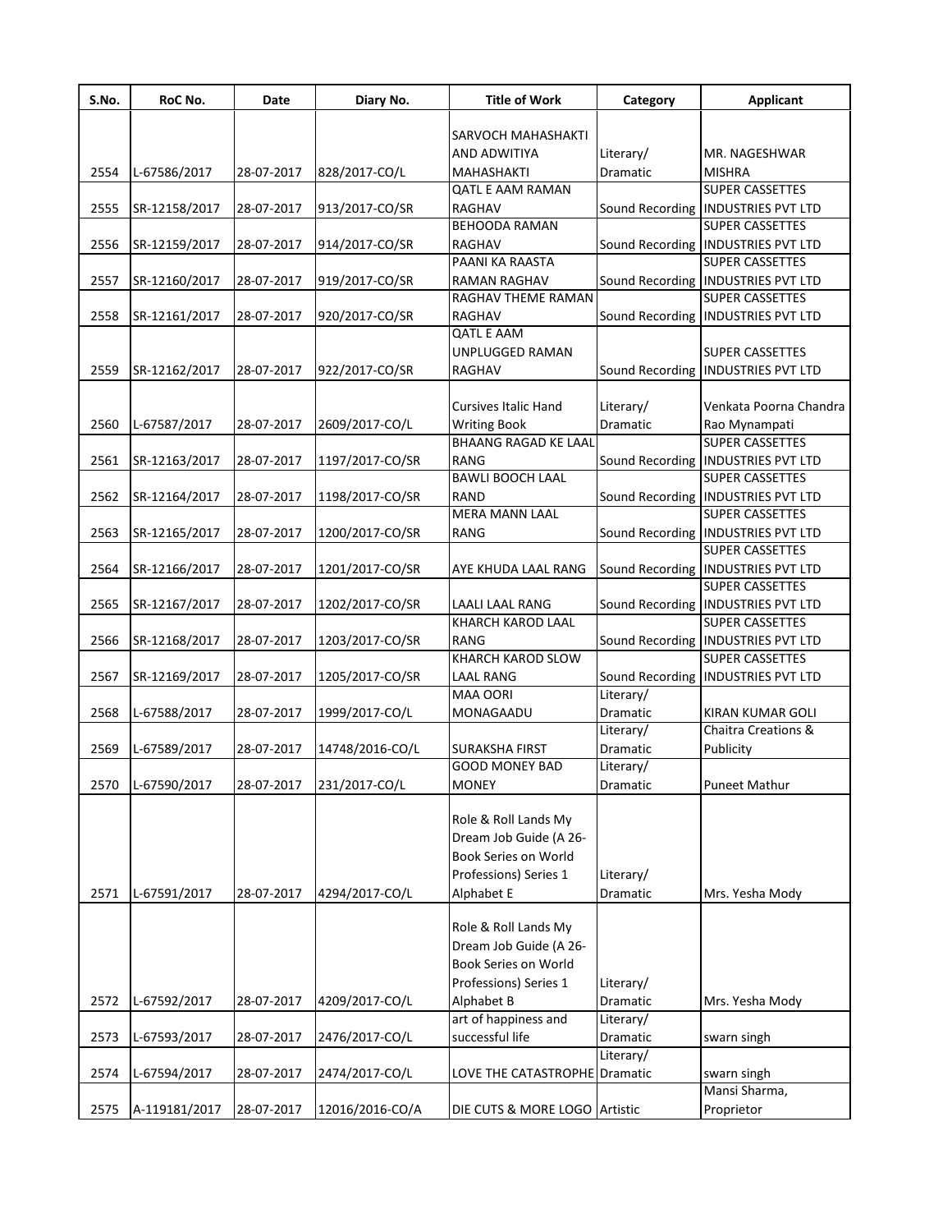| S.No. | RoC No. | Date | Diary No. | Title of Work | Category | Applicant |
|---|---|---|---|---|---|---|
| 2554 | L-67586/2017 | 28-07-2017 | 828/2017-CO/L | SARVOCH MAHASHAKTI AND ADWITIYA MAHASHAKTI | Literary/ Dramatic | MR. NAGESHWAR MISHRA |
| 2555 | SR-12158/2017 | 28-07-2017 | 913/2017-CO/SR | QATL E AAM RAMAN RAGHAV | Sound Recording | SUPER CASSETTES INDUSTRIES PVT LTD |
| 2556 | SR-12159/2017 | 28-07-2017 | 914/2017-CO/SR | BEHOODA RAMAN RAGHAV | Sound Recording | SUPER CASSETTES INDUSTRIES PVT LTD |
| 2557 | SR-12160/2017 | 28-07-2017 | 919/2017-CO/SR | PAANI KA RAASTA RAMAN RAGHAV | Sound Recording | SUPER CASSETTES INDUSTRIES PVT LTD |
| 2558 | SR-12161/2017 | 28-07-2017 | 920/2017-CO/SR | RAGHAV THEME RAMAN RAGHAV | Sound Recording | SUPER CASSETTES INDUSTRIES PVT LTD |
| 2559 | SR-12162/2017 | 28-07-2017 | 922/2017-CO/SR | QATL E AAM UNPLUGGED RAMAN RAGHAV | Sound Recording | SUPER CASSETTES INDUSTRIES PVT LTD |
| 2560 | L-67587/2017 | 28-07-2017 | 2609/2017-CO/L | Cursives Italic Hand Writing Book | Literary/ Dramatic | Venkata Poorna Chandra Rao Mynampati |
| 2561 | SR-12163/2017 | 28-07-2017 | 1197/2017-CO/SR | BHAANG RAGAD KE LAAL RANG | Sound Recording | SUPER CASSETTES INDUSTRIES PVT LTD |
| 2562 | SR-12164/2017 | 28-07-2017 | 1198/2017-CO/SR | BAWLI BOOCH LAAL RAND | Sound Recording | SUPER CASSETTES INDUSTRIES PVT LTD |
| 2563 | SR-12165/2017 | 28-07-2017 | 1200/2017-CO/SR | MERA MANN LAAL RANG | Sound Recording | SUPER CASSETTES INDUSTRIES PVT LTD |
| 2564 | SR-12166/2017 | 28-07-2017 | 1201/2017-CO/SR | AYE KHUDA LAAL RANG | Sound Recording | SUPER CASSETTES INDUSTRIES PVT LTD |
| 2565 | SR-12167/2017 | 28-07-2017 | 1202/2017-CO/SR | LAALI LAAL RANG | Sound Recording | SUPER CASSETTES INDUSTRIES PVT LTD |
| 2566 | SR-12168/2017 | 28-07-2017 | 1203/2017-CO/SR | KHARCH KAROD LAAL RANG | Sound Recording | SUPER CASSETTES INDUSTRIES PVT LTD |
| 2567 | SR-12169/2017 | 28-07-2017 | 1205/2017-CO/SR | KHARCH KAROD SLOW LAAL RANG | Sound Recording | SUPER CASSETTES INDUSTRIES PVT LTD |
| 2568 | L-67588/2017 | 28-07-2017 | 1999/2017-CO/L | MAA OORI MONAGAADU | Literary/ Dramatic | KIRAN KUMAR GOLI |
| 2569 | L-67589/2017 | 28-07-2017 | 14748/2016-CO/L | SURAKSHA FIRST | Literary/ Dramatic | Chaitra Creations & Publicity |
| 2570 | L-67590/2017 | 28-07-2017 | 231/2017-CO/L | GOOD MONEY BAD MONEY | Literary/ Dramatic | Puneet Mathur |
| 2571 | L-67591/2017 | 28-07-2017 | 4294/2017-CO/L | Role & Roll Lands My Dream Job Guide (A 26-Book Series on World Professions) Series 1 Alphabet E | Literary/ Dramatic | Mrs. Yesha Mody |
| 2572 | L-67592/2017 | 28-07-2017 | 4209/2017-CO/L | Role & Roll Lands My Dream Job Guide (A 26-Book Series on World Professions) Series 1 Alphabet B | Literary/ Dramatic | Mrs. Yesha Mody |
| 2573 | L-67593/2017 | 28-07-2017 | 2476/2017-CO/L | art of happiness and successful life | Literary/ Dramatic | swarn singh |
| 2574 | L-67594/2017 | 28-07-2017 | 2474/2017-CO/L | LOVE THE CATASTROPHE | Literary/ Dramatic | swarn singh |
| 2575 | A-119181/2017 | 28-07-2017 | 12016/2016-CO/A | DIE CUTS & MORE LOGO | Artistic | Mansi Sharma, Proprietor |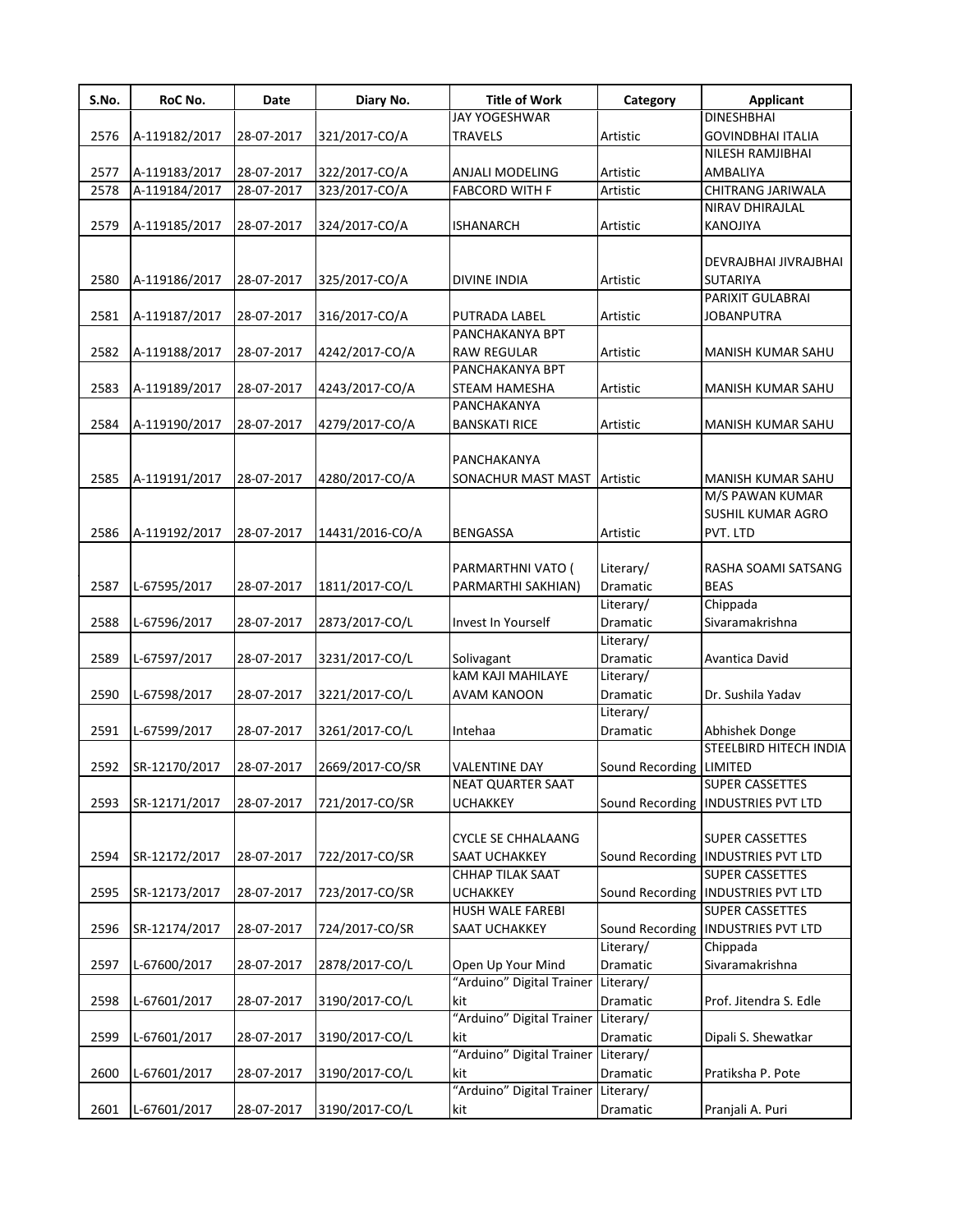| S.No. | RoC No. | Date | Diary No. | Title of Work | Category | Applicant |
|---|---|---|---|---|---|---|
| 2576 | A-119182/2017 | 28-07-2017 | 321/2017-CO/A | JAY YOGESHWAR TRAVELS | Artistic | DINESHBHAI GOVINDBHAI ITALIA |
| 2577 | A-119183/2017 | 28-07-2017 | 322/2017-CO/A | ANJALI MODELING | Artistic | NILESH RAMJIBHAI AMBALIYA |
| 2578 | A-119184/2017 | 28-07-2017 | 323/2017-CO/A | FABCORD WITH F | Artistic | CHITRANG JARIWALA |
| 2579 | A-119185/2017 | 28-07-2017 | 324/2017-CO/A | ISHANARCH | Artistic | NIRAV DHIRAJLAL KANOJIYA |
| 2580 | A-119186/2017 | 28-07-2017 | 325/2017-CO/A | DIVINE INDIA | Artistic | DEVRAJBHAI JIVRAJBHAI SUTARIYA |
| 2581 | A-119187/2017 | 28-07-2017 | 316/2017-CO/A | PUTRADA LABEL | Artistic | PARIXIT GULABRAI JOBANPUTRA |
| 2582 | A-119188/2017 | 28-07-2017 | 4242/2017-CO/A | PANCHAKANYA BPT RAW REGULAR | Artistic | MANISH KUMAR SAHU |
| 2583 | A-119189/2017 | 28-07-2017 | 4243/2017-CO/A | PANCHAKANYA BPT STEAM HAMESHA | Artistic | MANISH KUMAR SAHU |
| 2584 | A-119190/2017 | 28-07-2017 | 4279/2017-CO/A | PANCHAKANYA BANSKATI RICE | Artistic | MANISH KUMAR SAHU |
| 2585 | A-119191/2017 | 28-07-2017 | 4280/2017-CO/A | PANCHAKANYA SONACHUR MAST MAST | Artistic | MANISH KUMAR SAHU |
| 2586 | A-119192/2017 | 28-07-2017 | 14431/2016-CO/A | BENGASSA | Artistic | M/S PAWAN KUMAR SUSHIL KUMAR AGRO PVT. LTD |
| 2587 | L-67595/2017 | 28-07-2017 | 1811/2017-CO/L | PARMARTHNI VATO ( PARMARTHI SAKHIAN) | Literary/ Dramatic | RASHA SOAMI SATSANG BEAS |
| 2588 | L-67596/2017 | 28-07-2017 | 2873/2017-CO/L | Invest In Yourself | Literary/ Dramatic | Chippada Sivaramakrishna |
| 2589 | L-67597/2017 | 28-07-2017 | 3231/2017-CO/L | Solivagant | Literary/ Dramatic | Avantica David |
| 2590 | L-67598/2017 | 28-07-2017 | 3221/2017-CO/L | kAM KAJI MAHILAYE AVAM KANOON | Literary/ Dramatic | Dr. Sushila Yadav |
| 2591 | L-67599/2017 | 28-07-2017 | 3261/2017-CO/L | Intehaa | Literary/ Dramatic | Abhishek Donge |
| 2592 | SR-12170/2017 | 28-07-2017 | 2669/2017-CO/SR | VALENTINE DAY | Sound Recording | STEELBIRD HITECH INDIA LIMITED |
| 2593 | SR-12171/2017 | 28-07-2017 | 721/2017-CO/SR | NEAT QUARTER SAAT UCHAKKEY | Sound Recording | SUPER CASSETTES INDUSTRIES PVT LTD |
| 2594 | SR-12172/2017 | 28-07-2017 | 722/2017-CO/SR | CYCLE SE CHHALAANG SAAT UCHAKKEY | Sound Recording | SUPER CASSETTES INDUSTRIES PVT LTD |
| 2595 | SR-12173/2017 | 28-07-2017 | 723/2017-CO/SR | CHHAP TILAK SAAT UCHAKKEY | Sound Recording | SUPER CASSETTES INDUSTRIES PVT LTD |
| 2596 | SR-12174/2017 | 28-07-2017 | 724/2017-CO/SR | HUSH WALE FAREBI SAAT UCHAKKEY | Sound Recording | SUPER CASSETTES INDUSTRIES PVT LTD |
| 2597 | L-67600/2017 | 28-07-2017 | 2878/2017-CO/L | Open Up Your Mind | Literary/ Dramatic | Chippada Sivaramakrishna |
| 2598 | L-67601/2017 | 28-07-2017 | 3190/2017-CO/L | "Arduino" Digital Trainer kit | Literary/ Dramatic | Prof. Jitendra S. Edle |
| 2599 | L-67601/2017 | 28-07-2017 | 3190/2017-CO/L | "Arduino" Digital Trainer kit | Literary/ Dramatic | Dipali S. Shewatkar |
| 2600 | L-67601/2017 | 28-07-2017 | 3190/2017-CO/L | "Arduino" Digital Trainer kit | Literary/ Dramatic | Pratiksha P. Pote |
| 2601 | L-67601/2017 | 28-07-2017 | 3190/2017-CO/L | "Arduino" Digital Trainer kit | Literary/ Dramatic | Pranjali A. Puri |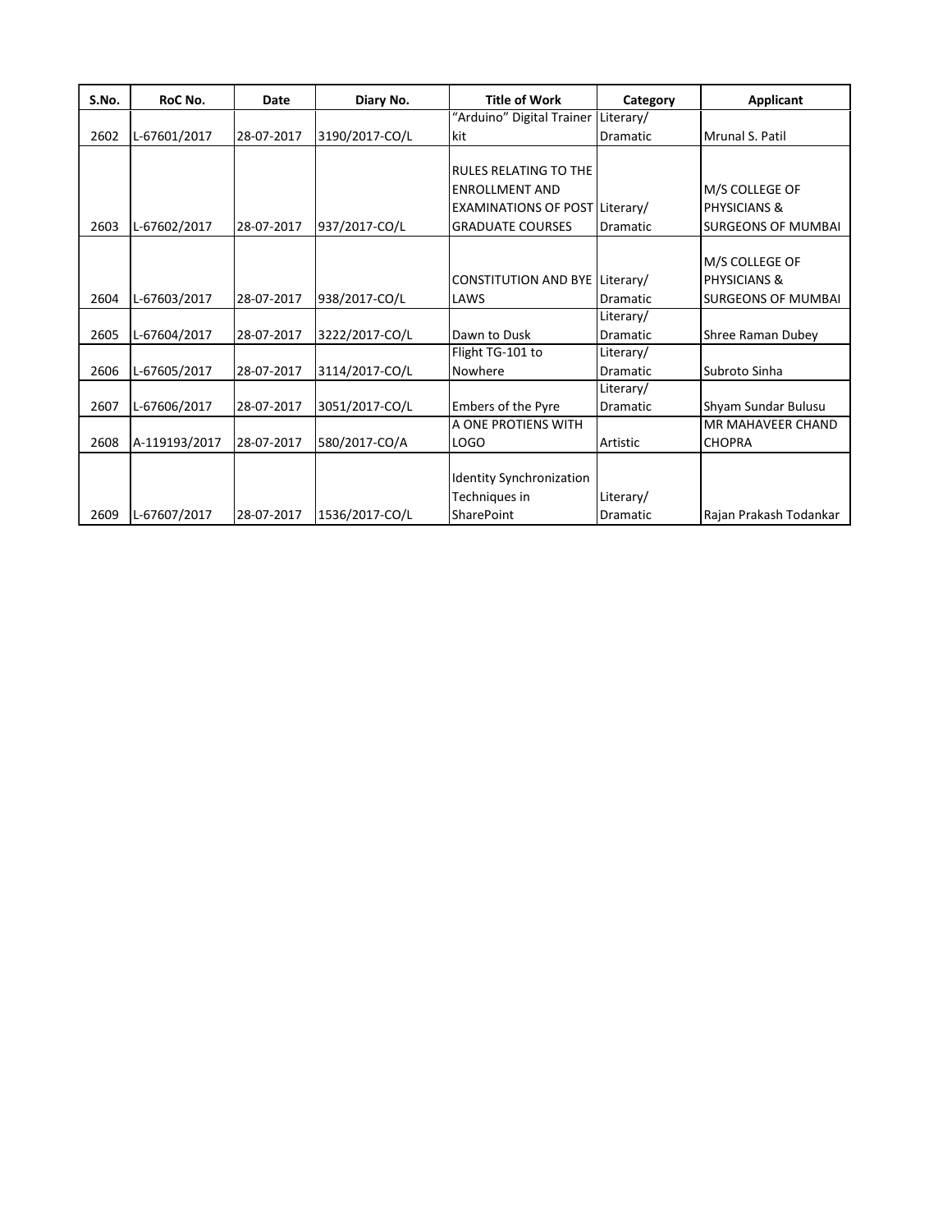| S.No. | RoC No. | Date | Diary No. | Title of Work | Category | Applicant |
|---|---|---|---|---|---|---|
| 2602 | L-67601/2017 | 28-07-2017 | 3190/2017-CO/L | "Arduino" Digital Trainer kit | Literary/ Dramatic | Mrunal S. Patil |
| 2603 | L-67602/2017 | 28-07-2017 | 937/2017-CO/L | RULES RELATING TO THE ENROLLMENT AND EXAMINATIONS OF POST GRADUATE COURSES | Literary/ Dramatic | M/S COLLEGE OF PHYSICIANS & SURGEONS OF MUMBAI |
| 2604 | L-67603/2017 | 28-07-2017 | 938/2017-CO/L | CONSTITUTION AND BYE LAWS | Literary/ Dramatic | M/S COLLEGE OF PHYSICIANS & SURGEONS OF MUMBAI |
| 2605 | L-67604/2017 | 28-07-2017 | 3222/2017-CO/L | Dawn to Dusk | Literary/ Dramatic | Shree Raman Dubey |
| 2606 | L-67605/2017 | 28-07-2017 | 3114/2017-CO/L | Flight TG-101 to Nowhere | Literary/ Dramatic | Subroto Sinha |
| 2607 | L-67606/2017 | 28-07-2017 | 3051/2017-CO/L | Embers of the Pyre | Literary/ Dramatic | Shyam Sundar Bulusu |
| 2608 | A-119193/2017 | 28-07-2017 | 580/2017-CO/A | A ONE PROTIENS WITH LOGO | Artistic | MR MAHAVEER CHAND CHOPRA |
| 2609 | L-67607/2017 | 28-07-2017 | 1536/2017-CO/L | Identity Synchronization Techniques in SharePoint | Literary/ Dramatic | Rajan Prakash Todankar |